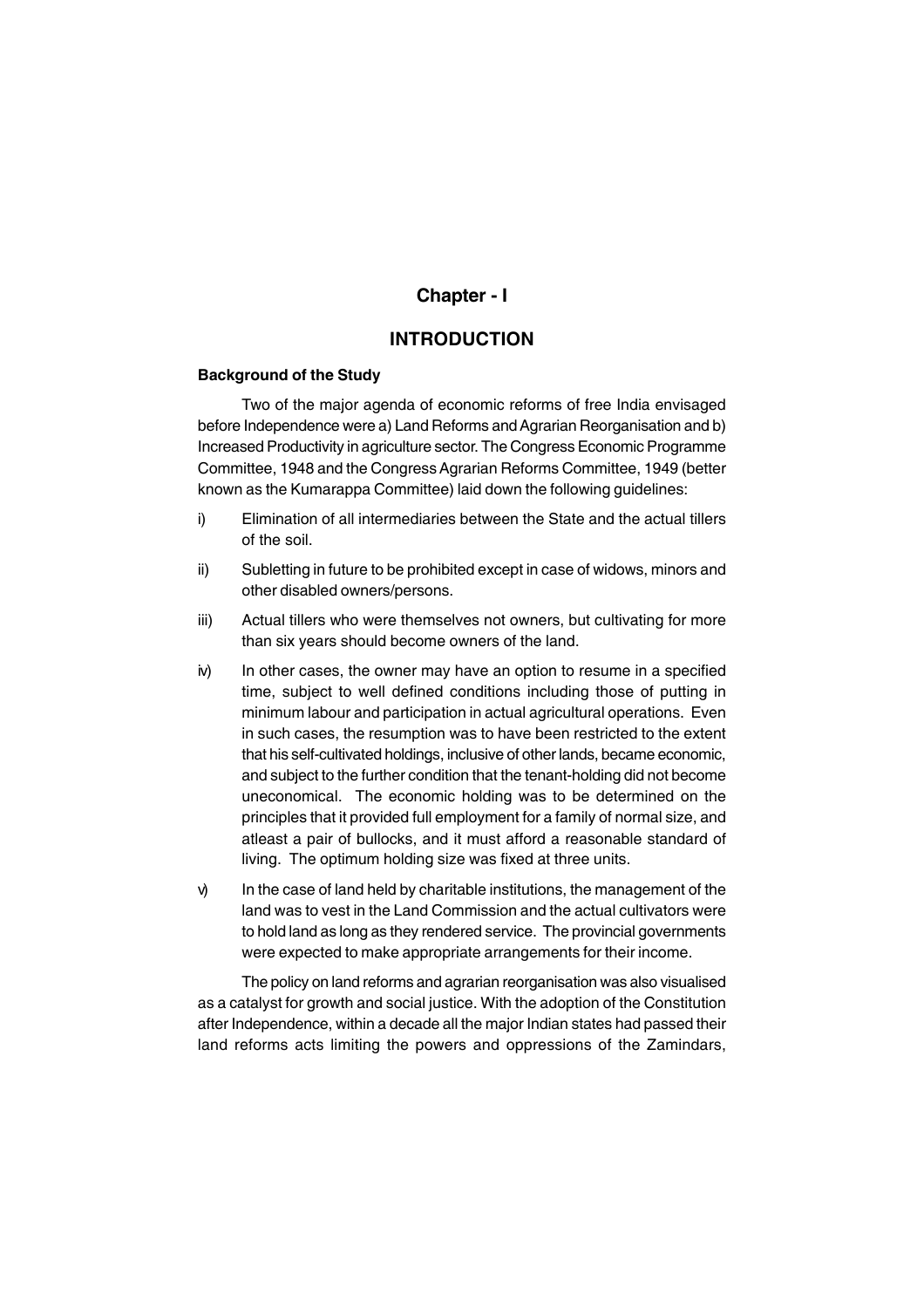# Chapter - I

## INTRODUCTION

### Background of the Study

Two of the major agenda of economic reforms of free India envisaged before Independence were a) Land Reforms and Agrarian Reorganisation and b) Increased Productivity in agriculture sector. The Congress Economic Programme Committee, 1948 and the Congress Agrarian Reforms Committee, 1949 (better known as the Kumarappa Committee) laid down the following guidelines:

i) Elimination of all intermediaries between the State and the actual tillers of the soil.

ii) Subletting in future to be prohibited except in case of widows, minors and other disabled owners/persons.

iii) Actual tillers who were themselves not owners, but cultivating for more than six years should become owners of the land.

iv) In other cases, the owner may have an option to resume in a specified time, subject to well defined conditions including those of putting in minimum labour and participation in actual agricultural operations. Even in such cases, the resumption was to have been restricted to the extent that his self-cultivated holdings, inclusive of other lands, became economic, and subject to the further condition that the tenant-holding did not become uneconomical. The economic holding was to be determined on the principles that it provided full employment for a family of normal size, and atleast a pair of bullocks, and it must afford a reasonable standard of living. The optimum holding size was fixed at three units.

v) In the case of land held by charitable institutions, the management of the land was to vest in the Land Commission and the actual cultivators were to hold land as long as they rendered service. The provincial governments were expected to make appropriate arrangements for their income.

The policy on land reforms and agrarian reorganisation was also visualised as a catalyst for growth and social justice. With the adoption of the Constitution after Independence, within a decade all the major Indian states had passed their land reforms acts limiting the powers and oppressions of the Zamindars,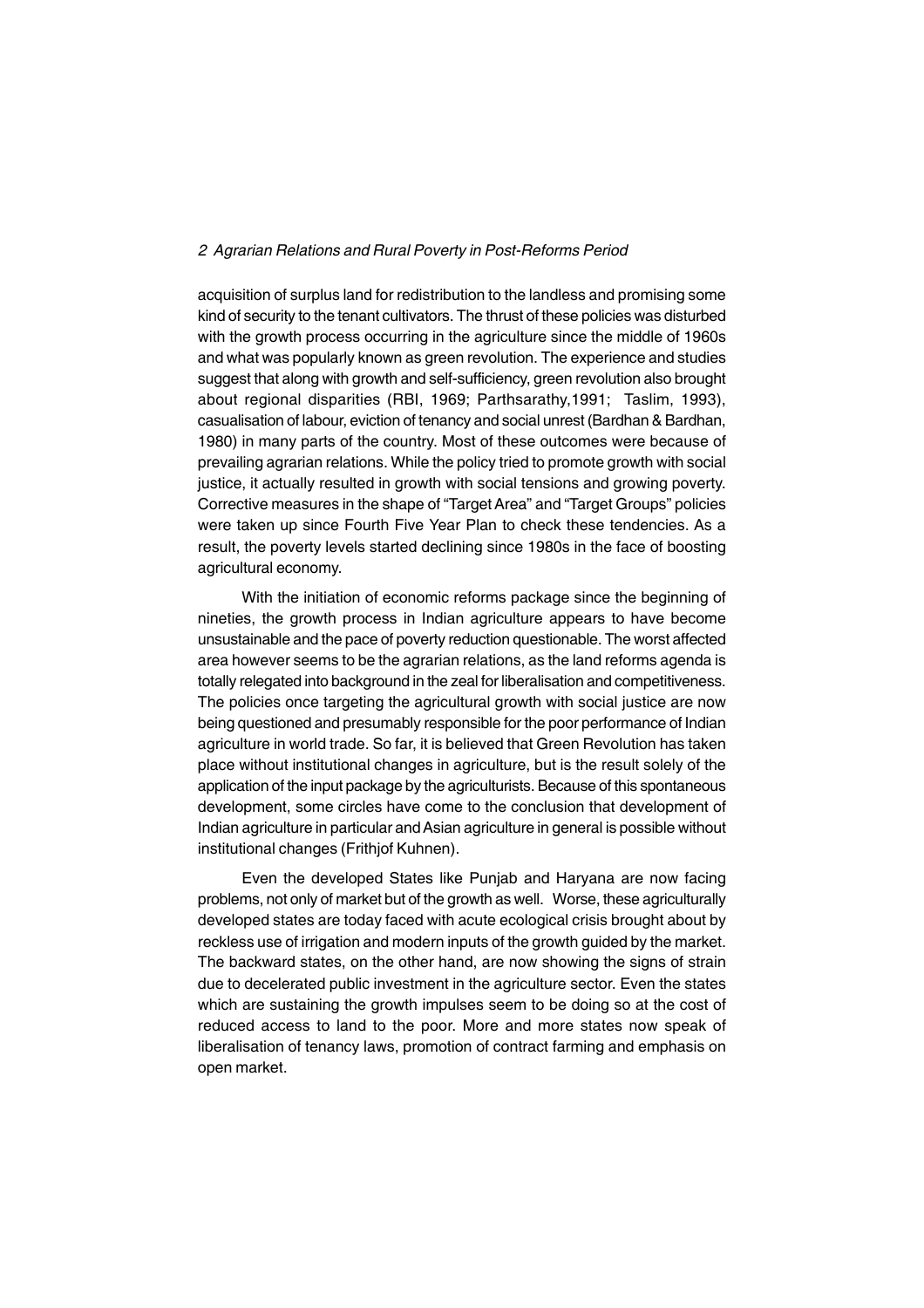acquisition of surplus land for redistribution to the landless and promising some kind of security to the tenant cultivators. The thrust of these policies was disturbed with the growth process occurring in the agriculture since the middle of 1960s and what was popularly known as green revolution. The experience and studies suggest that along with growth and self-sufficiency, green revolution also brought about regional disparities (RBI, 1969; Parthsarathy,1991; Taslim, 1993), casualisation of labour, eviction of tenancy and social unrest (Bardhan & Bardhan, 1980) in many parts of the country. Most of these outcomes were because of prevailing agrarian relations. While the policy tried to promote growth with social justice, it actually resulted in growth with social tensions and growing poverty. Corrective measures in the shape of "Target Area" and "Target Groups" policies were taken up since Fourth Five Year Plan to check these tendencies. As a result, the poverty levels started declining since 1980s in the face of boosting agricultural economy.

With the initiation of economic reforms package since the beginning of nineties, the growth process in Indian agriculture appears to have become unsustainable and the pace of poverty reduction questionable. The worst affected area however seems to be the agrarian relations, as the land reforms agenda is totally relegated into background in the zeal for liberalisation and competitiveness. The policies once targeting the agricultural growth with social justice are now being questioned and presumably responsible for the poor performance of Indian agriculture in world trade. So far, it is believed that Green Revolution has taken place without institutional changes in agriculture, but is the result solely of the application of the input package by the agriculturists. Because of this spontaneous development, some circles have come to the conclusion that development of Indian agriculture in particular and Asian agriculture in general is possible without institutional changes (Frithjof Kuhnen).

Even the developed States like Punjab and Haryana are now facing problems, not only of market but of the growth as well. Worse, these agriculturally developed states are today faced with acute ecological crisis brought about by reckless use of irrigation and modern inputs of the growth guided by the market. The backward states, on the other hand, are now showing the signs of strain due to decelerated public investment in the agriculture sector. Even the states which are sustaining the growth impulses seem to be doing so at the cost of reduced access to land to the poor. More and more states now speak of liberalisation of tenancy laws, promotion of contract farming and emphasis on open market.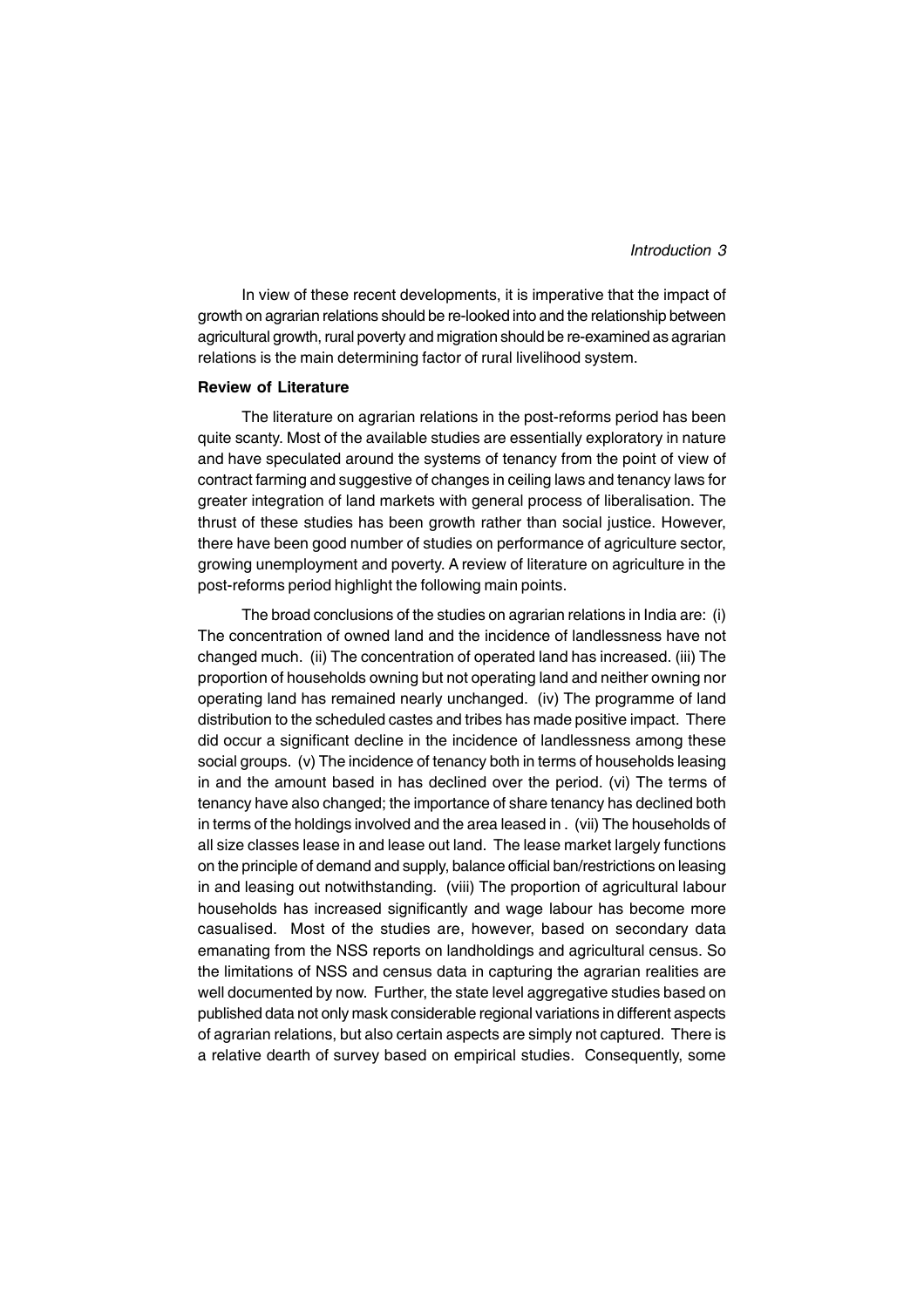In view of these recent developments, it is imperative that the impact of growth on agrarian relations should be re-looked into and the relationship between agricultural growth, rural poverty and migration should be re-examined as agrarian relations is the main determining factor of rural livelihood system.

**Review of Literature**

The literature on agrarian relations in the post-reforms period has been quite scanty. Most of the available studies are essentially exploratory in nature and have speculated around the systems of tenancy from the point of view of contract farming and suggestive of changes in ceiling laws and tenancy laws for greater integration of land markets with general process of liberalisation. The thrust of these studies has been growth rather than social justice. However, there have been good number of studies on performance of agriculture sector, growing unemployment and poverty. A review of literature on agriculture in the post-reforms period highlight the following main points.

The broad conclusions of the studies on agrarian relations in India are: (i) The concentration of owned land and the incidence of landlessness have not changed much. (ii) The concentration of operated land has increased. (iii) The proportion of households owning but not operating land and neither owning nor operating land has remained nearly unchanged. (iv) The programme of land distribution to the scheduled castes and tribes has made positive impact. There did occur a significant decline in the incidence of landlessness among these social groups. (v) The incidence of tenancy both in terms of households leasing in and the amount based in has declined over the period. (vi) The terms of tenancy have also changed; the importance of share tenancy has declined both in terms of the holdings involved and the area leased in . (vii) The households of all size classes lease in and lease out land. The lease market largely functions on the principle of demand and supply, balance official ban/restrictions on leasing in and leasing out notwithstanding. (viii) The proportion of agricultural labour households has increased significantly and wage labour has become more casualised. Most of the studies are, however, based on secondary data emanating from the NSS reports on landholdings and agricultural census. So the limitations of NSS and census data in capturing the agrarian realities are well documented by now. Further, the state level aggregative studies based on published data not only mask considerable regional variations in different aspects of agrarian relations, but also certain aspects are simply not captured. There is a relative dearth of survey based on empirical studies. Consequently, some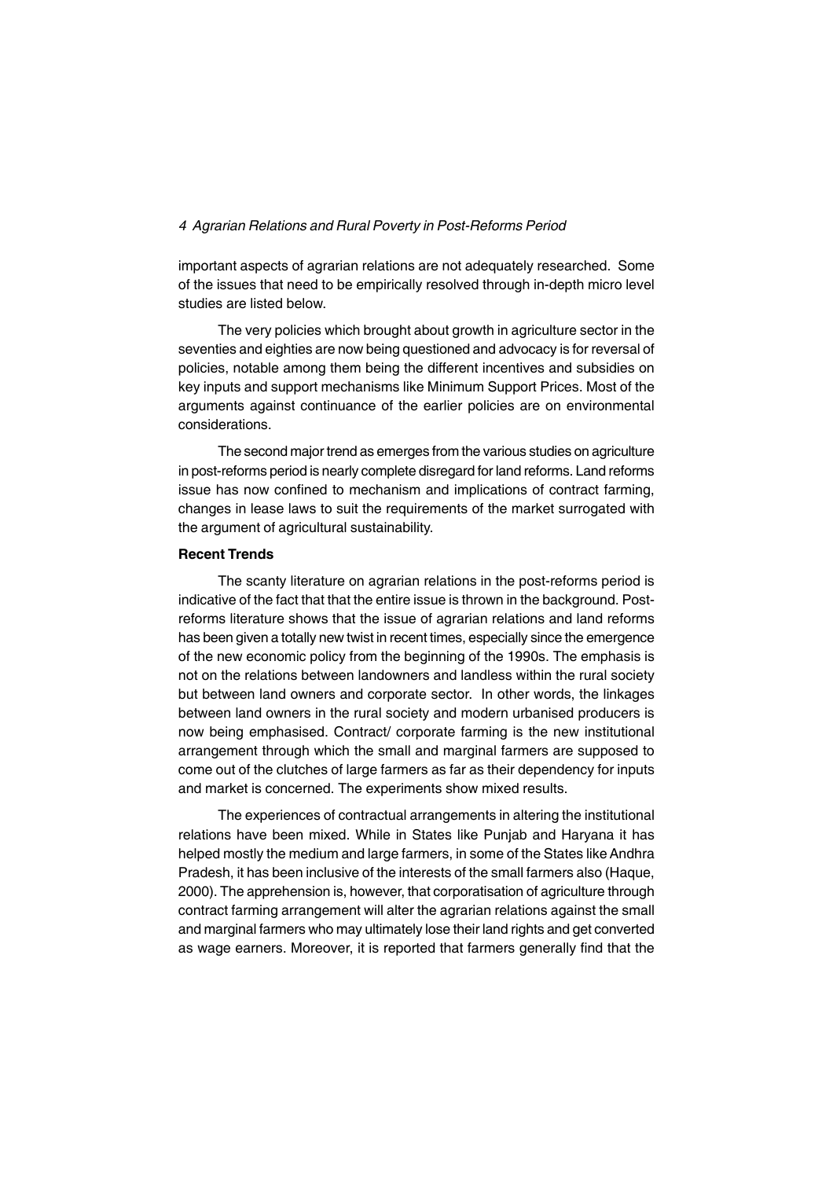important aspects of agrarian relations are not adequately researched. Some of the issues that need to be empirically resolved through in-depth micro level studies are listed below.

The very policies which brought about growth in agriculture sector in the seventies and eighties are now being questioned and advocacy is for reversal of policies, notable among them being the different incentives and subsidies on key inputs and support mechanisms like Minimum Support Prices. Most of the arguments against continuance of the earlier policies are on environmental considerations.

The second major trend as emerges from the various studies on agriculture in post-reforms period is nearly complete disregard for land reforms. Land reforms issue has now confined to mechanism and implications of contract farming, changes in lease laws to suit the requirements of the market surrogated with the argument of agricultural sustainability.

**Recent Trends**

The scanty literature on agrarian relations in the post-reforms period is indicative of the fact that that the entire issue is thrown in the background. Post-reforms literature shows that the issue of agrarian relations and land reforms has been given a totally new twist in recent times, especially since the emergence of the new economic policy from the beginning of the 1990s. The emphasis is not on the relations between landowners and landless within the rural society but between land owners and corporate sector. In other words, the linkages between land owners in the rural society and modern urbanised producers is now being emphasised. Contract/ corporate farming is the new institutional arrangement through which the small and marginal farmers are supposed to come out of the clutches of large farmers as far as their dependency for inputs and market is concerned. The experiments show mixed results.

The experiences of contractual arrangements in altering the institutional relations have been mixed. While in States like Punjab and Haryana it has helped mostly the medium and large farmers, in some of the States like Andhra Pradesh, it has been inclusive of the interests of the small farmers also (Haque, 2000). The apprehension is, however, that corporatisation of agriculture through contract farming arrangement will alter the agrarian relations against the small and marginal farmers who may ultimately lose their land rights and get converted as wage earners. Moreover, it is reported that farmers generally find that the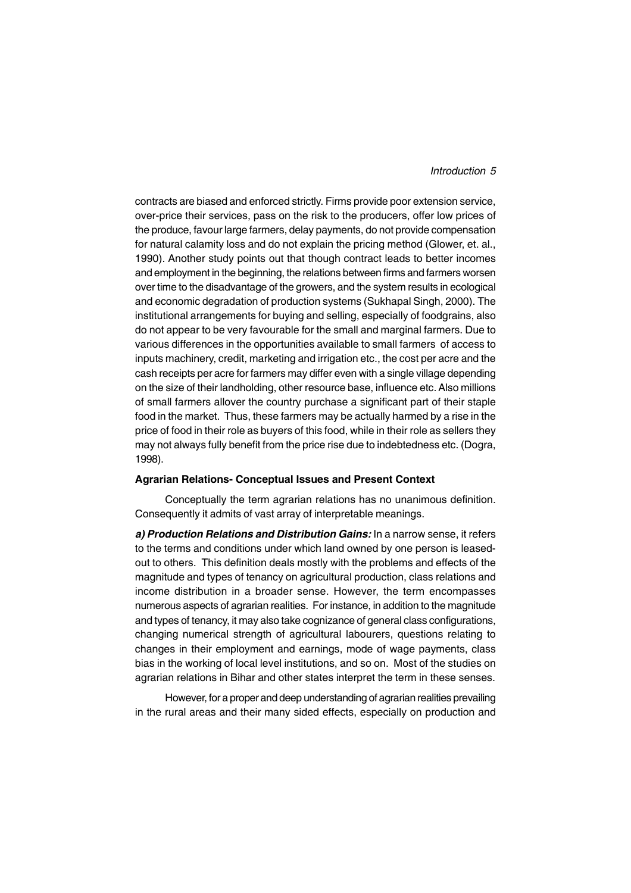contracts are biased and enforced strictly. Firms provide poor extension service, over-price their services, pass on the risk to the producers, offer low prices of the produce, favour large farmers, delay payments, do not provide compensation for natural calamity loss and do not explain the pricing method (Glower, et. al., 1990). Another study points out that though contract leads to better incomes and employment in the beginning, the relations between firms and farmers worsen over time to the disadvantage of the growers, and the system results in ecological and economic degradation of production systems (Sukhapal Singh, 2000). The institutional arrangements for buying and selling, especially of foodgrains, also do not appear to be very favourable for the small and marginal farmers. Due to various differences in the opportunities available to small farmers of access to inputs machinery, credit, marketing and irrigation etc., the cost per acre and the cash receipts per acre for farmers may differ even with a single village depending on the size of their landholding, other resource base, influence etc. Also millions of small farmers allover the country purchase a significant part of their staple food in the market. Thus, these farmers may be actually harmed by a rise in the price of food in their role as buyers of this food, while in their role as sellers they may not always fully benefit from the price rise due to indebtedness etc. (Dogra, 1998).

**Agrarian Relations- Conceptual Issues and Present Context**

Conceptually the term agrarian relations has no unanimous definition. Consequently it admits of vast array of interpretable meanings.

***a) Production Relations and Distribution Gains:*** In a narrow sense, it refers to the terms and conditions under which land owned by one person is leased-out to others. This definition deals mostly with the problems and effects of the magnitude and types of tenancy on agricultural production, class relations and income distribution in a broader sense. However, the term encompasses numerous aspects of agrarian realities. For instance, in addition to the magnitude and types of tenancy, it may also take cognizance of general class configurations, changing numerical strength of agricultural labourers, questions relating to changes in their employment and earnings, mode of wage payments, class bias in the working of local level institutions, and so on. Most of the studies on agrarian relations in Bihar and other states interpret the term in these senses.

However, for a proper and deep understanding of agrarian realities prevailing in the rural areas and their many sided effects, especially on production and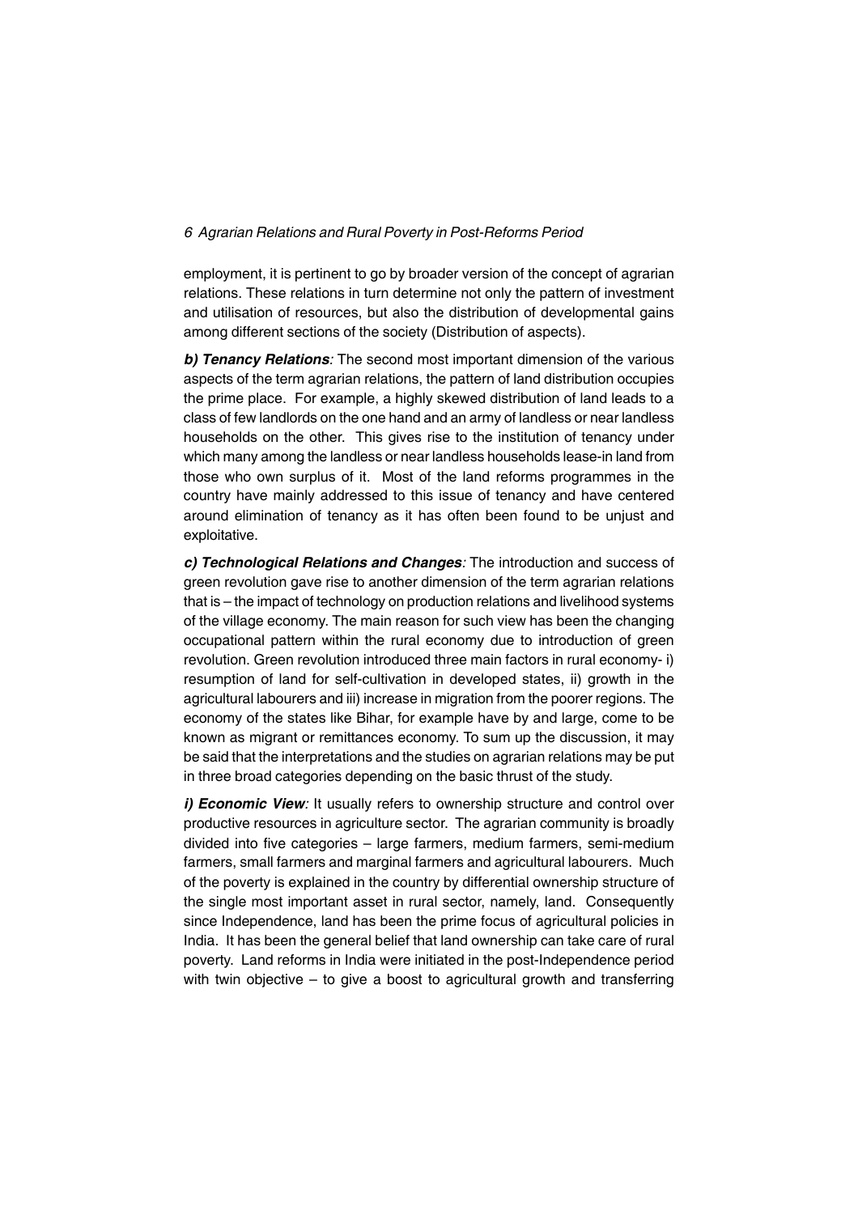employment, it is pertinent to go by broader version of the concept of agrarian relations. These relations in turn determine not only the pattern of investment and utilisation of resources, but also the distribution of developmental gains among different sections of the society (Distribution of aspects).

***b) Tenancy Relations****:* The second most important dimension of the various aspects of the term agrarian relations, the pattern of land distribution occupies the prime place. For example, a highly skewed distribution of land leads to a class of few landlords on the one hand and an army of landless or near landless households on the other. This gives rise to the institution of tenancy under which many among the landless or near landless households lease-in land from those who own surplus of it. Most of the land reforms programmes in the country have mainly addressed to this issue of tenancy and have centered around elimination of tenancy as it has often been found to be unjust and exploitative.

***c) Technological Relations and Changes****:* The introduction and success of green revolution gave rise to another dimension of the term agrarian relations that is – the impact of technology on production relations and livelihood systems of the village economy. The main reason for such view has been the changing occupational pattern within the rural economy due to introduction of green revolution. Green revolution introduced three main factors in rural economy- i) resumption of land for self-cultivation in developed states, ii) growth in the agricultural labourers and iii) increase in migration from the poorer regions. The economy of the states like Bihar, for example have by and large, come to be known as migrant or remittances economy. To sum up the discussion, it may be said that the interpretations and the studies on agrarian relations may be put in three broad categories depending on the basic thrust of the study.

***i) Economic View****:* It usually refers to ownership structure and control over productive resources in agriculture sector. The agrarian community is broadly divided into five categories – large farmers, medium farmers, semi-medium farmers, small farmers and marginal farmers and agricultural labourers. Much of the poverty is explained in the country by differential ownership structure of the single most important asset in rural sector, namely, land. Consequently since Independence, land has been the prime focus of agricultural policies in India. It has been the general belief that land ownership can take care of rural poverty. Land reforms in India were initiated in the post-Independence period with twin objective – to give a boost to agricultural growth and transferring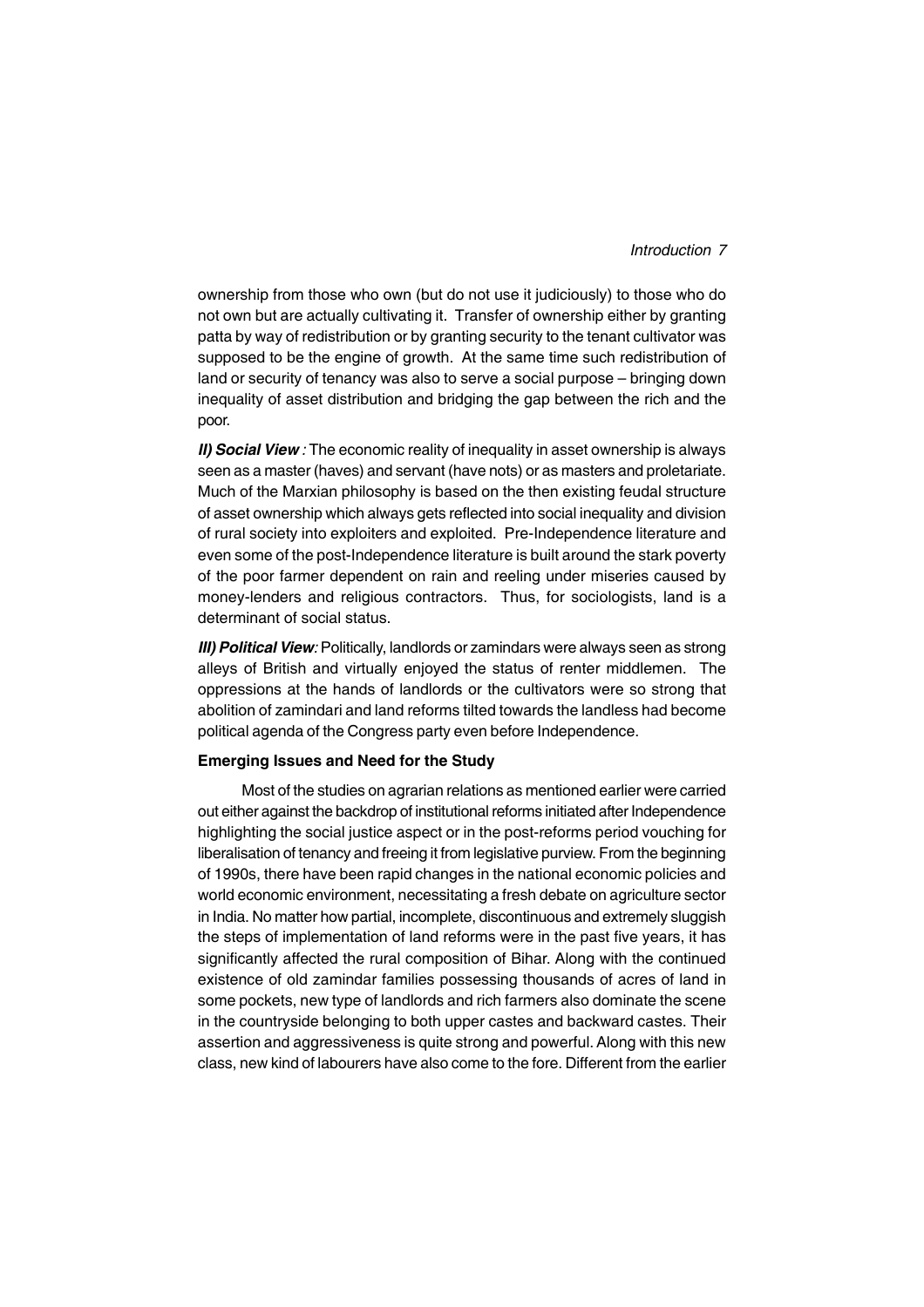ownership from those who own (but do not use it judiciously) to those who do not own but are actually cultivating it. Transfer of ownership either by granting patta by way of redistribution or by granting security to the tenant cultivator was supposed to be the engine of growth. At the same time such redistribution of land or security of tenancy was also to serve a social purpose – bringing down inequality of asset distribution and bridging the gap between the rich and the poor.

***II) Social View*** *:* The economic reality of inequality in asset ownership is always seen as a master (haves) and servant (have nots) or as masters and proletariate. Much of the Marxian philosophy is based on the then existing feudal structure of asset ownership which always gets reflected into social inequality and division of rural society into exploiters and exploited. Pre-Independence literature and even some of the post-Independence literature is built around the stark poverty of the poor farmer dependent on rain and reeling under miseries caused by money-lenders and religious contractors. Thus, for sociologists, land is a determinant of social status.

***III) Political View****:* Politically, landlords or zamindars were always seen as strong alleys of British and virtually enjoyed the status of renter middlemen. The oppressions at the hands of landlords or the cultivators were so strong that abolition of zamindari and land reforms tilted towards the landless had become political agenda of the Congress party even before Independence.

**Emerging Issues and Need for the Study**

Most of the studies on agrarian relations as mentioned earlier were carried out either against the backdrop of institutional reforms initiated after Independence highlighting the social justice aspect or in the post-reforms period vouching for liberalisation of tenancy and freeing it from legislative purview. From the beginning of 1990s, there have been rapid changes in the national economic policies and world economic environment, necessitating a fresh debate on agriculture sector in India. No matter how partial, incomplete, discontinuous and extremely sluggish the steps of implementation of land reforms were in the past five years, it has significantly affected the rural composition of Bihar. Along with the continued existence of old zamindar families possessing thousands of acres of land in some pockets, new type of landlords and rich farmers also dominate the scene in the countryside belonging to both upper castes and backward castes. Their assertion and aggressiveness is quite strong and powerful. Along with this new class, new kind of labourers have also come to the fore. Different from the earlier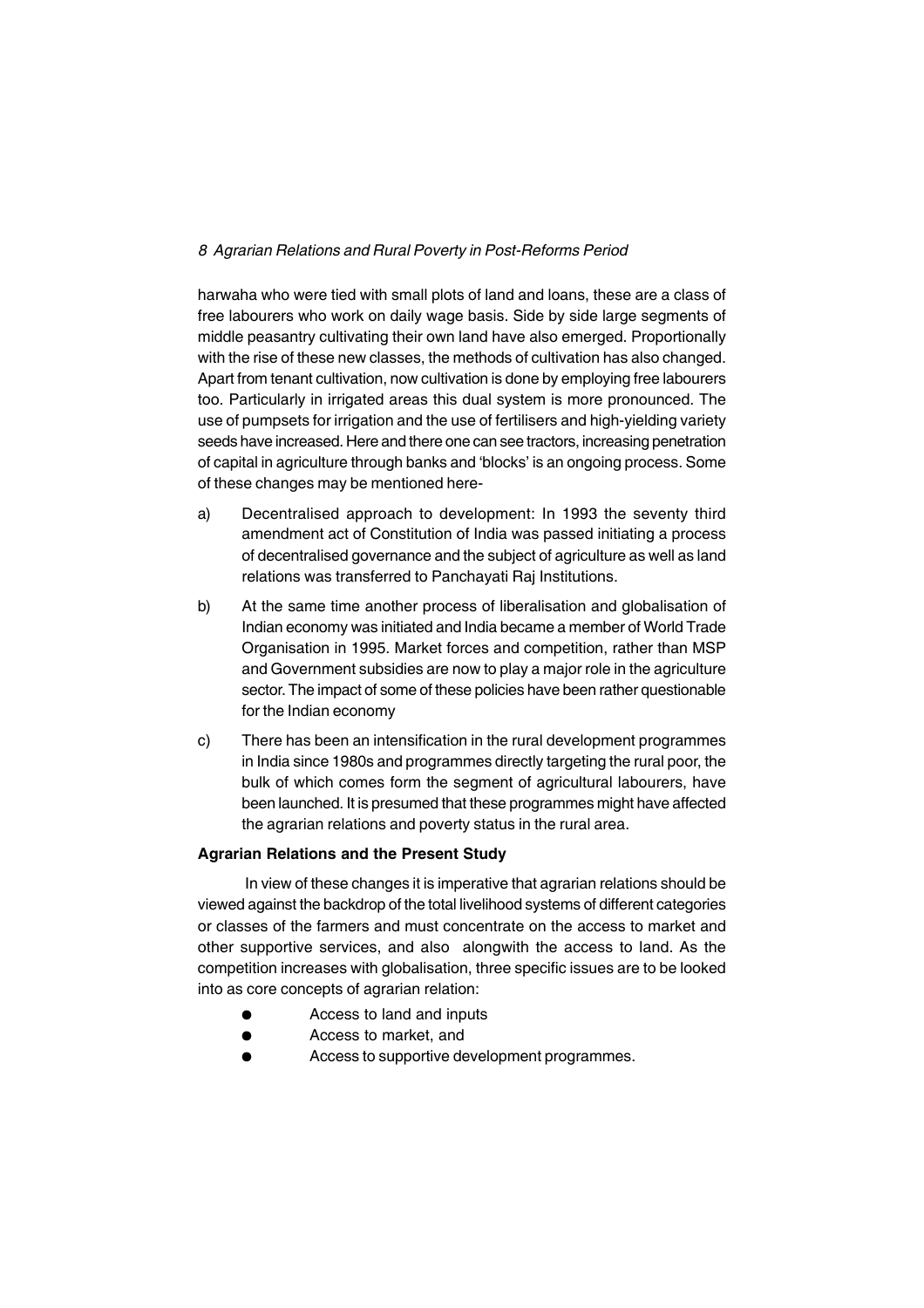harwaha who were tied with small plots of land and loans, these are a class of free labourers who work on daily wage basis. Side by side large segments of middle peasantry cultivating their own land have also emerged. Proportionally with the rise of these new classes, the methods of cultivation has also changed. Apart from tenant cultivation, now cultivation is done by employing free labourers too. Particularly in irrigated areas this dual system is more pronounced. The use of pumpsets for irrigation and the use of fertilisers and high-yielding variety seeds have increased. Here and there one can see tractors, increasing penetration of capital in agriculture through banks and 'blocks' is an ongoing process. Some of these changes may be mentioned here-

a) Decentralised approach to development: In 1993 the seventy third amendment act of Constitution of India was passed initiating a process of decentralised governance and the subject of agriculture as well as land relations was transferred to Panchayati Raj Institutions.

b) At the same time another process of liberalisation and globalisation of Indian economy was initiated and India became a member of World Trade Organisation in 1995. Market forces and competition, rather than MSP and Government subsidies are now to play a major role in the agriculture sector. The impact of some of these policies have been rather questionable for the Indian economy

c) There has been an intensification in the rural development programmes in India since 1980s and programmes directly targeting the rural poor, the bulk of which comes form the segment of agricultural labourers, have been launched. It is presumed that these programmes might have affected the agrarian relations and poverty status in the rural area.

**Agrarian Relations and the Present Study**

In view of these changes it is imperative that agrarian relations should be viewed against the backdrop of the total livelihood systems of different categories or classes of the farmers and must concentrate on the access to market and other supportive services, and also alongwith the access to land. As the competition increases with globalisation, three specific issues are to be looked into as core concepts of agrarian relation:

- Access to land and inputs
- Access to market, and
- Access to supportive development programmes.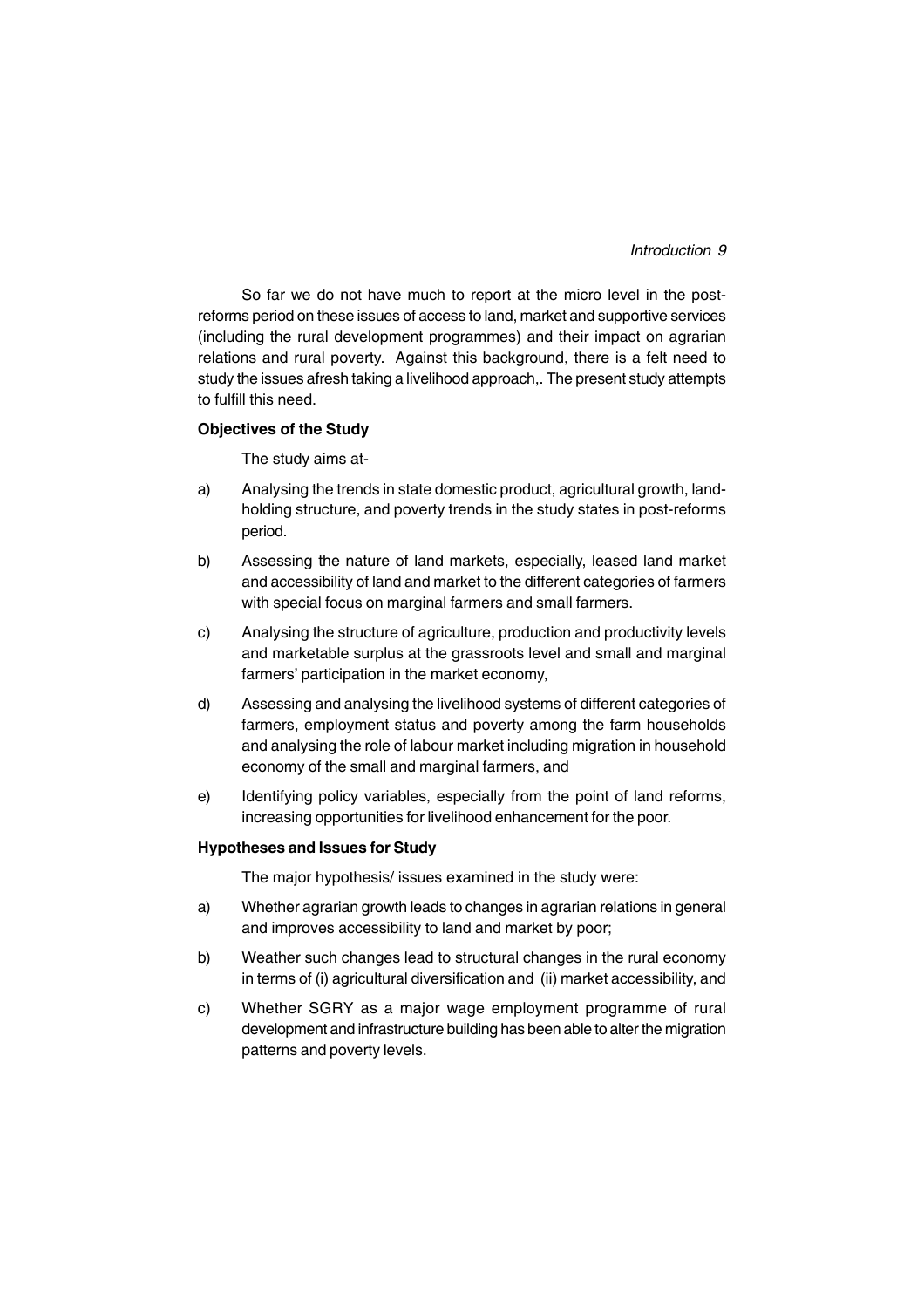So far we do not have much to report at the micro level in the post-reforms period on these issues of access to land, market and supportive services (including the rural development programmes) and their impact on agrarian relations and rural poverty. Against this background, there is a felt need to study the issues afresh taking a livelihood approach,. The present study attempts to fulfill this need.

### Objectives of the Study

The study aims at-

a) Analysing the trends in state domestic product, agricultural growth, land-holding structure, and poverty trends in the study states in post-reforms period.

b) Assessing the nature of land markets, especially, leased land market and accessibility of land and market to the different categories of farmers with special focus on marginal farmers and small farmers.

c) Analysing the structure of agriculture, production and productivity levels and marketable surplus at the grassroots level and small and marginal farmers' participation in the market economy,

d) Assessing and analysing the livelihood systems of different categories of farmers, employment status and poverty among the farm households and analysing the role of labour market including migration in household economy of the small and marginal farmers, and

e) Identifying policy variables, especially from the point of land reforms, increasing opportunities for livelihood enhancement for the poor.

### Hypotheses and Issues for Study

The major hypothesis/ issues examined in the study were:

a) Whether agrarian growth leads to changes in agrarian relations in general and improves accessibility to land and market by poor;

b) Weather such changes lead to structural changes in the rural economy in terms of (i) agricultural diversification and (ii) market accessibility, and

c) Whether SGRY as a major wage employment programme of rural development and infrastructure building has been able to alter the migration patterns and poverty levels.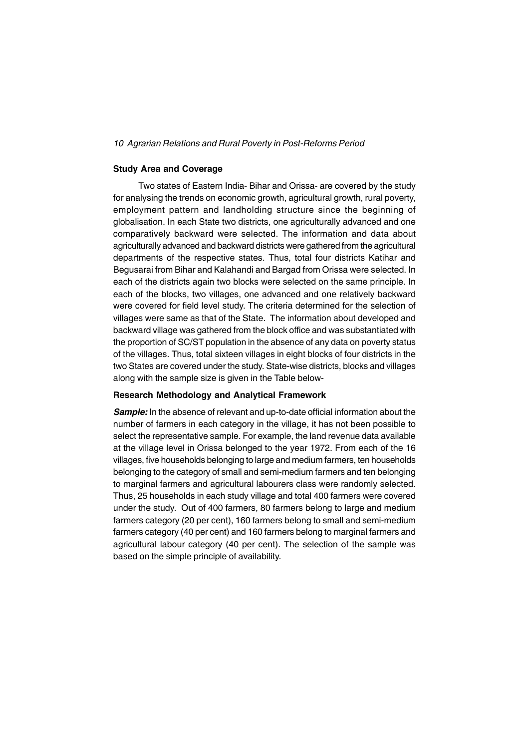## Study Area and Coverage

Two states of Eastern India- Bihar and Orissa- are covered by the study for analysing the trends on economic growth, agricultural growth, rural poverty, employment pattern and landholding structure since the beginning of globalisation. In each State two districts, one agriculturally advanced and one comparatively backward were selected. The information and data about agriculturally advanced and backward districts were gathered from the agricultural departments of the respective states. Thus, total four districts Katihar and Begusarai from Bihar and Kalahandi and Bargad from Orissa were selected. In each of the districts again two blocks were selected on the same principle. In each of the blocks, two villages, one advanced and one relatively backward were covered for field level study. The criteria determined for the selection of villages were same as that of the State. The information about developed and backward village was gathered from the block office and was substantiated with the proportion of SC/ST population in the absence of any data on poverty status of the villages. Thus, total sixteen villages in eight blocks of four districts in the two States are covered under the study. State-wise districts, blocks and villages along with the sample size is given in the Table below-

## Research Methodology and Analytical Framework

***Sample:*** In the absence of relevant and up-to-date official information about the number of farmers in each category in the village, it has not been possible to select the representative sample. For example, the land revenue data available at the village level in Orissa belonged to the year 1972. From each of the 16 villages, five households belonging to large and medium farmers, ten households belonging to the category of small and semi-medium farmers and ten belonging to marginal farmers and agricultural labourers class were randomly selected. Thus, 25 households in each study village and total 400 farmers were covered under the study. Out of 400 farmers, 80 farmers belong to large and medium farmers category (20 per cent), 160 farmers belong to small and semi-medium farmers category (40 per cent) and 160 farmers belong to marginal farmers and agricultural labour category (40 per cent). The selection of the sample was based on the simple principle of availability.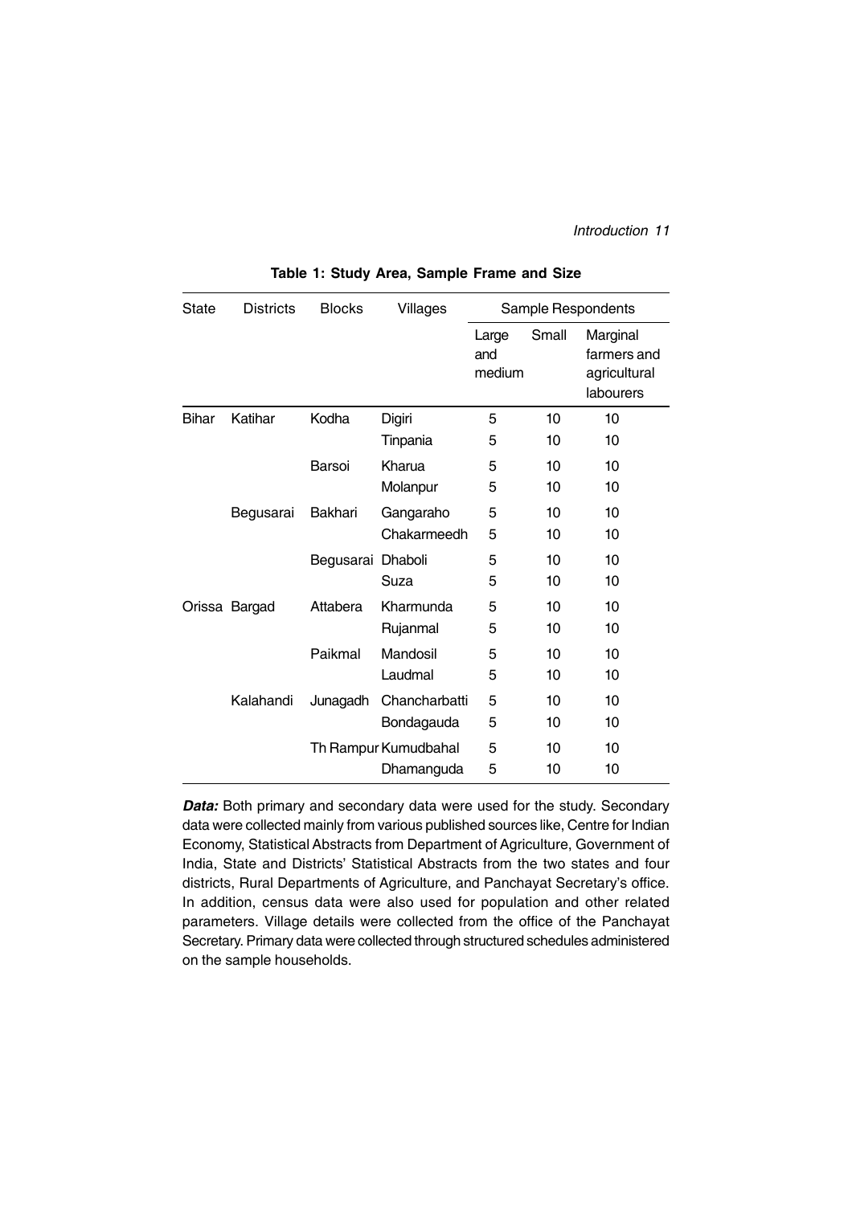**Table 1: Study Area, Sample Frame and Size**

| State | Districts | Blocks | Villages | Sample Respondents | | |
|---|---|---|---|---|---|---|
| | | | | Large and medium | Small | Marginal farmers and agricultural labourers |
| Bihar | Katihar | Kodha | Digiri | 5 | 10 | 10 |
| | | | Tinpania | 5 | 10 | 10 |
| | | Barsoi | Kharua | 5 | 10 | 10 |
| | | | Molanpur | 5 | 10 | 10 |
| | Begusarai | Bakhari | Gangaraho | 5 | 10 | 10 |
| | | | Chakarmeedh | 5 | 10 | 10 |
| | | Begusarai | Dhaboli | 5 | 10 | 10 |
| | | | Suza | 5 | 10 | 10 |
| Orissa | Bargad | Attabera | Kharmunda | 5 | 10 | 10 |
| | | | Rujanmal | 5 | 10 | 10 |
| | | Paikmal | Mandosil | 5 | 10 | 10 |
| | | | Laudmal | 5 | 10 | 10 |
| | Kalahandi | Junagadh | Chancharbatti | 5 | 10 | 10 |
| | | | Bondagauda | 5 | 10 | 10 |
| | | Th Rampur | Kumudbahal | 5 | 10 | 10 |
| | | | Dhamanguda | 5 | 10 | 10 |

***Data:*** Both primary and secondary data were used for the study. Secondary data were collected mainly from various published sources like, Centre for Indian Economy, Statistical Abstracts from Department of Agriculture, Government of India, State and Districts' Statistical Abstracts from the two states and four districts, Rural Departments of Agriculture, and Panchayat Secretary's office. In addition, census data were also used for population and other related parameters. Village details were collected from the office of the Panchayat Secretary. Primary data were collected through structured schedules administered on the sample households.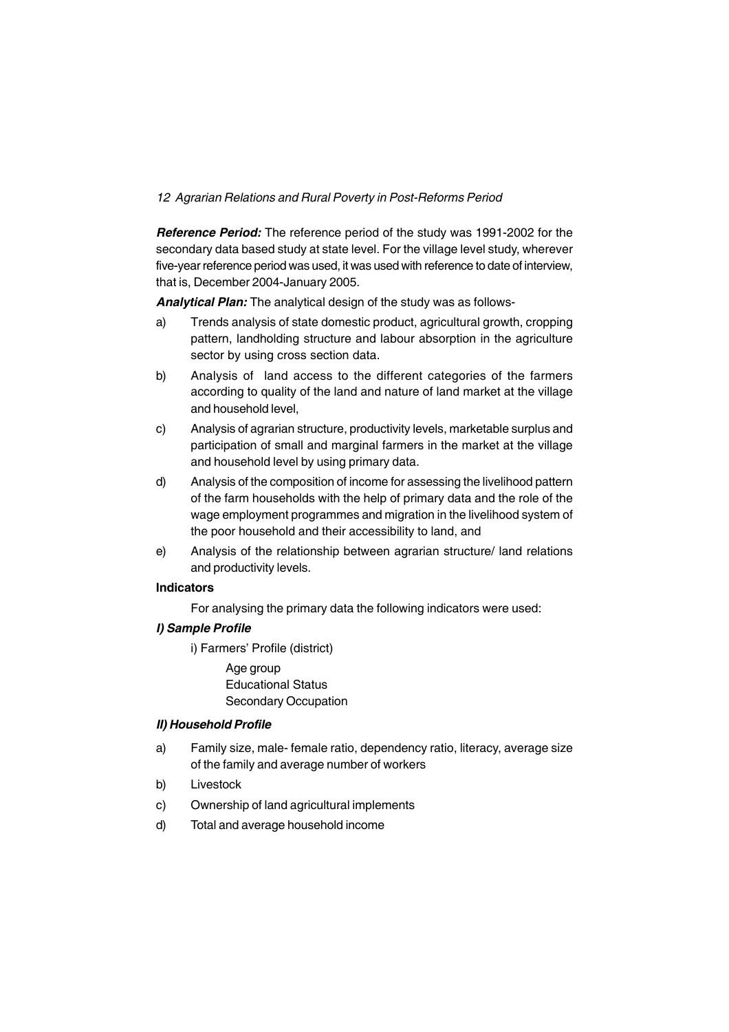***Reference Period:*** The reference period of the study was 1991-2002 for the secondary data based study at state level. For the village level study, wherever five-year reference period was used, it was used with reference to date of interview, that is, December 2004-January 2005.

***Analytical Plan:*** The analytical design of the study was as follows-

a) Trends analysis of state domestic product, agricultural growth, cropping pattern, landholding structure and labour absorption in the agriculture sector by using cross section data.

b) Analysis of land access to the different categories of the farmers according to quality of the land and nature of land market at the village and household level,

c) Analysis of agrarian structure, productivity levels, marketable surplus and participation of small and marginal farmers in the market at the village and household level by using primary data.

d) Analysis of the composition of income for assessing the livelihood pattern of the farm households with the help of primary data and the role of the wage employment programmes and migration in the livelihood system of the poor household and their accessibility to land, and

e) Analysis of the relationship between agrarian structure/ land relations and productivity levels.

**Indicators**

For analysing the primary data the following indicators were used:

***I) Sample Profile***

i) Farmers' Profile (district)

Age group
Educational Status
Secondary Occupation

***II) Household Profile***

a) Family size, male- female ratio, dependency ratio, literacy, average size of the family and average number of workers

b) Livestock

c) Ownership of land agricultural implements

d) Total and average household income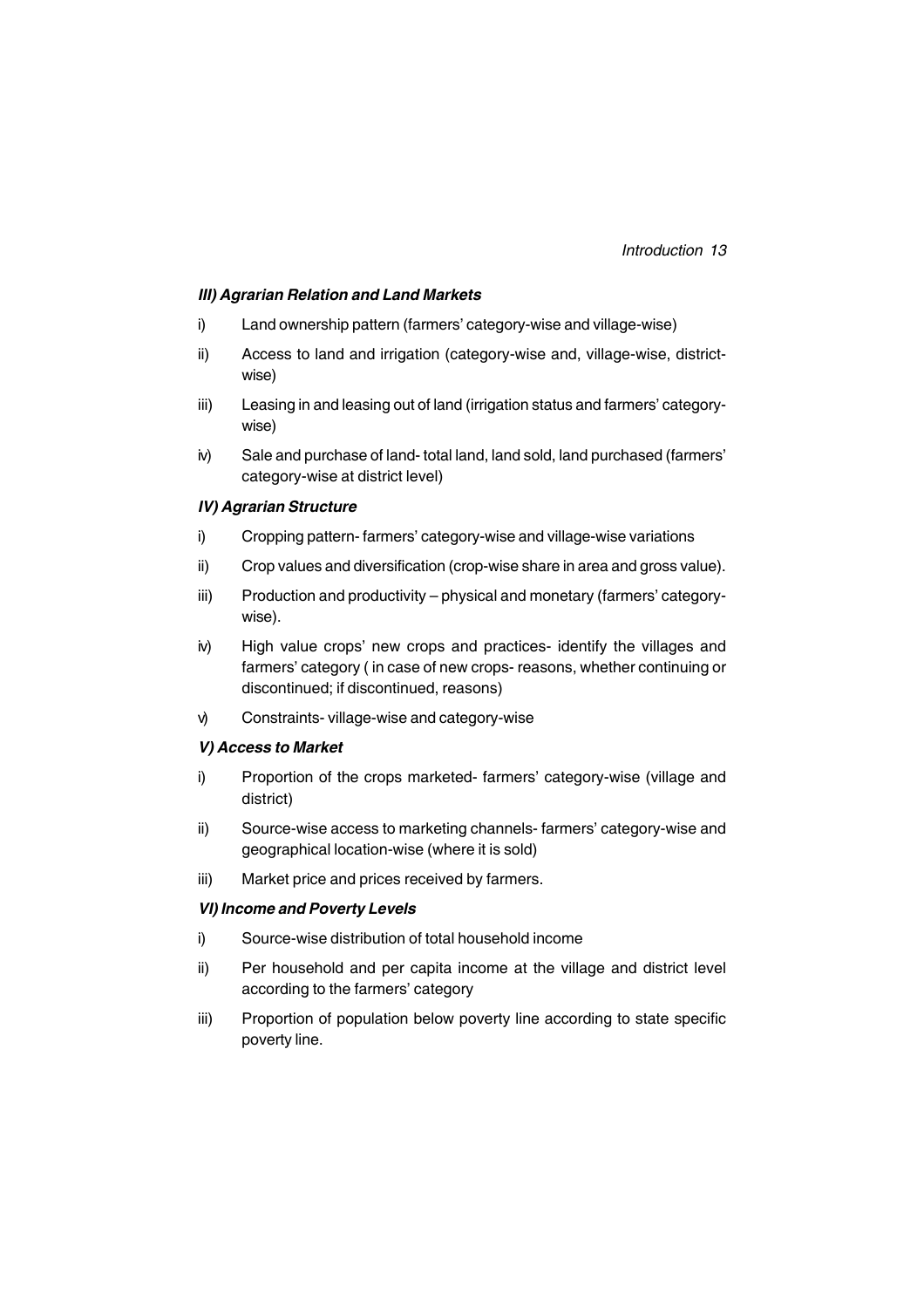***III) Agrarian Relation and Land Markets***

i) Land ownership pattern (farmers' category-wise and village-wise)

ii) Access to land and irrigation (category-wise and, village-wise, district-wise)

iii) Leasing in and leasing out of land (irrigation status and farmers' category-wise)

iv) Sale and purchase of land- total land, land sold, land purchased (farmers' category-wise at district level)

***IV) Agrarian Structure***

i) Cropping pattern- farmers' category-wise and village-wise variations

ii) Crop values and diversification (crop-wise share in area and gross value).

iii) Production and productivity – physical and monetary (farmers' category-wise).

iv) High value crops' new crops and practices- identify the villages and farmers' category ( in case of new crops- reasons, whether continuing or discontinued; if discontinued, reasons)

v) Constraints- village-wise and category-wise

***V) Access to Market***

i) Proportion of the crops marketed- farmers' category-wise (village and district)

ii) Source-wise access to marketing channels- farmers' category-wise and geographical location-wise (where it is sold)

iii) Market price and prices received by farmers.

***VI) Income and Poverty Levels***

i) Source-wise distribution of total household income

ii) Per household and per capita income at the village and district level according to the farmers' category

iii) Proportion of population below poverty line according to state specific poverty line.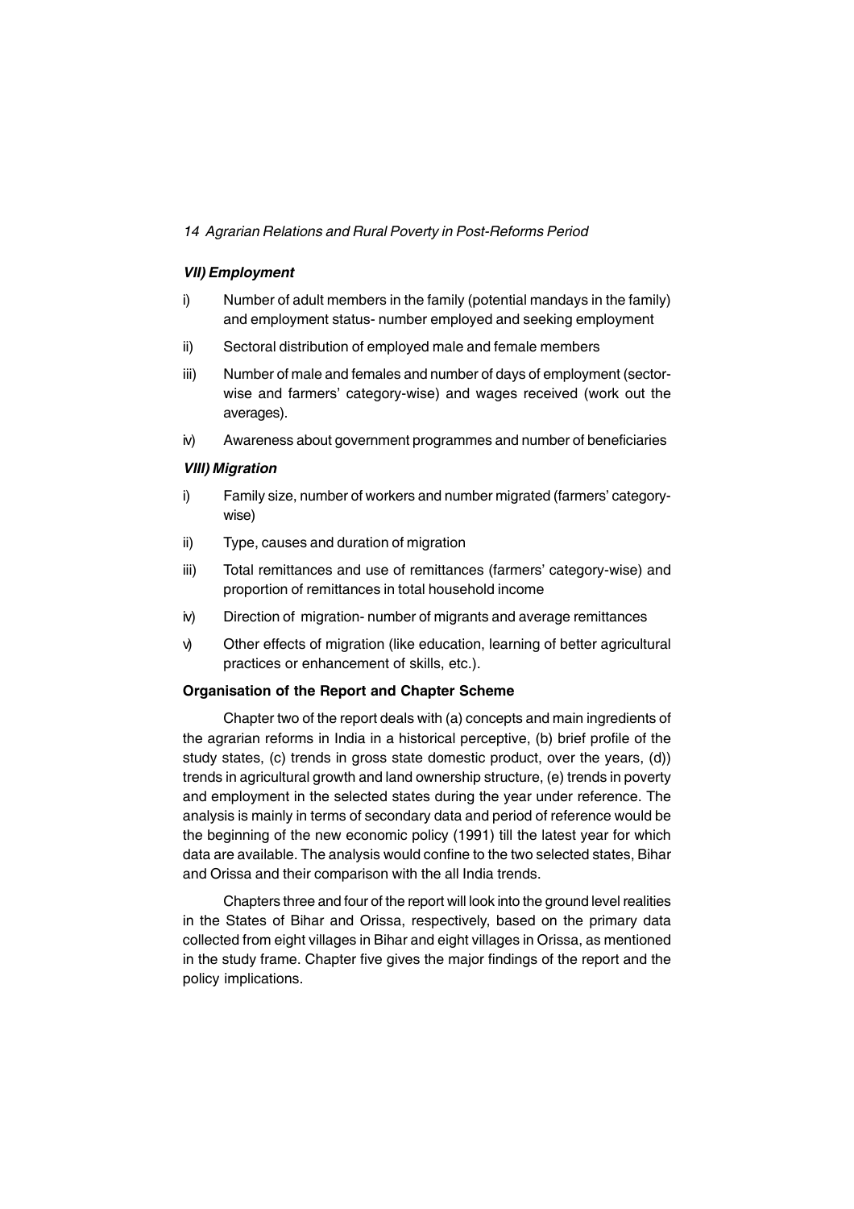### *VII) Employment*

i) Number of adult members in the family (potential mandays in the family) and employment status- number employed and seeking employment

ii) Sectoral distribution of employed male and female members

iii) Number of male and females and number of days of employment (sector-wise and farmers' category-wise) and wages received (work out the averages).

iv) Awareness about government programmes and number of beneficiaries

### *VIII) Migration*

i) Family size, number of workers and number migrated (farmers' category-wise)

ii) Type, causes and duration of migration

iii) Total remittances and use of remittances (farmers' category-wise) and proportion of remittances in total household income

iv) Direction of migration- number of migrants and average remittances

v) Other effects of migration (like education, learning of better agricultural practices or enhancement of skills, etc.).

### **Organisation of the Report and Chapter Scheme**

Chapter two of the report deals with (a) concepts and main ingredients of the agrarian reforms in India in a historical perceptive, (b) brief profile of the study states, (c) trends in gross state domestic product, over the years, (d)) trends in agricultural growth and land ownership structure, (e) trends in poverty and employment in the selected states during the year under reference. The analysis is mainly in terms of secondary data and period of reference would be the beginning of the new economic policy (1991) till the latest year for which data are available. The analysis would confine to the two selected states, Bihar and Orissa and their comparison with the all India trends.

Chapters three and four of the report will look into the ground level realities in the States of Bihar and Orissa, respectively, based on the primary data collected from eight villages in Bihar and eight villages in Orissa, as mentioned in the study frame. Chapter five gives the major findings of the report and the policy implications.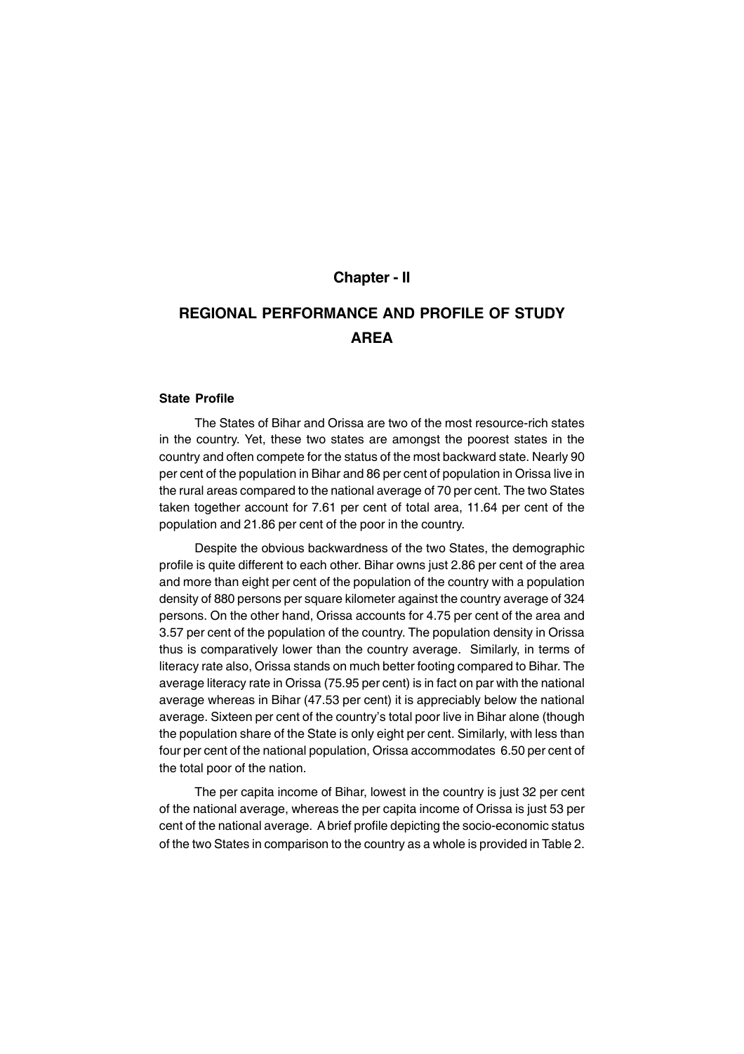# Chapter - II

# REGIONAL PERFORMANCE AND PROFILE OF STUDY AREA

### State Profile

The States of Bihar and Orissa are two of the most resource-rich states in the country. Yet, these two states are amongst the poorest states in the country and often compete for the status of the most backward state. Nearly 90 per cent of the population in Bihar and 86 per cent of population in Orissa live in the rural areas compared to the national average of 70 per cent. The two States taken together account for 7.61 per cent of total area, 11.64 per cent of the population and 21.86 per cent of the poor in the country.

Despite the obvious backwardness of the two States, the demographic profile is quite different to each other. Bihar owns just 2.86 per cent of the area and more than eight per cent of the population of the country with a population density of 880 persons per square kilometer against the country average of 324 persons. On the other hand, Orissa accounts for 4.75 per cent of the area and 3.57 per cent of the population of the country. The population density in Orissa thus is comparatively lower than the country average. Similarly, in terms of literacy rate also, Orissa stands on much better footing compared to Bihar. The average literacy rate in Orissa (75.95 per cent) is in fact on par with the national average whereas in Bihar (47.53 per cent) it is appreciably below the national average. Sixteen per cent of the country's total poor live in Bihar alone (though the population share of the State is only eight per cent. Similarly, with less than four per cent of the national population, Orissa accommodates 6.50 per cent of the total poor of the nation.

The per capita income of Bihar, lowest in the country is just 32 per cent of the national average, whereas the per capita income of Orissa is just 53 per cent of the national average. A brief profile depicting the socio-economic status of the two States in comparison to the country as a whole is provided in Table 2.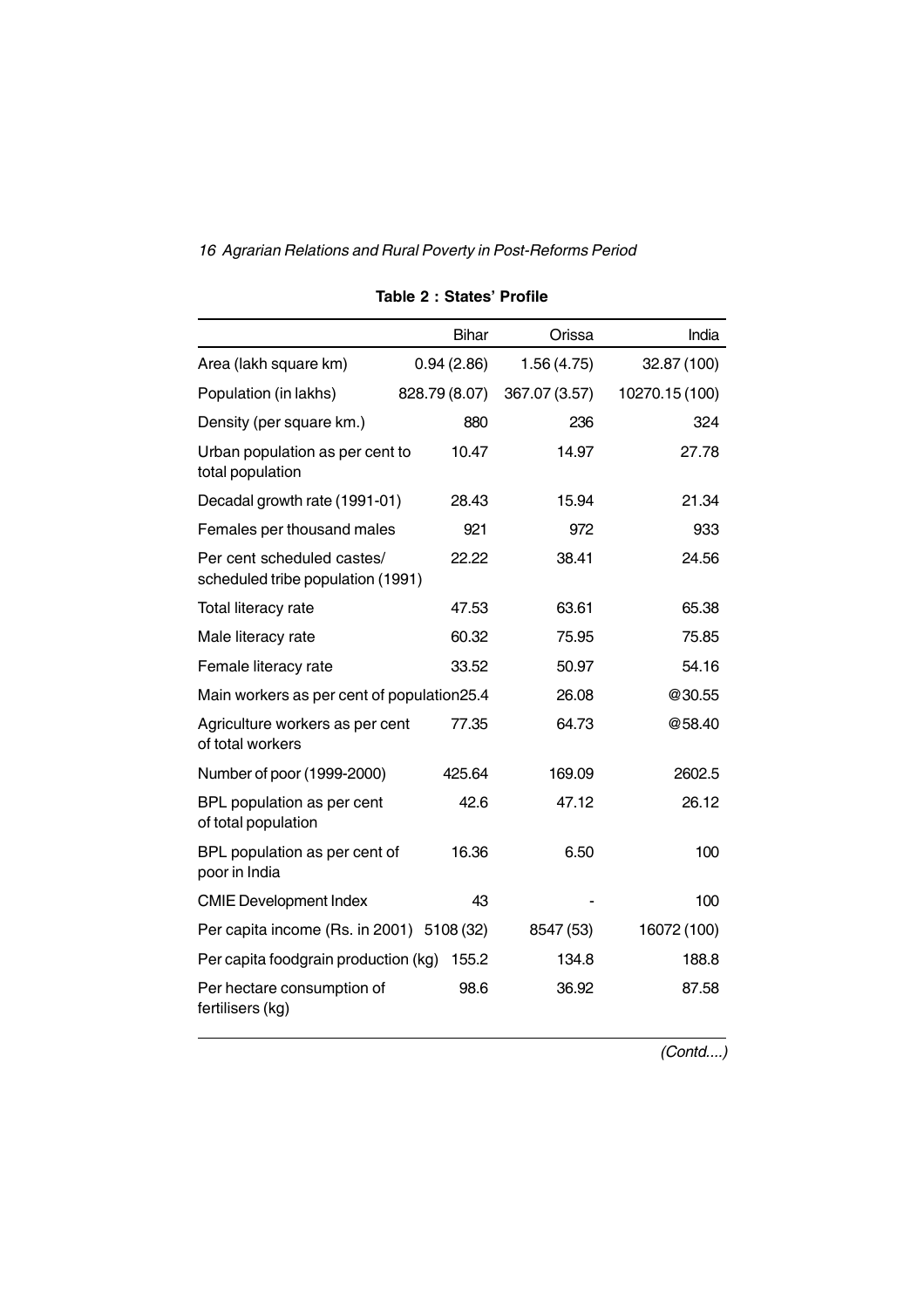**Table 2 : States' Profile**

| | Bihar | Orissa | India |
|---|---|---|---|
| Area (lakh square km) | 0.94 (2.86) | 1.56 (4.75) | 32.87 (100) |
| Population (in lakhs) | 828.79 (8.07) | 367.07 (3.57) | 10270.15 (100) |
| Density (per square km.) | 880 | 236 | 324 |
| Urban population as per cent to total population | 10.47 | 14.97 | 27.78 |
| Decadal growth rate (1991-01) | 28.43 | 15.94 | 21.34 |
| Females per thousand males | 921 | 972 | 933 |
| Per cent scheduled castes/ scheduled tribe population (1991) | 22.22 | 38.41 | 24.56 |
| Total literacy rate | 47.53 | 63.61 | 65.38 |
| Male literacy rate | 60.32 | 75.95 | 75.85 |
| Female literacy rate | 33.52 | 50.97 | 54.16 |
| Main workers as per cent of population | 25.4 | 26.08 | @30.55 |
| Agriculture workers as per cent of total workers | 77.35 | 64.73 | @58.40 |
| Number of poor (1999-2000) | 425.64 | 169.09 | 2602.5 |
| BPL population as per cent of total population | 42.6 | 47.12 | 26.12 |
| BPL population as per cent of poor in India | 16.36 | 6.50 | 100 |
| CMIE Development Index | 43 | - | 100 |
| Per capita income (Rs. in 2001) | 5108 (32) | 8547 (53) | 16072 (100) |
| Per capita foodgrain production (kg) | 155.2 | 134.8 | 188.8 |
| Per hectare consumption of fertilisers (kg) | 98.6 | 36.92 | 87.58 |

*(Contd....)*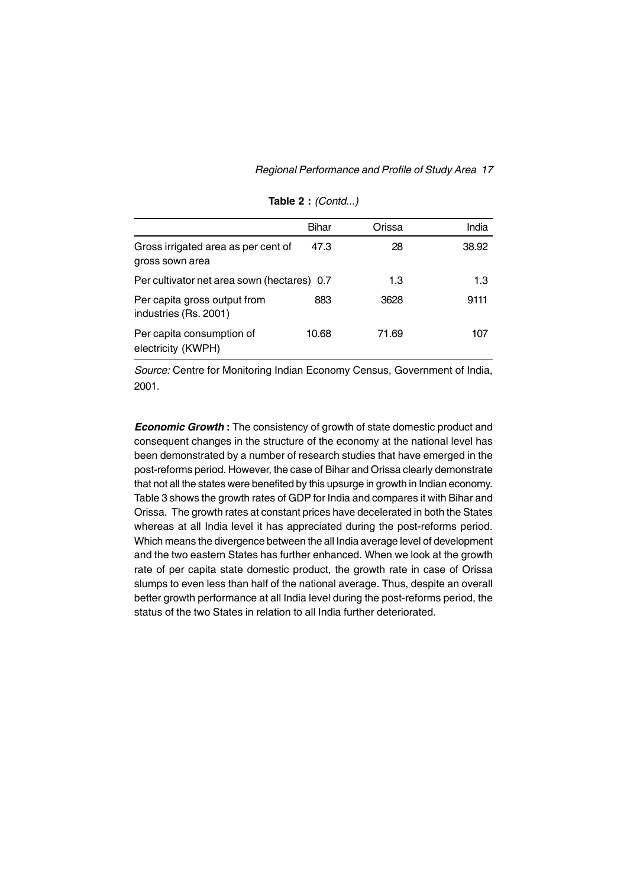**Table 2 :** *(Contd...)*

| | Bihar | Orissa | India |
|---|---|---|---|
| Gross irrigated area as per cent of gross sown area | 47.3 | 28 | 38.92 |
| Per cultivator net area sown (hectares) | 0.7 | 1.3 | 1.3 |
| Per capita gross output from industries (Rs. 2001) | 883 | 3628 | 9111 |
| Per capita consumption of electricity (KWPH) | 10.68 | 71.69 | 107 |

*Source:* Centre for Monitoring Indian Economy Census, Government of India, 2001.

***Economic Growth*** **:** The consistency of growth of state domestic product and consequent changes in the structure of the economy at the national level has been demonstrated by a number of research studies that have emerged in the post-reforms period. However, the case of Bihar and Orissa clearly demonstrate that not all the states were benefited by this upsurge in growth in Indian economy. Table 3 shows the growth rates of GDP for India and compares it with Bihar and Orissa. The growth rates at constant prices have decelerated in both the States whereas at all India level it has appreciated during the post-reforms period. Which means the divergence between the all India average level of development and the two eastern States has further enhanced. When we look at the growth rate of per capita state domestic product, the growth rate in case of Orissa slumps to even less than half of the national average. Thus, despite an overall better growth performance at all India level during the post-reforms period, the status of the two States in relation to all India further deteriorated.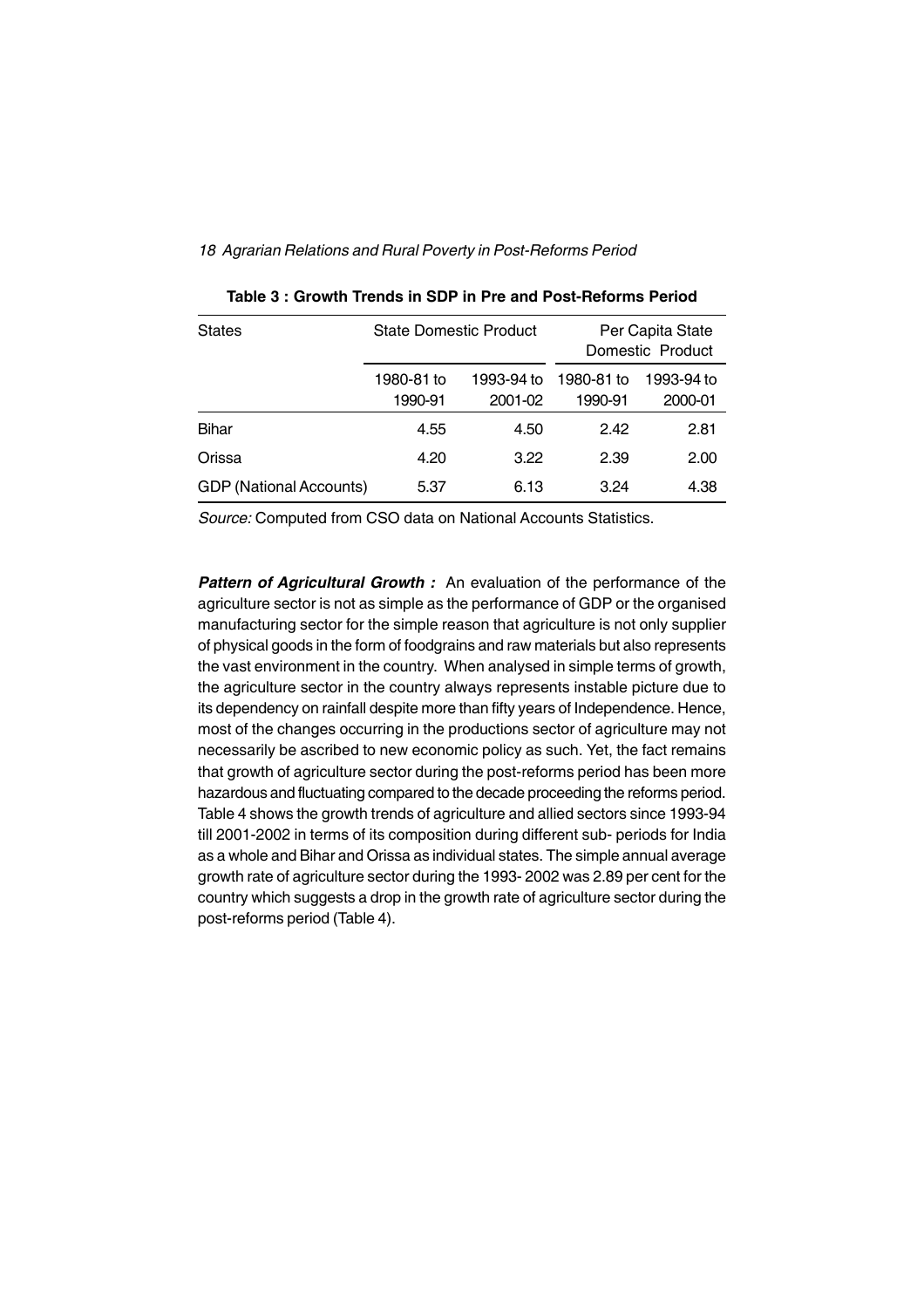**Table 3 : Growth Trends in SDP in Pre and Post-Reforms Period**

| States | State Domestic Product | | Per Capita State Domestic Product | |
|---|---|---|---|---|
| | 1980-81 to 1990-91 | 1993-94 to 2001-02 | 1980-81 to 1990-91 | 1993-94 to 2000-01 |
| Bihar | 4.55 | 4.50 | 2.42 | 2.81 |
| Orissa | 4.20 | 3.22 | 2.39 | 2.00 |
| GDP (National Accounts) | 5.37 | 6.13 | 3.24 | 4.38 |

*Source:* Computed from CSO data on National Accounts Statistics.

***Pattern of Agricultural Growth :*** An evaluation of the performance of the agriculture sector is not as simple as the performance of GDP or the organised manufacturing sector for the simple reason that agriculture is not only supplier of physical goods in the form of foodgrains and raw materials but also represents the vast environment in the country. When analysed in simple terms of growth, the agriculture sector in the country always represents instable picture due to its dependency on rainfall despite more than fifty years of Independence. Hence, most of the changes occurring in the productions sector of agriculture may not necessarily be ascribed to new economic policy as such. Yet, the fact remains that growth of agriculture sector during the post-reforms period has been more hazardous and fluctuating compared to the decade proceeding the reforms period. Table 4 shows the growth trends of agriculture and allied sectors since 1993-94 till 2001-2002 in terms of its composition during different sub- periods for India as a whole and Bihar and Orissa as individual states. The simple annual average growth rate of agriculture sector during the 1993- 2002 was 2.89 per cent for the country which suggests a drop in the growth rate of agriculture sector during the post-reforms period (Table 4).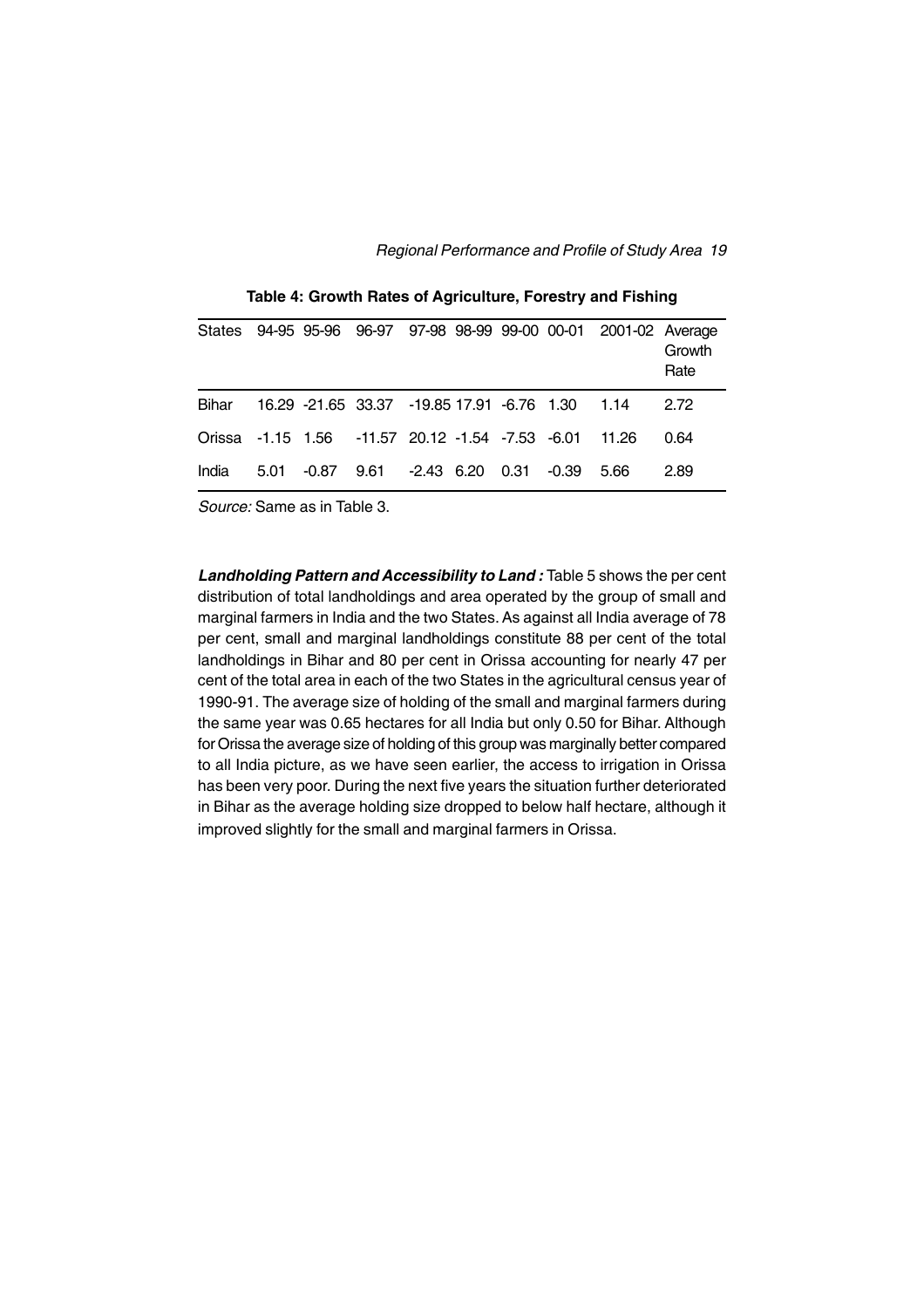**Table 4: Growth Rates of Agriculture, Forestry and Fishing**

| States | 94-95 | 95-96 | 96-97 | 97-98 | 98-99 | 99-00 | 00-01 | 2001-02 | Average Growth Rate |
|---|---|---|---|---|---|---|---|---|---|
| Bihar | 16.29 | -21.65 | 33.37 | -19.85 | 17.91 | -6.76 | 1.30 | 1.14 | 2.72 |
| Orissa | -1.15 | 1.56 | -11.57 | 20.12 | -1.54 | -7.53 | -6.01 | 11.26 | 0.64 |
| India | 5.01 | -0.87 | 9.61 | -2.43 | 6.20 | 0.31 | -0.39 | 5.66 | 2.89 |

*Source:* Same as in Table 3.

***Landholding Pattern and Accessibility to Land :*** Table 5 shows the per cent distribution of total landholdings and area operated by the group of small and marginal farmers in India and the two States. As against all India average of 78 per cent, small and marginal landholdings constitute 88 per cent of the total landholdings in Bihar and 80 per cent in Orissa accounting for nearly 47 per cent of the total area in each of the two States in the agricultural census year of 1990-91. The average size of holding of the small and marginal farmers during the same year was 0.65 hectares for all India but only 0.50 for Bihar. Although for Orissa the average size of holding of this group was marginally better compared to all India picture, as we have seen earlier, the access to irrigation in Orissa has been very poor. During the next five years the situation further deteriorated in Bihar as the average holding size dropped to below half hectare, although it improved slightly for the small and marginal farmers in Orissa.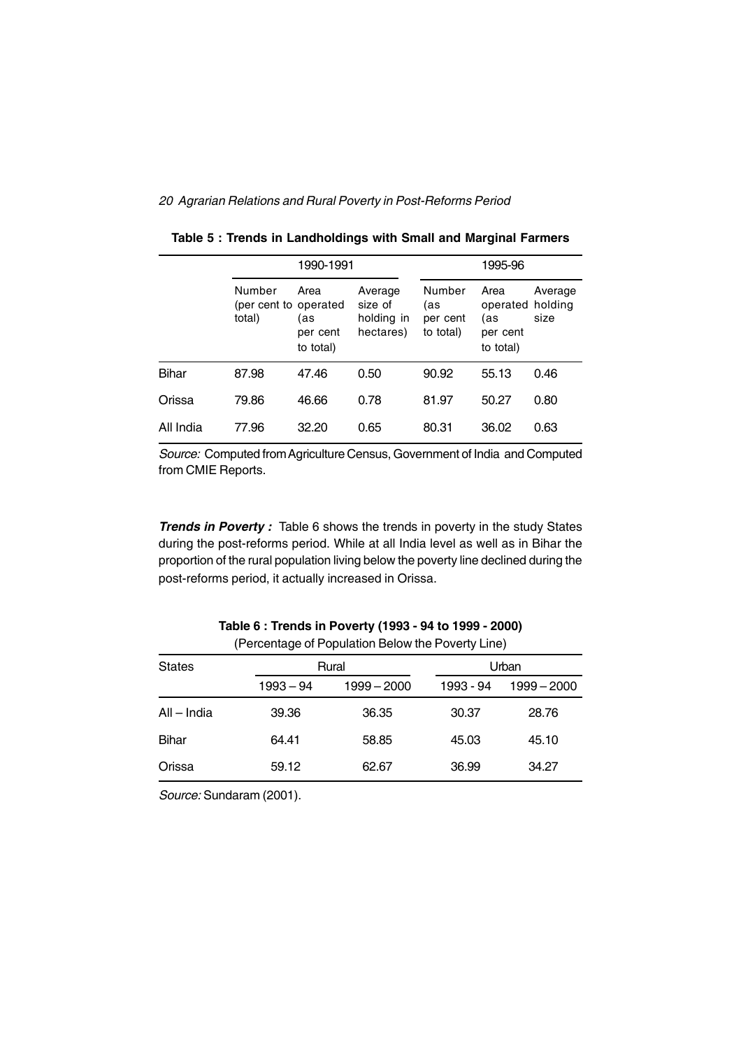**Table 5 : Trends in Landholdings with Small and Marginal Farmers**

| | 1990-1991 | | | 1995-96 | | |
|---|---|---|---|---|---|---|
| | Number (per cent to total) | Area operated (as per cent to total) | Average size of holding in hectares) | Number (as per cent to total) | Area operated (as per cent to total) | Average holding size |
| Bihar | 87.98 | 47.46 | 0.50 | 90.92 | 55.13 | 0.46 |
| Orissa | 79.86 | 46.66 | 0.78 | 81.97 | 50.27 | 0.80 |
| All India | 77.96 | 32.20 | 0.65 | 80.31 | 36.02 | 0.63 |

*Source:* Computed from Agriculture Census, Government of India and Computed from CMIE Reports.

***Trends in Poverty :*** Table 6 shows the trends in poverty in the study States during the post-reforms period. While at all India level as well as in Bihar the proportion of the rural population living below the poverty line declined during the post-reforms period, it actually increased in Orissa.

**Table 6 : Trends in Poverty (1993 - 94 to 1999 - 2000)**

(Percentage of Population Below the Poverty Line)

| States | Rural | | Urban | |
|---|---|---|---|---|
| | 1993 – 94 | 1999 – 2000 | 1993 - 94 | 1999 – 2000 |
| All – India | 39.36 | 36.35 | 30.37 | 28.76 |
| Bihar | 64.41 | 58.85 | 45.03 | 45.10 |
| Orissa | 59.12 | 62.67 | 36.99 | 34.27 |

*Source:* Sundaram (2001).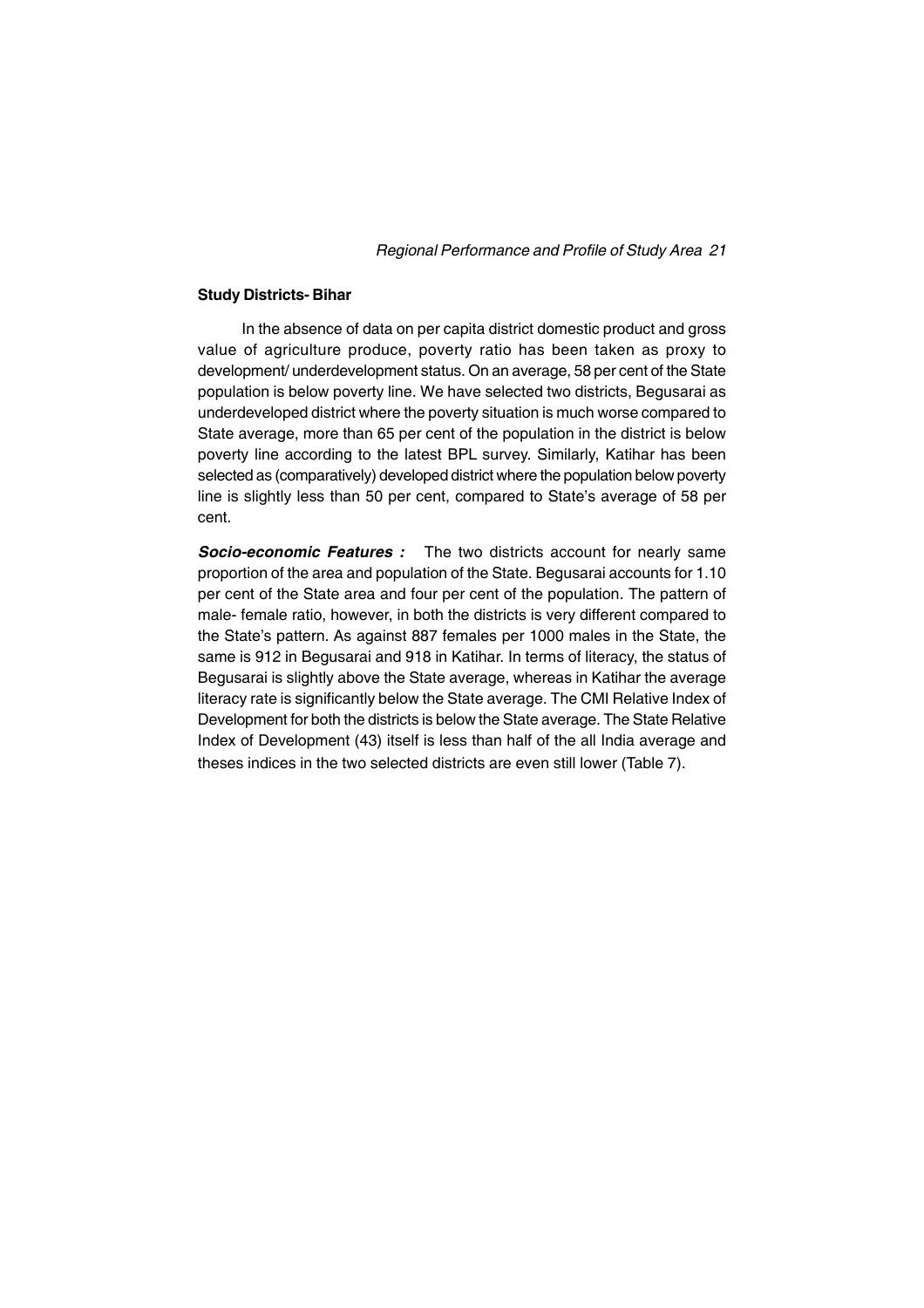### Study Districts- Bihar

In the absence of data on per capita district domestic product and gross value of agriculture produce, poverty ratio has been taken as proxy to development/ underdevelopment status. On an average, 58 per cent of the State population is below poverty line. We have selected two districts, Begusarai as underdeveloped district where the poverty situation is much worse compared to State average, more than 65 per cent of the population in the district is below poverty line according to the latest BPL survey. Similarly, Katihar has been selected as (comparatively) developed district where the population below poverty line is slightly less than 50 per cent, compared to State's average of 58 per cent.

***Socio-economic Features :*** The two districts account for nearly same proportion of the area and population of the State. Begusarai accounts for 1.10 per cent of the State area and four per cent of the population. The pattern of male- female ratio, however, in both the districts is very different compared to the State's pattern. As against 887 females per 1000 males in the State, the same is 912 in Begusarai and 918 in Katihar. In terms of literacy, the status of Begusarai is slightly above the State average, whereas in Katihar the average literacy rate is significantly below the State average. The CMI Relative Index of Development for both the districts is below the State average. The State Relative Index of Development (43) itself is less than half of the all India average and theses indices in the two selected districts are even still lower (Table 7).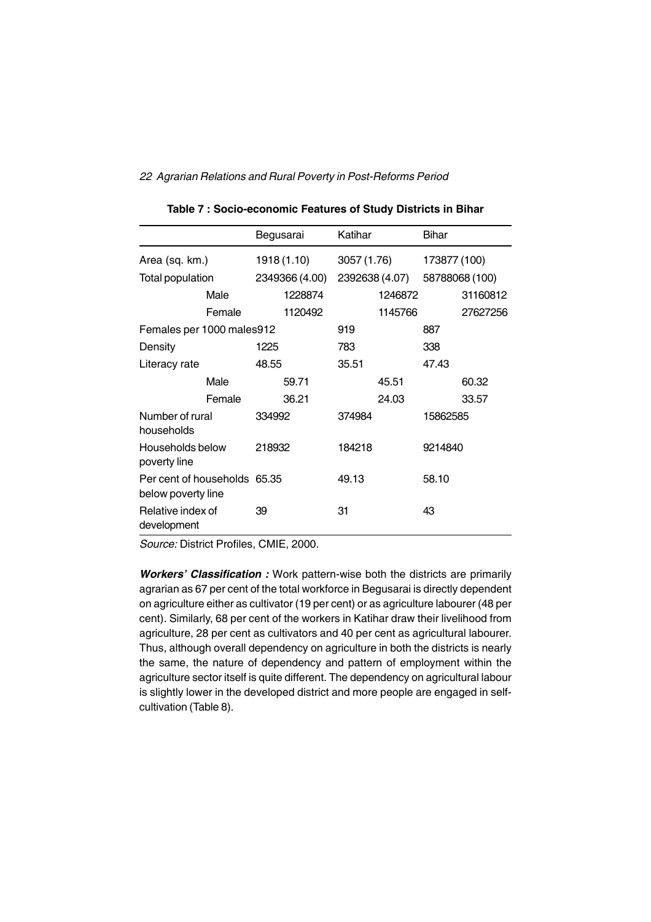**Table 7 : Socio-economic Features of Study Districts in Bihar**

| | Begusarai | Katihar | Bihar |
|---|---|---|---|
| Area (sq. km.) | 1918 (1.10) | 3057 (1.76) | 173877 (100) |
| Total population | 2349366 (4.00) | 2392638 (4.07) | 58788068 (100) |
| Male | 1228874 | 1246872 | 31160812 |
| Female | 1120492 | 1145766 | 27627256 |
| Females per 1000 males | 912 | 919 | 887 |
| Density | 1225 | 783 | 338 |
| Literacy rate | 48.55 | 35.51 | 47.43 |
| Male | 59.71 | 45.51 | 60.32 |
| Female | 36.21 | 24.03 | 33.57 |
| Number of rural households | 334992 | 374984 | 15862585 |
| Households below poverty line | 218932 | 184218 | 9214840 |
| Per cent of households below poverty line | 65.35 | 49.13 | 58.10 |
| Relative index of development | 39 | 31 | 43 |

*Source:* District Profiles, CMIE, 2000.

***Workers' Classification :*** Work pattern-wise both the districts are primarily agrarian as 67 per cent of the total workforce in Begusarai is directly dependent on agriculture either as cultivator (19 per cent) or as agriculture labourer (48 per cent). Similarly, 68 per cent of the workers in Katihar draw their livelihood from agriculture, 28 per cent as cultivators and 40 per cent as agricultural labourer. Thus, although overall dependency on agriculture in both the districts is nearly the same, the nature of dependency and pattern of employment within the agriculture sector itself is quite different. The dependency on agricultural labour is slightly lower in the developed district and more people are engaged in self-cultivation (Table 8).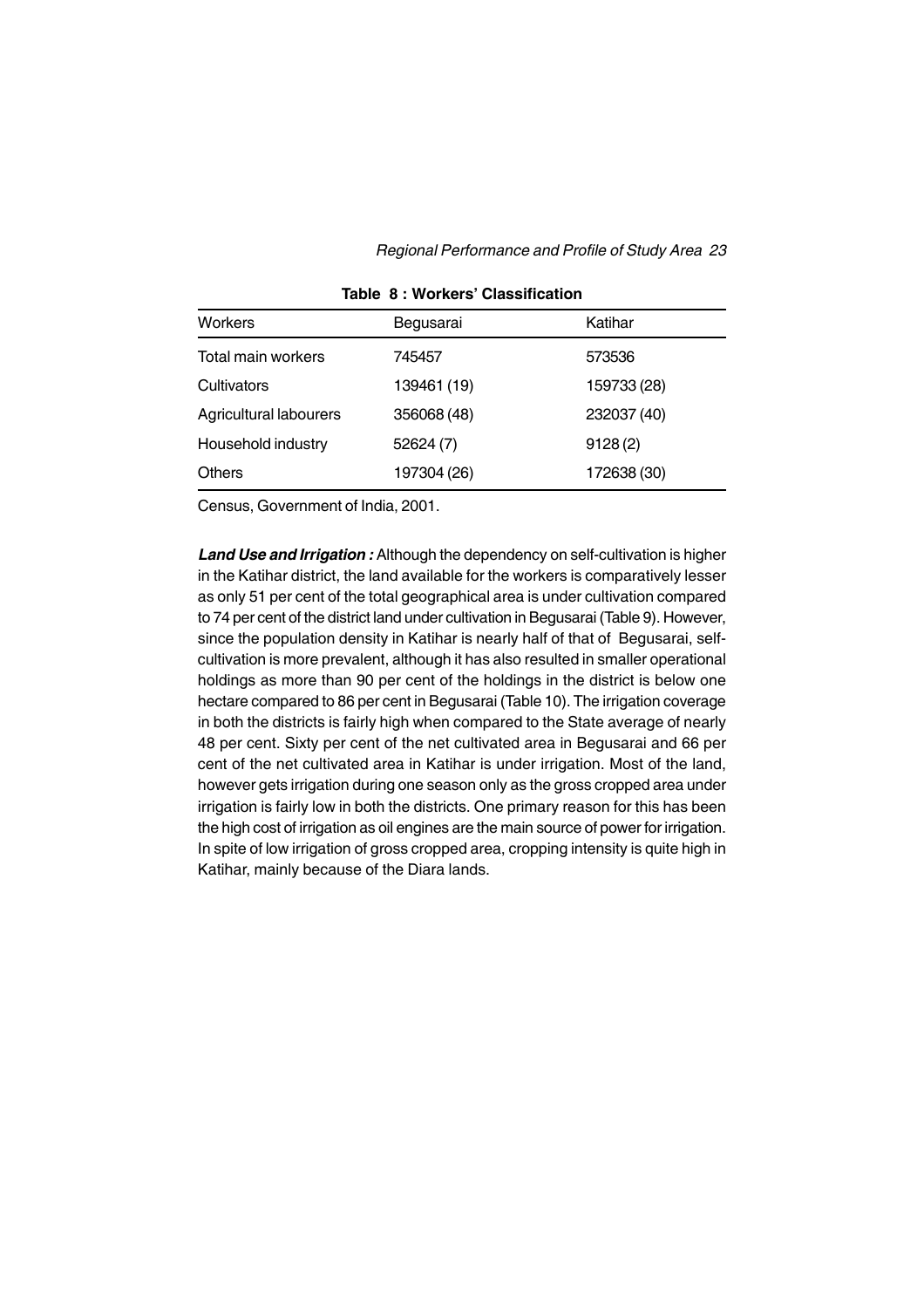**Table 8 : Workers' Classification**

| Workers | Begusarai | Katihar |
|---|---|---|
| Total main workers | 745457 | 573536 |
| Cultivators | 139461 (19) | 159733 (28) |
| Agricultural labourers | 356068 (48) | 232037 (40) |
| Household industry | 52624 (7) | 9128 (2) |
| Others | 197304 (26) | 172638 (30) |

Census, Government of India, 2001.

***Land Use and Irrigation :*** Although the dependency on self-cultivation is higher in the Katihar district, the land available for the workers is comparatively lesser as only 51 per cent of the total geographical area is under cultivation compared to 74 per cent of the district land under cultivation in Begusarai (Table 9). However, since the population density in Katihar is nearly half of that of Begusarai, self-cultivation is more prevalent, although it has also resulted in smaller operational holdings as more than 90 per cent of the holdings in the district is below one hectare compared to 86 per cent in Begusarai (Table 10). The irrigation coverage in both the districts is fairly high when compared to the State average of nearly 48 per cent. Sixty per cent of the net cultivated area in Begusarai and 66 per cent of the net cultivated area in Katihar is under irrigation. Most of the land, however gets irrigation during one season only as the gross cropped area under irrigation is fairly low in both the districts. One primary reason for this has been the high cost of irrigation as oil engines are the main source of power for irrigation. In spite of low irrigation of gross cropped area, cropping intensity is quite high in Katihar, mainly because of the Diara lands.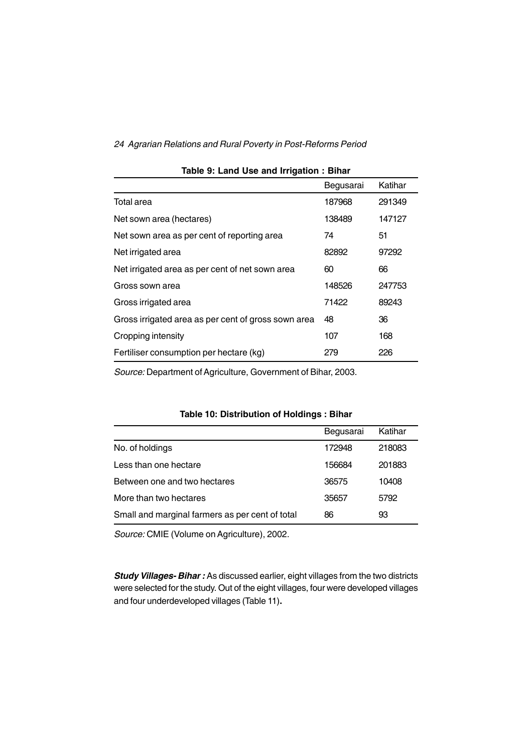**Table 9: Land Use and Irrigation : Bihar**

| | Begusarai | Katihar |
|---|---|---|
| Total area | 187968 | 291349 |
| Net sown area (hectares) | 138489 | 147127 |
| Net sown area as per cent of reporting area | 74 | 51 |
| Net irrigated area | 82892 | 97292 |
| Net irrigated area as per cent of net sown area | 60 | 66 |
| Gross sown area | 148526 | 247753 |
| Gross irrigated area | 71422 | 89243 |
| Gross irrigated area as per cent of gross sown area | 48 | 36 |
| Cropping intensity | 107 | 168 |
| Fertiliser consumption per hectare (kg) | 279 | 226 |

*Source:* Department of Agriculture, Government of Bihar, 2003.

**Table 10: Distribution of Holdings : Bihar**

| | Begusarai | Katihar |
|---|---|---|
| No. of holdings | 172948 | 218083 |
| Less than one hectare | 156684 | 201883 |
| Between one and two hectares | 36575 | 10408 |
| More than two hectares | 35657 | 5792 |
| Small and marginal farmers as per cent of total | 86 | 93 |

*Source:* CMIE (Volume on Agriculture), 2002.

***Study Villages- Bihar :*** As discussed earlier, eight villages from the two districts were selected for the study. Out of the eight villages, four were developed villages and four underdeveloped villages (Table 11).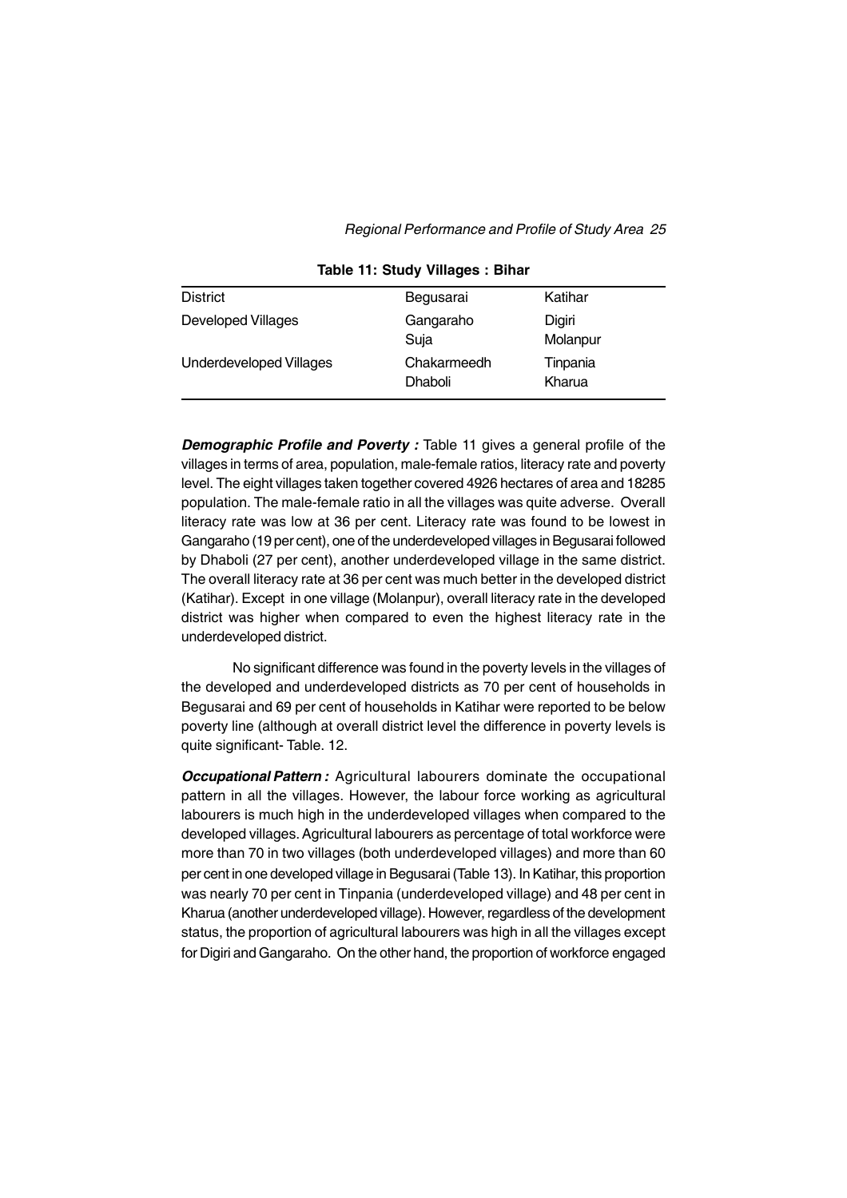**Table 11: Study Villages : Bihar**

| District | Begusarai | Katihar |
|---|---|---|
| Developed Villages | Gangaraho<br>Suja | Digiri<br>Molanpur |
| Underdeveloped Villages | Chakarmeedh<br>Dhaboli | Tinpania<br>Kharua |

***Demographic Profile and Poverty :*** Table 11 gives a general profile of the villages in terms of area, population, male-female ratios, literacy rate and poverty level. The eight villages taken together covered 4926 hectares of area and 18285 population. The male-female ratio in all the villages was quite adverse. Overall literacy rate was low at 36 per cent. Literacy rate was found to be lowest in Gangaraho (19 per cent), one of the underdeveloped villages in Begusarai followed by Dhaboli (27 per cent), another underdeveloped village in the same district. The overall literacy rate at 36 per cent was much better in the developed district (Katihar). Except in one village (Molanpur), overall literacy rate in the developed district was higher when compared to even the highest literacy rate in the underdeveloped district.

No significant difference was found in the poverty levels in the villages of the developed and underdeveloped districts as 70 per cent of households in Begusarai and 69 per cent of households in Katihar were reported to be below poverty line (although at overall district level the difference in poverty levels is quite significant- Table. 12.

***Occupational Pattern :*** Agricultural labourers dominate the occupational pattern in all the villages. However, the labour force working as agricultural labourers is much high in the underdeveloped villages when compared to the developed villages. Agricultural labourers as percentage of total workforce were more than 70 in two villages (both underdeveloped villages) and more than 60 per cent in one developed village in Begusarai (Table 13). In Katihar, this proportion was nearly 70 per cent in Tinpania (underdeveloped village) and 48 per cent in Kharua (another underdeveloped village). However, regardless of the development status, the proportion of agricultural labourers was high in all the villages except for Digiri and Gangaraho. On the other hand, the proportion of workforce engaged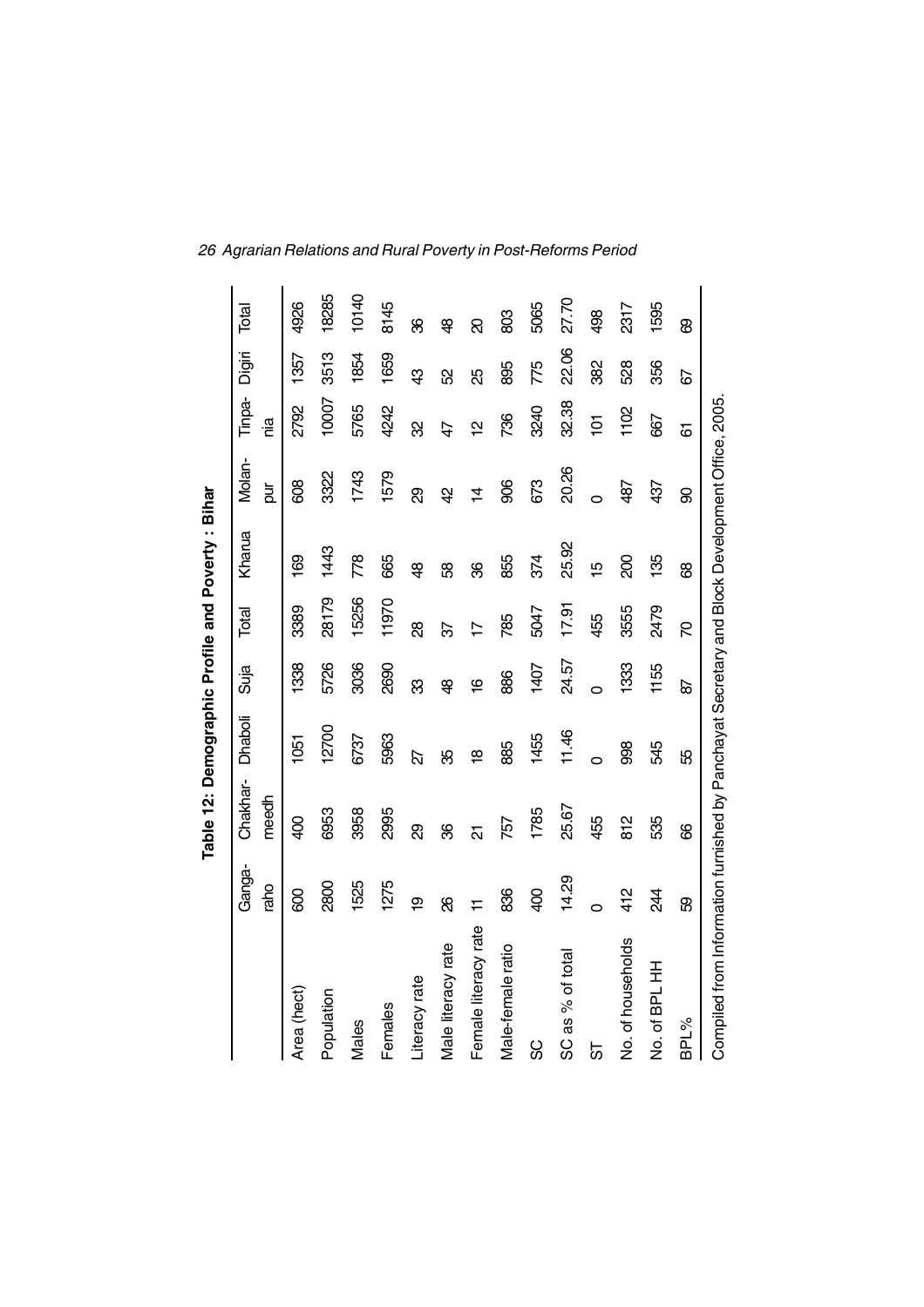**Table 12: Demographic Profile and Poverty : Bihar**

| | Ganga-raho | Chakhar-meedh | Dhaboli | Suja | Total | Kharua | Molan-pur | Tinpa-nia | Digiri | Total |
|---|---|---|---|---|---|---|---|---|---|---|
| Area (hect) | 600 | 400 | 1051 | 1338 | 3389 | 169 | 608 | 2792 | 1357 | 4926 |
| Population | 2800 | 6953 | 12700 | 5726 | 28179 | 1443 | 3322 | 10007 | 3513 | 18285 |
| Males | 1525 | 3958 | 6737 | 3036 | 15256 | 778 | 1743 | 5765 | 1854 | 10140 |
| Females | 1275 | 2995 | 5963 | 2690 | 11970 | 665 | 1579 | 4242 | 1659 | 8145 |
| Literacy rate | 19 | 29 | 27 | 33 | 28 | 48 | 29 | 32 | 43 | 36 |
| Male literacy rate | 26 | 36 | 35 | 48 | 37 | 58 | 42 | 47 | 52 | 48 |
| Female literacy rate | 11 | 21 | 18 | 16 | 17 | 36 | 14 | 12 | 25 | 20 |
| Male-female ratio | 836 | 757 | 885 | 886 | 785 | 855 | 906 | 736 | 895 | 803 |
| SC | 400 | 1785 | 1455 | 1407 | 5047 | 374 | 673 | 3240 | 775 | 5065 |
| SC as % of total | 14.29 | 25.67 | 11.46 | 24.57 | 17.91 | 25.92 | 20.26 | 32.38 | 22.06 | 27.70 |
| ST | 0 | 455 | 0 | 0 | 455 | 15 | 0 | 101 | 382 | 498 |
| No. of households | 412 | 812 | 998 | 1333 | 3555 | 200 | 487 | 1102 | 528 | 2317 |
| No. of BPL HH | 244 | 535 | 545 | 1155 | 2479 | 135 | 437 | 667 | 356 | 1595 |
| BPL% | 59 | 66 | 55 | 87 | 70 | 68 | 90 | 61 | 67 | 69 |

Compiled from Information furnished by Panchayat Secretary and Block Development Office, 2005.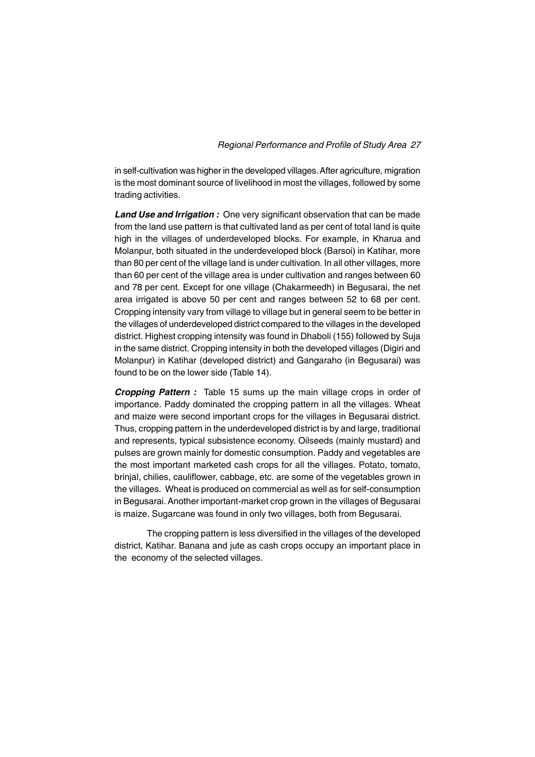in self-cultivation was higher in the developed villages. After agriculture, migration is the most dominant source of livelihood in most the villages, followed by some trading activities.

***Land Use and Irrigation :*** One very significant observation that can be made from the land use pattern is that cultivated land as per cent of total land is quite high in the villages of underdeveloped blocks. For example, in Kharua and Molanpur, both situated in the underdeveloped block (Barsoi) in Katihar, more than 80 per cent of the village land is under cultivation. In all other villages, more than 60 per cent of the village area is under cultivation and ranges between 60 and 78 per cent. Except for one village (Chakarmeedh) in Begusarai, the net area irrigated is above 50 per cent and ranges between 52 to 68 per cent. Cropping intensity vary from village to village but in general seem to be better in the villages of underdeveloped district compared to the villages in the developed district. Highest cropping intensity was found in Dhaboli (155) followed by Suja in the same district. Cropping intensity in both the developed villages (Digiri and Molanpur) in Katihar (developed district) and Gangaraho (in Begusarai) was found to be on the lower side (Table 14).

***Cropping Pattern :*** Table 15 sums up the main village crops in order of importance. Paddy dominated the cropping pattern in all the villages. Wheat and maize were second important crops for the villages in Begusarai district. Thus, cropping pattern in the underdeveloped district is by and large, traditional and represents, typical subsistence economy. Oilseeds (mainly mustard) and pulses are grown mainly for domestic consumption. Paddy and vegetables are the most important marketed cash crops for all the villages. Potato, tomato, brinjal, chilies, cauliflower, cabbage, etc. are some of the vegetables grown in the villages. Wheat is produced on commercial as well as for self-consumption in Begusarai. Another important-market crop grown in the villages of Begusarai is maize. Sugarcane was found in only two villages, both from Begusarai.

The cropping pattern is less diversified in the villages of the developed district, Katihar. Banana and jute as cash crops occupy an important place in the economy of the selected villages.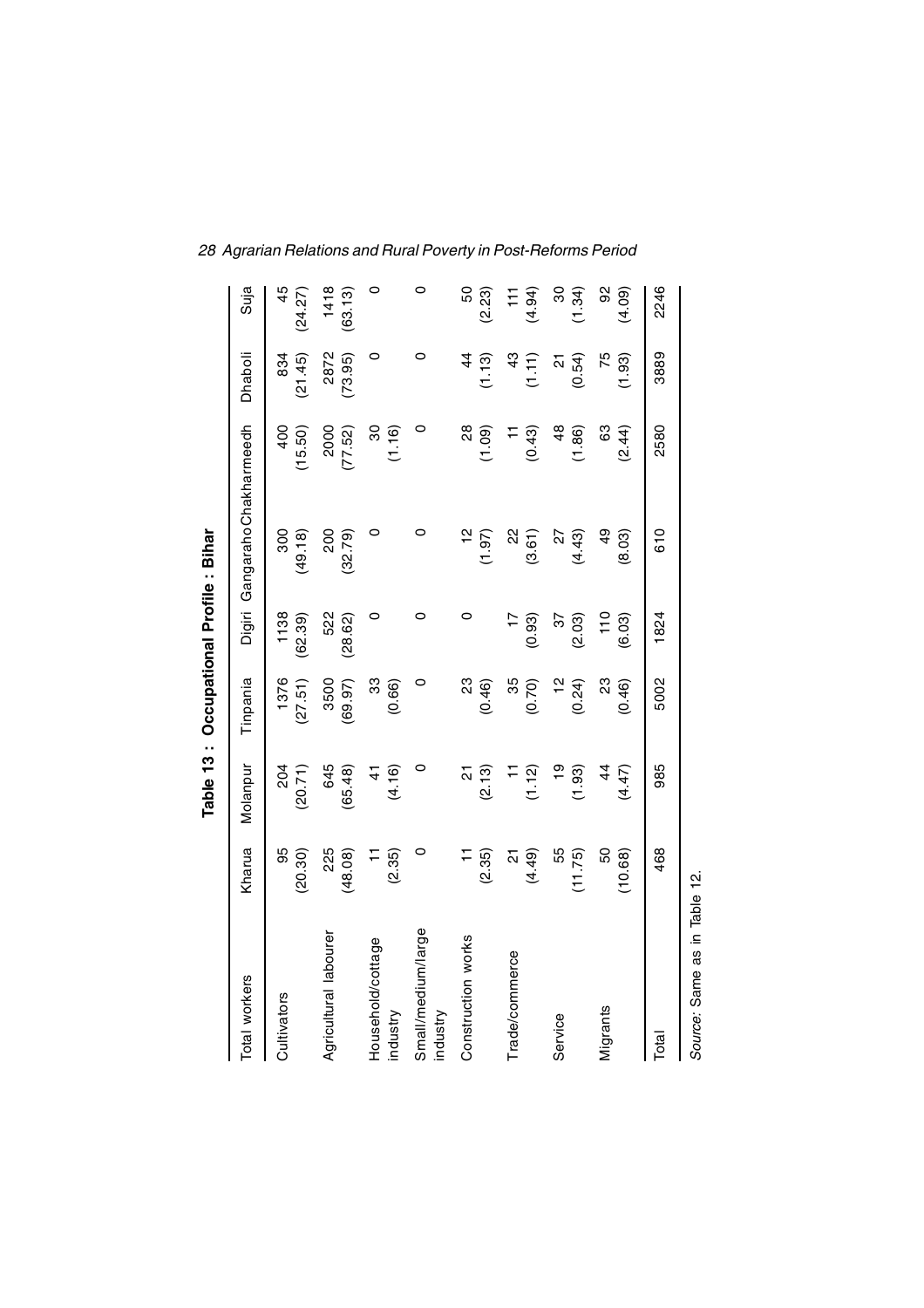**Table 13 : Occupational Profile : Bihar**

| Total workers | Kharua | Molanpur | Tinpania | Digiri | Gangaraho | Chakharmeedh | Dhaboli | Suja |
|---|---|---|---|---|---|---|---|---|
| Cultivators | 95 (20.30) | 204 (20.71) | 1376 (27.51) | 1138 (62.39) | 300 (49.18) | 400 (15.50) | 834 (21.45) | 45 (24.27) |
| Agricultural labourer | 225 (48.08) | 645 (65.48) | 3500 (69.97) | 522 (28.62) | 200 (32.79) | 2000 (77.52) | 2872 (73.95) | 1418 (63.13) |
| Household/cottage industry | 11 (2.35) | 41 (4.16) | 33 (0.66) | 0 | 0 | 30 (1.16) | 0 | 0 |
| Small/medium/large industry | 0 | 0 | 0 | 0 | 0 | 0 | 0 | 0 |
| Construction works | 11 (2.35) | 21 (2.13) | 23 (0.46) | 0 | 12 (1.97) | 28 (1.09) | 44 (1.13) | 50 (2.23) |
| Trade/commerce | 21 (4.49) | 11 (1.12) | 35 (0.70) | 17 (0.93) | 22 (3.61) | 11 (0.43) | 43 (1.11) | 111 (4.94) |
| Service | 55 (11.75) | 19 (1.93) | 12 (0.24) | 37 (2.03) | 27 (4.43) | 48 (1.86) | 21 (0.54) | 30 (1.34) |
| Migrants | 50 (10.68) | 44 (4.47) | 23 (0.46) | 110 (6.03) | 49 (8.03) | 63 (2.44) | 75 (1.93) | 92 (4.09) |
| Total | 468 | 985 | 5002 | 1824 | 610 | 2580 | 3889 | 2246 |

*Source*: Same as in Table 12.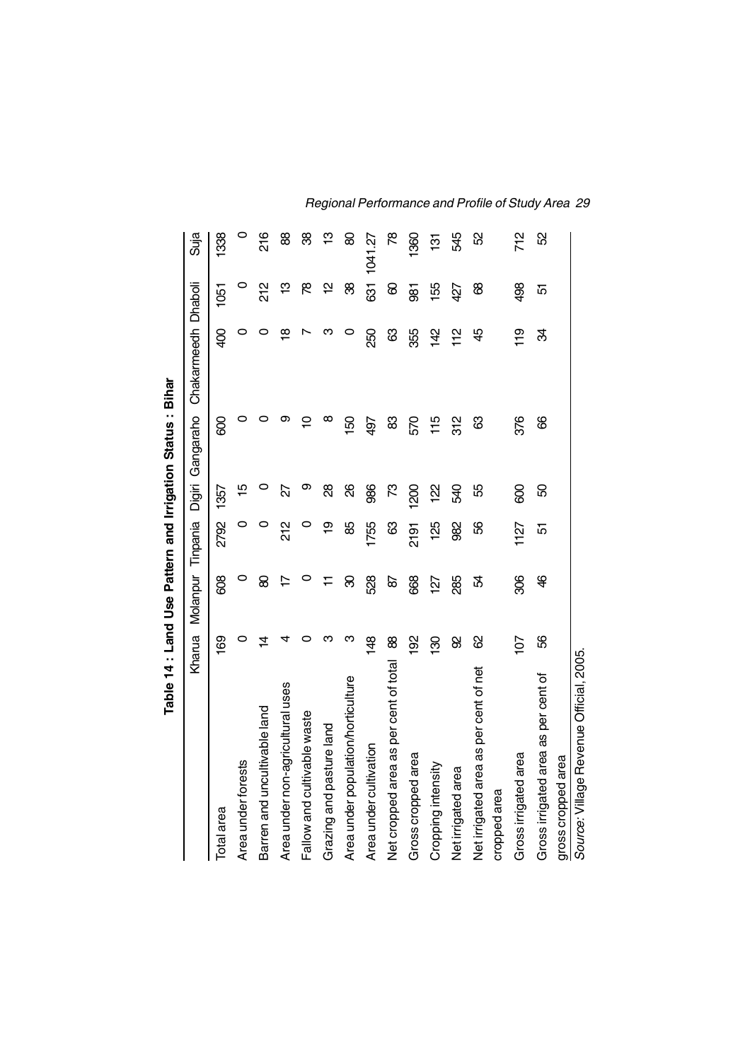**Table 14 : Land Use Pattern and Irrigation Status : Bihar**

| | Kharua | Molanpur | Tinpania | Digiri | Gangaraho | Chakarmeedh | Dhaboli | Suja |
|---|---|---|---|---|---|---|---|---|
| Total area | 169 | 608 | 2792 | 1357 | 600 | 400 | 1051 | 1338 |
| Area under forests | 0 | 0 | 0 | 15 | 0 | 0 | 0 | 0 |
| Barren and uncultivable land | 14 | 80 | 0 | 0 | 0 | 0 | 212 | 216 |
| Area under non-agricultural uses | 4 | 17 | 212 | 27 | 9 | 18 | 13 | 88 |
| Fallow and cultivable waste | 0 | 0 | 0 | 9 | 10 | 7 | 78 | 38 |
| Grazing and pasture land | 3 | 11 | 19 | 28 | 8 | 3 | 12 | 13 |
| Area under population/horticulture | 3 | 30 | 85 | 26 | 150 | 0 | 38 | 80 |
| Area under cultivation | 148 | 528 | 1755 | 986 | 497 | 250 | 631 | 1041.27 |
| Net cropped area as per cent of total | 88 | 87 | 63 | 73 | 83 | 63 | 60 | 78 |
| Gross cropped area | 192 | 668 | 2191 | 1200 | 570 | 355 | 981 | 1360 |
| Cropping intensity | 130 | 127 | 125 | 122 | 115 | 142 | 155 | 131 |
| Net irrigated area | 92 | 285 | 982 | 540 | 312 | 112 | 427 | 545 |
| Net irrigated area as per cent of net cropped area | 62 | 54 | 56 | 55 | 63 | 45 | 68 | 52 |
| Gross irrigated area | 107 | 306 | 1127 | 600 | 376 | 119 | 498 | 712 |
| Gross irrigated area as per cent of gross cropped area | 56 | 46 | 51 | 50 | 66 | 34 | 51 | 52 |

*Source*: Village Revenue Official, 2005.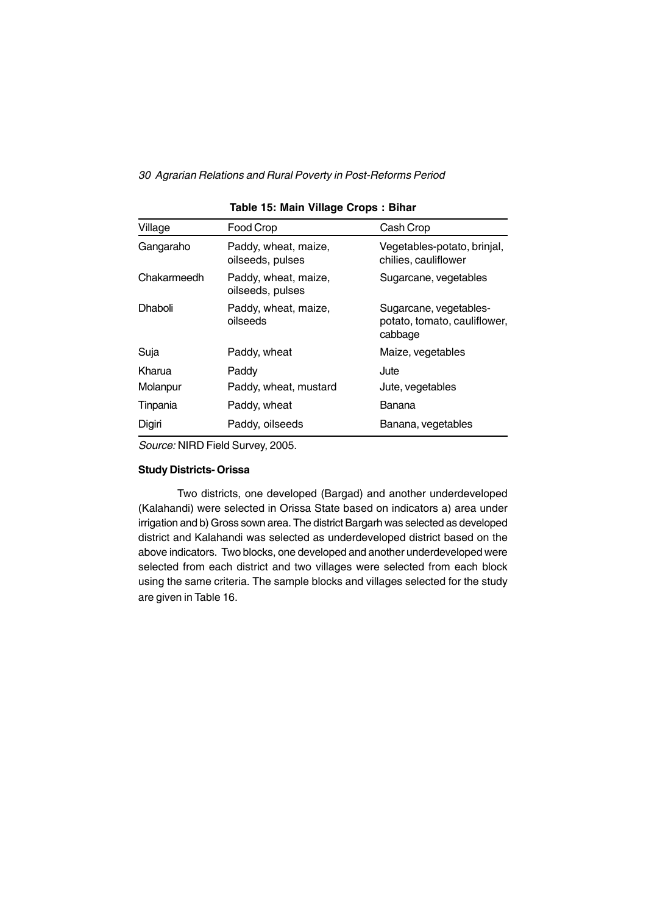**Table 15: Main Village Crops : Bihar**

| Village | Food Crop | Cash Crop |
|---|---|---|
| Gangaraho | Paddy, wheat, maize, oilseeds, pulses | Vegetables-potato, brinjal, chilies, cauliflower |
| Chakarmeedh | Paddy, wheat, maize, oilseeds, pulses | Sugarcane, vegetables |
| Dhaboli | Paddy, wheat, maize, oilseeds | Sugarcane, vegetables-potato, tomato, cauliflower, cabbage |
| Suja | Paddy, wheat | Maize, vegetables |
| Kharua | Paddy | Jute |
| Molanpur | Paddy, wheat, mustard | Jute, vegetables |
| Tinpania | Paddy, wheat | Banana |
| Digiri | Paddy, oilseeds | Banana, vegetables |

*Source:* NIRD Field Survey, 2005.

**Study Districts- Orissa**

Two districts, one developed (Bargad) and another underdeveloped (Kalahandi) were selected in Orissa State based on indicators a) area under irrigation and b) Gross sown area. The district Bargarh was selected as developed district and Kalahandi was selected as underdeveloped district based on the above indicators. Two blocks, one developed and another underdeveloped were selected from each district and two villages were selected from each block using the same criteria. The sample blocks and villages selected for the study are given in Table 16.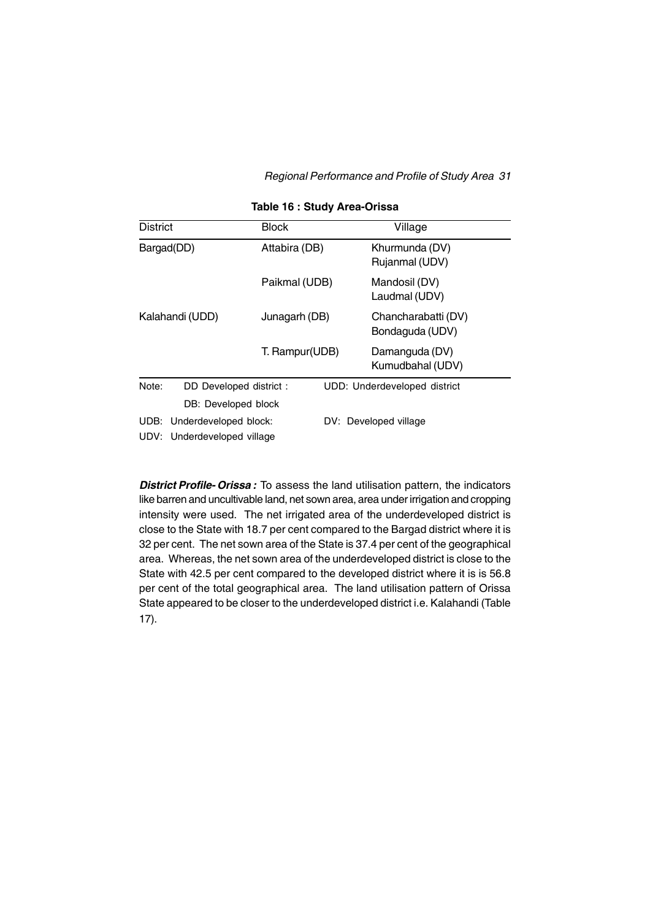**Table 16 : Study Area-Orissa**

| District | Block | Village |
|---|---|---|
| Bargad(DD) | Attabira (DB) | Khurmunda (DV)<br>Rujanmal (UDV) |
| | Paikmal (UDB) | Mandosil (DV)<br>Laudmal (UDV) |
| Kalahandi (UDD) | Junagarh (DB) | Chancharabatti (DV)<br>Bondaguda (UDV) |
| | T. Rampur(UDB) | Damanguda (DV)<br>Kumudbahal (UDV) |

Note: DD Developed district : UDD: Underdeveloped district

DB: Developed block

UDB: Underdeveloped block: DV: Developed village

UDV: Underdeveloped village

***District Profile- Orissa :*** To assess the land utilisation pattern, the indicators like barren and uncultivable land, net sown area, area under irrigation and cropping intensity were used. The net irrigated area of the underdeveloped district is close to the State with 18.7 per cent compared to the Bargad district where it is 32 per cent. The net sown area of the State is 37.4 per cent of the geographical area. Whereas, the net sown area of the underdeveloped district is close to the State with 42.5 per cent compared to the developed district where it is is 56.8 per cent of the total geographical area. The land utilisation pattern of Orissa State appeared to be closer to the underdeveloped district i.e. Kalahandi (Table 17).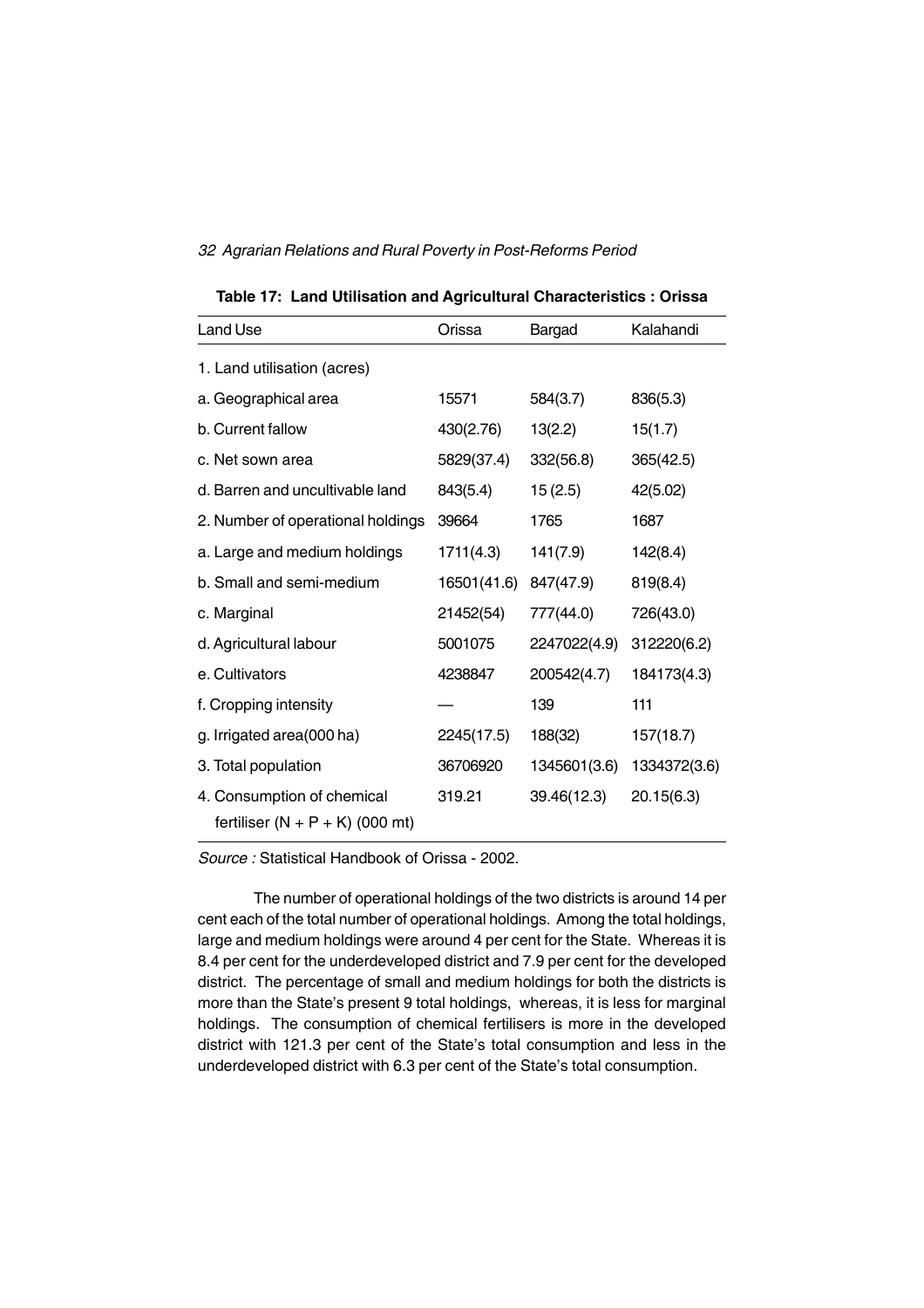**Table 17: Land Utilisation and Agricultural Characteristics : Orissa**

| Land Use | Orissa | Bargad | Kalahandi |
|---|---|---|---|
| 1. Land utilisation (acres) | | | |
| a. Geographical area | 15571 | 584(3.7) | 836(5.3) |
| b. Current fallow | 430(2.76) | 13(2.2) | 15(1.7) |
| c. Net sown area | 5829(37.4) | 332(56.8) | 365(42.5) |
| d. Barren and uncultivable land | 843(5.4) | 15 (2.5) | 42(5.02) |
| 2. Number of operational holdings | 39664 | 1765 | 1687 |
| a. Large and medium holdings | 1711(4.3) | 141(7.9) | 142(8.4) |
| b. Small and semi-medium | 16501(41.6) | 847(47.9) | 819(8.4) |
| c. Marginal | 21452(54) | 777(44.0) | 726(43.0) |
| d. Agricultural labour | 5001075 | 2247022(4.9) | 312220(6.2) |
| e. Cultivators | 4238847 | 200542(4.7) | 184173(4.3) |
| f. Cropping intensity | — | 139 | 111 |
| g. Irrigated area(000 ha) | 2245(17.5) | 188(32) | 157(18.7) |
| 3. Total population | 36706920 | 1345601(3.6) | 1334372(3.6) |
| 4. Consumption of chemical fertiliser (N + P + K) (000 mt) | 319.21 | 39.46(12.3) | 20.15(6.3) |

*Source :* Statistical Handbook of Orissa - 2002.

The number of operational holdings of the two districts is around 14 per cent each of the total number of operational holdings. Among the total holdings, large and medium holdings were around 4 per cent for the State. Whereas it is 8.4 per cent for the underdeveloped district and 7.9 per cent for the developed district. The percentage of small and medium holdings for both the districts is more than the State's present 9 total holdings, whereas, it is less for marginal holdings. The consumption of chemical fertilisers is more in the developed district with 121.3 per cent of the State's total consumption and less in the underdeveloped district with 6.3 per cent of the State's total consumption.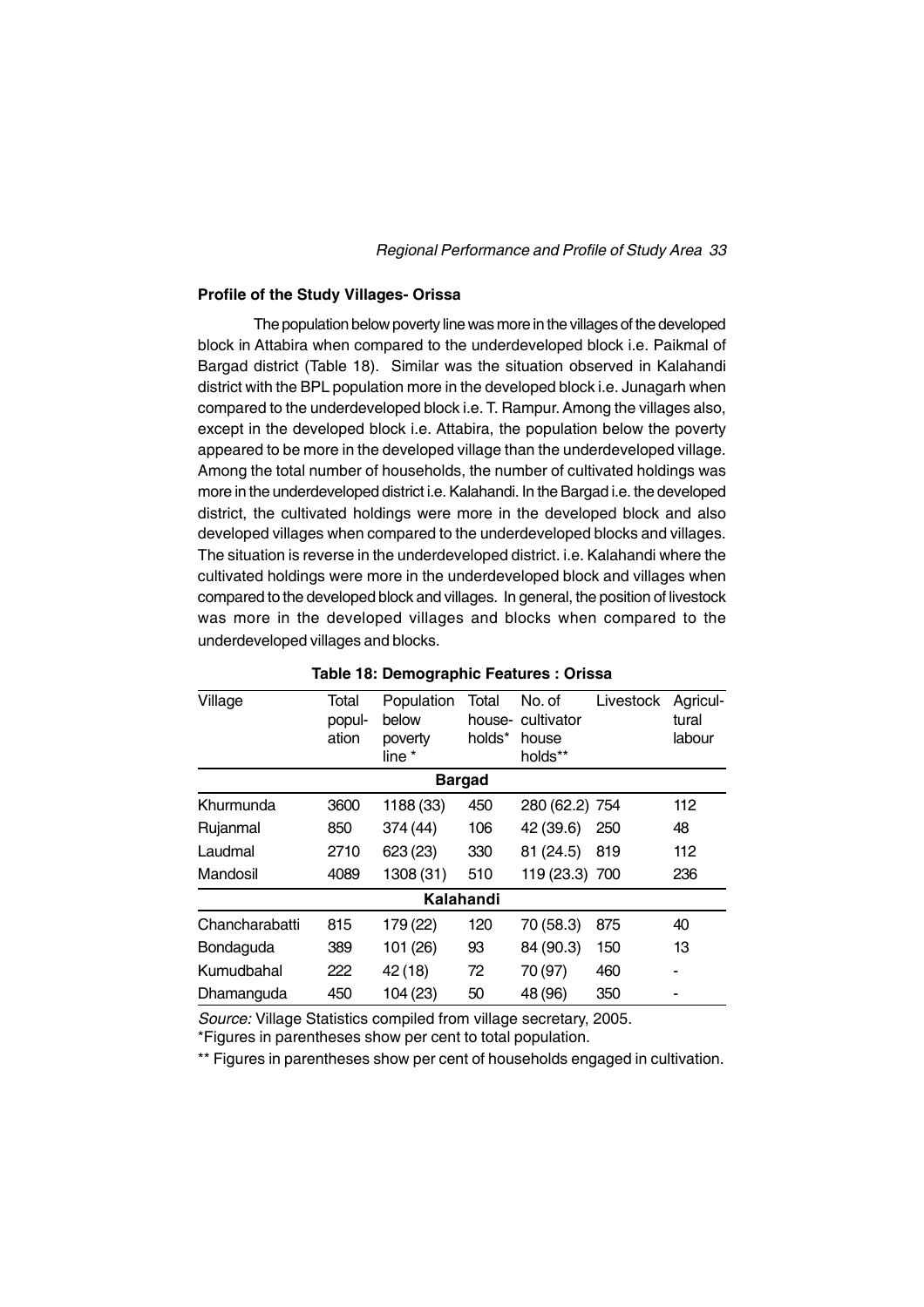### Profile of the Study Villages- Orissa

The population below poverty line was more in the villages of the developed block in Attabira when compared to the underdeveloped block i.e. Paikmal of Bargad district (Table 18). Similar was the situation observed in Kalahandi district with the BPL population more in the developed block i.e. Junagarh when compared to the underdeveloped block i.e. T. Rampur. Among the villages also, except in the developed block i.e. Attabira, the population below the poverty appeared to be more in the developed village than the underdeveloped village. Among the total number of households, the number of cultivated holdings was more in the underdeveloped district i.e. Kalahandi. In the Bargad i.e. the developed district, the cultivated holdings were more in the developed block and also developed villages when compared to the underdeveloped blocks and villages. The situation is reverse in the underdeveloped district. i.e. Kalahandi where the cultivated holdings were more in the underdeveloped block and villages when compared to the developed block and villages. In general, the position of livestock was more in the developed villages and blocks when compared to the underdeveloped villages and blocks.

**Table 18: Demographic Features : Orissa**

| Village | Total population | Population below poverty line * | Total households* | No. of cultivator house holds** | Livestock | Agricultural labour |
|---|---|---|---|---|---|---|
| **Bargad** | | | | | | |
| Khurmunda | 3600 | 1188 (33) | 450 | 280 (62.2) | 754 | 112 |
| Rujanmal | 850 | 374 (44) | 106 | 42 (39.6) | 250 | 48 |
| Laudmal | 2710 | 623 (23) | 330 | 81 (24.5) | 819 | 112 |
| Mandosil | 4089 | 1308 (31) | 510 | 119 (23.3) | 700 | 236 |
| **Kalahandi** | | | | | | |
| Chancharabatti | 815 | 179 (22) | 120 | 70 (58.3) | 875 | 40 |
| Bondaguda | 389 | 101 (26) | 93 | 84 (90.3) | 150 | 13 |
| Kumudbahal | 222 | 42 (18) | 72 | 70 (97) | 460 | - |
| Dhamanguda | 450 | 104 (23) | 50 | 48 (96) | 350 | - |

*Source:* Village Statistics compiled from village secretary, 2005.

*Figures in parentheses show per cent to total population.

** Figures in parentheses show per cent of households engaged in cultivation.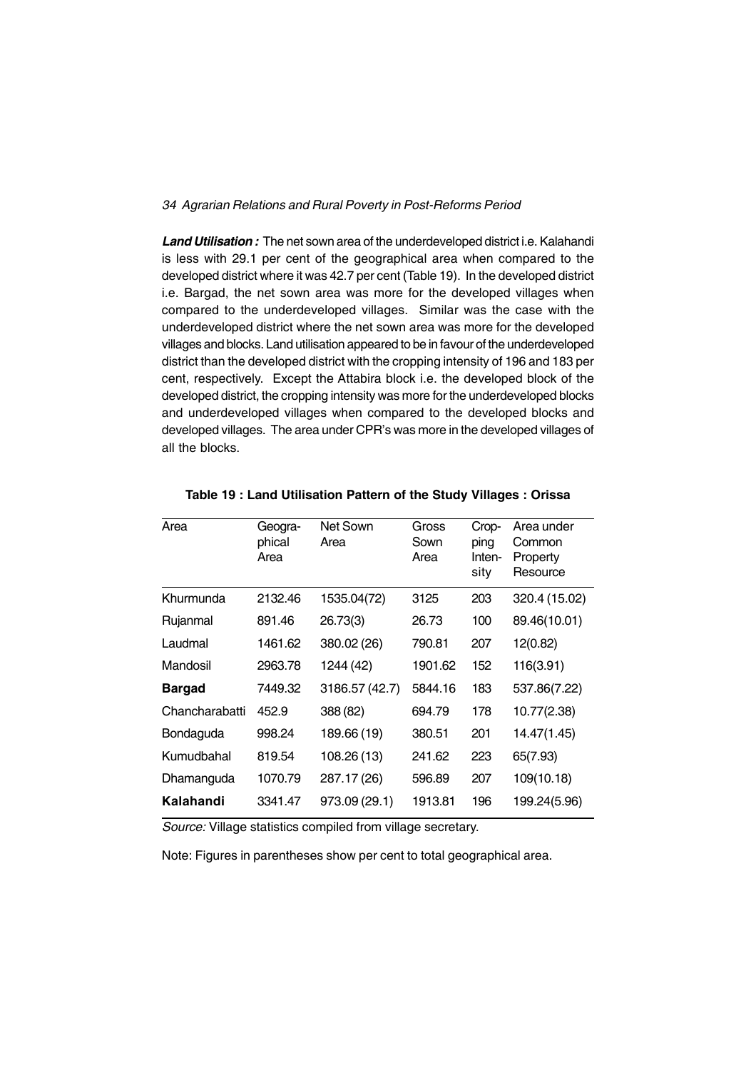***Land Utilisation :*** The net sown area of the underdeveloped district i.e. Kalahandi is less with 29.1 per cent of the geographical area when compared to the developed district where it was 42.7 per cent (Table 19). In the developed district i.e. Bargad, the net sown area was more for the developed villages when compared to the underdeveloped villages. Similar was the case with the underdeveloped district where the net sown area was more for the developed villages and blocks. Land utilisation appeared to be in favour of the underdeveloped district than the developed district with the cropping intensity of 196 and 183 per cent, respectively. Except the Attabira block i.e. the developed block of the developed district, the cropping intensity was more for the underdeveloped blocks and underdeveloped villages when compared to the developed blocks and developed villages. The area under CPR's was more in the developed villages of all the blocks.

**Table 19 : Land Utilisation Pattern of the Study Villages : Orissa**

| Area | Geographical Area | Net Sown Area | Gross Sown Area | Cropping Intensity | Area under Common Property Resource |
|---|---|---|---|---|---|
| Khurmunda | 2132.46 | 1535.04(72) | 3125 | 203 | 320.4 (15.02) |
| Rujanmal | 891.46 | 26.73(3) | 26.73 | 100 | 89.46(10.01) |
| Laudmal | 1461.62 | 380.02 (26) | 790.81 | 207 | 12(0.82) |
| Mandosil | 2963.78 | 1244 (42) | 1901.62 | 152 | 116(3.91) |
| **Bargad** | 7449.32 | 3186.57 (42.7) | 5844.16 | 183 | 537.86(7.22) |
| Chancharabatti | 452.9 | 388 (82) | 694.79 | 178 | 10.77(2.38) |
| Bondaguda | 998.24 | 189.66 (19) | 380.51 | 201 | 14.47(1.45) |
| Kumudbahal | 819.54 | 108.26 (13) | 241.62 | 223 | 65(7.93) |
| Dhamanguda | 1070.79 | 287.17 (26) | 596.89 | 207 | 109(10.18) |
| **Kalahandi** | 3341.47 | 973.09 (29.1) | 1913.81 | 196 | 199.24(5.96) |

*Source:* Village statistics compiled from village secretary.

Note: Figures in parentheses show per cent to total geographical area.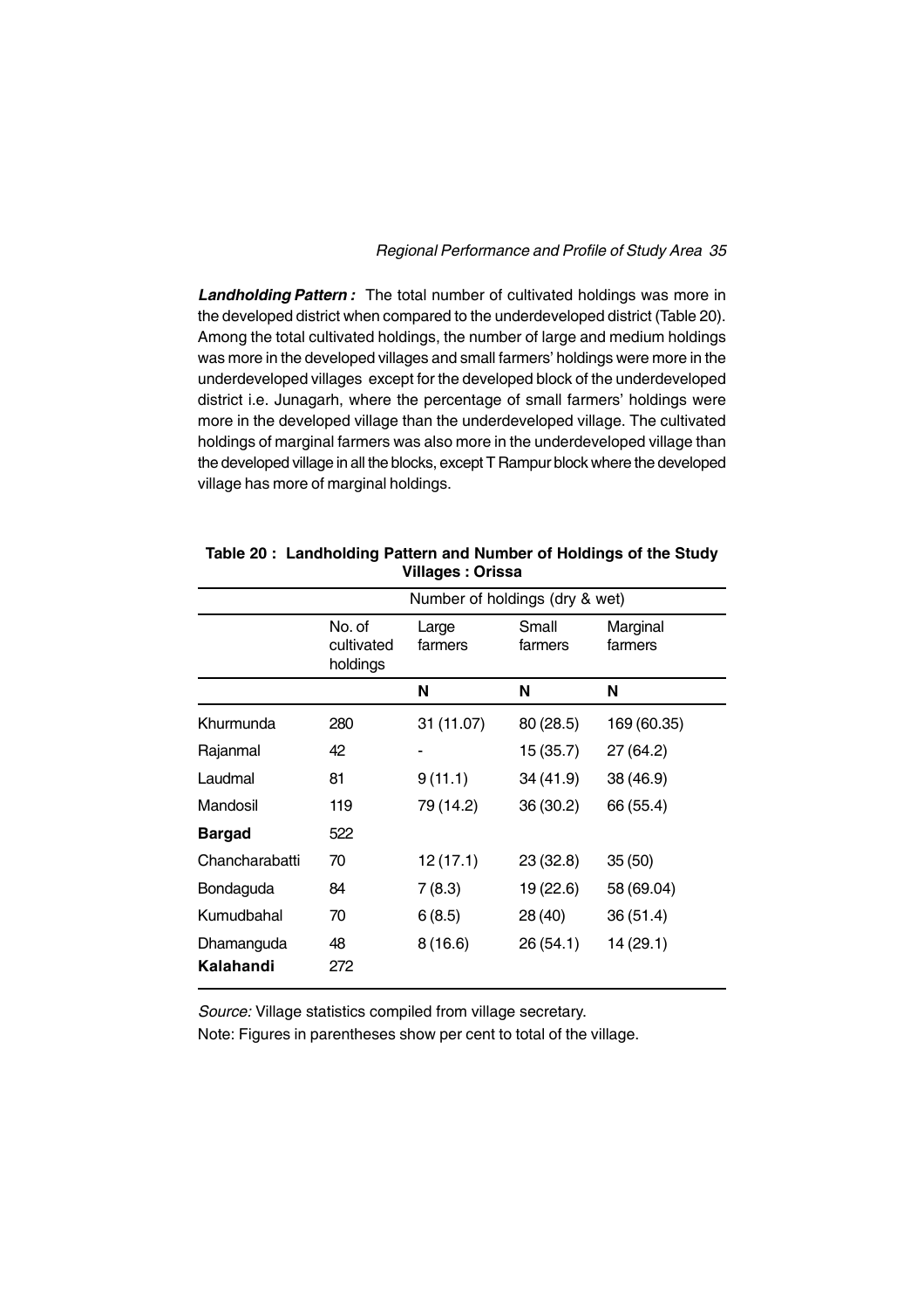***Landholding Pattern :*** The total number of cultivated holdings was more in the developed district when compared to the underdeveloped district (Table 20). Among the total cultivated holdings, the number of large and medium holdings was more in the developed villages and small farmers' holdings were more in the underdeveloped villages except for the developed block of the underdeveloped district i.e. Junagarh, where the percentage of small farmers' holdings were more in the developed village than the underdeveloped village. The cultivated holdings of marginal farmers was also more in the underdeveloped village than the developed village in all the blocks, except T Rampur block where the developed village has more of marginal holdings.

**Table 20 : Landholding Pattern and Number of Holdings of the Study Villages : Orissa**

| | Number of holdings (dry & wet) | | | |
|---|---|---|---|---|
| | No. of cultivated holdings | Large farmers | Small farmers | Marginal farmers |
| | | N | N | N |
| Khurmunda | 280 | 31 (11.07) | 80 (28.5) | 169 (60.35) |
| Rajanmal | 42 | - | 15 (35.7) | 27 (64.2) |
| Laudmal | 81 | 9 (11.1) | 34 (41.9) | 38 (46.9) |
| Mandosil | 119 | 79 (14.2) | 36 (30.2) | 66 (55.4) |
| **Bargad** | 522 | | | |
| Chancharabatti | 70 | 12 (17.1) | 23 (32.8) | 35 (50) |
| Bondaguda | 84 | 7 (8.3) | 19 (22.6) | 58 (69.04) |
| Kumudbahal | 70 | 6 (8.5) | 28 (40) | 36 (51.4) |
| Dhamanguda | 48 | 8 (16.6) | 26 (54.1) | 14 (29.1) |
| **Kalahandi** | 272 | | | |

*Source:* Village statistics compiled from village secretary.

Note: Figures in parentheses show per cent to total of the village.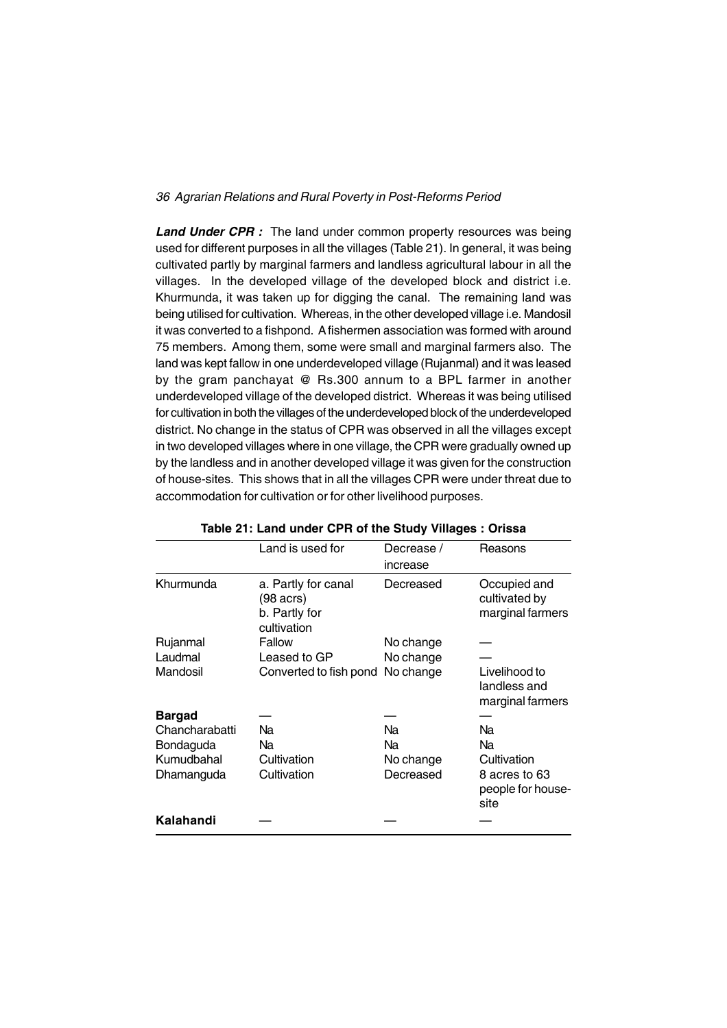***Land Under CPR :*** The land under common property resources was being used for different purposes in all the villages (Table 21). In general, it was being cultivated partly by marginal farmers and landless agricultural labour in all the villages. In the developed village of the developed block and district i.e. Khurmunda, it was taken up for digging the canal. The remaining land was being utilised for cultivation. Whereas, in the other developed village i.e. Mandosil it was converted to a fishpond. A fishermen association was formed with around 75 members. Among them, some were small and marginal farmers also. The land was kept fallow in one underdeveloped village (Rujanmal) and it was leased by the gram panchayat @ Rs.300 annum to a BPL farmer in another underdeveloped village of the developed district. Whereas it was being utilised for cultivation in both the villages of the underdeveloped block of the underdeveloped district. No change in the status of CPR was observed in all the villages except in two developed villages where in one village, the CPR were gradually owned up by the landless and in another developed village it was given for the construction of house-sites. This shows that in all the villages CPR were under threat due to accommodation for cultivation or for other livelihood purposes.

**Table 21: Land under CPR of the Study Villages : Orissa**

| | Land is used for | Decrease / increase | Reasons |
|---|---|---|---|
| Khurmunda | a. Partly for canal (98 acrs) b. Partly for cultivation | Decreased | Occupied and cultivated by marginal farmers |
| Rujanmal | Fallow | No change | — |
| Laudmal | Leased to GP | No change | — |
| Mandosil | Converted to fish pond | No change | Livelihood to landless and marginal farmers |
| **Bargad** | — | — | — |
| Chancharabatti | Na | Na | Na |
| Bondaguda | Na | Na | Na |
| Kumudbahal | Cultivation | No change | Cultivation |
| Dhamanguda | Cultivation | Decreased | 8 acres to 63 people for house-site |
| **Kalahandi** | — | — | — |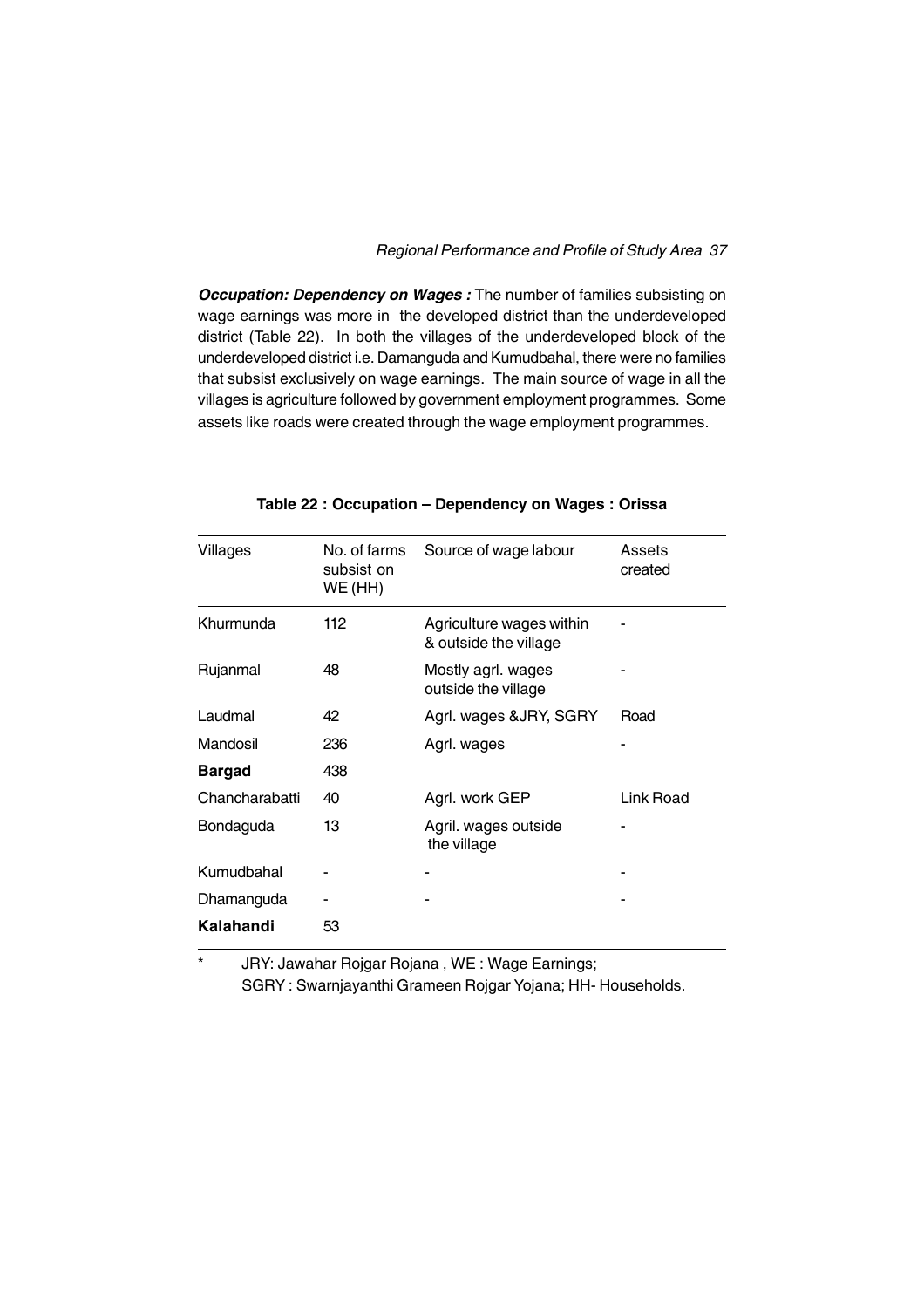***Occupation: Dependency on Wages :*** The number of families subsisting on wage earnings was more in the developed district than the underdeveloped district (Table 22). In both the villages of the underdeveloped block of the underdeveloped district i.e. Damanguda and Kumudbahal, there were no families that subsist exclusively on wage earnings. The main source of wage in all the villages is agriculture followed by government employment programmes. Some assets like roads were created through the wage employment programmes.

**Table 22 : Occupation – Dependency on Wages : Orissa**

| Villages | No. of farms subsist on WE (HH) | Source of wage labour | Assets created |
|---|---|---|---|
| Khurmunda | 112 | Agriculture wages within & outside the village | - |
| Rujanmal | 48 | Mostly agrl. wages outside the village | - |
| Laudmal | 42 | Agrl. wages &JRY, SGRY | Road |
| Mandosil | 236 | Agrl. wages | - |
| **Bargad** | 438 | | |
| Chancharabatti | 40 | Agrl. work GEP | Link Road |
| Bondaguda | 13 | Agril. wages outside the village | - |
| Kumudbahal | - | - | - |
| Dhamanguda | - | - | - |
| **Kalahandi** | 53 | | |

\* JRY: Jawahar Rojgar Rojana , WE : Wage Earnings;
SGRY : Swarnjayanthi Grameen Rojgar Yojana; HH- Households.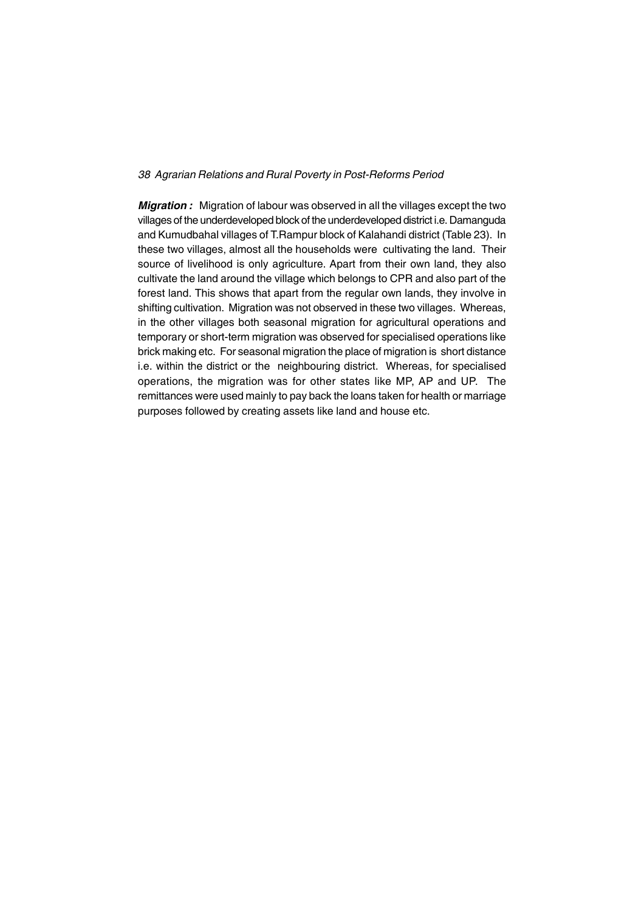***Migration :*** Migration of labour was observed in all the villages except the two villages of the underdeveloped block of the underdeveloped district i.e. Damanguda and Kumudbahal villages of T.Rampur block of Kalahandi district (Table 23). In these two villages, almost all the households were cultivating the land. Their source of livelihood is only agriculture. Apart from their own land, they also cultivate the land around the village which belongs to CPR and also part of the forest land. This shows that apart from the regular own lands, they involve in shifting cultivation. Migration was not observed in these two villages. Whereas, in the other villages both seasonal migration for agricultural operations and temporary or short-term migration was observed for specialised operations like brick making etc. For seasonal migration the place of migration is short distance i.e. within the district or the neighbouring district. Whereas, for specialised operations, the migration was for other states like MP, AP and UP. The remittances were used mainly to pay back the loans taken for health or marriage purposes followed by creating assets like land and house etc.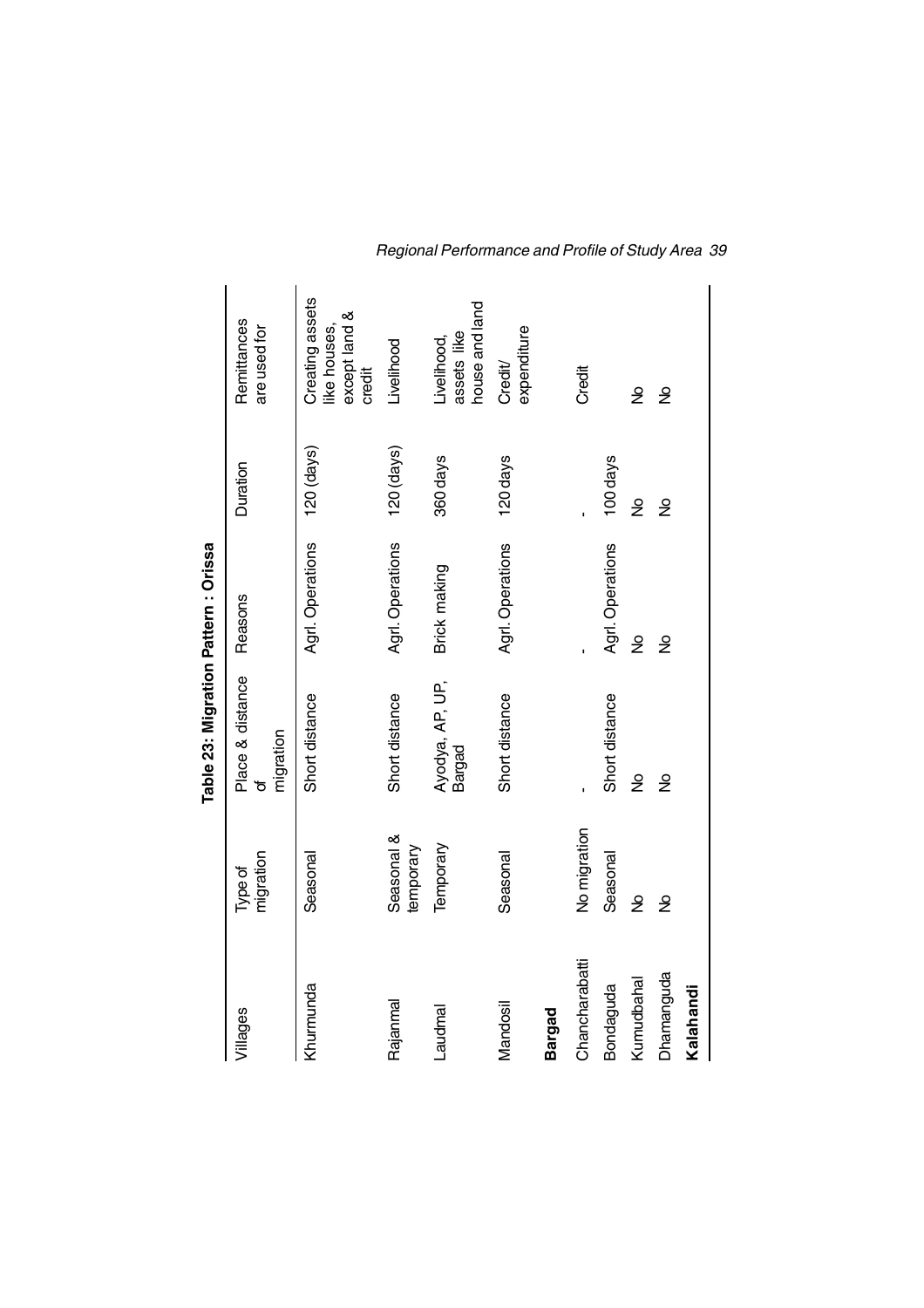**Table 23: Migration Pattern : Orissa**

| Villages | Type of migration | Place & distance of migration | Reasons | Duration | Remittances are used for |
|---|---|---|---|---|---|
| Khurmunda | Seasonal | Short distance | Agrl. Operations | 120 (days) | Creating assets like houses, except land & credit |
| Rajanmal | Seasonal & temporary | Short distance | Agrl. Operations | 120 (days) | Livelihood |
| Laudmal | Temporary | Ayodya, AP, UP, Bargad | Brick making | 360 days | Livelihood, assets like house and land |
| Mandosil | Seasonal | Short distance | Agrl. Operations | 120 days | Credit/ expenditure |
| **Bargad** | | | | | |
| Chancharabatti | No migration | - | - | - | Credit |
| Bondaguda | Seasonal | Short distance | Agrl. Operations | 100 days | |
| Kumudbahal | No | No | No | No | No |
| Dhamanguda | No | No | No | No | No |
| **Kalahandi** | | | | | |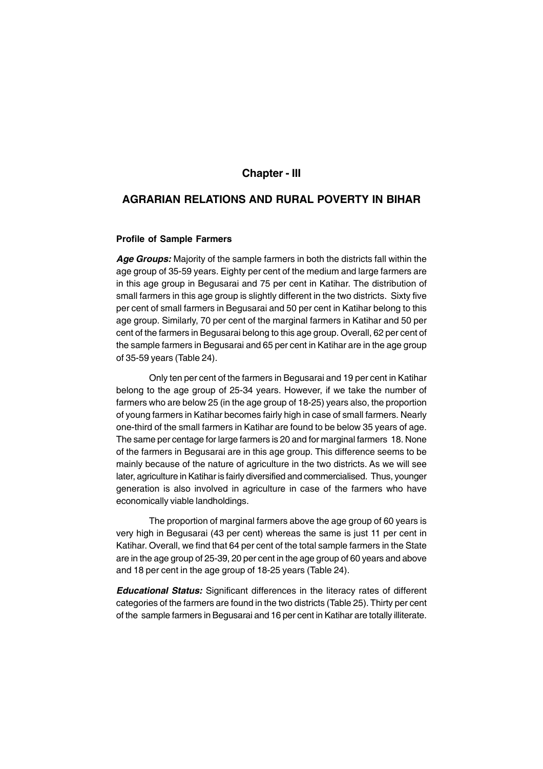# Chapter - III

## AGRARIAN RELATIONS AND RURAL POVERTY IN BIHAR

### Profile of Sample Farmers

***Age Groups:*** Majority of the sample farmers in both the districts fall within the age group of 35-59 years. Eighty per cent of the medium and large farmers are in this age group in Begusarai and 75 per cent in Katihar. The distribution of small farmers in this age group is slightly different in the two districts. Sixty five per cent of small farmers in Begusarai and 50 per cent in Katihar belong to this age group. Similarly, 70 per cent of the marginal farmers in Katihar and 50 per cent of the farmers in Begusarai belong to this age group. Overall, 62 per cent of the sample farmers in Begusarai and 65 per cent in Katihar are in the age group of 35-59 years (Table 24).

Only ten per cent of the farmers in Begusarai and 19 per cent in Katihar belong to the age group of 25-34 years. However, if we take the number of farmers who are below 25 (in the age group of 18-25) years also, the proportion of young farmers in Katihar becomes fairly high in case of small farmers. Nearly one-third of the small farmers in Katihar are found to be below 35 years of age. The same per centage for large farmers is 20 and for marginal farmers 18. None of the farmers in Begusarai are in this age group. This difference seems to be mainly because of the nature of agriculture in the two districts. As we will see later, agriculture in Katihar is fairly diversified and commercialised. Thus, younger generation is also involved in agriculture in case of the farmers who have economically viable landholdings.

The proportion of marginal farmers above the age group of 60 years is very high in Begusarai (43 per cent) whereas the same is just 11 per cent in Katihar. Overall, we find that 64 per cent of the total sample farmers in the State are in the age group of 25-39, 20 per cent in the age group of 60 years and above and 18 per cent in the age group of 18-25 years (Table 24).

***Educational Status:*** Significant differences in the literacy rates of different categories of the farmers are found in the two districts (Table 25). Thirty per cent of the sample farmers in Begusarai and 16 per cent in Katihar are totally illiterate.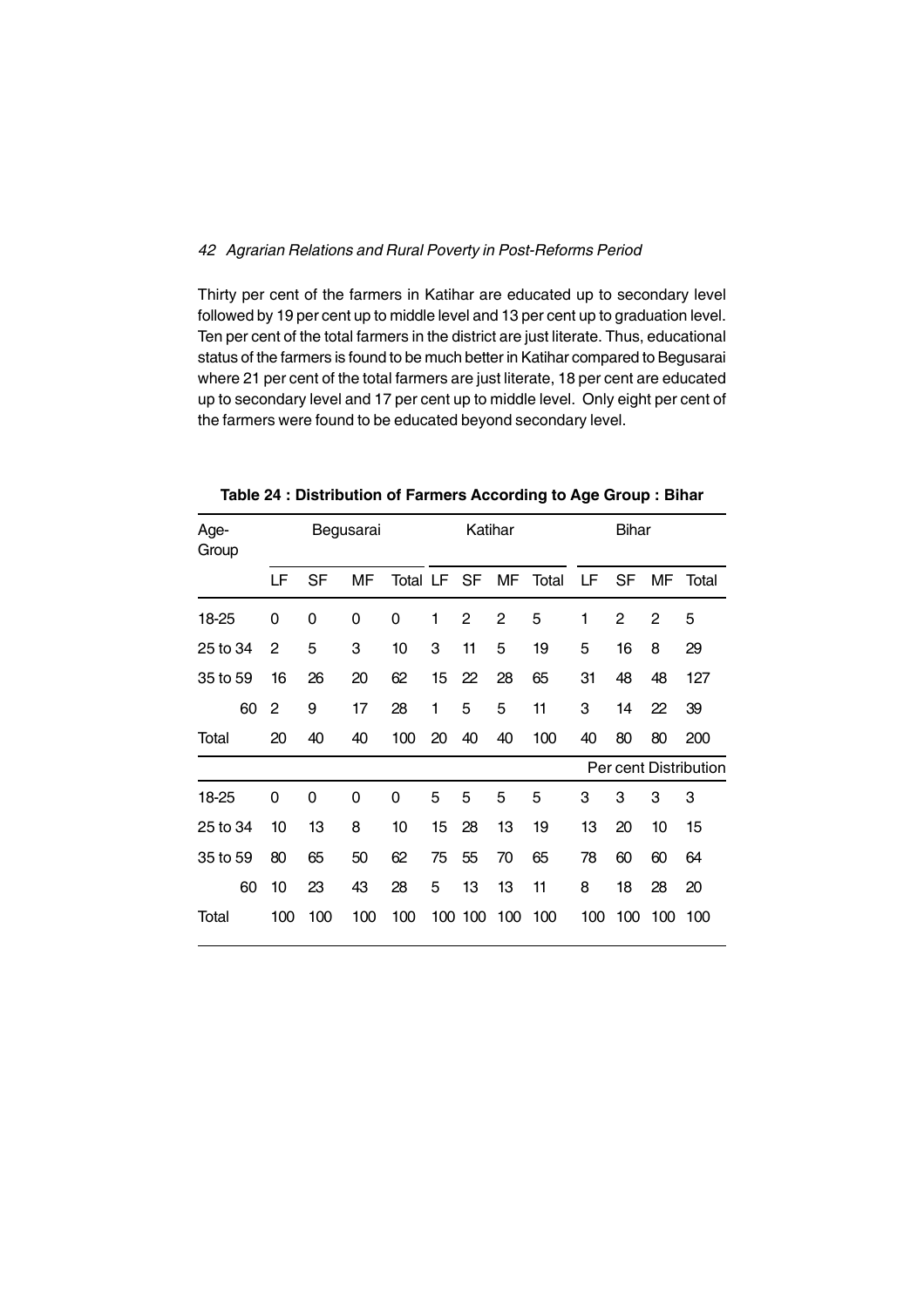Thirty per cent of the farmers in Katihar are educated up to secondary level followed by 19 per cent up to middle level and 13 per cent up to graduation level. Ten per cent of the total farmers in the district are just literate. Thus, educational status of the farmers is found to be much better in Katihar compared to Begusarai where 21 per cent of the total farmers are just literate, 18 per cent are educated up to secondary level and 17 per cent up to middle level. Only eight per cent of the farmers were found to be educated beyond secondary level.

**Table 24 : Distribution of Farmers According to Age Group : Bihar**

| Age-Group | Begusarai | | | | Katihar | | | | Bihar | | | |
|---|---|---|---|---|---|---|---|---|---|---|---|---|
| | LF | SF | MF | Total | LF | SF | MF | Total | LF | SF | MF | Total |
| 18-25 | 0 | 0 | 0 | 0 | 1 | 2 | 2 | 5 | 1 | 2 | 2 | 5 |
| 25 to 34 | 2 | 5 | 3 | 10 | 3 | 11 | 5 | 19 | 5 | 16 | 8 | 29 |
| 35 to 59 | 16 | 26 | 20 | 62 | 15 | 22 | 28 | 65 | 31 | 48 | 48 | 127 |
| 60 | 2 | 9 | 17 | 28 | 1 | 5 | 5 | 11 | 3 | 14 | 22 | 39 |
| Total | 20 | 40 | 40 | 100 | 20 | 40 | 40 | 100 | 40 | 80 | 80 | 200 |
| | | | | | | | | | Per cent Distribution | | | |
| 18-25 | 0 | 0 | 0 | 0 | 5 | 5 | 5 | 5 | 3 | 3 | 3 | 3 |
| 25 to 34 | 10 | 13 | 8 | 10 | 15 | 28 | 13 | 19 | 13 | 20 | 10 | 15 |
| 35 to 59 | 80 | 65 | 50 | 62 | 75 | 55 | 70 | 65 | 78 | 60 | 60 | 64 |
| 60 | 10 | 23 | 43 | 28 | 5 | 13 | 13 | 11 | 8 | 18 | 28 | 20 |
| Total | 100 | 100 | 100 | 100 | 100 | 100 | 100 | 100 | 100 | 100 | 100 | 100 |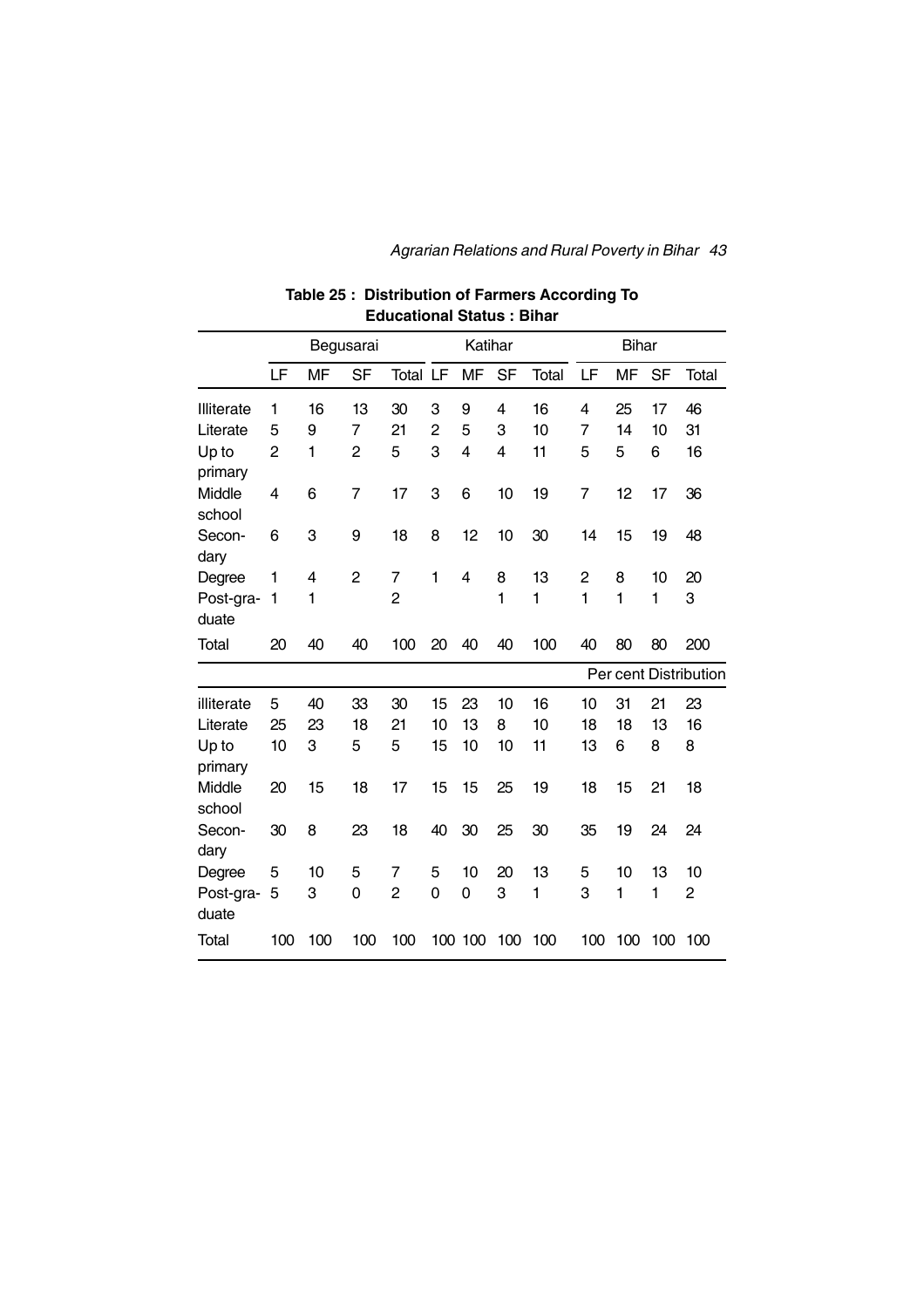**Table 25 : Distribution of Farmers According To Educational Status : Bihar**

| | Begusarai | | | | Katihar | | | | Bihar | | | |
|---|---|---|---|---|---|---|---|---|---|---|---|---|
| | LF | MF | SF | Total | LF | MF | SF | Total | LF | MF | SF | Total |
| Illiterate | 1 | 16 | 13 | 30 | 3 | 9 | 4 | 16 | 4 | 25 | 17 | 46 |
| Literate | 5 | 9 | 7 | 21 | 2 | 5 | 3 | 10 | 7 | 14 | 10 | 31 |
| Up to primary | 2 | 1 | 2 | 5 | 3 | 4 | 4 | 11 | 5 | 5 | 6 | 16 |
| Middle school | 4 | 6 | 7 | 17 | 3 | 6 | 10 | 19 | 7 | 12 | 17 | 36 |
| Secon-dary | 6 | 3 | 9 | 18 | 8 | 12 | 10 | 30 | 14 | 15 | 19 | 48 |
| Degree | 1 | 4 | 2 | 7 | 1 | 4 | 8 | 13 | 2 | 8 | 10 | 20 |
| Post-gra-duate | 1 | 1 | | 2 | | | 1 | 1 | 1 | 1 | 1 | 3 |
| Total | 20 | 40 | 40 | 100 | 20 | 40 | 40 | 100 | 40 | 80 | 80 | 200 |
| | | | | | | | | | Per cent Distribution | | | |
| illiterate | 5 | 40 | 33 | 30 | 15 | 23 | 10 | 16 | 10 | 31 | 21 | 23 |
| Literate | 25 | 23 | 18 | 21 | 10 | 13 | 8 | 10 | 18 | 18 | 13 | 16 |
| Up to primary | 10 | 3 | 5 | 5 | 15 | 10 | 10 | 11 | 13 | 6 | 8 | 8 |
| Middle school | 20 | 15 | 18 | 17 | 15 | 15 | 25 | 19 | 18 | 15 | 21 | 18 |
| Secon-dary | 30 | 8 | 23 | 18 | 40 | 30 | 25 | 30 | 35 | 19 | 24 | 24 |
| Degree | 5 | 10 | 5 | 7 | 5 | 10 | 20 | 13 | 5 | 10 | 13 | 10 |
| Post-gra-duate | 5 | 3 | 0 | 2 | 0 | 0 | 3 | 1 | 3 | 1 | 1 | 2 |
| Total | 100 | 100 | 100 | 100 | 100 | 100 | 100 | 100 | 100 | 100 | 100 | 100 |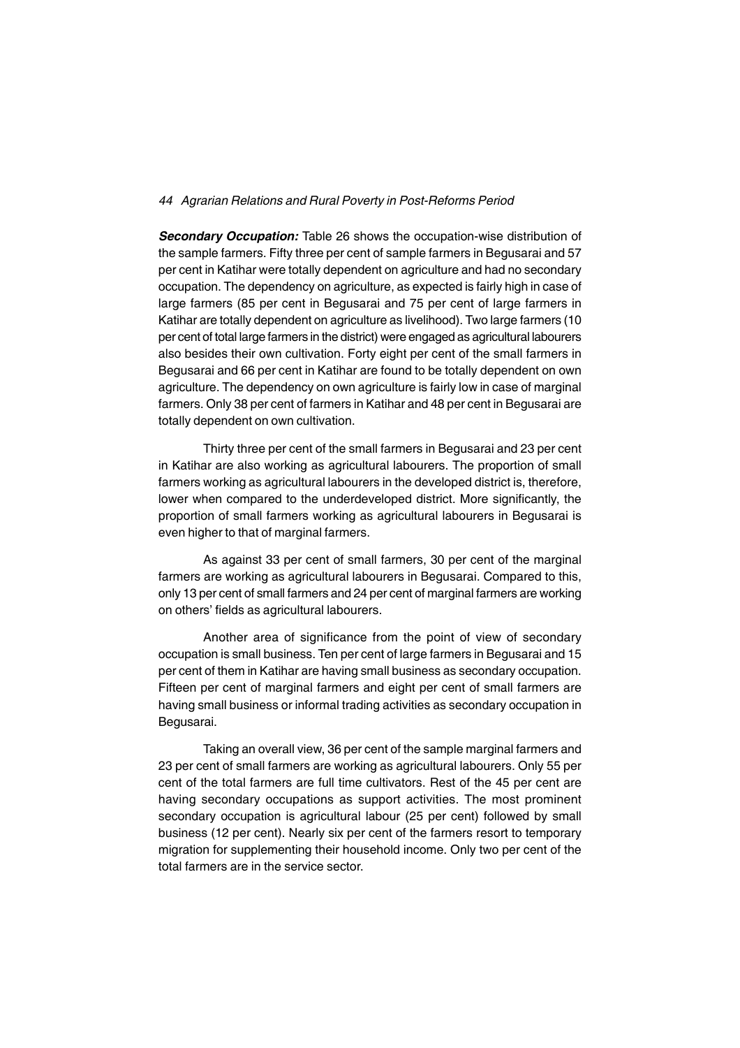***Secondary Occupation:*** Table 26 shows the occupation-wise distribution of the sample farmers. Fifty three per cent of sample farmers in Begusarai and 57 per cent in Katihar were totally dependent on agriculture and had no secondary occupation. The dependency on agriculture, as expected is fairly high in case of large farmers (85 per cent in Begusarai and 75 per cent of large farmers in Katihar are totally dependent on agriculture as livelihood). Two large farmers (10 per cent of total large farmers in the district) were engaged as agricultural labourers also besides their own cultivation. Forty eight per cent of the small farmers in Begusarai and 66 per cent in Katihar are found to be totally dependent on own agriculture. The dependency on own agriculture is fairly low in case of marginal farmers. Only 38 per cent of farmers in Katihar and 48 per cent in Begusarai are totally dependent on own cultivation.

Thirty three per cent of the small farmers in Begusarai and 23 per cent in Katihar are also working as agricultural labourers. The proportion of small farmers working as agricultural labourers in the developed district is, therefore, lower when compared to the underdeveloped district. More significantly, the proportion of small farmers working as agricultural labourers in Begusarai is even higher to that of marginal farmers.

As against 33 per cent of small farmers, 30 per cent of the marginal farmers are working as agricultural labourers in Begusarai. Compared to this, only 13 per cent of small farmers and 24 per cent of marginal farmers are working on others' fields as agricultural labourers.

Another area of significance from the point of view of secondary occupation is small business. Ten per cent of large farmers in Begusarai and 15 per cent of them in Katihar are having small business as secondary occupation. Fifteen per cent of marginal farmers and eight per cent of small farmers are having small business or informal trading activities as secondary occupation in Begusarai.

Taking an overall view, 36 per cent of the sample marginal farmers and 23 per cent of small farmers are working as agricultural labourers. Only 55 per cent of the total farmers are full time cultivators. Rest of the 45 per cent are having secondary occupations as support activities. The most prominent secondary occupation is agricultural labour (25 per cent) followed by small business (12 per cent). Nearly six per cent of the farmers resort to temporary migration for supplementing their household income. Only two per cent of the total farmers are in the service sector.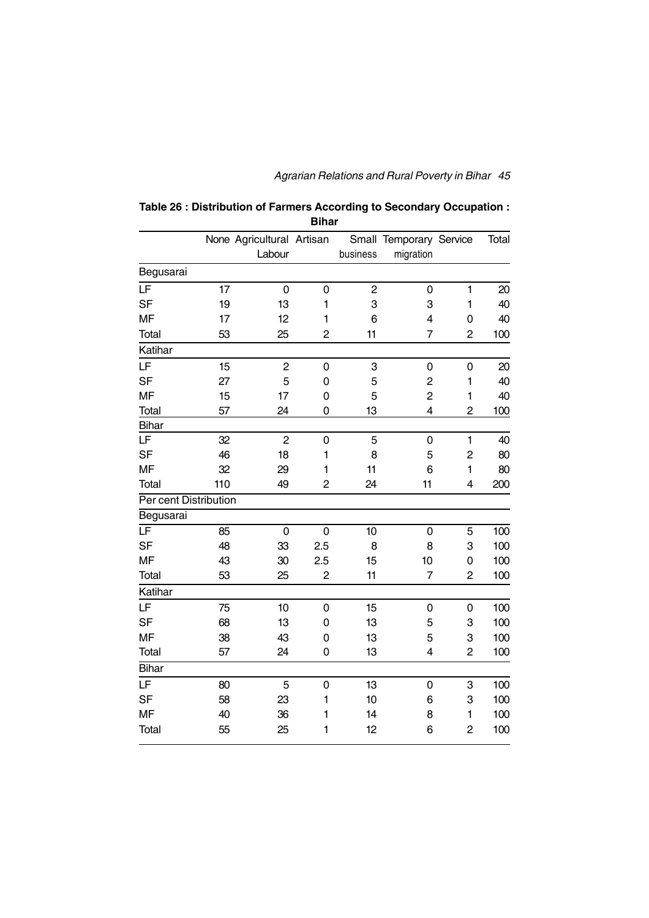**Table 26 : Distribution of Farmers According to Secondary Occupation : Bihar**

| | None | Agricultural Labour | Artisan | Small business | Temporary migration | Service | Total |
|---|---|---|---|---|---|---|---|
| **Begusarai** | | | | | | | |
| LF | 17 | 0 | 0 | 2 | 0 | 1 | 20 |
| SF | 19 | 13 | 1 | 3 | 3 | 1 | 40 |
| MF | 17 | 12 | 1 | 6 | 4 | 0 | 40 |
| Total | 53 | 25 | 2 | 11 | 7 | 2 | 100 |
| **Katihar** | | | | | | | |
| LF | 15 | 2 | 0 | 3 | 0 | 0 | 20 |
| SF | 27 | 5 | 0 | 5 | 2 | 1 | 40 |
| MF | 15 | 17 | 0 | 5 | 2 | 1 | 40 |
| Total | 57 | 24 | 0 | 13 | 4 | 2 | 100 |
| **Bihar** | | | | | | | |
| LF | 32 | 2 | 0 | 5 | 0 | 1 | 40 |
| SF | 46 | 18 | 1 | 8 | 5 | 2 | 80 |
| MF | 32 | 29 | 1 | 11 | 6 | 1 | 80 |
| Total | 110 | 49 | 2 | 24 | 11 | 4 | 200 |
| **Per cent Distribution** | | | | | | | |
| **Begusarai** | | | | | | | |
| LF | 85 | 0 | 0 | 10 | 0 | 5 | 100 |
| SF | 48 | 33 | 2.5 | 8 | 8 | 3 | 100 |
| MF | 43 | 30 | 2.5 | 15 | 10 | 0 | 100 |
| Total | 53 | 25 | 2 | 11 | 7 | 2 | 100 |
| **Katihar** | | | | | | | |
| LF | 75 | 10 | 0 | 15 | 0 | 0 | 100 |
| SF | 68 | 13 | 0 | 13 | 5 | 3 | 100 |
| MF | 38 | 43 | 0 | 13 | 5 | 3 | 100 |
| Total | 57 | 24 | 0 | 13 | 4 | 2 | 100 |
| **Bihar** | | | | | | | |
| LF | 80 | 5 | 0 | 13 | 0 | 3 | 100 |
| SF | 58 | 23 | 1 | 10 | 6 | 3 | 100 |
| MF | 40 | 36 | 1 | 14 | 8 | 1 | 100 |
| Total | 55 | 25 | 1 | 12 | 6 | 2 | 100 |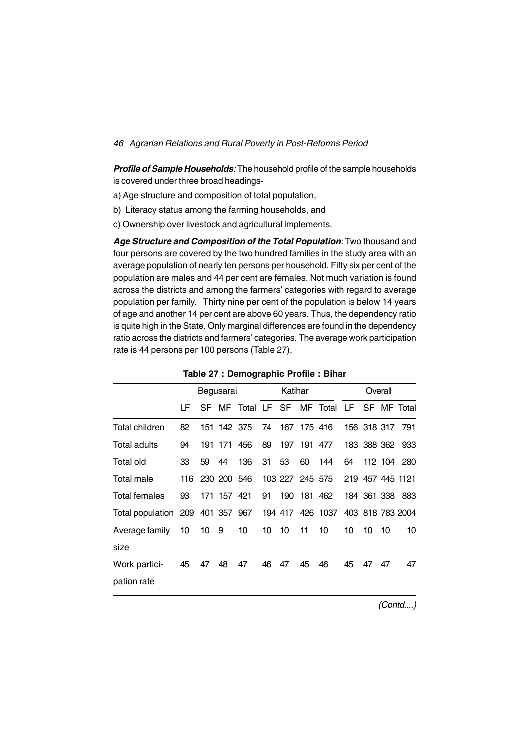***Profile of Sample Households**:* The household profile of the sample households is covered under three broad headings-

a) Age structure and composition of total population,

b) Literacy status among the farming households, and

c) Ownership over livestock and agricultural implements.

***Age Structure and Composition of the Total Population**:* Two thousand and four persons are covered by the two hundred families in the study area with an average population of nearly ten persons per household. Fifty six per cent of the population are males and 44 per cent are females. Not much variation is found across the districts and among the farmers' categories with regard to average population per family. Thirty nine per cent of the population is below 14 years of age and another 14 per cent are above 60 years. Thus, the dependency ratio is quite high in the State. Only marginal differences are found in the dependency ratio across the districts and farmers' categories. The average work participation rate is 44 persons per 100 persons (Table 27).

**Table 27 : Demographic Profile : Bihar**

| | Begusarai | | | | Katihar | | | | Overall | | | |
|---|---|---|---|---|---|---|---|---|---|---|---|---|
| | LF | SF | MF | Total | LF | SF | MF | Total | LF | SF | MF | Total |
| Total children | 82 | 151 | 142 | 375 | 74 | 167 | 175 | 416 | 156 | 318 | 317 | 791 |
| Total adults | 94 | 191 | 171 | 456 | 89 | 197 | 191 | 477 | 183 | 388 | 362 | 933 |
| Total old | 33 | 59 | 44 | 136 | 31 | 53 | 60 | 144 | 64 | 112 | 104 | 280 |
| Total male | 116 | 230 | 200 | 546 | 103 | 227 | 245 | 575 | 219 | 457 | 445 | 1121 |
| Total females | 93 | 171 | 157 | 421 | 91 | 190 | 181 | 462 | 184 | 361 | 338 | 883 |
| Total population | 209 | 401 | 357 | 967 | 194 | 417 | 426 | 1037 | 403 | 818 | 783 | 2004 |
| Average family size | 10 | 10 | 9 | 10 | 10 | 10 | 11 | 10 | 10 | 10 | 10 | 10 |
| Work participation rate | 45 | 47 | 48 | 47 | 46 | 47 | 45 | 46 | 45 | 47 | 47 | 47 |

*(Contd....)*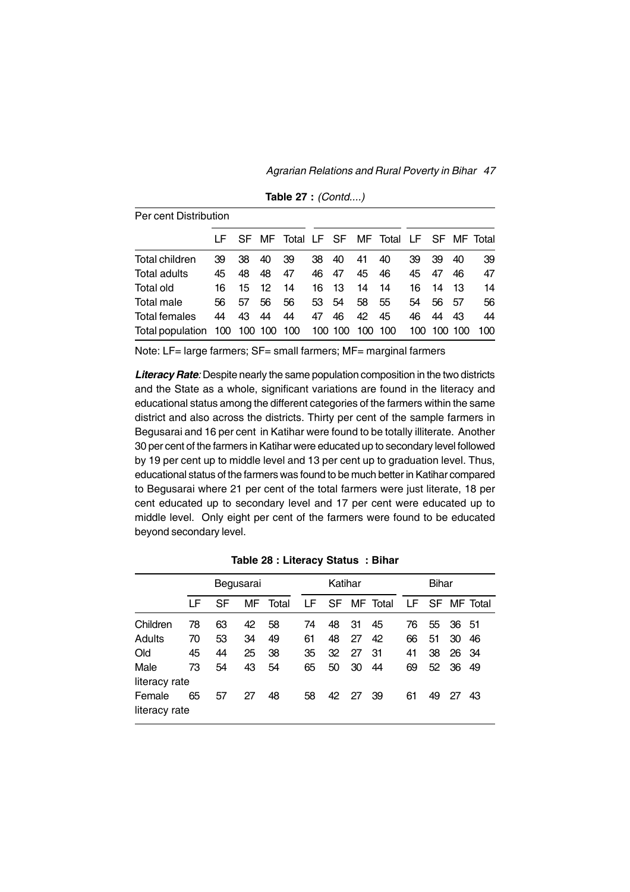**Table 27 :** *(Contd....)*

| Per cent Distribution | | | | | | | | | | | | |
|---|---|---|---|---|---|---|---|---|---|---|---|---|
| | LF | SF | MF | Total | LF | SF | MF | Total | LF | SF | MF | Total |
| Total children | 39 | 38 | 40 | 39 | 38 | 40 | 41 | 40 | 39 | 39 | 40 | 39 |
| Total adults | 45 | 48 | 48 | 47 | 46 | 47 | 45 | 46 | 45 | 47 | 46 | 47 |
| Total old | 16 | 15 | 12 | 14 | 16 | 13 | 14 | 14 | 16 | 14 | 13 | 14 |
| Total male | 56 | 57 | 56 | 56 | 53 | 54 | 58 | 55 | 54 | 56 | 57 | 56 |
| Total females | 44 | 43 | 44 | 44 | 47 | 46 | 42 | 45 | 46 | 44 | 43 | 44 |
| Total population | 100 | 100 | 100 | 100 | 100 | 100 | 100 | 100 | 100 | 100 | 100 | 100 |

Note: LF= large farmers; SF= small farmers; MF= marginal farmers

***Literacy Rate**:* Despite nearly the same population composition in the two districts and the State as a whole, significant variations are found in the literacy and educational status among the different categories of the farmers within the same district and also across the districts. Thirty per cent of the sample farmers in Begusarai and 16 per cent in Katihar were found to be totally illiterate. Another 30 per cent of the farmers in Katihar were educated up to secondary level followed by 19 per cent up to middle level and 13 per cent up to graduation level. Thus, educational status of the farmers was found to be much better in Katihar compared to Begusarai where 21 per cent of the total farmers were just literate, 18 per cent educated up to secondary level and 17 per cent were educated up to middle level. Only eight per cent of the farmers were found to be educated beyond secondary level.

**Table 28 : Literacy Status : Bihar**

| | Begusarai | | | | Katihar | | | | Bihar | | | |
|---|---|---|---|---|---|---|---|---|---|---|---|---|
| | LF | SF | MF | Total | LF | SF | MF | Total | LF | SF | MF | Total |
| Children | 78 | 63 | 42 | 58 | 74 | 48 | 31 | 45 | 76 | 55 | 36 | 51 |
| Adults | 70 | 53 | 34 | 49 | 61 | 48 | 27 | 42 | 66 | 51 | 30 | 46 |
| Old | 45 | 44 | 25 | 38 | 35 | 32 | 27 | 31 | 41 | 38 | 26 | 34 |
| Male literacy rate | 73 | 54 | 43 | 54 | 65 | 50 | 30 | 44 | 69 | 52 | 36 | 49 |
| Female literacy rate | 65 | 57 | 27 | 48 | 58 | 42 | 27 | 39 | 61 | 49 | 27 | 43 |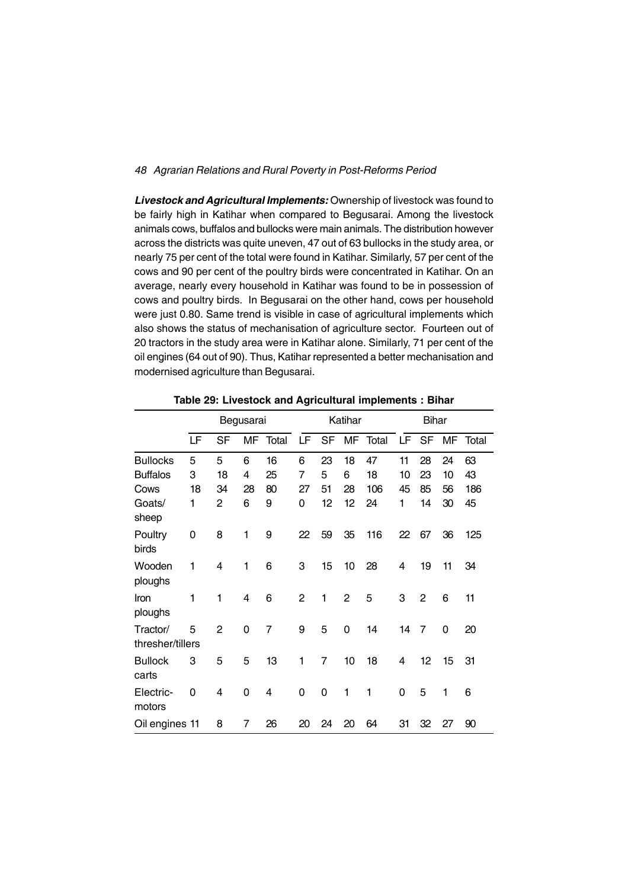***Livestock and Agricultural Implements:*** Ownership of livestock was found to be fairly high in Katihar when compared to Begusarai. Among the livestock animals cows, buffalos and bullocks were main animals. The distribution however across the districts was quite uneven, 47 out of 63 bullocks in the study area, or nearly 75 per cent of the total were found in Katihar. Similarly, 57 per cent of the cows and 90 per cent of the poultry birds were concentrated in Katihar. On an average, nearly every household in Katihar was found to be in possession of cows and poultry birds. In Begusarai on the other hand, cows per household were just 0.80. Same trend is visible in case of agricultural implements which also shows the status of mechanisation of agriculture sector. Fourteen out of 20 tractors in the study area were in Katihar alone. Similarly, 71 per cent of the oil engines (64 out of 90). Thus, Katihar represented a better mechanisation and modernised agriculture than Begusarai.

**Table 29: Livestock and Agricultural implements : Bihar**

| | Begusarai | | | | Katihar | | | | Bihar | | | |
|---|---|---|---|---|---|---|---|---|---|---|---|---|
| | LF | SF | MF | Total | LF | SF | MF | Total | LF | SF | MF | Total |
| Bullocks | 5 | 5 | 6 | 16 | 6 | 23 | 18 | 47 | 11 | 28 | 24 | 63 |
| Buffalos | 3 | 18 | 4 | 25 | 7 | 5 | 6 | 18 | 10 | 23 | 10 | 43 |
| Cows | 18 | 34 | 28 | 80 | 27 | 51 | 28 | 106 | 45 | 85 | 56 | 186 |
| Goats/ sheep | 1 | 2 | 6 | 9 | 0 | 12 | 12 | 24 | 1 | 14 | 30 | 45 |
| Poultry birds | 0 | 8 | 1 | 9 | 22 | 59 | 35 | 116 | 22 | 67 | 36 | 125 |
| Wooden ploughs | 1 | 4 | 1 | 6 | 3 | 15 | 10 | 28 | 4 | 19 | 11 | 34 |
| Iron ploughs | 1 | 1 | 4 | 6 | 2 | 1 | 2 | 5 | 3 | 2 | 6 | 11 |
| Tractor/ thresher/tillers | 5 | 2 | 0 | 7 | 9 | 5 | 0 | 14 | 14 | 7 | 0 | 20 |
| Bullock carts | 3 | 5 | 5 | 13 | 1 | 7 | 10 | 18 | 4 | 12 | 15 | 31 |
| Electric-motors | 0 | 4 | 0 | 4 | 0 | 0 | 1 | 1 | 0 | 5 | 1 | 6 |
| Oil engines | 11 | 8 | 7 | 26 | 20 | 24 | 20 | 64 | 31 | 32 | 27 | 90 |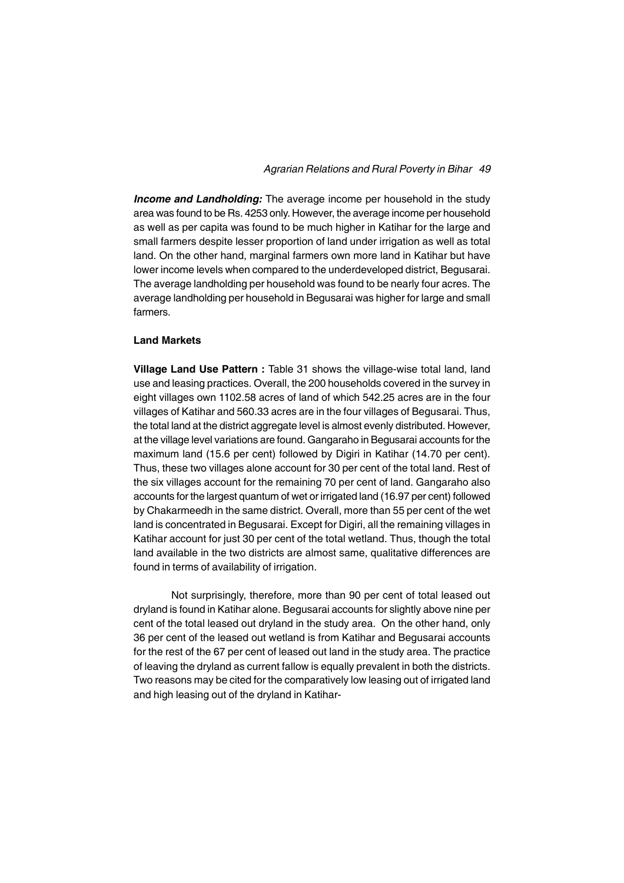***Income and Landholding:*** The average income per household in the study area was found to be Rs. 4253 only. However, the average income per household as well as per capita was found to be much higher in Katihar for the large and small farmers despite lesser proportion of land under irrigation as well as total land. On the other hand, marginal farmers own more land in Katihar but have lower income levels when compared to the underdeveloped district, Begusarai. The average landholding per household was found to be nearly four acres. The average landholding per household in Begusarai was higher for large and small farmers.

**Land Markets**

**Village Land Use Pattern :** Table 31 shows the village-wise total land, land use and leasing practices. Overall, the 200 households covered in the survey in eight villages own 1102.58 acres of land of which 542.25 acres are in the four villages of Katihar and 560.33 acres are in the four villages of Begusarai. Thus, the total land at the district aggregate level is almost evenly distributed. However, at the village level variations are found. Gangaraho in Begusarai accounts for the maximum land (15.6 per cent) followed by Digiri in Katihar (14.70 per cent). Thus, these two villages alone account for 30 per cent of the total land. Rest of the six villages account for the remaining 70 per cent of land. Gangaraho also accounts for the largest quantum of wet or irrigated land (16.97 per cent) followed by Chakarmeedh in the same district. Overall, more than 55 per cent of the wet land is concentrated in Begusarai. Except for Digiri, all the remaining villages in Katihar account for just 30 per cent of the total wetland. Thus, though the total land available in the two districts are almost same, qualitative differences are found in terms of availability of irrigation.

Not surprisingly, therefore, more than 90 per cent of total leased out dryland is found in Katihar alone. Begusarai accounts for slightly above nine per cent of the total leased out dryland in the study area. On the other hand, only 36 per cent of the leased out wetland is from Katihar and Begusarai accounts for the rest of the 67 per cent of leased out land in the study area. The practice of leaving the dryland as current fallow is equally prevalent in both the districts. Two reasons may be cited for the comparatively low leasing out of irrigated land and high leasing out of the dryland in Katihar-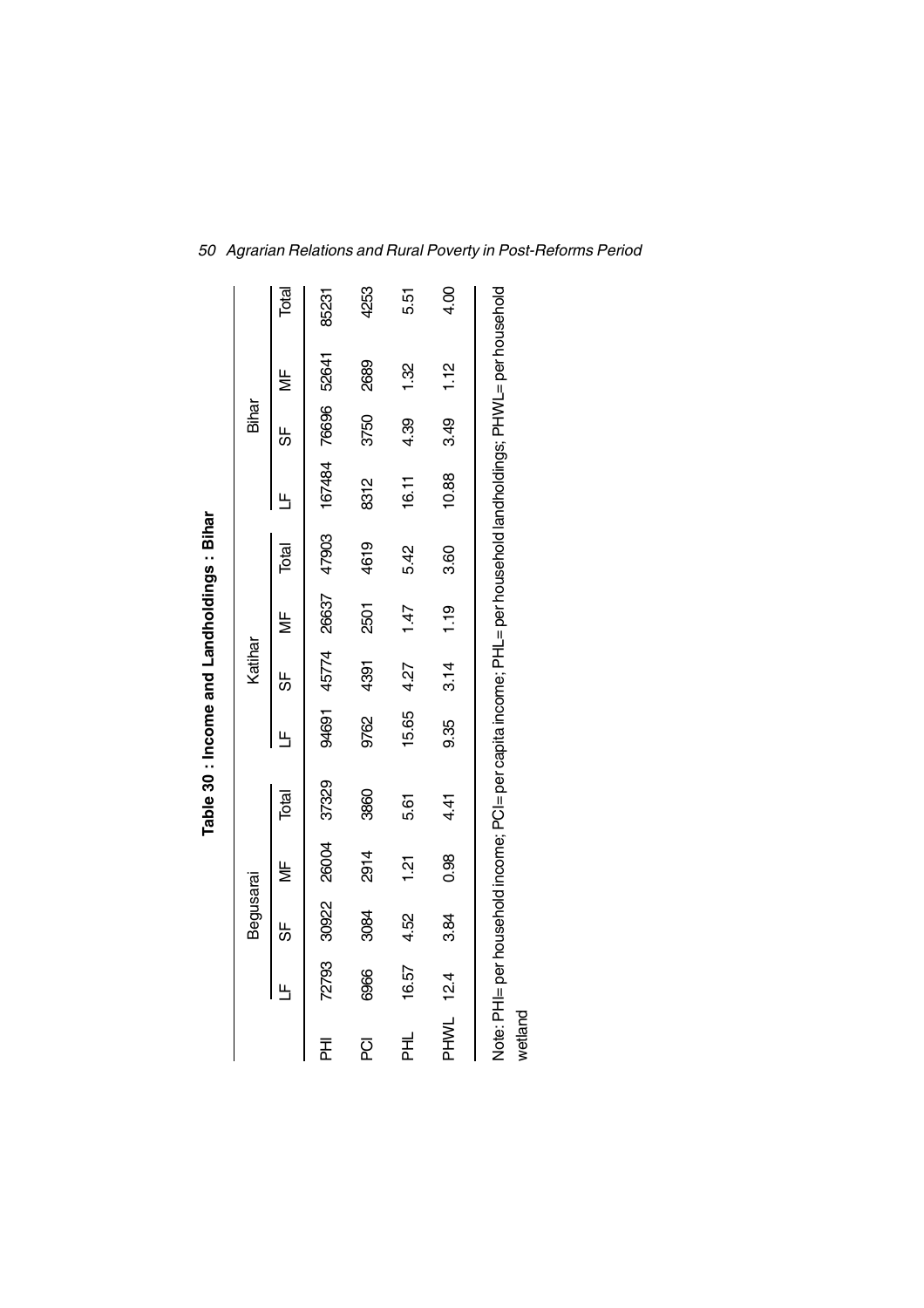**Table 30 : Income and Landholdings : Bihar**

| | Begusarai | | | | Katihar | | | | Bihar | | | |
|---|---|---|---|---|---|---|---|---|---|---|---|---|
| | LF | SF | MF | Total | LF | SF | MF | Total | LF | SF | MF | Total |
| PHI | 72793 | 30922 | 26004 | 37329 | 94691 | 45774 | 26637 | 47903 | 167484 | 76696 | 52641 | 85231 |
| PCI | 6966 | 3084 | 2914 | 3860 | 9762 | 4391 | 2501 | 4619 | 8312 | 3750 | 2689 | 4253 |
| PHL | 16.57 | 4.52 | 1.21 | 5.61 | 15.65 | 4.27 | 1.47 | 5.42 | 16.11 | 4.39 | 1.32 | 5.51 |
| PHWL | 12.4 | 3.84 | 0.98 | 4.41 | 9.35 | 3.14 | 1.19 | 3.60 | 10.88 | 3.49 | 1.12 | 4.00 |

Note: PHI= per household income; PCI= per capita income; PHL= per household landholdings; PHWL= per household wetland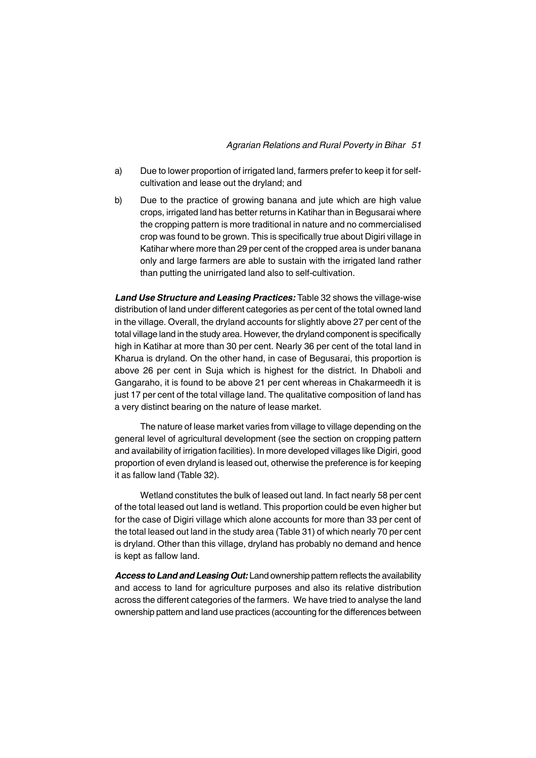a) Due to lower proportion of irrigated land, farmers prefer to keep it for self-cultivation and lease out the dryland; and

b) Due to the practice of growing banana and jute which are high value crops, irrigated land has better returns in Katihar than in Begusarai where the cropping pattern is more traditional in nature and no commercialised crop was found to be grown. This is specifically true about Digiri village in Katihar where more than 29 per cent of the cropped area is under banana only and large farmers are able to sustain with the irrigated land rather than putting the unirrigated land also to self-cultivation.

***Land Use Structure and Leasing Practices:*** Table 32 shows the village-wise distribution of land under different categories as per cent of the total owned land in the village. Overall, the dryland accounts for slightly above 27 per cent of the total village land in the study area. However, the dryland component is specifically high in Katihar at more than 30 per cent. Nearly 36 per cent of the total land in Kharua is dryland. On the other hand, in case of Begusarai, this proportion is above 26 per cent in Suja which is highest for the district. In Dhaboli and Gangaraho, it is found to be above 21 per cent whereas in Chakarmeedh it is just 17 per cent of the total village land. The qualitative composition of land has a very distinct bearing on the nature of lease market.

The nature of lease market varies from village to village depending on the general level of agricultural development (see the section on cropping pattern and availability of irrigation facilities). In more developed villages like Digiri, good proportion of even dryland is leased out, otherwise the preference is for keeping it as fallow land (Table 32).

Wetland constitutes the bulk of leased out land. In fact nearly 58 per cent of the total leased out land is wetland. This proportion could be even higher but for the case of Digiri village which alone accounts for more than 33 per cent of the total leased out land in the study area (Table 31) of which nearly 70 per cent is dryland. Other than this village, dryland has probably no demand and hence is kept as fallow land.

***Access to Land and Leasing Out:*** Land ownership pattern reflects the availability and access to land for agriculture purposes and also its relative distribution across the different categories of the farmers. We have tried to analyse the land ownership pattern and land use practices (accounting for the differences between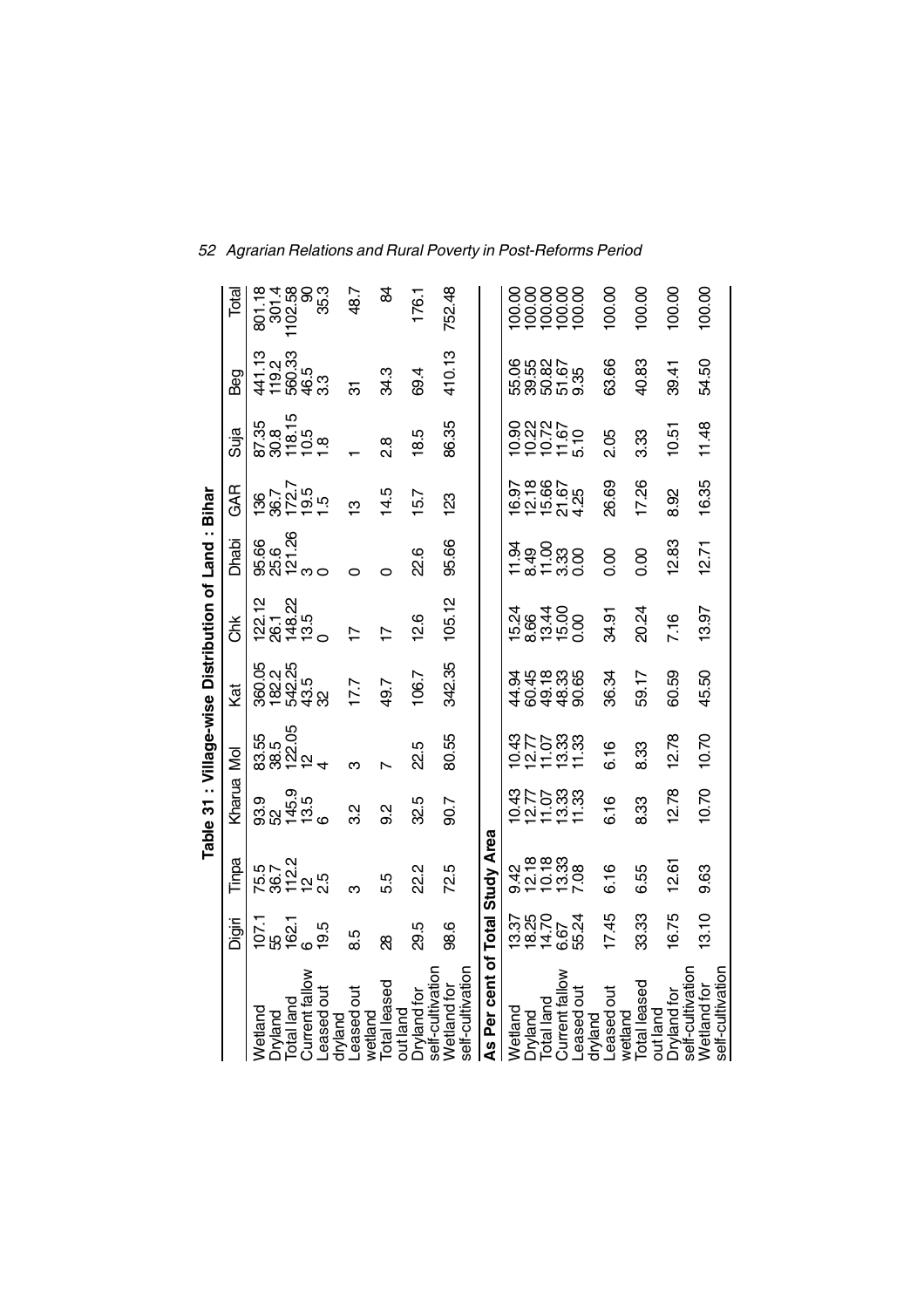**Table 31 : Village-wise Distribution of Land : Bihar**

| | Digiri | Tinpa | Kharua | Mol | Kat | Chk | Dhabi | GAR | Suja | Beg | Total |
|---|---|---|---|---|---|---|---|---|---|---|---|
| Wetland | 107.1 | 75.5 | 93.9 | 83.55 | 360.05 | 122.12 | 95.66 | 136 | 87.35 | 441.13 | 801.18 |
| Dryland | 55 | 36.7 | 52 | 38.5 | 182.2 | 26.1 | 25.6 | 36.7 | 30.8 | 119.2 | 301.4 |
| Total land | 162.1 | 112.2 | 145.9 | 122.05 | 542.25 | 148.22 | 121.26 | 172.7 | 118.15 | 560.33 | 1102.58 |
| Current fallow | 6 | 12 | 13.5 | 12 | 43.5 | 13.5 | 3 | 19.5 | 10.5 | 46.5 | 90 |
| Leased out dryland | 19.5 | 2.5 | 6 | 4 | 32 | 0 | 0 | 1.5 | 1.8 | 3.3 | 35.3 |
| Leased out wetland | 8.5 | 3 | 3.2 | 3 | 17.7 | 17 | 0 | 13 | 1 | 31 | 48.7 |
| Total leased out land | 28 | 5.5 | 9.2 | 7 | 49.7 | 17 | 0 | 14.5 | 2.8 | 34.3 | 84 |
| Dryland for self-cultivation | 29.5 | 22.2 | 32.5 | 22.5 | 106.7 | 12.6 | 22.6 | 15.7 | 18.5 | 69.4 | 176.1 |
| Wetland for self-cultivation | 98.6 | 72.5 | 90.7 | 80.55 | 342.35 | 105.12 | 95.66 | 123 | 86.35 | 410.13 | 752.48 |
| **As Per cent of Total Study Area** | | | | | | | | | | | |
| Wetland | 13.37 | 9.42 | 10.43 | 10.43 | 44.94 | 15.24 | 11.94 | 16.97 | 10.90 | 55.06 | 100.00 |
| Dryland | 18.25 | 12.18 | 12.77 | 12.77 | 60.45 | 8.66 | 8.49 | 12.18 | 10.22 | 39.55 | 100.00 |
| Total land | 14.70 | 10.18 | 11.07 | 11.07 | 49.18 | 13.44 | 11.00 | 15.66 | 10.72 | 50.82 | 100.00 |
| Current fallow | 6.67 | 13.33 | 13.33 | 13.33 | 48.33 | 15.00 | 3.33 | 21.67 | 11.67 | 51.67 | 100.00 |
| Leased out dryland | 55.24 | 7.08 | 11.33 | 11.33 | 90.65 | 0.00 | 0.00 | 4.25 | 5.10 | 9.35 | 100.00 |
| Leased out wetland | 17.45 | 6.16 | 6.16 | 6.16 | 36.34 | 34.91 | 0.00 | 26.69 | 2.05 | 63.66 | 100.00 |
| Total leased out land | 33.33 | 6.55 | 8.33 | 8.33 | 59.17 | 20.24 | 0.00 | 17.26 | 3.33 | 40.83 | 100.00 |
| Dryland for self-cultivation | 16.75 | 12.61 | 12.78 | 12.78 | 60.59 | 7.16 | 12.83 | 8.92 | 10.51 | 39.41 | 100.00 |
| Wetland for self-cultivation | 13.10 | 9.63 | 10.70 | 10.70 | 45.50 | 13.97 | 12.71 | 16.35 | 11.48 | 54.50 | 100.00 |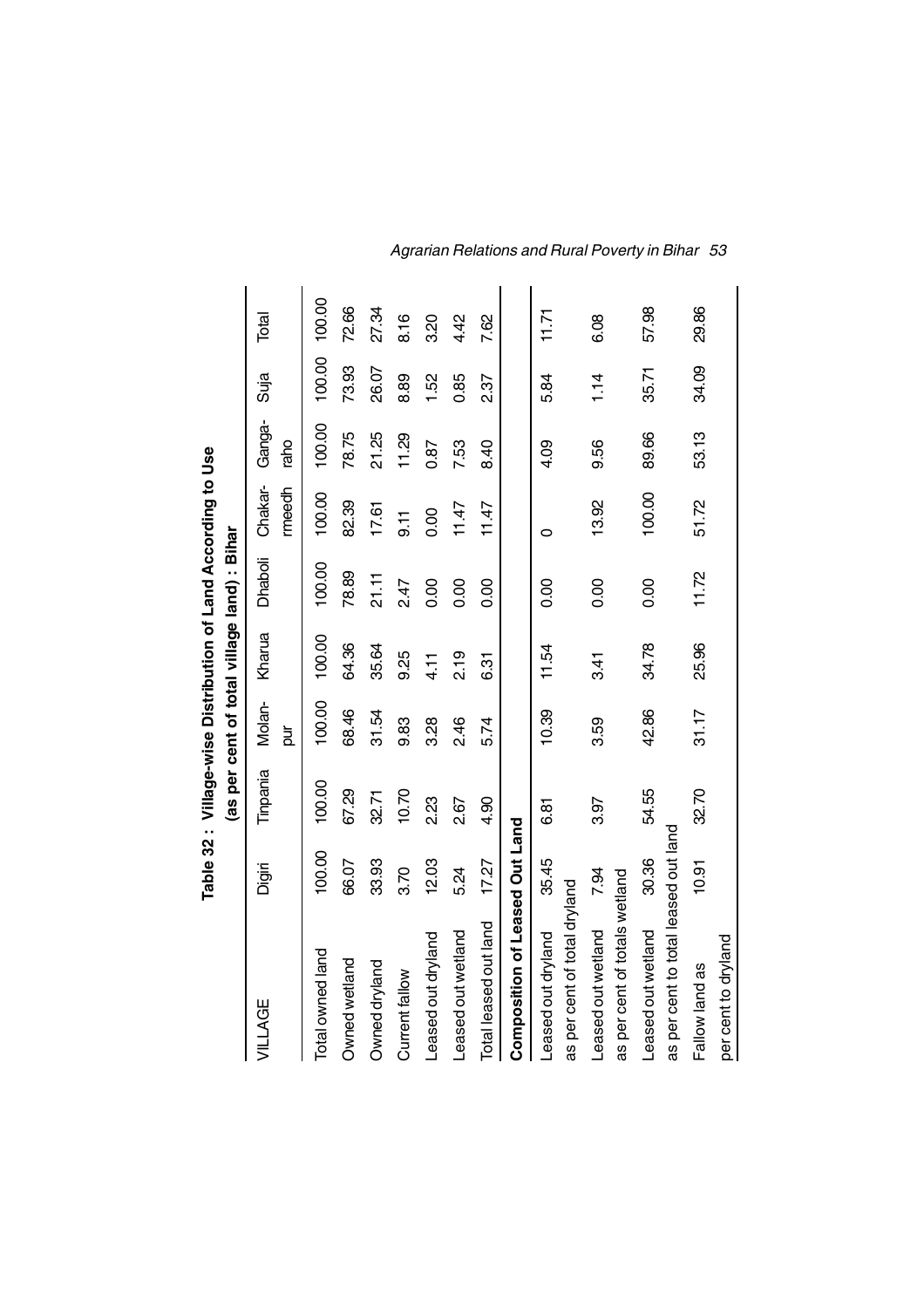**Table 32 : Village-wise Distribution of Land According to Use (as per cent of total village land) : Bihar**

| VILLAGE | Digiri | Tinpania | Molan-pur | Kharua | Dhaboli | Chakar-rmeedh | Ganga-raho | Suja | Total |
|---|---|---|---|---|---|---|---|---|---|
| Total owned land | 100.00 | 100.00 | 100.00 | 100.00 | 100.00 | 100.00 | 100.00 | 100.00 | 100.00 |
| Owned wetland | 66.07 | 67.29 | 68.46 | 64.36 | 78.89 | 82.39 | 78.75 | 73.93 | 72.66 |
| Owned dryland | 33.93 | 32.71 | 31.54 | 35.64 | 21.11 | 17.61 | 21.25 | 26.07 | 27.34 |
| Current fallow | 3.70 | 10.70 | 9.83 | 9.25 | 2.47 | 9.11 | 11.29 | 8.89 | 8.16 |
| Leased out dryland | 12.03 | 2.23 | 3.28 | 4.11 | 0.00 | 0.00 | 0.87 | 1.52 | 3.20 |
| Leased out wetland | 5.24 | 2.67 | 2.46 | 2.19 | 0.00 | 11.47 | 7.53 | 0.85 | 4.42 |
| Total leased out land | 17.27 | 4.90 | 5.74 | 6.31 | 0.00 | 11.47 | 8.40 | 2.37 | 7.62 |
| **Composition of Leased Out Land** | | | | | | | | | |
| Leased out dryland as per cent of total dryland | 35.45 | 6.81 | 10.39 | 11.54 | 0.00 | 0 | 4.09 | 5.84 | 11.71 |
| Leased out wetland as per cent of totals wetland | 7.94 | 3.97 | 3.59 | 3.41 | 0.00 | 13.92 | 9.56 | 1.14 | 6.08 |
| Leased out wetland as per cent to total leased out land | 30.36 | 54.55 | 42.86 | 34.78 | 0.00 | 100.00 | 89.66 | 35.71 | 57.98 |
| Fallow land as per cent to dryland | 10.91 | 32.70 | 31.17 | 25.96 | 11.72 | 51.72 | 53.13 | 34.09 | 29.86 |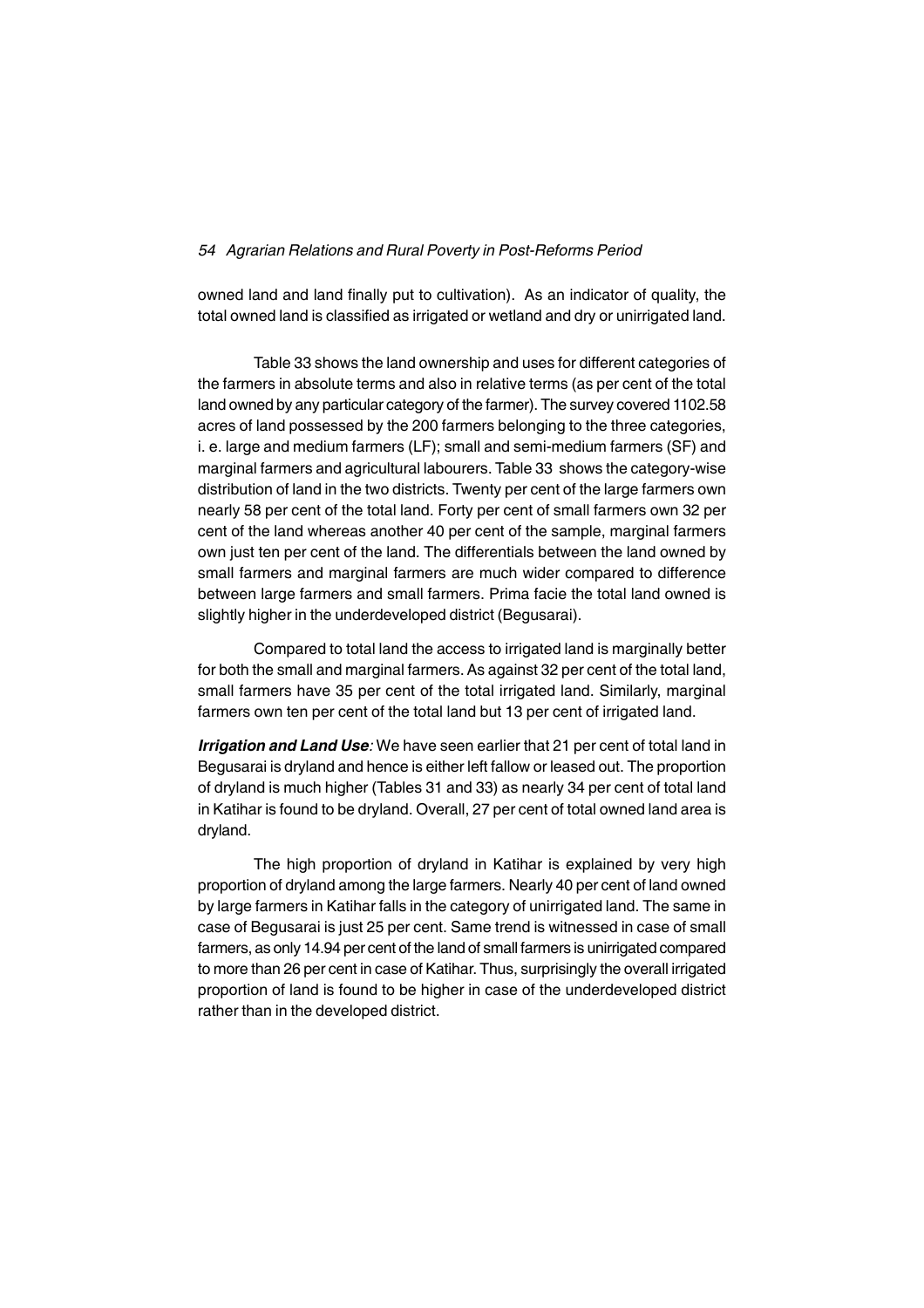owned land and land finally put to cultivation). As an indicator of quality, the total owned land is classified as irrigated or wetland and dry or unirrigated land.

Table 33 shows the land ownership and uses for different categories of the farmers in absolute terms and also in relative terms (as per cent of the total land owned by any particular category of the farmer). The survey covered 1102.58 acres of land possessed by the 200 farmers belonging to the three categories, i. e. large and medium farmers (LF); small and semi-medium farmers (SF) and marginal farmers and agricultural labourers. Table 33 shows the category-wise distribution of land in the two districts. Twenty per cent of the large farmers own nearly 58 per cent of the total land. Forty per cent of small farmers own 32 per cent of the land whereas another 40 per cent of the sample, marginal farmers own just ten per cent of the land. The differentials between the land owned by small farmers and marginal farmers are much wider compared to difference between large farmers and small farmers. Prima facie the total land owned is slightly higher in the underdeveloped district (Begusarai).

Compared to total land the access to irrigated land is marginally better for both the small and marginal farmers. As against 32 per cent of the total land, small farmers have 35 per cent of the total irrigated land. Similarly, marginal farmers own ten per cent of the total land but 13 per cent of irrigated land.

***Irrigation and Land Use****:* We have seen earlier that 21 per cent of total land in Begusarai is dryland and hence is either left fallow or leased out. The proportion of dryland is much higher (Tables 31 and 33) as nearly 34 per cent of total land in Katihar is found to be dryland. Overall, 27 per cent of total owned land area is dryland.

The high proportion of dryland in Katihar is explained by very high proportion of dryland among the large farmers. Nearly 40 per cent of land owned by large farmers in Katihar falls in the category of unirrigated land. The same in case of Begusarai is just 25 per cent. Same trend is witnessed in case of small farmers, as only 14.94 per cent of the land of small farmers is unirrigated compared to more than 26 per cent in case of Katihar. Thus, surprisingly the overall irrigated proportion of land is found to be higher in case of the underdeveloped district rather than in the developed district.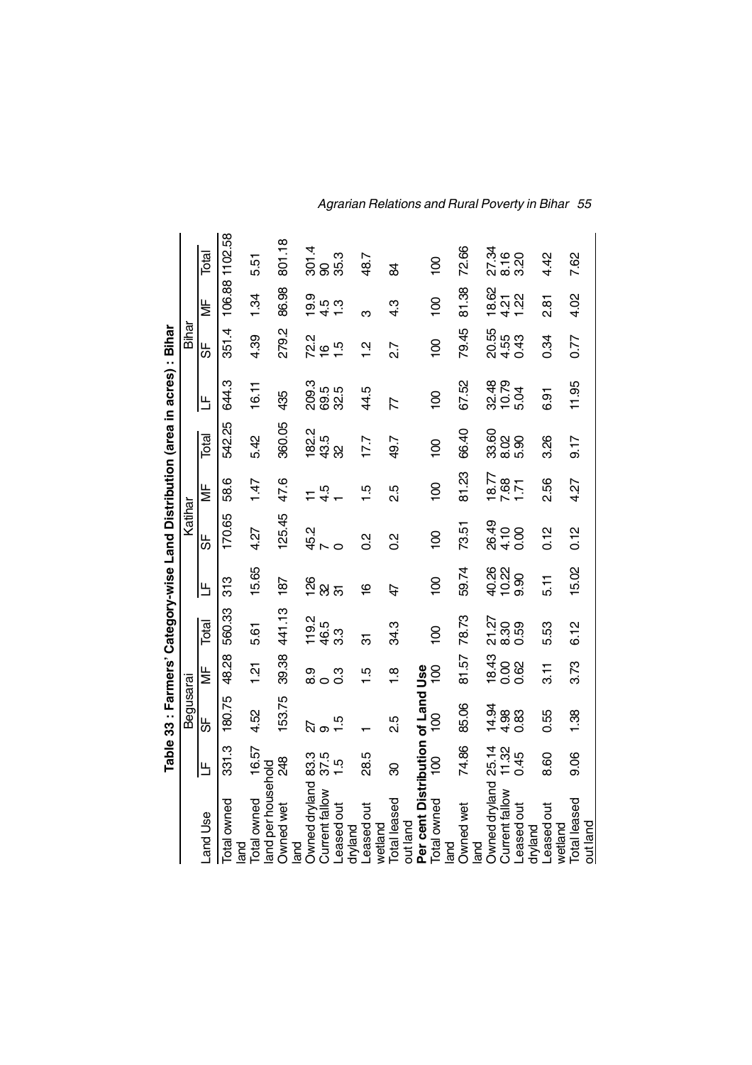**Table 33 : Farmers' Category-wise Land Distribution (area in acres) : Bihar**

| Land Use | Begusarai | | | | Katihar | | | | Bihar | | | |
|---|---|---|---|---|---|---|---|---|---|---|---|---|
| | LF | SF | MF | Total | LF | SF | MF | Total | LF | SF | MF | Total |
| Total owned land | 331.3 | 180.75 | 48.28 | 560.33 | 313 | 170.65 | 58.6 | 542.25 | 644.3 | 351.4 | 106.88 | 1102.58 |
| Total owned land per household | 16.57 | 4.52 | 1.21 | 5.61 | 15.65 | 4.27 | 1.47 | 5.42 | 16.11 | 4.39 | 1.34 | 5.51 |
| Owned wet land | 248 | 153.75 | 39.38 | 441.13 | 187 | 125.45 | 47.6 | 360.05 | 435 | 279.2 | 86.98 | 801.18 |
| Owned dryland | 83.3 | 27 | 8.9 | 119.2 | 126 | 45.2 | 11 | 182.2 | 209.3 | 72.2 | 19.9 | 301.4 |
| Current fallow | 37.5 | 9 | 0 | 46.5 | 32 | 7 | 4.5 | 43.5 | 69.5 | 16 | 4.5 | 90 |
| Leased out dryland | 1.5 | 1.5 | 0.3 | 3.3 | 31 | 0 | 1 | 32 | 32.5 | 1.5 | 1.3 | 35.3 |
| Leased out wetland | 28.5 | 1 | 1.5 | 31 | 16 | 0.2 | 1.5 | 17.7 | 44.5 | 1.2 | 3 | 48.7 |
| Total leased out land | 30 | 2.5 | 1.8 | 34.3 | 47 | 0.2 | 2.5 | 49.7 | 77 | 2.7 | 4.3 | 84 |
| **Per cent Distribution of Land Use** | | | | | | | | | | | | |
| Total owned land | 100 | 100 | 100 | 100 | 100 | 100 | 100 | 100 | 100 | 100 | 100 | 100 |
| Owned wet land | 74.86 | 85.06 | 81.57 | 78.73 | 59.74 | 73.51 | 81.23 | 66.40 | 67.52 | 79.45 | 81.38 | 72.66 |
| Owned dryland | 25.14 | 14.94 | 18.43 | 21.27 | 40.26 | 26.49 | 18.77 | 33.60 | 32.48 | 20.55 | 18.62 | 27.34 |
| Current fallow | 11.32 | 4.98 | 0.00 | 8.30 | 10.22 | 4.10 | 7.68 | 8.02 | 10.79 | 4.55 | 4.21 | 8.16 |
| Leased out dryland | 0.45 | 0.83 | 0.62 | 0.59 | 9.90 | 0.00 | 1.71 | 5.90 | 5.04 | 0.43 | 1.22 | 3.20 |
| Leased out wetland | 8.60 | 0.55 | 3.11 | 5.53 | 5.11 | 0.12 | 2.56 | 3.26 | 6.91 | 0.34 | 2.81 | 4.42 |
| Total leased out land | 9.06 | 1.38 | 3.73 | 6.12 | 15.02 | 0.12 | 4.27 | 9.17 | 11.95 | 0.77 | 4.02 | 7.62 |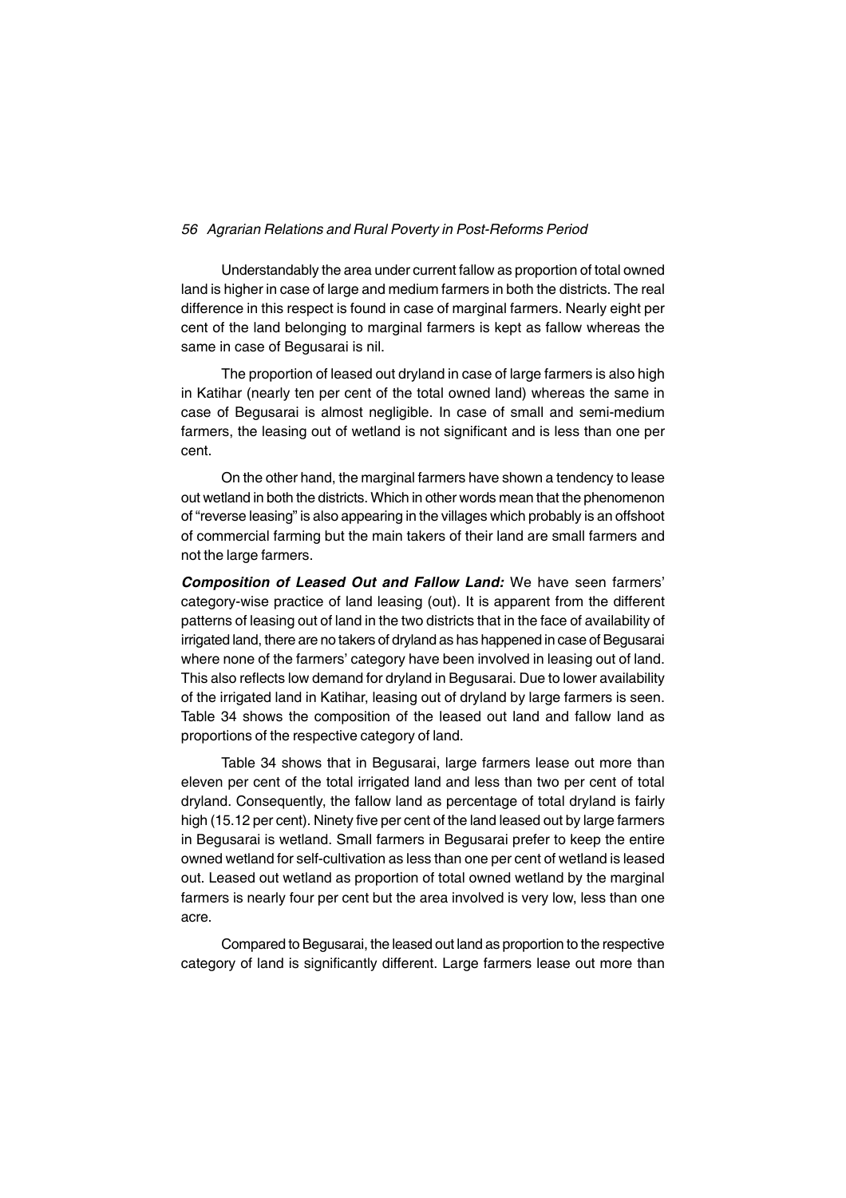Understandably the area under current fallow as proportion of total owned land is higher in case of large and medium farmers in both the districts. The real difference in this respect is found in case of marginal farmers. Nearly eight per cent of the land belonging to marginal farmers is kept as fallow whereas the same in case of Begusarai is nil.

The proportion of leased out dryland in case of large farmers is also high in Katihar (nearly ten per cent of the total owned land) whereas the same in case of Begusarai is almost negligible. In case of small and semi-medium farmers, the leasing out of wetland is not significant and is less than one per cent.

On the other hand, the marginal farmers have shown a tendency to lease out wetland in both the districts. Which in other words mean that the phenomenon of "reverse leasing" is also appearing in the villages which probably is an offshoot of commercial farming but the main takers of their land are small farmers and not the large farmers.

***Composition of Leased Out and Fallow Land:*** We have seen farmers' category-wise practice of land leasing (out). It is apparent from the different patterns of leasing out of land in the two districts that in the face of availability of irrigated land, there are no takers of dryland as has happened in case of Begusarai where none of the farmers' category have been involved in leasing out of land. This also reflects low demand for dryland in Begusarai. Due to lower availability of the irrigated land in Katihar, leasing out of dryland by large farmers is seen. Table 34 shows the composition of the leased out land and fallow land as proportions of the respective category of land.

Table 34 shows that in Begusarai, large farmers lease out more than eleven per cent of the total irrigated land and less than two per cent of total dryland. Consequently, the fallow land as percentage of total dryland is fairly high (15.12 per cent). Ninety five per cent of the land leased out by large farmers in Begusarai is wetland. Small farmers in Begusarai prefer to keep the entire owned wetland for self-cultivation as less than one per cent of wetland is leased out. Leased out wetland as proportion of total owned wetland by the marginal farmers is nearly four per cent but the area involved is very low, less than one acre.

Compared to Begusarai, the leased out land as proportion to the respective category of land is significantly different. Large farmers lease out more than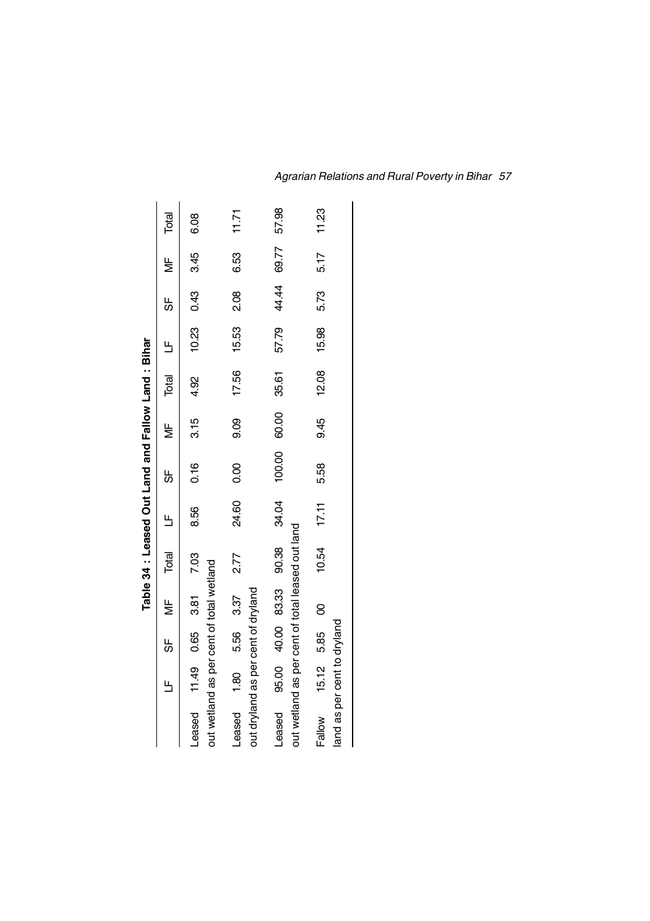### Table 34 : Leased Out Land and Fallow Land : Bihar

| | LF | SF | MF | Total | LF | SF | MF | Total | LF | SF | MF | Total |
|---|---|---|---|---|---|---|---|---|---|---|---|---|
| Leased out wetland as per cent of total wetland | 11.49 | 0.65 | 3.81 | 7.03 | 8.56 | 0.16 | 3.15 | 4.92 | 10.23 | 0.43 | 3.45 | 6.08 |
| Leased out dryland as per cent of dryland | 1.80 | 5.56 | 3.37 | 2.77 | 24.60 | 0.00 | 9.09 | 17.56 | 15.53 | 2.08 | 6.53 | 11.71 |
| Leased out wetland as per cent of total leased out land | 95.00 | 40.00 | 83.33 | 90.38 | 34.04 | 100.00 | 60.00 | 35.61 | 57.79 | 44.44 | 69.77 | 57.98 |
| Fallow land as per cent to dryland | 15.12 | 5.85 | 00 | 10.54 | 17.11 | 5.58 | 9.45 | 12.08 | 15.98 | 5.73 | 5.17 | 11.23 |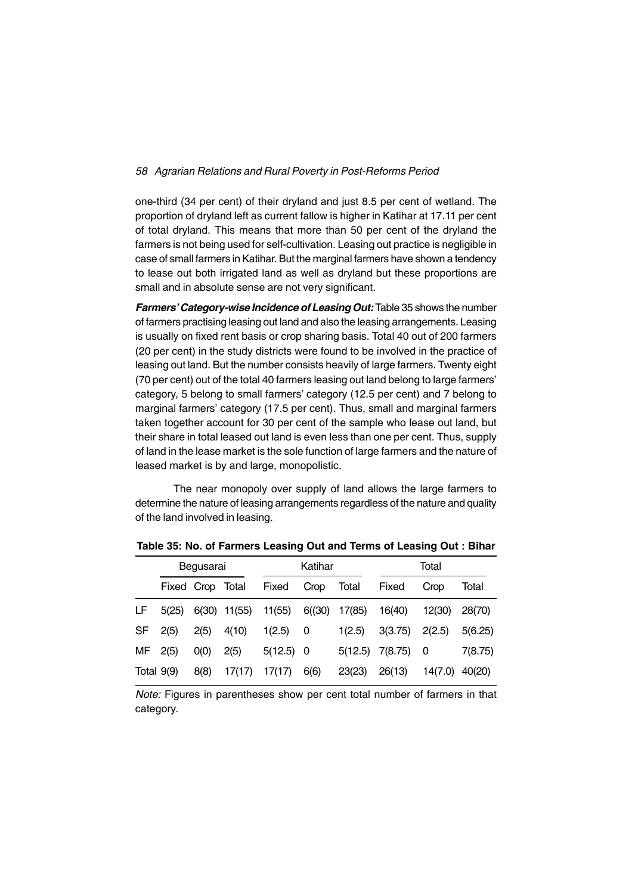one-third (34 per cent) of their dryland and just 8.5 per cent of wetland. The proportion of dryland left as current fallow is higher in Katihar at 17.11 per cent of total dryland. This means that more than 50 per cent of the dryland the farmers is not being used for self-cultivation. Leasing out practice is negligible in case of small farmers in Katihar. But the marginal farmers have shown a tendency to lease out both irrigated land as well as dryland but these proportions are small and in absolute sense are not very significant.

***Farmers' Category-wise Incidence of Leasing Out:*** Table 35 shows the number of farmers practising leasing out land and also the leasing arrangements. Leasing is usually on fixed rent basis or crop sharing basis. Total 40 out of 200 farmers (20 per cent) in the study districts were found to be involved in the practice of leasing out land. But the number consists heavily of large farmers. Twenty eight (70 per cent) out of the total 40 farmers leasing out land belong to large farmers' category, 5 belong to small farmers' category (12.5 per cent) and 7 belong to marginal farmers' category (17.5 per cent). Thus, small and marginal farmers taken together account for 30 per cent of the sample who lease out land, but their share in total leased out land is even less than one per cent. Thus, supply of land in the lease market is the sole function of large farmers and the nature of leased market is by and large, monopolistic.

The near monopoly over supply of land allows the large farmers to determine the nature of leasing arrangements regardless of the nature and quality of the land involved in leasing.

**Table 35: No. of Farmers Leasing Out and Terms of Leasing Out : Bihar**

| | Begusarai | | | Katihar | | | Total | | |
|---|---|---|---|---|---|---|---|---|---|
| | Fixed | Crop | Total | Fixed | Crop | Total | Fixed | Crop | Total |
| LF | 5(25) | 6(30) | 11(55) | 11(55) | 6((30) | 17(85) | 16(40) | 12(30) | 28(70) |
| SF | 2(5) | 2(5) | 4(10) | 1(2.5) | 0 | 1(2.5) | 3(3.75) | 2(2.5) | 5(6.25) |
| MF | 2(5) | 0(0) | 2(5) | 5(12.5) | 0 | 5(12.5) | 7(8.75) | 0 | 7(8.75) |
| Total | 9(9) | 8(8) | 17(17) | 17(17) | 6(6) | 23(23) | 26(13) | 14(7.0) | 40(20) |

*Note:* Figures in parentheses show per cent total number of farmers in that category.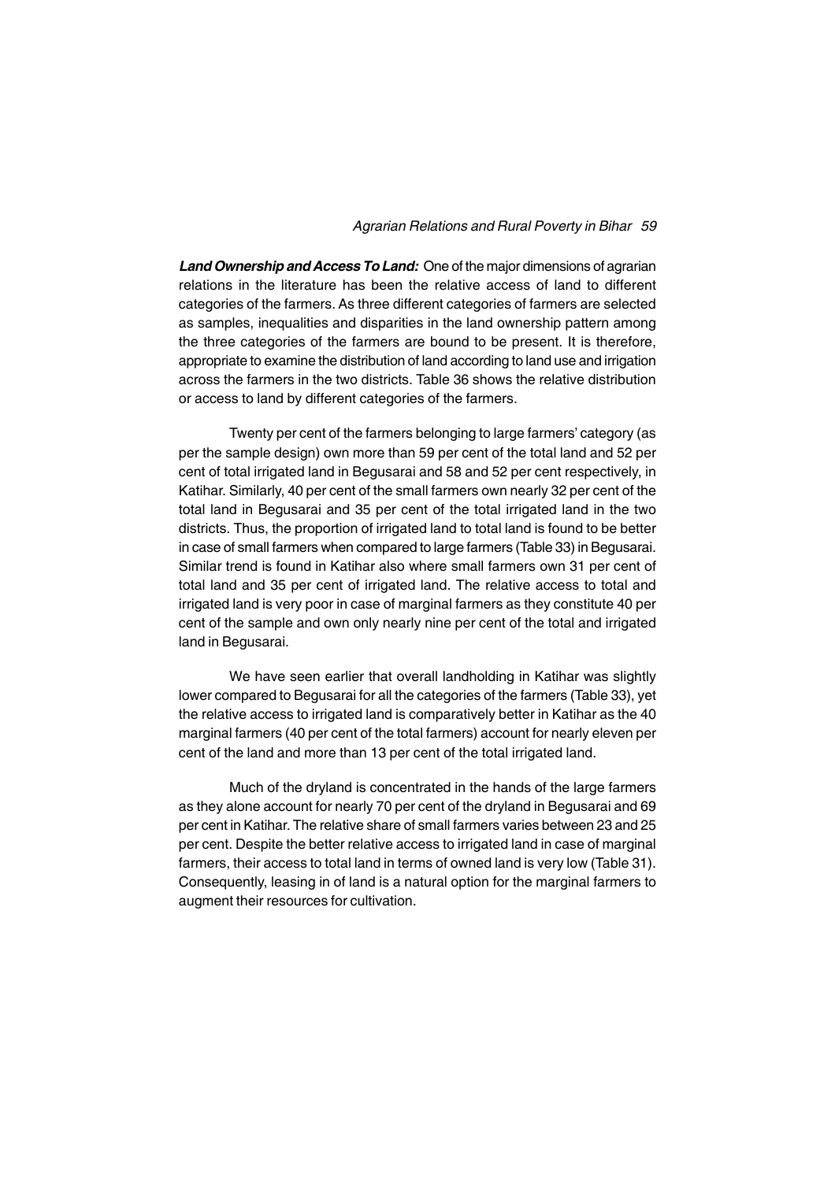***Land Ownership and Access To Land:*** One of the major dimensions of agrarian relations in the literature has been the relative access of land to different categories of the farmers. As three different categories of farmers are selected as samples, inequalities and disparities in the land ownership pattern among the three categories of the farmers are bound to be present. It is therefore, appropriate to examine the distribution of land according to land use and irrigation across the farmers in the two districts. Table 36 shows the relative distribution or access to land by different categories of the farmers.

Twenty per cent of the farmers belonging to large farmers' category (as per the sample design) own more than 59 per cent of the total land and 52 per cent of total irrigated land in Begusarai and 58 and 52 per cent respectively, in Katihar. Similarly, 40 per cent of the small farmers own nearly 32 per cent of the total land in Begusarai and 35 per cent of the total irrigated land in the two districts. Thus, the proportion of irrigated land to total land is found to be better in case of small farmers when compared to large farmers (Table 33) in Begusarai. Similar trend is found in Katihar also where small farmers own 31 per cent of total land and 35 per cent of irrigated land. The relative access to total and irrigated land is very poor in case of marginal farmers as they constitute 40 per cent of the sample and own only nearly nine per cent of the total and irrigated land in Begusarai.

We have seen earlier that overall landholding in Katihar was slightly lower compared to Begusarai for all the categories of the farmers (Table 33), yet the relative access to irrigated land is comparatively better in Katihar as the 40 marginal farmers (40 per cent of the total farmers) account for nearly eleven per cent of the land and more than 13 per cent of the total irrigated land.

Much of the dryland is concentrated in the hands of the large farmers as they alone account for nearly 70 per cent of the dryland in Begusarai and 69 per cent in Katihar. The relative share of small farmers varies between 23 and 25 per cent. Despite the better relative access to irrigated land in case of marginal farmers, their access to total land in terms of owned land is very low (Table 31). Consequently, leasing in of land is a natural option for the marginal farmers to augment their resources for cultivation.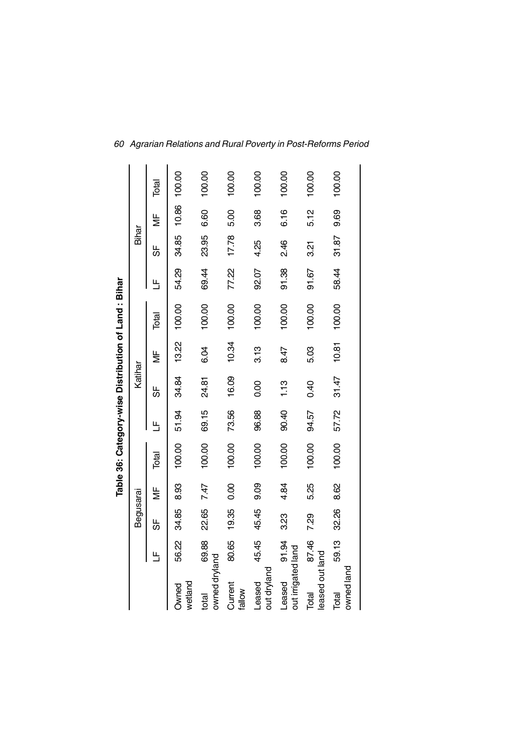## Table 36: Category-wise Distribution of Land : Bihar

| | Begusarai | | | | Katihar | | | | Bihar | | | |
|---|---|---|---|---|---|---|---|---|---|---|---|---|
| | LF | SF | MF | Total | LF | SF | MF | Total | LF | SF | MF | Total |
| Owned wetland | 56.22 | 34.85 | 8.93 | 100.00 | 51.94 | 34.84 | 13.22 | 100.00 | 54.29 | 34.85 | 10.86 | 100.00 |
| total owned dryland | 69.88 | 22.65 | 7.47 | 100.00 | 69.15 | 24.81 | 6.04 | 100.00 | 69.44 | 23.95 | 6.60 | 100.00 |
| Current fallow | 80.65 | 19.35 | 0.00 | 100.00 | 73.56 | 16.09 | 10.34 | 100.00 | 77.22 | 17.78 | 5.00 | 100.00 |
| Leased out dryland | 45.45 | 45.45 | 9.09 | 100.00 | 96.88 | 0.00 | 3.13 | 100.00 | 92.07 | 4.25 | 3.68 | 100.00 |
| Leased out irrigated land | 91.94 | 3.23 | 4.84 | 100.00 | 90.40 | 1.13 | 8.47 | 100.00 | 91.38 | 2.46 | 6.16 | 100.00 |
| Total leased out land | 87.46 | 7.29 | 5.25 | 100.00 | 94.57 | 0.40 | 5.03 | 100.00 | 91.67 | 3.21 | 5.12 | 100.00 |
| Total owned land | 59.13 | 32.26 | 8.62 | 100.00 | 57.72 | 31.47 | 10.81 | 100.00 | 58.44 | 31.87 | 9.69 | 100.00 |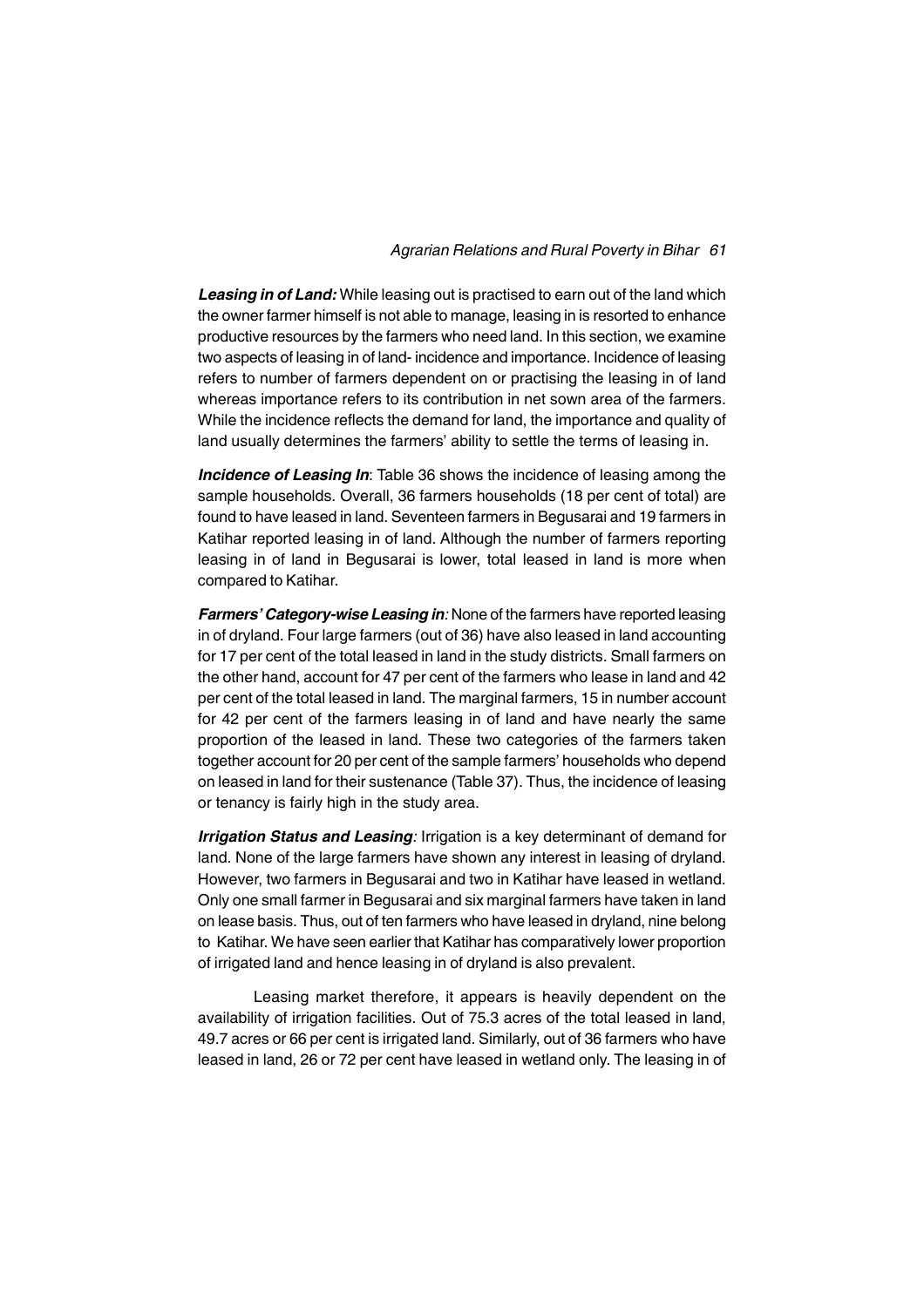***Leasing in of Land:*** While leasing out is practised to earn out of the land which the owner farmer himself is not able to manage, leasing in is resorted to enhance productive resources by the farmers who need land. In this section, we examine two aspects of leasing in of land- incidence and importance. Incidence of leasing refers to number of farmers dependent on or practising the leasing in of land whereas importance refers to its contribution in net sown area of the farmers. While the incidence reflects the demand for land, the importance and quality of land usually determines the farmers' ability to settle the terms of leasing in.

***Incidence of Leasing In***: Table 36 shows the incidence of leasing among the sample households. Overall, 36 farmers households (18 per cent of total) are found to have leased in land. Seventeen farmers in Begusarai and 19 farmers in Katihar reported leasing in of land. Although the number of farmers reporting leasing in of land in Begusarai is lower, total leased in land is more when compared to Katihar.

***Farmers' Category-wise Leasing in****:* None of the farmers have reported leasing in of dryland. Four large farmers (out of 36) have also leased in land accounting for 17 per cent of the total leased in land in the study districts. Small farmers on the other hand, account for 47 per cent of the farmers who lease in land and 42 per cent of the total leased in land. The marginal farmers, 15 in number account for 42 per cent of the farmers leasing in of land and have nearly the same proportion of the leased in land. These two categories of the farmers taken together account for 20 per cent of the sample farmers' households who depend on leased in land for their sustenance (Table 37). Thus, the incidence of leasing or tenancy is fairly high in the study area.

***Irrigation Status and Leasing****:* Irrigation is a key determinant of demand for land. None of the large farmers have shown any interest in leasing of dryland. However, two farmers in Begusarai and two in Katihar have leased in wetland. Only one small farmer in Begusarai and six marginal farmers have taken in land on lease basis. Thus, out of ten farmers who have leased in dryland, nine belong to Katihar. We have seen earlier that Katihar has comparatively lower proportion of irrigated land and hence leasing in of dryland is also prevalent.

Leasing market therefore, it appears is heavily dependent on the availability of irrigation facilities. Out of 75.3 acres of the total leased in land, 49.7 acres or 66 per cent is irrigated land. Similarly, out of 36 farmers who have leased in land, 26 or 72 per cent have leased in wetland only. The leasing in of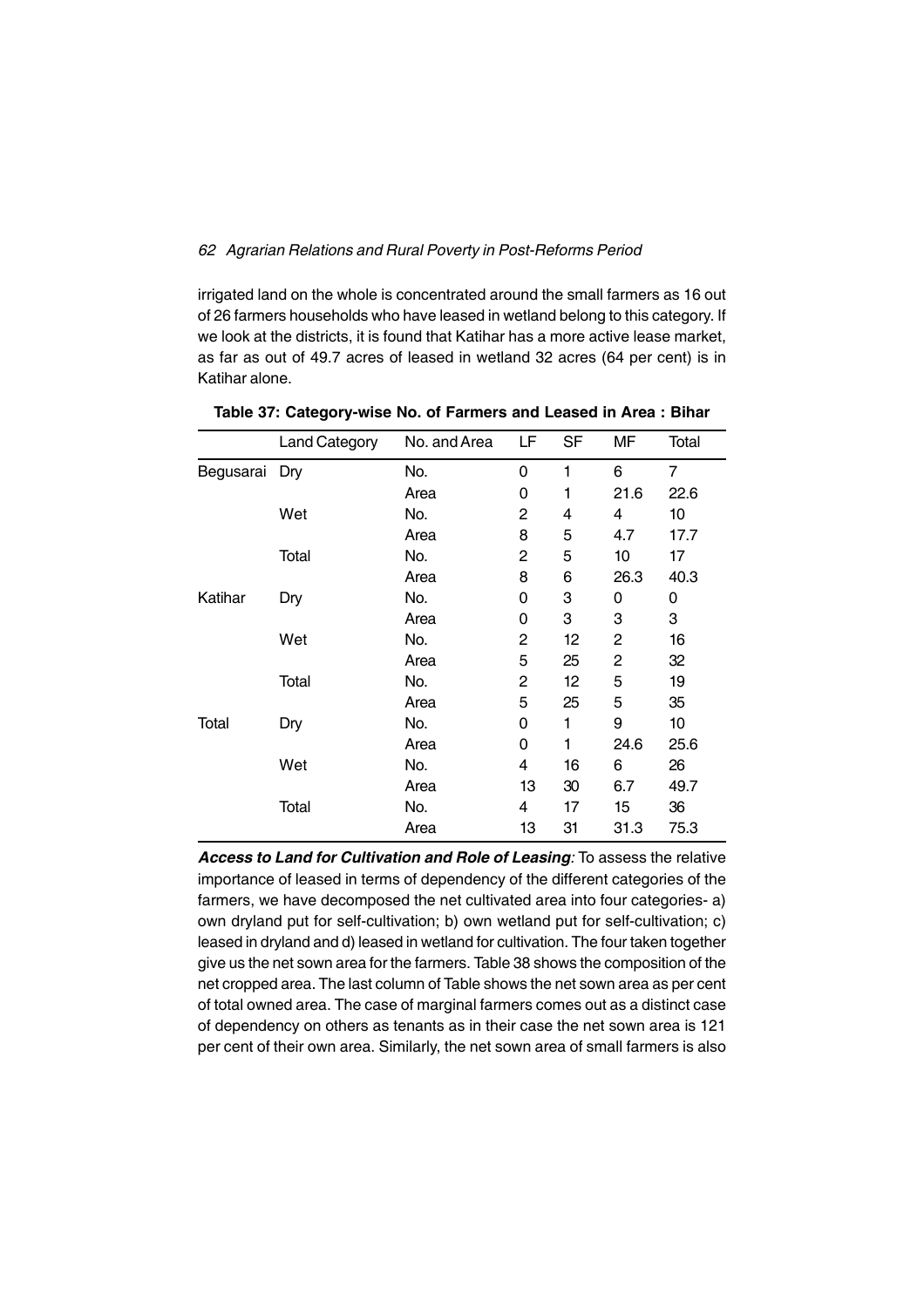irrigated land on the whole is concentrated around the small farmers as 16 out of 26 farmers households who have leased in wetland belong to this category. If we look at the districts, it is found that Katihar has a more active lease market, as far as out of 49.7 acres of leased in wetland 32 acres (64 per cent) is in Katihar alone.

**Table 37: Category-wise No. of Farmers and Leased in Area : Bihar**

| | Land Category | No. and Area | LF | SF | MF | Total |
|---|---|---|---|---|---|---|
| Begusarai | Dry | No. | 0 | 1 | 6 | 7 |
| | | Area | 0 | 1 | 21.6 | 22.6 |
| | Wet | No. | 2 | 4 | 4 | 10 |
| | | Area | 8 | 5 | 4.7 | 17.7 |
| | Total | No. | 2 | 5 | 10 | 17 |
| | | Area | 8 | 6 | 26.3 | 40.3 |
| Katihar | Dry | No. | 0 | 3 | 0 | 0 |
| | | Area | 0 | 3 | 3 | 3 |
| | Wet | No. | 2 | 12 | 2 | 16 |
| | | Area | 5 | 25 | 2 | 32 |
| | Total | No. | 2 | 12 | 5 | 19 |
| | | Area | 5 | 25 | 5 | 35 |
| Total | Dry | No. | 0 | 1 | 9 | 10 |
| | | Area | 0 | 1 | 24.6 | 25.6 |
| | Wet | No. | 4 | 16 | 6 | 26 |
| | | Area | 13 | 30 | 6.7 | 49.7 |
| | Total | No. | 4 | 17 | 15 | 36 |
| | | Area | 13 | 31 | 31.3 | 75.3 |

***Access to Land for Cultivation and Role of Leasing**:* To assess the relative importance of leased in terms of dependency of the different categories of the farmers, we have decomposed the net cultivated area into four categories- a) own dryland put for self-cultivation; b) own wetland put for self-cultivation; c) leased in dryland and d) leased in wetland for cultivation. The four taken together give us the net sown area for the farmers. Table 38 shows the composition of the net cropped area. The last column of Table shows the net sown area as per cent of total owned area. The case of marginal farmers comes out as a distinct case of dependency on others as tenants as in their case the net sown area is 121 per cent of their own area. Similarly, the net sown area of small farmers is also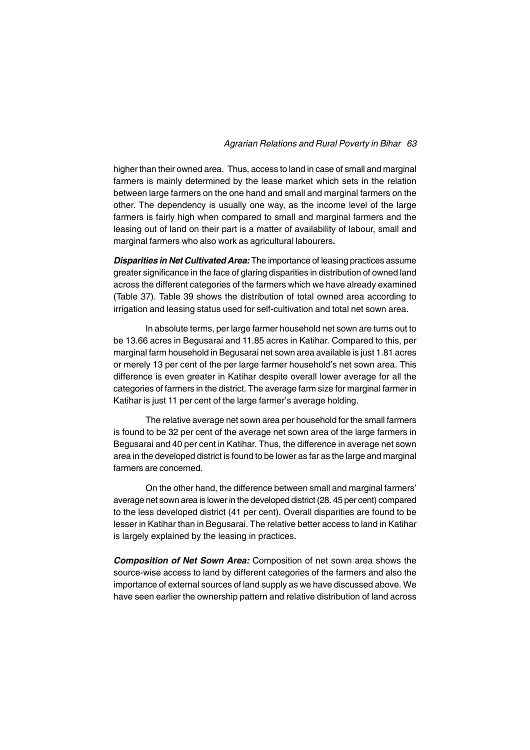higher than their owned area. Thus, access to land in case of small and marginal farmers is mainly determined by the lease market which sets in the relation between large farmers on the one hand and small and marginal farmers on the other. The dependency is usually one way, as the income level of the large farmers is fairly high when compared to small and marginal farmers and the leasing out of land on their part is a matter of availability of labour, small and marginal farmers who also work as agricultural labourers**.**

***Disparities in Net Cultivated Area:*** The importance of leasing practices assume greater significance in the face of glaring disparities in distribution of owned land across the different categories of the farmers which we have already examined (Table 37). Table 39 shows the distribution of total owned area according to irrigation and leasing status used for self-cultivation and total net sown area.

In absolute terms, per large farmer household net sown are turns out to be 13.66 acres in Begusarai and 11.85 acres in Katihar. Compared to this, per marginal farm household in Begusarai net sown area available is just 1.81 acres or merely 13 per cent of the per large farmer household's net sown area. This difference is even greater in Katihar despite overall lower average for all the categories of farmers in the district. The average farm size for marginal farmer in Katihar is just 11 per cent of the large farmer's average holding.

The relative average net sown area per household for the small farmers is found to be 32 per cent of the average net sown area of the large farmers in Begusarai and 40 per cent in Katihar. Thus, the difference in average net sown area in the developed district is found to be lower as far as the large and marginal farmers are concerned.

On the other hand, the difference between small and marginal farmers' average net sown area is lower in the developed district (28. 45 per cent) compared to the less developed district (41 per cent). Overall disparities are found to be lesser in Katihar than in Begusarai. The relative better access to land in Katihar is largely explained by the leasing in practices.

***Composition of Net Sown Area:*** Composition of net sown area shows the source-wise access to land by different categories of the farmers and also the importance of external sources of land supply as we have discussed above. We have seen earlier the ownership pattern and relative distribution of land across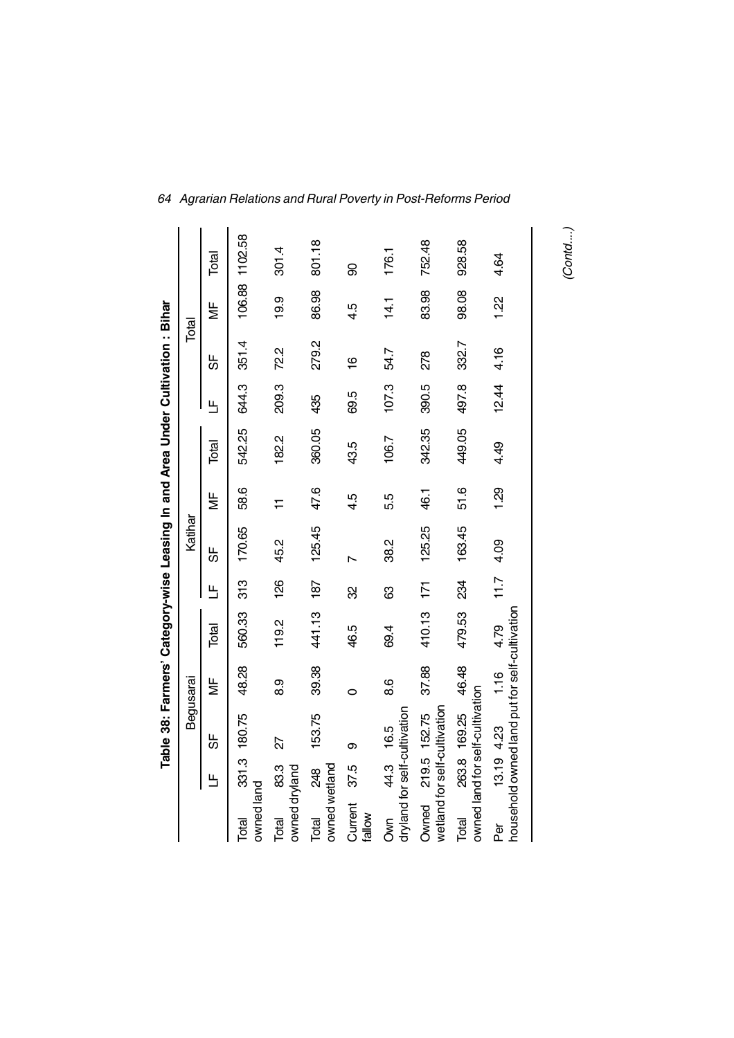**Table 38: Farmers' Category-wise Leasing In and Area Under Cultivation : Bihar**

| | Begusarai | | | | Katihar | | | | Total | | | |
|---|---|---|---|---|---|---|---|---|---|---|---|---|
| | LF | SF | MF | Total | LF | SF | MF | Total | LF | SF | MF | Total |
| Total owned land | 331.3 | 180.75 | 48.28 | 560.33 | 313 | 170.65 | 58.6 | 542.25 | 644.3 | 351.4 | 106.88 | 1102.58 |
| Total owned dryland | 83.3 | 27 | 8.9 | 119.2 | 126 | 45.2 | 11 | 182.2 | 209.3 | 72.2 | 19.9 | 301.4 |
| Total owned wetland | 248 | 153.75 | 39.38 | 441.13 | 187 | 125.45 | 47.6 | 360.05 | 435 | 279.2 | 86.98 | 801.18 |
| Current fallow | 37.5 | 9 | 0 | 46.5 | 32 | 7 | 4.5 | 43.5 | 69.5 | 16 | 4.5 | 90 |
| Own dryland for self-cultivation | 44.3 | 16.5 | 8.6 | 69.4 | 63 | 38.2 | 5.5 | 106.7 | 107.3 | 54.7 | 14.1 | 176.1 |
| Owned wetland for self-cultivation | 219.5 | 152.75 | 37.88 | 410.13 | 171 | 125.25 | 46.1 | 342.35 | 390.5 | 278 | 83.98 | 752.48 |
| Total owned land for self-cultivation | 263.8 | 169.25 | 46.48 | 479.53 | 234 | 163.45 | 51.6 | 449.05 | 497.8 | 332.7 | 98.08 | 928.58 |
| Per household owned land put for self-cultivation | 13.19 | 4.23 | 1.16 | 4.79 | 11.7 | 4.09 | 1.29 | 4.49 | 12.44 | 4.16 | 1.22 | 4.64 |

*(Contd....)*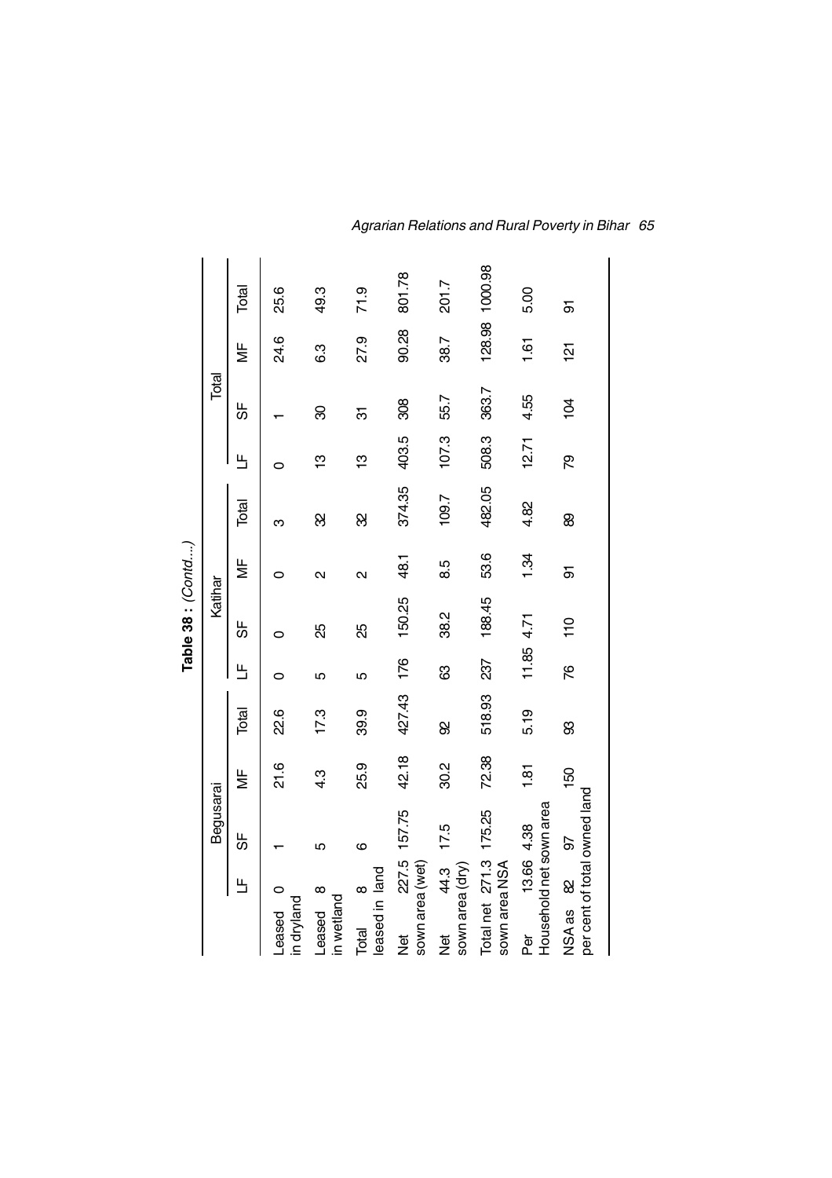**Table 38 :** *(Contd....)*

| | Begusarai | | | | Katihar | | | | Total | | | |
|---|---|---|---|---|---|---|---|---|---|---|---|---|
| | LF | SF | MF | Total | LF | SF | MF | Total | LF | SF | MF | Total |
| Leased in dryland | 0 | 1 | 21.6 | 22.6 | 0 | 0 | 0 | 3 | 0 | 1 | 24.6 | 25.6 |
| Leased in wetland | 8 | 5 | 4.3 | 17.3 | 5 | 25 | 2 | 32 | 13 | 30 | 6.3 | 49.3 |
| Total leased in land | 8 | 6 | 25.9 | 39.9 | 5 | 25 | 2 | 32 | 13 | 31 | 27.9 | 71.9 |
| Net sown area (wet) | 227.5 | 157.75 | 42.18 | 427.43 | 176 | 150.25 | 48.1 | 374.35 | 403.5 | 308 | 90.28 | 801.78 |
| Net sown area (dry) | 44.3 | 17.5 | 30.2 | 92 | 63 | 38.2 | 8.5 | 109.7 | 107.3 | 55.7 | 38.7 | 201.7 |
| Total net sown area NSA | 271.3 | 175.25 | 72.38 | 518.93 | 237 | 188.45 | 53.6 | 482.05 | 508.3 | 363.7 | 128.98 | 1000.98 |
| Per Household net sown area | 13.66 | 4.38 | 1.81 | 5.19 | 11.85 | 4.71 | 1.34 | 4.82 | 12.71 | 4.55 | 1.61 | 5.00 |
| NSA as per cent of total owned land | 82 | 97 | 150 | 93 | 76 | 110 | 91 | 89 | 79 | 104 | 121 | 91 |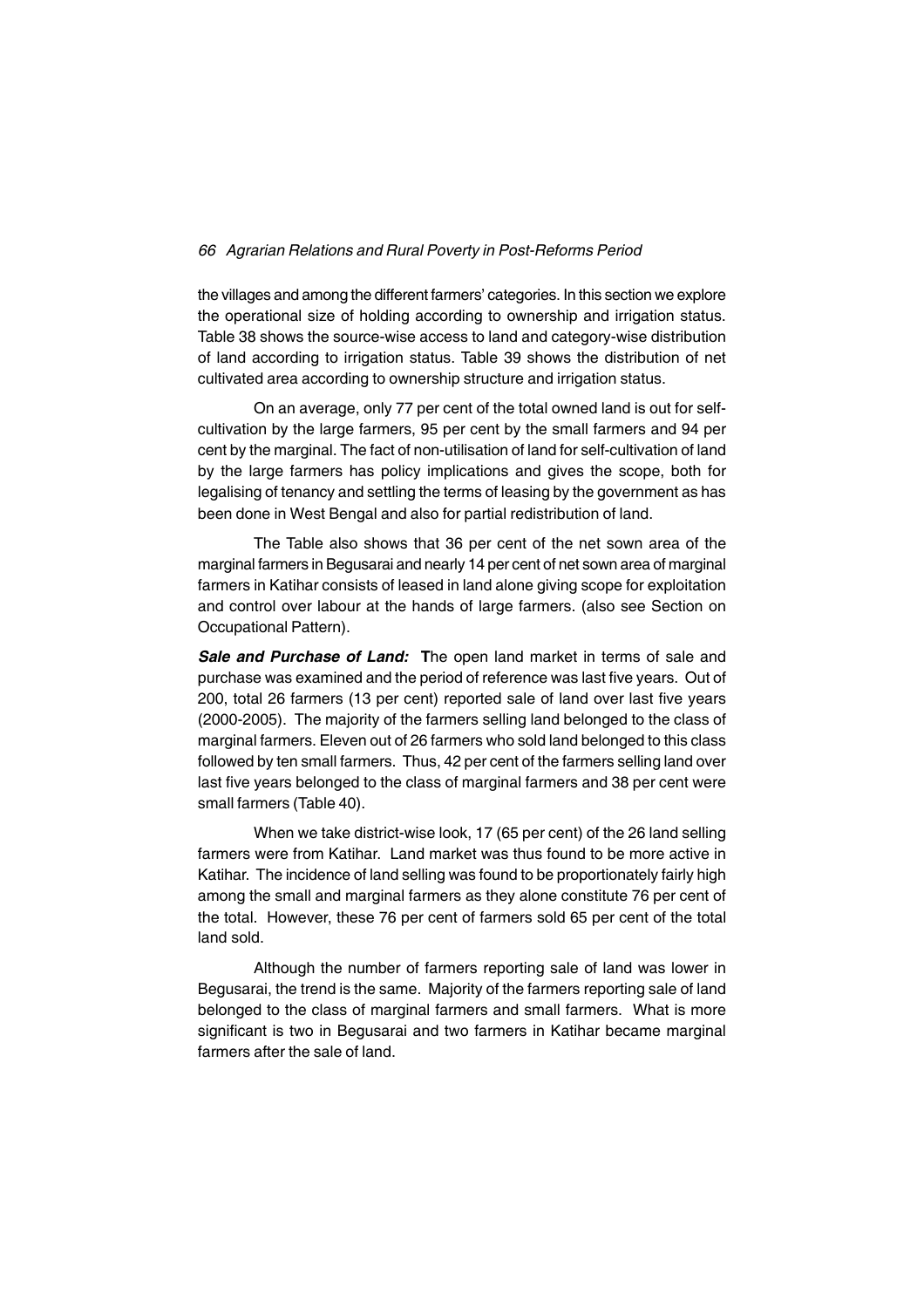the villages and among the different farmers' categories. In this section we explore the operational size of holding according to ownership and irrigation status. Table 38 shows the source-wise access to land and category-wise distribution of land according to irrigation status. Table 39 shows the distribution of net cultivated area according to ownership structure and irrigation status.

On an average, only 77 per cent of the total owned land is out for self-cultivation by the large farmers, 95 per cent by the small farmers and 94 per cent by the marginal. The fact of non-utilisation of land for self-cultivation of land by the large farmers has policy implications and gives the scope, both for legalising of tenancy and settling the terms of leasing by the government as has been done in West Bengal and also for partial redistribution of land.

The Table also shows that 36 per cent of the net sown area of the marginal farmers in Begusarai and nearly 14 per cent of net sown area of marginal farmers in Katihar consists of leased in land alone giving scope for exploitation and control over labour at the hands of large farmers. (also see Section on Occupational Pattern).

***Sale and Purchase of Land:*** **T**he open land market in terms of sale and purchase was examined and the period of reference was last five years. Out of 200, total 26 farmers (13 per cent) reported sale of land over last five years (2000-2005). The majority of the farmers selling land belonged to the class of marginal farmers. Eleven out of 26 farmers who sold land belonged to this class followed by ten small farmers. Thus, 42 per cent of the farmers selling land over last five years belonged to the class of marginal farmers and 38 per cent were small farmers (Table 40).

When we take district-wise look, 17 (65 per cent) of the 26 land selling farmers were from Katihar. Land market was thus found to be more active in Katihar. The incidence of land selling was found to be proportionately fairly high among the small and marginal farmers as they alone constitute 76 per cent of the total. However, these 76 per cent of farmers sold 65 per cent of the total land sold.

Although the number of farmers reporting sale of land was lower in Begusarai, the trend is the same. Majority of the farmers reporting sale of land belonged to the class of marginal farmers and small farmers. What is more significant is two in Begusarai and two farmers in Katihar became marginal farmers after the sale of land.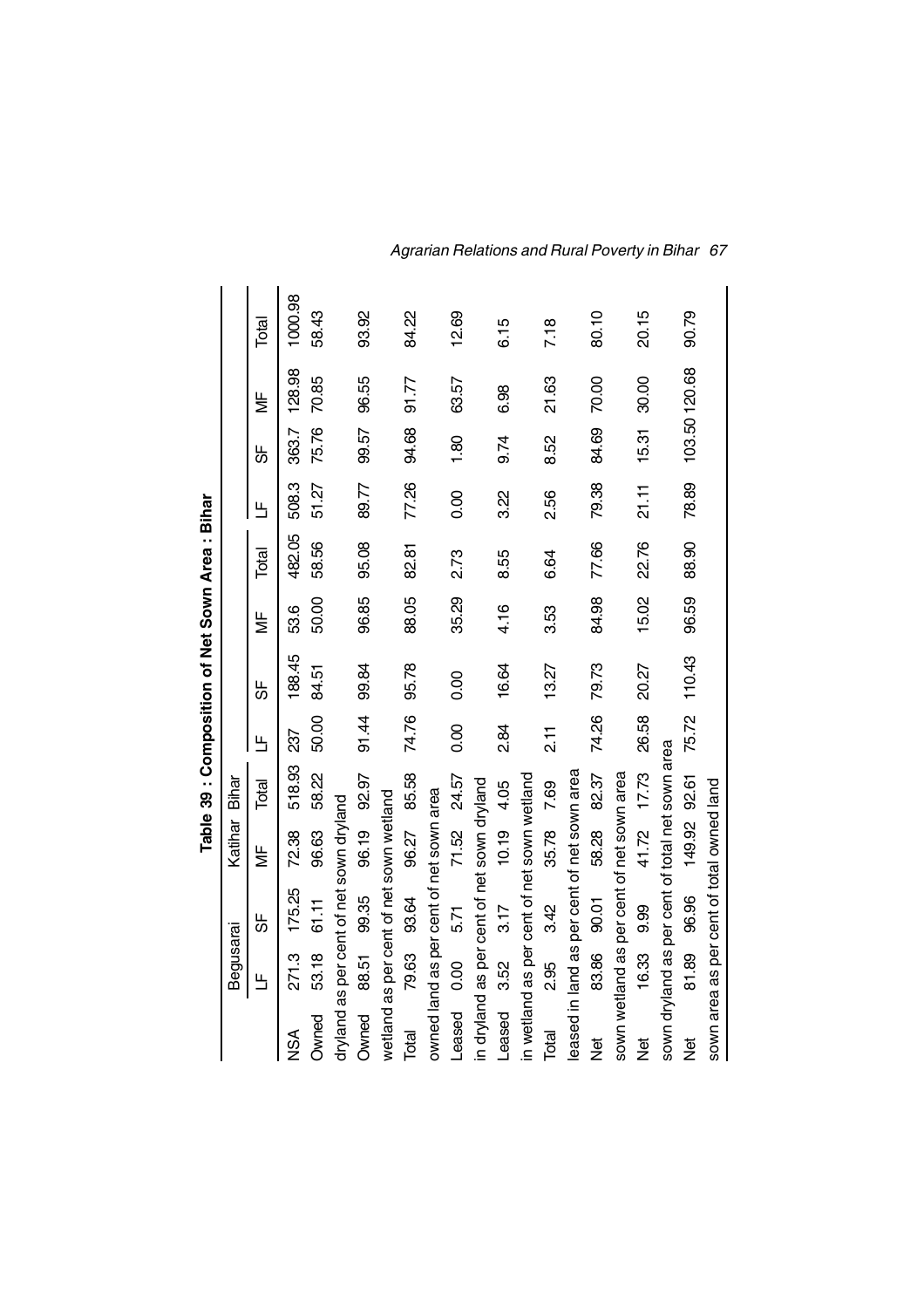**Table 39 : Composition of Net Sown Area : Bihar**

| | Begusarai | | Katihar | Bihar | | | | | | | | |
|---|---|---|---|---|---|---|---|---|---|---|---|---|
| | LF | SF | MF | Total | LF | SF | MF | Total | LF | SF | MF | Total |
| NSA | 271.3 | 175.25 | 72.38 | 518.93 | 237 | 188.45 | 53.6 | 482.05 | 508.3 | 363.7 | 128.98 | 1000.98 |
| Owned | 53.18 | 61.11 | 96.63 | 58.22 | 50.00 | 84.51 | 50.00 | 58.56 | 51.27 | 75.76 | 70.85 | 58.43 |
| dryland as per cent of net sown dryland | | | | | | | | | | | | |
| Owned | 88.51 | 99.35 | 96.19 | 92.97 | 91.44 | 99.84 | 96.85 | 95.08 | 89.77 | 99.57 | 96.55 | 93.92 |
| wetland as per cent of net sown wetland | | | | | | | | | | | | |
| Total | 79.63 | 93.64 | 96.27 | 85.58 | 74.76 | 95.78 | 88.05 | 82.81 | 77.26 | 94.68 | 91.77 | 84.22 |
| owned land as per cent of net sown area | | | | | | | | | | | | |
| Leased | 0.00 | 5.71 | 71.52 | 24.57 | 0.00 | 0.00 | 35.29 | 2.73 | 0.00 | 1.80 | 63.57 | 12.69 |
| in dryland as per cent of net sown dryland | | | | | | | | | | | | |
| Leased | 3.52 | 3.17 | 10.19 | 4.05 | 2.84 | 16.64 | 4.16 | 8.55 | 3.22 | 9.74 | 6.98 | 6.15 |
| in wetland as per cent of net sown wetland | | | | | | | | | | | | |
| Total | 2.95 | 3.42 | 35.78 | 7.69 | 2.11 | 13.27 | 3.53 | 6.64 | 2.56 | 8.52 | 21.63 | 7.18 |
| leased in land as per cent of net sown area | | | | | | | | | | | | |
| Net | 83.86 | 90.01 | 58.28 | 82.37 | 74.26 | 79.73 | 84.98 | 77.66 | 79.38 | 84.69 | 70.00 | 80.10 |
| sown wetland as per cent of net sown area | | | | | | | | | | | | |
| Net | 16.33 | 9.99 | 41.72 | 17.73 | 26.58 | 20.27 | 15.02 | 22.76 | 21.11 | 15.31 | 30.00 | 20.15 |
| sown dryland as per cent of total net sown area | | | | | | | | | | | | |
| Net | 81.89 | 96.96 | 149.92 | 92.61 | 75.72 | 110.43 | 96.59 | 88.90 | 78.89 | 103.50 | 120.68 | 90.79 |
| sown area as per cent of total owned land | | | | | | | | | | | | |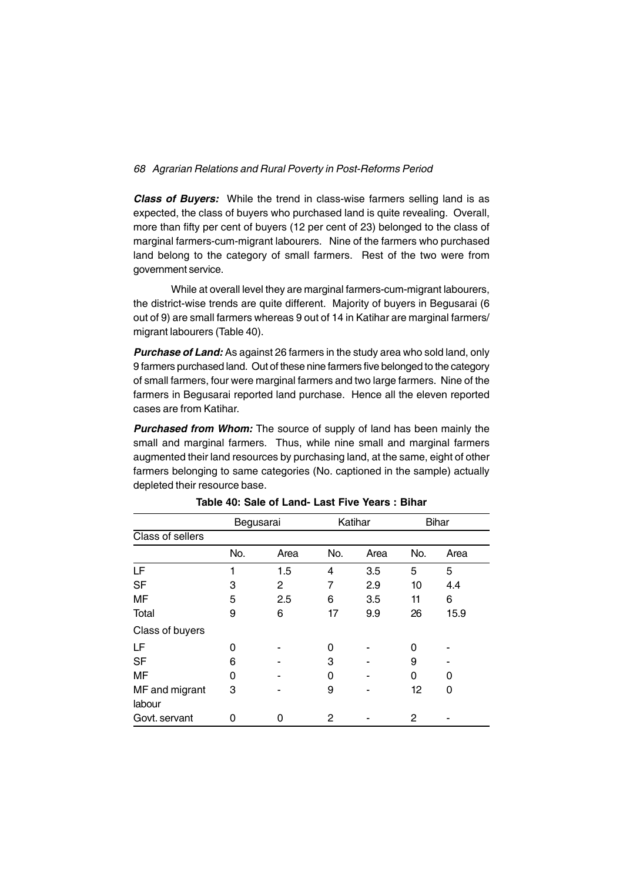***Class of Buyers:*** While the trend in class-wise farmers selling land is as expected, the class of buyers who purchased land is quite revealing. Overall, more than fifty per cent of buyers (12 per cent of 23) belonged to the class of marginal farmers-cum-migrant labourers. Nine of the farmers who purchased land belong to the category of small farmers. Rest of the two were from government service.

While at overall level they are marginal farmers-cum-migrant labourers, the district-wise trends are quite different. Majority of buyers in Begusarai (6 out of 9) are small farmers whereas 9 out of 14 in Katihar are marginal farmers/ migrant labourers (Table 40).

***Purchase of Land:*** As against 26 farmers in the study area who sold land, only 9 farmers purchased land. Out of these nine farmers five belonged to the category of small farmers, four were marginal farmers and two large farmers. Nine of the farmers in Begusarai reported land purchase. Hence all the eleven reported cases are from Katihar.

***Purchased from Whom:*** The source of supply of land has been mainly the small and marginal farmers. Thus, while nine small and marginal farmers augmented their land resources by purchasing land, at the same, eight of other farmers belonging to same categories (No. captioned in the sample) actually depleted their resource base.

**Table 40: Sale of Land- Last Five Years : Bihar**

| | Begusarai | | Katihar | | Bihar | |
|---|---|---|---|---|---|---|
| Class of sellers | | | | | | |
| | No. | Area | No. | Area | No. | Area |
| LF | 1 | 1.5 | 4 | 3.5 | 5 | 5 |
| SF | 3 | 2 | 7 | 2.9 | 10 | 4.4 |
| MF | 5 | 2.5 | 6 | 3.5 | 11 | 6 |
| Total | 9 | 6 | 17 | 9.9 | 26 | 15.9 |
| Class of buyers | | | | | | |
| LF | 0 | - | 0 | - | 0 | - |
| SF | 6 | - | 3 | - | 9 | - |
| MF | 0 | - | 0 | - | 0 | 0 |
| MF and migrant labour | 3 | - | 9 | - | 12 | 0 |
| Govt. servant | 0 | 0 | 2 | - | 2 | - |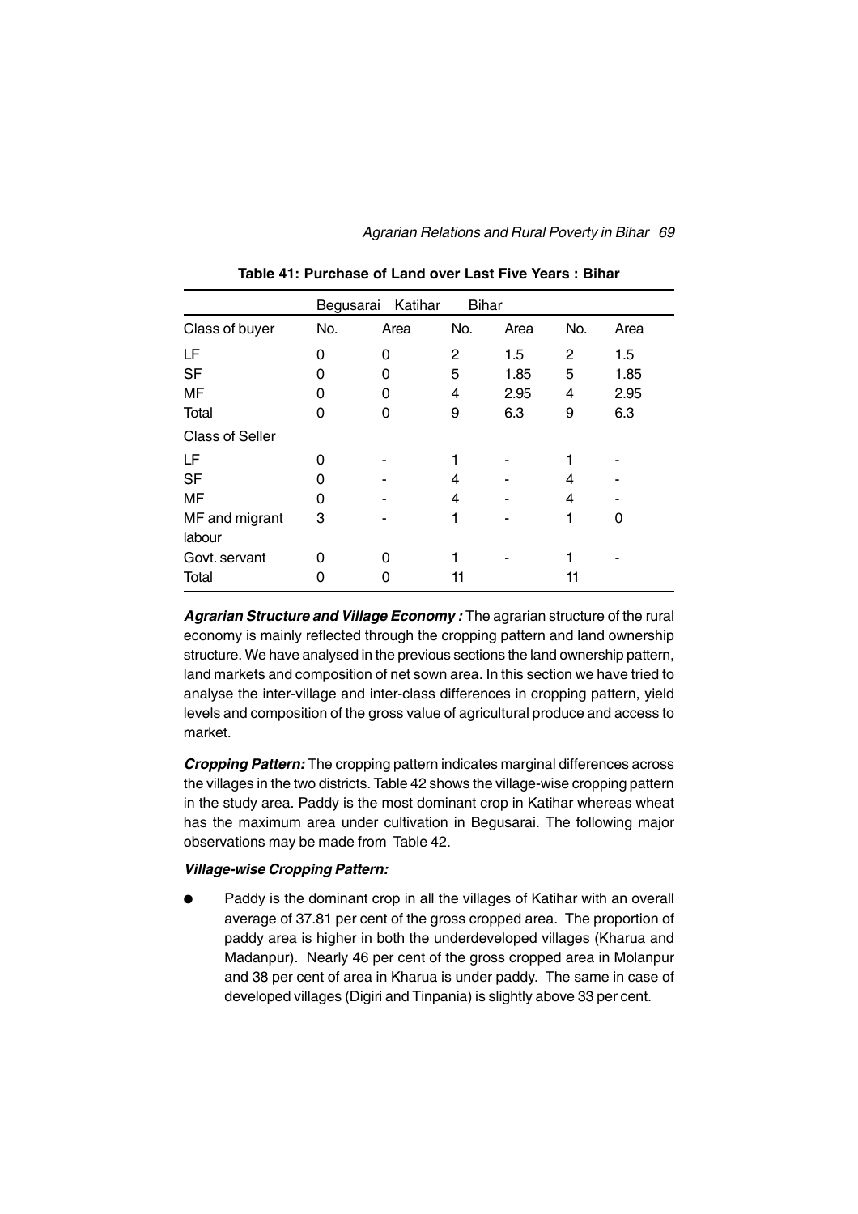**Table 41: Purchase of Land over Last Five Years : Bihar**

| | Begusarai | Katihar | Bihar | | | |
|---|---|---|---|---|---|---|
| Class of buyer | No. | Area | No. | Area | No. | Area |
| LF | 0 | 0 | 2 | 1.5 | 2 | 1.5 |
| SF | 0 | 0 | 5 | 1.85 | 5 | 1.85 |
| MF | 0 | 0 | 4 | 2.95 | 4 | 2.95 |
| Total | 0 | 0 | 9 | 6.3 | 9 | 6.3 |
| Class of Seller | | | | | | |
| LF | 0 | - | 1 | - | 1 | - |
| SF | 0 | - | 4 | - | 4 | - |
| MF | 0 | - | 4 | - | 4 | - |
| MF and migrant labour | 3 | - | 1 | - | 1 | 0 |
| Govt. servant | 0 | 0 | 1 | - | 1 | - |
| Total | 0 | 0 | 11 | | 11 | |

***Agrarian Structure and Village Economy :*** The agrarian structure of the rural economy is mainly reflected through the cropping pattern and land ownership structure. We have analysed in the previous sections the land ownership pattern, land markets and composition of net sown area. In this section we have tried to analyse the inter-village and inter-class differences in cropping pattern, yield levels and composition of the gross value of agricultural produce and access to market.

***Cropping Pattern:*** The cropping pattern indicates marginal differences across the villages in the two districts. Table 42 shows the village-wise cropping pattern in the study area. Paddy is the most dominant crop in Katihar whereas wheat has the maximum area under cultivation in Begusarai. The following major observations may be made from Table 42.

***Village-wise Cropping Pattern:***

- Paddy is the dominant crop in all the villages of Katihar with an overall average of 37.81 per cent of the gross cropped area. The proportion of paddy area is higher in both the underdeveloped villages (Kharua and Madanpur). Nearly 46 per cent of the gross cropped area in Molanpur and 38 per cent of area in Kharua is under paddy. The same in case of developed villages (Digiri and Tinpania) is slightly above 33 per cent.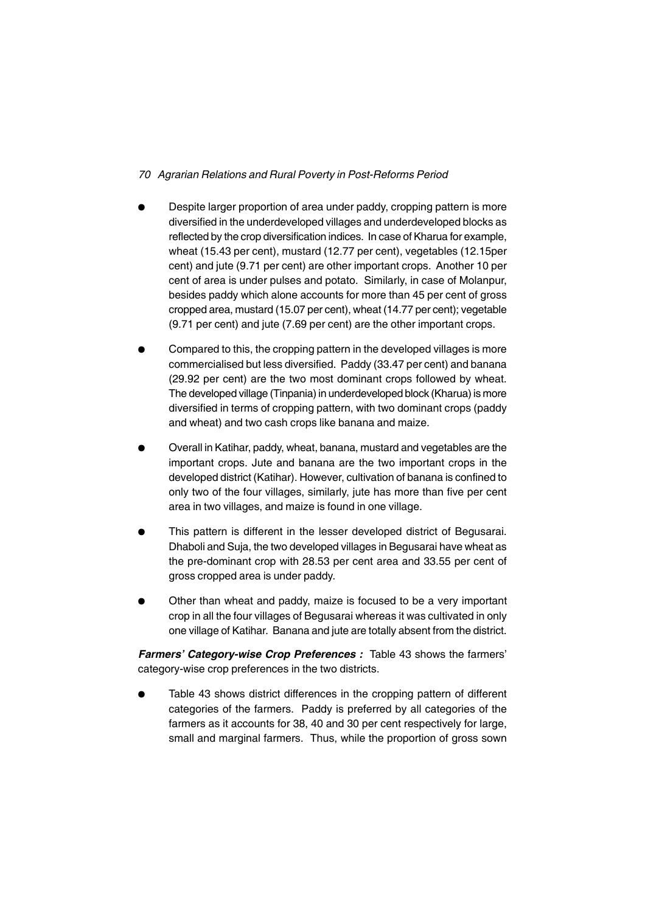- Despite larger proportion of area under paddy, cropping pattern is more diversified in the underdeveloped villages and underdeveloped blocks as reflected by the crop diversification indices. In case of Kharua for example, wheat (15.43 per cent), mustard (12.77 per cent), vegetables (12.15per cent) and jute (9.71 per cent) are other important crops. Another 10 per cent of area is under pulses and potato. Similarly, in case of Molanpur, besides paddy which alone accounts for more than 45 per cent of gross cropped area, mustard (15.07 per cent), wheat (14.77 per cent); vegetable (9.71 per cent) and jute (7.69 per cent) are the other important crops.

- Compared to this, the cropping pattern in the developed villages is more commercialised but less diversified. Paddy (33.47 per cent) and banana (29.92 per cent) are the two most dominant crops followed by wheat. The developed village (Tinpania) in underdeveloped block (Kharua) is more diversified in terms of cropping pattern, with two dominant crops (paddy and wheat) and two cash crops like banana and maize.

- Overall in Katihar, paddy, wheat, banana, mustard and vegetables are the important crops. Jute and banana are the two important crops in the developed district (Katihar). However, cultivation of banana is confined to only two of the four villages, similarly, jute has more than five per cent area in two villages, and maize is found in one village.

- This pattern is different in the lesser developed district of Begusarai. Dhaboli and Suja, the two developed villages in Begusarai have wheat as the pre-dominant crop with 28.53 per cent area and 33.55 per cent of gross cropped area is under paddy.

- Other than wheat and paddy, maize is focused to be a very important crop in all the four villages of Begusarai whereas it was cultivated in only one village of Katihar. Banana and jute are totally absent from the district.

***Farmers' Category-wise Crop Preferences :*** Table 43 shows the farmers' category-wise crop preferences in the two districts.

- Table 43 shows district differences in the cropping pattern of different categories of the farmers. Paddy is preferred by all categories of the farmers as it accounts for 38, 40 and 30 per cent respectively for large, small and marginal farmers. Thus, while the proportion of gross sown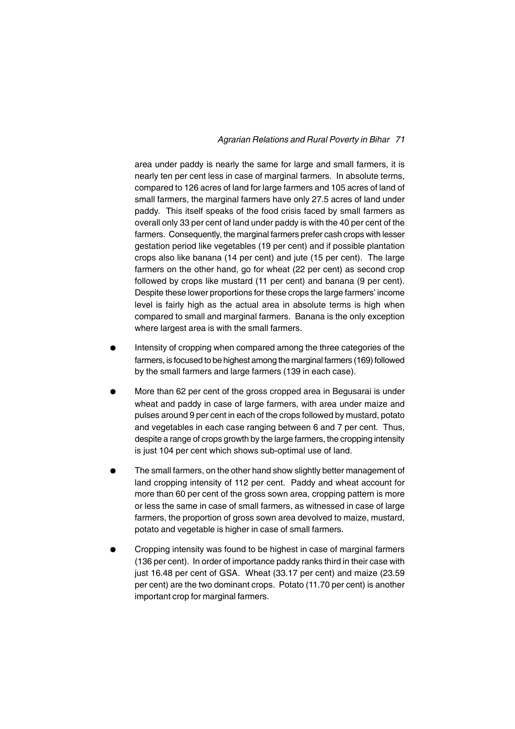area under paddy is nearly the same for large and small farmers, it is nearly ten per cent less in case of marginal farmers. In absolute terms, compared to 126 acres of land for large farmers and 105 acres of land of small farmers, the marginal farmers have only 27.5 acres of land under paddy. This itself speaks of the food crisis faced by small farmers as overall only 33 per cent of land under paddy is with the 40 per cent of the farmers. Consequently, the marginal farmers prefer cash crops with lesser gestation period like vegetables (19 per cent) and if possible plantation crops also like banana (14 per cent) and jute (15 per cent). The large farmers on the other hand, go for wheat (22 per cent) as second crop followed by crops like mustard (11 per cent) and banana (9 per cent). Despite these lower proportions for these crops the large farmers' income level is fairly high as the actual area in absolute terms is high when compared to small and marginal farmers. Banana is the only exception where largest area is with the small farmers.

- Intensity of cropping when compared among the three categories of the farmers, is focused to be highest among the marginal farmers (169) followed by the small farmers and large farmers (139 in each case).
- More than 62 per cent of the gross cropped area in Begusarai is under wheat and paddy in case of large farmers, with area under maize and pulses around 9 per cent in each of the crops followed by mustard, potato and vegetables in each case ranging between 6 and 7 per cent. Thus, despite a range of crops growth by the large farmers, the cropping intensity is just 104 per cent which shows sub-optimal use of land.
- The small farmers, on the other hand show slightly better management of land cropping intensity of 112 per cent. Paddy and wheat account for more than 60 per cent of the gross sown area, cropping pattern is more or less the same in case of small farmers, as witnessed in case of large farmers, the proportion of gross sown area devolved to maize, mustard, potato and vegetable is higher in case of small farmers.
- Cropping intensity was found to be highest in case of marginal farmers (136 per cent). In order of importance paddy ranks third in their case with just 16.48 per cent of GSA. Wheat (33.17 per cent) and maize (23.59 per cent) are the two dominant crops. Potato (11.70 per cent) is another important crop for marginal farmers.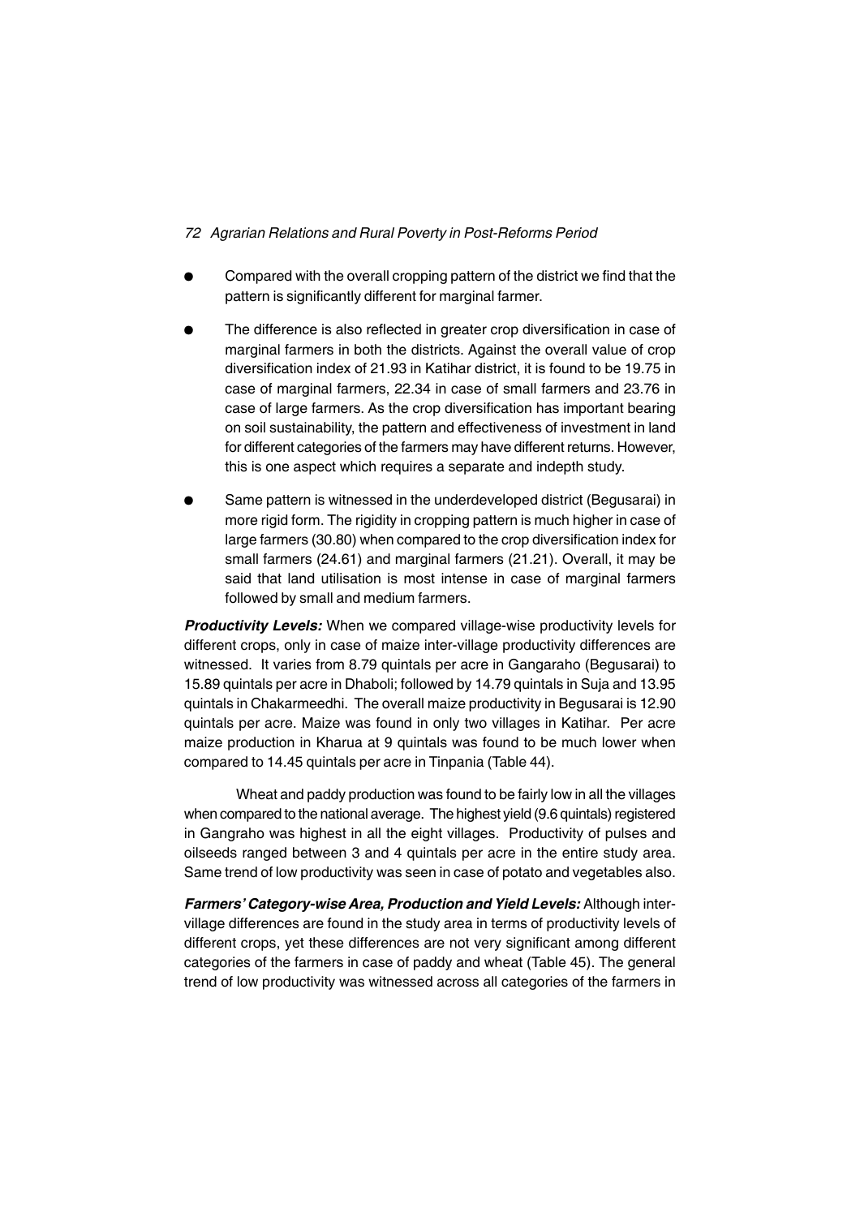- Compared with the overall cropping pattern of the district we find that the pattern is significantly different for marginal farmer.
- The difference is also reflected in greater crop diversification in case of marginal farmers in both the districts. Against the overall value of crop diversification index of 21.93 in Katihar district, it is found to be 19.75 in case of marginal farmers, 22.34 in case of small farmers and 23.76 in case of large farmers. As the crop diversification has important bearing on soil sustainability, the pattern and effectiveness of investment in land for different categories of the farmers may have different returns. However, this is one aspect which requires a separate and indepth study.
- Same pattern is witnessed in the underdeveloped district (Begusarai) in more rigid form. The rigidity in cropping pattern is much higher in case of large farmers (30.80) when compared to the crop diversification index for small farmers (24.61) and marginal farmers (21.21). Overall, it may be said that land utilisation is most intense in case of marginal farmers followed by small and medium farmers.

***Productivity Levels:*** When we compared village-wise productivity levels for different crops, only in case of maize inter-village productivity differences are witnessed. It varies from 8.79 quintals per acre in Gangaraho (Begusarai) to 15.89 quintals per acre in Dhaboli; followed by 14.79 quintals in Suja and 13.95 quintals in Chakarmeedhi. The overall maize productivity in Begusarai is 12.90 quintals per acre. Maize was found in only two villages in Katihar. Per acre maize production in Kharua at 9 quintals was found to be much lower when compared to 14.45 quintals per acre in Tinpania (Table 44).

Wheat and paddy production was found to be fairly low in all the villages when compared to the national average. The highest yield (9.6 quintals) registered in Gangraho was highest in all the eight villages. Productivity of pulses and oilseeds ranged between 3 and 4 quintals per acre in the entire study area. Same trend of low productivity was seen in case of potato and vegetables also.

***Farmers' Category-wise Area, Production and Yield Levels:*** Although inter-village differences are found in the study area in terms of productivity levels of different crops, yet these differences are not very significant among different categories of the farmers in case of paddy and wheat (Table 45). The general trend of low productivity was witnessed across all categories of the farmers in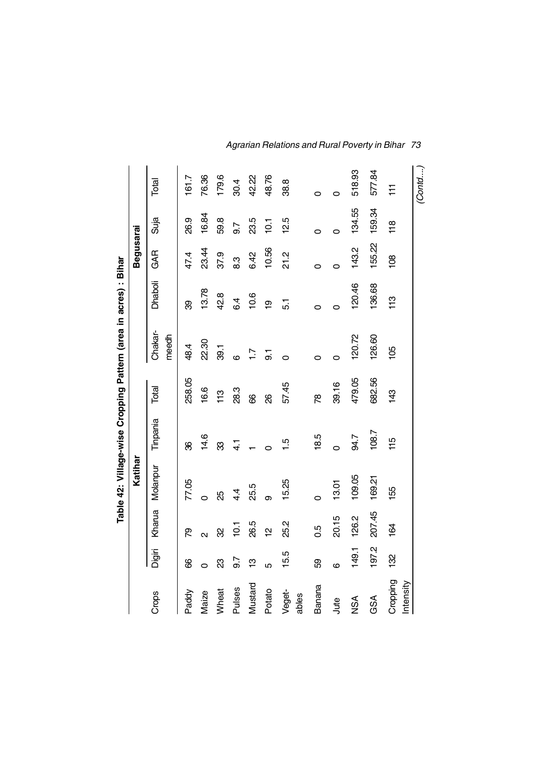**Table 42: Village-wise Cropping Pattern (area in acres) : Bihar**

| Crops | Katihar | | | | | Begusarai | | | | |
|---|---|---|---|---|---|---|---|---|---|---|
| | Digiri | Kharua | Molanpur | Tinpania | Total | Chakar-meedh | Dhaboli | GAR | Suja | Total |
| Paddy | 66 | 79 | 77.05 | 36 | 258.05 | 48.4 | 39 | 47.4 | 26.9 | 161.7 |
| Maize | 0 | 2 | 0 | 14.6 | 16.6 | 22.30 | 13.78 | 23.44 | 16.84 | 76.36 |
| Wheat | 23 | 32 | 25 | 33 | 113 | 39.1 | 42.8 | 37.9 | 59.8 | 179.6 |
| Pulses | 9.7 | 10.1 | 4.4 | 4.1 | 28.3 | 6 | 6.4 | 8.3 | 9.7 | 30.4 |
| Mustard | 13 | 26.5 | 25.5 | 1 | 66 | 1.7 | 10.6 | 6.42 | 23.5 | 42.22 |
| Potato | 5 | 12 | 9 | 0 | 26 | 9.1 | 19 | 10.56 | 10.1 | 48.76 |
| Veget-ables | 15.5 | 25.2 | 15.25 | 1.5 | 57.45 | 0 | 5.1 | 21.2 | 12.5 | 38.8 |
| Banana | 59 | 0.5 | 0 | 18.5 | 78 | 0 | 0 | 0 | 0 | 0 |
| Jute | 6 | 20.15 | 13.01 | 0 | 39.16 | 0 | 0 | 0 | 0 | 0 |
| NSA | 149.1 | 126.2 | 109.05 | 94.7 | 479.05 | 120.72 | 120.46 | 143.2 | 134.55 | 518.93 |
| GSA | 197.2 | 207.45 | 169.21 | 108.7 | 682.56 | 126.60 | 136.68 | 155.22 | 159.34 | 577.84 |
| Cropping Intensity | 132 | 164 | 155 | 115 | 143 | 105 | 113 | 108 | 118 | 111 |

*(Contd....)*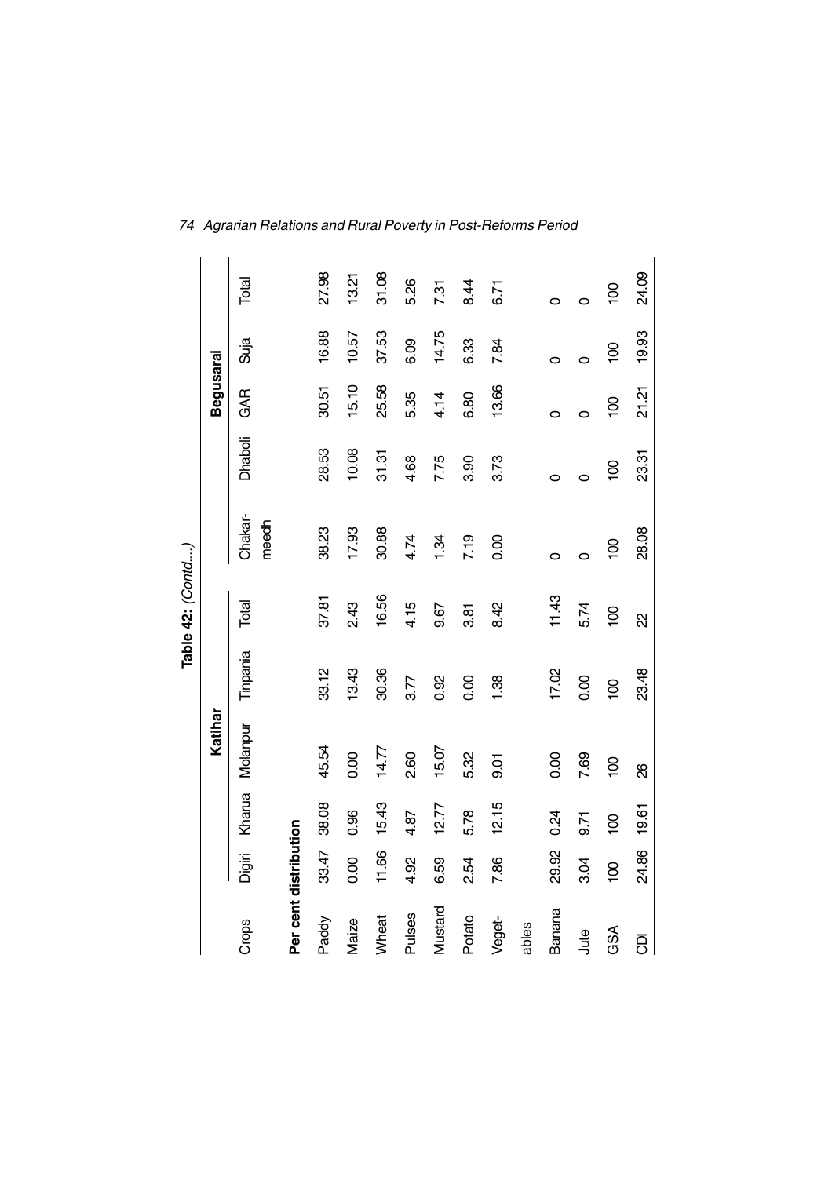**Table 42:** *(Contd....)*

| Crops | Katihar | | | | | Begusarai | | | | |
|---|---|---|---|---|---|---|---|---|---|---|
| | Digiri | Kharua | Molanpur | Tinpania | Total | Chakar-meedh | Dhaboli | GAR | Suja | Total |
| **Per cent distribution** | | | | | | | | | | |
| Paddy | 33.47 | 38.08 | 45.54 | 33.12 | 37.81 | 38.23 | 28.53 | 30.51 | 16.88 | 27.98 |
| Maize | 0.00 | 0.96 | 0.00 | 13.43 | 2.43 | 17.93 | 10.08 | 15.10 | 10.57 | 13.21 |
| Wheat | 11.66 | 15.43 | 14.77 | 30.36 | 16.56 | 30.88 | 31.31 | 25.58 | 37.53 | 31.08 |
| Pulses | 4.92 | 4.87 | 2.60 | 3.77 | 4.15 | 4.74 | 4.68 | 5.35 | 6.09 | 5.26 |
| Mustard | 6.59 | 12.77 | 15.07 | 0.92 | 9.67 | 1.34 | 7.75 | 4.14 | 14.75 | 7.31 |
| Potato | 2.54 | 5.78 | 5.32 | 0.00 | 3.81 | 7.19 | 3.90 | 6.80 | 6.33 | 8.44 |
| Veget-ables | 7.86 | 12.15 | 9.01 | 1.38 | 8.42 | 0.00 | 3.73 | 13.66 | 7.84 | 6.71 |
| Banana | 29.92 | 0.24 | 0.00 | 17.02 | 11.43 | 0 | 0 | 0 | 0 | 0 |
| Jute | 3.04 | 9.71 | 7.69 | 0.00 | 5.74 | 0 | 0 | 0 | 0 | 0 |
| GSA | 100 | 100 | 100 | 100 | 100 | 100 | 100 | 100 | 100 | 100 |
| CDI | 24.86 | 19.61 | 26 | 23.48 | 22 | 28.08 | 23.31 | 21.21 | 19.93 | 24.09 |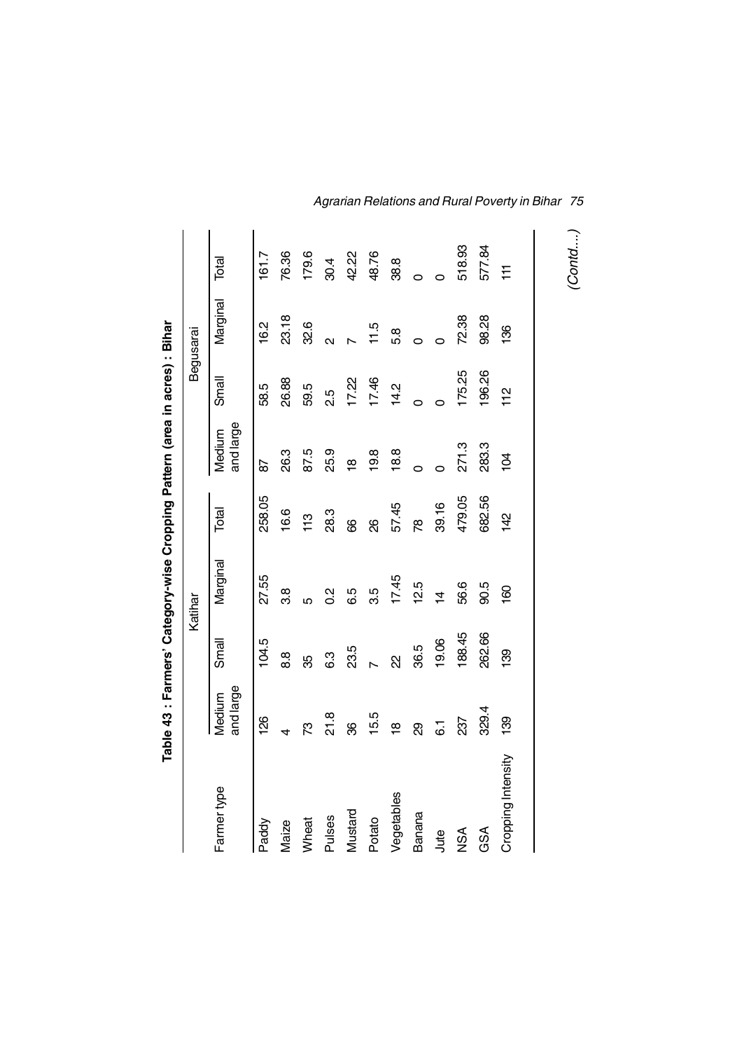**Table 43 : Farmers' Category-wise Cropping Pattern (area in acres) : Bihar**

| Farmer type | Katihar | | | | Begusarai | | | |
|---|---|---|---|---|---|---|---|---|
| | Medium and large | Small | Marginal | Total | Medium and large | Small | Marginal | Total |
| Paddy | 126 | 104.5 | 27.55 | 258.05 | 87 | 58.5 | 16.2 | 161.7 |
| Maize | 4 | 8.8 | 3.8 | 16.6 | 26.3 | 26.88 | 23.18 | 76.36 |
| Wheat | 73 | 35 | 5 | 113 | 87.5 | 59.5 | 32.6 | 179.6 |
| Pulses | 21.8 | 6.3 | 0.2 | 28.3 | 25.9 | 2.5 | 2 | 30.4 |
| Mustard | 36 | 23.5 | 6.5 | 66 | 18 | 17.22 | 7 | 42.22 |
| Potato | 15.5 | 7 | 3.5 | 26 | 19.8 | 17.46 | 11.5 | 48.76 |
| Vegetables | 18 | 22 | 17.45 | 57.45 | 18.8 | 14.2 | 5.8 | 38.8 |
| Banana | 29 | 36.5 | 12.5 | 78 | 0 | 0 | 0 | 0 |
| Jute | 6.1 | 19.06 | 14 | 39.16 | 0 | 0 | 0 | 0 |
| NSA | 237 | 188.45 | 56.6 | 479.05 | 271.3 | 175.25 | 72.38 | 518.93 |
| GSA | 329.4 | 262.66 | 90.5 | 682.56 | 283.3 | 196.26 | 98.28 | 577.84 |
| Cropping Intensity | 139 | 139 | 160 | 142 | 104 | 112 | 136 | 111 |

*(Contd....)*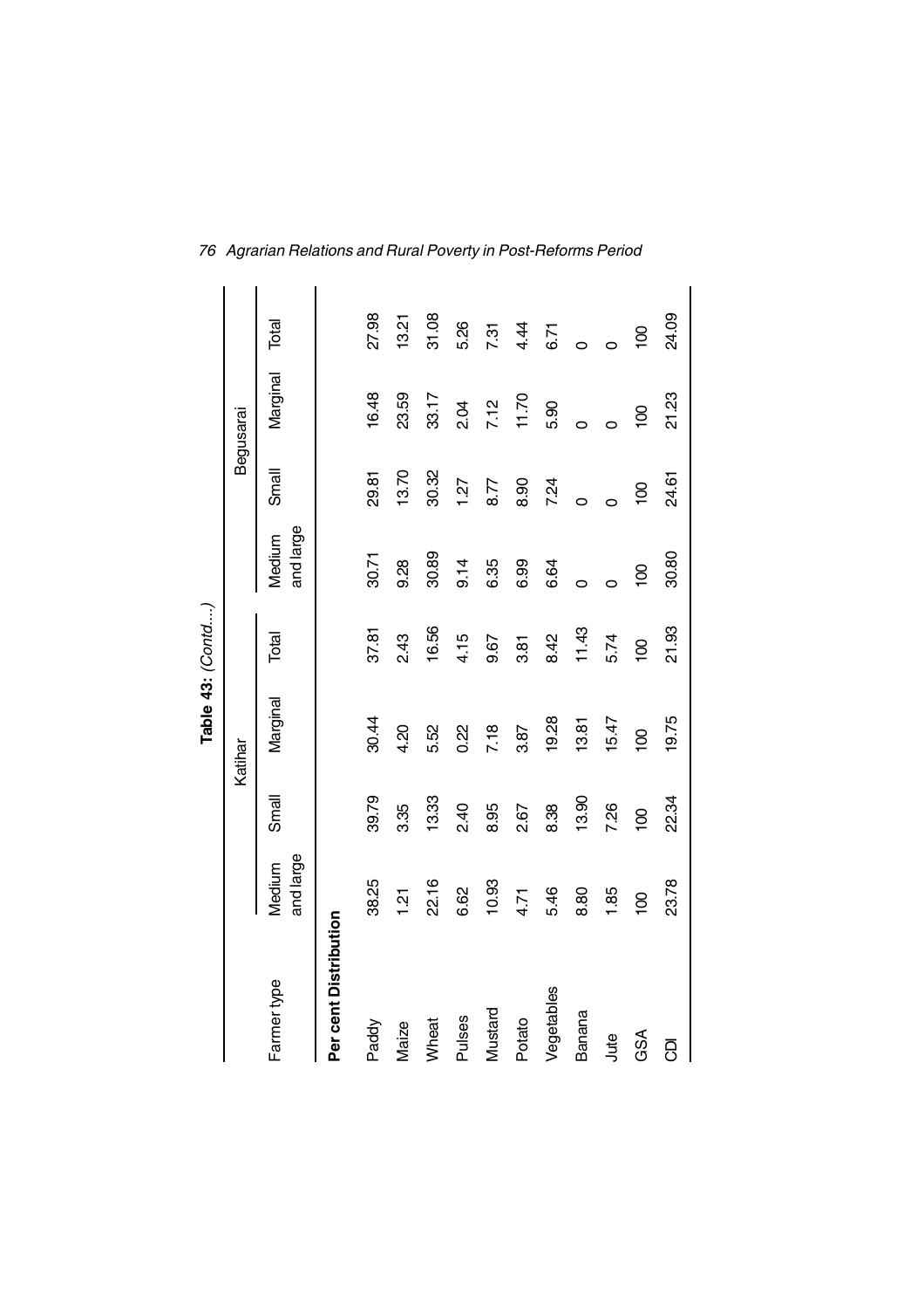**Table 43:** *(Contd....)*

| Farmer type | Katihar | | | | Begusarai | | | |
|---|---|---|---|---|---|---|---|---|
| | Medium and large | Small | Marginal | Total | Medium and large | Small | Marginal | Total |
| **Per cent Distribution** | | | | | | | | |
| Paddy | 38.25 | 39.79 | 30.44 | 37.81 | 30.71 | 29.81 | 16.48 | 27.98 |
| Maize | 1.21 | 3.35 | 4.20 | 2.43 | 9.28 | 13.70 | 23.59 | 13.21 |
| Wheat | 22.16 | 13.33 | 5.52 | 16.56 | 30.89 | 30.32 | 33.17 | 31.08 |
| Pulses | 6.62 | 2.40 | 0.22 | 4.15 | 9.14 | 1.27 | 2.04 | 5.26 |
| Mustard | 10.93 | 8.95 | 7.18 | 9.67 | 6.35 | 8.77 | 7.12 | 7.31 |
| Potato | 4.71 | 2.67 | 3.87 | 3.81 | 6.99 | 8.90 | 11.70 | 4.44 |
| Vegetables | 5.46 | 8.38 | 19.28 | 8.42 | 6.64 | 7.24 | 5.90 | 6.71 |
| Banana | 8.80 | 13.90 | 13.81 | 11.43 | 0 | 0 | 0 | 0 |
| Jute | 1.85 | 7.26 | 15.47 | 5.74 | 0 | 0 | 0 | 0 |
| GSA | 100 | 100 | 100 | 100 | 100 | 100 | 100 | 100 |
| CDI | 23.78 | 22.34 | 19.75 | 21.93 | 30.80 | 24.61 | 21.23 | 24.09 |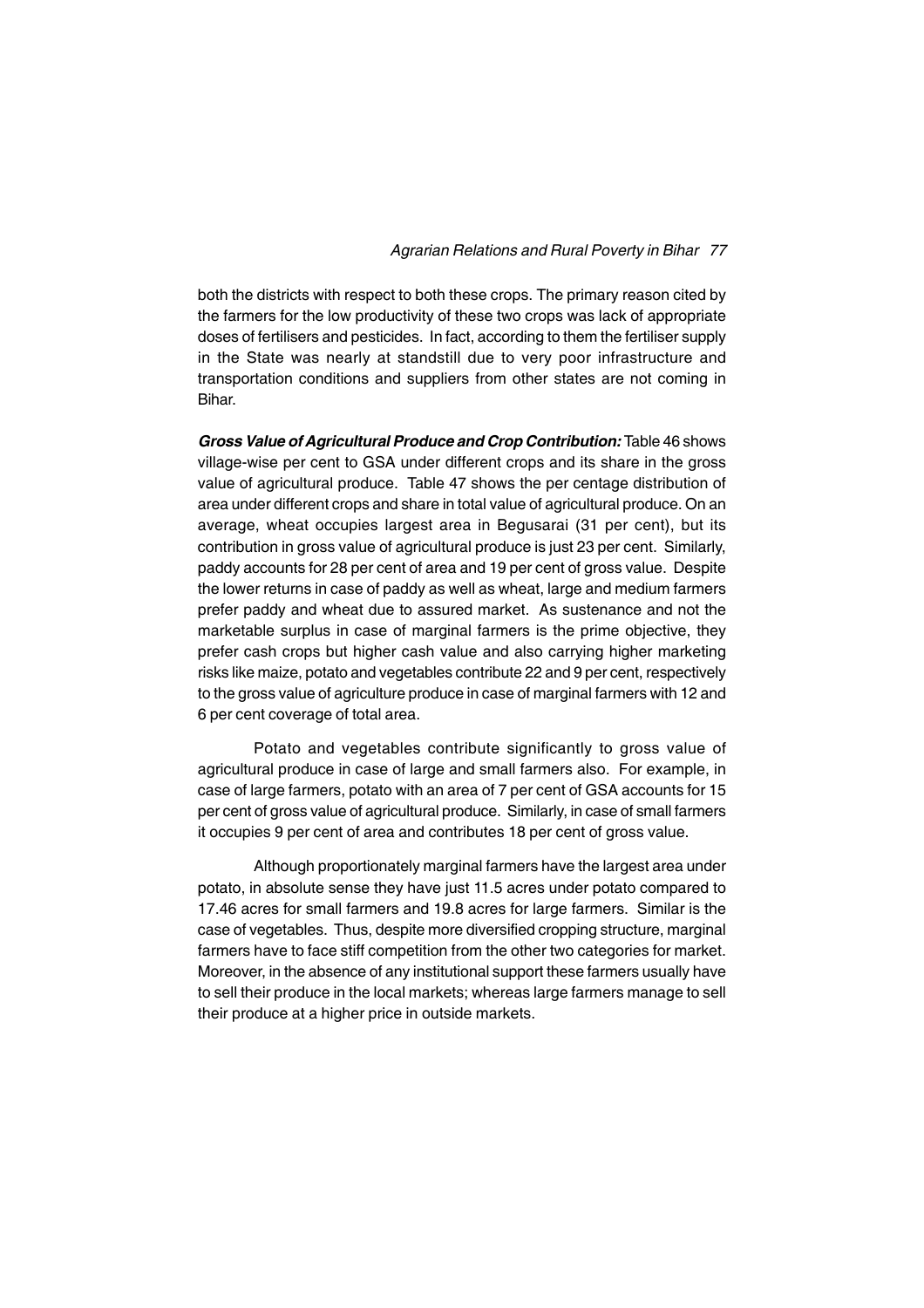both the districts with respect to both these crops. The primary reason cited by the farmers for the low productivity of these two crops was lack of appropriate doses of fertilisers and pesticides. In fact, according to them the fertiliser supply in the State was nearly at standstill due to very poor infrastructure and transportation conditions and suppliers from other states are not coming in Bihar.

***Gross Value of Agricultural Produce and Crop Contribution:*** Table 46 shows village-wise per cent to GSA under different crops and its share in the gross value of agricultural produce. Table 47 shows the per centage distribution of area under different crops and share in total value of agricultural produce. On an average, wheat occupies largest area in Begusarai (31 per cent), but its contribution in gross value of agricultural produce is just 23 per cent. Similarly, paddy accounts for 28 per cent of area and 19 per cent of gross value. Despite the lower returns in case of paddy as well as wheat, large and medium farmers prefer paddy and wheat due to assured market. As sustenance and not the marketable surplus in case of marginal farmers is the prime objective, they prefer cash crops but higher cash value and also carrying higher marketing risks like maize, potato and vegetables contribute 22 and 9 per cent, respectively to the gross value of agriculture produce in case of marginal farmers with 12 and 6 per cent coverage of total area.

Potato and vegetables contribute significantly to gross value of agricultural produce in case of large and small farmers also. For example, in case of large farmers, potato with an area of 7 per cent of GSA accounts for 15 per cent of gross value of agricultural produce. Similarly, in case of small farmers it occupies 9 per cent of area and contributes 18 per cent of gross value.

Although proportionately marginal farmers have the largest area under potato, in absolute sense they have just 11.5 acres under potato compared to 17.46 acres for small farmers and 19.8 acres for large farmers. Similar is the case of vegetables. Thus, despite more diversified cropping structure, marginal farmers have to face stiff competition from the other two categories for market. Moreover, in the absence of any institutional support these farmers usually have to sell their produce in the local markets; whereas large farmers manage to sell their produce at a higher price in outside markets.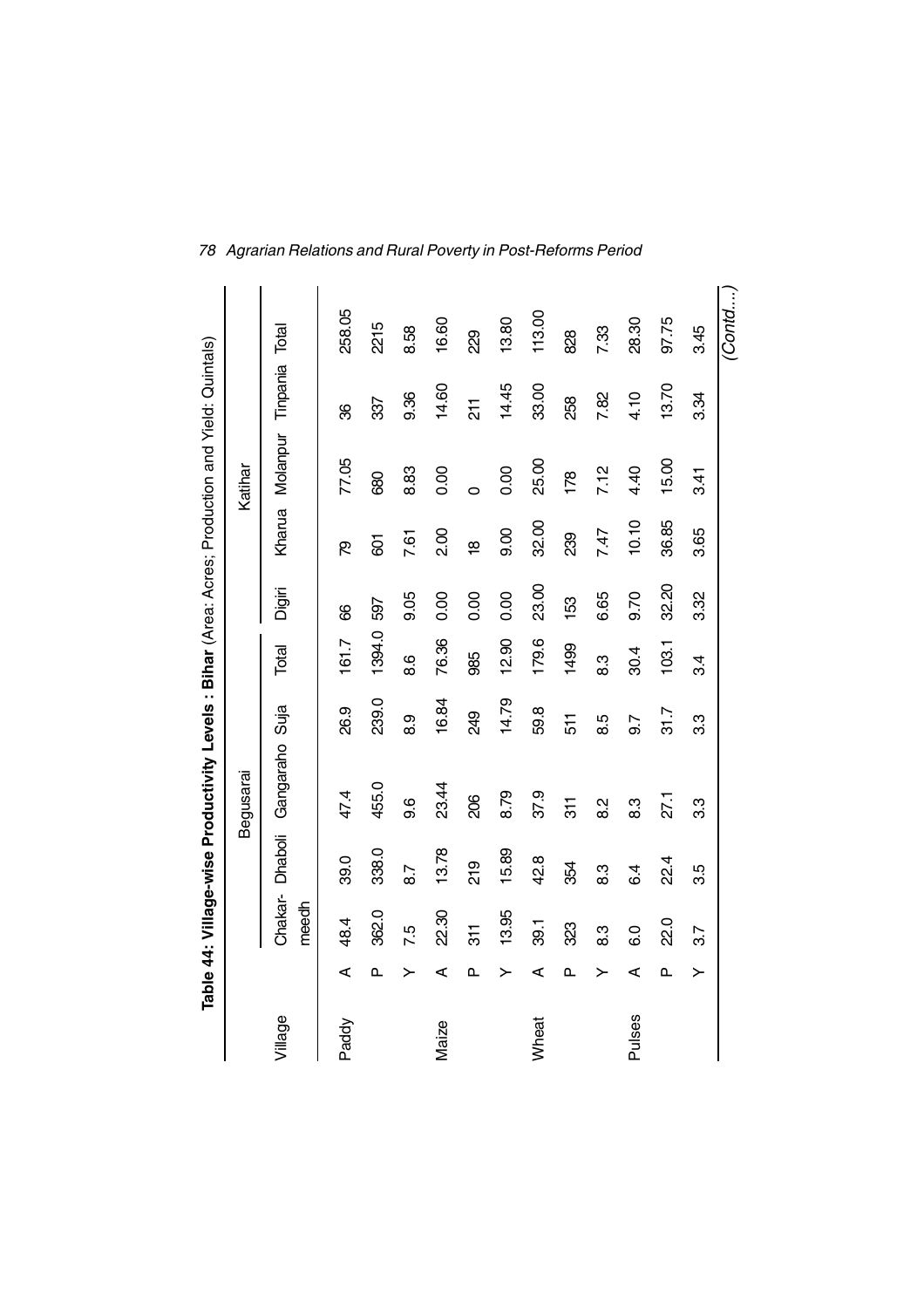**Table 44: Village-wise Productivity Levels : Bihar** (Area: Acres; Production and Yield: Quintals)

| Village | | Begusarai | | | | | Katihar | | | | |
|---|---|---|---|---|---|---|---|---|---|---|---|
| | | Chakar-meedh | Dhaboli | Gangaraho | Suja | Total | Digiri | Kharua | Molanpur | Tinpania | Total |
| Paddy | A | 48.4 | 39.0 | 47.4 | 26.9 | 161.7 | 66 | 79 | 77.05 | 36 | 258.05 |
| | P | 362.0 | 338.0 | 455.0 | 239.0 | 1394.0 | 597 | 601 | 680 | 337 | 2215 |
| | Y | 7.5 | 8.7 | 9.6 | 8.9 | 8.6 | 9.05 | 7.61 | 8.83 | 9.36 | 8.58 |
| Maize | A | 22.30 | 13.78 | 23.44 | 16.84 | 76.36 | 0.00 | 2.00 | 0.00 | 14.60 | 16.60 |
| | P | 311 | 219 | 206 | 249 | 985 | 0.00 | 18 | 0 | 211 | 229 |
| | Y | 13.95 | 15.89 | 8.79 | 14.79 | 12.90 | 0.00 | 9.00 | 0.00 | 14.45 | 13.80 |
| Wheat | A | 39.1 | 42.8 | 37.9 | 59.8 | 179.6 | 23.00 | 32.00 | 25.00 | 33.00 | 113.00 |
| | P | 323 | 354 | 311 | 511 | 1499 | 153 | 239 | 178 | 258 | 828 |
| | Y | 8.3 | 8.3 | 8.2 | 8.5 | 8.3 | 6.65 | 7.47 | 7.12 | 7.82 | 7.33 |
| Pulses | A | 6.0 | 6.4 | 8.3 | 9.7 | 30.4 | 9.70 | 10.10 | 4.40 | 4.10 | 28.30 |
| | P | 22.0 | 22.4 | 27.1 | 31.7 | 103.1 | 32.20 | 36.85 | 15.00 | 13.70 | 97.75 |
| | Y | 3.7 | 3.5 | 3.3 | 3.3 | 3.4 | 3.32 | 3.65 | 3.41 | 3.34 | 3.45 |

*(Contd....)*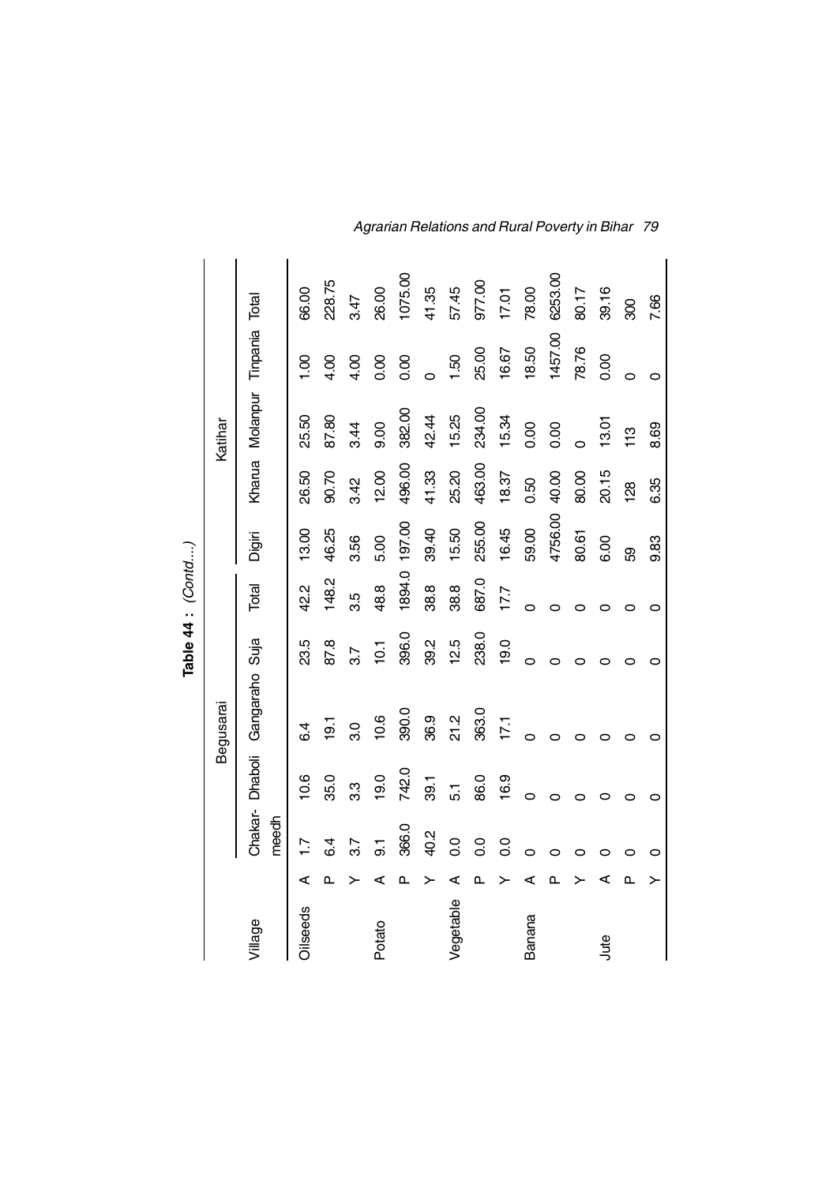**Table 44 :** *(Contd....)*

| Village | | Begusarai | | | | | Katihar | | | | |
|---|---|---|---|---|---|---|---|---|---|---|---|
| | | Chakar-meedh | Dhaboli | Gangaraho | Suja | Total | Digiri | Kharua | Molanpur | Tinpania | Total |
| Oilseeds | A | 1.7 | 10.6 | 6.4 | 23.5 | 42.2 | 13.00 | 26.50 | 25.50 | 1.00 | 66.00 |
| | P | 6.4 | 35.0 | 19.1 | 87.8 | 148.2 | 46.25 | 90.70 | 87.80 | 4.00 | 228.75 |
| | Y | 3.7 | 3.3 | 3.0 | 3.7 | 3.5 | 3.56 | 3.42 | 3.44 | 4.00 | 3.47 |
| Potato | A | 9.1 | 19.0 | 10.6 | 10.1 | 48.8 | 5.00 | 12.00 | 9.00 | 0.00 | 26.00 |
| | P | 366.0 | 742.0 | 390.0 | 396.0 | 1894.0 | 197.00 | 496.00 | 382.00 | 0.00 | 1075.00 |
| | Y | 40.2 | 39.1 | 36.9 | 39.2 | 38.8 | 39.40 | 41.33 | 42.44 | 0 | 41.35 |
| Vegetable | A | 0.0 | 5.1 | 21.2 | 12.5 | 38.8 | 15.50 | 25.20 | 15.25 | 1.50 | 57.45 |
| | P | 0.0 | 86.0 | 363.0 | 238.0 | 687.0 | 255.00 | 463.00 | 234.00 | 25.00 | 977.00 |
| | Y | 0.0 | 16.9 | 17.1 | 19.0 | 17.7 | 16.45 | 18.37 | 15.34 | 16.67 | 17.01 |
| Banana | A | 0 | 0 | 0 | 0 | 0 | 59.00 | 0.50 | 0.00 | 18.50 | 78.00 |
| | P | 0 | 0 | 0 | 0 | 0 | 4756.00 | 40.00 | 0.00 | 1457.00 | 6253.00 |
| | Y | 0 | 0 | 0 | 0 | 0 | 80.61 | 80.00 | 0 | 78.76 | 80.17 |
| Jute | A | 0 | 0 | 0 | 0 | 0 | 6.00 | 20.15 | 13.01 | 0.00 | 39.16 |
| | P | 0 | 0 | 0 | 0 | 0 | 59 | 128 | 113 | 0 | 300 |
| | Y | 0 | 0 | 0 | 0 | 0 | 9.83 | 6.35 | 8.69 | 0 | 7.66 |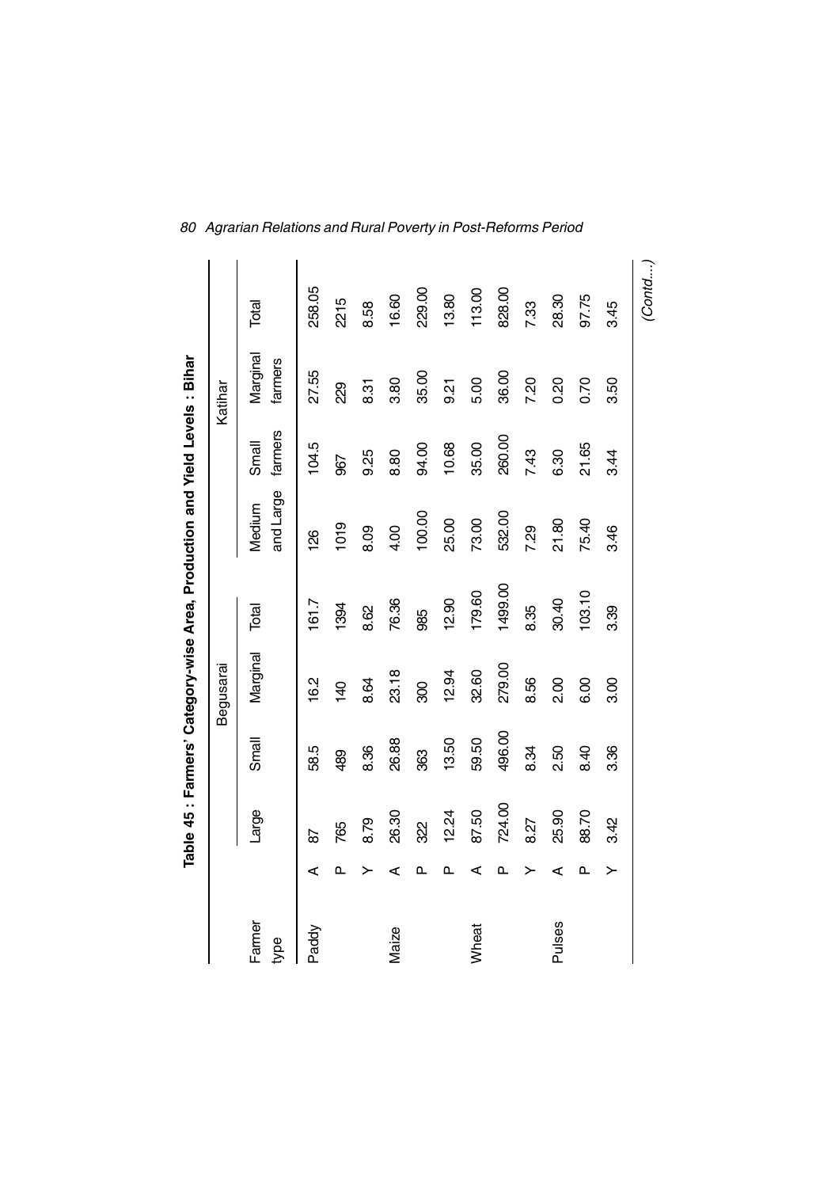**Table 45 : Farmers' Category-wise Area, Production and Yield Levels : Bihar**

| Farmer type | | Begusarai | | | | Katihar | | | |
|---|---|---|---|---|---|---|---|---|---|
| | | Large | Small | Marginal | Total | Medium and Large | Small farmers | Marginal farmers | Total |
| Paddy | A | 87 | 58.5 | 16.2 | 161.7 | 126 | 104.5 | 27.55 | 258.05 |
| | P | 765 | 489 | 140 | 1394 | 1019 | 967 | 229 | 2215 |
| | Y | 8.79 | 8.36 | 8.64 | 8.62 | 8.09 | 9.25 | 8.31 | 8.58 |
| Maize | A | 26.30 | 26.88 | 23.18 | 76.36 | 4.00 | 8.80 | 3.80 | 16.60 |
| | P | 322 | 363 | 300 | 985 | 100.00 | 94.00 | 35.00 | 229.00 |
| | P | 12.24 | 13.50 | 12.94 | 12.90 | 25.00 | 10.68 | 9.21 | 13.80 |
| Wheat | A | 87.50 | 59.50 | 32.60 | 179.60 | 73.00 | 35.00 | 5.00 | 113.00 |
| | P | 724.00 | 496.00 | 279.00 | 1499.00 | 532.00 | 260.00 | 36.00 | 828.00 |
| | Y | 8.27 | 8.34 | 8.56 | 8.35 | 7.29 | 7.43 | 7.20 | 7.33 |
| Pulses | A | 25.90 | 2.50 | 2.00 | 30.40 | 21.80 | 6.30 | 0.20 | 28.30 |
| | P | 88.70 | 8.40 | 6.00 | 103.10 | 75.40 | 21.65 | 0.70 | 97.75 |
| | Y | 3.42 | 3.36 | 3.00 | 3.39 | 3.46 | 3.44 | 3.50 | 3.45 |

*(Contd....)*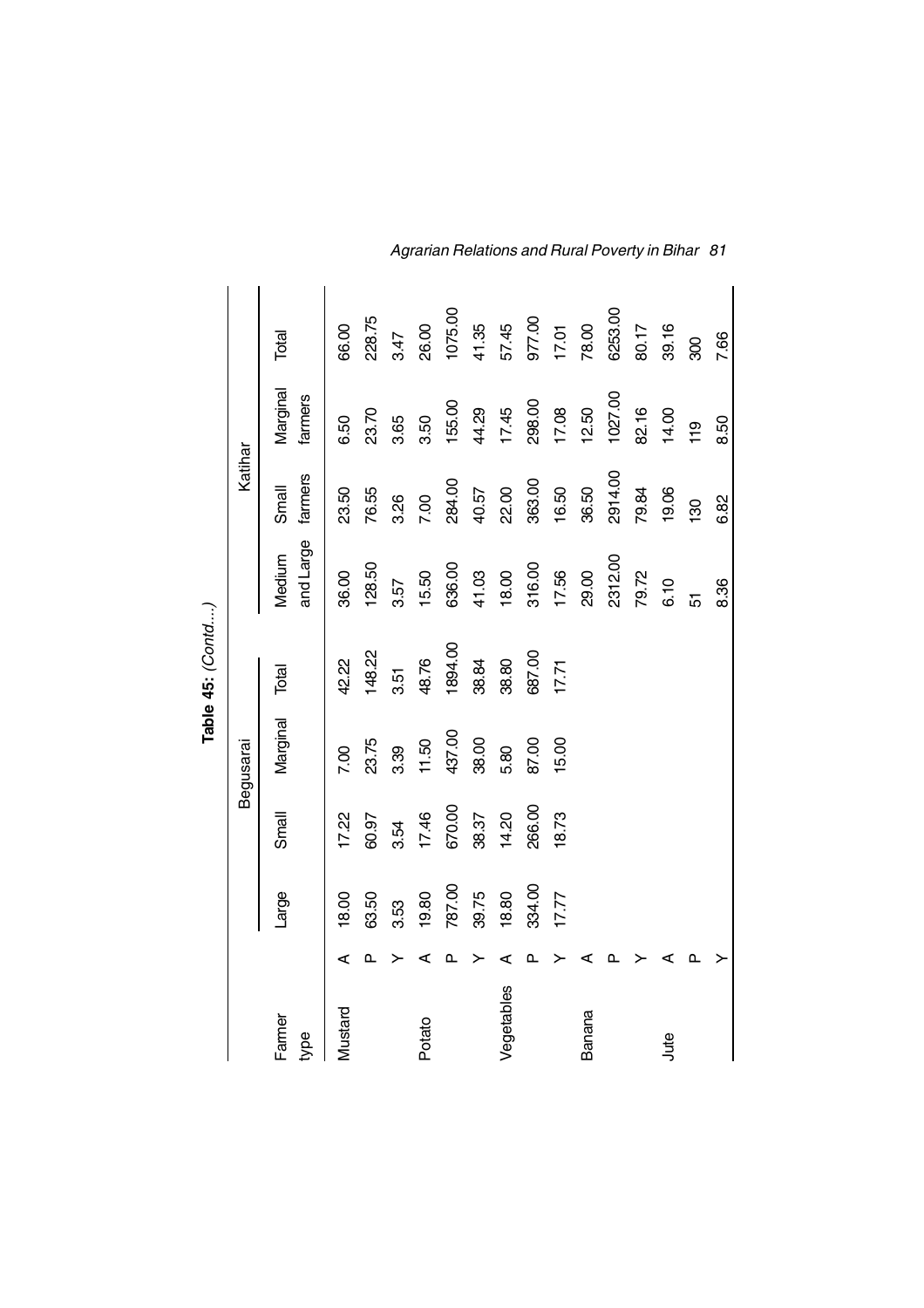**Table 45:** *(Contd....)*

| Farmer type | | Begusarai | | | | Katihar | | | |
|---|---|---|---|---|---|---|---|---|---|
| | | Large | Small | Marginal | Total | Medium and Large | Small farmers | Marginal farmers | Total |
| Mustard | A | 18.00 | 17.22 | 7.00 | 42.22 | 36.00 | 23.50 | 6.50 | 66.00 |
| | P | 63.50 | 60.97 | 23.75 | 148.22 | 128.50 | 76.55 | 23.70 | 228.75 |
| | Y | 3.53 | 3.54 | 3.39 | 3.51 | 3.57 | 3.26 | 3.65 | 3.47 |
| Potato | A | 19.80 | 17.46 | 11.50 | 48.76 | 15.50 | 7.00 | 3.50 | 26.00 |
| | P | 787.00 | 670.00 | 437.00 | 1894.00 | 636.00 | 284.00 | 155.00 | 1075.00 |
| | Y | 39.75 | 38.37 | 38.00 | 38.84 | 41.03 | 40.57 | 44.29 | 41.35 |
| Vegetables | A | 18.80 | 14.20 | 5.80 | 38.80 | 18.00 | 22.00 | 17.45 | 57.45 |
| | P | 334.00 | 266.00 | 87.00 | 687.00 | 316.00 | 363.00 | 298.00 | 977.00 |
| | Y | 17.77 | 18.73 | 15.00 | 17.71 | 17.56 | 16.50 | 17.08 | 17.01 |
| Banana | A | | | | | 29.00 | 36.50 | 12.50 | 78.00 |
| | P | | | | | 2312.00 | 2914.00 | 1027.00 | 6253.00 |
| | Y | | | | | 79.72 | 79.84 | 82.16 | 80.17 |
| Jute | A | | | | | 6.10 | 19.06 | 14.00 | 39.16 |
| | P | | | | | 51 | 130 | 119 | 300 |
| | Y | | | | | 8.36 | 6.82 | 8.50 | 7.66 |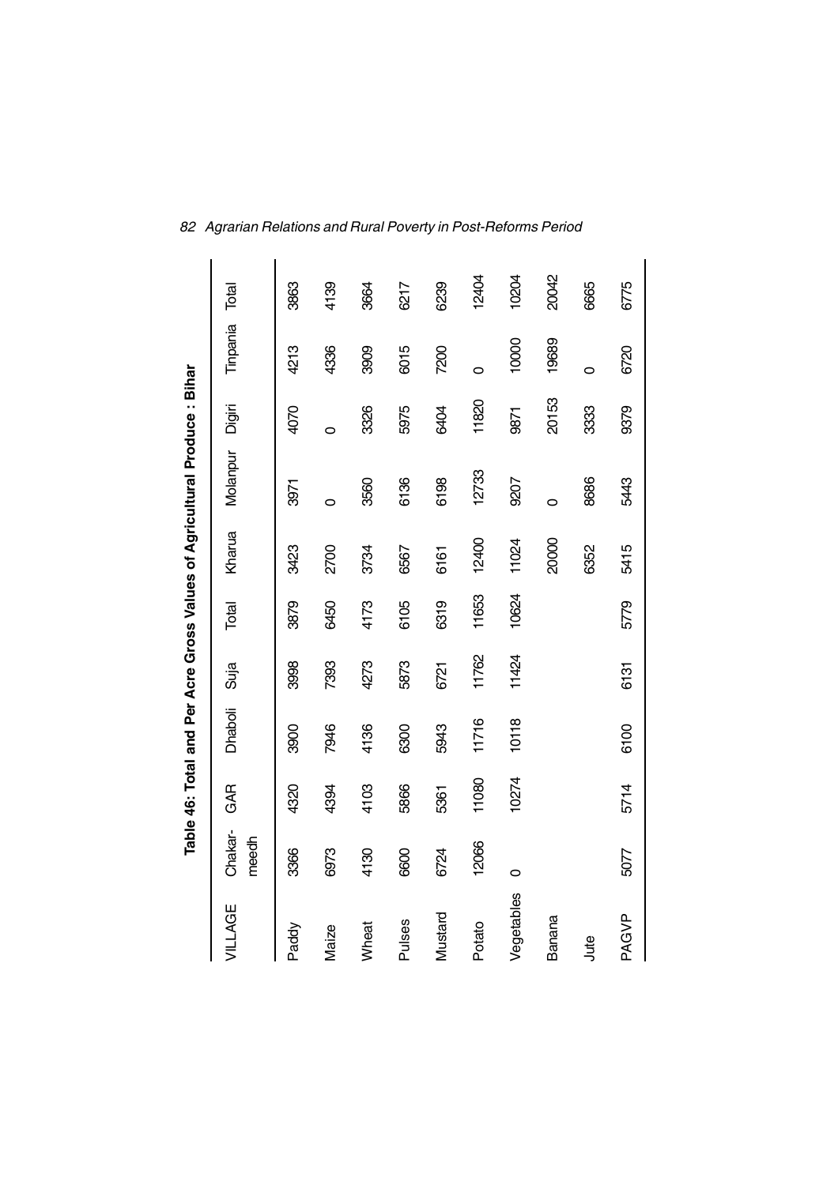**Table 46: Total and Per Acre Gross Values of Agricultural Produce : Bihar**

| VILLAGE | Chakar-meedh | GAR | Dhaboli | Suja | Total | Kharua | Molanpur | Digiri | Tinpania | Total |
|---|---|---|---|---|---|---|---|---|---|---|
| Paddy | 3366 | 4320 | 3900 | 3998 | 3879 | 3423 | 3971 | 4070 | 4213 | 3863 |
| Maize | 6973 | 4394 | 7946 | 7393 | 6450 | 2700 | 0 | 0 | 4336 | 4139 |
| Wheat | 4130 | 4103 | 4136 | 4273 | 4173 | 3734 | 3560 | 3326 | 3909 | 3664 |
| Pulses | 6600 | 5866 | 6300 | 5873 | 6105 | 6567 | 6136 | 5975 | 6015 | 6217 |
| Mustard | 6724 | 5361 | 5943 | 6721 | 6319 | 6161 | 6198 | 6404 | 7200 | 6239 |
| Potato | 12066 | 11080 | 11716 | 11762 | 11653 | 12400 | 12733 | 11820 | 0 | 12404 |
| Vegetables | 0 | 10274 | 10118 | 11424 | 10624 | 11024 | 9207 | 9871 | 10000 | 10204 |
| Banana | | | | | | 20000 | 0 | 20153 | 19689 | 20042 |
| Jute | | | | | | 6352 | 8686 | 3333 | 0 | 6665 |
| PAGVP | 5077 | 5714 | 6100 | 6131 | 5779 | 5415 | 5443 | 9379 | 6720 | 6775 |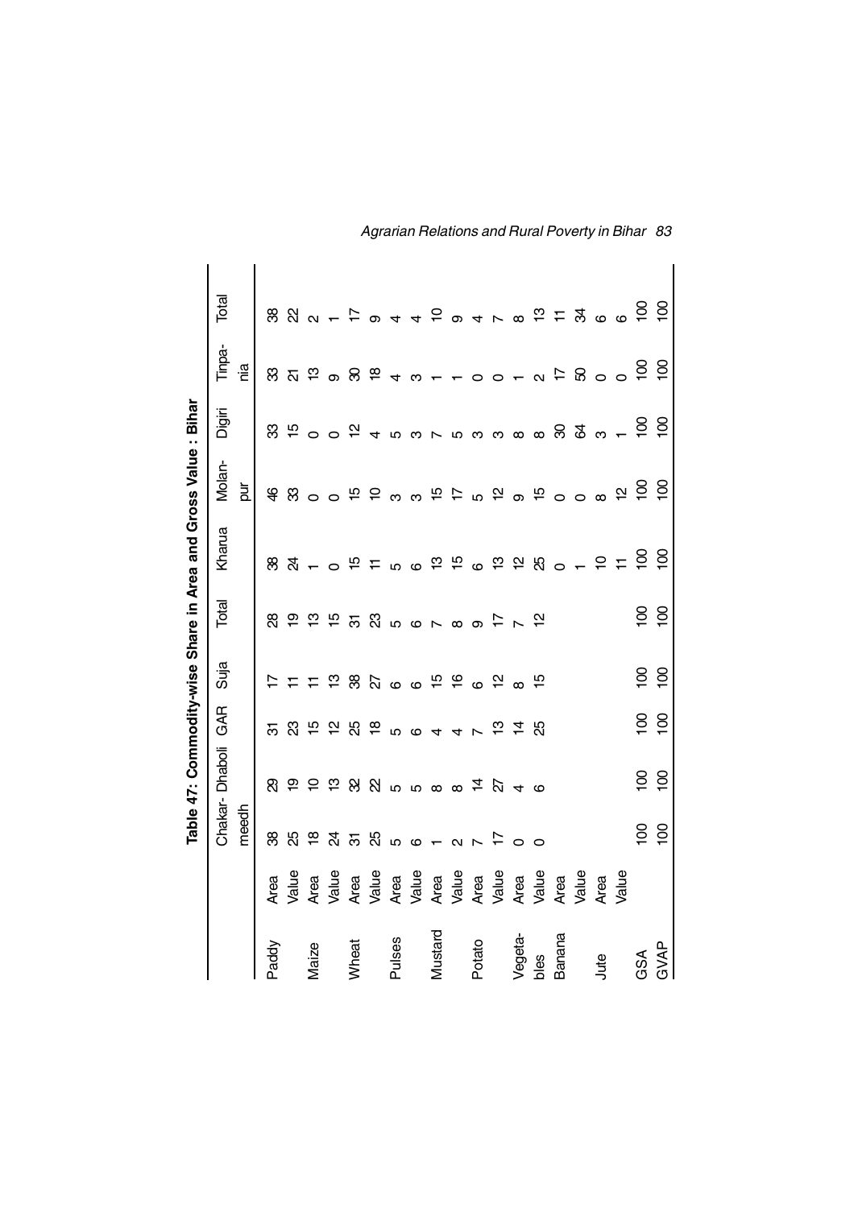**Table 47: Commodity-wise Share in Area and Gross Value : Bihar**

| | | Chakar-meedh | Dhaboli | GAR | Suja | Total | Kharua | Molan-pur | Digiri | Tinpa-nia | Total |
|---|---|---|---|---|---|---|---|---|---|---|---|
| Paddy | Area | 38 | 29 | 31 | 17 | 28 | 38 | 46 | 33 | 33 | 38 |
| | Value | 25 | 19 | 23 | 11 | 19 | 24 | 33 | 15 | 21 | 22 |
| Maize | Area | 18 | 10 | 15 | 11 | 13 | 1 | 0 | 0 | 13 | 2 |
| | Value | 24 | 13 | 12 | 13 | 15 | 0 | 0 | 0 | 9 | 1 |
| Wheat | Area | 31 | 32 | 25 | 38 | 31 | 15 | 15 | 12 | 30 | 17 |
| | Value | 25 | 22 | 18 | 27 | 23 | 11 | 10 | 4 | 18 | 9 |
| Pulses | Area | 5 | 5 | 5 | 6 | 5 | 5 | 3 | 5 | 4 | 4 |
| | Value | 6 | 5 | 6 | 6 | 6 | 6 | 3 | 3 | 3 | 4 |
| Mustard | Area | 1 | 8 | 4 | 15 | 7 | 13 | 15 | 7 | 1 | 10 |
| | Value | 2 | 8 | 4 | 16 | 8 | 15 | 17 | 5 | 1 | 9 |
| Potato | Area | 7 | 14 | 7 | 6 | 9 | 6 | 5 | 3 | 0 | 4 |
| | Value | 17 | 27 | 13 | 12 | 17 | 13 | 12 | 3 | 0 | 7 |
| Vegeta-bles | Area | 0 | 4 | 14 | 8 | 7 | 12 | 9 | 8 | 1 | 8 |
| | Value | 0 | 6 | 25 | 15 | 12 | 25 | 15 | 8 | 2 | 13 |
| Banana | Area | | | | | | 0 | 0 | 30 | 17 | 11 |
| | Value | | | | | | 1 | 0 | 64 | 50 | 34 |
| Jute | Area | | | | | | 10 | 8 | 3 | 0 | 6 |
| | Value | | | | | | 11 | 12 | 1 | 0 | 6 |
| GSA | | 100 | 100 | 100 | 100 | 100 | 100 | 100 | 100 | 100 | 100 |
| GVAP | | 100 | 100 | 100 | 100 | 100 | 100 | 100 | 100 | 100 | 100 |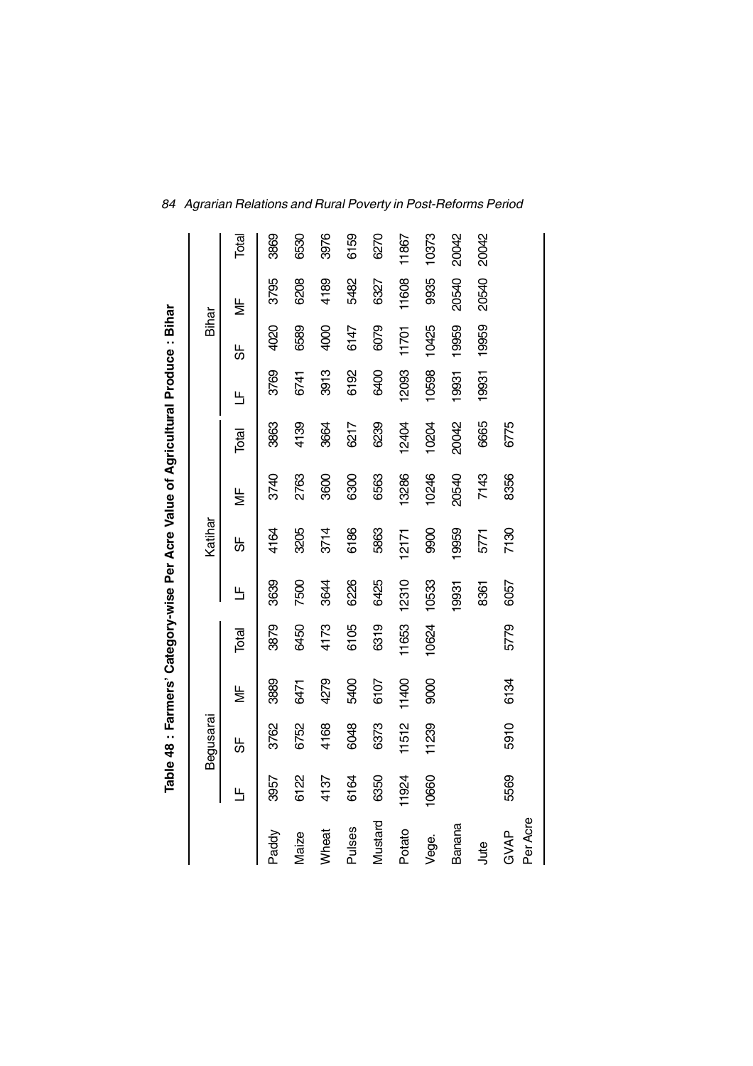**Table 48 : Farmers' Category-wise Per Acre Value of Agricultural Produce : Bihar**

| | Begusarai | | | | Katihar | | | | Bihar | | | |
|---|---|---|---|---|---|---|---|---|---|---|---|---|
| | LF | SF | MF | Total | LF | SF | MF | Total | LF | SF | MF | Total |
| Paddy | 3957 | 3762 | 3889 | 3879 | 3639 | 4164 | 3740 | 3863 | 3769 | 4020 | 3795 | 3869 |
| Maize | 6122 | 6752 | 6471 | 6450 | 7500 | 3205 | 2763 | 4139 | 6741 | 6589 | 6208 | 6530 |
| Wheat | 4137 | 4168 | 4279 | 4173 | 3644 | 3714 | 3600 | 3664 | 3913 | 4000 | 4189 | 3976 |
| Pulses | 6164 | 6048 | 5400 | 6105 | 6226 | 6186 | 6300 | 6217 | 6192 | 6147 | 5482 | 6159 |
| Mustard | 6350 | 6373 | 6107 | 6319 | 6425 | 5863 | 6563 | 6239 | 6400 | 6079 | 6327 | 6270 |
| Potato | 11924 | 11512 | 11400 | 11653 | 12310 | 12171 | 13286 | 12404 | 12093 | 11701 | 11608 | 11867 |
| Vege. | 10660 | 11239 | 9000 | 10624 | 10533 | 9900 | 10246 | 10204 | 10598 | 10425 | 9935 | 10373 |
| Banana | | | | | 19931 | 19959 | 20540 | 20042 | 19931 | 19959 | 20540 | 20042 |
| Jute | | | | | 8361 | 5771 | 7143 | 6665 | 19931 | 19959 | 20540 | 20042 |
| GVAP Per Acre | 5569 | 5910 | 6134 | 5779 | 6057 | 7130 | 8356 | 6775 | | | | |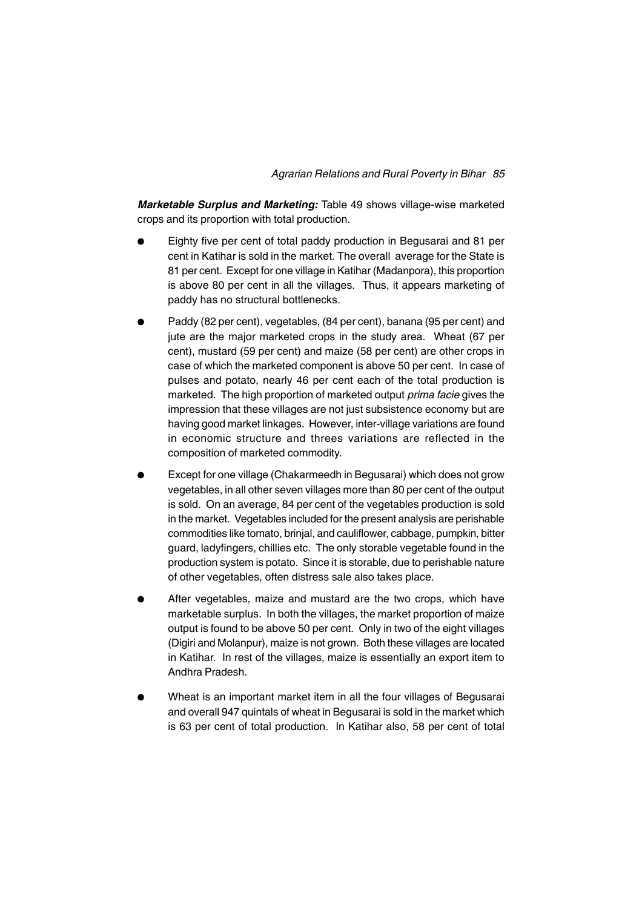***Marketable Surplus and Marketing:*** Table 49 shows village-wise marketed crops and its proportion with total production.

- Eighty five per cent of total paddy production in Begusarai and 81 per cent in Katihar is sold in the market. The overall average for the State is 81 per cent. Except for one village in Katihar (Madanpora), this proportion is above 80 per cent in all the villages. Thus, it appears marketing of paddy has no structural bottlenecks.

- Paddy (82 per cent), vegetables, (84 per cent), banana (95 per cent) and jute are the major marketed crops in the study area. Wheat (67 per cent), mustard (59 per cent) and maize (58 per cent) are other crops in case of which the marketed component is above 50 per cent. In case of pulses and potato, nearly 46 per cent each of the total production is marketed. The high proportion of marketed output *prima facie* gives the impression that these villages are not just subsistence economy but are having good market linkages. However, inter-village variations are found in economic structure and threes variations are reflected in the composition of marketed commodity.

- Except for one village (Chakarmeedh in Begusarai) which does not grow vegetables, in all other seven villages more than 80 per cent of the output is sold. On an average, 84 per cent of the vegetables production is sold in the market. Vegetables included for the present analysis are perishable commodities like tomato, brinjal, and cauliflower, cabbage, pumpkin, bitter guard, ladyfingers, chillies etc. The only storable vegetable found in the production system is potato. Since it is storable, due to perishable nature of other vegetables, often distress sale also takes place.

- After vegetables, maize and mustard are the two crops, which have marketable surplus. In both the villages, the market proportion of maize output is found to be above 50 per cent. Only in two of the eight villages (Digiri and Molanpur), maize is not grown. Both these villages are located in Katihar. In rest of the villages, maize is essentially an export item to Andhra Pradesh.

- Wheat is an important market item in all the four villages of Begusarai and overall 947 quintals of wheat in Begusarai is sold in the market which is 63 per cent of total production. In Katihar also, 58 per cent of total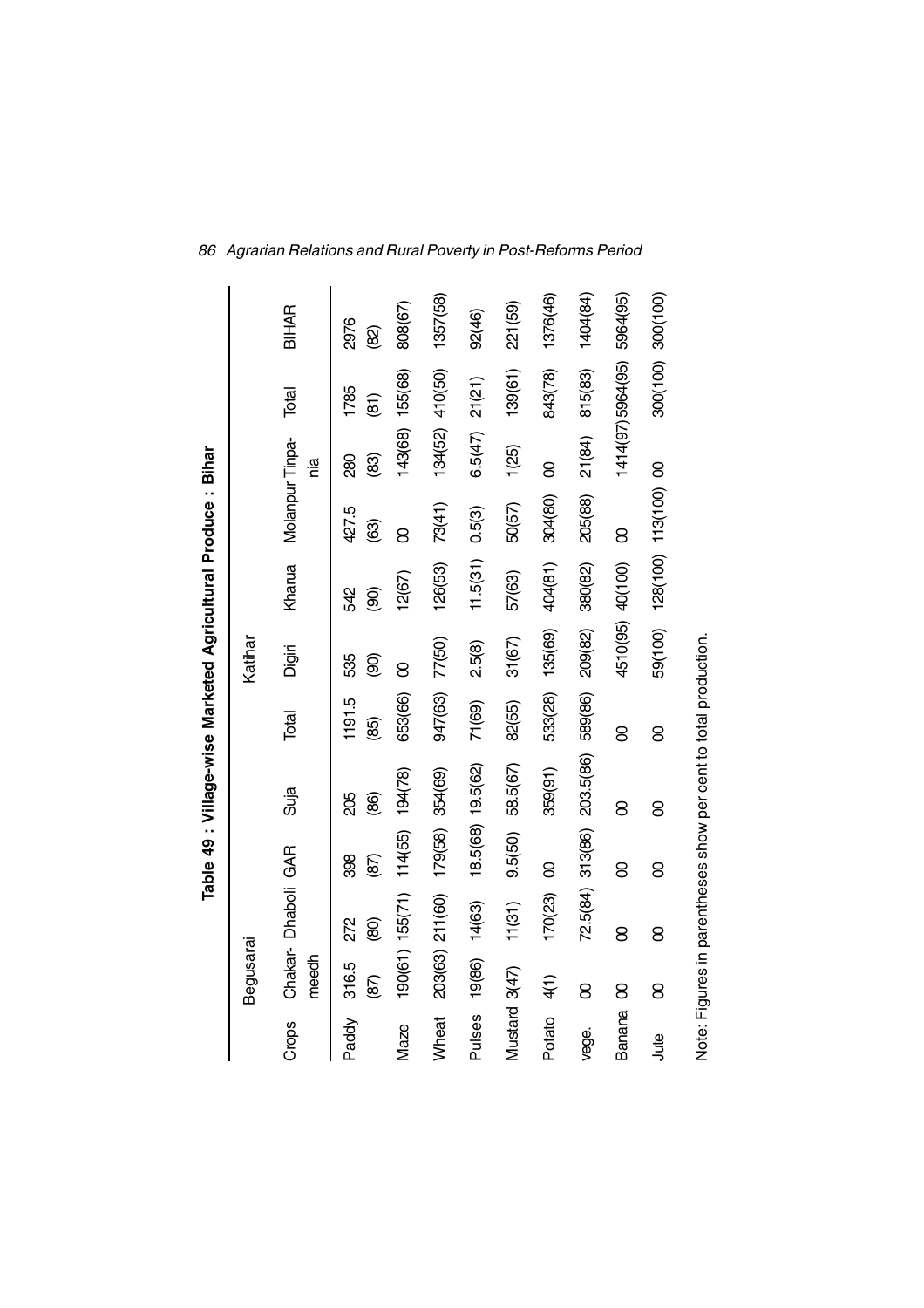**Table 49 : Village-wise Marketed Agricultural Produce : Bihar**

| Crops | Begusarai | | | | | Katihar | | | | | BIHAR |
|---|---|---|---|---|---|---|---|---|---|---|---|
| | Chakar-meedh | Dhaboli | GAR | Suja | Total | Digiri | Kharua | Molanpur | Tinpa-nia | Total | |
| Paddy | 316.5 (87) | 272 (80) | 398 (87) | 205 (86) | 1191.5 (85) | 535 (90) | 542 (90) | 427.5 (63) | 280 (83) | 1785 (81) | 2976 (82) |
| Maze | 190(61) | 155(71) | 114(55) | 194(78) | 653(66) | 00 | 12(67) | 00 | 143(68) | 155(68) | 808(67) |
| Wheat | 203(63) | 211(60) | 179(58) | 354(69) | 947(63) | 77(50) | 126(53) | 73(41) | 134(52) | 410(50) | 1357(58) |
| Pulses | 19(86) | 14(63) | 18.5(68) | 19.5(62) | 71(69) | 2.5(8) | 11.5(31) | 0.5(3) | 6.5(47) | 21(21) | 92(46) |
| Mustard | 3(47) | 11(31) | 9.5(50) | 58.5(67) | 82(55) | 31(67) | 57(63) | 50(57) | 1(25) | 139(61) | 221(59) |
| Potato | 4(1) | 170(23) | 00 | 359(91) | 533(28) | 135(69) | 404(81) | 304(80) | 00 | 843(78) | 1376(46) |
| vege. | 00 | 72.5(84) | 313(86) | 203.5(86) | 589(86) | 209(82) | 380(82) | 205(88) | 21(84) | 815(83) | 1404(84) |
| Banana | 00 | 00 | 00 | 00 | 00 | 4510(95) | 40(100) | 00 | 1414(97) | 5964(95) | 5964(95) |
| Jute | 00 | 00 | 00 | 00 | 00 | 59(100) | 128(100) | 113(100) | 00 | 300(100) | 300(100) |

Note: Figures in parentheses show per cent to total production.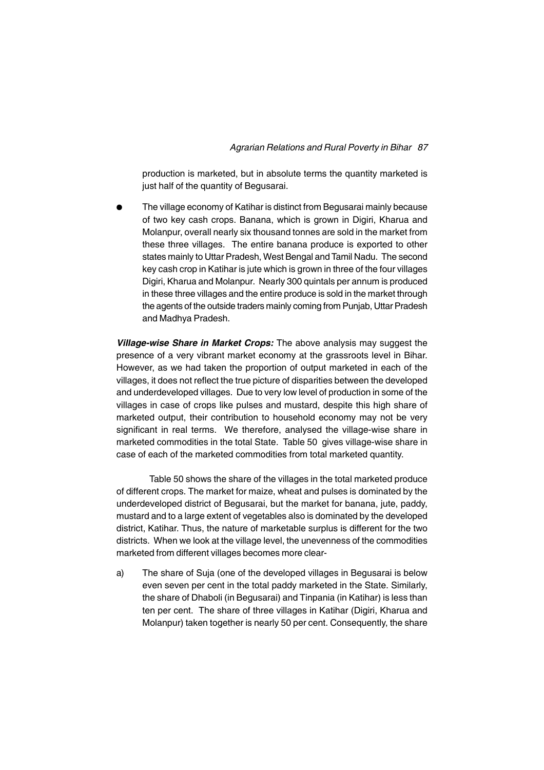production is marketed, but in absolute terms the quantity marketed is just half of the quantity of Begusarai.

- The village economy of Katihar is distinct from Begusarai mainly because of two key cash crops. Banana, which is grown in Digiri, Kharua and Molanpur, overall nearly six thousand tonnes are sold in the market from these three villages. The entire banana produce is exported to other states mainly to Uttar Pradesh, West Bengal and Tamil Nadu. The second key cash crop in Katihar is jute which is grown in three of the four villages Digiri, Kharua and Molanpur. Nearly 300 quintals per annum is produced in these three villages and the entire produce is sold in the market through the agents of the outside traders mainly coming from Punjab, Uttar Pradesh and Madhya Pradesh.

***Village-wise Share in Market Crops:*** The above analysis may suggest the presence of a very vibrant market economy at the grassroots level in Bihar. However, as we had taken the proportion of output marketed in each of the villages, it does not reflect the true picture of disparities between the developed and underdeveloped villages. Due to very low level of production in some of the villages in case of crops like pulses and mustard, despite this high share of marketed output, their contribution to household economy may not be very significant in real terms. We therefore, analysed the village-wise share in marketed commodities in the total State. Table 50 gives village-wise share in case of each of the marketed commodities from total marketed quantity.

Table 50 shows the share of the villages in the total marketed produce of different crops. The market for maize, wheat and pulses is dominated by the underdeveloped district of Begusarai, but the market for banana, jute, paddy, mustard and to a large extent of vegetables also is dominated by the developed district, Katihar. Thus, the nature of marketable surplus is different for the two districts. When we look at the village level, the unevenness of the commodities marketed from different villages becomes more clear-

a) The share of Suja (one of the developed villages in Begusarai is below even seven per cent in the total paddy marketed in the State. Similarly, the share of Dhaboli (in Begusarai) and Tinpania (in Katihar) is less than ten per cent. The share of three villages in Katihar (Digiri, Kharua and Molanpur) taken together is nearly 50 per cent. Consequently, the share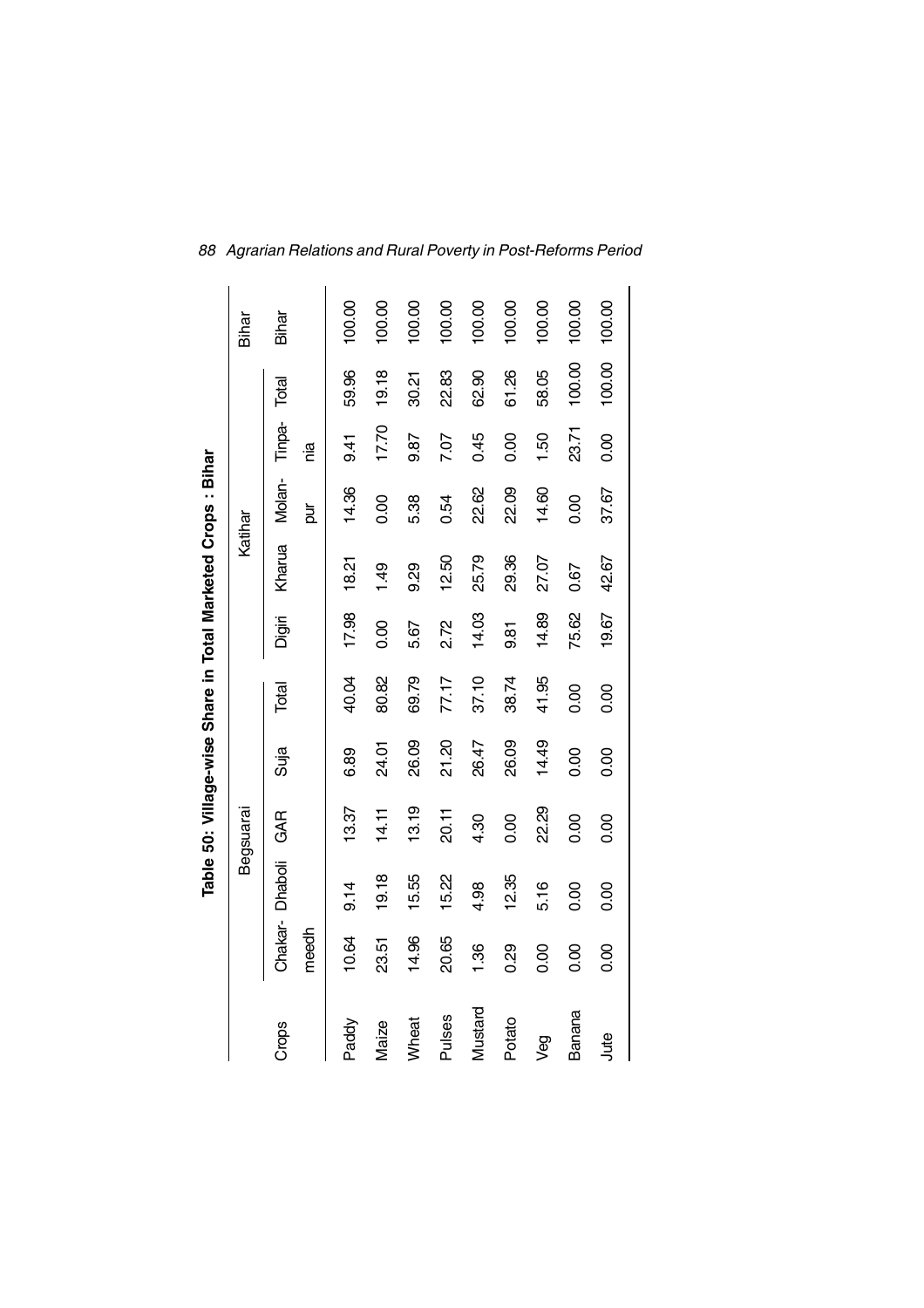**Table 50: Village-wise Share in Total Marketed Crops : Bihar**

| Crops | Begsuarai | | | | | Katihar | | | | | Bihar |
|---|---|---|---|---|---|---|---|---|---|---|---|
| | Chakar-meedh | Dhaboli | GAR | Suja | Total | Digiri | Kharua | Molan-pur | Tinpa-nia | Total | Bihar |
| Paddy | 10.64 | 9.14 | 13.37 | 6.89 | 40.04 | 17.98 | 18.21 | 14.36 | 9.41 | 59.96 | 100.00 |
| Maize | 23.51 | 19.18 | 14.11 | 24.01 | 80.82 | 0.00 | 1.49 | 0.00 | 17.70 | 19.18 | 100.00 |
| Wheat | 14.96 | 15.55 | 13.19 | 26.09 | 69.79 | 5.67 | 9.29 | 5.38 | 9.87 | 30.21 | 100.00 |
| Pulses | 20.65 | 15.22 | 20.11 | 21.20 | 77.17 | 2.72 | 12.50 | 0.54 | 7.07 | 22.83 | 100.00 |
| Mustard | 1.36 | 4.98 | 4.30 | 26.47 | 37.10 | 14.03 | 25.79 | 22.62 | 0.45 | 62.90 | 100.00 |
| Potato | 0.29 | 12.35 | 0.00 | 26.09 | 38.74 | 9.81 | 29.36 | 22.09 | 0.00 | 61.26 | 100.00 |
| Veg | 0.00 | 5.16 | 22.29 | 14.49 | 41.95 | 14.89 | 27.07 | 14.60 | 1.50 | 58.05 | 100.00 |
| Banana | 0.00 | 0.00 | 0.00 | 0.00 | 0.00 | 75.62 | 0.67 | 0.00 | 23.71 | 100.00 | 100.00 |
| Jute | 0.00 | 0.00 | 0.00 | 0.00 | 0.00 | 19.67 | 42.67 | 37.67 | 0.00 | 100.00 | 100.00 |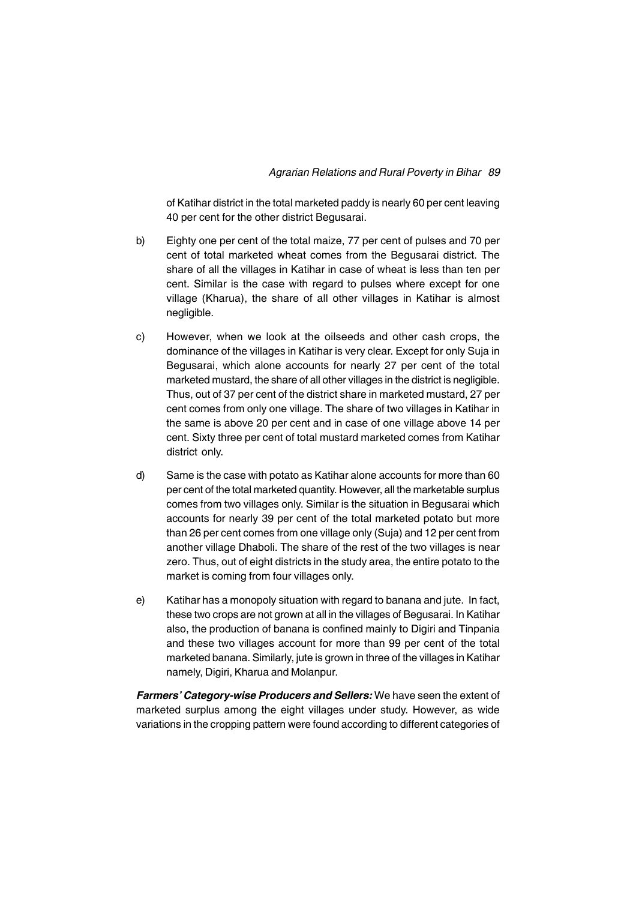of Katihar district in the total marketed paddy is nearly 60 per cent leaving 40 per cent for the other district Begusarai.

b) Eighty one per cent of the total maize, 77 per cent of pulses and 70 per cent of total marketed wheat comes from the Begusarai district. The share of all the villages in Katihar in case of wheat is less than ten per cent. Similar is the case with regard to pulses where except for one village (Kharua), the share of all other villages in Katihar is almost negligible.

c) However, when we look at the oilseeds and other cash crops, the dominance of the villages in Katihar is very clear. Except for only Suja in Begusarai, which alone accounts for nearly 27 per cent of the total marketed mustard, the share of all other villages in the district is negligible. Thus, out of 37 per cent of the district share in marketed mustard, 27 per cent comes from only one village. The share of two villages in Katihar in the same is above 20 per cent and in case of one village above 14 per cent. Sixty three per cent of total mustard marketed comes from Katihar district only.

d) Same is the case with potato as Katihar alone accounts for more than 60 per cent of the total marketed quantity. However, all the marketable surplus comes from two villages only. Similar is the situation in Begusarai which accounts for nearly 39 per cent of the total marketed potato but more than 26 per cent comes from one village only (Suja) and 12 per cent from another village Dhaboli. The share of the rest of the two villages is near zero. Thus, out of eight districts in the study area, the entire potato to the market is coming from four villages only.

e) Katihar has a monopoly situation with regard to banana and jute. In fact, these two crops are not grown at all in the villages of Begusarai. In Katihar also, the production of banana is confined mainly to Digiri and Tinpania and these two villages account for more than 99 per cent of the total marketed banana. Similarly, jute is grown in three of the villages in Katihar namely, Digiri, Kharua and Molanpur.

***Farmers' Category-wise Producers and Sellers:*** We have seen the extent of marketed surplus among the eight villages under study. However, as wide variations in the cropping pattern were found according to different categories of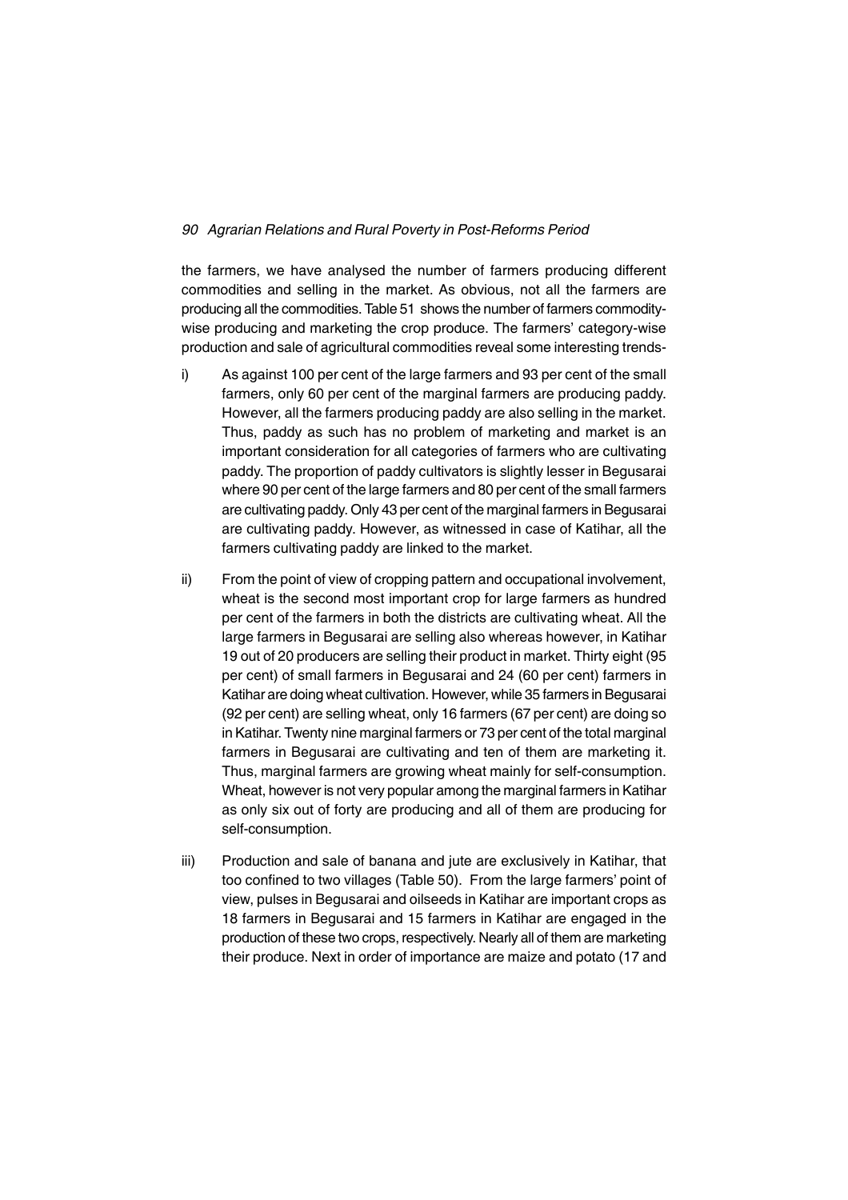the farmers, we have analysed the number of farmers producing different commodities and selling in the market. As obvious, not all the farmers are producing all the commodities. Table 51 shows the number of farmers commodity-wise producing and marketing the crop produce. The farmers' category-wise production and sale of agricultural commodities reveal some interesting trends-

i) As against 100 per cent of the large farmers and 93 per cent of the small farmers, only 60 per cent of the marginal farmers are producing paddy. However, all the farmers producing paddy are also selling in the market. Thus, paddy as such has no problem of marketing and market is an important consideration for all categories of farmers who are cultivating paddy. The proportion of paddy cultivators is slightly lesser in Begusarai where 90 per cent of the large farmers and 80 per cent of the small farmers are cultivating paddy. Only 43 per cent of the marginal farmers in Begusarai are cultivating paddy. However, as witnessed in case of Katihar, all the farmers cultivating paddy are linked to the market.

ii) From the point of view of cropping pattern and occupational involvement, wheat is the second most important crop for large farmers as hundred per cent of the farmers in both the districts are cultivating wheat. All the large farmers in Begusarai are selling also whereas however, in Katihar 19 out of 20 producers are selling their product in market. Thirty eight (95 per cent) of small farmers in Begusarai and 24 (60 per cent) farmers in Katihar are doing wheat cultivation. However, while 35 farmers in Begusarai (92 per cent) are selling wheat, only 16 farmers (67 per cent) are doing so in Katihar. Twenty nine marginal farmers or 73 per cent of the total marginal farmers in Begusarai are cultivating and ten of them are marketing it. Thus, marginal farmers are growing wheat mainly for self-consumption. Wheat, however is not very popular among the marginal farmers in Katihar as only six out of forty are producing and all of them are producing for self-consumption.

iii) Production and sale of banana and jute are exclusively in Katihar, that too confined to two villages (Table 50). From the large farmers' point of view, pulses in Begusarai and oilseeds in Katihar are important crops as 18 farmers in Begusarai and 15 farmers in Katihar are engaged in the production of these two crops, respectively. Nearly all of them are marketing their produce. Next in order of importance are maize and potato (17 and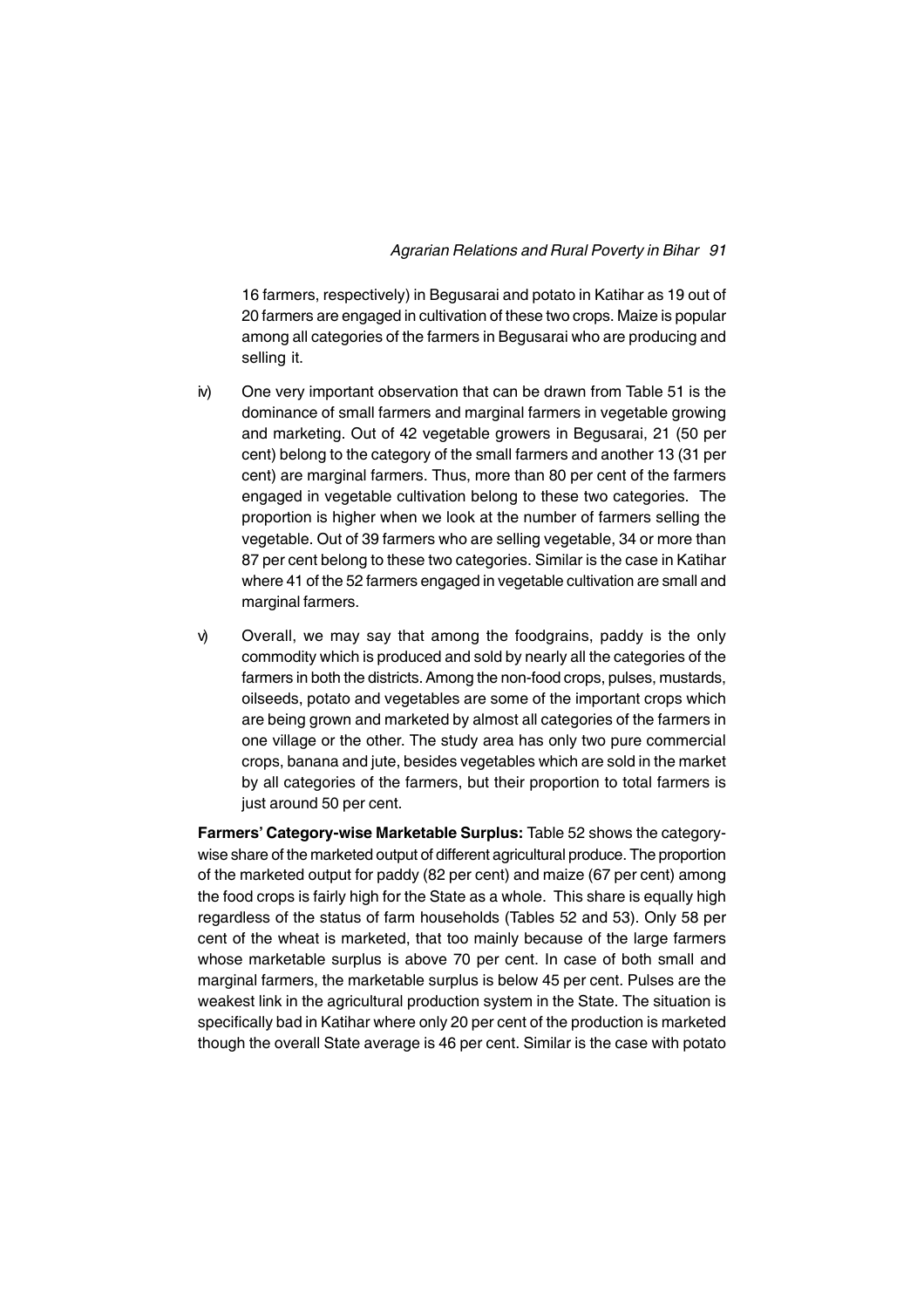16 farmers, respectively) in Begusarai and potato in Katihar as 19 out of 20 farmers are engaged in cultivation of these two crops. Maize is popular among all categories of the farmers in Begusarai who are producing and selling it.

iv) One very important observation that can be drawn from Table 51 is the dominance of small farmers and marginal farmers in vegetable growing and marketing. Out of 42 vegetable growers in Begusarai, 21 (50 per cent) belong to the category of the small farmers and another 13 (31 per cent) are marginal farmers. Thus, more than 80 per cent of the farmers engaged in vegetable cultivation belong to these two categories. The proportion is higher when we look at the number of farmers selling the vegetable. Out of 39 farmers who are selling vegetable, 34 or more than 87 per cent belong to these two categories. Similar is the case in Katihar where 41 of the 52 farmers engaged in vegetable cultivation are small and marginal farmers.

v) Overall, we may say that among the foodgrains, paddy is the only commodity which is produced and sold by nearly all the categories of the farmers in both the districts. Among the non-food crops, pulses, mustards, oilseeds, potato and vegetables are some of the important crops which are being grown and marketed by almost all categories of the farmers in one village or the other. The study area has only two pure commercial crops, banana and jute, besides vegetables which are sold in the market by all categories of the farmers, but their proportion to total farmers is just around 50 per cent.

**Farmers' Category-wise Marketable Surplus:** Table 52 shows the category-wise share of the marketed output of different agricultural produce. The proportion of the marketed output for paddy (82 per cent) and maize (67 per cent) among the food crops is fairly high for the State as a whole. This share is equally high regardless of the status of farm households (Tables 52 and 53). Only 58 per cent of the wheat is marketed, that too mainly because of the large farmers whose marketable surplus is above 70 per cent. In case of both small and marginal farmers, the marketable surplus is below 45 per cent. Pulses are the weakest link in the agricultural production system in the State. The situation is specifically bad in Katihar where only 20 per cent of the production is marketed though the overall State average is 46 per cent. Similar is the case with potato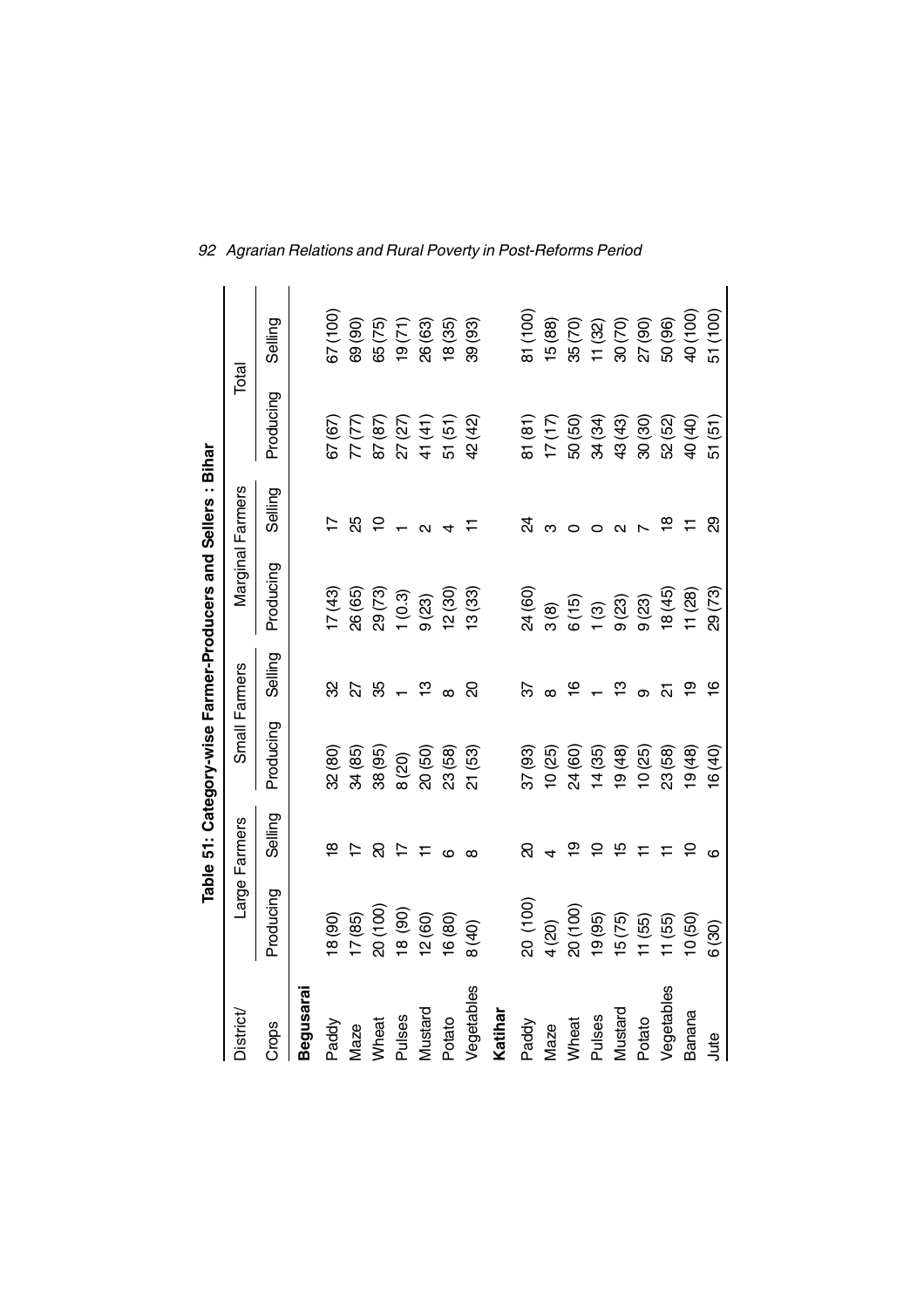**Table 51: Category-wise Farmer-Producers and Sellers : Bihar**

| District/ | Large Farmers | | Small Farmers | | Marginal Farmers | | Total | |
|---|---|---|---|---|---|---|---|---|
| Crops | Producing | Selling | Producing | Selling | Producing | Selling | Producing | Selling |
| **Begusarai** | | | | | | | | |
| Paddy | 18 (90) | 18 | 32 (80) | 32 | 17 (43) | 17 | 67 (67) | 67 (100) |
| Maze | 17 (85) | 17 | 34 (85) | 27 | 26 (65) | 25 | 77 (77) | 69 (90) |
| Wheat | 20 (100) | 20 | 38 (95) | 35 | 29 (73) | 10 | 87 (87) | 65 (75) |
| Pulses | 18 (90) | 17 | 8 (20) | 1 | 1 (0.3) | 1 | 27 (27) | 19 (71) |
| Mustard | 12 (60) | 11 | 20 (50) | 13 | 9 (23) | 2 | 41 (41) | 26 (63) |
| Potato | 16 (80) | 6 | 23 (58) | 8 | 12 (30) | 4 | 51 (51) | 18 (35) |
| Vegetables | 8 (40) | 8 | 21 (53) | 20 | 13 (33) | 11 | 42 (42) | 39 (93) |
| **Katihar** | | | | | | | | |
| Paddy | 20 (100) | 20 | 37 (93) | 37 | 24 (60) | 24 | 81 (81) | 81 (100) |
| Maze | 4 (20) | 4 | 10 (25) | 8 | 3 (8) | 3 | 17 (17) | 15 (88) |
| Wheat | 20 (100) | 19 | 24 (60) | 16 | 6 (15) | 0 | 50 (50) | 35 (70) |
| Pulses | 19 (95) | 10 | 14 (35) | 1 | 1 (3) | 0 | 34 (34) | 11 (32) |
| Mustard | 15 (75) | 15 | 19 (48) | 13 | 9 (23) | 2 | 43 (43) | 30 (70) |
| Potato | 11 (55) | 11 | 10 (25) | 9 | 9 (23) | 7 | 30 (30) | 27 (90) |
| Vegetables | 11 (55) | 11 | 23 (58) | 21 | 18 (45) | 18 | 52 (52) | 50 (96) |
| Banana | 10 (50) | 10 | 19 (48) | 19 | 11 (28) | 11 | 40 (40) | 40 (100) |
| Jute | 6 (30) | 6 | 16 (40) | 16 | 29 (73) | 29 | 51 (51) | 51 (100) |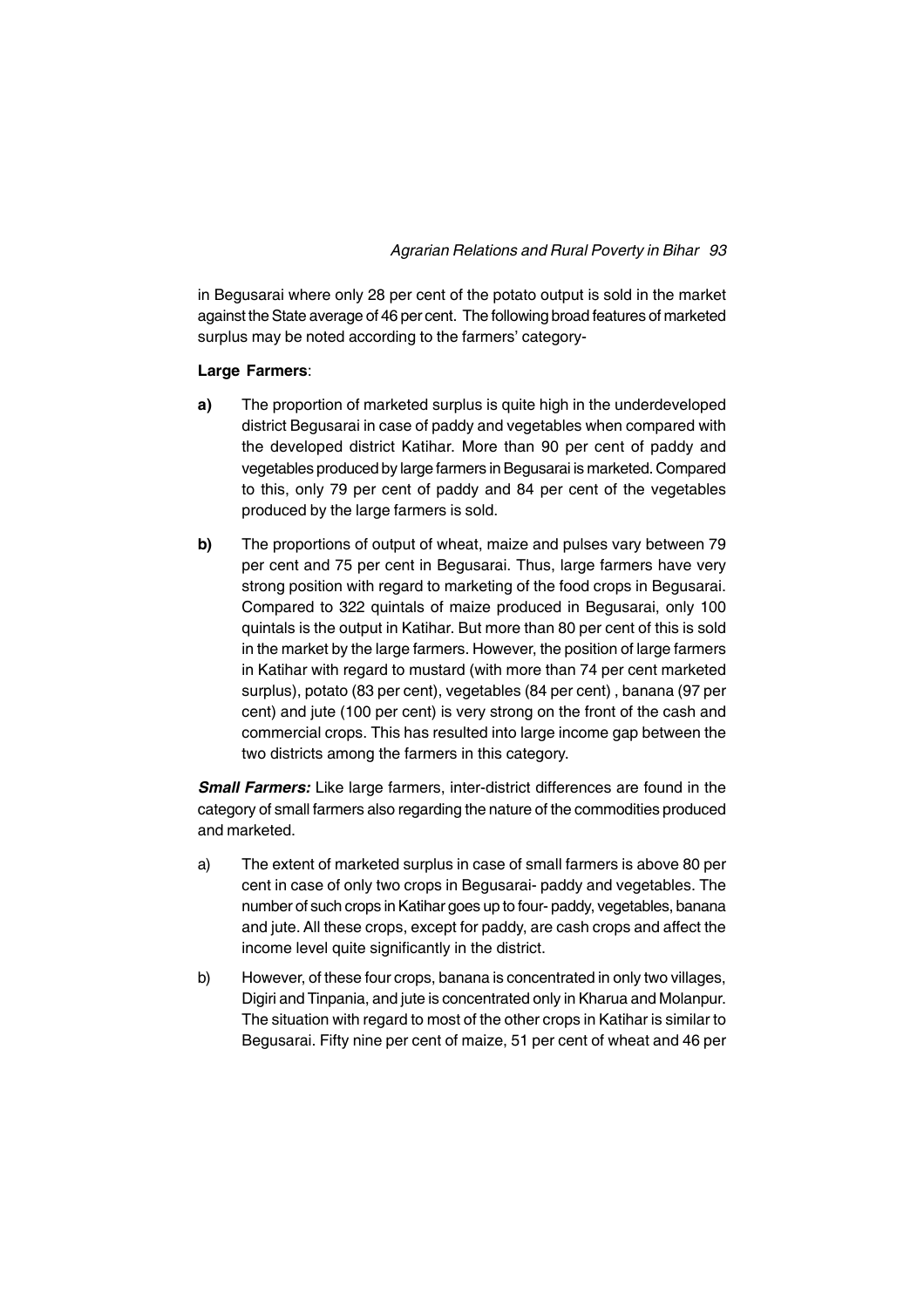in Begusarai where only 28 per cent of the potato output is sold in the market against the State average of 46 per cent. The following broad features of marketed surplus may be noted according to the farmers' category-

**Large Farmers**:

**a)** The proportion of marketed surplus is quite high in the underdeveloped district Begusarai in case of paddy and vegetables when compared with the developed district Katihar. More than 90 per cent of paddy and vegetables produced by large farmers in Begusarai is marketed. Compared to this, only 79 per cent of paddy and 84 per cent of the vegetables produced by the large farmers is sold.

**b)** The proportions of output of wheat, maize and pulses vary between 79 per cent and 75 per cent in Begusarai. Thus, large farmers have very strong position with regard to marketing of the food crops in Begusarai. Compared to 322 quintals of maize produced in Begusarai, only 100 quintals is the output in Katihar. But more than 80 per cent of this is sold in the market by the large farmers. However, the position of large farmers in Katihar with regard to mustard (with more than 74 per cent marketed surplus), potato (83 per cent), vegetables (84 per cent) , banana (97 per cent) and jute (100 per cent) is very strong on the front of the cash and commercial crops. This has resulted into large income gap between the two districts among the farmers in this category.

***Small Farmers:*** Like large farmers, inter-district differences are found in the category of small farmers also regarding the nature of the commodities produced and marketed.

a) The extent of marketed surplus in case of small farmers is above 80 per cent in case of only two crops in Begusarai- paddy and vegetables. The number of such crops in Katihar goes up to four- paddy, vegetables, banana and jute. All these crops, except for paddy, are cash crops and affect the income level quite significantly in the district.

b) However, of these four crops, banana is concentrated in only two villages, Digiri and Tinpania, and jute is concentrated only in Kharua and Molanpur. The situation with regard to most of the other crops in Katihar is similar to Begusarai. Fifty nine per cent of maize, 51 per cent of wheat and 46 per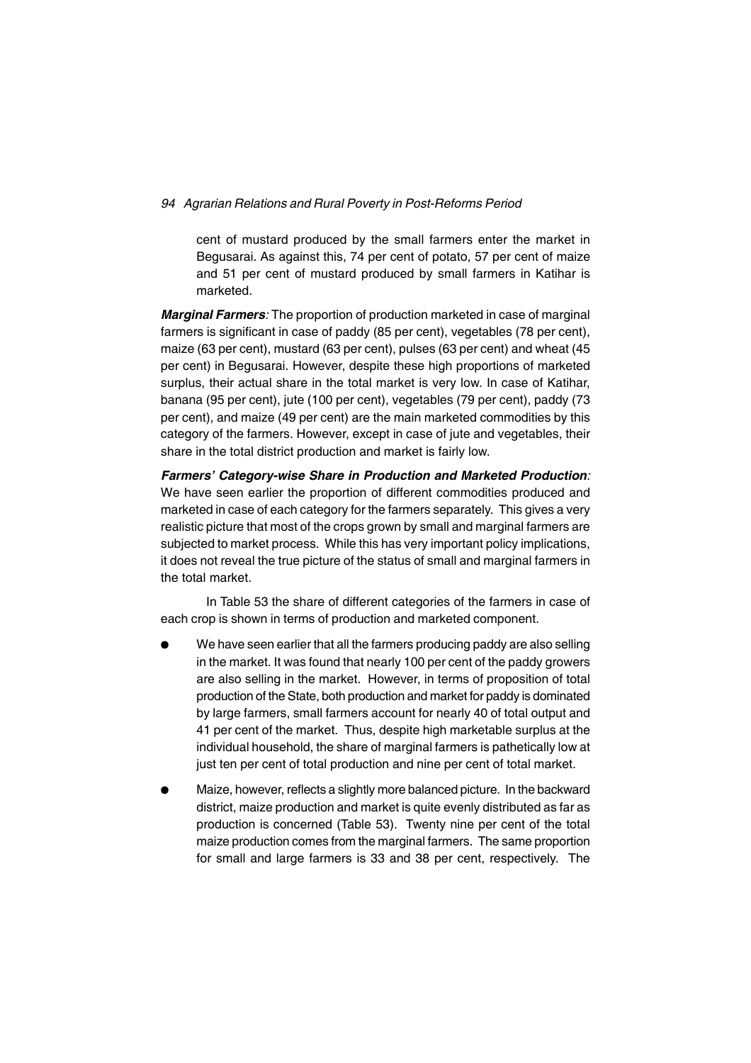cent of mustard produced by the small farmers enter the market in Begusarai. As against this, 74 per cent of potato, 57 per cent of maize and 51 per cent of mustard produced by small farmers in Katihar is marketed.

***Marginal Farmers**:* The proportion of production marketed in case of marginal farmers is significant in case of paddy (85 per cent), vegetables (78 per cent), maize (63 per cent), mustard (63 per cent), pulses (63 per cent) and wheat (45 per cent) in Begusarai. However, despite these high proportions of marketed surplus, their actual share in the total market is very low. In case of Katihar, banana (95 per cent), jute (100 per cent), vegetables (79 per cent), paddy (73 per cent), and maize (49 per cent) are the main marketed commodities by this category of the farmers. However, except in case of jute and vegetables, their share in the total district production and market is fairly low.

***Farmers' Category-wise Share in Production and Marketed Production**:* We have seen earlier the proportion of different commodities produced and marketed in case of each category for the farmers separately. This gives a very realistic picture that most of the crops grown by small and marginal farmers are subjected to market process. While this has very important policy implications, it does not reveal the true picture of the status of small and marginal farmers in the total market.

In Table 53 the share of different categories of the farmers in case of each crop is shown in terms of production and marketed component.

- We have seen earlier that all the farmers producing paddy are also selling in the market. It was found that nearly 100 per cent of the paddy growers are also selling in the market. However, in terms of proposition of total production of the State, both production and market for paddy is dominated by large farmers, small farmers account for nearly 40 of total output and 41 per cent of the market. Thus, despite high marketable surplus at the individual household, the share of marginal farmers is pathetically low at just ten per cent of total production and nine per cent of total market.
- Maize, however, reflects a slightly more balanced picture. In the backward district, maize production and market is quite evenly distributed as far as production is concerned (Table 53). Twenty nine per cent of the total maize production comes from the marginal farmers. The same proportion for small and large farmers is 33 and 38 per cent, respectively. The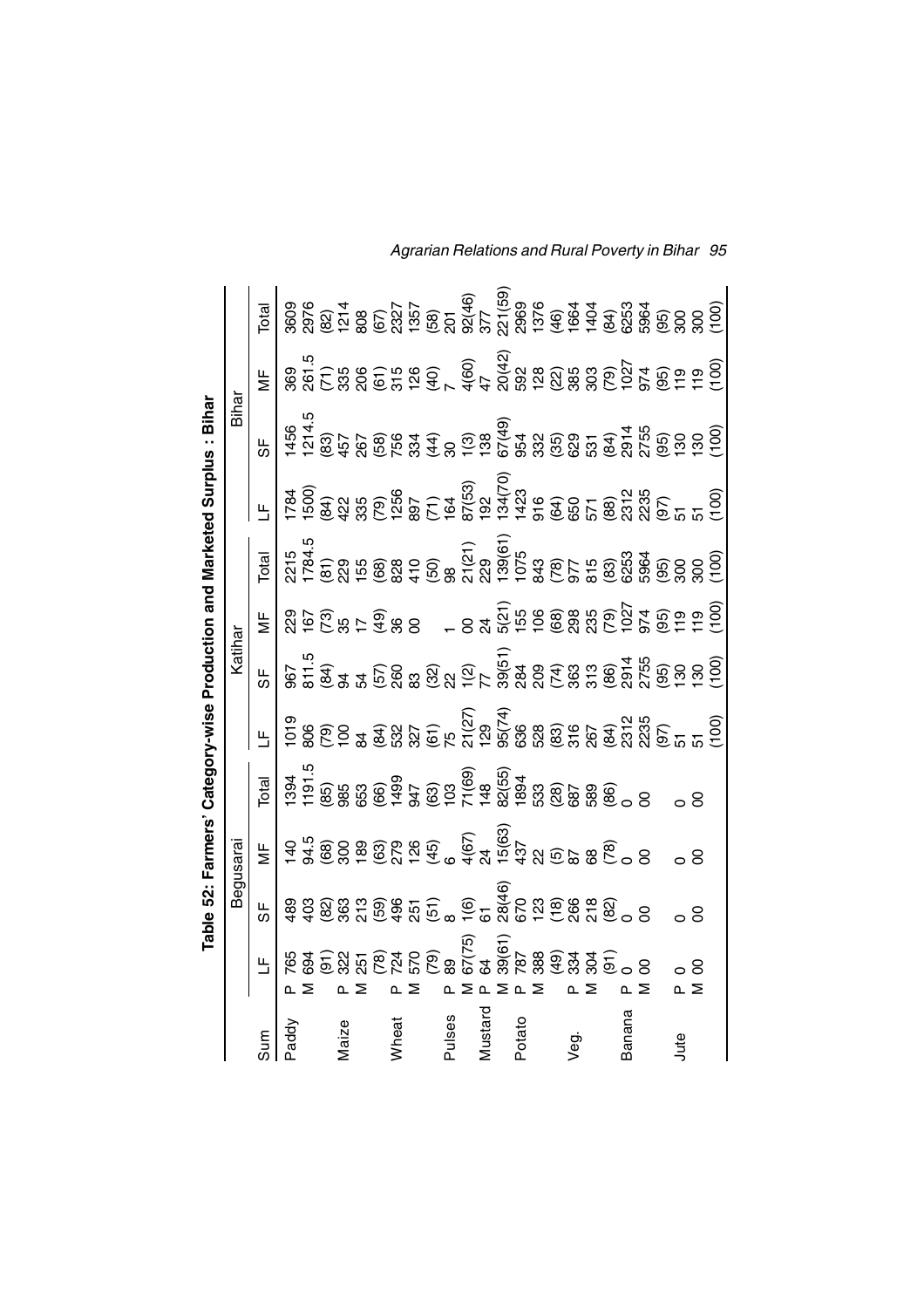**Table 52: Farmers' Category-wise Production and Marketed Surplus : Bihar**

| Sum | | Begusarai | | | | Katihar | | | | Bihar | | | |
|---|---|---|---|---|---|---|---|---|---|---|---|---|---|
| | | LF | SF | MF | Total | LF | SF | MF | Total | LF | SF | MF | Total |
| Paddy | P | 765 | 489 | 140 | 1394 | 1019 | 967 | 229 | 2215 | 1784 | 1456 | 369 | 3609 |
| | M | 694 | 403 | 94.5 | 1191.5 | 806 | 811.5 | 167 | 1784.5 | 1500 | 1214.5 | 261.5 | 2976 |
| | | (91) | (82) | (68) | (85) | (79) | (84) | (73) | (81) | (84) | (83) | (71) | (82) |
| Maize | P | 322 | 363 | 300 | 985 | 100 | 94 | 35 | 229 | 422 | 457 | 335 | 1214 |
| | M | 251 | 213 | 189 | 653 | 84 | 54 | 17 | 155 | 335 | 267 | 206 | 808 |
| | | (78) | (59) | (63) | (66) | (84) | (57) | (49) | (68) | (79) | (58) | (61) | (67) |
| Wheat | P | 724 | 496 | 279 | 1499 | 532 | 260 | 36 | 828 | 1256 | 756 | 315 | 2327 |
| | M | 570 | 251 | 126 | 947 | 327 | 83 | 00 | 410 | 897 | 334 | 126 | 1357 |
| | | (79) | (51) | (45) | (63) | (61) | (32) | | (50) | (71) | (44) | (40) | (58) |
| Pulses | P | 89 | 8 | 6 | 103 | 75 | 22 | 1 | 98 | 164 | 30 | 7 | 201 |
| | M | 67(75) | 1(6) | 4(67) | 71(69) | 21(27) | 1(2) | 00 | 21(21) | 87(53) | 1(3) | 4(60) | 92(46) |
| Mustard | P | 64 | 61 | 24 | 148 | 129 | 77 | 24 | 229 | 192 | 138 | 47 | 377 |
| | M | 39(61) | 28(46) | 15(63) | 82(55) | 95(74) | 39(51) | 5(21) | 139(61) | 134(70) | 67(49) | 20(42) | 221(59) |
| Potato | P | 787 | 670 | 437 | 1894 | 636 | 284 | 155 | 1075 | 1423 | 954 | 592 | 2969 |
| | M | 388 | 123 | 22 | 533 | 528 | 209 | 106 | 843 | 916 | 332 | 128 | 1376 |
| | | (49) | (18) | (5) | (28) | (83) | (74) | (68) | (78) | (64) | (35) | (22) | (46) |
| Veg. | P | 334 | 266 | 87 | 687 | 316 | 363 | 298 | 977 | 650 | 629 | 385 | 1664 |
| | M | 304 | 218 | 68 | 589 | 267 | 313 | 235 | 815 | 571 | 531 | 303 | 1404 |
| | | (91) | (82) | (78) | (86) | (84) | (86) | (79) | (83) | (88) | (84) | (79) | (84) |
| Banana | P | 0 | 0 | 0 | 0 | 2312 | 2914 | 1027 | 6253 | 2312 | 2914 | 1027 | 6253 |
| | M | 00 | 00 | 00 | 00 | 2235 | 2755 | 974 | 5964 | 2235 | 2755 | 974 | 5964 |
| | | | | | | (97) | (95) | (95) | (95) | (97) | (95) | (95) | (95) |
| Jute | P | 0 | 0 | 0 | 0 | 51 | 130 | 119 | 300 | 51 | 130 | 119 | 300 |
| | M | 00 | 00 | 00 | 00 | 51 | 130 | 119 | 300 | 51 | 130 | 119 | 300 |
| | | | | | | (100) | (100) | (100) | (100) | (100) | (100) | (100) | (100) |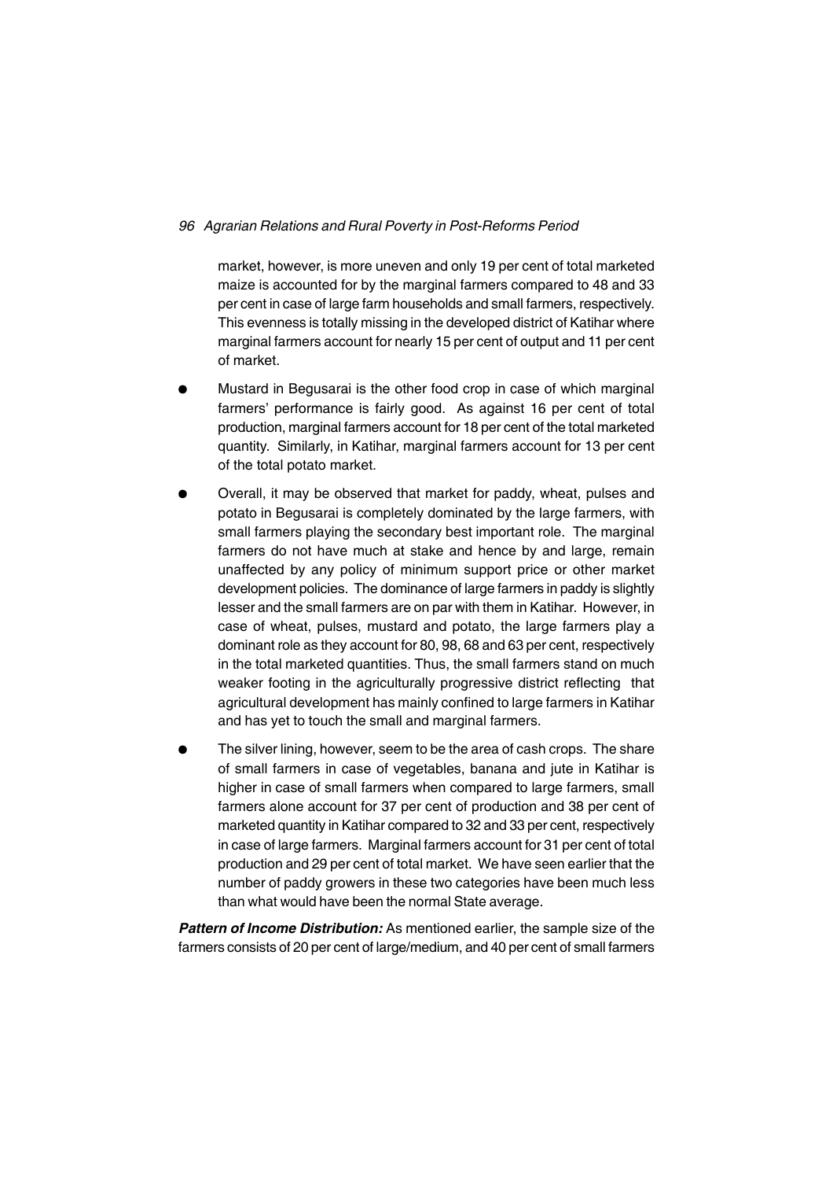market, however, is more uneven and only 19 per cent of total marketed maize is accounted for by the marginal farmers compared to 48 and 33 per cent in case of large farm households and small farmers, respectively. This evenness is totally missing in the developed district of Katihar where marginal farmers account for nearly 15 per cent of output and 11 per cent of market.

- Mustard in Begusarai is the other food crop in case of which marginal farmers' performance is fairly good. As against 16 per cent of total production, marginal farmers account for 18 per cent of the total marketed quantity. Similarly, in Katihar, marginal farmers account for 13 per cent of the total potato market.
- Overall, it may be observed that market for paddy, wheat, pulses and potato in Begusarai is completely dominated by the large farmers, with small farmers playing the secondary best important role. The marginal farmers do not have much at stake and hence by and large, remain unaffected by any policy of minimum support price or other market development policies. The dominance of large farmers in paddy is slightly lesser and the small farmers are on par with them in Katihar. However, in case of wheat, pulses, mustard and potato, the large farmers play a dominant role as they account for 80, 98, 68 and 63 per cent, respectively in the total marketed quantities. Thus, the small farmers stand on much weaker footing in the agriculturally progressive district reflecting that agricultural development has mainly confined to large farmers in Katihar and has yet to touch the small and marginal farmers.
- The silver lining, however, seem to be the area of cash crops. The share of small farmers in case of vegetables, banana and jute in Katihar is higher in case of small farmers when compared to large farmers, small farmers alone account for 37 per cent of production and 38 per cent of marketed quantity in Katihar compared to 32 and 33 per cent, respectively in case of large farmers. Marginal farmers account for 31 per cent of total production and 29 per cent of total market. We have seen earlier that the number of paddy growers in these two categories have been much less than what would have been the normal State average.

***Pattern of Income Distribution:*** As mentioned earlier, the sample size of the farmers consists of 20 per cent of large/medium, and 40 per cent of small farmers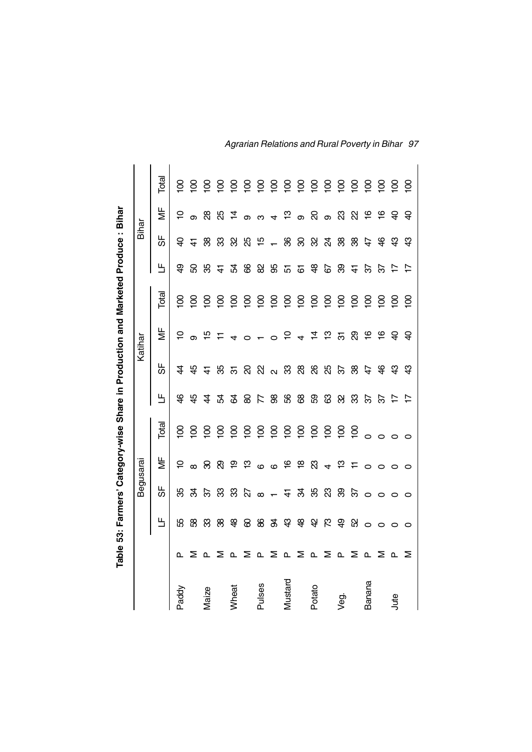**Table 53: Farmers' Category-wise Share in Production and Marketed Produce : Bihar**

| | | Begusarai | | | | Katihar | | | | Bihar | | | |
|---|---|---|---|---|---|---|---|---|---|---|---|---|---|
| | | LF | SF | MF | Total | LF | SF | MF | Total | LF | SF | MF | Total |
| Paddy | P | 55 | 35 | 10 | 100 | 46 | 44 | 10 | 100 | 49 | 40 | 10 | 100 |
| | M | 58 | 34 | 8 | 100 | 45 | 45 | 9 | 100 | 50 | 41 | 9 | 100 |
| Maize | P | 33 | 37 | 30 | 100 | 44 | 41 | 15 | 100 | 35 | 38 | 28 | 100 |
| | M | 38 | 33 | 29 | 100 | 54 | 35 | 11 | 100 | 41 | 33 | 25 | 100 |
| Wheat | P | 48 | 33 | 19 | 100 | 64 | 31 | 4 | 100 | 54 | 32 | 14 | 100 |
| | M | 60 | 27 | 13 | 100 | 80 | 20 | 0 | 100 | 66 | 25 | 9 | 100 |
| Pulses | P | 86 | 8 | 6 | 100 | 77 | 22 | 1 | 100 | 82 | 15 | 3 | 100 |
| | M | 94 | 1 | 6 | 100 | 98 | 2 | 0 | 100 | 95 | 1 | 4 | 100 |
| Mustard | P | 43 | 41 | 16 | 100 | 56 | 33 | 10 | 100 | 51 | 36 | 13 | 100 |
| | M | 48 | 34 | 18 | 100 | 68 | 28 | 4 | 100 | 61 | 30 | 9 | 100 |
| Potato | P | 42 | 35 | 23 | 100 | 59 | 26 | 14 | 100 | 48 | 32 | 20 | 100 |
| | M | 73 | 23 | 4 | 100 | 63 | 25 | 13 | 100 | 67 | 24 | 9 | 100 |
| Veg. | P | 49 | 39 | 13 | 100 | 32 | 37 | 31 | 100 | 39 | 38 | 23 | 100 |
| | M | 52 | 37 | 11 | 100 | 33 | 38 | 29 | 100 | 41 | 38 | 22 | 100 |
| Banana | P | 0 | 0 | 0 | 0 | 37 | 47 | 16 | 100 | 37 | 47 | 16 | 100 |
| | M | 0 | 0 | 0 | 0 | 37 | 46 | 16 | 100 | 37 | 46 | 16 | 100 |
| Jute | P | 0 | 0 | 0 | 0 | 17 | 43 | 40 | 100 | 17 | 43 | 40 | 100 |
| | M | 0 | 0 | 0 | 0 | 17 | 43 | 40 | 100 | 17 | 43 | 40 | 100 |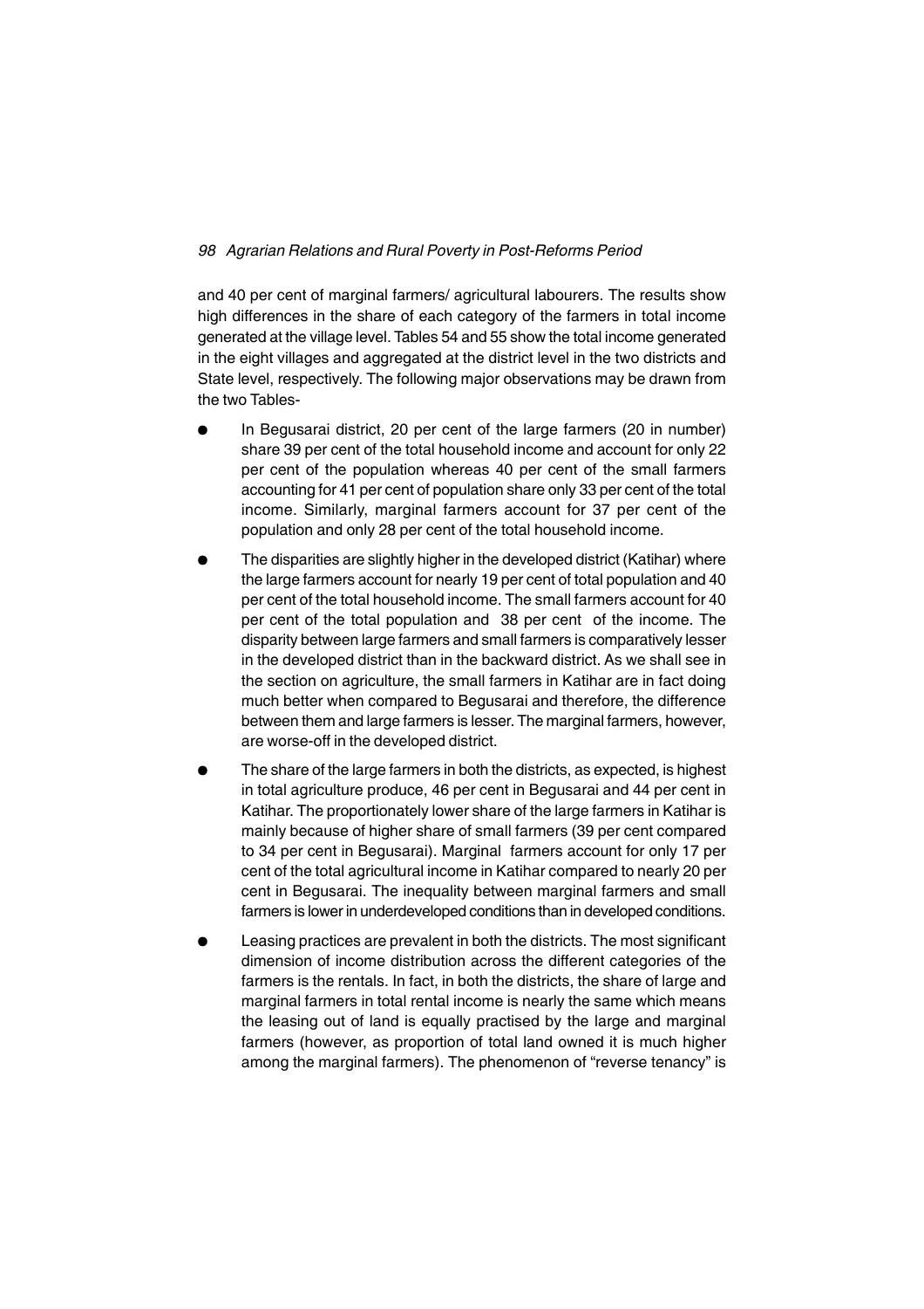and 40 per cent of marginal farmers/ agricultural labourers. The results show high differences in the share of each category of the farmers in total income generated at the village level. Tables 54 and 55 show the total income generated in the eight villages and aggregated at the district level in the two districts and State level, respectively. The following major observations may be drawn from the two Tables-

- In Begusarai district, 20 per cent of the large farmers (20 in number) share 39 per cent of the total household income and account for only 22 per cent of the population whereas 40 per cent of the small farmers accounting for 41 per cent of population share only 33 per cent of the total income. Similarly, marginal farmers account for 37 per cent of the population and only 28 per cent of the total household income.
- The disparities are slightly higher in the developed district (Katihar) where the large farmers account for nearly 19 per cent of total population and 40 per cent of the total household income. The small farmers account for 40 per cent of the total population and 38 per cent of the income. The disparity between large farmers and small farmers is comparatively lesser in the developed district than in the backward district. As we shall see in the section on agriculture, the small farmers in Katihar are in fact doing much better when compared to Begusarai and therefore, the difference between them and large farmers is lesser. The marginal farmers, however, are worse-off in the developed district.
- The share of the large farmers in both the districts, as expected, is highest in total agriculture produce, 46 per cent in Begusarai and 44 per cent in Katihar. The proportionately lower share of the large farmers in Katihar is mainly because of higher share of small farmers (39 per cent compared to 34 per cent in Begusarai). Marginal farmers account for only 17 per cent of the total agricultural income in Katihar compared to nearly 20 per cent in Begusarai. The inequality between marginal farmers and small farmers is lower in underdeveloped conditions than in developed conditions.
- Leasing practices are prevalent in both the districts. The most significant dimension of income distribution across the different categories of the farmers is the rentals. In fact, in both the districts, the share of large and marginal farmers in total rental income is nearly the same which means the leasing out of land is equally practised by the large and marginal farmers (however, as proportion of total land owned it is much higher among the marginal farmers). The phenomenon of "reverse tenancy" is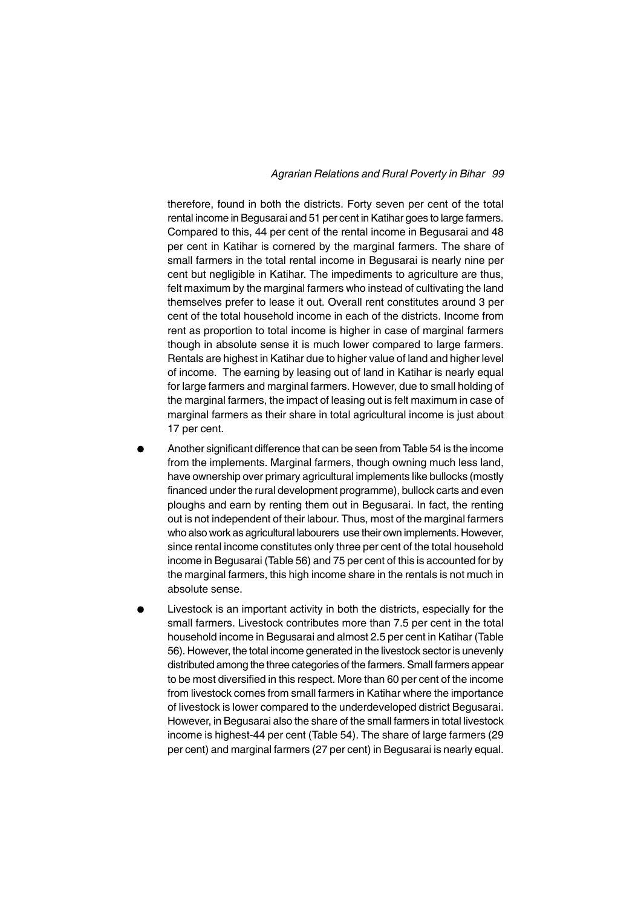therefore, found in both the districts. Forty seven per cent of the total rental income in Begusarai and 51 per cent in Katihar goes to large farmers. Compared to this, 44 per cent of the rental income in Begusarai and 48 per cent in Katihar is cornered by the marginal farmers. The share of small farmers in the total rental income in Begusarai is nearly nine per cent but negligible in Katihar. The impediments to agriculture are thus, felt maximum by the marginal farmers who instead of cultivating the land themselves prefer to lease it out. Overall rent constitutes around 3 per cent of the total household income in each of the districts. Income from rent as proportion to total income is higher in case of marginal farmers though in absolute sense it is much lower compared to large farmers. Rentals are highest in Katihar due to higher value of land and higher level of income. The earning by leasing out of land in Katihar is nearly equal for large farmers and marginal farmers. However, due to small holding of the marginal farmers, the impact of leasing out is felt maximum in case of marginal farmers as their share in total agricultural income is just about 17 per cent.

- Another significant difference that can be seen from Table 54 is the income from the implements. Marginal farmers, though owning much less land, have ownership over primary agricultural implements like bullocks (mostly financed under the rural development programme), bullock carts and even ploughs and earn by renting them out in Begusarai. In fact, the renting out is not independent of their labour. Thus, most of the marginal farmers who also work as agricultural labourers use their own implements. However, since rental income constitutes only three per cent of the total household income in Begusarai (Table 56) and 75 per cent of this is accounted for by the marginal farmers, this high income share in the rentals is not much in absolute sense.

- Livestock is an important activity in both the districts, especially for the small farmers. Livestock contributes more than 7.5 per cent in the total household income in Begusarai and almost 2.5 per cent in Katihar (Table 56). However, the total income generated in the livestock sector is unevenly distributed among the three categories of the farmers. Small farmers appear to be most diversified in this respect. More than 60 per cent of the income from livestock comes from small farmers in Katihar where the importance of livestock is lower compared to the underdeveloped district Begusarai. However, in Begusarai also the share of the small farmers in total livestock income is highest-44 per cent (Table 54). The share of large farmers (29 per cent) and marginal farmers (27 per cent) in Begusarai is nearly equal.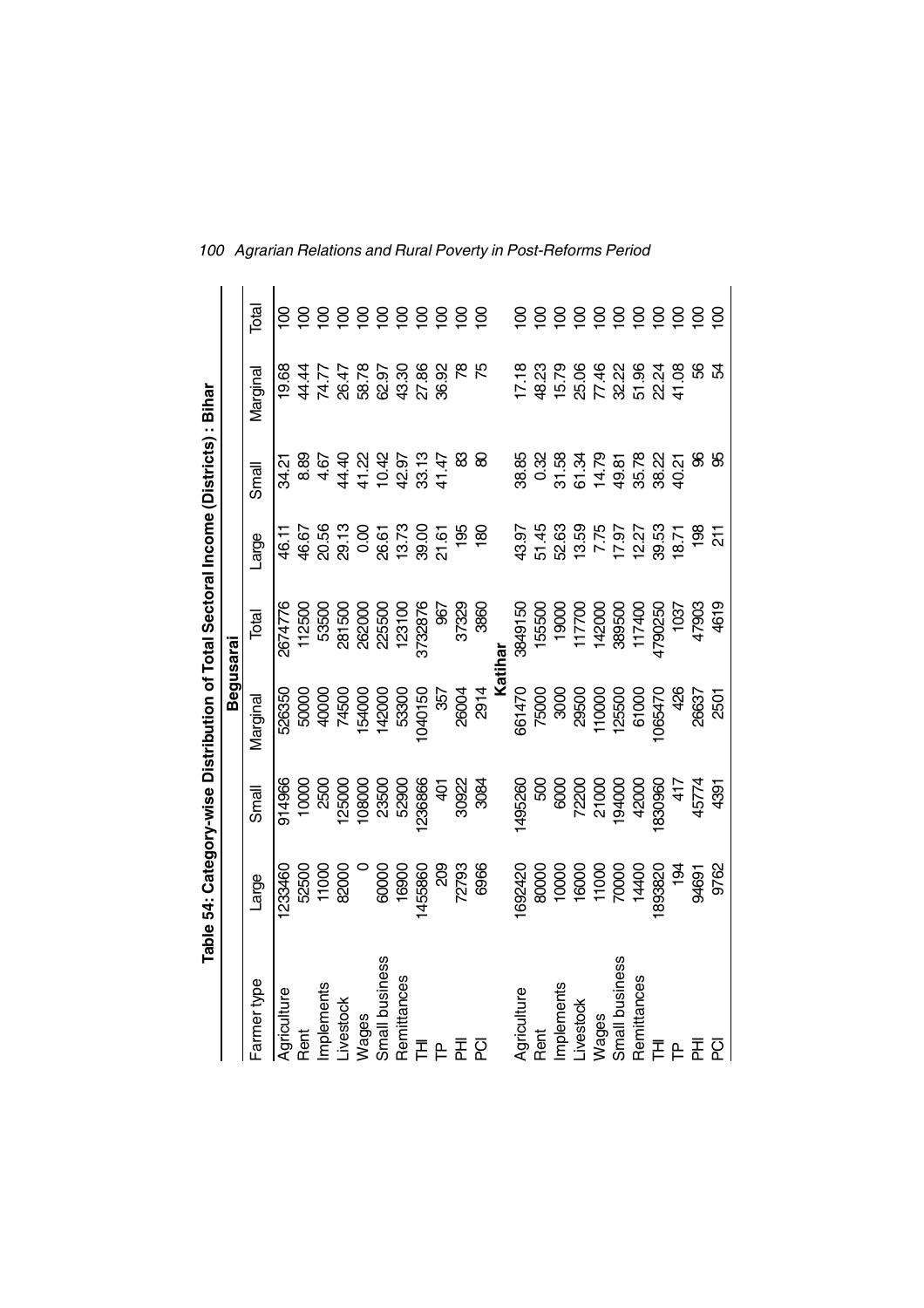## Table 54: Category-wise Distribution of Total Sectoral Income (Districts) : Bihar

| Farmer type | Large | Small | Marginal | Total | Large | Small | Marginal | Total |
|---|---|---|---|---|---|---|---|---|
| **Begusarai** | | | | | | | | |
| Agriculture | 1233460 | 914966 | 526350 | 2674776 | 46.11 | 34.21 | 19.68 | 100 |
| Rent | 52500 | 10000 | 50000 | 112500 | 46.67 | 8.89 | 44.44 | 100 |
| Implements | 11000 | 2500 | 40000 | 53500 | 20.56 | 4.67 | 74.77 | 100 |
| Livestock | 82000 | 125000 | 74500 | 281500 | 29.13 | 44.40 | 26.47 | 100 |
| Wages | 0 | 108000 | 154000 | 262000 | 0.00 | 41.22 | 58.78 | 100 |
| Small business | 60000 | 23500 | 142000 | 225500 | 26.61 | 10.42 | 62.97 | 100 |
| Remittances | 16900 | 52900 | 53300 | 123100 | 13.73 | 42.97 | 43.30 | 100 |
| THI | 1455860 | 1236866 | 1040150 | 3732876 | 39.00 | 33.13 | 27.86 | 100 |
| TP | 209 | 401 | 357 | 967 | 21.61 | 41.47 | 36.92 | 100 |
| PHI | 72793 | 30922 | 26004 | 37329 | 195 | 83 | 78 | 100 |
| PCI | 6966 | 3084 | 2914 | 3860 | 180 | 80 | 75 | 100 |
| **Katihar** | | | | | | | | |
| Agriculture | 1692420 | 1495260 | 661470 | 3849150 | 43.97 | 38.85 | 17.18 | 100 |
| Rent | 80000 | 500 | 75000 | 155500 | 51.45 | 0.32 | 48.23 | 100 |
| Implements | 10000 | 6000 | 3000 | 19000 | 52.63 | 31.58 | 15.79 | 100 |
| Livestock | 16000 | 72200 | 29500 | 117700 | 13.59 | 61.34 | 25.06 | 100 |
| Wages | 11000 | 21000 | 110000 | 142000 | 7.75 | 14.79 | 77.46 | 100 |
| Small business | 70000 | 194000 | 125500 | 389500 | 17.97 | 49.81 | 32.22 | 100 |
| Remittances | 14400 | 42000 | 61000 | 117400 | 12.27 | 35.78 | 51.96 | 100 |
| THI | 1893820 | 1830960 | 1065470 | 4790250 | 39.53 | 38.22 | 22.24 | 100 |
| TP | 194 | 417 | 426 | 1037 | 18.71 | 40.21 | 41.08 | 100 |
| PHI | 94691 | 45774 | 26637 | 47903 | 198 | 96 | 56 | 100 |
| PCI | 9762 | 4391 | 2501 | 4619 | 211 | 95 | 54 | 100 |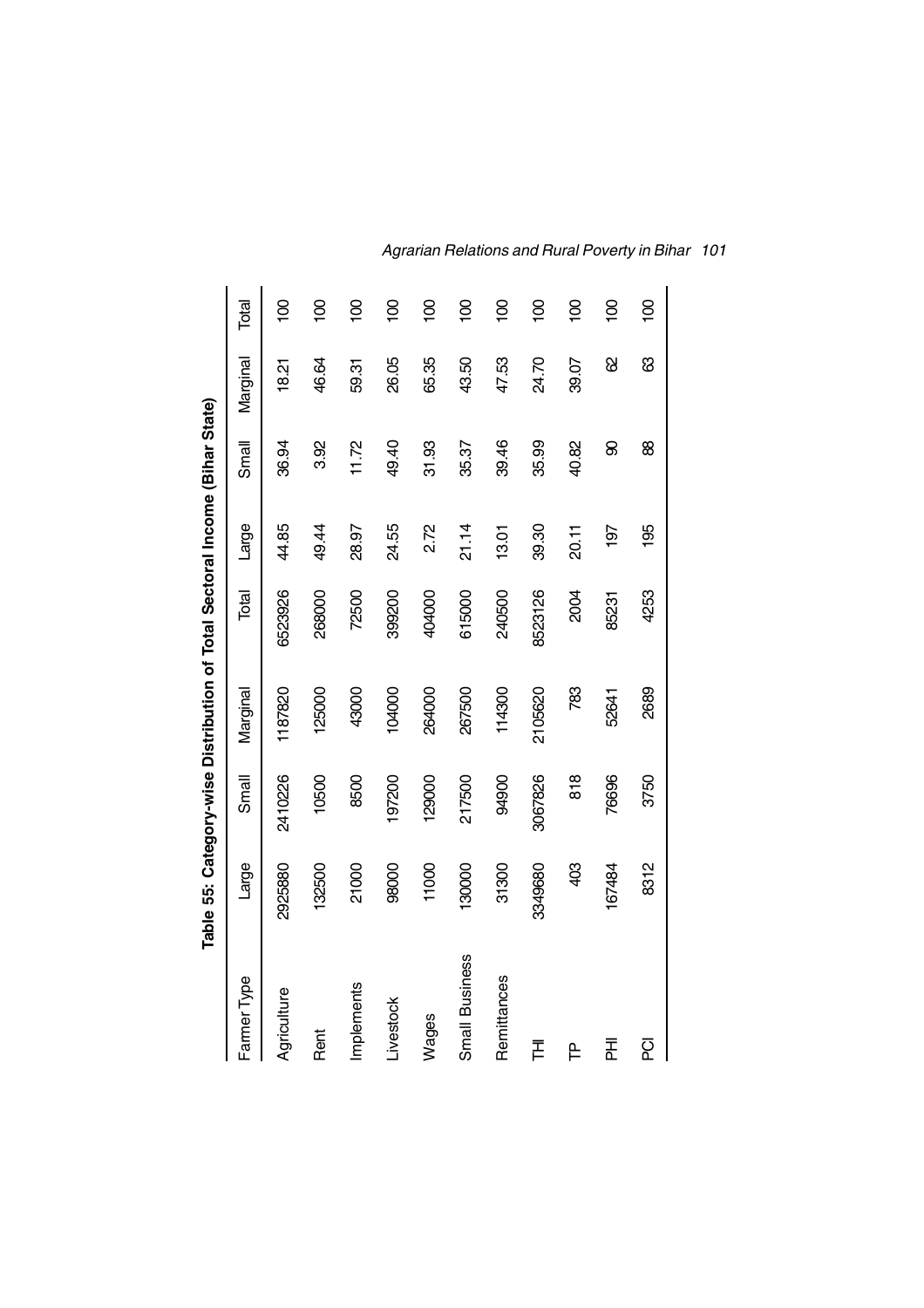**Table 55: Category-wise Distribution of Total Sectoral Income (Bihar State)**

| Farmer Type | Large | Small | Marginal | Total | Large | Small | Marginal | Total |
|---|---|---|---|---|---|---|---|---|
| Agriculture | 2925880 | 2410226 | 1187820 | 6523926 | 44.85 | 36.94 | 18.21 | 100 |
| Rent | 132500 | 10500 | 125000 | 268000 | 49.44 | 3.92 | 46.64 | 100 |
| Implements | 21000 | 8500 | 43000 | 72500 | 28.97 | 11.72 | 59.31 | 100 |
| Livestock | 98000 | 197200 | 104000 | 399200 | 24.55 | 49.40 | 26.05 | 100 |
| Wages | 11000 | 129000 | 264000 | 404000 | 2.72 | 31.93 | 65.35 | 100 |
| Small Business | 130000 | 217500 | 267500 | 615000 | 21.14 | 35.37 | 43.50 | 100 |
| Remittances | 31300 | 94900 | 114300 | 240500 | 13.01 | 39.46 | 47.53 | 100 |
| THI | 3349680 | 3067826 | 2105620 | 8523126 | 39.30 | 35.99 | 24.70 | 100 |
| TP | 403 | 818 | 783 | 2004 | 20.11 | 40.82 | 39.07 | 100 |
| PHI | 167484 | 76696 | 52641 | 85231 | 197 | 90 | 62 | 100 |
| PCI | 8312 | 3750 | 2689 | 4253 | 195 | 88 | 63 | 100 |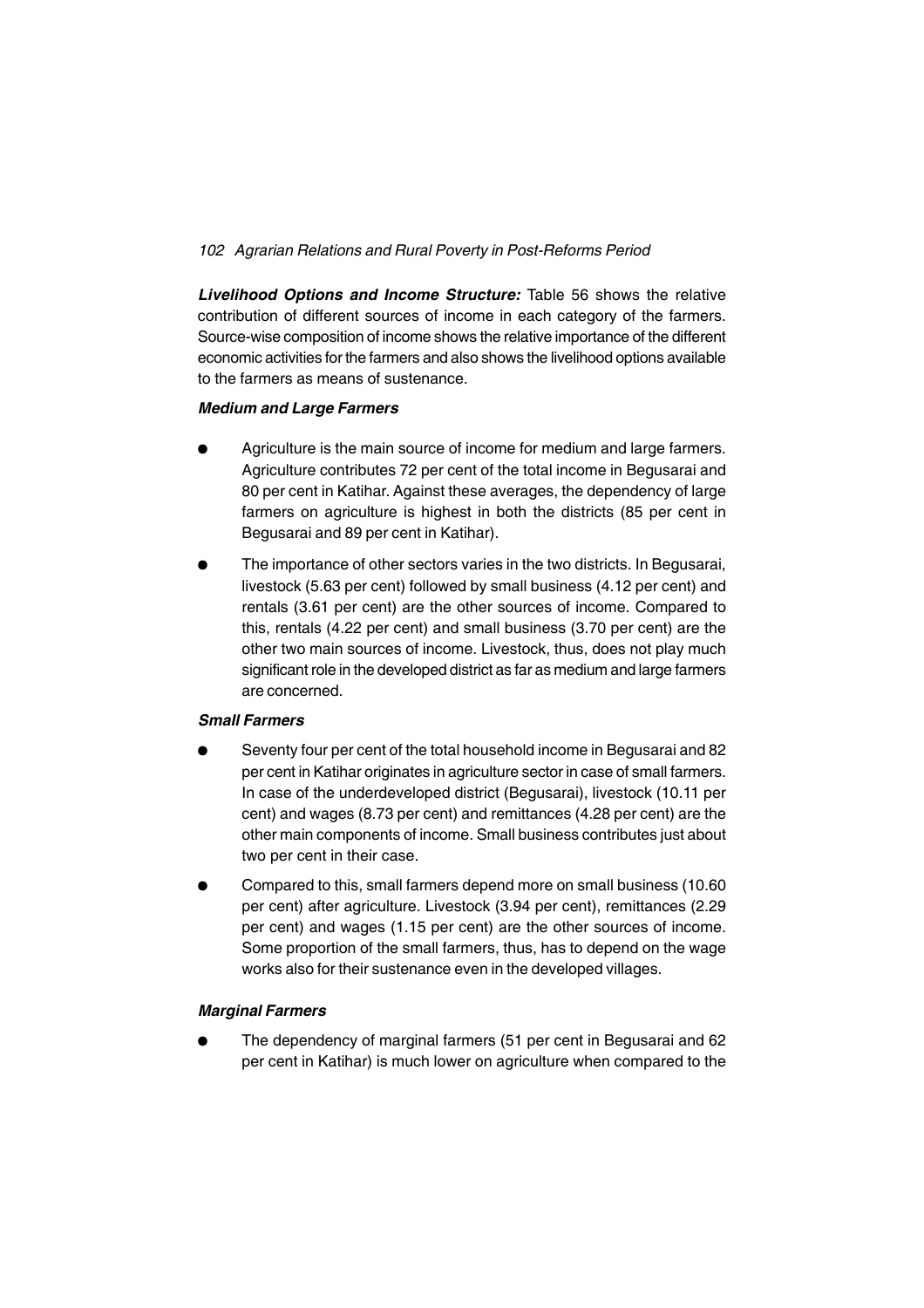**_Livelihood Options and Income Structure:_** Table 56 shows the relative contribution of different sources of income in each category of the farmers. Source-wise composition of income shows the relative importance of the different economic activities for the farmers and also shows the livelihood options available to the farmers as means of sustenance.

***Medium and Large Farmers***

- Agriculture is the main source of income for medium and large farmers. Agriculture contributes 72 per cent of the total income in Begusarai and 80 per cent in Katihar. Against these averages, the dependency of large farmers on agriculture is highest in both the districts (85 per cent in Begusarai and 89 per cent in Katihar).
- The importance of other sectors varies in the two districts. In Begusarai, livestock (5.63 per cent) followed by small business (4.12 per cent) and rentals (3.61 per cent) are the other sources of income. Compared to this, rentals (4.22 per cent) and small business (3.70 per cent) are the other two main sources of income. Livestock, thus, does not play much significant role in the developed district as far as medium and large farmers are concerned.

***Small Farmers***

- Seventy four per cent of the total household income in Begusarai and 82 per cent in Katihar originates in agriculture sector in case of small farmers. In case of the underdeveloped district (Begusarai), livestock (10.11 per cent) and wages (8.73 per cent) and remittances (4.28 per cent) are the other main components of income. Small business contributes just about two per cent in their case.
- Compared to this, small farmers depend more on small business (10.60 per cent) after agriculture. Livestock (3.94 per cent), remittances (2.29 per cent) and wages (1.15 per cent) are the other sources of income. Some proportion of the small farmers, thus, has to depend on the wage works also for their sustenance even in the developed villages.

***Marginal Farmers***

- The dependency of marginal farmers (51 per cent in Begusarai and 62 per cent in Katihar) is much lower on agriculture when compared to the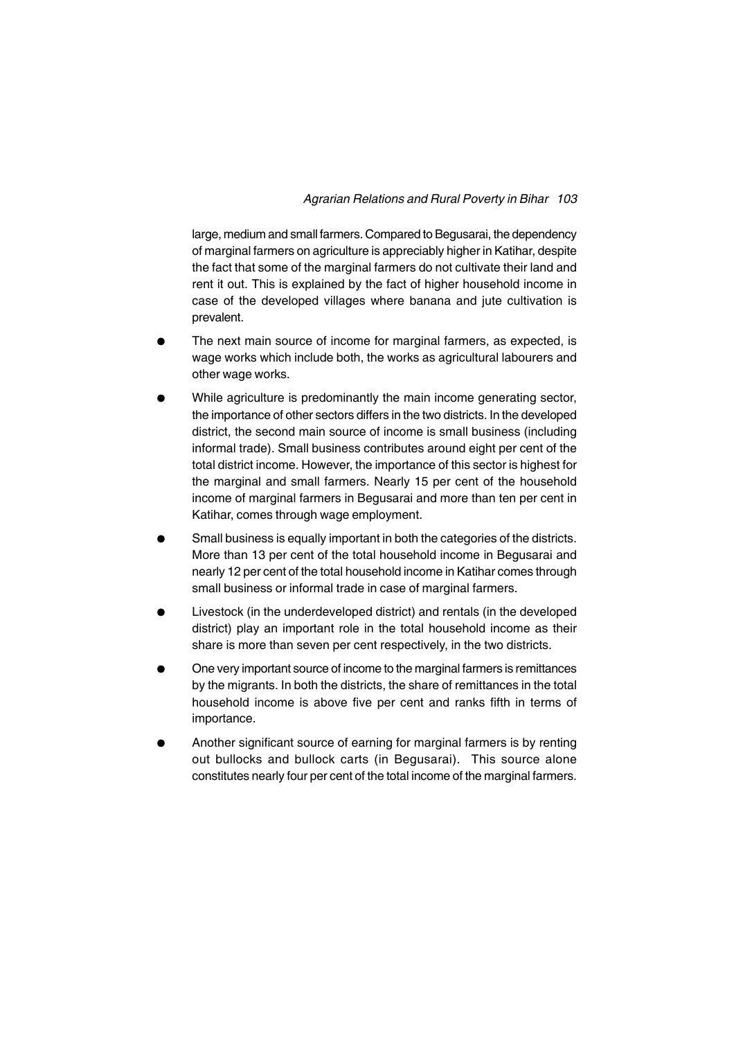large, medium and small farmers. Compared to Begusarai, the dependency of marginal farmers on agriculture is appreciably higher in Katihar, despite the fact that some of the marginal farmers do not cultivate their land and rent it out. This is explained by the fact of higher household income in case of the developed villages where banana and jute cultivation is prevalent.

- The next main source of income for marginal farmers, as expected, is wage works which include both, the works as agricultural labourers and other wage works.
- While agriculture is predominantly the main income generating sector, the importance of other sectors differs in the two districts. In the developed district, the second main source of income is small business (including informal trade). Small business contributes around eight per cent of the total district income. However, the importance of this sector is highest for the marginal and small farmers. Nearly 15 per cent of the household income of marginal farmers in Begusarai and more than ten per cent in Katihar, comes through wage employment.
- Small business is equally important in both the categories of the districts. More than 13 per cent of the total household income in Begusarai and nearly 12 per cent of the total household income in Katihar comes through small business or informal trade in case of marginal farmers.
- Livestock (in the underdeveloped district) and rentals (in the developed district) play an important role in the total household income as their share is more than seven per cent respectively, in the two districts.
- One very important source of income to the marginal farmers is remittances by the migrants. In both the districts, the share of remittances in the total household income is above five per cent and ranks fifth in terms of importance.
- Another significant source of earning for marginal farmers is by renting out bullocks and bullock carts (in Begusarai). This source alone constitutes nearly four per cent of the total income of the marginal farmers.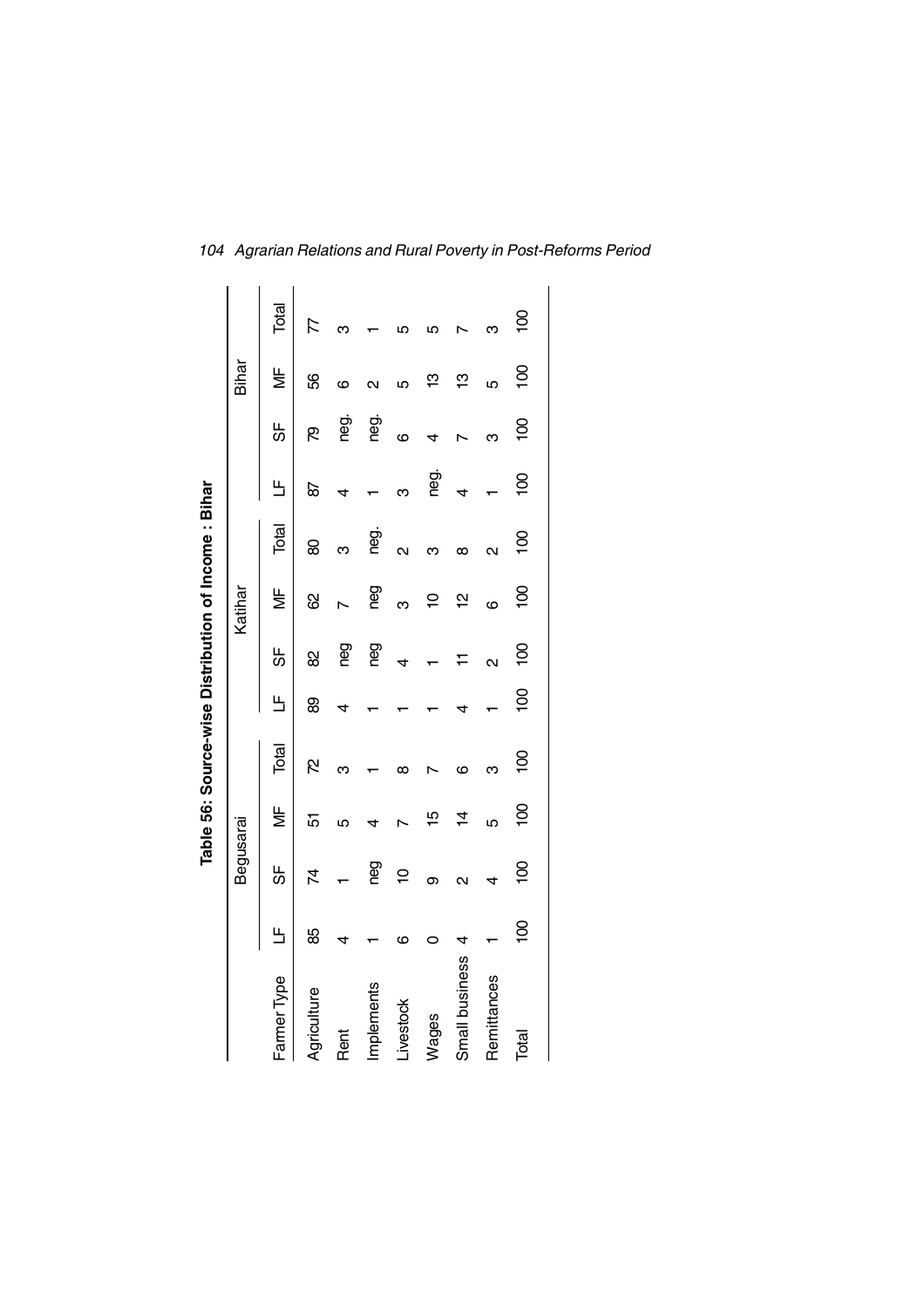**Table 56: Source-wise Distribution of Income : Bihar**

| Farmer Type | Begusarai | | | | Katihar | | | | Bihar | | | |
|---|---|---|---|---|---|---|---|---|---|---|---|---|
| | LF | SF | MF | Total | LF | SF | MF | Total | LF | SF | MF | Total |
| Agriculture | 85 | 74 | 51 | 72 | 89 | 82 | 62 | 80 | 87 | 79 | 56 | 77 |
| Rent | 4 | 1 | 5 | 3 | 4 | neg | 7 | 3 | 4 | neg. | 6 | 3 |
| Implements | 1 | neg | 4 | 1 | 1 | neg | neg | neg. | 1 | neg. | 2 | 1 |
| Livestock | 6 | 10 | 7 | 8 | 1 | 4 | 3 | 2 | 3 | 6 | 5 | 5 |
| Wages | 0 | 9 | 15 | 7 | 1 | 1 | 10 | 3 | neg. | 4 | 13 | 5 |
| Small business | 4 | 2 | 14 | 6 | 4 | 11 | 12 | 8 | 4 | 7 | 13 | 7 |
| Remittances | 1 | 4 | 5 | 3 | 1 | 2 | 6 | 2 | 1 | 3 | 5 | 3 |
| Total | 100 | 100 | 100 | 100 | 100 | 100 | 100 | 100 | 100 | 100 | 100 | 100 |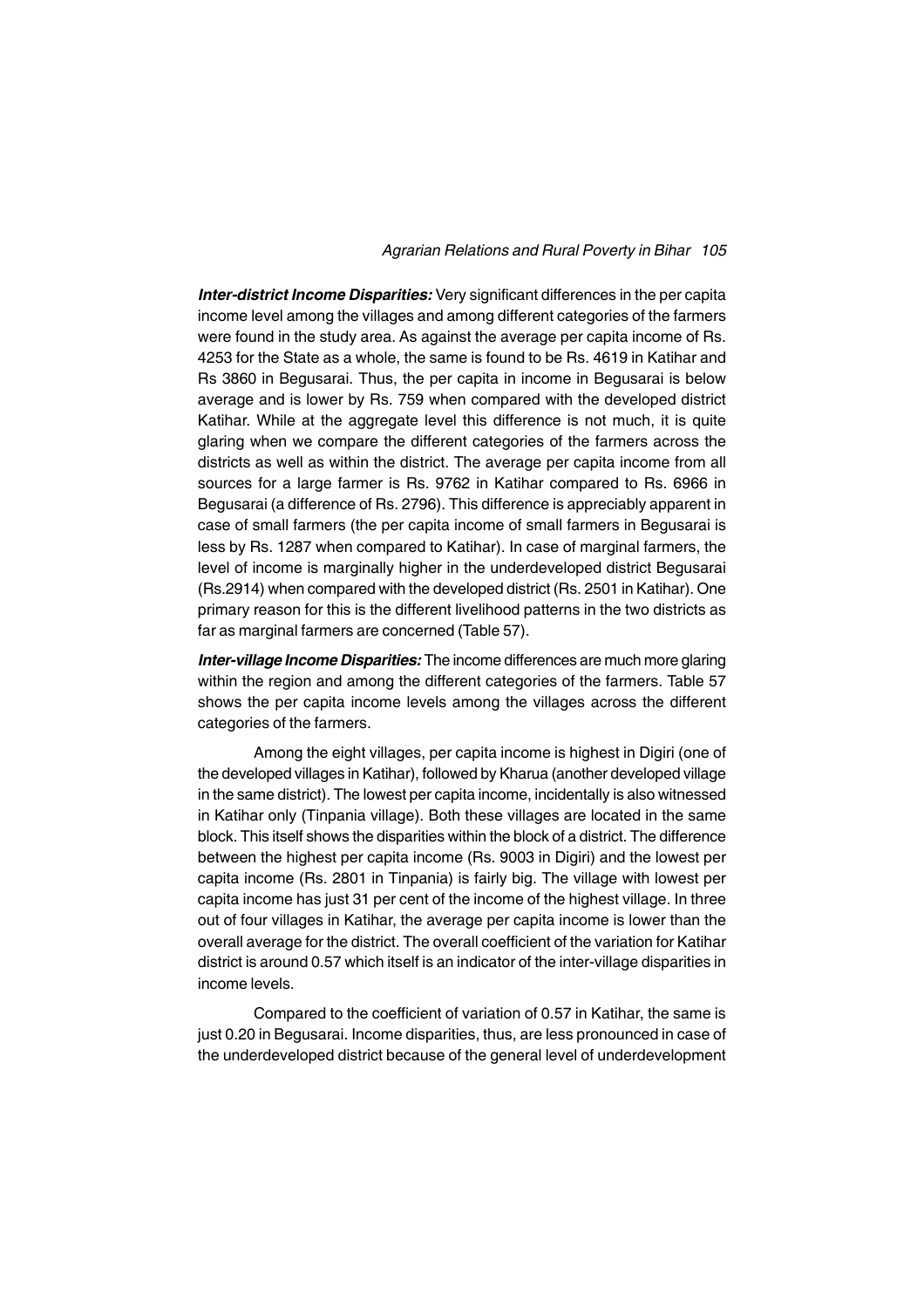***Inter-district Income Disparities:*** Very significant differences in the per capita income level among the villages and among different categories of the farmers were found in the study area. As against the average per capita income of Rs. 4253 for the State as a whole, the same is found to be Rs. 4619 in Katihar and Rs 3860 in Begusarai. Thus, the per capita in income in Begusarai is below average and is lower by Rs. 759 when compared with the developed district Katihar. While at the aggregate level this difference is not much, it is quite glaring when we compare the different categories of the farmers across the districts as well as within the district. The average per capita income from all sources for a large farmer is Rs. 9762 in Katihar compared to Rs. 6966 in Begusarai (a difference of Rs. 2796). This difference is appreciably apparent in case of small farmers (the per capita income of small farmers in Begusarai is less by Rs. 1287 when compared to Katihar). In case of marginal farmers, the level of income is marginally higher in the underdeveloped district Begusarai (Rs.2914) when compared with the developed district (Rs. 2501 in Katihar). One primary reason for this is the different livelihood patterns in the two districts as far as marginal farmers are concerned (Table 57).

***Inter-village Income Disparities:*** The income differences are much more glaring within the region and among the different categories of the farmers. Table 57 shows the per capita income levels among the villages across the different categories of the farmers.

Among the eight villages, per capita income is highest in Digiri (one of the developed villages in Katihar), followed by Kharua (another developed village in the same district). The lowest per capita income, incidentally is also witnessed in Katihar only (Tinpania village). Both these villages are located in the same block. This itself shows the disparities within the block of a district. The difference between the highest per capita income (Rs. 9003 in Digiri) and the lowest per capita income (Rs. 2801 in Tinpania) is fairly big. The village with lowest per capita income has just 31 per cent of the income of the highest village. In three out of four villages in Katihar, the average per capita income is lower than the overall average for the district. The overall coefficient of the variation for Katihar district is around 0.57 which itself is an indicator of the inter-village disparities in income levels.

Compared to the coefficient of variation of 0.57 in Katihar, the same is just 0.20 in Begusarai. Income disparities, thus, are less pronounced in case of the underdeveloped district because of the general level of underdevelopment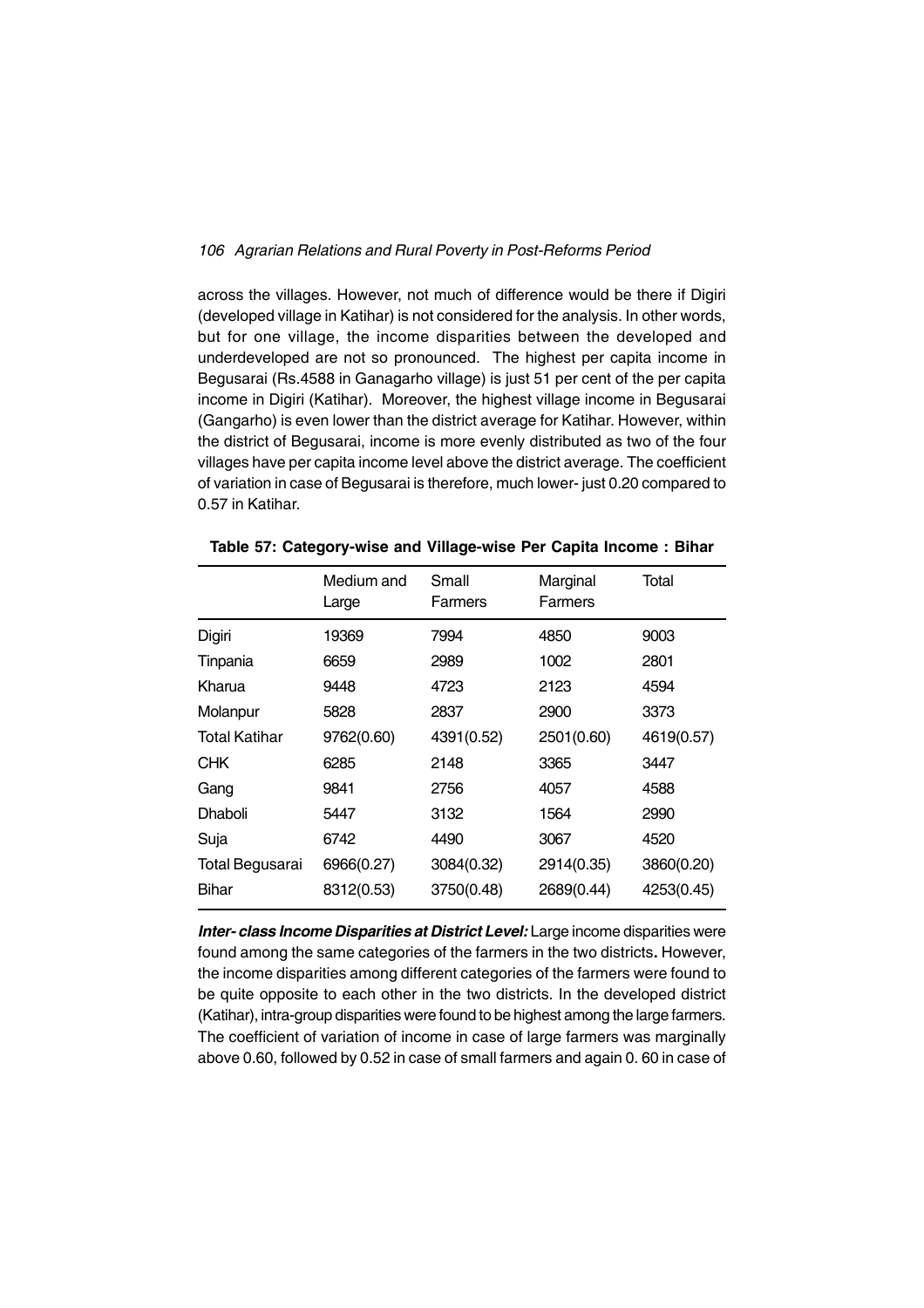across the villages. However, not much of difference would be there if Digiri (developed village in Katihar) is not considered for the analysis. In other words, but for one village, the income disparities between the developed and underdeveloped are not so pronounced. The highest per capita income in Begusarai (Rs.4588 in Ganagarho village) is just 51 per cent of the per capita income in Digiri (Katihar). Moreover, the highest village income in Begusarai (Gangarho) is even lower than the district average for Katihar. However, within the district of Begusarai, income is more evenly distributed as two of the four villages have per capita income level above the district average. The coefficient of variation in case of Begusarai is therefore, much lower- just 0.20 compared to 0.57 in Katihar.

**Table 57: Category-wise and Village-wise Per Capita Income : Bihar**

| | Medium and Large | Small Farmers | Marginal Farmers | Total |
|---|---|---|---|---|
| Digiri | 19369 | 7994 | 4850 | 9003 |
| Tinpania | 6659 | 2989 | 1002 | 2801 |
| Kharua | 9448 | 4723 | 2123 | 4594 |
| Molanpur | 5828 | 2837 | 2900 | 3373 |
| Total Katihar | 9762(0.60) | 4391(0.52) | 2501(0.60) | 4619(0.57) |
| CHK | 6285 | 2148 | 3365 | 3447 |
| Gang | 9841 | 2756 | 4057 | 4588 |
| Dhaboli | 5447 | 3132 | 1564 | 2990 |
| Suja | 6742 | 4490 | 3067 | 4520 |
| Total Begusarai | 6966(0.27) | 3084(0.32) | 2914(0.35) | 3860(0.20) |
| Bihar | 8312(0.53) | 3750(0.48) | 2689(0.44) | 4253(0.45) |

***Inter- class Income Disparities at District Level:*** Large income disparities were found among the same categories of the farmers in the two districts**.** However, the income disparities among different categories of the farmers were found to be quite opposite to each other in the two districts. In the developed district (Katihar), intra-group disparities were found to be highest among the large farmers. The coefficient of variation of income in case of large farmers was marginally above 0.60, followed by 0.52 in case of small farmers and again 0. 60 in case of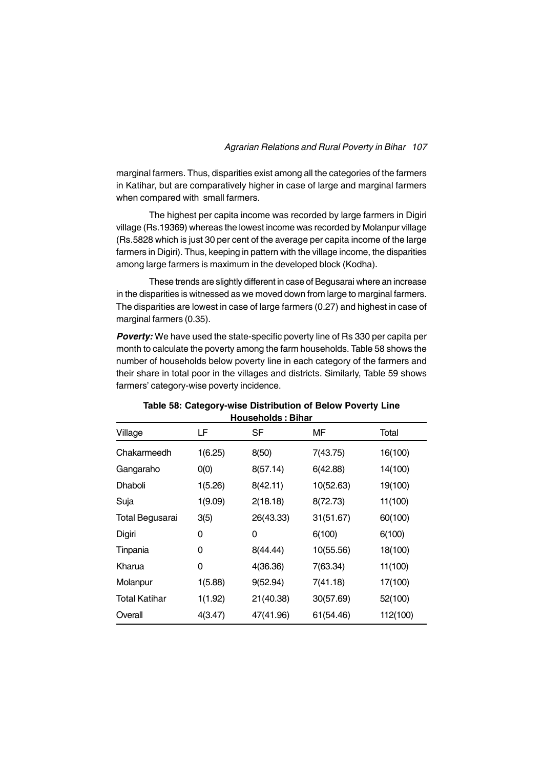marginal farmers. Thus, disparities exist among all the categories of the farmers in Katihar, but are comparatively higher in case of large and marginal farmers when compared with small farmers.

The highest per capita income was recorded by large farmers in Digiri village (Rs.19369) whereas the lowest income was recorded by Molanpur village (Rs.5828 which is just 30 per cent of the average per capita income of the large farmers in Digiri). Thus, keeping in pattern with the village income, the disparities among large farmers is maximum in the developed block (Kodha).

These trends are slightly different in case of Begusarai where an increase in the disparities is witnessed as we moved down from large to marginal farmers. The disparities are lowest in case of large farmers (0.27) and highest in case of marginal farmers (0.35).

***Poverty:*** We have used the state-specific poverty line of Rs 330 per capita per month to calculate the poverty among the farm households. Table 58 shows the number of households below poverty line in each category of the farmers and their share in total poor in the villages and districts. Similarly, Table 59 shows farmers' category-wise poverty incidence.

**Table 58: Category-wise Distribution of Below Poverty Line Households : Bihar**

| Village | LF | SF | MF | Total |
|---|---|---|---|---|
| Chakarmeedh | 1(6.25) | 8(50) | 7(43.75) | 16(100) |
| Gangaraho | 0(0) | 8(57.14) | 6(42.88) | 14(100) |
| Dhaboli | 1(5.26) | 8(42.11) | 10(52.63) | 19(100) |
| Suja | 1(9.09) | 2(18.18) | 8(72.73) | 11(100) |
| Total Begusarai | 3(5) | 26(43.33) | 31(51.67) | 60(100) |
| Digiri | 0 | 0 | 6(100) | 6(100) |
| Tinpania | 0 | 8(44.44) | 10(55.56) | 18(100) |
| Kharua | 0 | 4(36.36) | 7(63.34) | 11(100) |
| Molanpur | 1(5.88) | 9(52.94) | 7(41.18) | 17(100) |
| Total Katihar | 1(1.92) | 21(40.38) | 30(57.69) | 52(100) |
| Overall | 4(3.47) | 47(41.96) | 61(54.46) | 112(100) |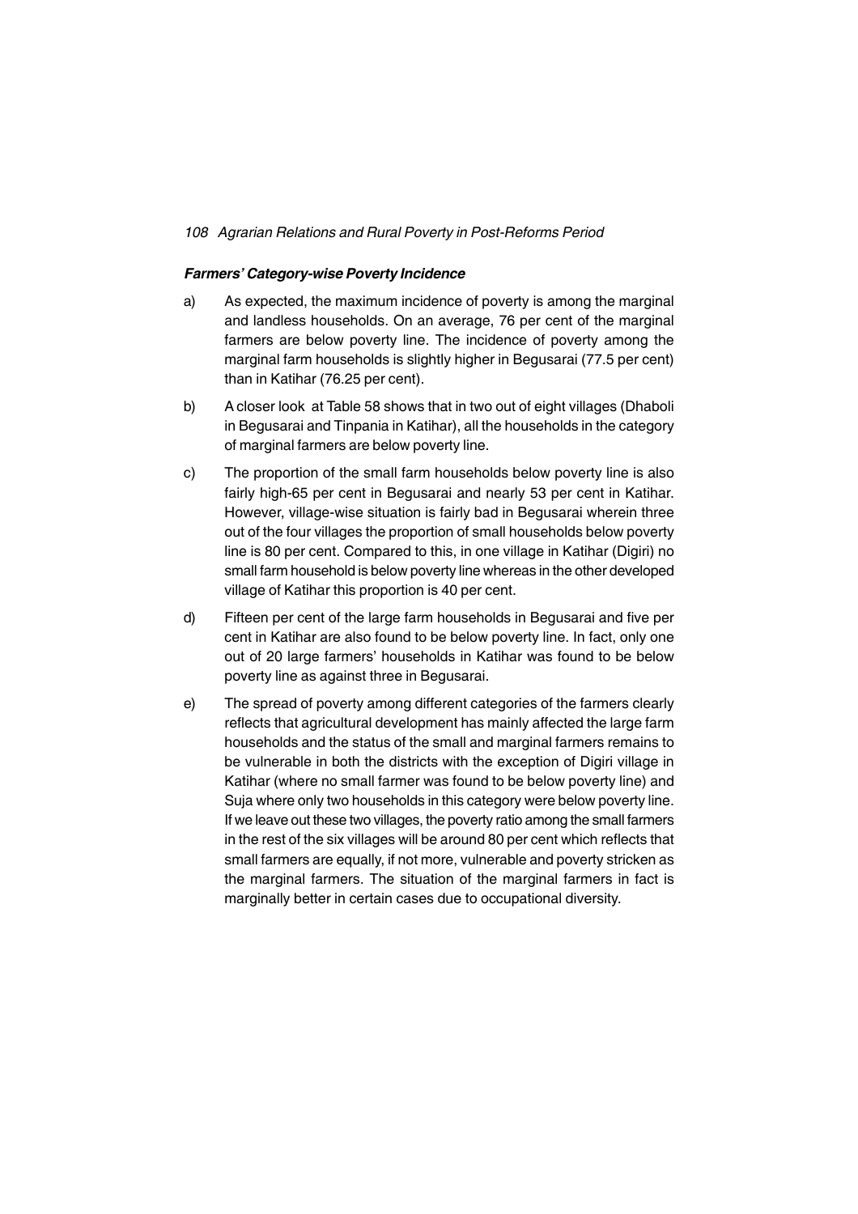#### *Farmers' Category-wise Poverty Incidence*

a) As expected, the maximum incidence of poverty is among the marginal and landless households. On an average, 76 per cent of the marginal farmers are below poverty line. The incidence of poverty among the marginal farm households is slightly higher in Begusarai (77.5 per cent) than in Katihar (76.25 per cent).

b) A closer look at Table 58 shows that in two out of eight villages (Dhaboli in Begusarai and Tinpania in Katihar), all the households in the category of marginal farmers are below poverty line.

c) The proportion of the small farm households below poverty line is also fairly high-65 per cent in Begusarai and nearly 53 per cent in Katihar. However, village-wise situation is fairly bad in Begusarai wherein three out of the four villages the proportion of small households below poverty line is 80 per cent. Compared to this, in one village in Katihar (Digiri) no small farm household is below poverty line whereas in the other developed village of Katihar this proportion is 40 per cent.

d) Fifteen per cent of the large farm households in Begusarai and five per cent in Katihar are also found to be below poverty line. In fact, only one out of 20 large farmers' households in Katihar was found to be below poverty line as against three in Begusarai.

e) The spread of poverty among different categories of the farmers clearly reflects that agricultural development has mainly affected the large farm households and the status of the small and marginal farmers remains to be vulnerable in both the districts with the exception of Digiri village in Katihar (where no small farmer was found to be below poverty line) and Suja where only two households in this category were below poverty line. If we leave out these two villages, the poverty ratio among the small farmers in the rest of the six villages will be around 80 per cent which reflects that small farmers are equally, if not more, vulnerable and poverty stricken as the marginal farmers. The situation of the marginal farmers in fact is marginally better in certain cases due to occupational diversity.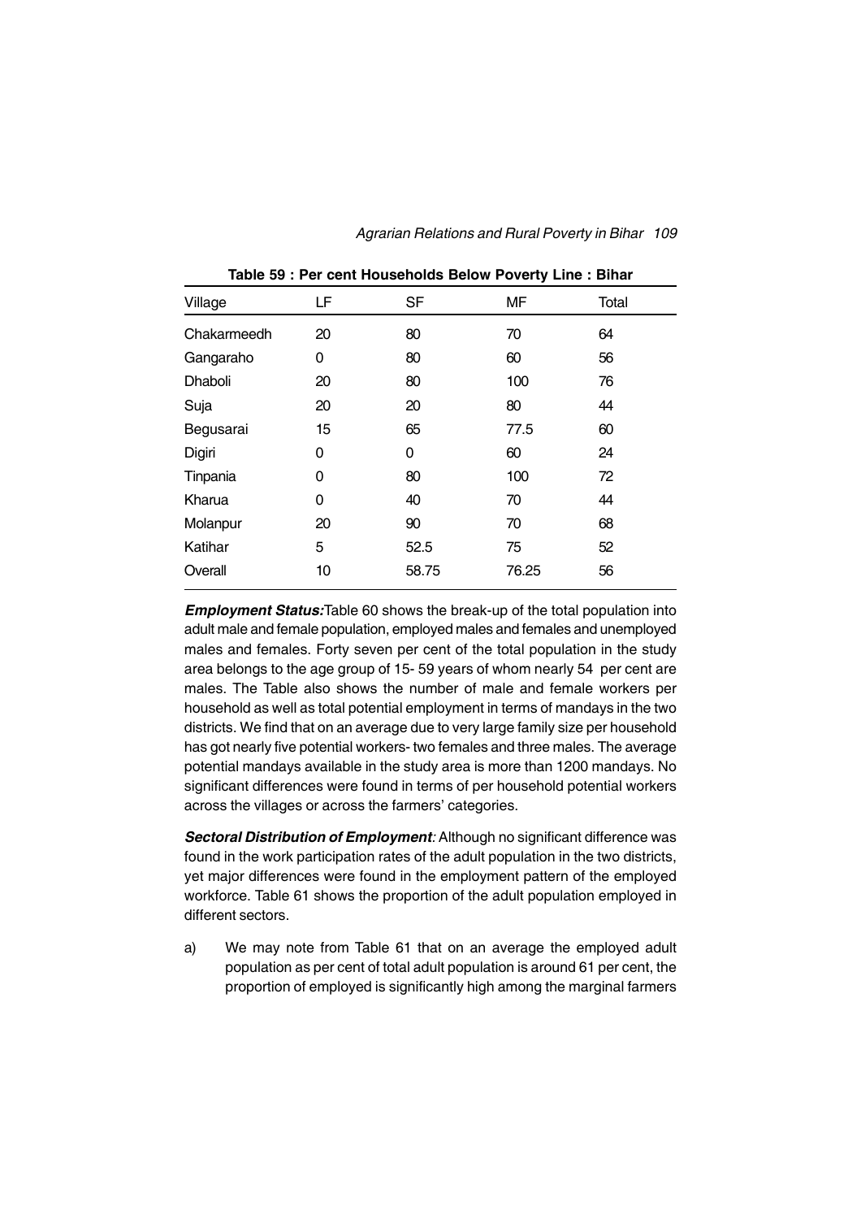**Table 59 : Per cent Households Below Poverty Line : Bihar**

| Village | LF | SF | MF | Total |
|---|---|---|---|---|
| Chakarmeedh | 20 | 80 | 70 | 64 |
| Gangaraho | 0 | 80 | 60 | 56 |
| Dhaboli | 20 | 80 | 100 | 76 |
| Suja | 20 | 20 | 80 | 44 |
| Begusarai | 15 | 65 | 77.5 | 60 |
| Digiri | 0 | 0 | 60 | 24 |
| Tinpania | 0 | 80 | 100 | 72 |
| Kharua | 0 | 40 | 70 | 44 |
| Molanpur | 20 | 90 | 70 | 68 |
| Katihar | 5 | 52.5 | 75 | 52 |
| Overall | 10 | 58.75 | 76.25 | 56 |

***Employment Status:*** Table 60 shows the break-up of the total population into adult male and female population, employed males and females and unemployed males and females. Forty seven per cent of the total population in the study area belongs to the age group of 15- 59 years of whom nearly 54 per cent are males. The Table also shows the number of male and female workers per household as well as total potential employment in terms of mandays in the two districts. We find that on an average due to very large family size per household has got nearly five potential workers- two females and three males. The average potential mandays available in the study area is more than 1200 mandays. No significant differences were found in terms of per household potential workers across the villages or across the farmers' categories.

***Sectoral Distribution of Employment:*** Although no significant difference was found in the work participation rates of the adult population in the two districts, yet major differences were found in the employment pattern of the employed workforce. Table 61 shows the proportion of the adult population employed in different sectors.

a) We may note from Table 61 that on an average the employed adult population as per cent of total adult population is around 61 per cent, the proportion of employed is significantly high among the marginal farmers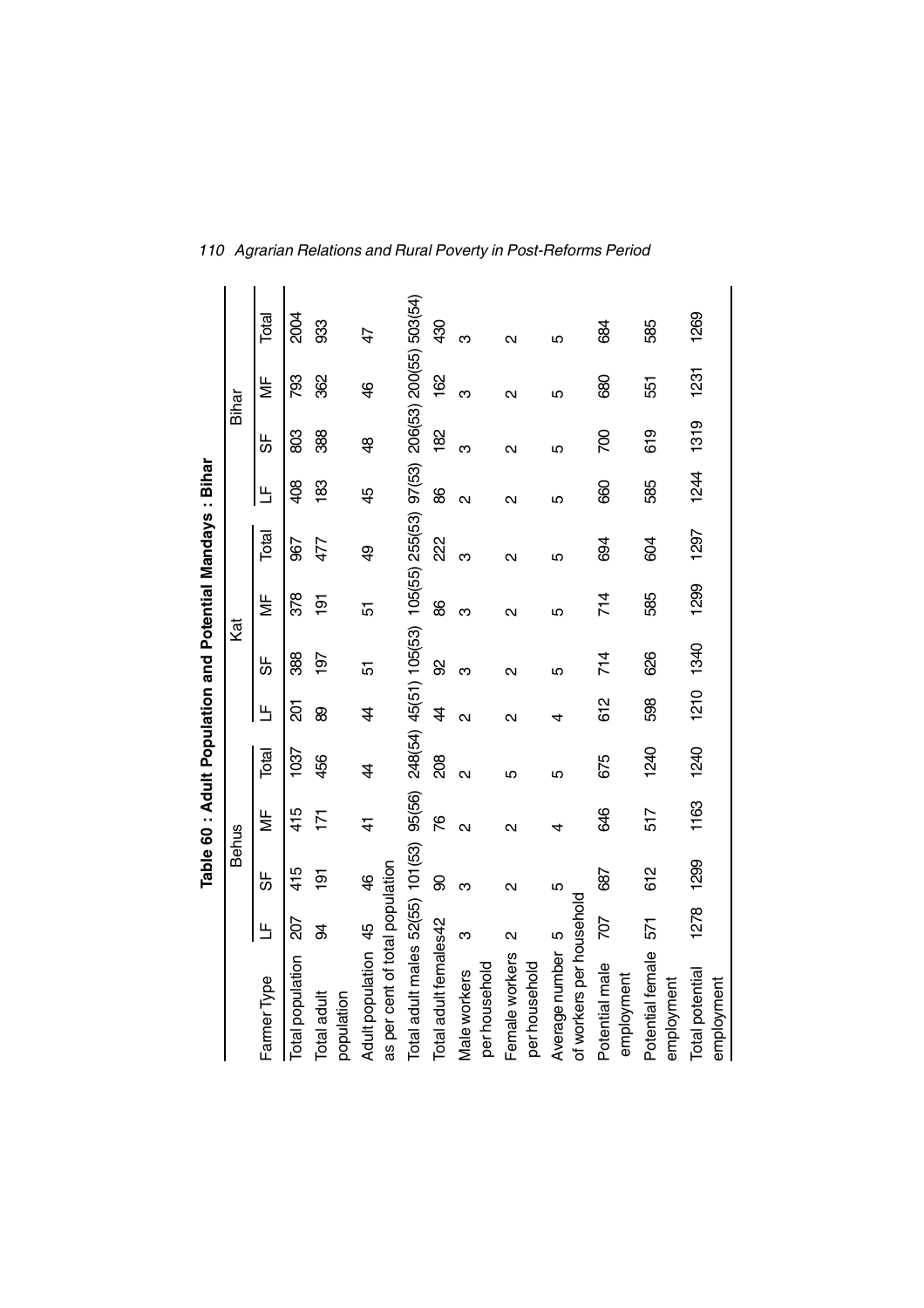## Table 60 : Adult Population and Potential Mandays : Bihar

| Farmer Type | Behus | | | | Kat | | | | Bihar | | | |
|---|---|---|---|---|---|---|---|---|---|---|---|---|
| | LF | SF | MF | Total | LF | SF | MF | Total | LF | SF | MF | Total |
| Total population | 207 | 415 | 415 | 1037 | 201 | 388 | 378 | 967 | 408 | 803 | 793 | 2004 |
| Total adult population | 94 | 191 | 171 | 456 | 89 | 197 | 191 | 477 | 183 | 388 | 362 | 933 |
| Adult population as per cent of total population | 45 | 46 | 41 | 44 | 44 | 51 | 51 | 49 | 45 | 48 | 46 | 47 |
| Total adult males | 52(55) | 101(53) | 95(56) | 248(54) | 45(51) | 105(53) | 105(55) | 255(53) | 97(53) | 206(53) | 200(55) | 503(54) |
| Total adult females | 42 | 90 | 76 | 208 | 44 | 92 | 86 | 222 | 86 | 182 | 162 | 430 |
| Male workers per household | 3 | 3 | 2 | 2 | 2 | 3 | 3 | 3 | 2 | 3 | 3 | 3 |
| Female workers per household | 2 | 2 | 2 | 5 | 2 | 2 | 2 | 2 | 2 | 2 | 2 | 2 |
| Average number of workers per household | 5 | 5 | 4 | 5 | 4 | 5 | 5 | 5 | 5 | 5 | 5 | 5 |
| Potential male employment | 707 | 687 | 646 | 675 | 612 | 714 | 714 | 694 | 660 | 700 | 680 | 684 |
| Potential female employment | 571 | 612 | 517 | 1240 | 598 | 626 | 585 | 604 | 585 | 619 | 551 | 585 |
| Total potential employment | 1278 | 1299 | 1163 | 1240 | 1210 | 1340 | 1299 | 1297 | 1244 | 1319 | 1231 | 1269 |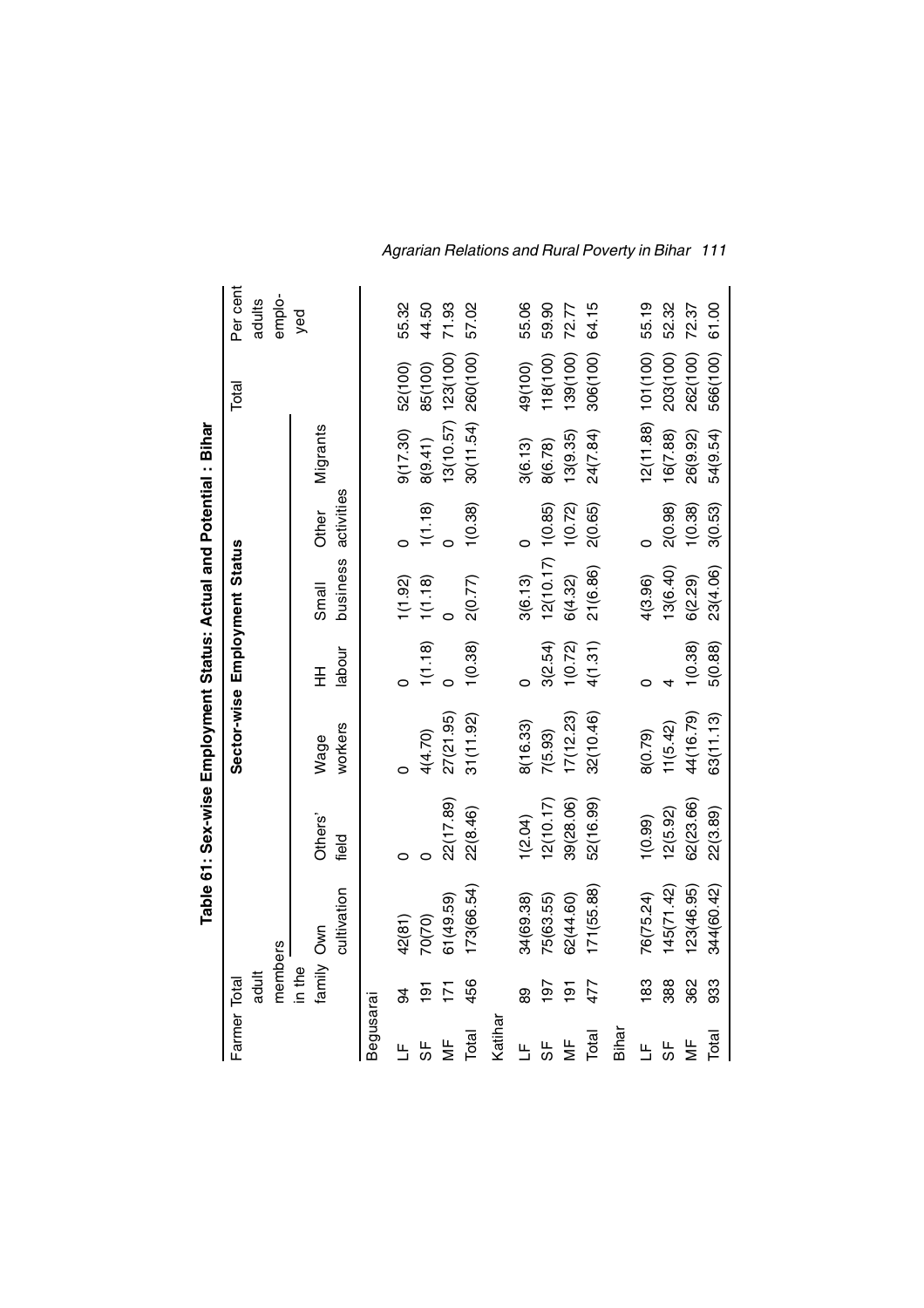**Table 61: Sex-wise Employment Status: Actual and Potential : Bihar**

| Farmer | Total adult members in the family | Sector-wise Employment Status | | | | | | | Total | Per cent adults employed |
|---|---|---|---|---|---|---|---|---|---|---|
| | | Own cultivation | Others' field | Wage workers | HH labour | Small business | Other activities | Migrants | | |
| **Begusarai** | | | | | | | | | | |
| LF | 94 | 42(81) | 0 | 0 | 0 | 1(1.92) | 0 | 9(17.30) | 52(100) | 55.32 |
| SF | 191 | 70(70) | 0 | 4(4.70) | 1(1.18) | 1(1.18) | 1(1.18) | 8(9.41) | 85(100) | 44.50 |
| MF | 171 | 61(49.59) | 22(17.89) | 27(21.95) | 0 | 0 | 0 | 13(10.57) | 123(100) | 71.93 |
| Total | 456 | 173(66.54) | 22(8.46) | 31(11.92) | 1(0.38) | 2(0.77) | 1(0.38) | 30(11.54) | 260(100) | 57.02 |
| **Katihar** | | | | | | | | | | |
| LF | 89 | 34(69.38) | 1(2.04) | 8(16.33) | 0 | 3(6.13) | 0 | 3(6.13) | 49(100) | 55.06 |
| SF | 197 | 75(63.55) | 12(10.17) | 7(5.93) | 3(2.54) | 12(10.17) | 1(0.85) | 8(6.78) | 118(100) | 59.90 |
| MF | 191 | 62(44.60) | 39(28.06) | 17(12.23) | 1(0.72) | 6(4.32) | 1(0.72) | 13(9.35) | 139(100) | 72.77 |
| Total | 477 | 171(55.88) | 52(16.99) | 32(10.46) | 4(1.31) | 21(6.86) | 2(0.65) | 24(7.84) | 306(100) | 64.15 |
| **Bihar** | | | | | | | | | | |
| LF | 183 | 76(75.24) | 1(0.99) | 8(0.79) | 0 | 4(3.96) | 0 | 12(11.88) | 101(100) | 55.19 |
| SF | 388 | 145(71.42) | 12(5.92) | 11(5.42) | 4 | 13(6.40) | 2(0.98) | 16(7.88) | 203(100) | 52.32 |
| MF | 362 | 123(46.95) | 62(23.66) | 44(16.79) | 1(0.38) | 6(2.29) | 1(0.38) | 26(9.92) | 262(100) | 72.37 |
| Total | 933 | 344(60.42) | 22(3.89) | 63(11.13) | 5(0.88) | 23(4.06) | 3(0.53) | 54(9.54) | 566(100) | 61.00 |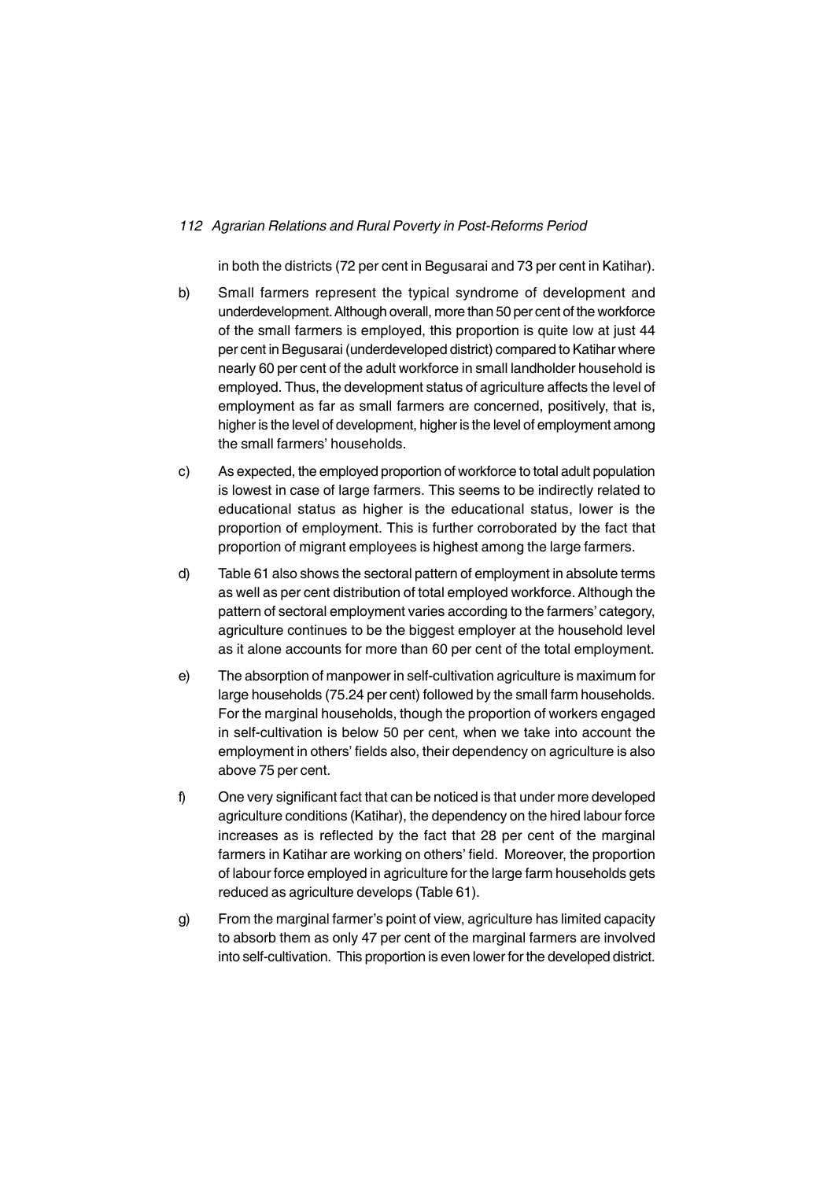in both the districts (72 per cent in Begusarai and 73 per cent in Katihar).

b) Small farmers represent the typical syndrome of development and underdevelopment. Although overall, more than 50 per cent of the workforce of the small farmers is employed, this proportion is quite low at just 44 per cent in Begusarai (underdeveloped district) compared to Katihar where nearly 60 per cent of the adult workforce in small landholder household is employed. Thus, the development status of agriculture affects the level of employment as far as small farmers are concerned, positively, that is, higher is the level of development, higher is the level of employment among the small farmers' households.

c) As expected, the employed proportion of workforce to total adult population is lowest in case of large farmers. This seems to be indirectly related to educational status as higher is the educational status, lower is the proportion of employment. This is further corroborated by the fact that proportion of migrant employees is highest among the large farmers.

d) Table 61 also shows the sectoral pattern of employment in absolute terms as well as per cent distribution of total employed workforce. Although the pattern of sectoral employment varies according to the farmers' category, agriculture continues to be the biggest employer at the household level as it alone accounts for more than 60 per cent of the total employment.

e) The absorption of manpower in self-cultivation agriculture is maximum for large households (75.24 per cent) followed by the small farm households. For the marginal households, though the proportion of workers engaged in self-cultivation is below 50 per cent, when we take into account the employment in others' fields also, their dependency on agriculture is also above 75 per cent.

f) One very significant fact that can be noticed is that under more developed agriculture conditions (Katihar), the dependency on the hired labour force increases as is reflected by the fact that 28 per cent of the marginal farmers in Katihar are working on others' field. Moreover, the proportion of labour force employed in agriculture for the large farm households gets reduced as agriculture develops (Table 61).

g) From the marginal farmer's point of view, agriculture has limited capacity to absorb them as only 47 per cent of the marginal farmers are involved into self-cultivation. This proportion is even lower for the developed district.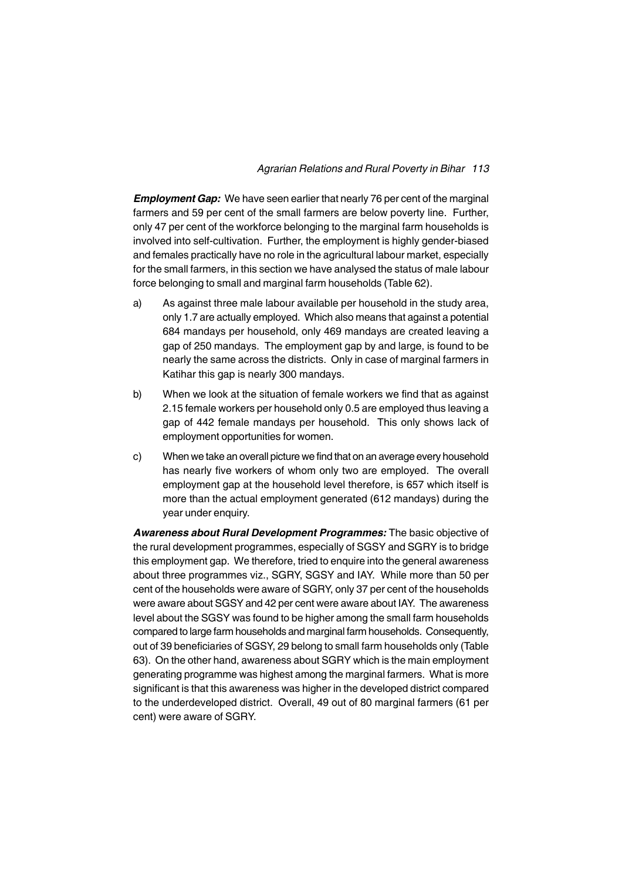***Employment Gap:*** We have seen earlier that nearly 76 per cent of the marginal farmers and 59 per cent of the small farmers are below poverty line. Further, only 47 per cent of the workforce belonging to the marginal farm households is involved into self-cultivation. Further, the employment is highly gender-biased and females practically have no role in the agricultural labour market, especially for the small farmers, in this section we have analysed the status of male labour force belonging to small and marginal farm households (Table 62).

a) As against three male labour available per household in the study area, only 1.7 are actually employed. Which also means that against a potential 684 mandays per household, only 469 mandays are created leaving a gap of 250 mandays. The employment gap by and large, is found to be nearly the same across the districts. Only in case of marginal farmers in Katihar this gap is nearly 300 mandays.

b) When we look at the situation of female workers we find that as against 2.15 female workers per household only 0.5 are employed thus leaving a gap of 442 female mandays per household. This only shows lack of employment opportunities for women.

c) When we take an overall picture we find that on an average every household has nearly five workers of whom only two are employed. The overall employment gap at the household level therefore, is 657 which itself is more than the actual employment generated (612 mandays) during the year under enquiry.

***Awareness about Rural Development Programmes:*** The basic objective of the rural development programmes, especially of SGSY and SGRY is to bridge this employment gap. We therefore, tried to enquire into the general awareness about three programmes viz., SGRY, SGSY and IAY. While more than 50 per cent of the households were aware of SGRY, only 37 per cent of the households were aware about SGSY and 42 per cent were aware about IAY. The awareness level about the SGSY was found to be higher among the small farm households compared to large farm households and marginal farm households. Consequently, out of 39 beneficiaries of SGSY, 29 belong to small farm households only (Table 63). On the other hand, awareness about SGRY which is the main employment generating programme was highest among the marginal farmers. What is more significant is that this awareness was higher in the developed district compared to the underdeveloped district. Overall, 49 out of 80 marginal farmers (61 per cent) were aware of SGRY.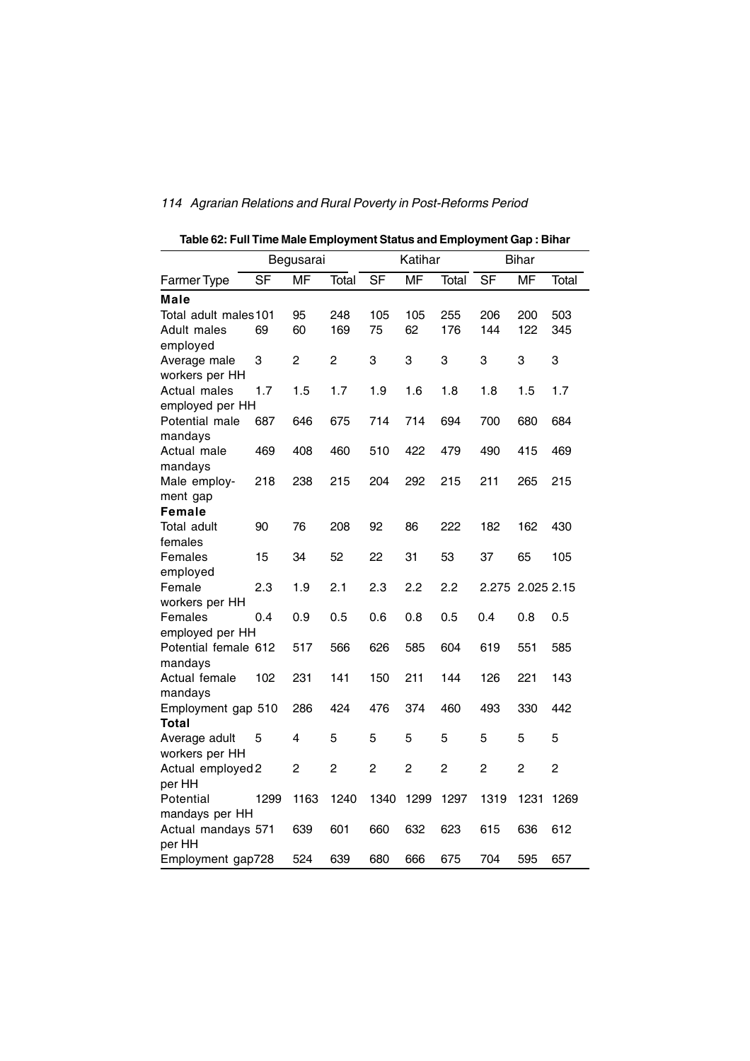**Table 62: Full Time Male Employment Status and Employment Gap : Bihar**

| | Begusarai | | | Katihar | | | Bihar | | |
|---|---|---|---|---|---|---|---|---|---|
| Farmer Type | SF | MF | Total | SF | MF | Total | SF | MF | Total |
| **Male** | | | | | | | | | |
| Total adult males | 101 | 95 | 248 | 105 | 105 | 255 | 206 | 200 | 503 |
| Adult males employed | 69 | 60 | 169 | 75 | 62 | 176 | 144 | 122 | 345 |
| Average male workers per HH | 3 | 2 | 2 | 3 | 3 | 3 | 3 | 3 | 3 |
| Actual males employed per HH | 1.7 | 1.5 | 1.7 | 1.9 | 1.6 | 1.8 | 1.8 | 1.5 | 1.7 |
| Potential male mandays | 687 | 646 | 675 | 714 | 714 | 694 | 700 | 680 | 684 |
| Actual male mandays | 469 | 408 | 460 | 510 | 422 | 479 | 490 | 415 | 469 |
| Male employment gap | 218 | 238 | 215 | 204 | 292 | 215 | 211 | 265 | 215 |
| **Female** | | | | | | | | | |
| Total adult females | 90 | 76 | 208 | 92 | 86 | 222 | 182 | 162 | 430 |
| Females employed | 15 | 34 | 52 | 22 | 31 | 53 | 37 | 65 | 105 |
| Female workers per HH | 2.3 | 1.9 | 2.1 | 2.3 | 2.2 | 2.2 | 2.275 | 2.025 | 2.15 |
| Females employed per HH | 0.4 | 0.9 | 0.5 | 0.6 | 0.8 | 0.5 | 0.4 | 0.8 | 0.5 |
| Potential female mandays | 612 | 517 | 566 | 626 | 585 | 604 | 619 | 551 | 585 |
| Actual female mandays | 102 | 231 | 141 | 150 | 211 | 144 | 126 | 221 | 143 |
| Employment gap | 510 | 286 | 424 | 476 | 374 | 460 | 493 | 330 | 442 |
| **Total** | | | | | | | | | |
| Average adult workers per HH | 5 | 4 | 5 | 5 | 5 | 5 | 5 | 5 | 5 |
| Actual employed per HH | 2 | 2 | 2 | 2 | 2 | 2 | 2 | 2 | 2 |
| Potential mandays per HH | 1299 | 1163 | 1240 | 1340 | 1299 | 1297 | 1319 | 1231 | 1269 |
| Actual mandays per HH | 571 | 639 | 601 | 660 | 632 | 623 | 615 | 636 | 612 |
| Employment gap | 728 | 524 | 639 | 680 | 666 | 675 | 704 | 595 | 657 |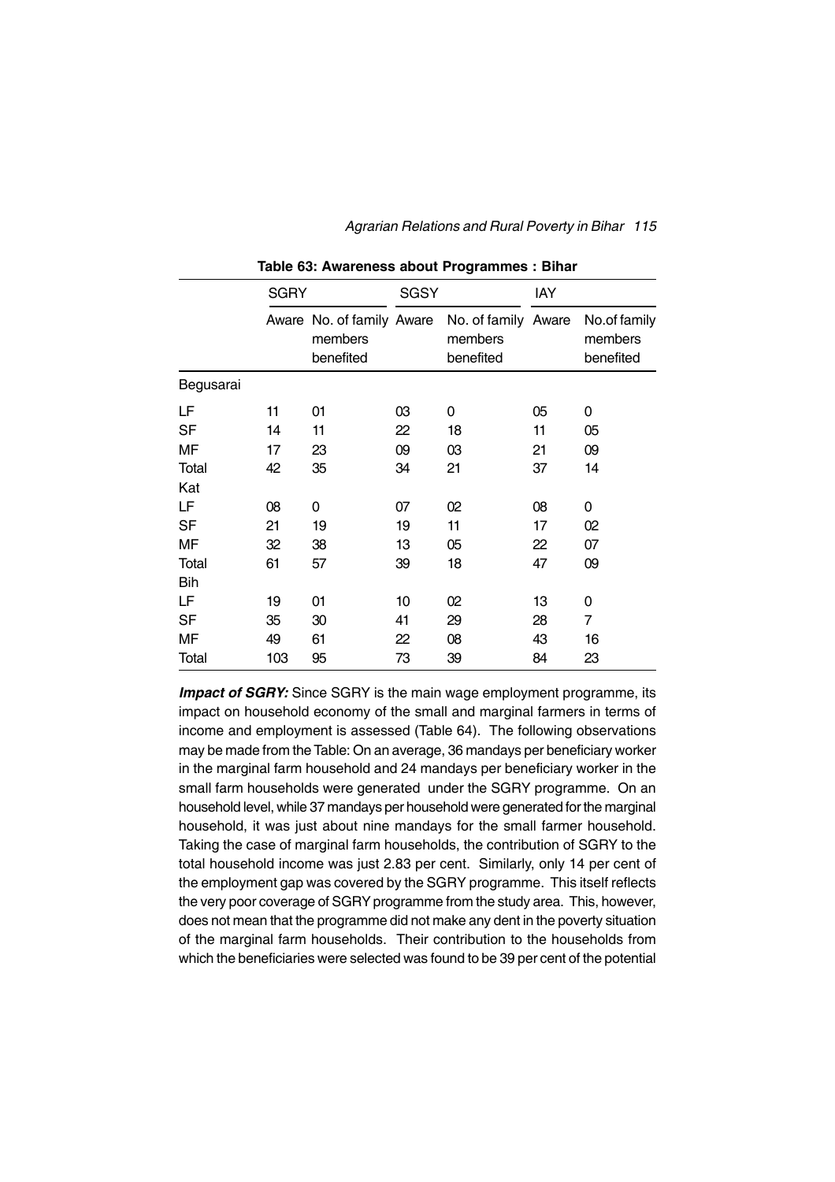**Table 63: Awareness about Programmes : Bihar**

| | SGRY | | SGSY | | IAY | |
|---|---|---|---|---|---|---|
| | Aware | No. of family members benefited | Aware | No. of family members benefited | Aware | No.of family members benefited |
| Begusarai | | | | | | |
| LF | 11 | 01 | 03 | 0 | 05 | 0 |
| SF | 14 | 11 | 22 | 18 | 11 | 05 |
| MF | 17 | 23 | 09 | 03 | 21 | 09 |
| Total | 42 | 35 | 34 | 21 | 37 | 14 |
| Kat | | | | | | |
| LF | 08 | 0 | 07 | 02 | 08 | 0 |
| SF | 21 | 19 | 19 | 11 | 17 | 02 |
| MF | 32 | 38 | 13 | 05 | 22 | 07 |
| Total | 61 | 57 | 39 | 18 | 47 | 09 |
| Bih | | | | | | |
| LF | 19 | 01 | 10 | 02 | 13 | 0 |
| SF | 35 | 30 | 41 | 29 | 28 | 7 |
| MF | 49 | 61 | 22 | 08 | 43 | 16 |
| Total | 103 | 95 | 73 | 39 | 84 | 23 |

***Impact of SGRY:*** Since SGRY is the main wage employment programme, its impact on household economy of the small and marginal farmers in terms of income and employment is assessed (Table 64). The following observations may be made from the Table: On an average, 36 mandays per beneficiary worker in the marginal farm household and 24 mandays per beneficiary worker in the small farm households were generated under the SGRY programme. On an household level, while 37 mandays per household were generated for the marginal household, it was just about nine mandays for the small farmer household. Taking the case of marginal farm households, the contribution of SGRY to the total household income was just 2.83 per cent. Similarly, only 14 per cent of the employment gap was covered by the SGRY programme. This itself reflects the very poor coverage of SGRY programme from the study area. This, however, does not mean that the programme did not make any dent in the poverty situation of the marginal farm households. Their contribution to the households from which the beneficiaries were selected was found to be 39 per cent of the potential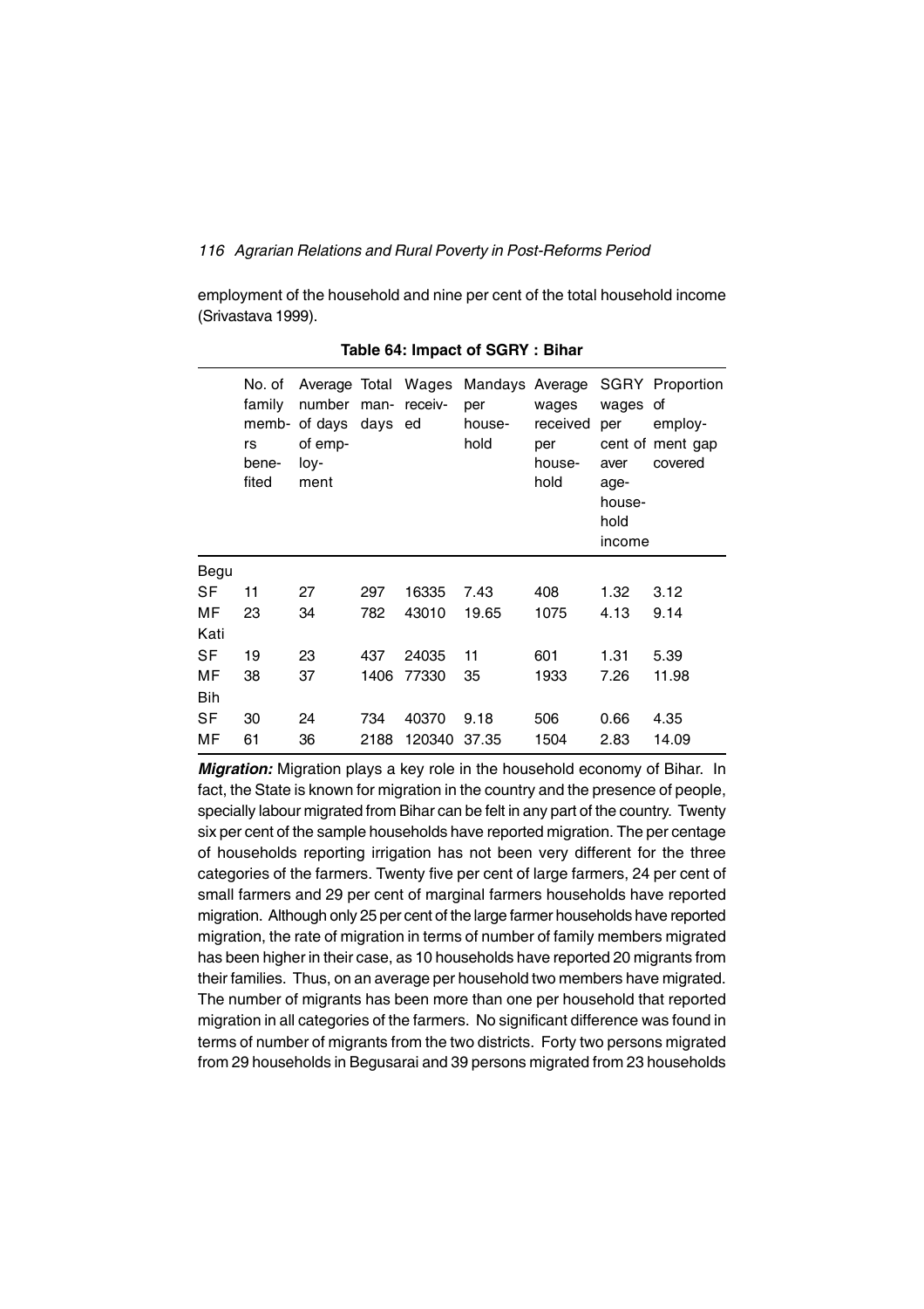employment of the household and nine per cent of the total household income (Srivastava 1999).

**Table 64: Impact of SGRY : Bihar**

| | No. of family members benefited | Average number of days of employment | Total man-days | Wages received | Mandays per household | Average wages received per household | SGRY wages per cent of average household income | Proportion of employment gap covered |
|---|---|---|---|---|---|---|---|---|
| Begu | | | | | | | | |
| SF | 11 | 27 | 297 | 16335 | 7.43 | 408 | 1.32 | 3.12 |
| MF | 23 | 34 | 782 | 43010 | 19.65 | 1075 | 4.13 | 9.14 |
| Kati | | | | | | | | |
| SF | 19 | 23 | 437 | 24035 | 11 | 601 | 1.31 | 5.39 |
| MF | 38 | 37 | 1406 | 77330 | 35 | 1933 | 7.26 | 11.98 |
| Bih | | | | | | | | |
| SF | 30 | 24 | 734 | 40370 | 9.18 | 506 | 0.66 | 4.35 |
| MF | 61 | 36 | 2188 | 120340 | 37.35 | 1504 | 2.83 | 14.09 |

***Migration:*** Migration plays a key role in the household economy of Bihar. In fact, the State is known for migration in the country and the presence of people, specially labour migrated from Bihar can be felt in any part of the country. Twenty six per cent of the sample households have reported migration. The per centage of households reporting irrigation has not been very different for the three categories of the farmers. Twenty five per cent of large farmers, 24 per cent of small farmers and 29 per cent of marginal farmers households have reported migration. Although only 25 per cent of the large farmer households have reported migration, the rate of migration in terms of number of family members migrated has been higher in their case, as 10 households have reported 20 migrants from their families. Thus, on an average per household two members have migrated. The number of migrants has been more than one per household that reported migration in all categories of the farmers. No significant difference was found in terms of number of migrants from the two districts. Forty two persons migrated from 29 households in Begusarai and 39 persons migrated from 23 households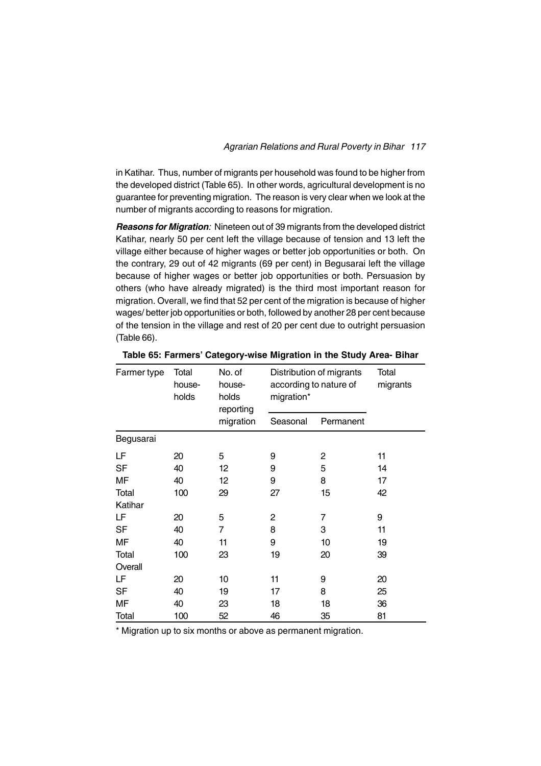in Katihar. Thus, number of migrants per household was found to be higher from the developed district (Table 65). In other words, agricultural development is no guarantee for preventing migration. The reason is very clear when we look at the number of migrants according to reasons for migration.

***Reasons for Migration**:* Nineteen out of 39 migrants from the developed district Katihar, nearly 50 per cent left the village because of tension and 13 left the village either because of higher wages or better job opportunities or both. On the contrary, 29 out of 42 migrants (69 per cent) in Begusarai left the village because of higher wages or better job opportunities or both. Persuasion by others (who have already migrated) is the third most important reason for migration. Overall, we find that 52 per cent of the migration is because of higher wages/ better job opportunities or both, followed by another 28 per cent because of the tension in the village and rest of 20 per cent due to outright persuasion (Table 66).

**Table 65: Farmers' Category-wise Migration in the Study Area- Bihar**

| Farmer type | Total households | No. of households reporting migration | Distribution of migrants according to nature of migration* | | Total migrants |
|---|---|---|---|---|---|
| | | | Seasonal | Permanent | |
| Begusarai | | | | | |
| LF | 20 | 5 | 9 | 2 | 11 |
| SF | 40 | 12 | 9 | 5 | 14 |
| MF | 40 | 12 | 9 | 8 | 17 |
| Total | 100 | 29 | 27 | 15 | 42 |
| Katihar | | | | | |
| LF | 20 | 5 | 2 | 7 | 9 |
| SF | 40 | 7 | 8 | 3 | 11 |
| MF | 40 | 11 | 9 | 10 | 19 |
| Total | 100 | 23 | 19 | 20 | 39 |
| Overall | | | | | |
| LF | 20 | 10 | 11 | 9 | 20 |
| SF | 40 | 19 | 17 | 8 | 25 |
| MF | 40 | 23 | 18 | 18 | 36 |
| Total | 100 | 52 | 46 | 35 | 81 |

\* Migration up to six months or above as permanent migration.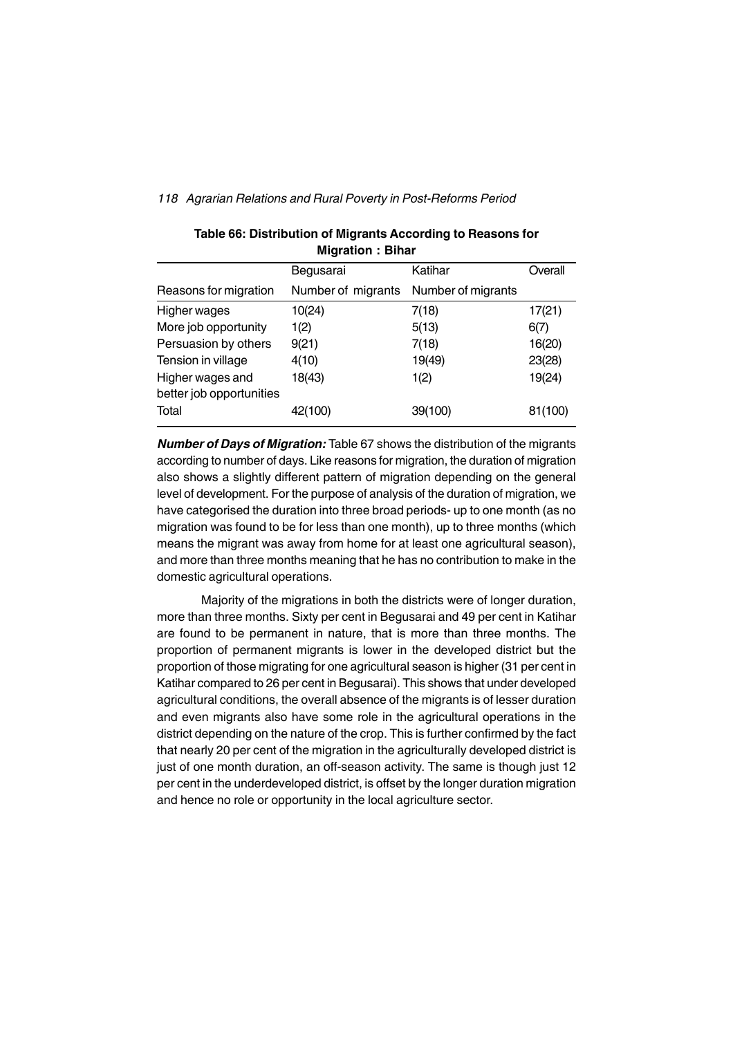**Table 66: Distribution of Migrants According to Reasons for Migration : Bihar**

| | Begusarai | Katihar | Overall |
|---|---|---|---|
| Reasons for migration | Number of migrants | Number of migrants | |
| Higher wages | 10(24) | 7(18) | 17(21) |
| More job opportunity | 1(2) | 5(13) | 6(7) |
| Persuasion by others | 9(21) | 7(18) | 16(20) |
| Tension in village | 4(10) | 19(49) | 23(28) |
| Higher wages and better job opportunities | 18(43) | 1(2) | 19(24) |
| Total | 42(100) | 39(100) | 81(100) |

***Number of Days of Migration:*** Table 67 shows the distribution of the migrants according to number of days. Like reasons for migration, the duration of migration also shows a slightly different pattern of migration depending on the general level of development. For the purpose of analysis of the duration of migration, we have categorised the duration into three broad periods- up to one month (as no migration was found to be for less than one month), up to three months (which means the migrant was away from home for at least one agricultural season), and more than three months meaning that he has no contribution to make in the domestic agricultural operations.

Majority of the migrations in both the districts were of longer duration, more than three months. Sixty per cent in Begusarai and 49 per cent in Katihar are found to be permanent in nature, that is more than three months. The proportion of permanent migrants is lower in the developed district but the proportion of those migrating for one agricultural season is higher (31 per cent in Katihar compared to 26 per cent in Begusarai). This shows that under developed agricultural conditions, the overall absence of the migrants is of lesser duration and even migrants also have some role in the agricultural operations in the district depending on the nature of the crop. This is further confirmed by the fact that nearly 20 per cent of the migration in the agriculturally developed district is just of one month duration, an off-season activity. The same is though just 12 per cent in the underdeveloped district, is offset by the longer duration migration and hence no role or opportunity in the local agriculture sector.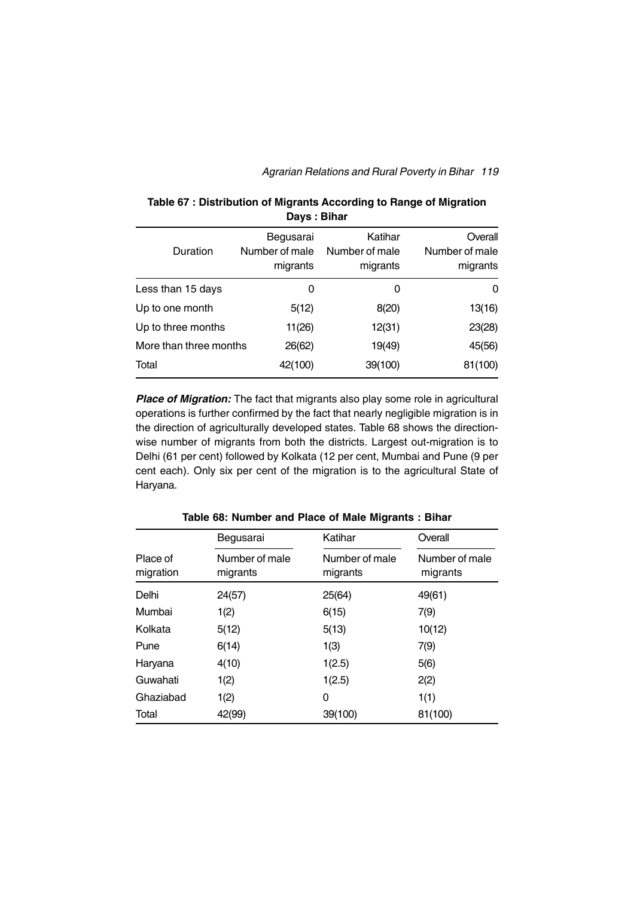**Table 67 : Distribution of Migrants According to Range of Migration Days : Bihar**

| Duration | Begusarai Number of male migrants | Katihar Number of male migrants | Overall Number of male migrants |
|---|---|---|---|
| Less than 15 days | 0 | 0 | 0 |
| Up to one month | 5(12) | 8(20) | 13(16) |
| Up to three months | 11(26) | 12(31) | 23(28) |
| More than three months | 26(62) | 19(49) | 45(56) |
| Total | 42(100) | 39(100) | 81(100) |

***Place of Migration:*** The fact that migrants also play some role in agricultural operations is further confirmed by the fact that nearly negligible migration is in the direction of agriculturally developed states. Table 68 shows the direction-wise number of migrants from both the districts. Largest out-migration is to Delhi (61 per cent) followed by Kolkata (12 per cent, Mumbai and Pune (9 per cent each). Only six per cent of the migration is to the agricultural State of Haryana.

**Table 68: Number and Place of Male Migrants : Bihar**

| Place of migration | Begusarai | Katihar | Overall |
|---|---|---|---|
| | Number of male migrants | Number of male migrants | Number of male migrants |
| Delhi | 24(57) | 25(64) | 49(61) |
| Mumbai | 1(2) | 6(15) | 7(9) |
| Kolkata | 5(12) | 5(13) | 10(12) |
| Pune | 6(14) | 1(3) | 7(9) |
| Haryana | 4(10) | 1(2.5) | 5(6) |
| Guwahati | 1(2) | 1(2.5) | 2(2) |
| Ghaziabad | 1(2) | 0 | 1(1) |
| Total | 42(99) | 39(100) | 81(100) |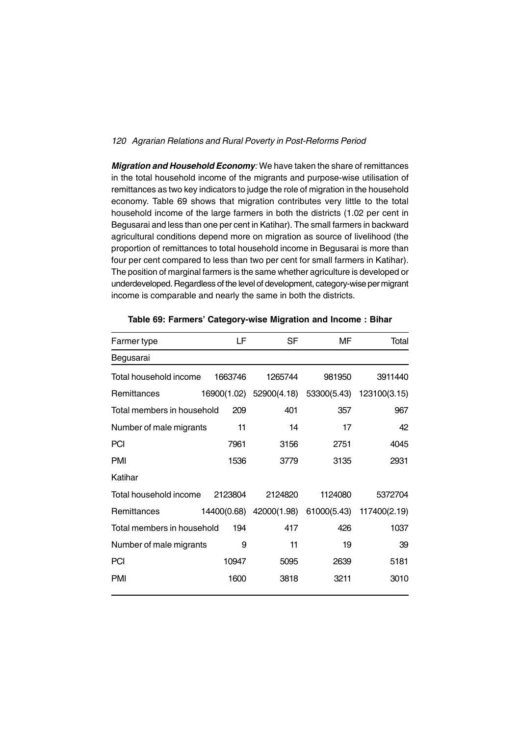***Migration and Household Economy**:* We have taken the share of remittances in the total household income of the migrants and purpose-wise utilisation of remittances as two key indicators to judge the role of migration in the household economy. Table 69 shows that migration contributes very little to the total household income of the large farmers in both the districts (1.02 per cent in Begusarai and less than one per cent in Katihar). The small farmers in backward agricultural conditions depend more on migration as source of livelihood (the proportion of remittances to total household income in Begusarai is more than four per cent compared to less than two per cent for small farmers in Katihar). The position of marginal farmers is the same whether agriculture is developed or underdeveloped. Regardless of the level of development, category-wise per migrant income is comparable and nearly the same in both the districts.

**Table 69: Farmers' Category-wise Migration and Income : Bihar**

| Farmer type | LF | SF | MF | Total |
|---|---|---|---|---|
| Begusarai | | | | |
| Total household income | 1663746 | 1265744 | 981950 | 3911440 |
| Remittances | 16900(1.02) | 52900(4.18) | 53300(5.43) | 123100(3.15) |
| Total members in household | 209 | 401 | 357 | 967 |
| Number of male migrants | 11 | 14 | 17 | 42 |
| PCI | 7961 | 3156 | 2751 | 4045 |
| PMI | 1536 | 3779 | 3135 | 2931 |
| Katihar | | | | |
| Total household income | 2123804 | 2124820 | 1124080 | 5372704 |
| Remittances | 14400(0.68) | 42000(1.98) | 61000(5.43) | 117400(2.19) |
| Total members in household | 194 | 417 | 426 | 1037 |
| Number of male migrants | 9 | 11 | 19 | 39 |
| PCI | 10947 | 5095 | 2639 | 5181 |
| PMI | 1600 | 3818 | 3211 | 3010 |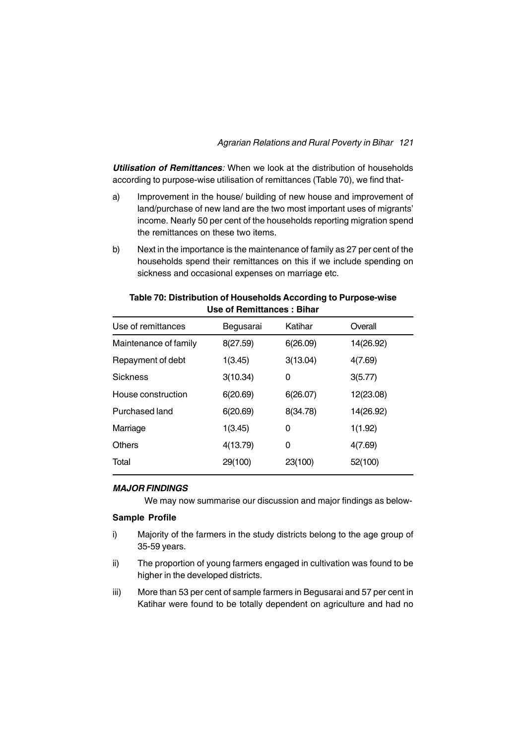***Utilisation of Remittances**:* When we look at the distribution of households according to purpose-wise utilisation of remittances (Table 70), we find that-

a) Improvement in the house/ building of new house and improvement of land/purchase of new land are the two most important uses of migrants' income. Nearly 50 per cent of the households reporting migration spend the remittances on these two items.

b) Next in the importance is the maintenance of family as 27 per cent of the households spend their remittances on this if we include spending on sickness and occasional expenses on marriage etc.

**Table 70: Distribution of Households According to Purpose-wise Use of Remittances : Bihar**

| Use of remittances | Begusarai | Katihar | Overall |
|---|---|---|---|
| Maintenance of family | 8(27.59) | 6(26.09) | 14(26.92) |
| Repayment of debt | 1(3.45) | 3(13.04) | 4(7.69) |
| Sickness | 3(10.34) | 0 | 3(5.77) |
| House construction | 6(20.69) | 6(26.07) | 12(23.08) |
| Purchased land | 6(20.69) | 8(34.78) | 14(26.92) |
| Marriage | 1(3.45) | 0 | 1(1.92) |
| Others | 4(13.79) | 0 | 4(7.69) |
| Total | 29(100) | 23(100) | 52(100) |

***MAJOR FINDINGS***

We may now summarise our discussion and major findings as below-

**Sample Profile**

i) Majority of the farmers in the study districts belong to the age group of 35-59 years.

ii) The proportion of young farmers engaged in cultivation was found to be higher in the developed districts.

iii) More than 53 per cent of sample farmers in Begusarai and 57 per cent in Katihar were found to be totally dependent on agriculture and had no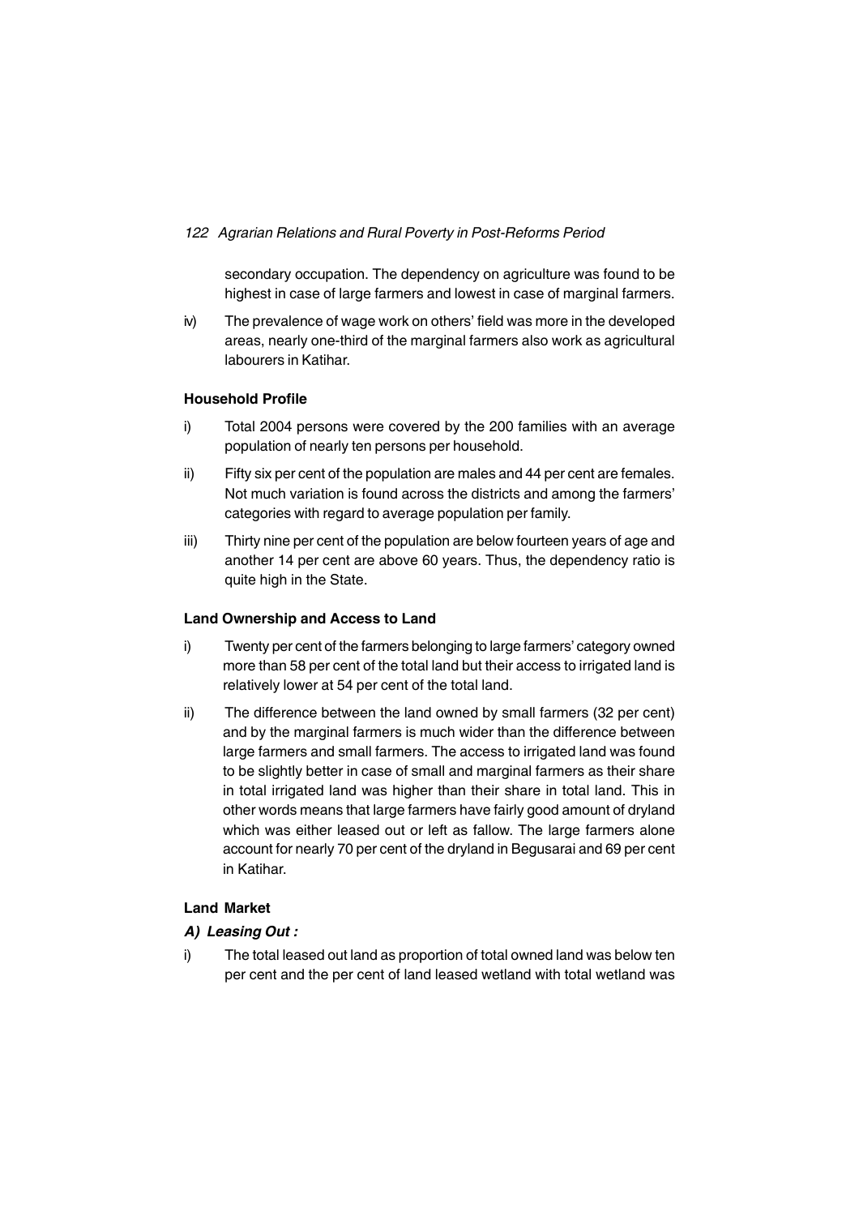secondary occupation. The dependency on agriculture was found to be highest in case of large farmers and lowest in case of marginal farmers.

iv) The prevalence of wage work on others' field was more in the developed areas, nearly one-third of the marginal farmers also work as agricultural labourers in Katihar.

**Household Profile**

i) Total 2004 persons were covered by the 200 families with an average population of nearly ten persons per household.

ii) Fifty six per cent of the population are males and 44 per cent are females. Not much variation is found across the districts and among the farmers' categories with regard to average population per family.

iii) Thirty nine per cent of the population are below fourteen years of age and another 14 per cent are above 60 years. Thus, the dependency ratio is quite high in the State.

**Land Ownership and Access to Land**

i) Twenty per cent of the farmers belonging to large farmers' category owned more than 58 per cent of the total land but their access to irrigated land is relatively lower at 54 per cent of the total land.

ii) The difference between the land owned by small farmers (32 per cent) and by the marginal farmers is much wider than the difference between large farmers and small farmers. The access to irrigated land was found to be slightly better in case of small and marginal farmers as their share in total irrigated land was higher than their share in total land. This in other words means that large farmers have fairly good amount of dryland which was either leased out or left as fallow. The large farmers alone account for nearly 70 per cent of the dryland in Begusarai and 69 per cent in Katihar.

**Land Market**

***A) Leasing Out :***

i) The total leased out land as proportion of total owned land was below ten per cent and the per cent of land leased wetland with total wetland was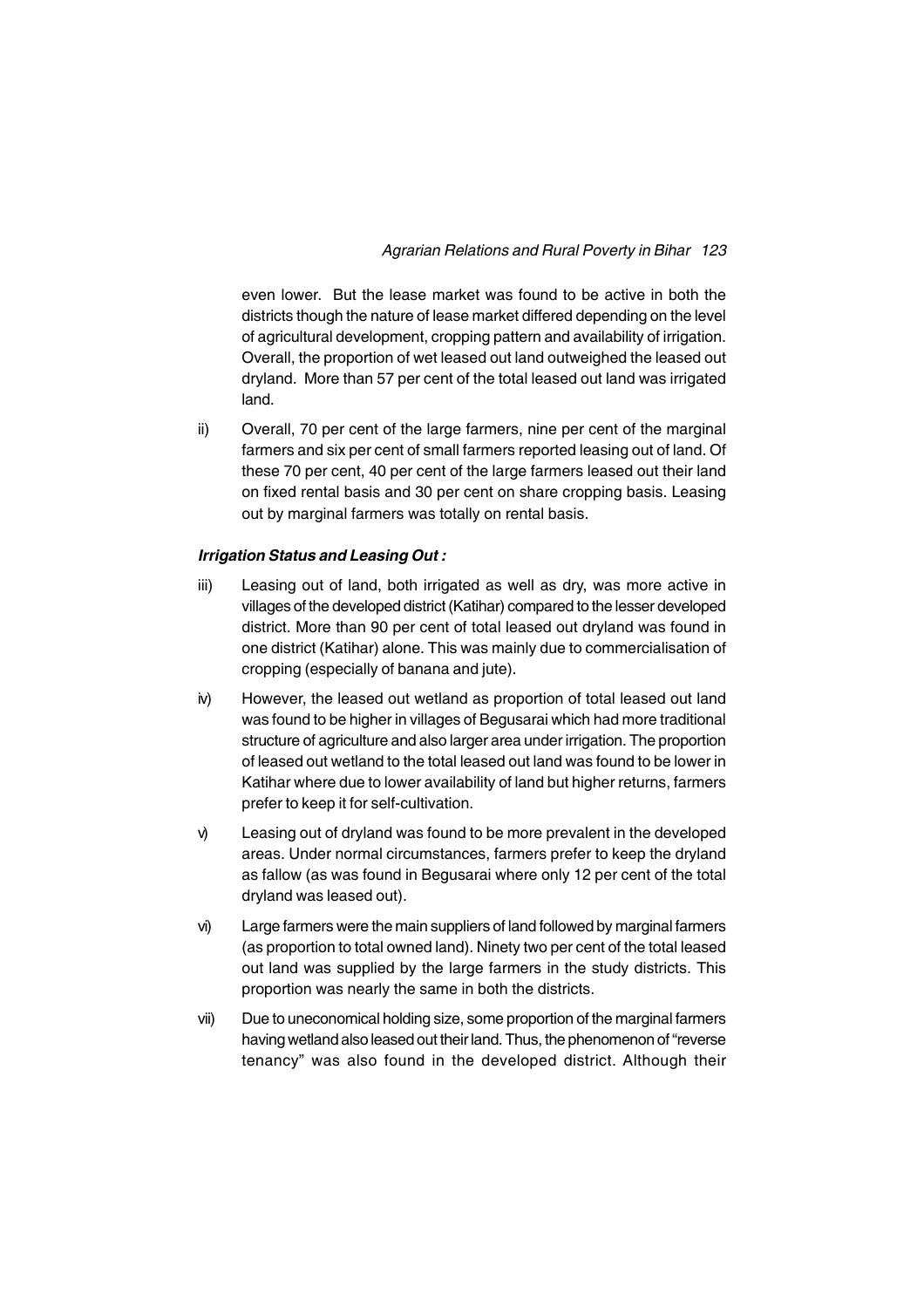even lower. But the lease market was found to be active in both the districts though the nature of lease market differed depending on the level of agricultural development, cropping pattern and availability of irrigation. Overall, the proportion of wet leased out land outweighed the leased out dryland. More than 57 per cent of the total leased out land was irrigated land.

ii) Overall, 70 per cent of the large farmers, nine per cent of the marginal farmers and six per cent of small farmers reported leasing out of land. Of these 70 per cent, 40 per cent of the large farmers leased out their land on fixed rental basis and 30 per cent on share cropping basis. Leasing out by marginal farmers was totally on rental basis.

***Irrigation Status and Leasing Out :***

iii) Leasing out of land, both irrigated as well as dry, was more active in villages of the developed district (Katihar) compared to the lesser developed district. More than 90 per cent of total leased out dryland was found in one district (Katihar) alone. This was mainly due to commercialisation of cropping (especially of banana and jute).

iv) However, the leased out wetland as proportion of total leased out land was found to be higher in villages of Begusarai which had more traditional structure of agriculture and also larger area under irrigation. The proportion of leased out wetland to the total leased out land was found to be lower in Katihar where due to lower availability of land but higher returns, farmers prefer to keep it for self-cultivation.

v) Leasing out of dryland was found to be more prevalent in the developed areas. Under normal circumstances, farmers prefer to keep the dryland as fallow (as was found in Begusarai where only 12 per cent of the total dryland was leased out).

vi) Large farmers were the main suppliers of land followed by marginal farmers (as proportion to total owned land). Ninety two per cent of the total leased out land was supplied by the large farmers in the study districts. This proportion was nearly the same in both the districts.

vii) Due to uneconomical holding size, some proportion of the marginal farmers having wetland also leased out their land. Thus, the phenomenon of "reverse tenancy" was also found in the developed district. Although their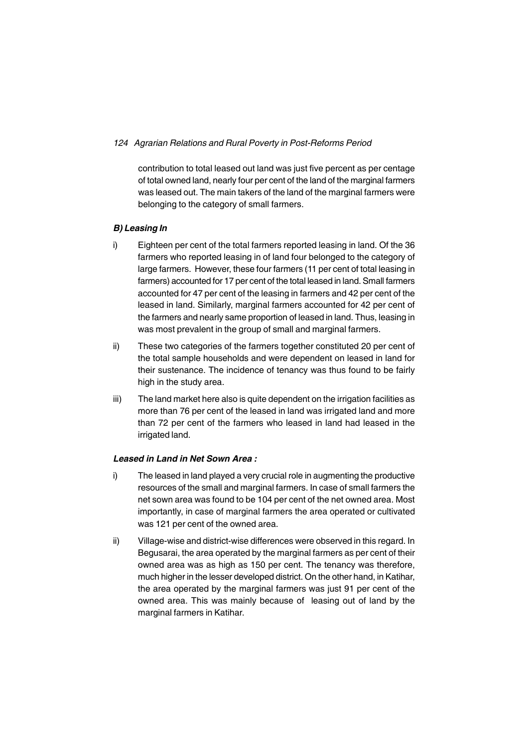contribution to total leased out land was just five percent as per centage of total owned land, nearly four per cent of the land of the marginal farmers was leased out. The main takers of the land of the marginal farmers were belonging to the category of small farmers.

***B) Leasing In***

i) Eighteen per cent of the total farmers reported leasing in land. Of the 36 farmers who reported leasing in of land four belonged to the category of large farmers. However, these four farmers (11 per cent of total leasing in farmers) accounted for 17 per cent of the total leased in land. Small farmers accounted for 47 per cent of the leasing in farmers and 42 per cent of the leased in land. Similarly, marginal farmers accounted for 42 per cent of the farmers and nearly same proportion of leased in land. Thus, leasing in was most prevalent in the group of small and marginal farmers.

ii) These two categories of the farmers together constituted 20 per cent of the total sample households and were dependent on leased in land for their sustenance. The incidence of tenancy was thus found to be fairly high in the study area.

iii) The land market here also is quite dependent on the irrigation facilities as more than 76 per cent of the leased in land was irrigated land and more than 72 per cent of the farmers who leased in land had leased in the irrigated land.

***Leased in Land in Net Sown Area :***

i) The leased in land played a very crucial role in augmenting the productive resources of the small and marginal farmers. In case of small farmers the net sown area was found to be 104 per cent of the net owned area. Most importantly, in case of marginal farmers the area operated or cultivated was 121 per cent of the owned area.

ii) Village-wise and district-wise differences were observed in this regard. In Begusarai, the area operated by the marginal farmers as per cent of their owned area was as high as 150 per cent. The tenancy was therefore, much higher in the lesser developed district. On the other hand, in Katihar, the area operated by the marginal farmers was just 91 per cent of the owned area. This was mainly because of leasing out of land by the marginal farmers in Katihar.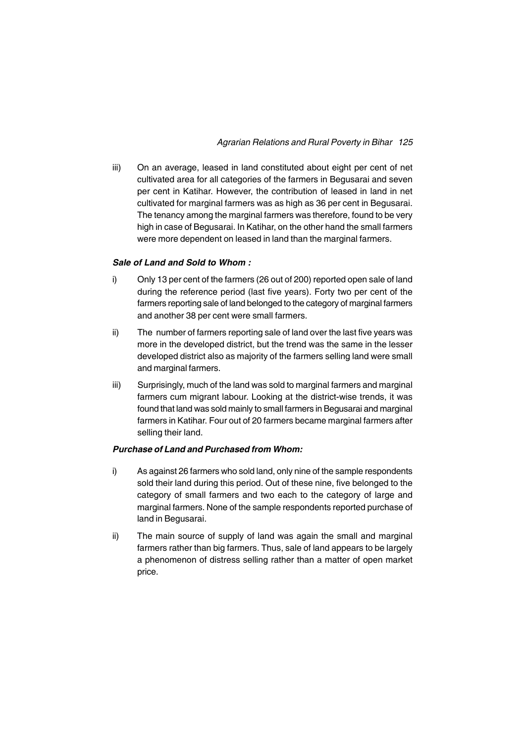iii) On an average, leased in land constituted about eight per cent of net cultivated area for all categories of the farmers in Begusarai and seven per cent in Katihar. However, the contribution of leased in land in net cultivated for marginal farmers was as high as 36 per cent in Begusarai. The tenancy among the marginal farmers was therefore, found to be very high in case of Begusarai. In Katihar, on the other hand the small farmers were more dependent on leased in land than the marginal farmers.

***Sale of Land and Sold to Whom :***

i) Only 13 per cent of the farmers (26 out of 200) reported open sale of land during the reference period (last five years). Forty two per cent of the farmers reporting sale of land belonged to the category of marginal farmers and another 38 per cent were small farmers.

ii) The number of farmers reporting sale of land over the last five years was more in the developed district, but the trend was the same in the lesser developed district also as majority of the farmers selling land were small and marginal farmers.

iii) Surprisingly, much of the land was sold to marginal farmers and marginal farmers cum migrant labour. Looking at the district-wise trends, it was found that land was sold mainly to small farmers in Begusarai and marginal farmers in Katihar. Four out of 20 farmers became marginal farmers after selling their land.

***Purchase of Land and Purchased from Whom:***

i) As against 26 farmers who sold land, only nine of the sample respondents sold their land during this period. Out of these nine, five belonged to the category of small farmers and two each to the category of large and marginal farmers. None of the sample respondents reported purchase of land in Begusarai.

ii) The main source of supply of land was again the small and marginal farmers rather than big farmers. Thus, sale of land appears to be largely a phenomenon of distress selling rather than a matter of open market price.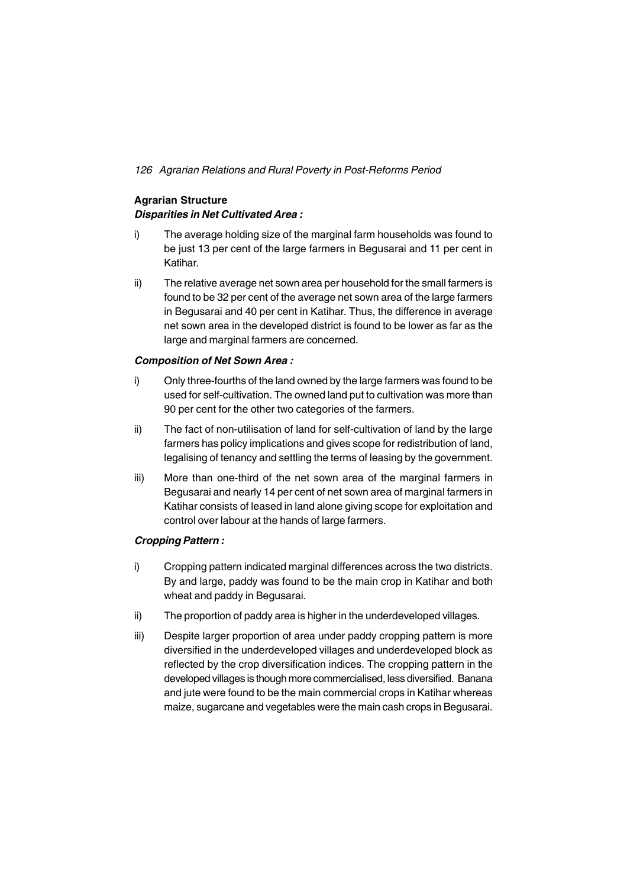## Agrarian Structure

### *Disparities in Net Cultivated Area :*

i) The average holding size of the marginal farm households was found to be just 13 per cent of the large farmers in Begusarai and 11 per cent in Katihar.

ii) The relative average net sown area per household for the small farmers is found to be 32 per cent of the average net sown area of the large farmers in Begusarai and 40 per cent in Katihar. Thus, the difference in average net sown area in the developed district is found to be lower as far as the large and marginal farmers are concerned.

### *Composition of Net Sown Area :*

i) Only three-fourths of the land owned by the large farmers was found to be used for self-cultivation. The owned land put to cultivation was more than 90 per cent for the other two categories of the farmers.

ii) The fact of non-utilisation of land for self-cultivation of land by the large farmers has policy implications and gives scope for redistribution of land, legalising of tenancy and settling the terms of leasing by the government.

iii) More than one-third of the net sown area of the marginal farmers in Begusarai and nearly 14 per cent of net sown area of marginal farmers in Katihar consists of leased in land alone giving scope for exploitation and control over labour at the hands of large farmers.

### *Cropping Pattern :*

i) Cropping pattern indicated marginal differences across the two districts. By and large, paddy was found to be the main crop in Katihar and both wheat and paddy in Begusarai.

ii) The proportion of paddy area is higher in the underdeveloped villages.

iii) Despite larger proportion of area under paddy cropping pattern is more diversified in the underdeveloped villages and underdeveloped block as reflected by the crop diversification indices. The cropping pattern in the developed villages is though more commercialised, less diversified. Banana and jute were found to be the main commercial crops in Katihar whereas maize, sugarcane and vegetables were the main cash crops in Begusarai.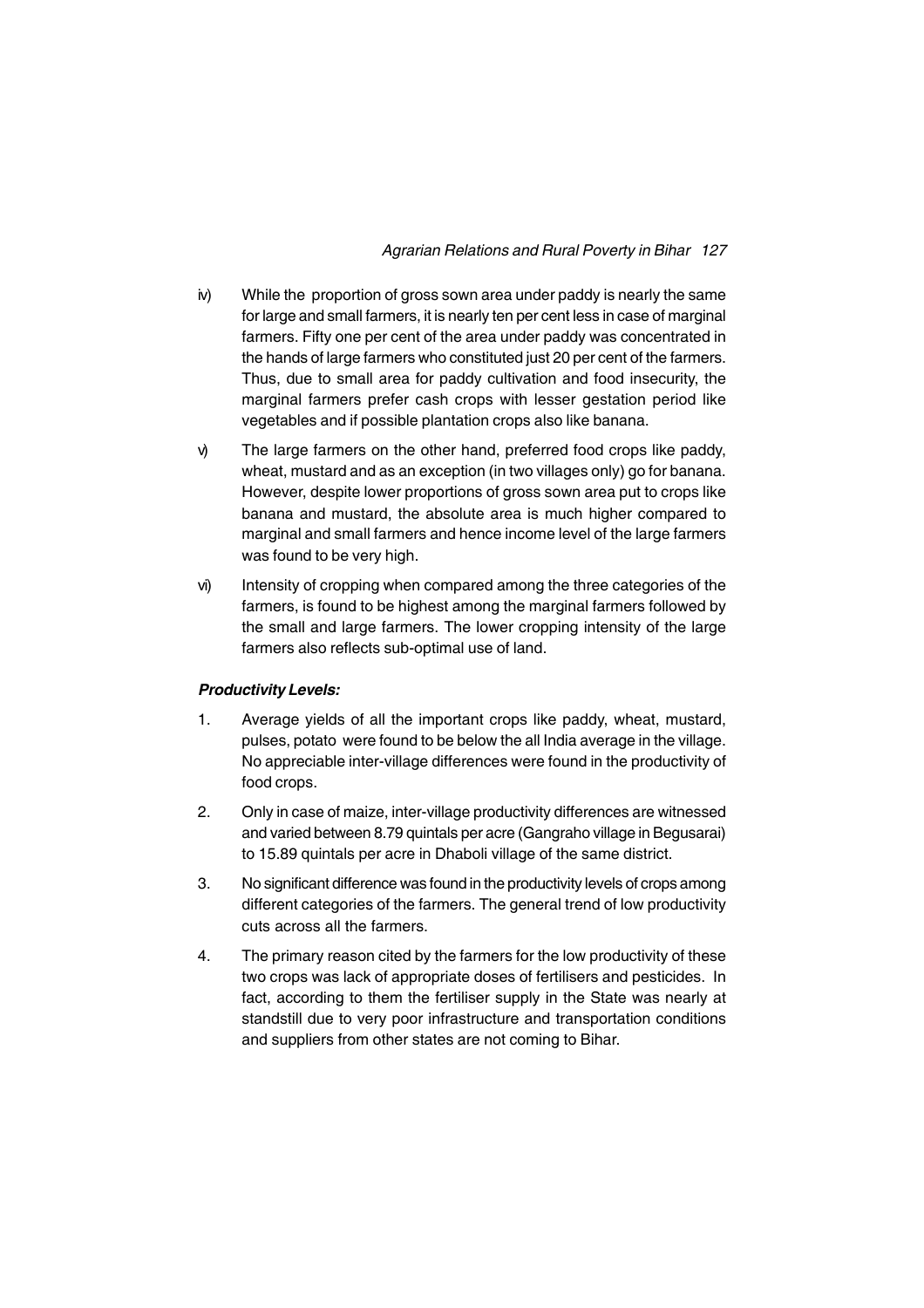iv) While the proportion of gross sown area under paddy is nearly the same for large and small farmers, it is nearly ten per cent less in case of marginal farmers. Fifty one per cent of the area under paddy was concentrated in the hands of large farmers who constituted just 20 per cent of the farmers. Thus, due to small area for paddy cultivation and food insecurity, the marginal farmers prefer cash crops with lesser gestation period like vegetables and if possible plantation crops also like banana.

v) The large farmers on the other hand, preferred food crops like paddy, wheat, mustard and as an exception (in two villages only) go for banana. However, despite lower proportions of gross sown area put to crops like banana and mustard, the absolute area is much higher compared to marginal and small farmers and hence income level of the large farmers was found to be very high.

vi) Intensity of cropping when compared among the three categories of the farmers, is found to be highest among the marginal farmers followed by the small and large farmers. The lower cropping intensity of the large farmers also reflects sub-optimal use of land.

***Productivity Levels:***

1. Average yields of all the important crops like paddy, wheat, mustard, pulses, potato were found to be below the all India average in the village. No appreciable inter-village differences were found in the productivity of food crops.
2. Only in case of maize, inter-village productivity differences are witnessed and varied between 8.79 quintals per acre (Gangraho village in Begusarai) to 15.89 quintals per acre in Dhaboli village of the same district.
3. No significant difference was found in the productivity levels of crops among different categories of the farmers. The general trend of low productivity cuts across all the farmers.
4. The primary reason cited by the farmers for the low productivity of these two crops was lack of appropriate doses of fertilisers and pesticides. In fact, according to them the fertiliser supply in the State was nearly at standstill due to very poor infrastructure and transportation conditions and suppliers from other states are not coming to Bihar.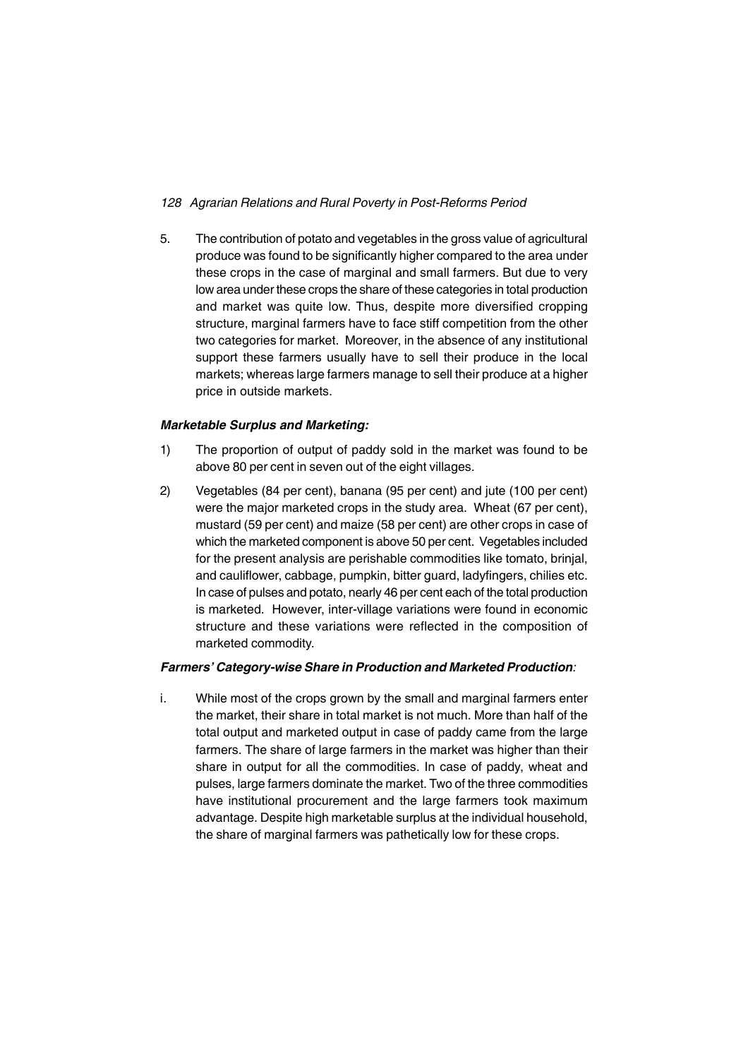5. The contribution of potato and vegetables in the gross value of agricultural produce was found to be significantly higher compared to the area under these crops in the case of marginal and small farmers. But due to very low area under these crops the share of these categories in total production and market was quite low. Thus, despite more diversified cropping structure, marginal farmers have to face stiff competition from the other two categories for market. Moreover, in the absence of any institutional support these farmers usually have to sell their produce in the local markets; whereas large farmers manage to sell their produce at a higher price in outside markets.

***Marketable Surplus and Marketing:***

1) The proportion of output of paddy sold in the market was found to be above 80 per cent in seven out of the eight villages.

2) Vegetables (84 per cent), banana (95 per cent) and jute (100 per cent) were the major marketed crops in the study area. Wheat (67 per cent), mustard (59 per cent) and maize (58 per cent) are other crops in case of which the marketed component is above 50 per cent. Vegetables included for the present analysis are perishable commodities like tomato, brinjal, and cauliflower, cabbage, pumpkin, bitter guard, ladyfingers, chilies etc. In case of pulses and potato, nearly 46 per cent each of the total production is marketed. However, inter-village variations were found in economic structure and these variations were reflected in the composition of marketed commodity.

***Farmers' Category-wise Share in Production and Marketed Production:***

i. While most of the crops grown by the small and marginal farmers enter the market, their share in total market is not much. More than half of the total output and marketed output in case of paddy came from the large farmers. The share of large farmers in the market was higher than their share in output for all the commodities. In case of paddy, wheat and pulses, large farmers dominate the market. Two of the three commodities have institutional procurement and the large farmers took maximum advantage. Despite high marketable surplus at the individual household, the share of marginal farmers was pathetically low for these crops.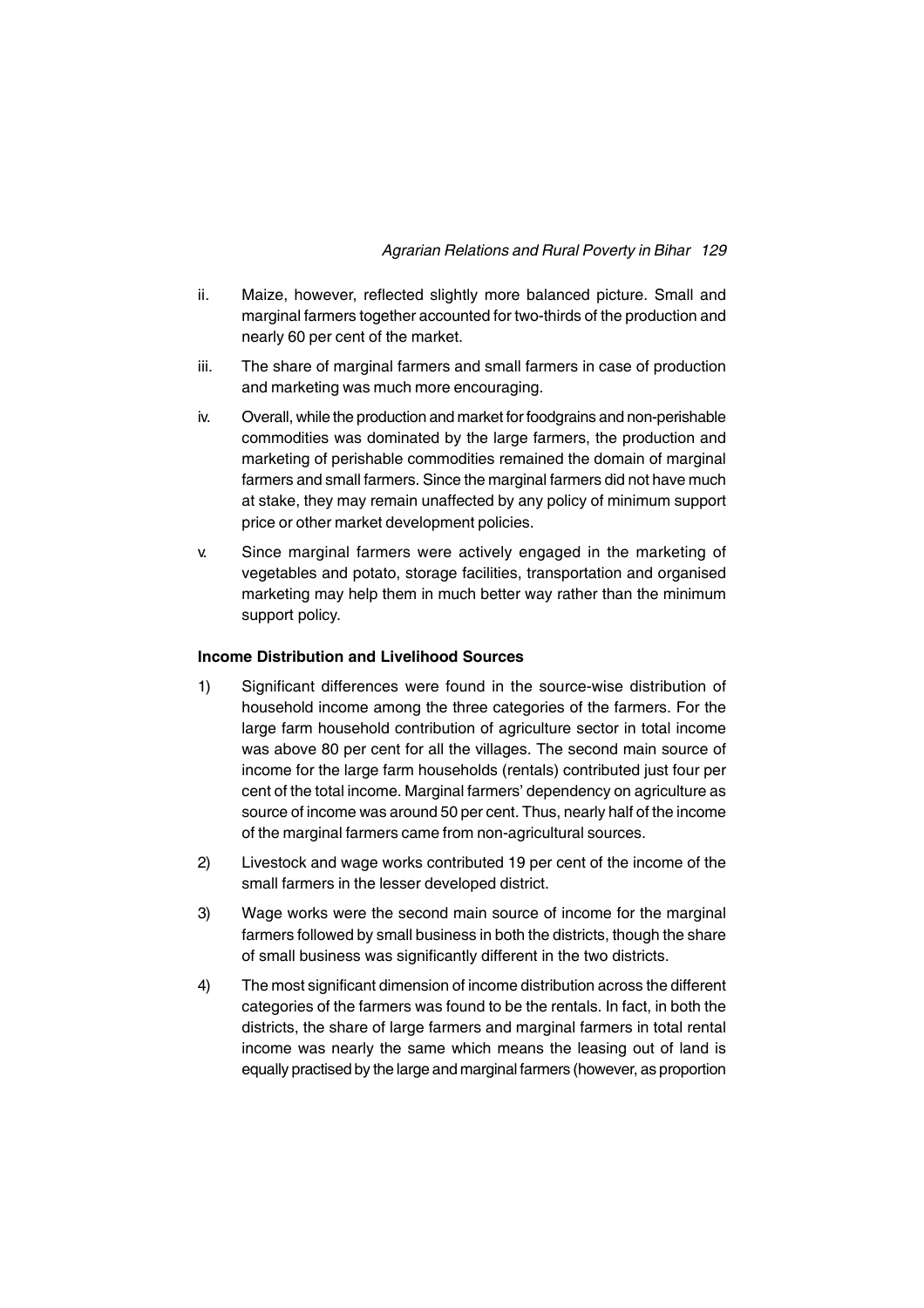ii. Maize, however, reflected slightly more balanced picture. Small and marginal farmers together accounted for two-thirds of the production and nearly 60 per cent of the market.

iii. The share of marginal farmers and small farmers in case of production and marketing was much more encouraging.

iv. Overall, while the production and market for foodgrains and non-perishable commodities was dominated by the large farmers, the production and marketing of perishable commodities remained the domain of marginal farmers and small farmers. Since the marginal farmers did not have much at stake, they may remain unaffected by any policy of minimum support price or other market development policies.

v. Since marginal farmers were actively engaged in the marketing of vegetables and potato, storage facilities, transportation and organised marketing may help them in much better way rather than the minimum support policy.

**Income Distribution and Livelihood Sources**

1) Significant differences were found in the source-wise distribution of household income among the three categories of the farmers. For the large farm household contribution of agriculture sector in total income was above 80 per cent for all the villages. The second main source of income for the large farm households (rentals) contributed just four per cent of the total income. Marginal farmers' dependency on agriculture as source of income was around 50 per cent. Thus, nearly half of the income of the marginal farmers came from non-agricultural sources.

2) Livestock and wage works contributed 19 per cent of the income of the small farmers in the lesser developed district.

3) Wage works were the second main source of income for the marginal farmers followed by small business in both the districts, though the share of small business was significantly different in the two districts.

4) The most significant dimension of income distribution across the different categories of the farmers was found to be the rentals. In fact, in both the districts, the share of large farmers and marginal farmers in total rental income was nearly the same which means the leasing out of land is equally practised by the large and marginal farmers (however, as proportion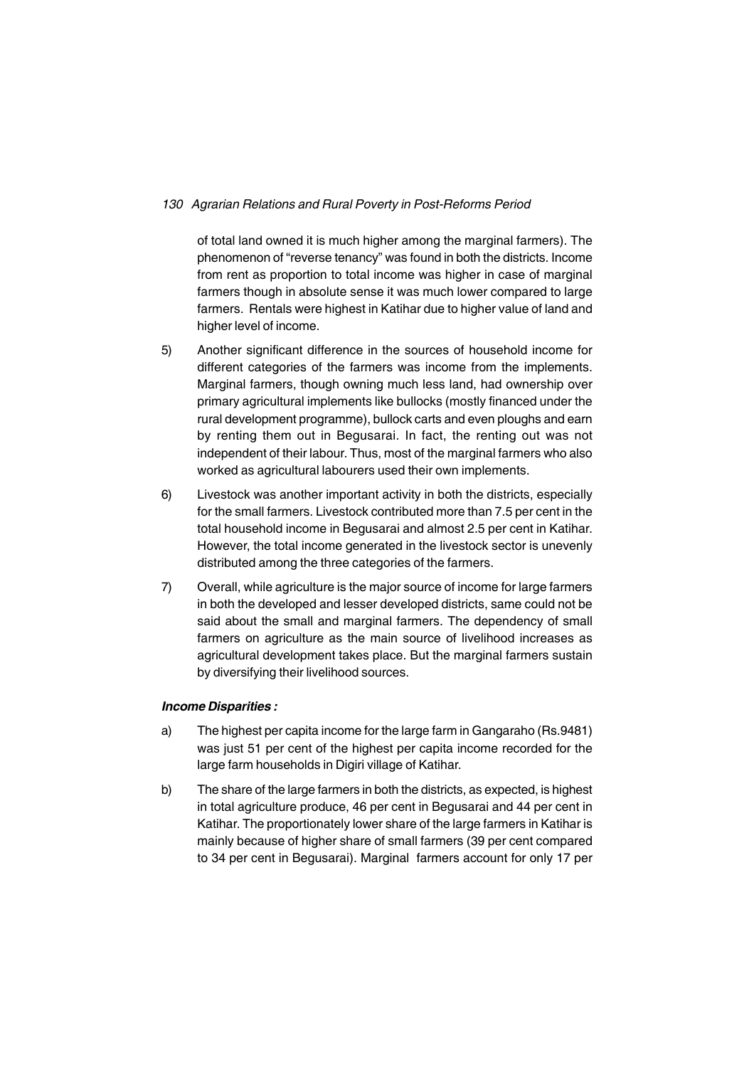of total land owned it is much higher among the marginal farmers). The phenomenon of "reverse tenancy" was found in both the districts. Income from rent as proportion to total income was higher in case of marginal farmers though in absolute sense it was much lower compared to large farmers. Rentals were highest in Katihar due to higher value of land and higher level of income.

5) Another significant difference in the sources of household income for different categories of the farmers was income from the implements. Marginal farmers, though owning much less land, had ownership over primary agricultural implements like bullocks (mostly financed under the rural development programme), bullock carts and even ploughs and earn by renting them out in Begusarai. In fact, the renting out was not independent of their labour. Thus, most of the marginal farmers who also worked as agricultural labourers used their own implements.

6) Livestock was another important activity in both the districts, especially for the small farmers. Livestock contributed more than 7.5 per cent in the total household income in Begusarai and almost 2.5 per cent in Katihar. However, the total income generated in the livestock sector is unevenly distributed among the three categories of the farmers.

7) Overall, while agriculture is the major source of income for large farmers in both the developed and lesser developed districts, same could not be said about the small and marginal farmers. The dependency of small farmers on agriculture as the main source of livelihood increases as agricultural development takes place. But the marginal farmers sustain by diversifying their livelihood sources.

***Income Disparities :***

a) The highest per capita income for the large farm in Gangaraho (Rs.9481) was just 51 per cent of the highest per capita income recorded for the large farm households in Digiri village of Katihar.

b) The share of the large farmers in both the districts, as expected, is highest in total agriculture produce, 46 per cent in Begusarai and 44 per cent in Katihar. The proportionately lower share of the large farmers in Katihar is mainly because of higher share of small farmers (39 per cent compared to 34 per cent in Begusarai). Marginal farmers account for only 17 per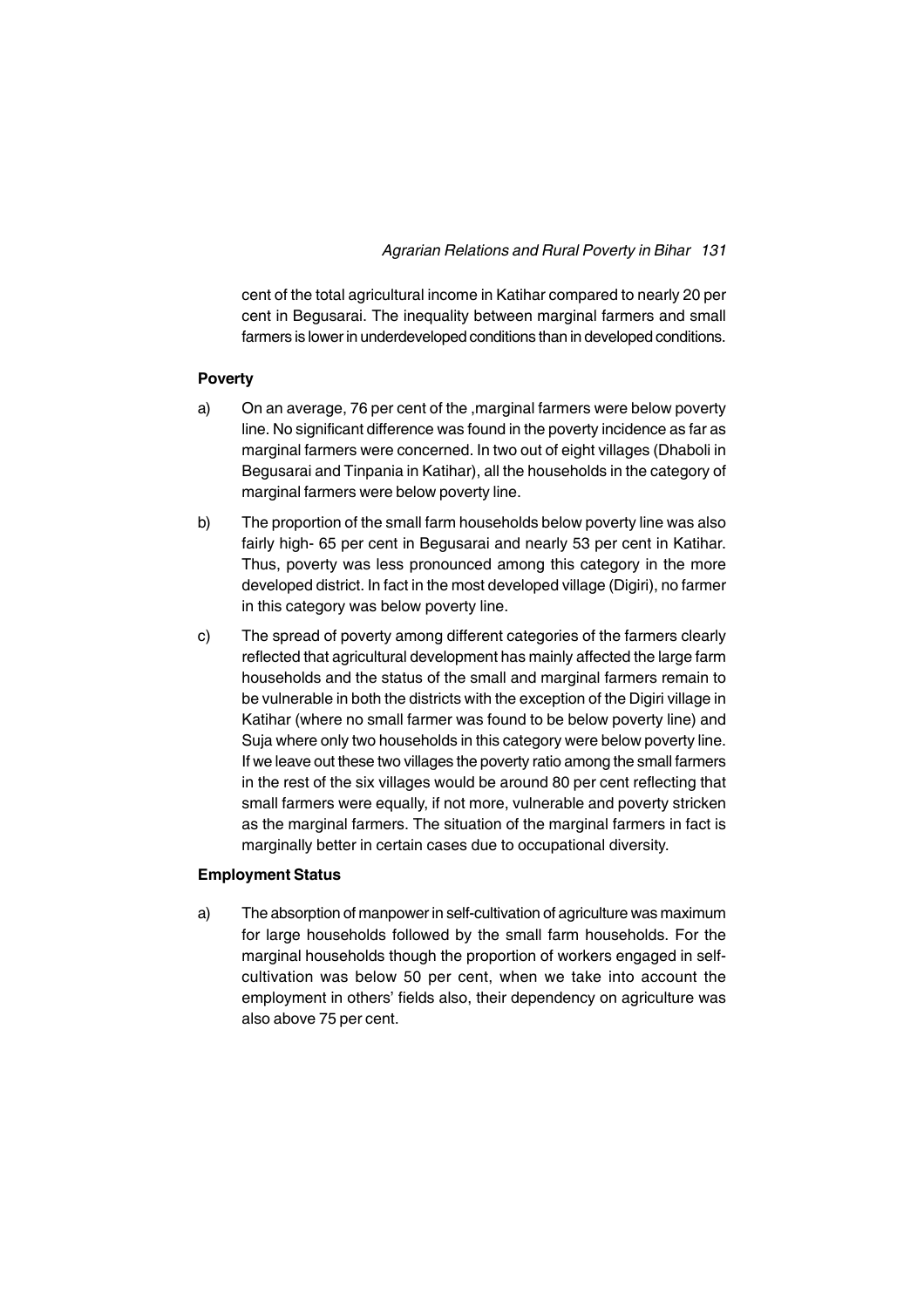cent of the total agricultural income in Katihar compared to nearly 20 per cent in Begusarai. The inequality between marginal farmers and small farmers is lower in underdeveloped conditions than in developed conditions.

**Poverty**

a) On an average, 76 per cent of the ,marginal farmers were below poverty line. No significant difference was found in the poverty incidence as far as marginal farmers were concerned. In two out of eight villages (Dhaboli in Begusarai and Tinpania in Katihar), all the households in the category of marginal farmers were below poverty line.

b) The proportion of the small farm households below poverty line was also fairly high- 65 per cent in Begusarai and nearly 53 per cent in Katihar. Thus, poverty was less pronounced among this category in the more developed district. In fact in the most developed village (Digiri), no farmer in this category was below poverty line.

c) The spread of poverty among different categories of the farmers clearly reflected that agricultural development has mainly affected the large farm households and the status of the small and marginal farmers remain to be vulnerable in both the districts with the exception of the Digiri village in Katihar (where no small farmer was found to be below poverty line) and Suja where only two households in this category were below poverty line. If we leave out these two villages the poverty ratio among the small farmers in the rest of the six villages would be around 80 per cent reflecting that small farmers were equally, if not more, vulnerable and poverty stricken as the marginal farmers. The situation of the marginal farmers in fact is marginally better in certain cases due to occupational diversity.

**Employment Status**

a) The absorption of manpower in self-cultivation of agriculture was maximum for large households followed by the small farm households. For the marginal households though the proportion of workers engaged in self-cultivation was below 50 per cent, when we take into account the employment in others' fields also, their dependency on agriculture was also above 75 per cent.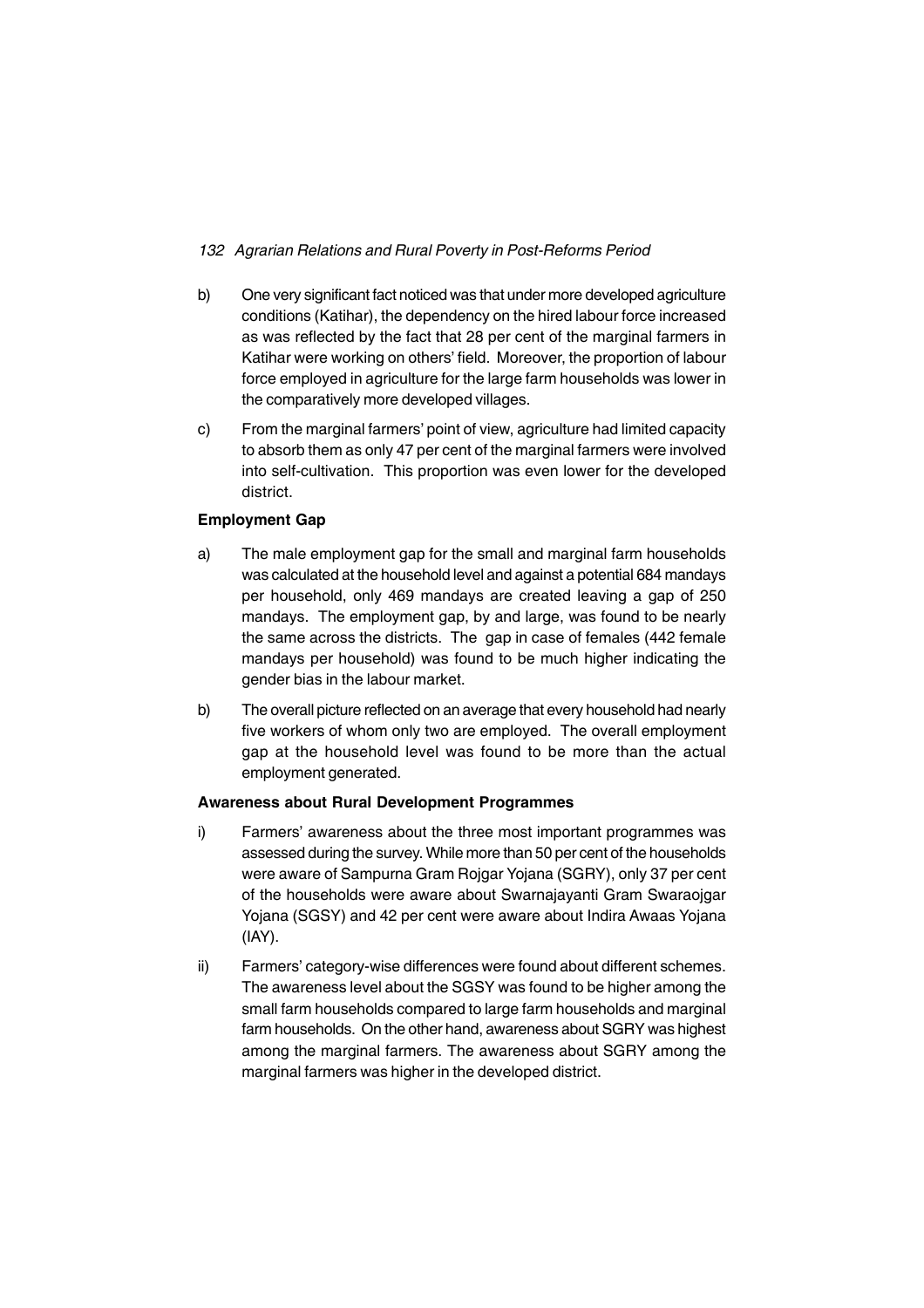b) One very significant fact noticed was that under more developed agriculture conditions (Katihar), the dependency on the hired labour force increased as was reflected by the fact that 28 per cent of the marginal farmers in Katihar were working on others' field. Moreover, the proportion of labour force employed in agriculture for the large farm households was lower in the comparatively more developed villages.

c) From the marginal farmers' point of view, agriculture had limited capacity to absorb them as only 47 per cent of the marginal farmers were involved into self-cultivation. This proportion was even lower for the developed district.

**Employment Gap**

a) The male employment gap for the small and marginal farm households was calculated at the household level and against a potential 684 mandays per household, only 469 mandays are created leaving a gap of 250 mandays. The employment gap, by and large, was found to be nearly the same across the districts. The gap in case of females (442 female mandays per household) was found to be much higher indicating the gender bias in the labour market.

b) The overall picture reflected on an average that every household had nearly five workers of whom only two are employed. The overall employment gap at the household level was found to be more than the actual employment generated.

**Awareness about Rural Development Programmes**

i) Farmers' awareness about the three most important programmes was assessed during the survey. While more than 50 per cent of the households were aware of Sampurna Gram Rojgar Yojana (SGRY), only 37 per cent of the households were aware about Swarnajayanti Gram Swaraojgar Yojana (SGSY) and 42 per cent were aware about Indira Awaas Yojana (IAY).

ii) Farmers' category-wise differences were found about different schemes. The awareness level about the SGSY was found to be higher among the small farm households compared to large farm households and marginal farm households. On the other hand, awareness about SGRY was highest among the marginal farmers. The awareness about SGRY among the marginal farmers was higher in the developed district.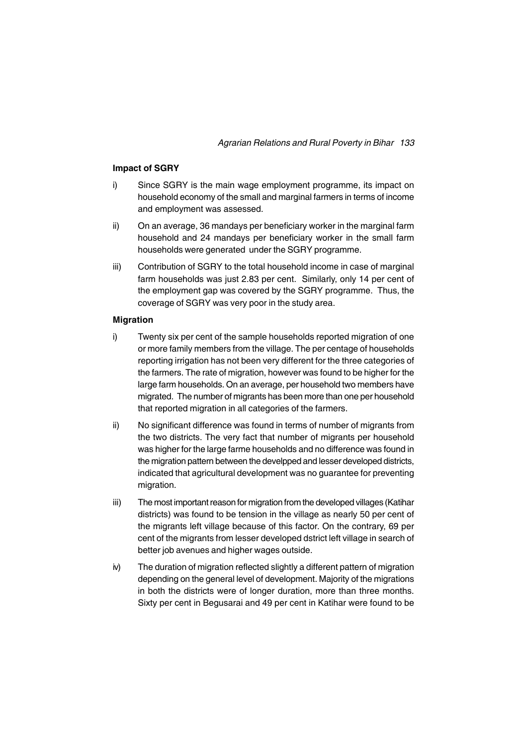**Impact of SGRY**

i) Since SGRY is the main wage employment programme, its impact on household economy of the small and marginal farmers in terms of income and employment was assessed.

ii) On an average, 36 mandays per beneficiary worker in the marginal farm household and 24 mandays per beneficiary worker in the small farm households were generated under the SGRY programme.

iii) Contribution of SGRY to the total household income in case of marginal farm households was just 2.83 per cent. Similarly, only 14 per cent of the employment gap was covered by the SGRY programme. Thus, the coverage of SGRY was very poor in the study area.

**Migration**

i) Twenty six per cent of the sample households reported migration of one or more family members from the village. The per centage of households reporting irrigation has not been very different for the three categories of the farmers. The rate of migration, however was found to be higher for the large farm households. On an average, per household two members have migrated. The number of migrants has been more than one per household that reported migration in all categories of the farmers.

ii) No significant difference was found in terms of number of migrants from the two districts. The very fact that number of migrants per household was higher for the large farme households and no difference was found in the migration pattern between the develpped and lesser developed districts, indicated that agricultural development was no guarantee for preventing migration.

iii) The most important reason for migration from the developed villages (Katihar districts) was found to be tension in the village as nearly 50 per cent of the migrants left village because of this factor. On the contrary, 69 per cent of the migrants from lesser developed dstrict left village in search of better job avenues and higher wages outside.

iv) The duration of migration reflected slightly a different pattern of migration depending on the general level of development. Majority of the migrations in both the districts were of longer duration, more than three months. Sixty per cent in Begusarai and 49 per cent in Katihar were found to be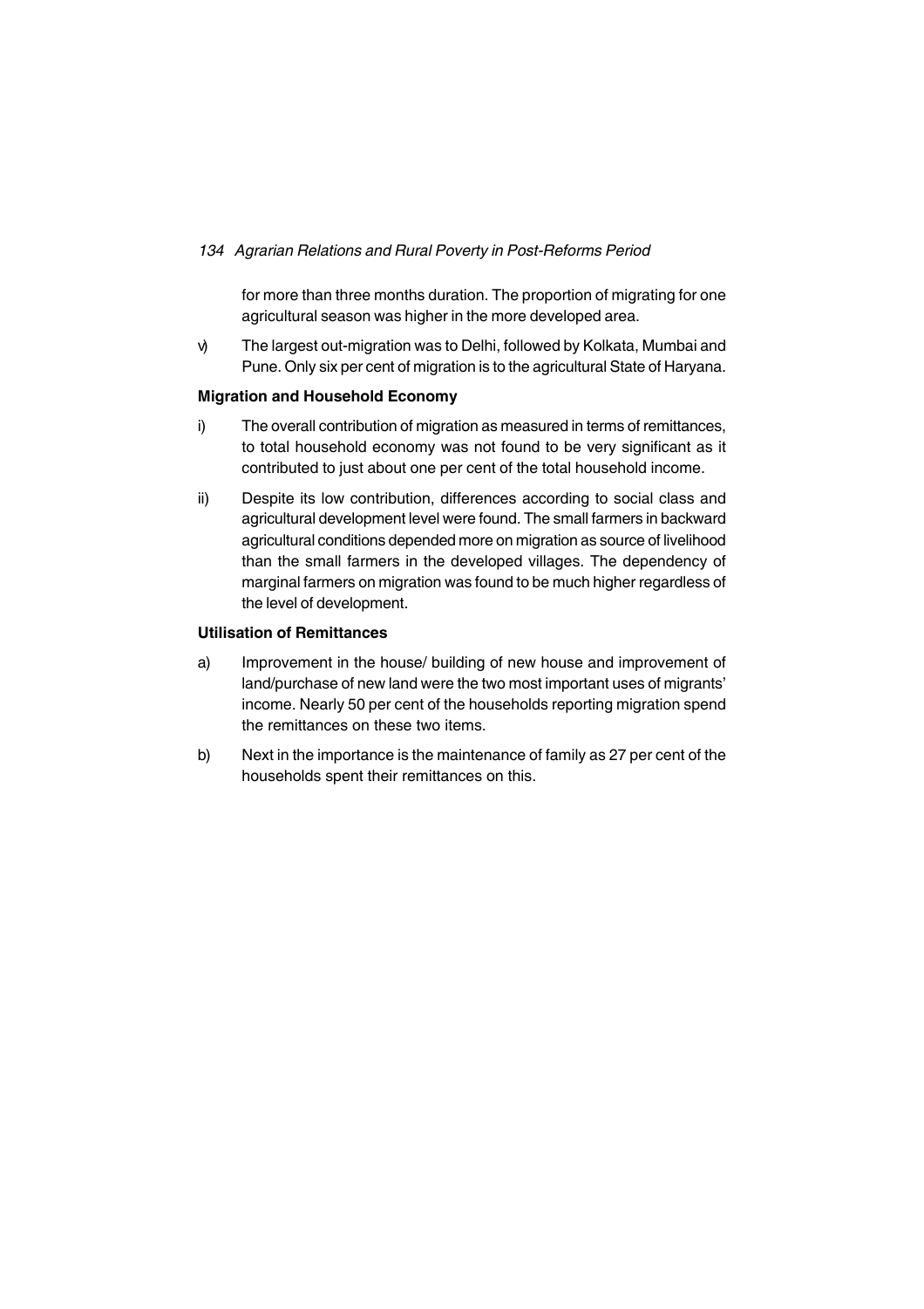for more than three months duration. The proportion of migrating for one agricultural season was higher in the more developed area.

v) The largest out-migration was to Delhi, followed by Kolkata, Mumbai and Pune. Only six per cent of migration is to the agricultural State of Haryana.

**Migration and Household Economy**

i) The overall contribution of migration as measured in terms of remittances, to total household economy was not found to be very significant as it contributed to just about one per cent of the total household income.

ii) Despite its low contribution, differences according to social class and agricultural development level were found. The small farmers in backward agricultural conditions depended more on migration as source of livelihood than the small farmers in the developed villages. The dependency of marginal farmers on migration was found to be much higher regardless of the level of development.

**Utilisation of Remittances**

a) Improvement in the house/ building of new house and improvement of land/purchase of new land were the two most important uses of migrants' income. Nearly 50 per cent of the households reporting migration spend the remittances on these two items.

b) Next in the importance is the maintenance of family as 27 per cent of the households spent their remittances on this.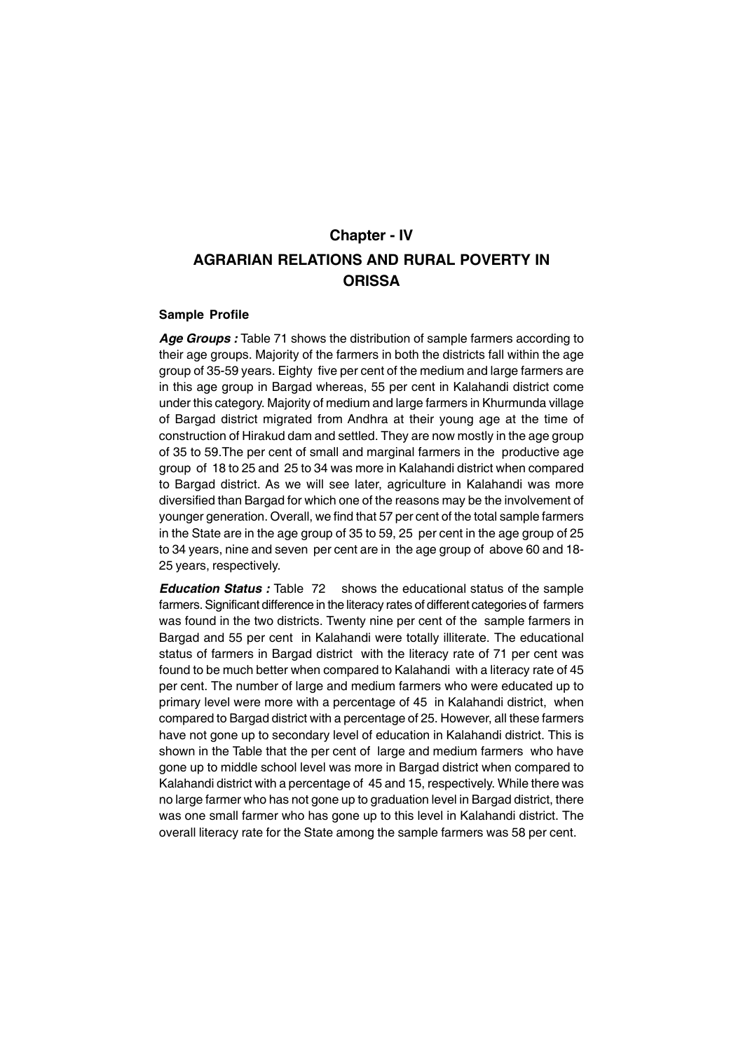# Chapter - IV

# AGRARIAN RELATIONS AND RURAL POVERTY IN ORISSA

### Sample Profile

***Age Groups :*** Table 71 shows the distribution of sample farmers according to their age groups. Majority of the farmers in both the districts fall within the age group of 35-59 years. Eighty five per cent of the medium and large farmers are in this age group in Bargad whereas, 55 per cent in Kalahandi district come under this category. Majority of medium and large farmers in Khurmunda village of Bargad district migrated from Andhra at their young age at the time of construction of Hirakud dam and settled. They are now mostly in the age group of 35 to 59.The per cent of small and marginal farmers in the productive age group of 18 to 25 and 25 to 34 was more in Kalahandi district when compared to Bargad district. As we will see later, agriculture in Kalahandi was more diversified than Bargad for which one of the reasons may be the involvement of younger generation. Overall, we find that 57 per cent of the total sample farmers in the State are in the age group of 35 to 59, 25 per cent in the age group of 25 to 34 years, nine and seven per cent are in the age group of above 60 and 18-25 years, respectively.

***Education Status :*** Table 72 shows the educational status of the sample farmers. Significant difference in the literacy rates of different categories of farmers was found in the two districts. Twenty nine per cent of the sample farmers in Bargad and 55 per cent in Kalahandi were totally illiterate. The educational status of farmers in Bargad district with the literacy rate of 71 per cent was found to be much better when compared to Kalahandi with a literacy rate of 45 per cent. The number of large and medium farmers who were educated up to primary level were more with a percentage of 45 in Kalahandi district, when compared to Bargad district with a percentage of 25. However, all these farmers have not gone up to secondary level of education in Kalahandi district. This is shown in the Table that the per cent of large and medium farmers who have gone up to middle school level was more in Bargad district when compared to Kalahandi district with a percentage of 45 and 15, respectively. While there was no large farmer who has not gone up to graduation level in Bargad district, there was one small farmer who has gone up to this level in Kalahandi district. The overall literacy rate for the State among the sample farmers was 58 per cent.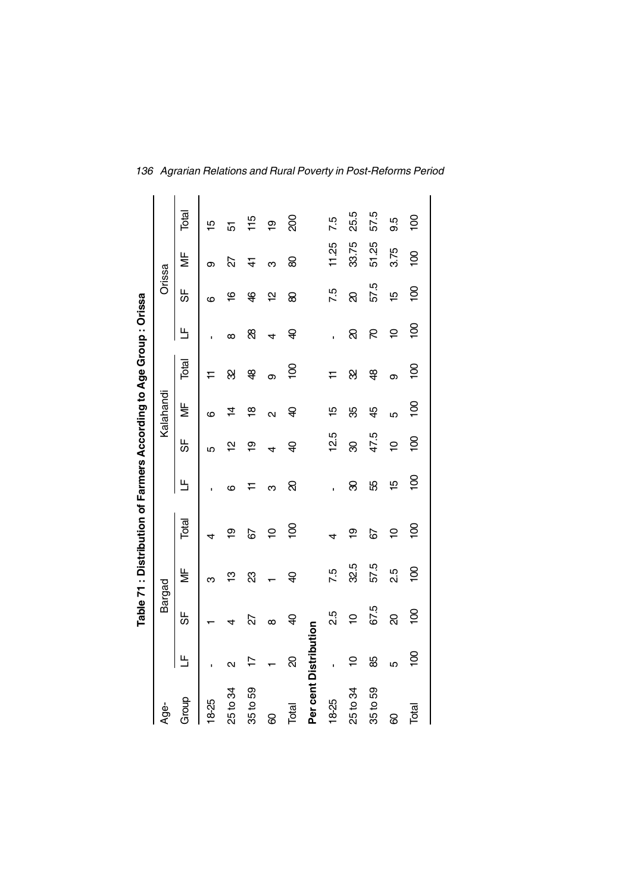**Table 71 : Distribution of Farmers According to Age Group : Orissa**

| Age- | Bargad | | | | Kalahandi | | | | Orissa | | | |
|---|---|---|---|---|---|---|---|---|---|---|---|---|
| Group | LF | SF | MF | Total | LF | SF | MF | Total | LF | SF | MF | Total |
| 18-25 | - | 1 | 3 | 4 | - | 5 | 6 | 11 | - | 6 | 9 | 15 |
| 25 to 34 | 2 | 4 | 13 | 19 | 6 | 12 | 14 | 32 | 8 | 16 | 27 | 51 |
| 35 to 59 | 17 | 27 | 23 | 67 | 11 | 19 | 18 | 48 | 28 | 46 | 41 | 115 |
| 60 | 1 | 8 | 1 | 10 | 3 | 4 | 2 | 9 | 4 | 12 | 3 | 19 |
| Total | 20 | 40 | 40 | 100 | 20 | 40 | 40 | 100 | 40 | 80 | 80 | 200 |
| **Per cent Distribution** | | | | | | | | | | | | |
| 18-25 | - | 2.5 | 7.5 | 4 | - | 12.5 | 15 | 11 | - | 7.5 | 11.25 | 7.5 |
| 25 to 34 | 10 | 10 | 32.5 | 19 | 30 | 30 | 35 | 32 | 20 | 20 | 33.75 | 25.5 |
| 35 to 59 | 85 | 67.5 | 57.5 | 67 | 55 | 47.5 | 45 | 48 | 70 | 57.5 | 51.25 | 57.5 |
| 60 | 5 | 20 | 2.5 | 10 | 15 | 10 | 5 | 9 | 10 | 15 | 3.75 | 9.5 |
| Total | 100 | 100 | 100 | 100 | 100 | 100 | 100 | 100 | 100 | 100 | 100 | 100 |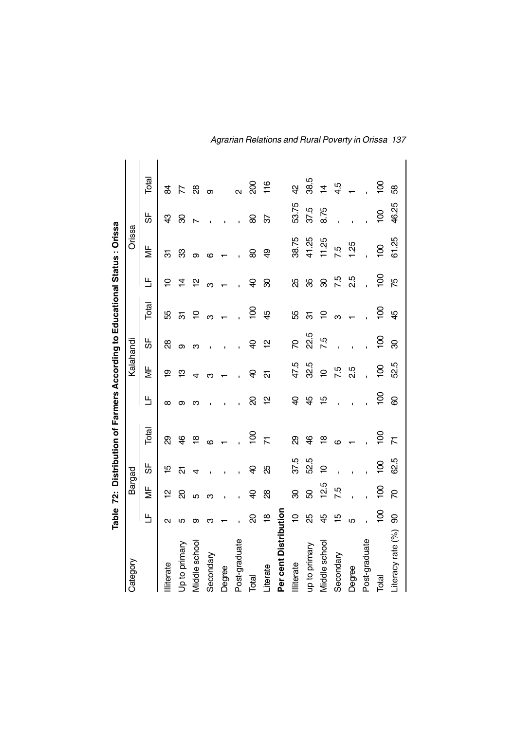**Table 72: Distribution of Farmers According to Educational Status : Orissa**

| Category | Bargad | | | | Kalahandi | | | | Orissa | | | |
|---|---|---|---|---|---|---|---|---|---|---|---|---|
| | LF | MF | SF | Total | LF | MF | SF | Total | LF | MF | SF | Total |
| Illiterate | 2 | 12 | 15 | 29 | 8 | 19 | 28 | 55 | 10 | 31 | 43 | 84 |
| Up to primary | 5 | 20 | 21 | 46 | 9 | 13 | 9 | 31 | 14 | 33 | 30 | 77 |
| Middle school | 9 | 5 | 4 | 18 | 3 | 4 | 3 | 10 | 12 | 9 | 7 | 28 |
| Secondary | 3 | 3 | - | 6 | - | 3 | - | 3 | 3 | 6 | - | 9 |
| Degree | 1 | - | - | 1 | - | 1 | - | 1 | 1 | 1 | - | |
| Post-graduate | - | - | - | - | - | - | - | - | - | - | - | 2 |
| Total | 20 | 40 | 40 | 100 | 20 | 40 | 40 | 100 | 40 | 80 | 80 | 200 |
| Literate | 18 | 28 | 25 | 71 | 12 | 21 | 12 | 45 | 30 | 49 | 37 | 116 |
| **Per cent Distribution** | | | | | | | | | | | | |
| Illiterate | 10 | 30 | 37.5 | 29 | 40 | 47.5 | 70 | 55 | 25 | 38.75 | 53.75 | 42 |
| up to primary | 25 | 50 | 52.5 | 46 | 45 | 32.5 | 22.5 | 31 | 35 | 41.25 | 37.5 | 38.5 |
| Middle school | 45 | 12.5 | 10 | 18 | 15 | 10 | 7.5 | 10 | 30 | 11.25 | 8.75 | 14 |
| Secondary | 15 | 7.5 | - | 6 | - | 7.5 | - | 3 | 7.5 | 7.5 | - | 4.5 |
| Degree | 5 | - | - | 1 | - | 2.5 | - | 1 | 2.5 | 1.25 | - | 1 |
| Post-graduate | - | - | - | - | - | - | - | - | - | - | - | - |
| Total | 100 | 100 | 100 | 100 | 100 | 100 | 100 | 100 | 100 | 100 | 100 | 100 |
| Literacy rate (%) | 90 | 70 | 62.5 | 71 | 60 | 52.5 | 30 | 45 | 75 | 61.25 | 46.25 | 58 |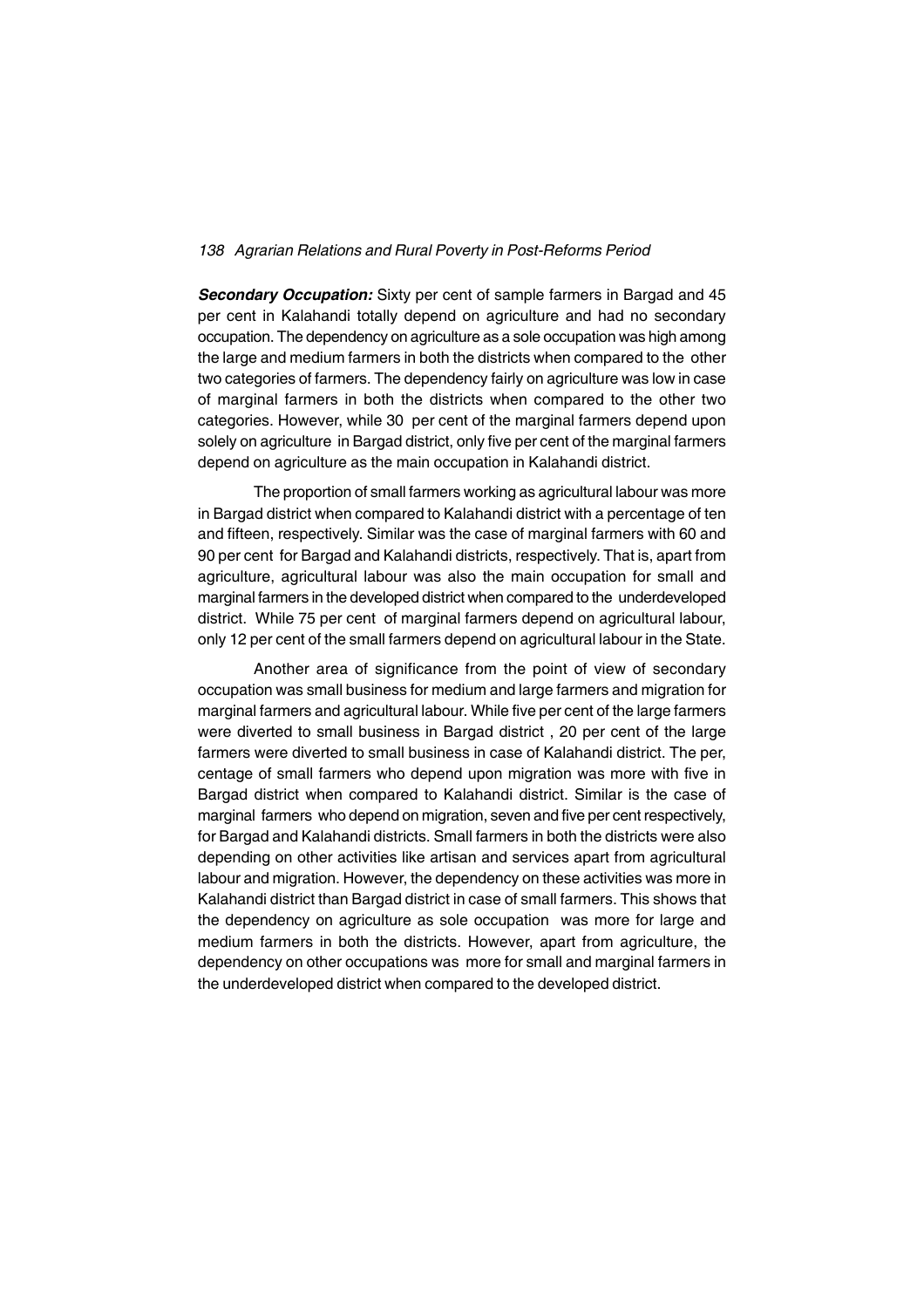***Secondary Occupation:*** Sixty per cent of sample farmers in Bargad and 45 per cent in Kalahandi totally depend on agriculture and had no secondary occupation. The dependency on agriculture as a sole occupation was high among the large and medium farmers in both the districts when compared to the other two categories of farmers. The dependency fairly on agriculture was low in case of marginal farmers in both the districts when compared to the other two categories. However, while 30 per cent of the marginal farmers depend upon solely on agriculture in Bargad district, only five per cent of the marginal farmers depend on agriculture as the main occupation in Kalahandi district.

The proportion of small farmers working as agricultural labour was more in Bargad district when compared to Kalahandi district with a percentage of ten and fifteen, respectively. Similar was the case of marginal farmers with 60 and 90 per cent for Bargad and Kalahandi districts, respectively. That is, apart from agriculture, agricultural labour was also the main occupation for small and marginal farmers in the developed district when compared to the underdeveloped district. While 75 per cent of marginal farmers depend on agricultural labour, only 12 per cent of the small farmers depend on agricultural labour in the State.

Another area of significance from the point of view of secondary occupation was small business for medium and large farmers and migration for marginal farmers and agricultural labour. While five per cent of the large farmers were diverted to small business in Bargad district , 20 per cent of the large farmers were diverted to small business in case of Kalahandi district. The per, centage of small farmers who depend upon migration was more with five in Bargad district when compared to Kalahandi district. Similar is the case of marginal farmers who depend on migration, seven and five per cent respectively, for Bargad and Kalahandi districts. Small farmers in both the districts were also depending on other activities like artisan and services apart from agricultural labour and migration. However, the dependency on these activities was more in Kalahandi district than Bargad district in case of small farmers. This shows that the dependency on agriculture as sole occupation was more for large and medium farmers in both the districts. However, apart from agriculture, the dependency on other occupations was more for small and marginal farmers in the underdeveloped district when compared to the developed district.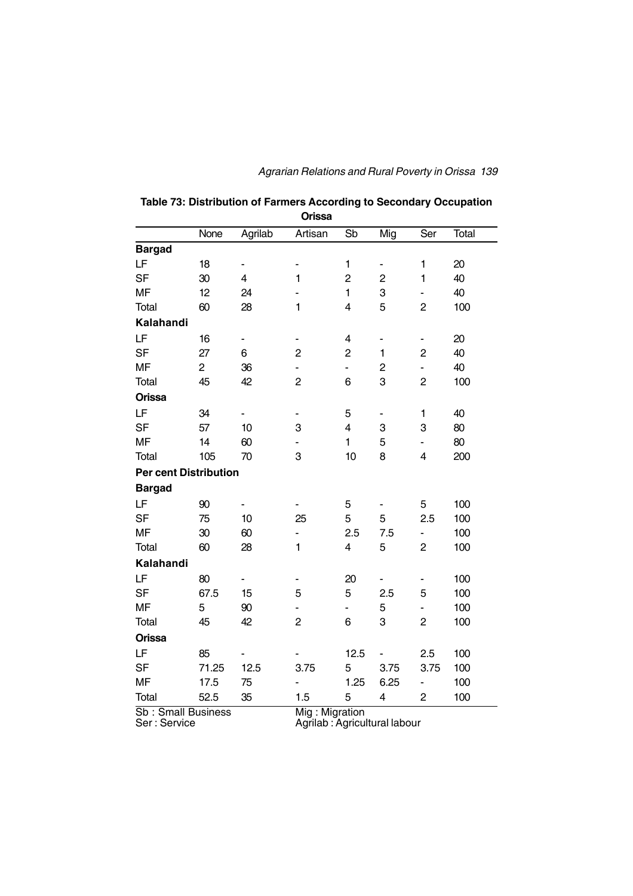**Table 73: Distribution of Farmers According to Secondary Occupation Orissa**

| | None | Agrilab | Artisan | Sb | Mig | Ser | Total |
|---|---|---|---|---|---|---|---|
| **Bargad** | | | | | | | |
| LF | 18 | - | - | 1 | - | 1 | 20 |
| SF | 30 | 4 | 1 | 2 | 2 | 1 | 40 |
| MF | 12 | 24 | - | 1 | 3 | - | 40 |
| Total | 60 | 28 | 1 | 4 | 5 | 2 | 100 |
| **Kalahandi** | | | | | | | |
| LF | 16 | - | - | 4 | - | - | 20 |
| SF | 27 | 6 | 2 | 2 | 1 | 2 | 40 |
| MF | 2 | 36 | - | - | 2 | - | 40 |
| Total | 45 | 42 | 2 | 6 | 3 | 2 | 100 |
| **Orissa** | | | | | | | |
| LF | 34 | - | - | 5 | - | 1 | 40 |
| SF | 57 | 10 | 3 | 4 | 3 | 3 | 80 |
| MF | 14 | 60 | - | 1 | 5 | - | 80 |
| Total | 105 | 70 | 3 | 10 | 8 | 4 | 200 |
| **Per cent Distribution** | | | | | | | |
| **Bargad** | | | | | | | |
| LF | 90 | - | - | 5 | - | 5 | 100 |
| SF | 75 | 10 | 25 | 5 | 5 | 2.5 | 100 |
| MF | 30 | 60 | - | 2.5 | 7.5 | - | 100 |
| Total | 60 | 28 | 1 | 4 | 5 | 2 | 100 |
| **Kalahandi** | | | | | | | |
| LF | 80 | - | - | 20 | - | - | 100 |
| SF | 67.5 | 15 | 5 | 5 | 2.5 | 5 | 100 |
| MF | 5 | 90 | - | - | 5 | - | 100 |
| Total | 45 | 42 | 2 | 6 | 3 | 2 | 100 |
| **Orissa** | | | | | | | |
| LF | 85 | - | - | 12.5 | - | 2.5 | 100 |
| SF | 71.25 | 12.5 | 3.75 | 5 | 3.75 | 3.75 | 100 |
| MF | 17.5 | 75 | - | 1.25 | 6.25 | - | 100 |
| Total | 52.5 | 35 | 1.5 | 5 | 4 | 2 | 100 |

Sb : Small Business
Ser : Service
Mig : Migration
Agrilab : Agricultural labour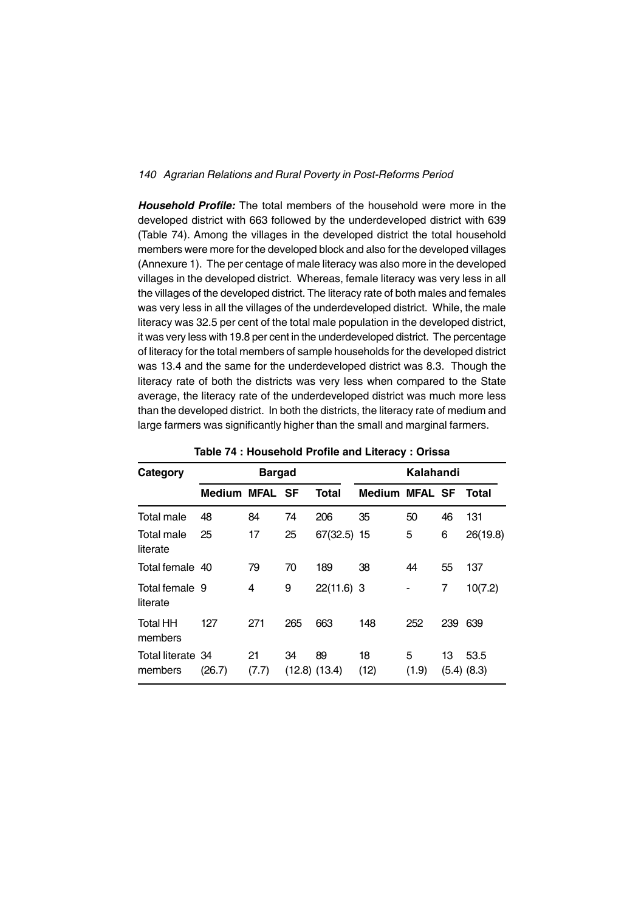***Household Profile:*** The total members of the household were more in the developed district with 663 followed by the underdeveloped district with 639 (Table 74). Among the villages in the developed district the total household members were more for the developed block and also for the developed villages (Annexure 1). The per centage of male literacy was also more in the developed villages in the developed district. Whereas, female literacy was very less in all the villages of the developed district. The literacy rate of both males and females was very less in all the villages of the underdeveloped district. While, the male literacy was 32.5 per cent of the total male population in the developed district, it was very less with 19.8 per cent in the underdeveloped district. The percentage of literacy for the total members of sample households for the developed district was 13.4 and the same for the underdeveloped district was 8.3. Though the literacy rate of both the districts was very less when compared to the State average, the literacy rate of the underdeveloped district was much more less than the developed district. In both the districts, the literacy rate of medium and large farmers was significantly higher than the small and marginal farmers.

**Table 74 : Household Profile and Literacy : Orissa**

| Category | Bargad | | | | Kalahandi | | | |
|---|---|---|---|---|---|---|---|---|
| | Medium | MFAL | SF | Total | Medium | MFAL | SF | Total |
| Total male | 48 | 84 | 74 | 206 | 35 | 50 | 46 | 131 |
| Total male literate | 25 | 17 | 25 | 67(32.5) | 15 | 5 | 6 | 26(19.8) |
| Total female | 40 | 79 | 70 | 189 | 38 | 44 | 55 | 137 |
| Total female literate | 9 | 4 | 9 | 22(11.6) | 3 | - | 7 | 10(7.2) |
| Total HH members | 127 | 271 | 265 | 663 | 148 | 252 | 239 | 639 |
| Total literate members | 34 (26.7) | 21 (7.7) | 34 (12.8) | 89 (13.4) | 18 (12) | 5 (1.9) | 13 (5.4) | 53.5 (8.3) |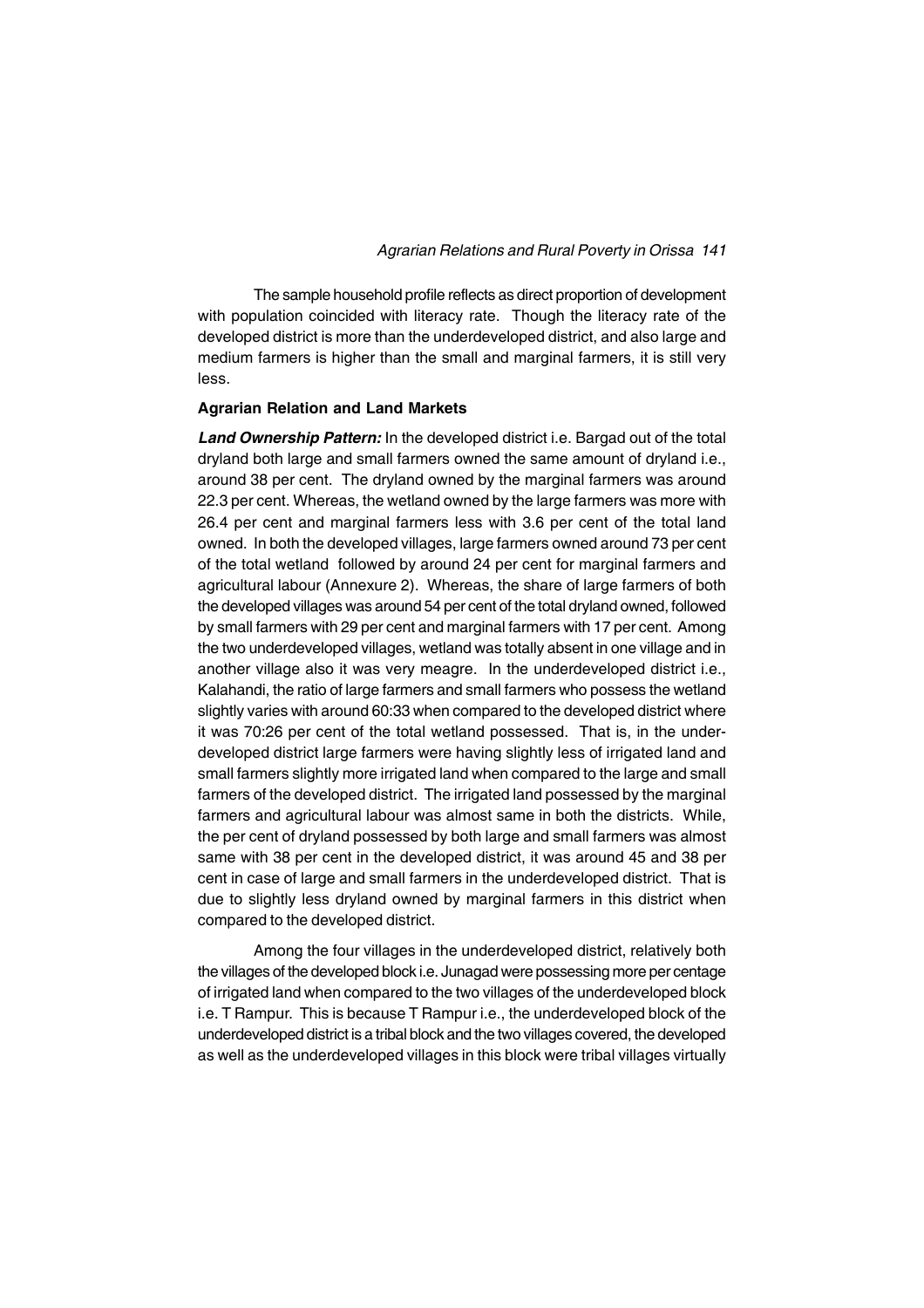The sample household profile reflects as direct proportion of development with population coincided with literacy rate. Though the literacy rate of the developed district is more than the underdeveloped district, and also large and medium farmers is higher than the small and marginal farmers, it is still very less.

**Agrarian Relation and Land Markets**

***Land Ownership Pattern:*** In the developed district i.e. Bargad out of the total dryland both large and small farmers owned the same amount of dryland i.e., around 38 per cent. The dryland owned by the marginal farmers was around 22.3 per cent. Whereas, the wetland owned by the large farmers was more with 26.4 per cent and marginal farmers less with 3.6 per cent of the total land owned. In both the developed villages, large farmers owned around 73 per cent of the total wetland followed by around 24 per cent for marginal farmers and agricultural labour (Annexure 2). Whereas, the share of large farmers of both the developed villages was around 54 per cent of the total dryland owned, followed by small farmers with 29 per cent and marginal farmers with 17 per cent. Among the two underdeveloped villages, wetland was totally absent in one village and in another village also it was very meagre. In the underdeveloped district i.e., Kalahandi, the ratio of large farmers and small farmers who possess the wetland slightly varies with around 60:33 when compared to the developed district where it was 70:26 per cent of the total wetland possessed. That is, in the under-developed district large farmers were having slightly less of irrigated land and small farmers slightly more irrigated land when compared to the large and small farmers of the developed district. The irrigated land possessed by the marginal farmers and agricultural labour was almost same in both the districts. While, the per cent of dryland possessed by both large and small farmers was almost same with 38 per cent in the developed district, it was around 45 and 38 per cent in case of large and small farmers in the underdeveloped district. That is due to slightly less dryland owned by marginal farmers in this district when compared to the developed district.

Among the four villages in the underdeveloped district, relatively both the villages of the developed block i.e. Junagad were possessing more per centage of irrigated land when compared to the two villages of the underdeveloped block i.e. T Rampur. This is because T Rampur i.e., the underdeveloped block of the underdeveloped district is a tribal block and the two villages covered, the developed as well as the underdeveloped villages in this block were tribal villages virtually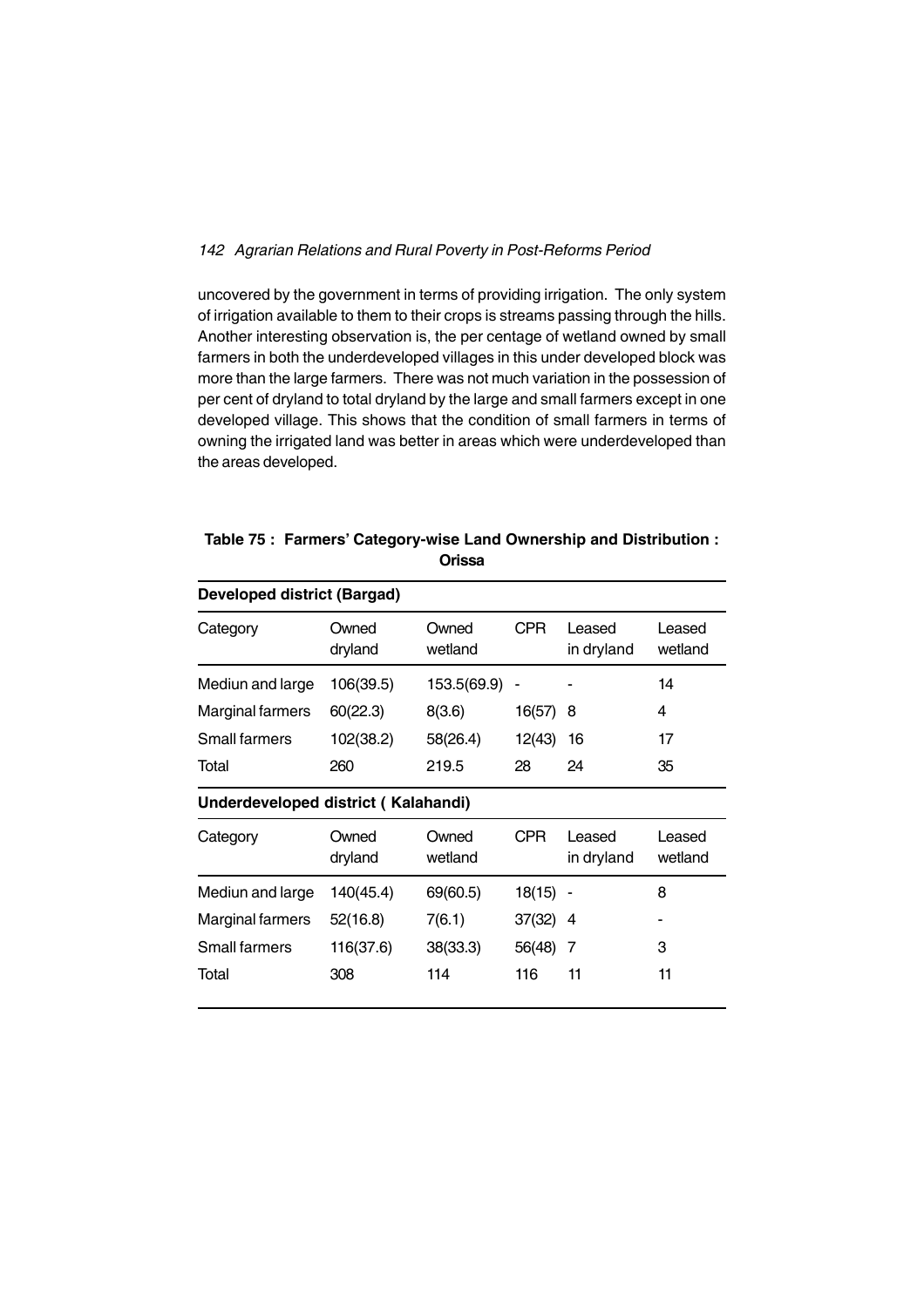uncovered by the government in terms of providing irrigation. The only system of irrigation available to them to their crops is streams passing through the hills. Another interesting observation is, the per centage of wetland owned by small farmers in both the underdeveloped villages in this under developed block was more than the large farmers. There was not much variation in the possession of per cent of dryland to total dryland by the large and small farmers except in one developed village. This shows that the condition of small farmers in terms of owning the irrigated land was better in areas which were underdeveloped than the areas developed.

**Table 75 : Farmers' Category-wise Land Ownership and Distribution : Orissa**

| **Developed district (Bargad)** | | | | | |
|---|---|---|---|---|---|
| Category | Owned dryland | Owned wetland | CPR | Leased in dryland | Leased wetland |
| Mediun and large | 106(39.5) | 153.5(69.9) | - | - | 14 |
| Marginal farmers | 60(22.3) | 8(3.6) | 16(57) | 8 | 4 |
| Small farmers | 102(38.2) | 58(26.4) | 12(43) | 16 | 17 |
| Total | 260 | 219.5 | 28 | 24 | 35 |
| **Underdeveloped district ( Kalahandi)** | | | | | |
| Category | Owned dryland | Owned wetland | CPR | Leased in dryland | Leased wetland |
| Mediun and large | 140(45.4) | 69(60.5) | 18(15) | - | 8 |
| Marginal farmers | 52(16.8) | 7(6.1) | 37(32) | 4 | - |
| Small farmers | 116(37.6) | 38(33.3) | 56(48) | 7 | 3 |
| Total | 308 | 114 | 116 | 11 | 11 |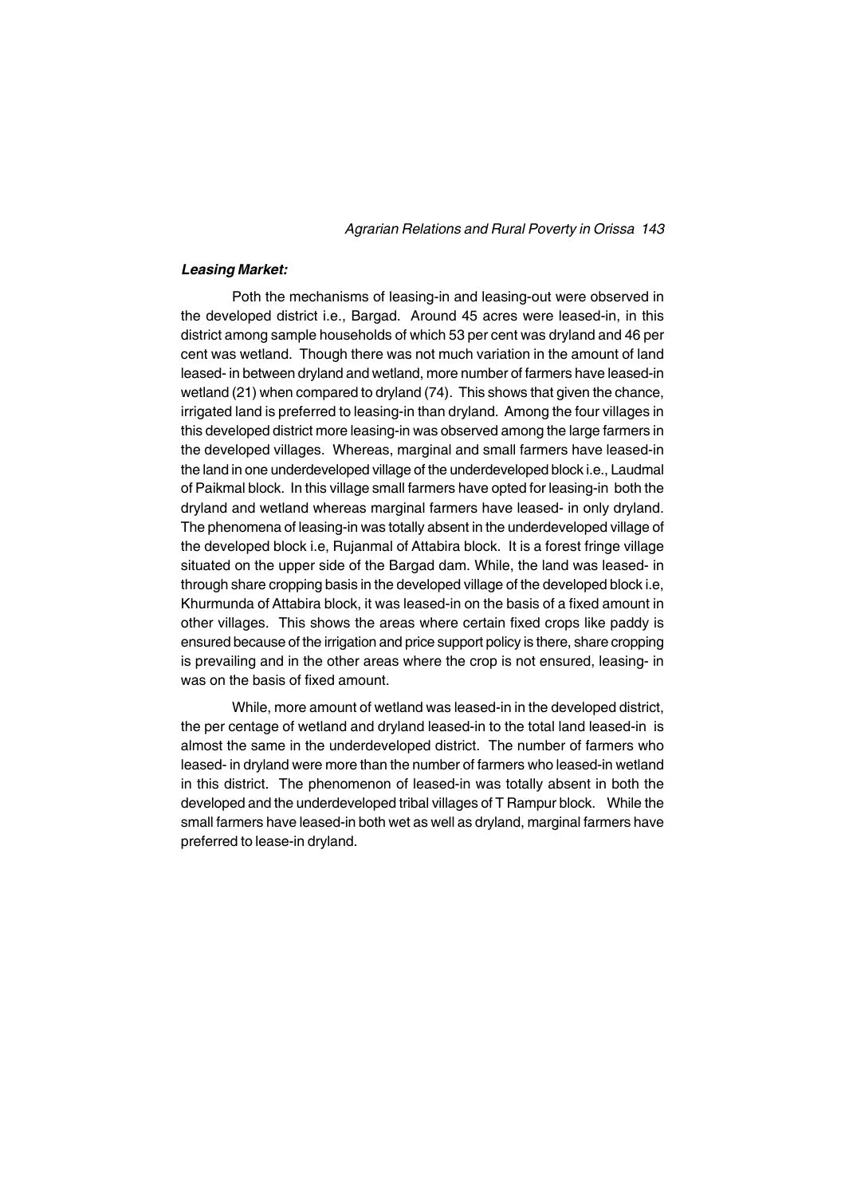***Leasing Market:***

Poth the mechanisms of leasing-in and leasing-out were observed in the developed district i.e., Bargad. Around 45 acres were leased-in, in this district among sample households of which 53 per cent was dryland and 46 per cent was wetland. Though there was not much variation in the amount of land leased- in between dryland and wetland, more number of farmers have leased-in wetland (21) when compared to dryland (74). This shows that given the chance, irrigated land is preferred to leasing-in than dryland. Among the four villages in this developed district more leasing-in was observed among the large farmers in the developed villages. Whereas, marginal and small farmers have leased-in the land in one underdeveloped village of the underdeveloped block i.e., Laudmal of Paikmal block. In this village small farmers have opted for leasing-in both the dryland and wetland whereas marginal farmers have leased- in only dryland. The phenomena of leasing-in was totally absent in the underdeveloped village of the developed block i.e, Rujanmal of Attabira block. It is a forest fringe village situated on the upper side of the Bargad dam. While, the land was leased- in through share cropping basis in the developed village of the developed block i.e, Khurmunda of Attabira block, it was leased-in on the basis of a fixed amount in other villages. This shows the areas where certain fixed crops like paddy is ensured because of the irrigation and price support policy is there, share cropping is prevailing and in the other areas where the crop is not ensured, leasing- in was on the basis of fixed amount.

While, more amount of wetland was leased-in in the developed district, the per centage of wetland and dryland leased-in to the total land leased-in is almost the same in the underdeveloped district. The number of farmers who leased- in dryland were more than the number of farmers who leased-in wetland in this district. The phenomenon of leased-in was totally absent in both the developed and the underdeveloped tribal villages of T Rampur block. While the small farmers have leased-in both wet as well as dryland, marginal farmers have preferred to lease-in dryland.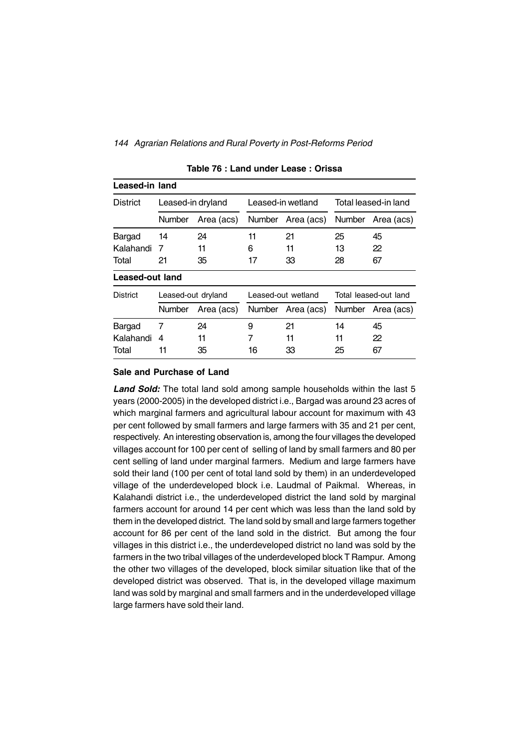**Table 76 : Land under Lease : Orissa**

| **Leased-in land** | | | | | | |
|---|---|---|---|---|---|---|
| District | Leased-in dryland | | Leased-in wetland | | Total leased-in land | |
| | Number | Area (acs) | Number | Area (acs) | Number | Area (acs) |
| Bargad | 14 | 24 | 11 | 21 | 25 | 45 |
| Kalahandi | 7 | 11 | 6 | 11 | 13 | 22 |
| Total | 21 | 35 | 17 | 33 | 28 | 67 |
| **Leased-out land** | | | | | | |
| District | Leased-out dryland | | Leased-out wetland | | Total leased-out land | |
| | Number | Area (acs) | Number | Area (acs) | Number | Area (acs) |
| Bargad | 7 | 24 | 9 | 21 | 14 | 45 |
| Kalahandi | 4 | 11 | 7 | 11 | 11 | 22 |
| Total | 11 | 35 | 16 | 33 | 25 | 67 |

### Sale and Purchase of Land

***Land Sold:*** The total land sold among sample households within the last 5 years (2000-2005) in the developed district i.e., Bargad was around 23 acres of which marginal farmers and agricultural labour account for maximum with 43 per cent followed by small farmers and large farmers with 35 and 21 per cent, respectively. An interesting observation is, among the four villages the developed villages account for 100 per cent of selling of land by small farmers and 80 per cent selling of land under marginal farmers. Medium and large farmers have sold their land (100 per cent of total land sold by them) in an underdeveloped village of the underdeveloped block i.e. Laudmal of Paikmal. Whereas, in Kalahandi district i.e., the underdeveloped district the land sold by marginal farmers account for around 14 per cent which was less than the land sold by them in the developed district. The land sold by small and large farmers together account for 86 per cent of the land sold in the district. But among the four villages in this district i.e., the underdeveloped district no land was sold by the farmers in the two tribal villages of the underdeveloped block T Rampur. Among the other two villages of the developed, block similar situation like that of the developed district was observed. That is, in the developed village maximum land was sold by marginal and small farmers and in the underdeveloped village large farmers have sold their land.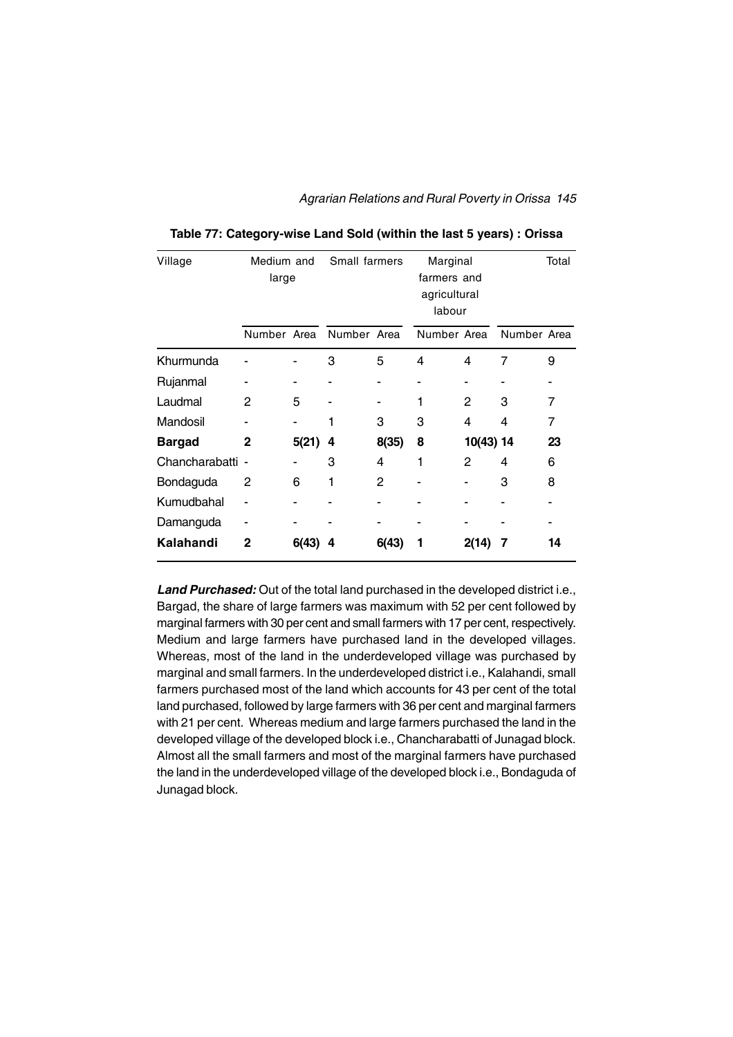**Table 77: Category-wise Land Sold (within the last 5 years) : Orissa**

| Village | Medium and large | | Small farmers | | Marginal farmers and agricultural labour | | Total | |
|---|---|---|---|---|---|---|---|---|
| | Number | Area | Number | Area | Number | Area | Number | Area |
| Khurmunda | - | - | 3 | 5 | 4 | 4 | 7 | 9 |
| Rujanmal | - | - | - | - | - | - | - | - |
| Laudmal | 2 | 5 | - | - | 1 | 2 | 3 | 7 |
| Mandosil | - | - | 1 | 3 | 3 | 4 | 4 | 7 |
| **Bargad** | **2** | **5(21)** | **4** | **8(35)** | **8** | **10(43)** | **14** | **23** |
| Chancharabatti | - | - | 3 | 4 | 1 | 2 | 4 | 6 |
| Bondaguda | 2 | 6 | 1 | 2 | - | - | 3 | 8 |
| Kumudbahal | - | - | - | - | - | - | - | - |
| Damanguda | - | - | - | - | - | - | - | - |
| **Kalahandi** | **2** | **6(43)** | **4** | **6(43)** | **1** | **2(14)** | **7** | **14** |

***Land Purchased:*** Out of the total land purchased in the developed district i.e., Bargad, the share of large farmers was maximum with 52 per cent followed by marginal farmers with 30 per cent and small farmers with 17 per cent, respectively. Medium and large farmers have purchased land in the developed villages. Whereas, most of the land in the underdeveloped village was purchased by marginal and small farmers. In the underdeveloped district i.e., Kalahandi, small farmers purchased most of the land which accounts for 43 per cent of the total land purchased, followed by large farmers with 36 per cent and marginal farmers with 21 per cent. Whereas medium and large farmers purchased the land in the developed village of the developed block i.e., Chancharabatti of Junagad block. Almost all the small farmers and most of the marginal farmers have purchased the land in the underdeveloped village of the developed block i.e., Bondaguda of Junagad block.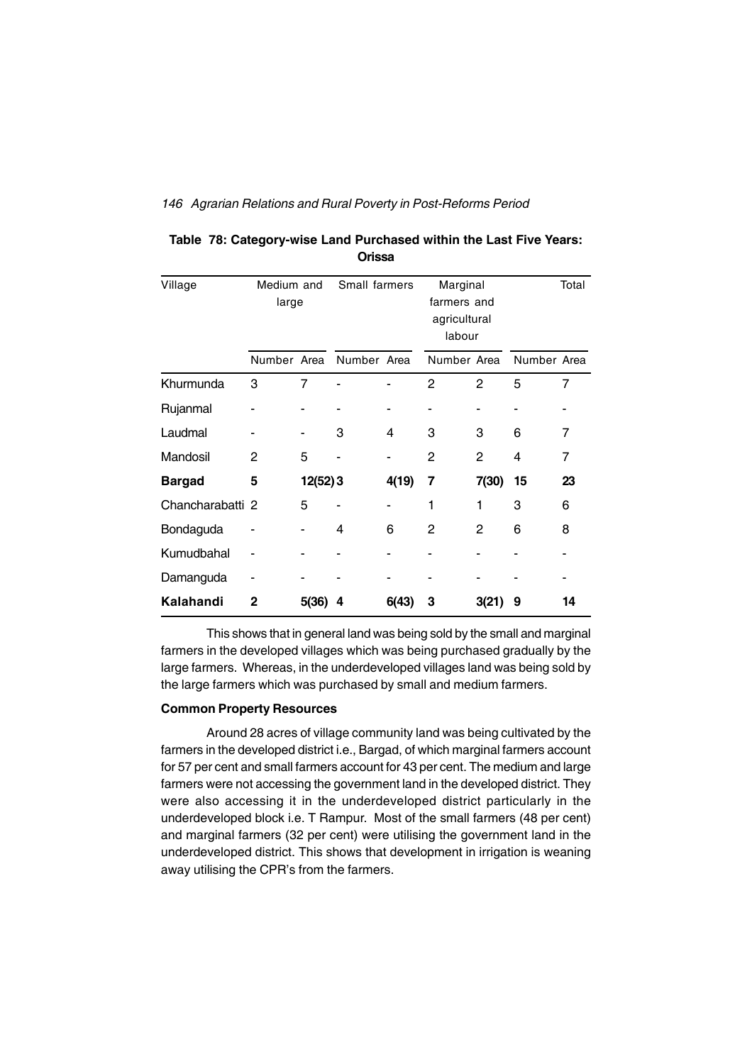**Table 78: Category-wise Land Purchased within the Last Five Years: Orissa**

| Village | Medium and large | | Small farmers | | Marginal farmers and agricultural labour | | Total | |
|---|---|---|---|---|---|---|---|---|
| | Number | Area | Number | Area | Number | Area | Number | Area |
| Khurmunda | 3 | 7 | - | - | 2 | 2 | 5 | 7 |
| Rujanmal | - | - | - | - | - | - | - | - |
| Laudmal | - | - | 3 | 4 | 3 | 3 | 6 | 7 |
| Mandosil | 2 | 5 | - | - | 2 | 2 | 4 | 7 |
| **Bargad** | **5** | **12(52)** | **3** | **4(19)** | **7** | **7(30)** | **15** | **23** |
| Chancharabatti | 2 | 5 | - | - | 1 | 1 | 3 | 6 |
| Bondaguda | - | - | 4 | 6 | 2 | 2 | 6 | 8 |
| Kumudbahal | - | - | - | - | - | - | - | - |
| Damanguda | - | - | - | - | - | - | - | - |
| **Kalahandi** | **2** | **5(36)** | **4** | **6(43)** | **3** | **3(21)** | **9** | **14** |

This shows that in general land was being sold by the small and marginal farmers in the developed villages which was being purchased gradually by the large farmers. Whereas, in the underdeveloped villages land was being sold by the large farmers which was purchased by small and medium farmers.

**Common Property Resources**

Around 28 acres of village community land was being cultivated by the farmers in the developed district i.e., Bargad, of which marginal farmers account for 57 per cent and small farmers account for 43 per cent. The medium and large farmers were not accessing the government land in the developed district. They were also accessing it in the underdeveloped district particularly in the underdeveloped block i.e. T Rampur. Most of the small farmers (48 per cent) and marginal farmers (32 per cent) were utilising the government land in the underdeveloped district. This shows that development in irrigation is weaning away utilising the CPR's from the farmers.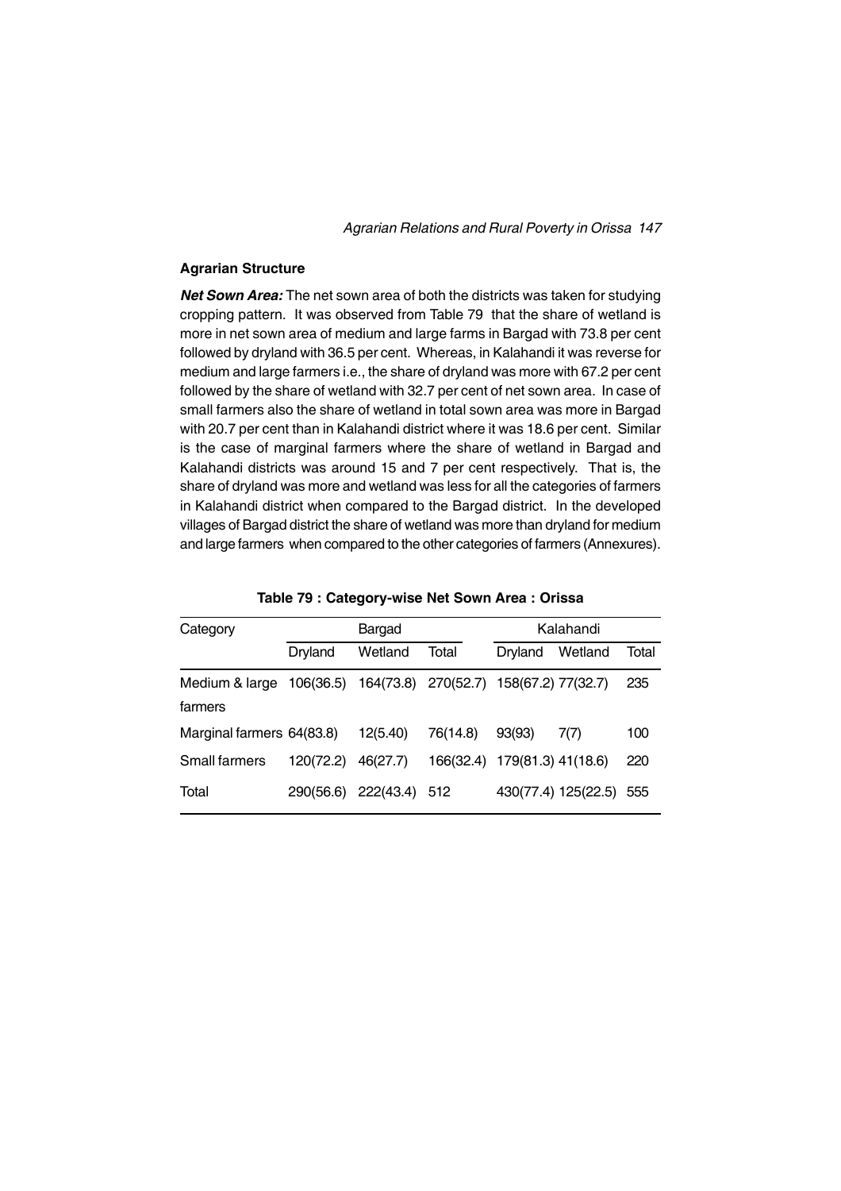## Agrarian Structure

***Net Sown Area:*** The net sown area of both the districts was taken for studying cropping pattern. It was observed from Table 79 that the share of wetland is more in net sown area of medium and large farms in Bargad with 73.8 per cent followed by dryland with 36.5 per cent. Whereas, in Kalahandi it was reverse for medium and large farmers i.e., the share of dryland was more with 67.2 per cent followed by the share of wetland with 32.7 per cent of net sown area. In case of small farmers also the share of wetland in total sown area was more in Bargad with 20.7 per cent than in Kalahandi district where it was 18.6 per cent. Similar is the case of marginal farmers where the share of wetland in Bargad and Kalahandi districts was around 15 and 7 per cent respectively. That is, the share of dryland was more and wetland was less for all the categories of farmers in Kalahandi district when compared to the Bargad district. In the developed villages of Bargad district the share of wetland was more than dryland for medium and large farmers when compared to the other categories of farmers (Annexures).

**Table 79 : Category-wise Net Sown Area : Orissa**

| Category | Bargad | | | Kalahandi | | |
|---|---|---|---|---|---|---|
| | Dryland | Wetland | Total | Dryland | Wetland | Total |
| Medium & large farmers | 106(36.5) | 164(73.8) | 270(52.7) | 158(67.2) | 77(32.7) | 235 |
| Marginal farmers | 64(83.8) | 12(5.40) | 76(14.8) | 93(93) | 7(7) | 100 |
| Small farmers | 120(72.2) | 46(27.7) | 166(32.4) | 179(81.3) | 41(18.6) | 220 |
| Total | 290(56.6) | 222(43.4) | 512 | 430(77.4) | 125(22.5) | 555 |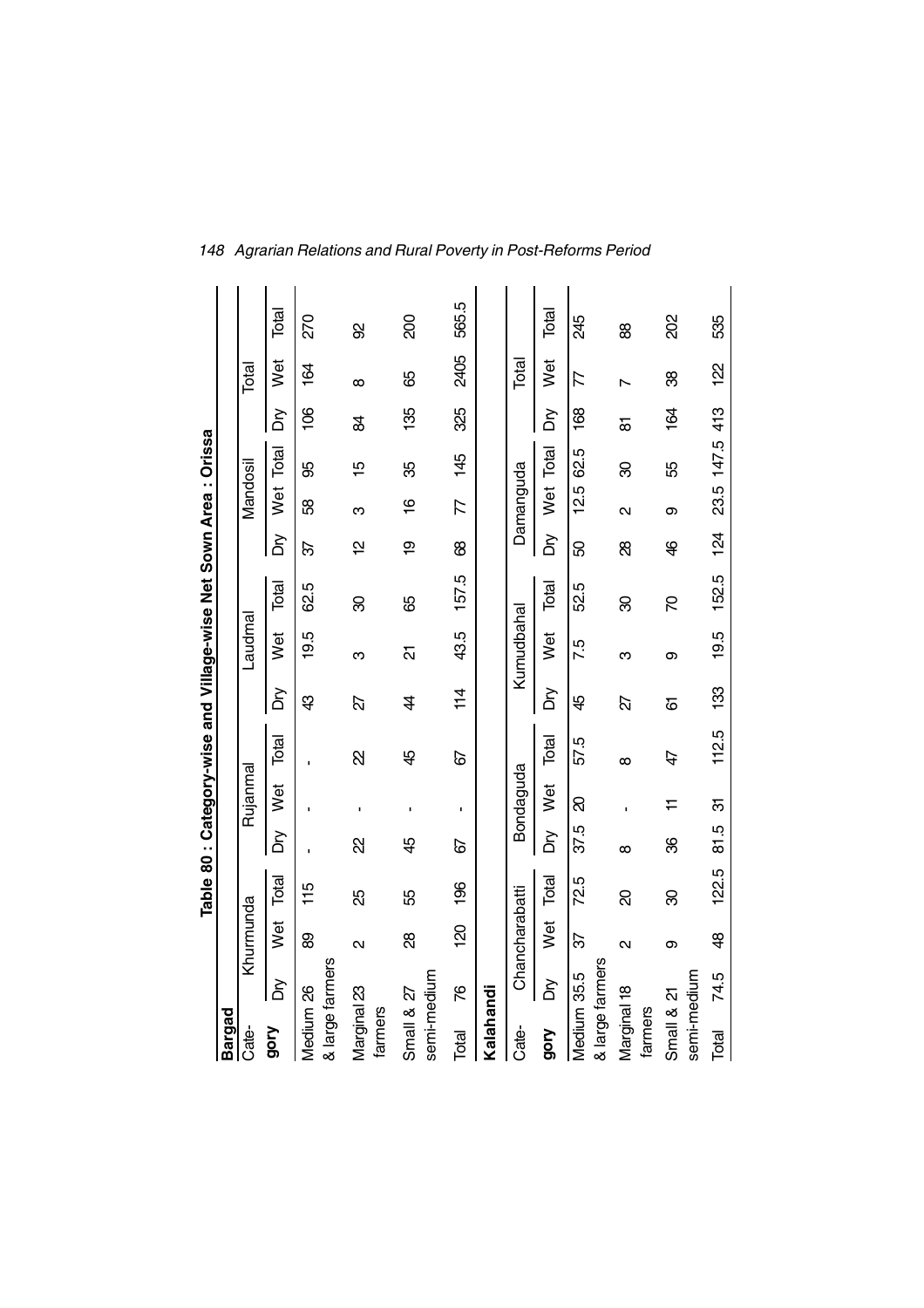**Table 80 : Category-wise and Village-wise Net Sown Area : Orissa**

**Bargad**

| Category | Khurmunda | | | Rujanmal | | | Laudmal | | | Mandosil | | | Total | | |
|---|---|---|---|---|---|---|---|---|---|---|---|---|---|---|---|
| | Dry | Wet | Total | Dry | Wet | Total | Dry | Wet | Total | Dry | Wet | Total | Dry | Wet | Total |
| Medium & large farmers | 26 | 89 | 115 | - | - | - | 43 | 19.5 | 62.5 | 37 | 58 | 95 | 106 | 164 | 270 |
| Marginal farmers | 23 | 2 | 25 | 22 | - | 22 | 27 | 3 | 30 | 12 | 3 | 15 | 84 | 8 | 92 |
| Small & semi-medium | 27 | 28 | 55 | 45 | - | 45 | 44 | 21 | 65 | 19 | 16 | 35 | 135 | 65 | 200 |
| Total | 76 | 120 | 196 | 67 | - | 67 | 114 | 43.5 | 157.5 | 68 | 77 | 145 | 325 | 2405 | 565.5 |

**Kalahandi**

| Category | Chancharabatti | | | Bondaguda | | | Kumudbahal | | | Damanguda | | | Total | | |
|---|---|---|---|---|---|---|---|---|---|---|---|---|---|---|---|
| | Dry | Wet | Total | Dry | Wet | Total | Dry | Wet | Total | Dry | Wet | Total | Dry | Wet | Total |
| Medium & large farmers | 35.5 | 37 | 72.5 | 37.5 | 20 | 57.5 | 45 | 7.5 | 52.5 | 50 | 12.5 | 62.5 | 168 | 77 | 245 |
| Marginal farmers | 18 | 2 | 20 | 8 | - | 8 | 27 | 3 | 30 | 28 | 2 | 30 | 81 | 7 | 88 |
| Small & semi-medium | 21 | 9 | 30 | 36 | 11 | 47 | 61 | 9 | 70 | 46 | 9 | 55 | 164 | 38 | 202 |
| Total | 74.5 | 48 | 122.5 | 81.5 | 31 | 112.5 | 133 | 19.5 | 152.5 | 124 | 23.5 | 147.5 | 413 | 122 | 535 |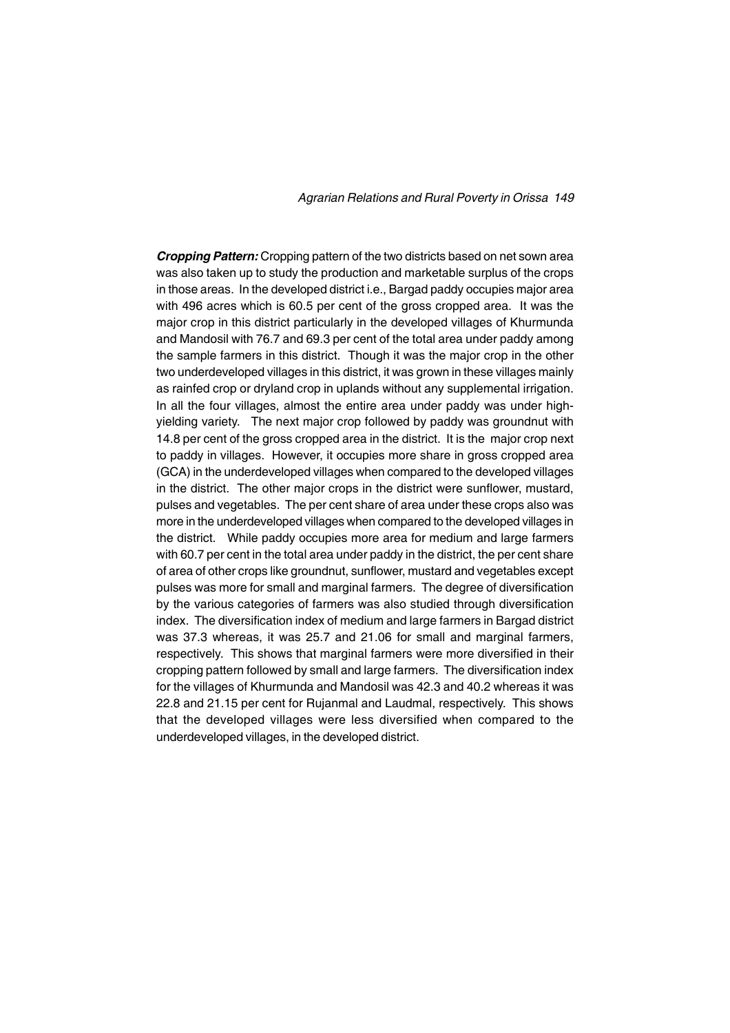***Cropping Pattern:*** Cropping pattern of the two districts based on net sown area was also taken up to study the production and marketable surplus of the crops in those areas. In the developed district i.e., Bargad paddy occupies major area with 496 acres which is 60.5 per cent of the gross cropped area. It was the major crop in this district particularly in the developed villages of Khurmunda and Mandosil with 76.7 and 69.3 per cent of the total area under paddy among the sample farmers in this district. Though it was the major crop in the other two underdeveloped villages in this district, it was grown in these villages mainly as rainfed crop or dryland crop in uplands without any supplemental irrigation. In all the four villages, almost the entire area under paddy was under high-yielding variety. The next major crop followed by paddy was groundnut with 14.8 per cent of the gross cropped area in the district. It is the major crop next to paddy in villages. However, it occupies more share in gross cropped area (GCA) in the underdeveloped villages when compared to the developed villages in the district. The other major crops in the district were sunflower, mustard, pulses and vegetables. The per cent share of area under these crops also was more in the underdeveloped villages when compared to the developed villages in the district. While paddy occupies more area for medium and large farmers with 60.7 per cent in the total area under paddy in the district, the per cent share of area of other crops like groundnut, sunflower, mustard and vegetables except pulses was more for small and marginal farmers. The degree of diversification by the various categories of farmers was also studied through diversification index. The diversification index of medium and large farmers in Bargad district was 37.3 whereas, it was 25.7 and 21.06 for small and marginal farmers, respectively. This shows that marginal farmers were more diversified in their cropping pattern followed by small and large farmers. The diversification index for the villages of Khurmunda and Mandosil was 42.3 and 40.2 whereas it was 22.8 and 21.15 per cent for Rujanmal and Laudmal, respectively. This shows that the developed villages were less diversified when compared to the underdeveloped villages, in the developed district.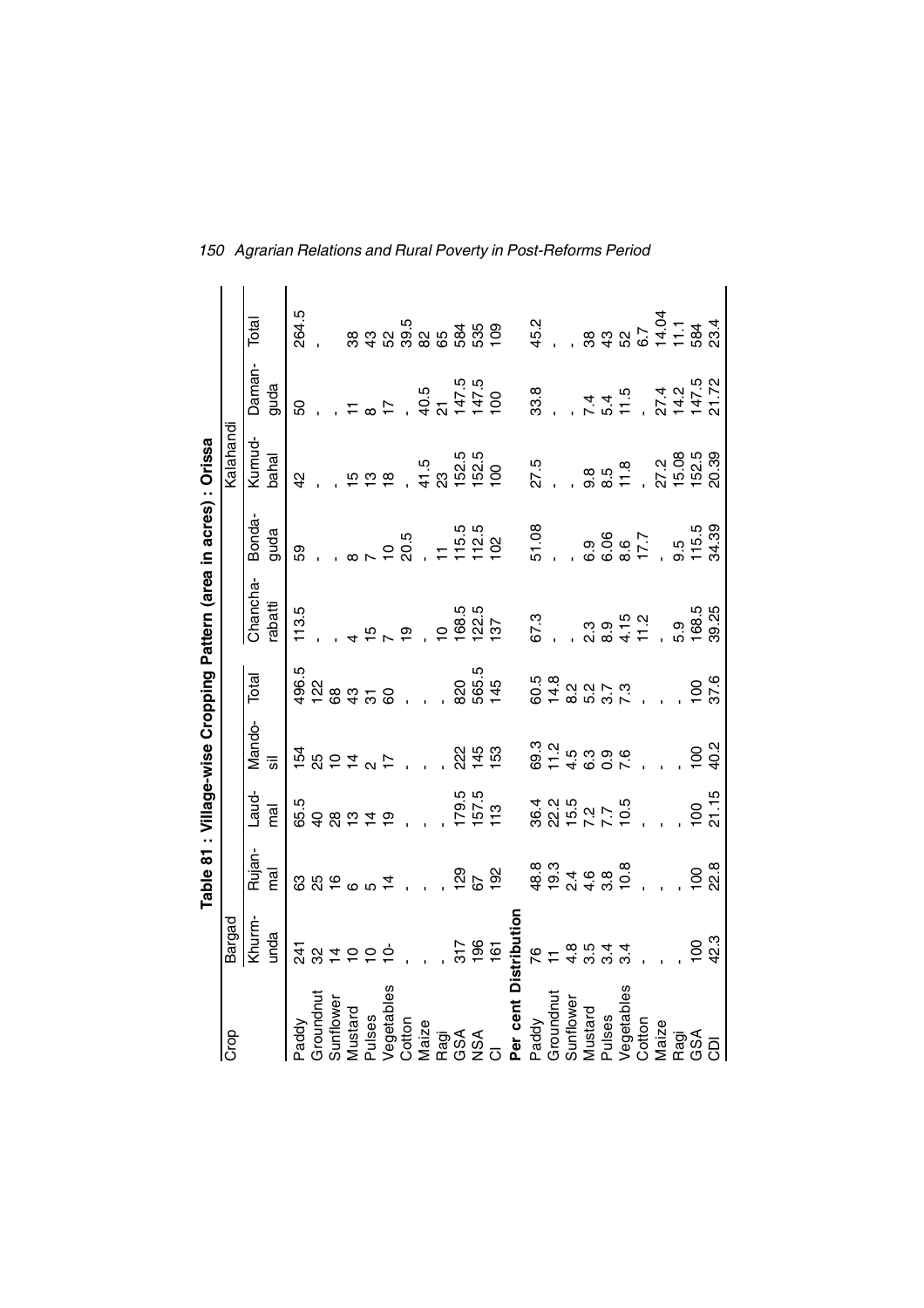**Table 81 : Village-wise Cropping Pattern (area in acres) : Orissa**

| Crop | Bargad | | | | | Kalahandi | | | | |
|---|---|---|---|---|---|---|---|---|---|---|
| | Khurm-unda | Rujan-mal | Laud-mal | Mando-sil | Total | Chancha-rabatti | Bonda-guda | Kumud-bahal | Daman-guda | Total |
| Paddy | 241 | 63 | 65.5 | 154 | 496.5 | 113.5 | 59 | 42 | 50 | 264.5 |
| Groundnut | 32 | 25 | 40 | 25 | 122 | - | - | - | - | - |
| Sunflower | 14 | 16 | 28 | 10 | 68 | - | - | - | - | - |
| Mustard | 10 | 6 | 13 | 14 | 43 | 4 | 8 | 15 | 11 | 38 |
| Pulses | 10 | 5 | 14 | 2 | 31 | 15 | 7 | 13 | 8 | 43 |
| Vegetables | 10- | 14 | 19 | 17 | 60 | 7 | 10 | 18 | 17 | 52 |
| Cotton | - | - | - | - | - | 19 | 20.5 | - | - | 39.5 |
| Maize | - | - | - | - | - | - | - | 41.5 | 40.5 | 82 |
| Ragi | - | - | - | - | - | 10 | 11 | 23 | 21 | 65 |
| GSA | 317 | 129 | 179.5 | 222 | 820 | 168.5 | 115.5 | 152.5 | 147.5 | 584 |
| NSA | 196 | 67 | 157.5 | 145 | 565.5 | 122.5 | 112.5 | 152.5 | 147.5 | 535 |
| CI | 161 | 192 | 113 | 153 | 145 | 137 | 102 | 100 | 100 | 109 |
| **Per cent Distribution** | | | | | | | | | | |
| Paddy | 76 | 48.8 | 36.4 | 69.3 | 60.5 | 67.3 | 51.08 | 27.5 | 33.8 | 45.2 |
| Groundnut | 11 | 19.3 | 22.2 | 11.2 | 14.8 | - | - | - | - | - |
| Sunflower | 4.8 | 2.4 | 15.5 | 4.5 | 8.2 | - | - | - | - | - |
| Mustard | 3.5 | 4.6 | 7.2 | 6.3 | 5.2 | 2.3 | 6.9 | 9.8 | 7.4 | 38 |
| Pulses | 3.4 | 3.8 | 7.7 | 0.9 | 3.7 | 8.9 | 6.06 | 8.5 | 5.4 | 43 |
| Vegetables | 3.4 | 10.8 | 10.5 | 7.6 | 7.3 | 4.15 | 8.6 | 11.8 | 11.5 | 52 |
| Cotton | - | - | - | - | - | 11.2 | 17.7 | - | - | 6.7 |
| Maize | - | - | - | - | - | - | - | 27.2 | 27.4 | 14.04 |
| Ragi | - | - | - | - | - | 5.9 | 9.5 | 15.08 | 14.2 | 11.1 |
| GSA | 100 | 100 | 100 | 100 | 100 | 168.5 | 115.5 | 152.5 | 147.5 | 584 |
| CDI | 42.3 | 22.8 | 21.15 | 40.2 | 37.6 | 39.25 | 34.39 | 20.39 | 21.72 | 23.4 |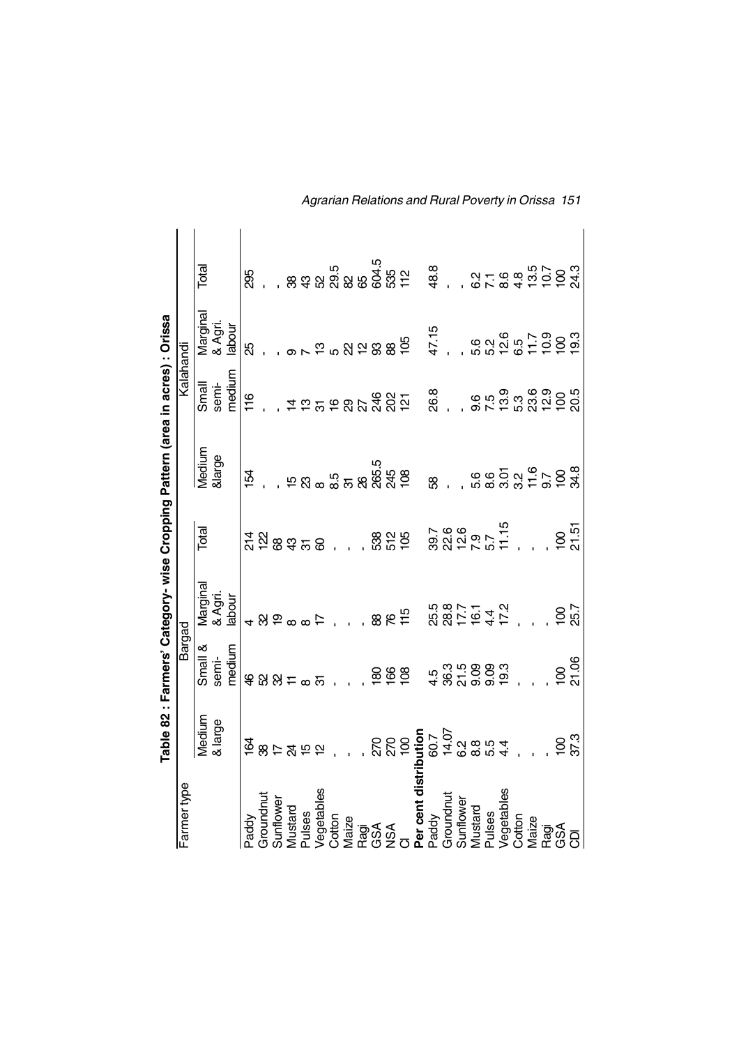**Table 82 : Farmers' Category- wise Cropping Pattern (area in acres) : Orissa**

| Farmer type | Bargad | | | | Kalahandi | | | |
|---|---|---|---|---|---|---|---|---|
| | Medium & large | Small & semi-medium | Marginal & Agri. labour | Total | Medium &large | Small semi-medium | Marginal & Agri. labour | Total |
| Paddy | 164 | 46 | 4 | 214 | 154 | 116 | 25 | 295 |
| Groundnut | 38 | 52 | 32 | 122 | - | - | - | - |
| Sunflower | 17 | 32 | 19 | 68 | - | - | - | - |
| Mustard | 24 | 11 | 8 | 43 | 15 | 14 | 9 | 38 |
| Pulses | 15 | 8 | 8 | 31 | 23 | 13 | 7 | 43 |
| Vegetables | 12 | 31 | 17 | 60 | 8 | 31 | 13 | 52 |
| Cotton | - | - | - | - | 8.5 | 16 | 5 | 29.5 |
| Maize | - | - | - | - | 31 | 29 | 22 | 82 |
| Ragi | - | - | - | - | 26 | 27 | 12 | 65 |
| GSA | 270 | 180 | 88 | 538 | 265.5 | 246 | 93 | 604.5 |
| NSA | 270 | 166 | 76 | 512 | 245 | 202 | 88 | 535 |
| CI | 100 | 108 | 115 | 105 | 108 | 121 | 105 | 112 |
| **Per cent distribution** | | | | | | | | |
| Paddy | 60.7 | 4.5 | 25.5 | 39.7 | 58 | 26.8 | 47.15 | 48.8 |
| Groundnut | 14.07 | 36.3 | 28.8 | 22.6 | - | - | - | - |
| Sunflower | 6.2 | 21.5 | 17.7 | 12.6 | - | - | - | - |
| Mustard | 8.8 | 9.09 | 16.1 | 7.9 | 5.6 | 9.6 | 5.6 | 6.2 |
| Pulses | 5.5 | 9.09 | 4.4 | 5.7 | 8.6 | 7.5 | 5.2 | 7.1 |
| Vegetables | 4.4 | 19.3 | 17.2 | 11.15 | 3.01 | 13.9 | 12.6 | 8.6 |
| Cotton | - | - | - | - | 3.2 | 5.3 | 6.5 | 4.8 |
| Maize | - | - | - | - | 11.6 | 23.6 | 11.7 | 13.5 |
| Ragi | - | - | - | - | 9.7 | 12.9 | 10.9 | 10.7 |
| GSA | 100 | 100 | 100 | 100 | 100 | 100 | 100 | 100 |
| CDI | 37.3 | 21.06 | 25.7 | 21.51 | 34.8 | 20.5 | 19.3 | 24.3 |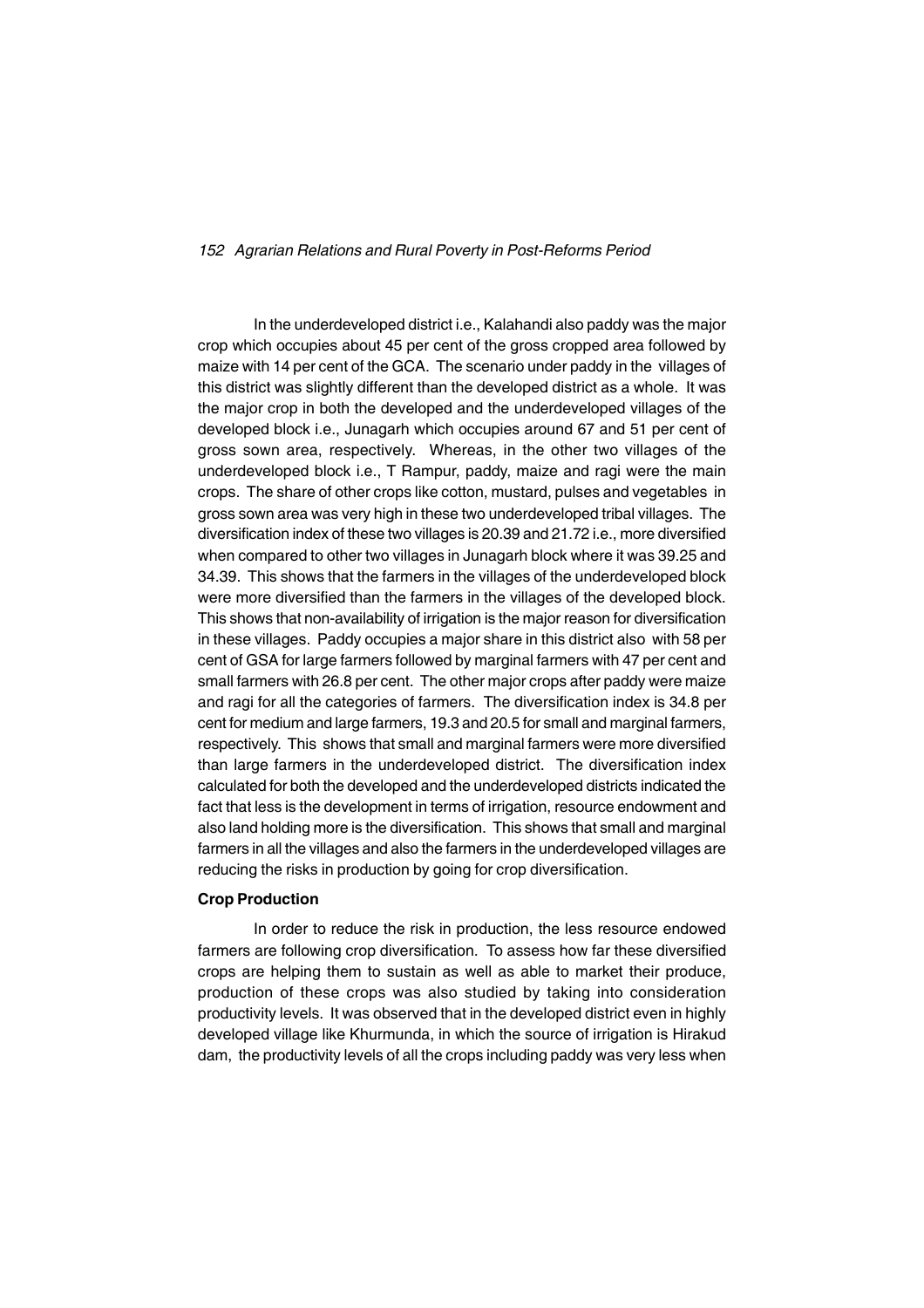In the underdeveloped district i.e., Kalahandi also paddy was the major crop which occupies about 45 per cent of the gross cropped area followed by maize with 14 per cent of the GCA. The scenario under paddy in the villages of this district was slightly different than the developed district as a whole. It was the major crop in both the developed and the underdeveloped villages of the developed block i.e., Junagarh which occupies around 67 and 51 per cent of gross sown area, respectively. Whereas, in the other two villages of the underdeveloped block i.e., T Rampur, paddy, maize and ragi were the main crops. The share of other crops like cotton, mustard, pulses and vegetables in gross sown area was very high in these two underdeveloped tribal villages. The diversification index of these two villages is 20.39 and 21.72 i.e., more diversified when compared to other two villages in Junagarh block where it was 39.25 and 34.39. This shows that the farmers in the villages of the underdeveloped block were more diversified than the farmers in the villages of the developed block. This shows that non-availability of irrigation is the major reason for diversification in these villages. Paddy occupies a major share in this district also with 58 per cent of GSA for large farmers followed by marginal farmers with 47 per cent and small farmers with 26.8 per cent. The other major crops after paddy were maize and ragi for all the categories of farmers. The diversification index is 34.8 per cent for medium and large farmers, 19.3 and 20.5 for small and marginal farmers, respectively. This shows that small and marginal farmers were more diversified than large farmers in the underdeveloped district. The diversification index calculated for both the developed and the underdeveloped districts indicated the fact that less is the development in terms of irrigation, resource endowment and also land holding more is the diversification. This shows that small and marginal farmers in all the villages and also the farmers in the underdeveloped villages are reducing the risks in production by going for crop diversification.

**Crop Production**

In order to reduce the risk in production, the less resource endowed farmers are following crop diversification. To assess how far these diversified crops are helping them to sustain as well as able to market their produce, production of these crops was also studied by taking into consideration productivity levels. It was observed that in the developed district even in highly developed village like Khurmunda, in which the source of irrigation is Hirakud dam, the productivity levels of all the crops including paddy was very less when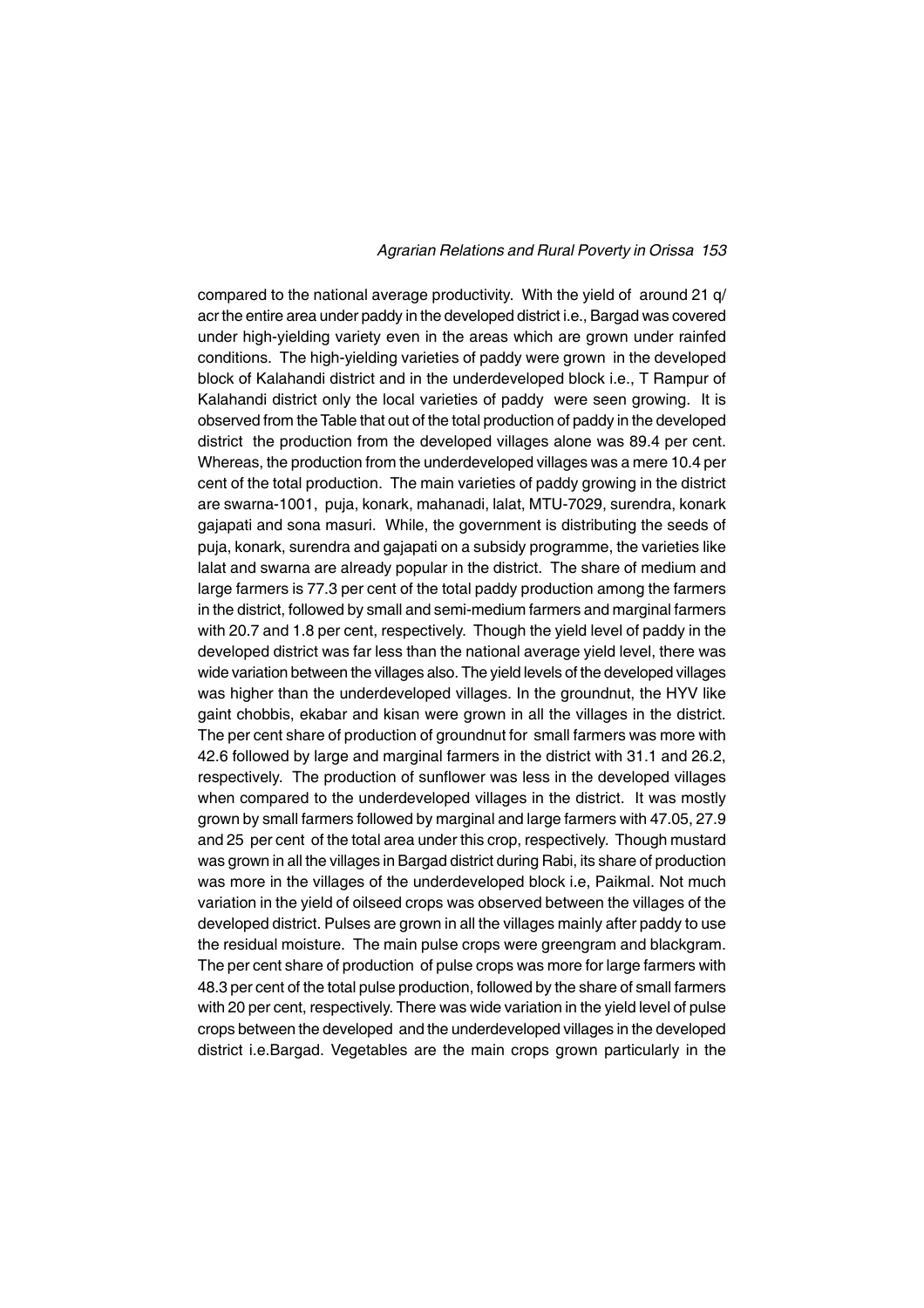compared to the national average productivity. With the yield of around 21 q/ acr the entire area under paddy in the developed district i.e., Bargad was covered under high-yielding variety even in the areas which are grown under rainfed conditions. The high-yielding varieties of paddy were grown in the developed block of Kalahandi district and in the underdeveloped block i.e., T Rampur of Kalahandi district only the local varieties of paddy were seen growing. It is observed from the Table that out of the total production of paddy in the developed district the production from the developed villages alone was 89.4 per cent. Whereas, the production from the underdeveloped villages was a mere 10.4 per cent of the total production. The main varieties of paddy growing in the district are swarna-1001, puja, konark, mahanadi, lalat, MTU-7029, surendra, konark gajapati and sona masuri. While, the government is distributing the seeds of puja, konark, surendra and gajapati on a subsidy programme, the varieties like lalat and swarna are already popular in the district. The share of medium and large farmers is 77.3 per cent of the total paddy production among the farmers in the district, followed by small and semi-medium farmers and marginal farmers with 20.7 and 1.8 per cent, respectively. Though the yield level of paddy in the developed district was far less than the national average yield level, there was wide variation between the villages also. The yield levels of the developed villages was higher than the underdeveloped villages. In the groundnut, the HYV like gaint chobbis, ekabar and kisan were grown in all the villages in the district. The per cent share of production of groundnut for small farmers was more with 42.6 followed by large and marginal farmers in the district with 31.1 and 26.2, respectively. The production of sunflower was less in the developed villages when compared to the underdeveloped villages in the district. It was mostly grown by small farmers followed by marginal and large farmers with 47.05, 27.9 and 25 per cent of the total area under this crop, respectively. Though mustard was grown in all the villages in Bargad district during Rabi, its share of production was more in the villages of the underdeveloped block i.e, Paikmal. Not much variation in the yield of oilseed crops was observed between the villages of the developed district. Pulses are grown in all the villages mainly after paddy to use the residual moisture. The main pulse crops were greengram and blackgram. The per cent share of production of pulse crops was more for large farmers with 48.3 per cent of the total pulse production, followed by the share of small farmers with 20 per cent, respectively. There was wide variation in the yield level of pulse crops between the developed and the underdeveloped villages in the developed district i.e.Bargad. Vegetables are the main crops grown particularly in the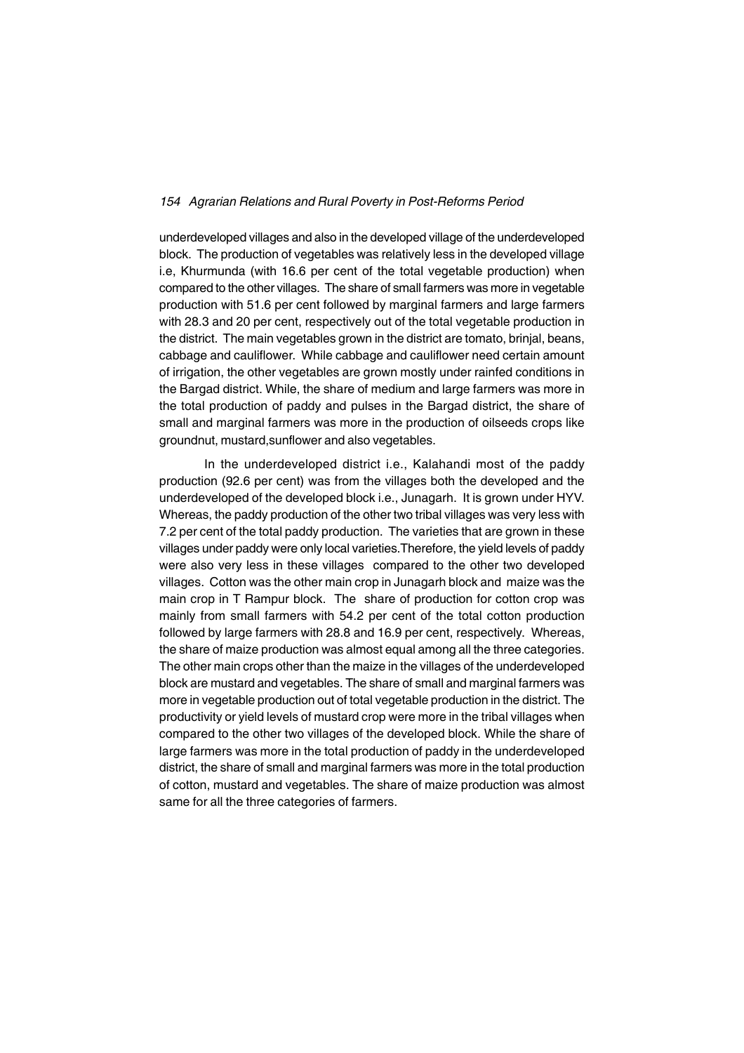underdeveloped villages and also in the developed village of the underdeveloped block. The production of vegetables was relatively less in the developed village i.e, Khurmunda (with 16.6 per cent of the total vegetable production) when compared to the other villages. The share of small farmers was more in vegetable production with 51.6 per cent followed by marginal farmers and large farmers with 28.3 and 20 per cent, respectively out of the total vegetable production in the district. The main vegetables grown in the district are tomato, brinjal, beans, cabbage and cauliflower. While cabbage and cauliflower need certain amount of irrigation, the other vegetables are grown mostly under rainfed conditions in the Bargad district. While, the share of medium and large farmers was more in the total production of paddy and pulses in the Bargad district, the share of small and marginal farmers was more in the production of oilseeds crops like groundnut, mustard,sunflower and also vegetables.

In the underdeveloped district i.e., Kalahandi most of the paddy production (92.6 per cent) was from the villages both the developed and the underdeveloped of the developed block i.e., Junagarh. It is grown under HYV. Whereas, the paddy production of the other two tribal villages was very less with 7.2 per cent of the total paddy production. The varieties that are grown in these villages under paddy were only local varieties.Therefore, the yield levels of paddy were also very less in these villages compared to the other two developed villages. Cotton was the other main crop in Junagarh block and maize was the main crop in T Rampur block. The share of production for cotton crop was mainly from small farmers with 54.2 per cent of the total cotton production followed by large farmers with 28.8 and 16.9 per cent, respectively. Whereas, the share of maize production was almost equal among all the three categories. The other main crops other than the maize in the villages of the underdeveloped block are mustard and vegetables. The share of small and marginal farmers was more in vegetable production out of total vegetable production in the district. The productivity or yield levels of mustard crop were more in the tribal villages when compared to the other two villages of the developed block. While the share of large farmers was more in the total production of paddy in the underdeveloped district, the share of small and marginal farmers was more in the total production of cotton, mustard and vegetables. The share of maize production was almost same for all the three categories of farmers.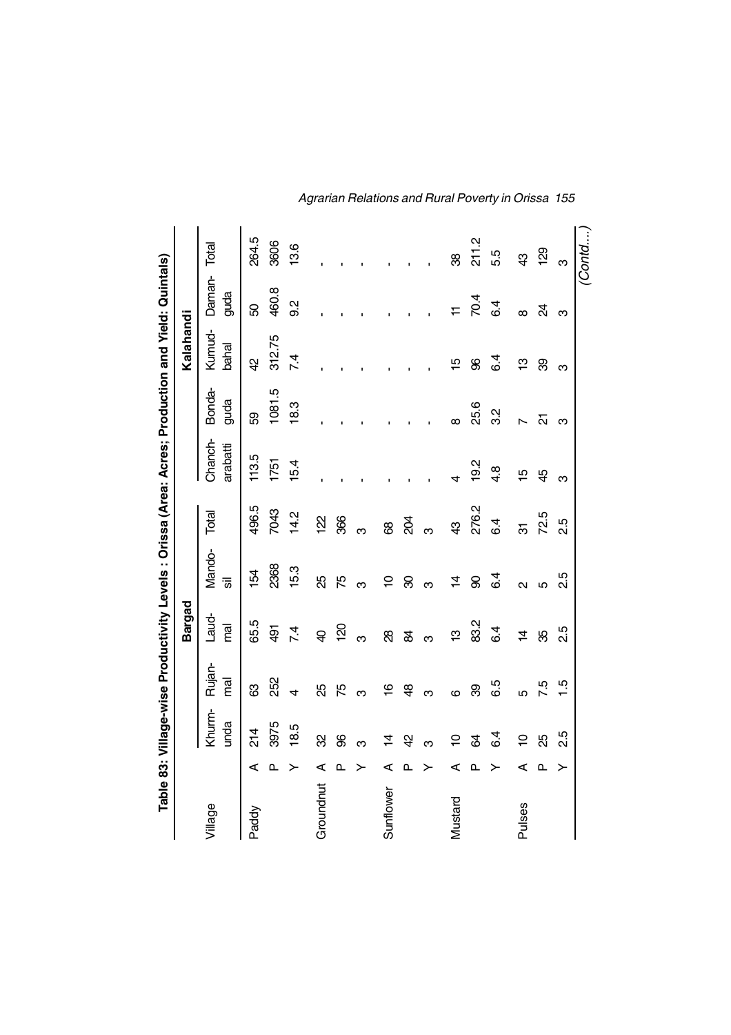**Table 83: Village-wise Productivity Levels : Orissa (Area: Acres; Production and Yield: Quintals)**

| Village | | Bargad | | | | | Kalahandi | | | | |
|---|---|---|---|---|---|---|---|---|---|---|---|
| | | Khurm-unda | Rujan-mal | Laud-mal | Mando-sil | Total | Chanch-arabatti | Bonda-guda | Kumud-bahal | Daman-guda | Total |
| Paddy | A | 214 | 63 | 65.5 | 154 | 496.5 | 113.5 | 59 | 42 | 50 | 264.5 |
| | P | 3975 | 252 | 491 | 2368 | 7043 | 1751 | 1081.5 | 312.75 | 460.8 | 3606 |
| | Y | 18.5 | 4 | 7.4 | 15.3 | 14.2 | 15.4 | 18.3 | 7.4 | 9.2 | 13.6 |
| Groundnut | A | 32 | 25 | 40 | 25 | 122 | - | - | - | - | - |
| | P | 96 | 75 | 120 | 75 | 366 | - | - | - | - | - |
| | Y | 3 | 3 | 3 | 3 | 3 | - | - | - | - | - |
| Sunflower | A | 14 | 16 | 28 | 10 | 68 | - | - | - | - | - |
| | P | 42 | 48 | 84 | 30 | 204 | - | - | - | - | - |
| | Y | 3 | 3 | 3 | 3 | 3 | - | - | - | - | - |
| Mustard | A | 10 | 6 | 13 | 14 | 43 | 4 | 8 | 15 | 11 | 38 |
| | P | 64 | 39 | 83.2 | 90 | 276.2 | 19.2 | 25.6 | 96 | 70.4 | 211.2 |
| | Y | 6.4 | 6.5 | 6.4 | 6.4 | 6.4 | 4.8 | 3.2 | 6.4 | 6.4 | 5.5 |
| Pulses | A | 10 | 5 | 14 | 2 | 31 | 15 | 7 | 13 | 8 | 43 |
| | P | 25 | 7.5 | 35 | 5 | 72.5 | 45 | 21 | 39 | 24 | 129 |
| | Y | 2.5 | 1.5 | 2.5 | 2.5 | 2.5 | 3 | 3 | 3 | 3 | 3 |

*(Contd....)*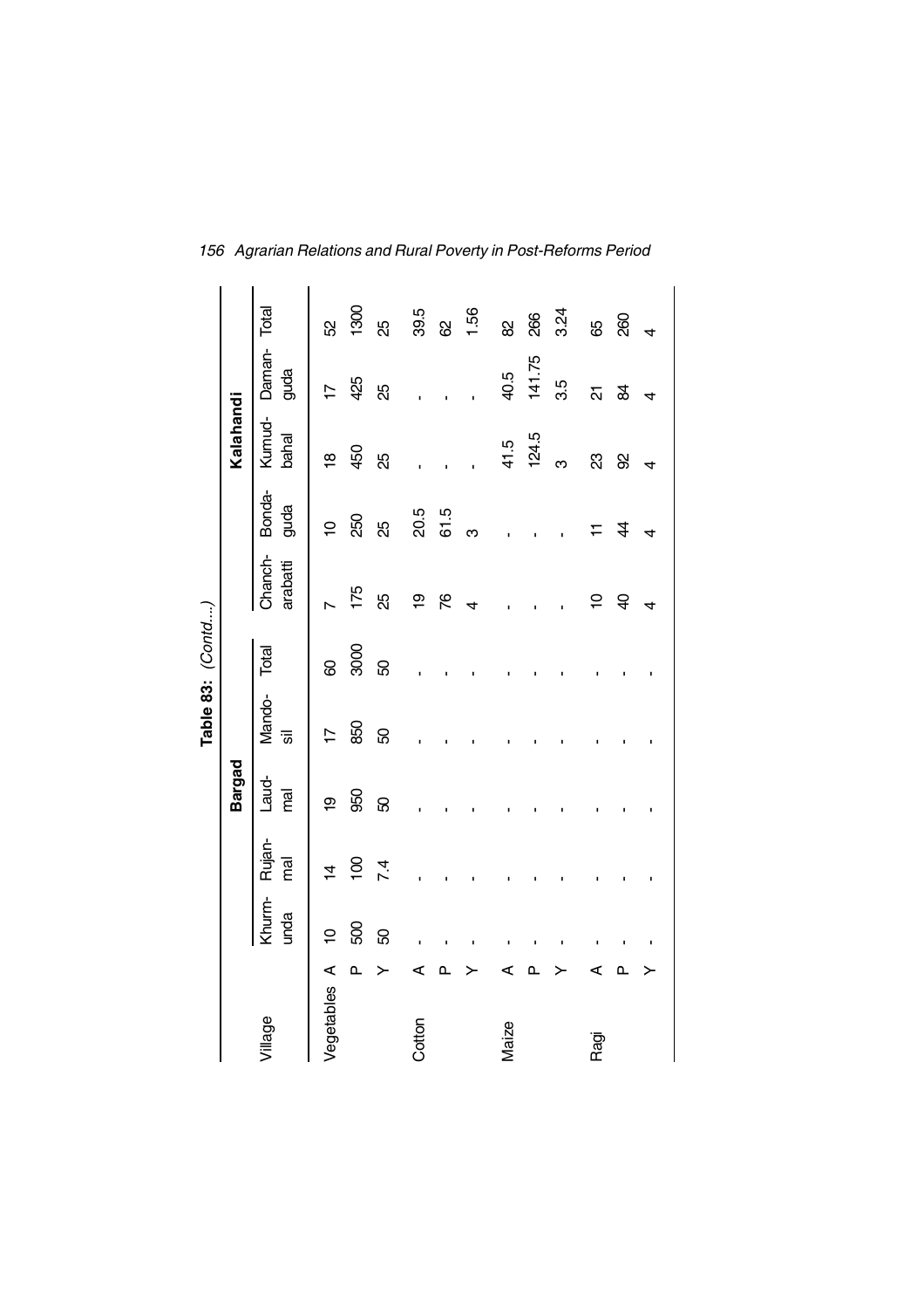**Table 83:** *(Contd....)*

| Village | | Bargad | | | | | Kalahandi | | | | |
|---|---|---|---|---|---|---|---|---|---|---|---|
| | | Khurm-unda | Rujan-mal | Laud-mal | Mando-sil | Total | Chanch-arabatti | Bonda-guda | Kumud-bahal | Daman-guda | Total |
| Vegetables | A | 10 | 14 | 19 | 17 | 60 | 7 | 10 | 18 | 17 | 52 |
| | P | 500 | 100 | 950 | 850 | 3000 | 175 | 250 | 450 | 425 | 1300 |
| | Y | 50 | 7.4 | 50 | 50 | 50 | 25 | 25 | 25 | 25 | 25 |
| Cotton | A | - | - | - | - | - | 19 | 20.5 | - | - | 39.5 |
| | P | - | - | - | - | - | 76 | 61.5 | - | - | 62 |
| | Y | - | - | - | - | - | 4 | 3 | - | - | 1.56 |
| Maize | A | - | - | - | - | - | - | - | 41.5 | 40.5 | 82 |
| | P | - | - | - | - | - | - | - | 124.5 | 141.75 | 266 |
| | Y | - | - | - | - | - | - | - | 3 | 3.5 | 3.24 |
| Ragi | A | - | - | - | - | - | 10 | 11 | 23 | 21 | 65 |
| | P | - | - | - | - | - | 40 | 44 | 92 | 84 | 260 |
| | Y | - | - | - | - | - | 4 | 4 | 4 | 4 | 4 |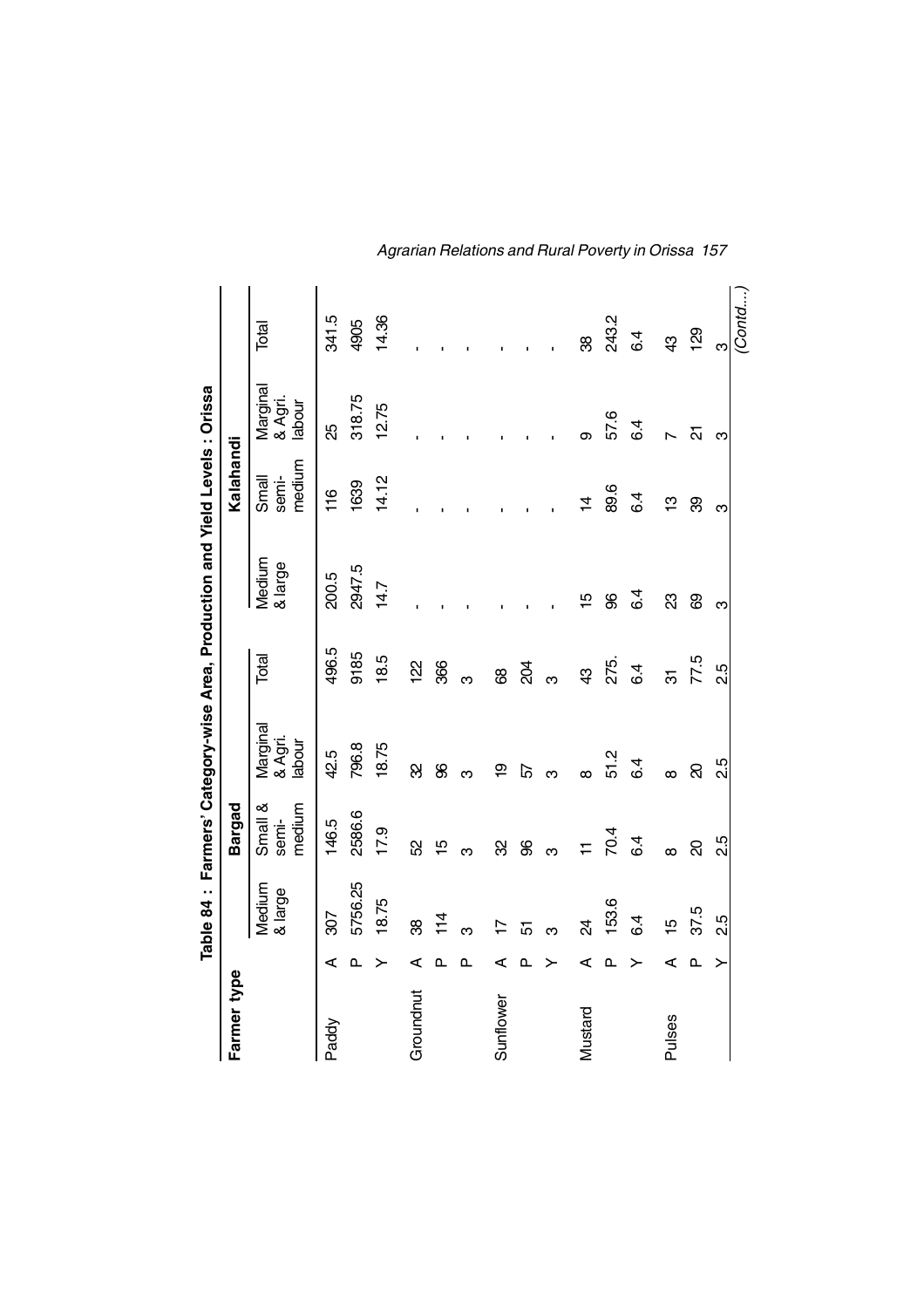**Table 84 : Farmers' Category-wise Area, Production and Yield Levels : Orissa**

| Farmer type | | Bargad | | | | Kalahandi | | | |
|---|---|---|---|---|---|---|---|---|---|
| | | Medium & large | Small & semi-medium | Marginal & Agri. labour | Total | Medium & large | Small semi-medium | Marginal & Agri. labour | Total |
| Paddy | A | 307 | 146.5 | 42.5 | 496.5 | 200.5 | 116 | 25 | 341.5 |
| | P | 5756.25 | 2586.6 | 796.8 | 9185 | 2947.5 | 1639 | 318.75 | 4905 |
| | Y | 18.75 | 17.9 | 18.75 | 18.5 | 14.7 | 14.12 | 12.75 | 14.36 |
| Groundnut | A | 38 | 52 | 32 | 122 | - | - | - | - |
| | P | 114 | 15 | 96 | 366 | - | - | - | - |
| | P | 3 | 3 | 3 | 3 | - | - | - | - |
| Sunflower | A | 17 | 32 | 19 | 68 | - | - | - | - |
| | P | 51 | 96 | 57 | 204 | - | - | - | - |
| | Y | 3 | 3 | 3 | 3 | - | - | - | - |
| Mustard | A | 24 | 11 | 8 | 43 | 15 | 14 | 9 | 38 |
| | P | 153.6 | 70.4 | 51.2 | 275. | 96 | 89.6 | 57.6 | 243.2 |
| | Y | 6.4 | 6.4 | 6.4 | 6.4 | 6.4 | 6.4 | 6.4 | 6.4 |
| Pulses | A | 15 | 8 | 8 | 31 | 23 | 13 | 7 | 43 |
| | P | 37.5 | 20 | 20 | 77.5 | 69 | 39 | 21 | 129 |
| | Y | 2.5 | 2.5 | 2.5 | 2.5 | 3 | 3 | 3 | 3 |

*(Contd....)*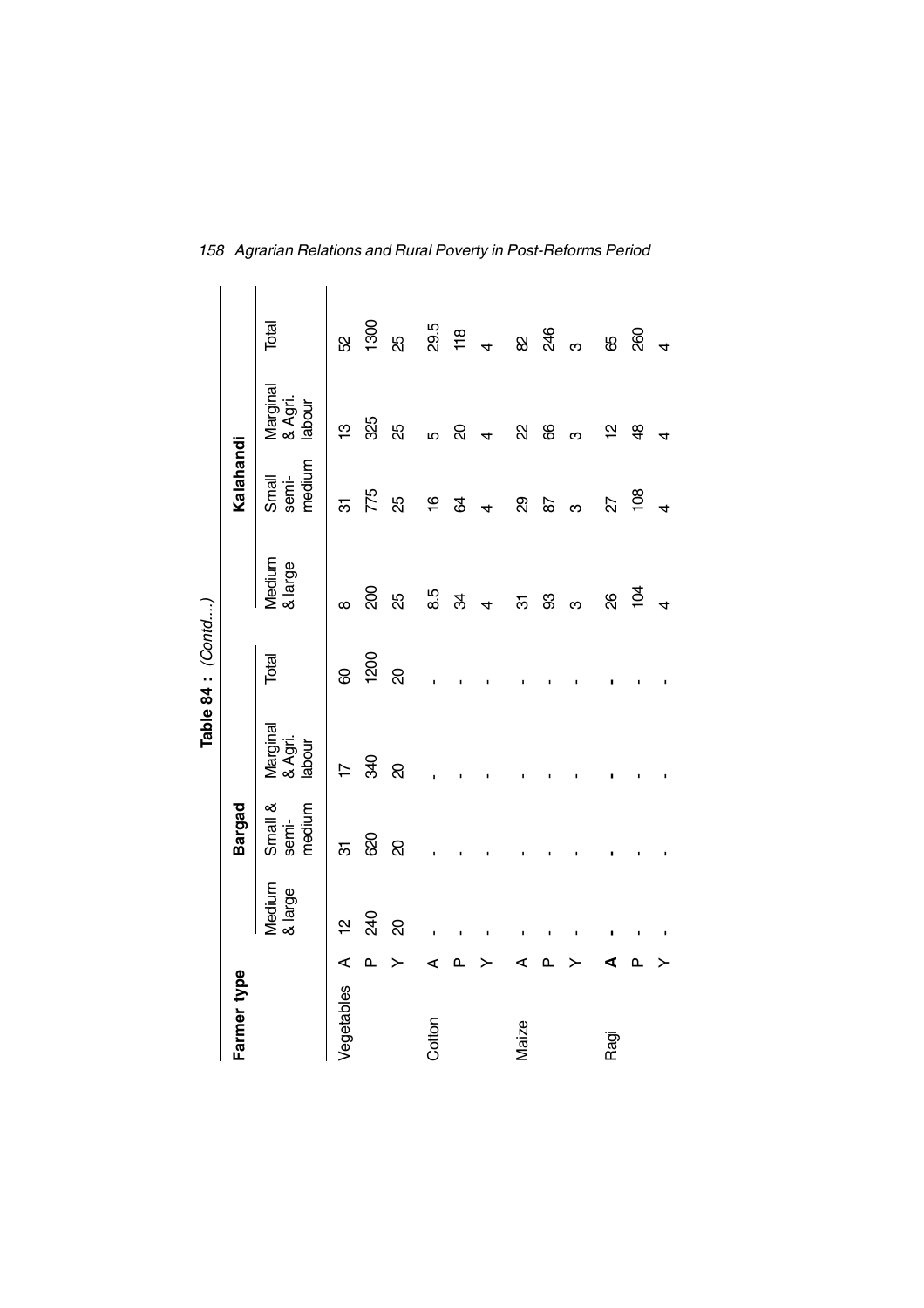**Table 84 : (Contd...)**

| Farmer type | | Bargad | | | | Kalahandi | | | |
|---|---|---|---|---|---|---|---|---|---|
| | | Medium & large | Small & semi-medium | Marginal & Agri. labour | Total | Medium & large | Small semi-medium | Marginal & Agri. labour | Total |
| Vegetables | A | 12 | 31 | 17 | 60 | 8 | 31 | 13 | 52 |
| | P | 240 | 620 | 340 | 1200 | 200 | 775 | 325 | 1300 |
| | Y | 20 | 20 | 20 | 20 | 25 | 25 | 25 | 25 |
| Cotton | A | - | - | - | - | 8.5 | 16 | 5 | 29.5 |
| | P | - | - | - | - | 34 | 64 | 20 | 118 |
| | Y | - | - | - | - | 4 | 4 | 4 | 4 |
| Maize | A | - | - | - | - | 31 | 29 | 22 | 82 |
| | P | - | - | - | - | 93 | 87 | 66 | 246 |
| | Y | - | - | - | - | 3 | 3 | 3 | 3 |
| Ragi | A | - | - | - | - | 26 | 27 | 12 | 65 |
| | P | - | - | - | - | 104 | 108 | 48 | 260 |
| | Y | - | - | - | - | 4 | 4 | 4 | 4 |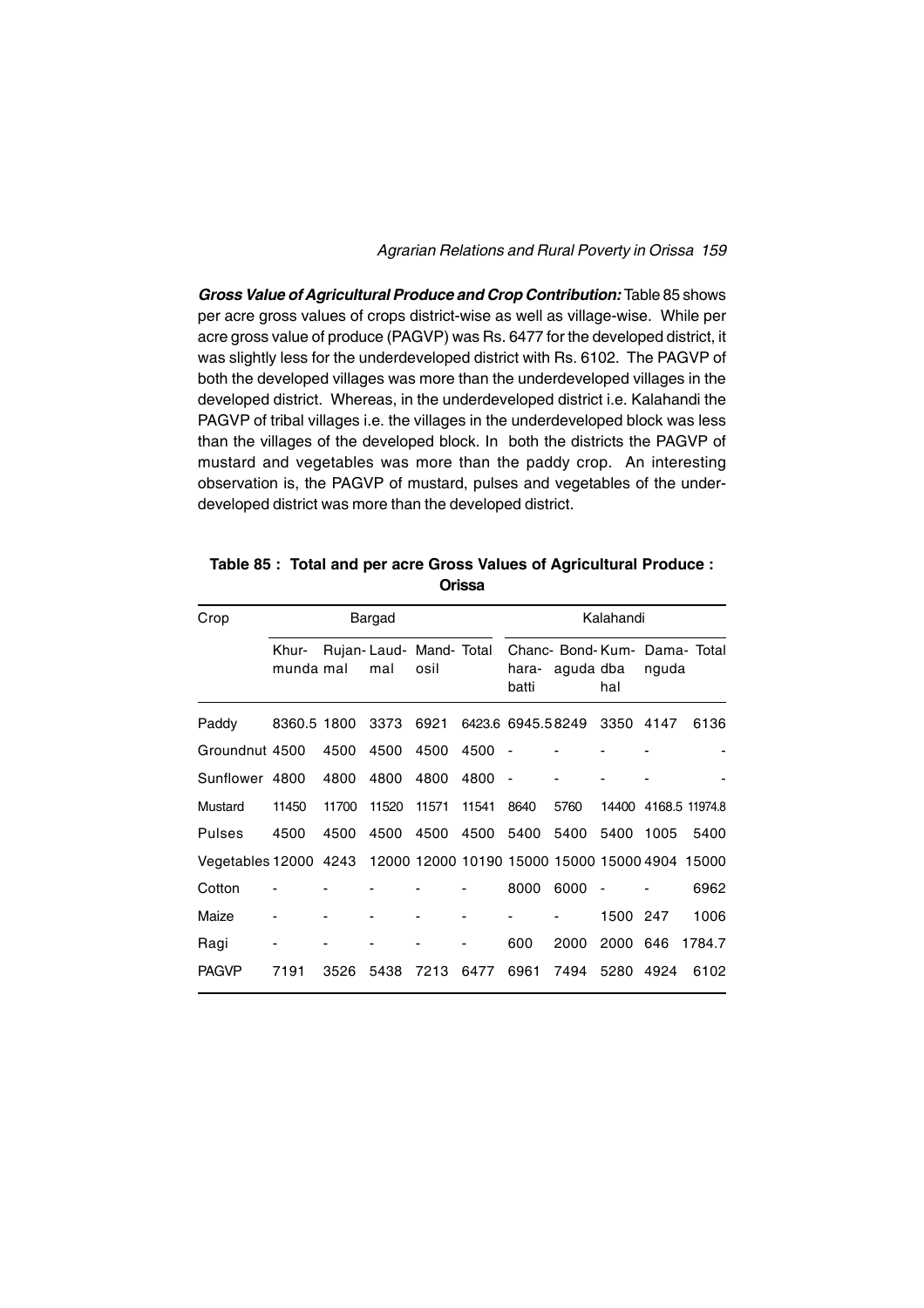***Gross Value of Agricultural Produce and Crop Contribution:*** Table 85 shows per acre gross values of crops district-wise as well as village-wise. While per acre gross value of produce (PAGVP) was Rs. 6477 for the developed district, it was slightly less for the underdeveloped district with Rs. 6102. The PAGVP of both the developed villages was more than the underdeveloped villages in the developed district. Whereas, in the underdeveloped district i.e. Kalahandi the PAGVP of tribal villages i.e. the villages in the underdeveloped block was less than the villages of the developed block. In both the districts the PAGVP of mustard and vegetables was more than the paddy crop. An interesting observation is, the PAGVP of mustard, pulses and vegetables of the under-developed district was more than the developed district.

**Table 85 : Total and per acre Gross Values of Agricultural Produce : Orissa**

| Crop | Bargad | | | | | Kalahandi | | | | |
|---|---|---|---|---|---|---|---|---|---|---|
| | Khur-munda | Rujan-mal | Laud-mal | Mand-osil | Total | Chanc-hara-batti | Bond-aguda | Kum-dba hal | Dama-nguda | Total |
| Paddy | 8360.5 | 1800 | 3373 | 6921 | 6423.6 | 6945.5 | 8249 | 3350 | 4147 | 6136 |
| Groundnut | 4500 | 4500 | 4500 | 4500 | 4500 | - | - | - | - | - |
| Sunflower | 4800 | 4800 | 4800 | 4800 | 4800 | - | - | - | - | - |
| Mustard | 11450 | 11700 | 11520 | 11571 | 11541 | 8640 | 5760 | 14400 | 4168.5 | 11974.8 |
| Pulses | 4500 | 4500 | 4500 | 4500 | 4500 | 5400 | 5400 | 5400 | 1005 | 5400 |
| Vegetables | 12000 | 4243 | 12000 | 12000 | 10190 | 15000 | 15000 | 15000 | 4904 | 15000 |
| Cotton | - | - | - | - | - | 8000 | 6000 | - | - | 6962 |
| Maize | - | - | - | - | - | - | - | 1500 | 247 | 1006 |
| Ragi | - | - | - | - | - | 600 | 2000 | 2000 | 646 | 1784.7 |
| PAGVP | 7191 | 3526 | 5438 | 7213 | 6477 | 6961 | 7494 | 5280 | 4924 | 6102 |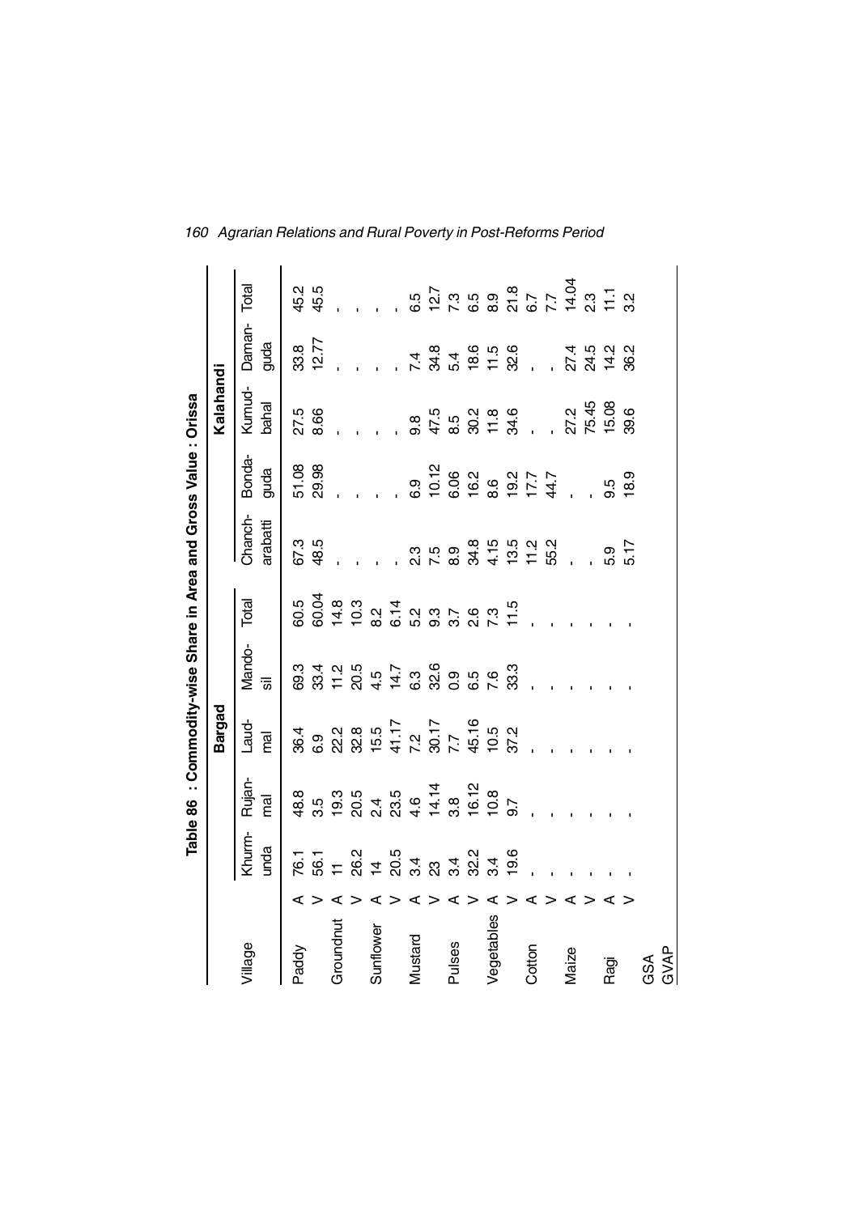**Table 86 : Commodity-wise Share in Area and Gross Value : Orissa**

| Village | | Bargad | | | | | Kalahandi | | | | |
|---|---|---|---|---|---|---|---|---|---|---|---|
| | | Khurm-unda | Rujan-mal | Laud-mal | Mando-sil | Total | Chanch-arabatti | Bonda-guda | Kumud-bahal | Daman-guda | Total |
| Paddy | A | 76.1 | 48.8 | 36.4 | 69.3 | 60.5 | 67.3 | 51.08 | 27.5 | 33.8 | 45.2 |
| | V | 56.1 | 3.5 | 6.9 | 33.4 | 60.04 | 48.5 | 29.98 | 8.66 | 12.77 | 45.5 |
| Groundnut | A | 11 | 19.3 | 22.2 | 11.2 | 14.8 | - | - | - | - | - |
| | V | 26.2 | 20.5 | 32.8 | 20.5 | 10.3 | - | - | - | - | - |
| Sunflower | A | 14 | 2.4 | 15.5 | 4.5 | 8.2 | - | - | - | - | - |
| | V | 20.5 | 23.5 | 41.17 | 14.7 | 6.14 | - | - | - | - | - |
| Mustard | A | 3.4 | 4.6 | 7.2 | 6.3 | 5.2 | 2.3 | 6.9 | 9.8 | 7.4 | 6.5 |
| | V | 23 | 14.14 | 30.17 | 32.6 | 9.3 | 7.5 | 10.12 | 47.5 | 34.8 | 12.7 |
| Pulses | A | 3.4 | 3.8 | 7.7 | 0.9 | 3.7 | 8.9 | 6.06 | 8.5 | 5.4 | 7.3 |
| | V | 32.2 | 16.12 | 45.16 | 6.5 | 2.6 | 34.8 | 16.2 | 30.2 | 18.6 | 6.5 |
| Vegetables | A | 3.4 | 10.8 | 10.5 | 7.6 | 7.3 | 4.15 | 8.6 | 11.8 | 11.5 | 8.9 |
| | V | 19.6 | 9.7 | 37.2 | 33.3 | 11.5 | 13.5 | 19.2 | 34.6 | 32.6 | 21.8 |
| Cotton | A | - | - | - | - | - | 11.2 | 17.7 | - | - | 6.7 |
| | V | - | - | - | - | - | 55.2 | 44.7 | - | - | 7.7 |
| Maize | A | - | - | - | - | - | - | - | 27.2 | 27.4 | 14.04 |
| | V | - | - | - | - | - | - | - | 75.45 | 24.5 | 2.3 |
| Ragi | A | - | - | - | - | - | 5.9 | 9.5 | 15.08 | 14.2 | 11.1 |
| | V | - | - | - | - | - | 5.17 | 18.9 | 39.6 | 36.2 | 3.2 |
| GSA | | | | | | | | | | | |
| GVAP | | | | | | | | | | | |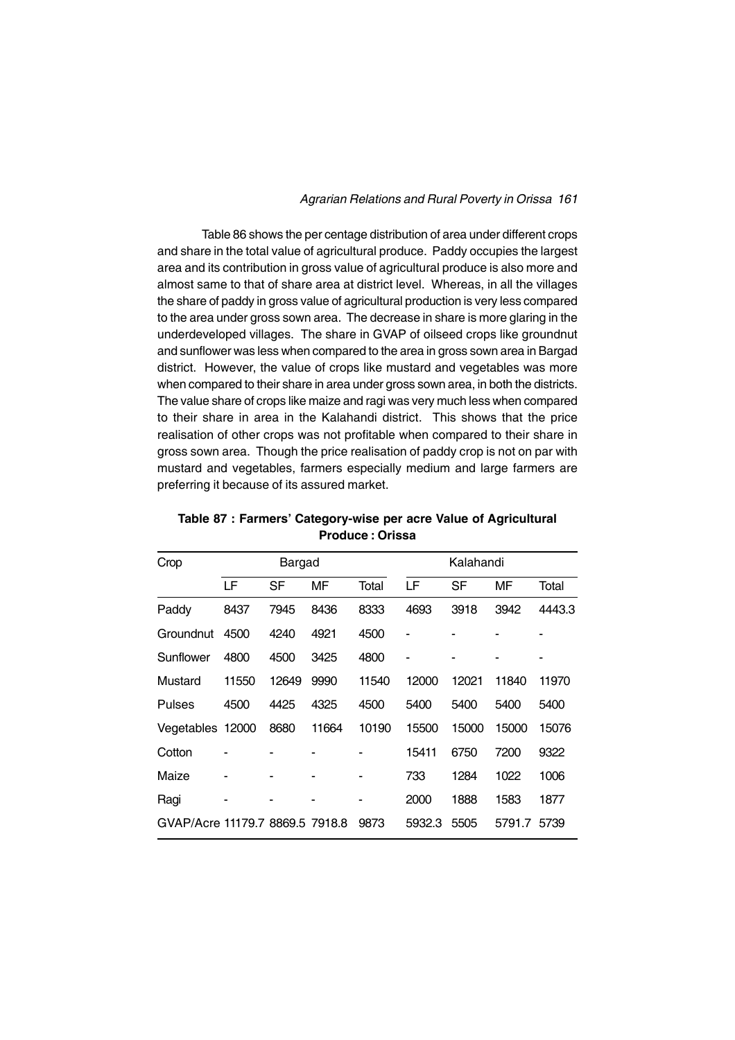Table 86 shows the per centage distribution of area under different crops and share in the total value of agricultural produce. Paddy occupies the largest area and its contribution in gross value of agricultural produce is also more and almost same to that of share area at district level. Whereas, in all the villages the share of paddy in gross value of agricultural production is very less compared to the area under gross sown area. The decrease in share is more glaring in the underdeveloped villages. The share in GVAP of oilseed crops like groundnut and sunflower was less when compared to the area in gross sown area in Bargad district. However, the value of crops like mustard and vegetables was more when compared to their share in area under gross sown area, in both the districts. The value share of crops like maize and ragi was very much less when compared to their share in area in the Kalahandi district. This shows that the price realisation of other crops was not profitable when compared to their share in gross sown area. Though the price realisation of paddy crop is not on par with mustard and vegetables, farmers especially medium and large farmers are preferring it because of its assured market.

**Table 87 : Farmers' Category-wise per acre Value of Agricultural Produce : Orissa**

| Crop | Bargad | | | | Kalahandi | | | |
|---|---|---|---|---|---|---|---|---|
| | LF | SF | MF | Total | LF | SF | MF | Total |
| Paddy | 8437 | 7945 | 8436 | 8333 | 4693 | 3918 | 3942 | 4443.3 |
| Groundnut | 4500 | 4240 | 4921 | 4500 | - | - | - | - |
| Sunflower | 4800 | 4500 | 3425 | 4800 | - | - | - | - |
| Mustard | 11550 | 12649 | 9990 | 11540 | 12000 | 12021 | 11840 | 11970 |
| Pulses | 4500 | 4425 | 4325 | 4500 | 5400 | 5400 | 5400 | 5400 |
| Vegetables | 12000 | 8680 | 11664 | 10190 | 15500 | 15000 | 15000 | 15076 |
| Cotton | - | - | - | - | 15411 | 6750 | 7200 | 9322 |
| Maize | - | - | - | - | 733 | 1284 | 1022 | 1006 |
| Ragi | - | - | - | - | 2000 | 1888 | 1583 | 1877 |
| GVAP/Acre | 11179.7 | 8869.5 | 7918.8 | 9873 | 5932.3 | 5505 | 5791.7 | 5739 |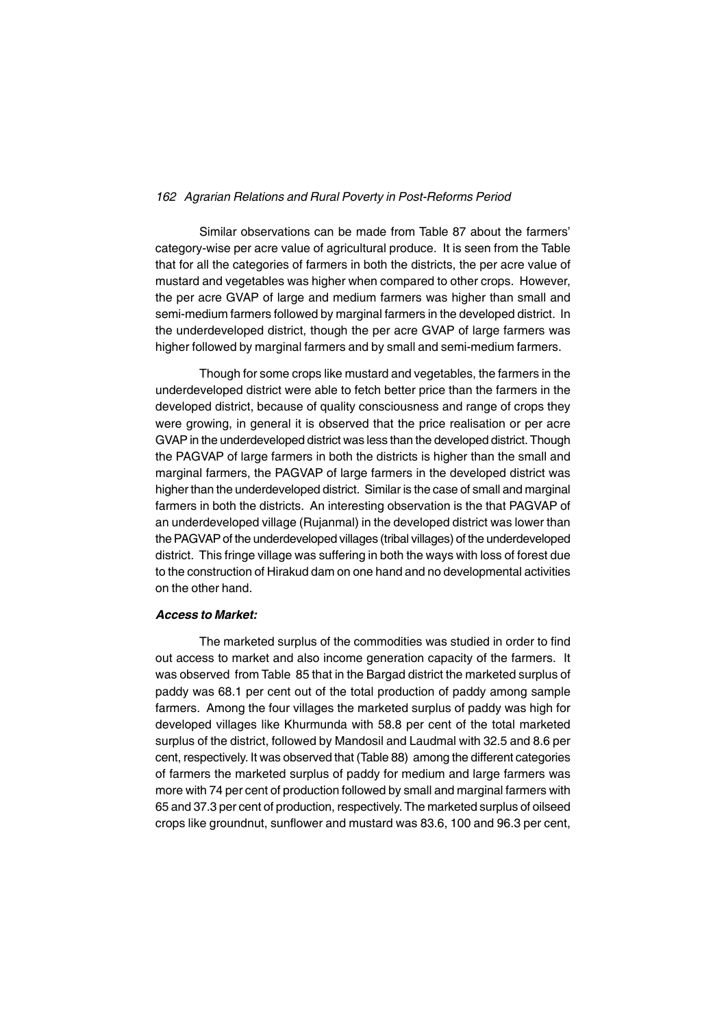Similar observations can be made from Table 87 about the farmers' category-wise per acre value of agricultural produce. It is seen from the Table that for all the categories of farmers in both the districts, the per acre value of mustard and vegetables was higher when compared to other crops. However, the per acre GVAP of large and medium farmers was higher than small and semi-medium farmers followed by marginal farmers in the developed district. In the underdeveloped district, though the per acre GVAP of large farmers was higher followed by marginal farmers and by small and semi-medium farmers.

Though for some crops like mustard and vegetables, the farmers in the underdeveloped district were able to fetch better price than the farmers in the developed district, because of quality consciousness and range of crops they were growing, in general it is observed that the price realisation or per acre GVAP in the underdeveloped district was less than the developed district. Though the PAGVAP of large farmers in both the districts is higher than the small and marginal farmers, the PAGVAP of large farmers in the developed district was higher than the underdeveloped district. Similar is the case of small and marginal farmers in both the districts. An interesting observation is the that PAGVAP of an underdeveloped village (Rujanmal) in the developed district was lower than the PAGVAP of the underdeveloped villages (tribal villages) of the underdeveloped district. This fringe village was suffering in both the ways with loss of forest due to the construction of Hirakud dam on one hand and no developmental activities on the other hand.

***Access to Market:***

The marketed surplus of the commodities was studied in order to find out access to market and also income generation capacity of the farmers. It was observed from Table 85 that in the Bargad district the marketed surplus of paddy was 68.1 per cent out of the total production of paddy among sample farmers. Among the four villages the marketed surplus of paddy was high for developed villages like Khurmunda with 58.8 per cent of the total marketed surplus of the district, followed by Mandosil and Laudmal with 32.5 and 8.6 per cent, respectively. It was observed that (Table 88) among the different categories of farmers the marketed surplus of paddy for medium and large farmers was more with 74 per cent of production followed by small and marginal farmers with 65 and 37.3 per cent of production, respectively. The marketed surplus of oilseed crops like groundnut, sunflower and mustard was 83.6, 100 and 96.3 per cent,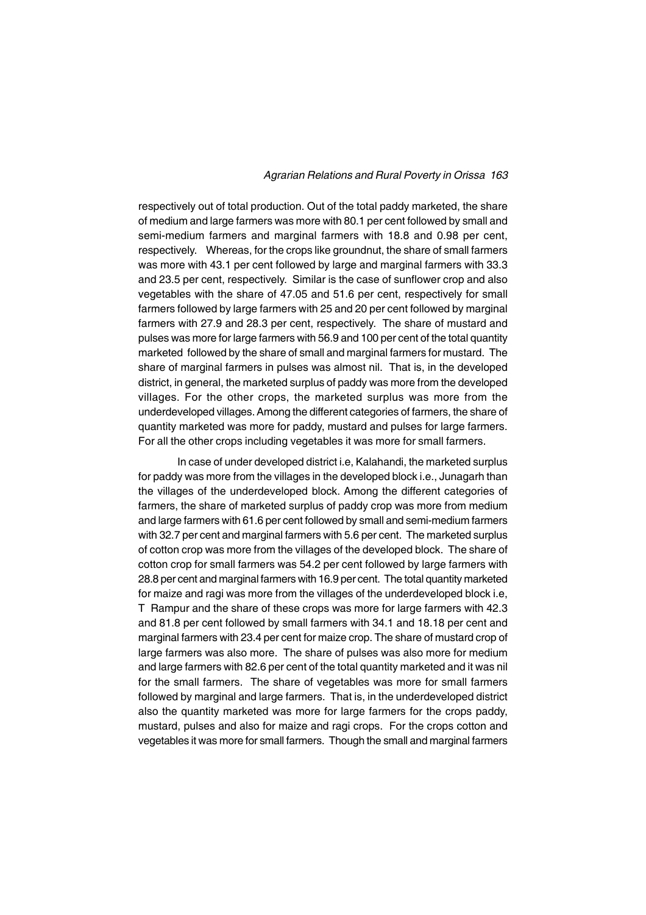respectively out of total production. Out of the total paddy marketed, the share of medium and large farmers was more with 80.1 per cent followed by small and semi-medium farmers and marginal farmers with 18.8 and 0.98 per cent, respectively. Whereas, for the crops like groundnut, the share of small farmers was more with 43.1 per cent followed by large and marginal farmers with 33.3 and 23.5 per cent, respectively. Similar is the case of sunflower crop and also vegetables with the share of 47.05 and 51.6 per cent, respectively for small farmers followed by large farmers with 25 and 20 per cent followed by marginal farmers with 27.9 and 28.3 per cent, respectively. The share of mustard and pulses was more for large farmers with 56.9 and 100 per cent of the total quantity marketed followed by the share of small and marginal farmers for mustard. The share of marginal farmers in pulses was almost nil. That is, in the developed district, in general, the marketed surplus of paddy was more from the developed villages. For the other crops, the marketed surplus was more from the underdeveloped villages. Among the different categories of farmers, the share of quantity marketed was more for paddy, mustard and pulses for large farmers. For all the other crops including vegetables it was more for small farmers.

In case of under developed district i.e, Kalahandi, the marketed surplus for paddy was more from the villages in the developed block i.e., Junagarh than the villages of the underdeveloped block. Among the different categories of farmers, the share of marketed surplus of paddy crop was more from medium and large farmers with 61.6 per cent followed by small and semi-medium farmers with 32.7 per cent and marginal farmers with 5.6 per cent. The marketed surplus of cotton crop was more from the villages of the developed block. The share of cotton crop for small farmers was 54.2 per cent followed by large farmers with 28.8 per cent and marginal farmers with 16.9 per cent. The total quantity marketed for maize and ragi was more from the villages of the underdeveloped block i.e, T Rampur and the share of these crops was more for large farmers with 42.3 and 81.8 per cent followed by small farmers with 34.1 and 18.18 per cent and marginal farmers with 23.4 per cent for maize crop. The share of mustard crop of large farmers was also more. The share of pulses was also more for medium and large farmers with 82.6 per cent of the total quantity marketed and it was nil for the small farmers. The share of vegetables was more for small farmers followed by marginal and large farmers. That is, in the underdeveloped district also the quantity marketed was more for large farmers for the crops paddy, mustard, pulses and also for maize and ragi crops. For the crops cotton and vegetables it was more for small farmers. Though the small and marginal farmers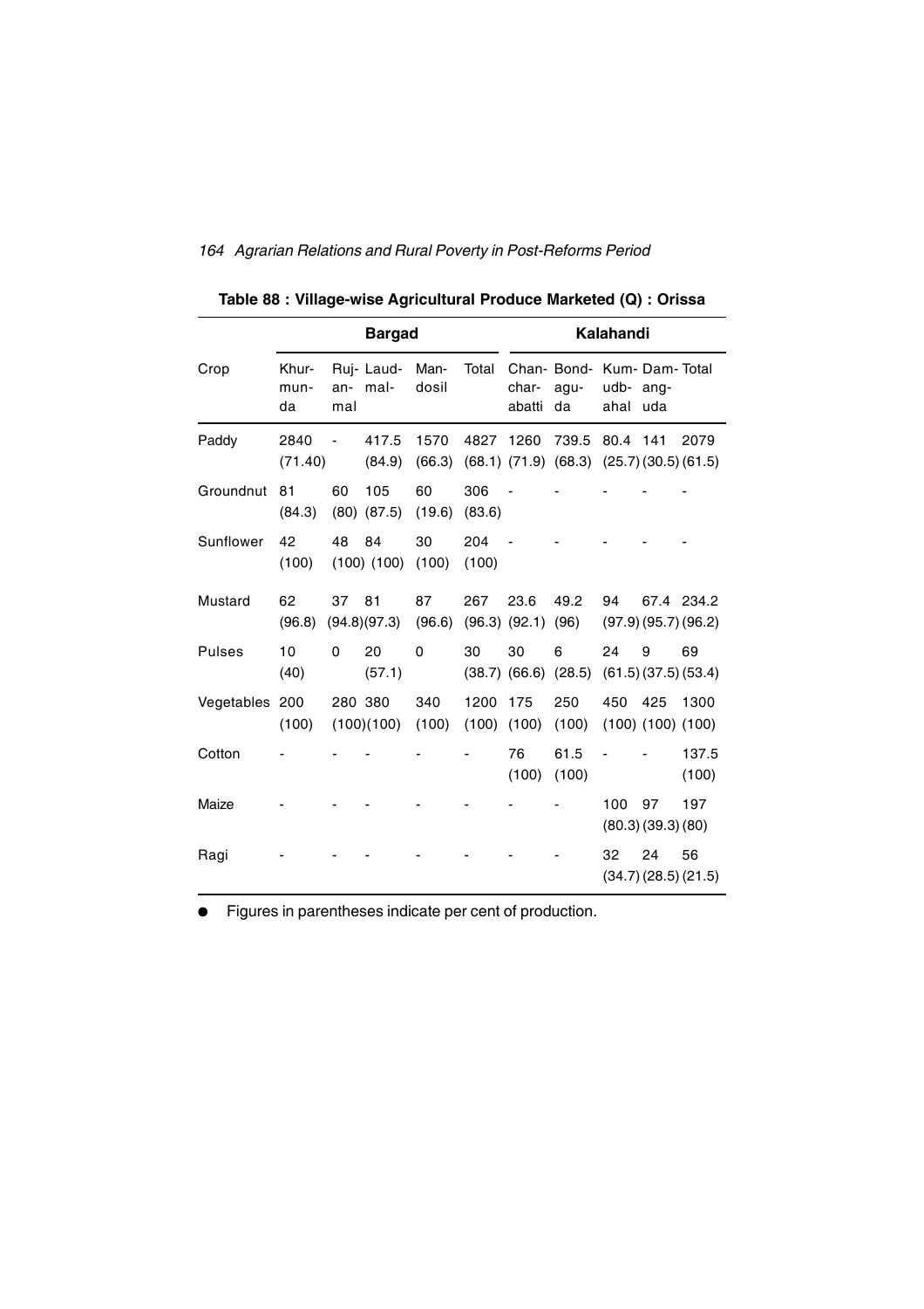**Table 88 : Village-wise Agricultural Produce Marketed (Q) : Orissa**

| Crop | Bargad | | | | | Kalahandi | | | | |
|---|---|---|---|---|---|---|---|---|---|---|
| | Khurmunda | Rujanmal | Laudmal | Mandosil | Total | Chancharabatti | Bondaguda | Kumudbahal | Damanguda | Total |
| Paddy | 2840 (71.40) | - | 417.5 (84.9) | 1570 (66.3) | 4827 (68.1) | 1260 (71.9) | 739.5 (68.3) | 80.4 (25.7) | 141 (30.5) | 2079 (61.5) |
| Groundnut | 81 (84.3) | 60 (80) | 105 (87.5) | 60 (19.6) | 306 (83.6) | - | - | - | - | - |
| Sunflower | 42 (100) | 48 (100) | 84 (100) | 30 (100) | 204 (100) | - | - | - | - | - |
| Mustard | 62 (96.8) | 37 (94.8) | 81 (97.3) | 87 (96.6) | 267 (96.3) | 23.6 (92.1) | 49.2 (96) | 94 (97.9) | 67.4 (95.7) | 234.2 (96.2) |
| Pulses | 10 (40) | 0 | 20 (57.1) | 0 | 30 (38.7) | 30 (66.6) | 6 (28.5) | 24 (61.5) | 9 (37.5) | 69 (53.4) |
| Vegetables | 200 (100) | 280 (100) | 380 (100) | 340 (100) | 1200 (100) | 175 (100) | 250 (100) | 450 (100) | 425 (100) | 1300 (100) |
| Cotton | - | - | - | - | - | 76 (100) | 61.5 (100) | - | - | 137.5 (100) |
| Maize | - | - | - | - | - | - | - | 100 (80.3) | 97 (39.3) | 197 (80) |
| Ragi | - | - | - | - | - | - | - | 32 (34.7) | 24 (28.5) | 56 (21.5) |

- Figures in parentheses indicate per cent of production.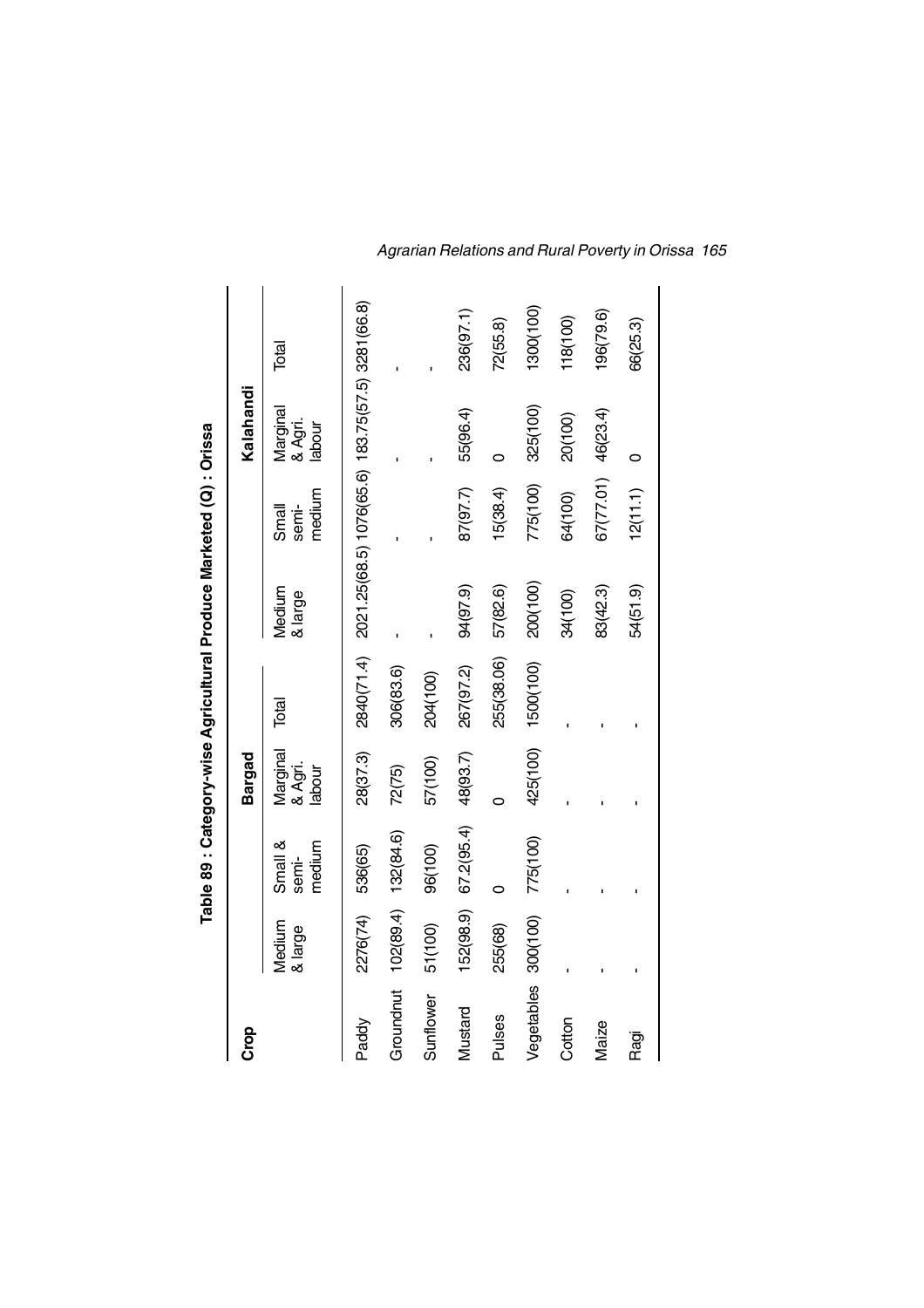**Table 89 : Category-wise Agricultural Produce Marketed (Q) : Orissa**

| Crop | Bargad | | | | Kalahandi | | | |
|---|---|---|---|---|---|---|---|---|
| | Medium & large | Small & semi-medium | Marginal & Agri. labour | Total | Medium & large | Small semi-medium | Marginal & Agri. labour | Total |
| Paddy | 2276(74) | 536(65) | 28(37.3) | 2840(71.4) | 2021.25(68.5) | 1076(65.6) | 183.75(57.5) | 3281(66.8) |
| Groundnut | 102(89.4) | 132(84.6) | 72(75) | 306(83.6) | - | - | - | - |
| Sunflower | 51(100) | 96(100) | 57(100) | 204(100) | - | - | - | - |
| Mustard | 152(98.9) | 67.2(95.4) | 48(93.7) | 267(97.2) | 94(97.9) | 87(97.7) | 55(96.4) | 236(97.1) |
| Pulses | 255(68) | 0 | 0 | 255(38.06) | 57(82.6) | 15(38.4) | 0 | 72(55.8) |
| Vegetables | 300(100) | 775(100) | 425(100) | 1500(100) | 200(100) | 775(100) | 325(100) | 1300(100) |
| Cotton | - | - | - | - | 34(100) | 64(100) | 20(100) | 118(100) |
| Maize | - | - | - | - | 83(42.3) | 67(77.01) | 46(23.4) | 196(79.6) |
| Ragi | - | - | - | - | 54(51.9) | 12(11.1) | 0 | 66(25.3) |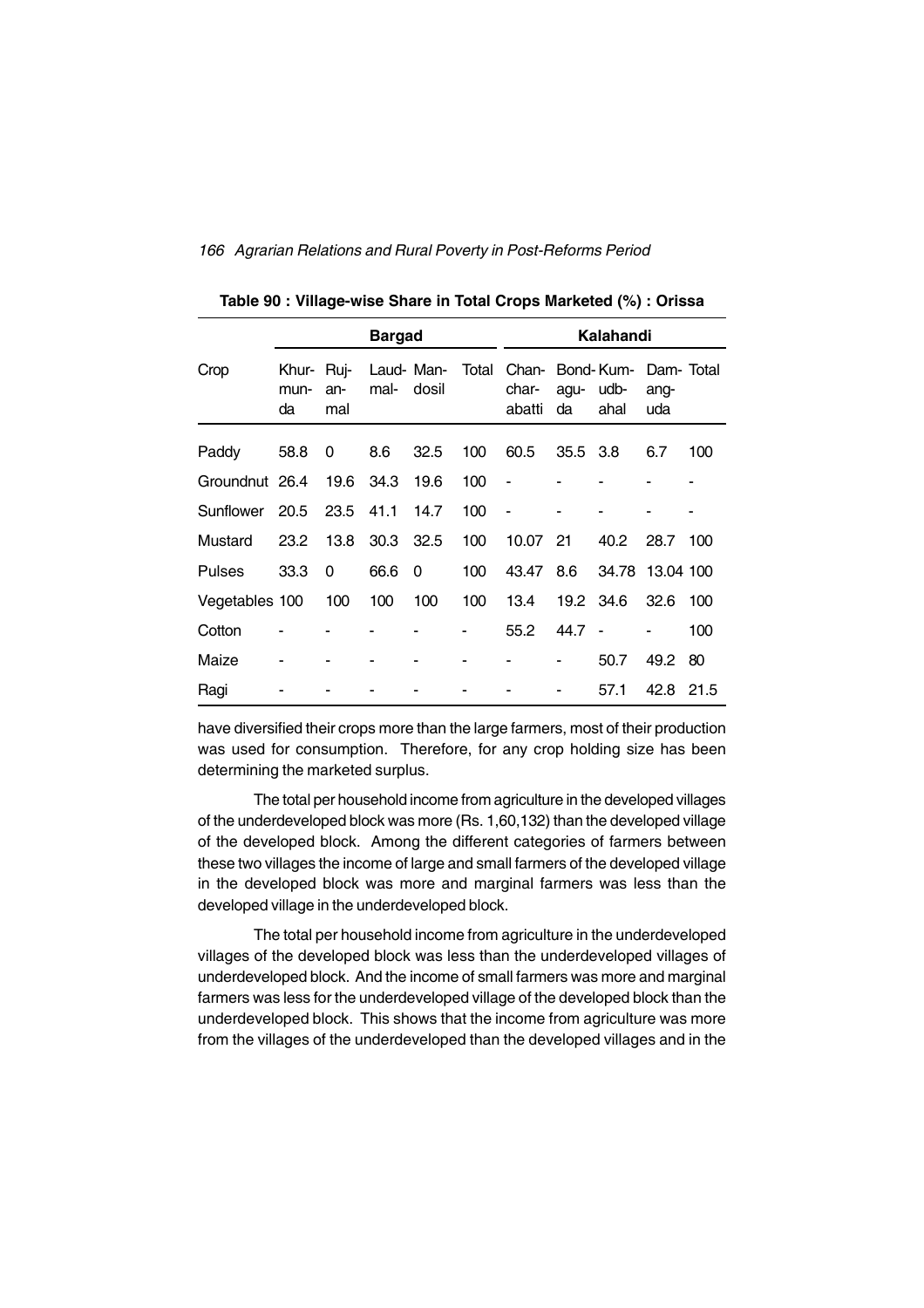**Table 90 : Village-wise Share in Total Crops Marketed (%) : Orissa**

| Crop | Bargad | | | | | Kalahandi | | | | |
|---|---|---|---|---|---|---|---|---|---|---|
| | Khur-munda | Ruj-anmal | Laud-mal- | Man-dosil | Total | Chan-char-abatti | Bond-aguda | Kum-udb-ahal | Dam-anguda | Total |
| Paddy | 58.8 | 0 | 8.6 | 32.5 | 100 | 60.5 | 35.5 | 3.8 | 6.7 | 100 |
| Groundnut | 26.4 | 19.6 | 34.3 | 19.6 | 100 | - | - | - | - | - |
| Sunflower | 20.5 | 23.5 | 41.1 | 14.7 | 100 | - | - | - | - | - |
| Mustard | 23.2 | 13.8 | 30.3 | 32.5 | 100 | 10.07 | 21 | 40.2 | 28.7 | 100 |
| Pulses | 33.3 | 0 | 66.6 | 0 | 100 | 43.47 | 8.6 | 34.78 | 13.04 | 100 |
| Vegetables | 100 | 100 | 100 | 100 | 100 | 13.4 | 19.2 | 34.6 | 32.6 | 100 |
| Cotton | - | - | - | - | - | 55.2 | 44.7 | - | - | 100 |
| Maize | - | - | - | - | - | - | - | 50.7 | 49.2 | 80 |
| Ragi | - | - | - | - | - | - | - | 57.1 | 42.8 | 21.5 |

have diversified their crops more than the large farmers, most of their production was used for consumption. Therefore, for any crop holding size has been determining the marketed surplus.

The total per household income from agriculture in the developed villages of the underdeveloped block was more (Rs. 1,60,132) than the developed village of the developed block. Among the different categories of farmers between these two villages the income of large and small farmers of the developed village in the developed block was more and marginal farmers was less than the developed village in the underdeveloped block.

The total per household income from agriculture in the underdeveloped villages of the developed block was less than the underdeveloped villages of underdeveloped block. And the income of small farmers was more and marginal farmers was less for the underdeveloped village of the developed block than the underdeveloped block. This shows that the income from agriculture was more from the villages of the underdeveloped than the developed villages and in the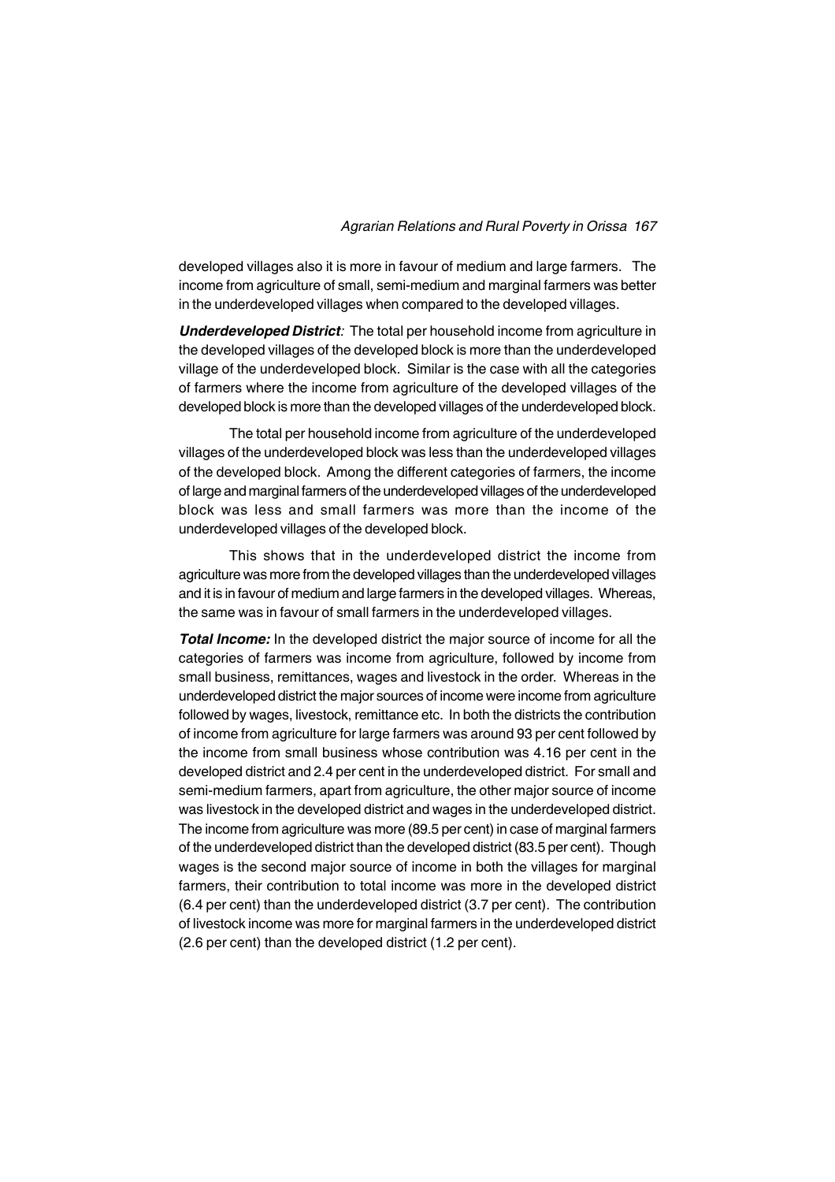developed villages also it is more in favour of medium and large farmers. The income from agriculture of small, semi-medium and marginal farmers was better in the underdeveloped villages when compared to the developed villages.

***Underdeveloped District**:* The total per household income from agriculture in the developed villages of the developed block is more than the underdeveloped village of the underdeveloped block. Similar is the case with all the categories of farmers where the income from agriculture of the developed villages of the developed block is more than the developed villages of the underdeveloped block.

The total per household income from agriculture of the underdeveloped villages of the underdeveloped block was less than the underdeveloped villages of the developed block. Among the different categories of farmers, the income of large and marginal farmers of the underdeveloped villages of the underdeveloped block was less and small farmers was more than the income of the underdeveloped villages of the developed block.

This shows that in the underdeveloped district the income from agriculture was more from the developed villages than the underdeveloped villages and it is in favour of medium and large farmers in the developed villages. Whereas, the same was in favour of small farmers in the underdeveloped villages.

***Total Income:*** In the developed district the major source of income for all the categories of farmers was income from agriculture, followed by income from small business, remittances, wages and livestock in the order. Whereas in the underdeveloped district the major sources of income were income from agriculture followed by wages, livestock, remittance etc. In both the districts the contribution of income from agriculture for large farmers was around 93 per cent followed by the income from small business whose contribution was 4.16 per cent in the developed district and 2.4 per cent in the underdeveloped district. For small and semi-medium farmers, apart from agriculture, the other major source of income was livestock in the developed district and wages in the underdeveloped district. The income from agriculture was more (89.5 per cent) in case of marginal farmers of the underdeveloped district than the developed district (83.5 per cent). Though wages is the second major source of income in both the villages for marginal farmers, their contribution to total income was more in the developed district (6.4 per cent) than the underdeveloped district (3.7 per cent). The contribution of livestock income was more for marginal farmers in the underdeveloped district (2.6 per cent) than the developed district (1.2 per cent).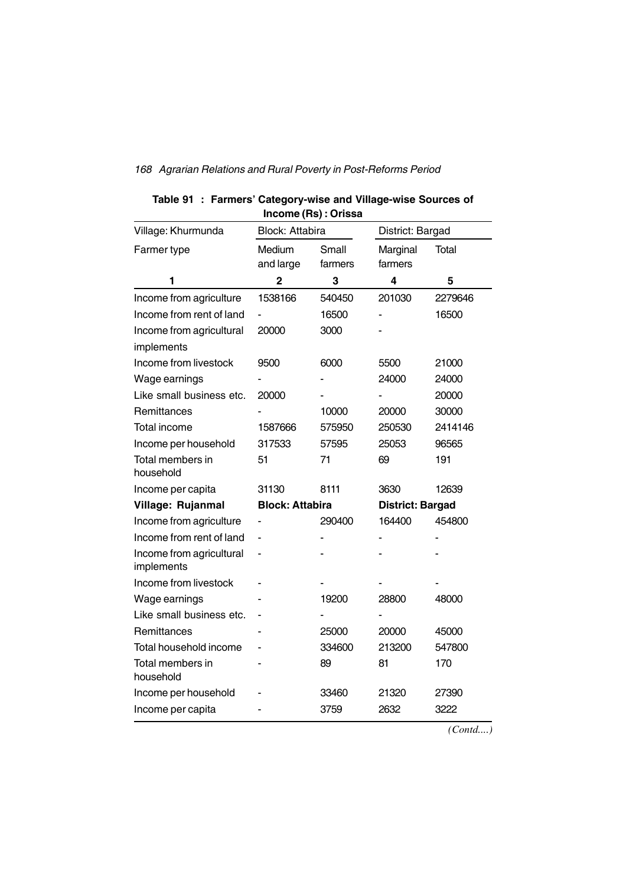**Table 91 : Farmers' Category-wise and Village-wise Sources of Income (Rs) : Orissa**

| Village: Khurmunda | Block: Attabira | | District: Bargad | |
|---|---|---|---|---|
| Farmer type | Medium and large | Small farmers | Marginal farmers | Total |
| 1 | 2 | 3 | 4 | 5 |
| Income from agriculture | 1538166 | 540450 | 201030 | 2279646 |
| Income from rent of land | - | 16500 | - | 16500 |
| Income from agricultural implements | 20000 | 3000 | - | |
| Income from livestock | 9500 | 6000 | 5500 | 21000 |
| Wage earnings | - | - | 24000 | 24000 |
| Like small business etc. | 20000 | - | - | 20000 |
| Remittances | - | 10000 | 20000 | 30000 |
| Total income | 1587666 | 575950 | 250530 | 2414146 |
| Income per household | 317533 | 57595 | 25053 | 96565 |
| Total members in household | 51 | 71 | 69 | 191 |
| Income per capita | 31130 | 8111 | 3630 | 12639 |
| **Village: Rujanmal** | **Block: Attabira** | | **District: Bargad** | |
| Income from agriculture | - | 290400 | 164400 | 454800 |
| Income from rent of land | - | - | - | - |
| Income from agricultural implements | - | - | - | - |
| Income from livestock | - | - | - | - |
| Wage earnings | - | 19200 | 28800 | 48000 |
| Like small business etc. | - | - | - | |
| Remittances | - | 25000 | 20000 | 45000 |
| Total household income | - | 334600 | 213200 | 547800 |
| Total members in household | - | 89 | 81 | 170 |
| Income per household | - | 33460 | 21320 | 27390 |
| Income per capita | - | 3759 | 2632 | 3222 |

*(Contd....)*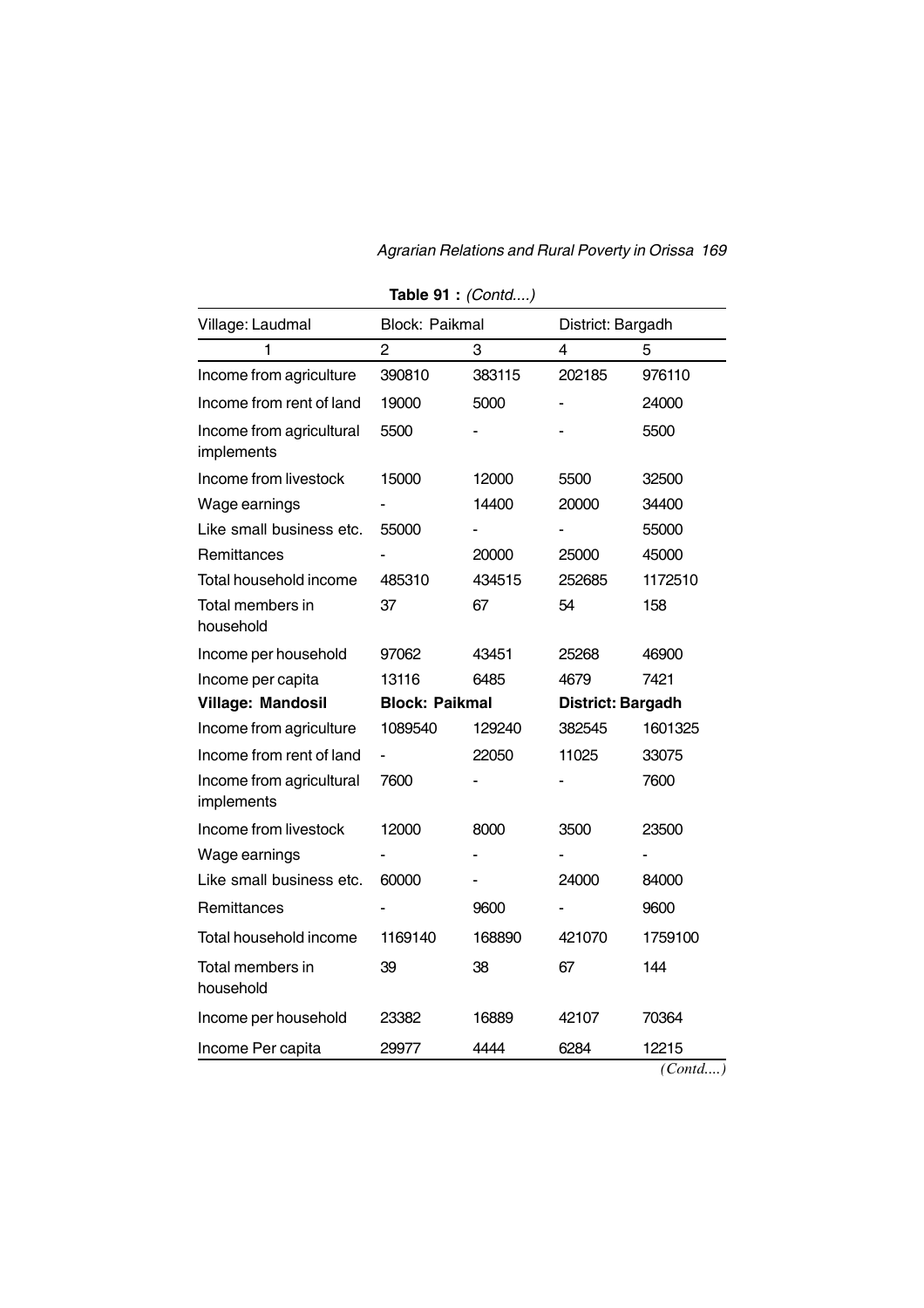**Table 91 :** *(Contd....)*

| Village: Laudmal | Block: Paikmal | | District: Bargadh | |
|---|---|---|---|---|
| 1 | 2 | 3 | 4 | 5 |
| Income from agriculture | 390810 | 383115 | 202185 | 976110 |
| Income from rent of land | 19000 | 5000 | - | 24000 |
| Income from agricultural implements | 5500 | - | - | 5500 |
| Income from livestock | 15000 | 12000 | 5500 | 32500 |
| Wage earnings | - | 14400 | 20000 | 34400 |
| Like small business etc. | 55000 | - | - | 55000 |
| Remittances | - | 20000 | 25000 | 45000 |
| Total household income | 485310 | 434515 | 252685 | 1172510 |
| Total members in household | 37 | 67 | 54 | 158 |
| Income per household | 97062 | 43451 | 25268 | 46900 |
| Income per capita | 13116 | 6485 | 4679 | 7421 |
| **Village: Mandosil** | **Block: Paikmal** | | **District: Bargadh** | |
| Income from agriculture | 1089540 | 129240 | 382545 | 1601325 |
| Income from rent of land | - | 22050 | 11025 | 33075 |
| Income from agricultural implements | 7600 | - | - | 7600 |
| Income from livestock | 12000 | 8000 | 3500 | 23500 |
| Wage earnings | - | - | - | - |
| Like small business etc. | 60000 | - | 24000 | 84000 |
| Remittances | - | 9600 | - | 9600 |
| Total household income | 1169140 | 168890 | 421070 | 1759100 |
| Total members in household | 39 | 38 | 67 | 144 |
| Income per household | 23382 | 16889 | 42107 | 70364 |
| Income Per capita | 29977 | 4444 | 6284 | 12215 |

*(Contd....)*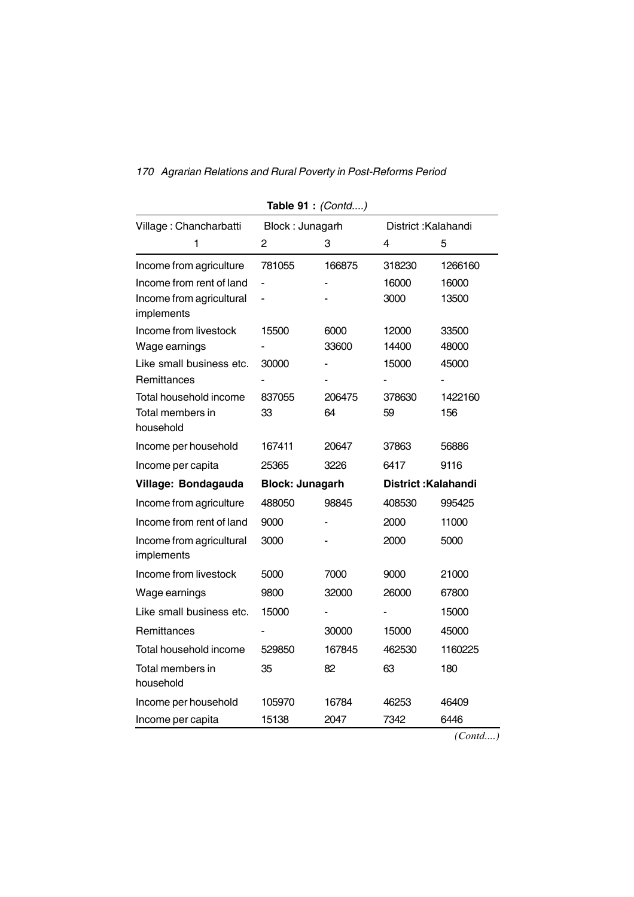**Table 91 :** *(Contd....)*

| Village : Chancharbatti | Block : Junagarh | | District :Kalahandi | |
|---|---|---|---|---|
| 1 | 2 | 3 | 4 | 5 |
| Income from agriculture | 781055 | 166875 | 318230 | 1266160 |
| Income from rent of land | - | - | 16000 | 16000 |
| Income from agricultural implements | - | - | 3000 | 13500 |
| Income from livestock | 15500 | 6000 | 12000 | 33500 |
| Wage earnings | - | 33600 | 14400 | 48000 |
| Like small business etc. | 30000 | - | 15000 | 45000 |
| Remittances | - | - | - | - |
| Total household income | 837055 | 206475 | 378630 | 1422160 |
| Total members in household | 33 | 64 | 59 | 156 |
| Income per household | 167411 | 20647 | 37863 | 56886 |
| Income per capita | 25365 | 3226 | 6417 | 9116 |
| **Village: Bondagauda** | **Block: Junagarh** | | **District :Kalahandi** | |
| Income from agriculture | 488050 | 98845 | 408530 | 995425 |
| Income from rent of land | 9000 | - | 2000 | 11000 |
| Income from agricultural implements | 3000 | - | 2000 | 5000 |
| Income from livestock | 5000 | 7000 | 9000 | 21000 |
| Wage earnings | 9800 | 32000 | 26000 | 67800 |
| Like small business etc. | 15000 | - | - | 15000 |
| Remittances | - | 30000 | 15000 | 45000 |
| Total household income | 529850 | 167845 | 462530 | 1160225 |
| Total members in household | 35 | 82 | 63 | 180 |
| Income per household | 105970 | 16784 | 46253 | 46409 |
| Income per capita | 15138 | 2047 | 7342 | 6446 |

*(Contd....)*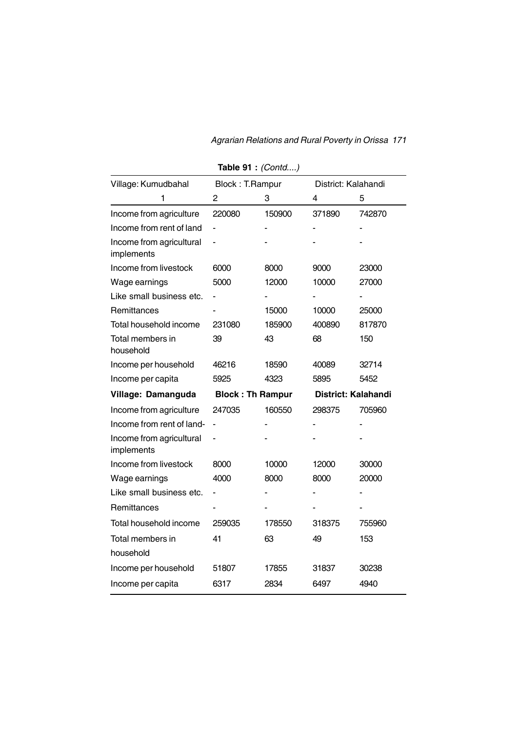**Table 91 :** *(Contd....)*

| Village: Kumudbahal | Block : T.Rampur | | District: Kalahandi | |
|---|---|---|---|---|
| 1 | 2 | 3 | 4 | 5 |
| Income from agriculture | 220080 | 150900 | 371890 | 742870 |
| Income from rent of land | - | - | - | - |
| Income from agricultural implements | - | - | - | - |
| Income from livestock | 6000 | 8000 | 9000 | 23000 |
| Wage earnings | 5000 | 12000 | 10000 | 27000 |
| Like small business etc. | - | - | - | - |
| Remittances | - | 15000 | 10000 | 25000 |
| Total household income | 231080 | 185900 | 400890 | 817870 |
| Total members in household | 39 | 43 | 68 | 150 |
| Income per household | 46216 | 18590 | 40089 | 32714 |
| Income per capita | 5925 | 4323 | 5895 | 5452 |
| **Village: Damanguda** | **Block : Th Rampur** | | **District: Kalahandi** | |
| Income from agriculture | 247035 | 160550 | 298375 | 705960 |
| Income from rent of land- | - | - | - | - |
| Income from agricultural implements | - | - | - | - |
| Income from livestock | 8000 | 10000 | 12000 | 30000 |
| Wage earnings | 4000 | 8000 | 8000 | 20000 |
| Like small business etc. | - | - | - | - |
| Remittances | - | - | - | - |
| Total household income | 259035 | 178550 | 318375 | 755960 |
| Total members in household | 41 | 63 | 49 | 153 |
| Income per household | 51807 | 17855 | 31837 | 30238 |
| Income per capita | 6317 | 2834 | 6497 | 4940 |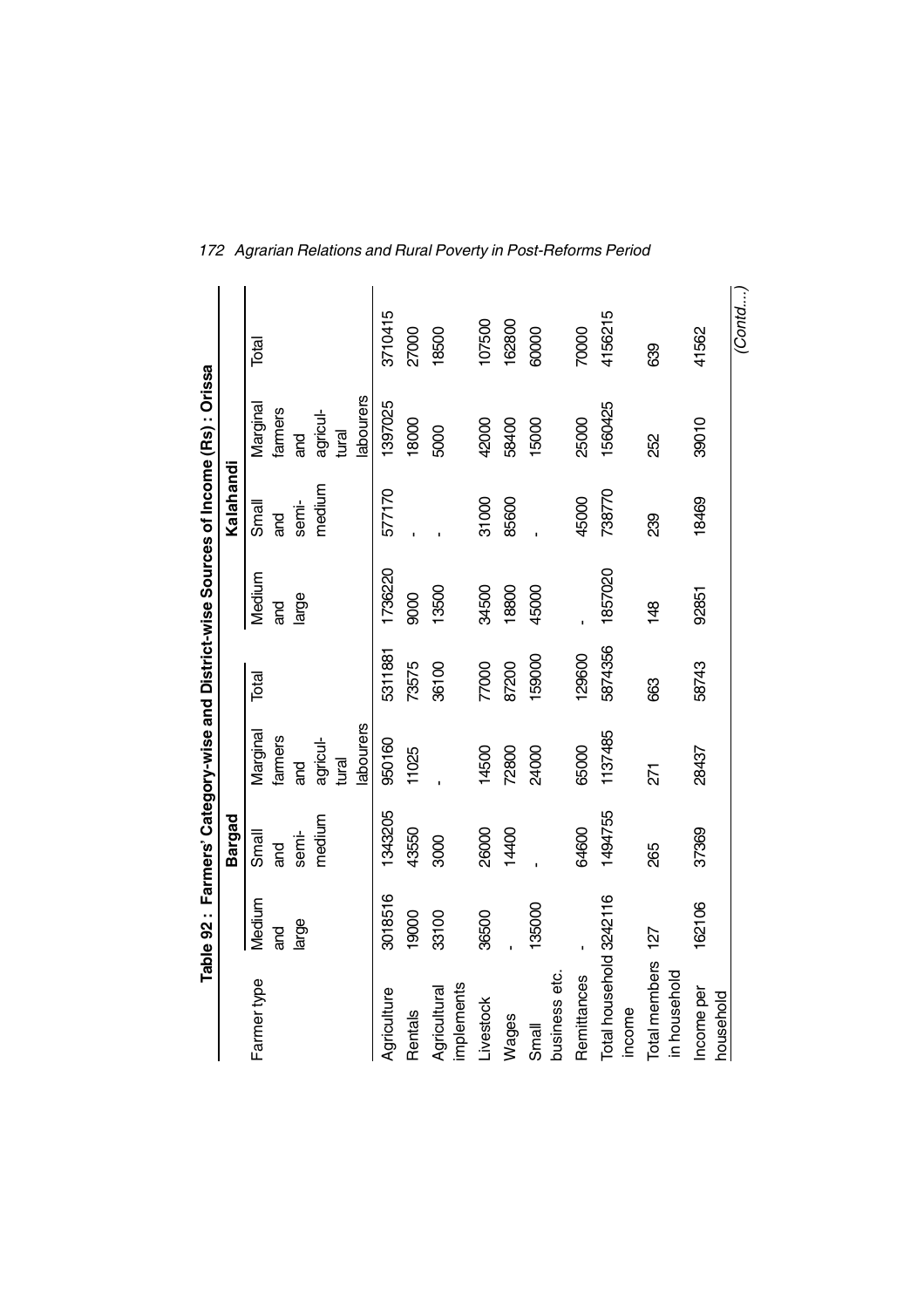**Table 92 : Farmers' Category-wise and District-wise Sources of Income (Rs) : Orissa**

| Farmer type | Bargad | | | | Kalahandi | | | |
|---|---|---|---|---|---|---|---|---|
| | Medium and large | Small and semi-medium | Marginal farmers and agricul-tural labourers | Total | Medium and large | Small and semi-medium | Marginal farmers and agricul-tural labourers | Total |
| Agriculture | 3018516 | 1343205 | 950160 | 5311881 | 1736220 | 577170 | 1397025 | 3710415 |
| Rentals | 19000 | 43550 | 11025 | 73575 | 9000 | - | 18000 | 27000 |
| Agricultural implements | 33100 | 3000 | - | 36100 | 13500 | - | 5000 | 18500 |
| Livestock | 36500 | 26000 | 14500 | 77000 | 34500 | 31000 | 42000 | 107500 |
| Wages | - | 14400 | 72800 | 87200 | 18800 | 85600 | 58400 | 162800 |
| Small business etc. | 135000 | - | 24000 | 159000 | 45000 | - | 15000 | 60000 |
| Remittances | - | 64600 | 65000 | 129600 | - | 45000 | 25000 | 70000 |
| Total household income | 3242116 | 1494755 | 1137485 | 5874356 | 1857020 | 738770 | 1560425 | 4156215 |
| Total members in household | 127 | 265 | 271 | 663 | 148 | 239 | 252 | 639 |
| Income per household | 162106 | 37369 | 28437 | 58743 | 92851 | 18469 | 39010 | 41562 |

*(Contd....)*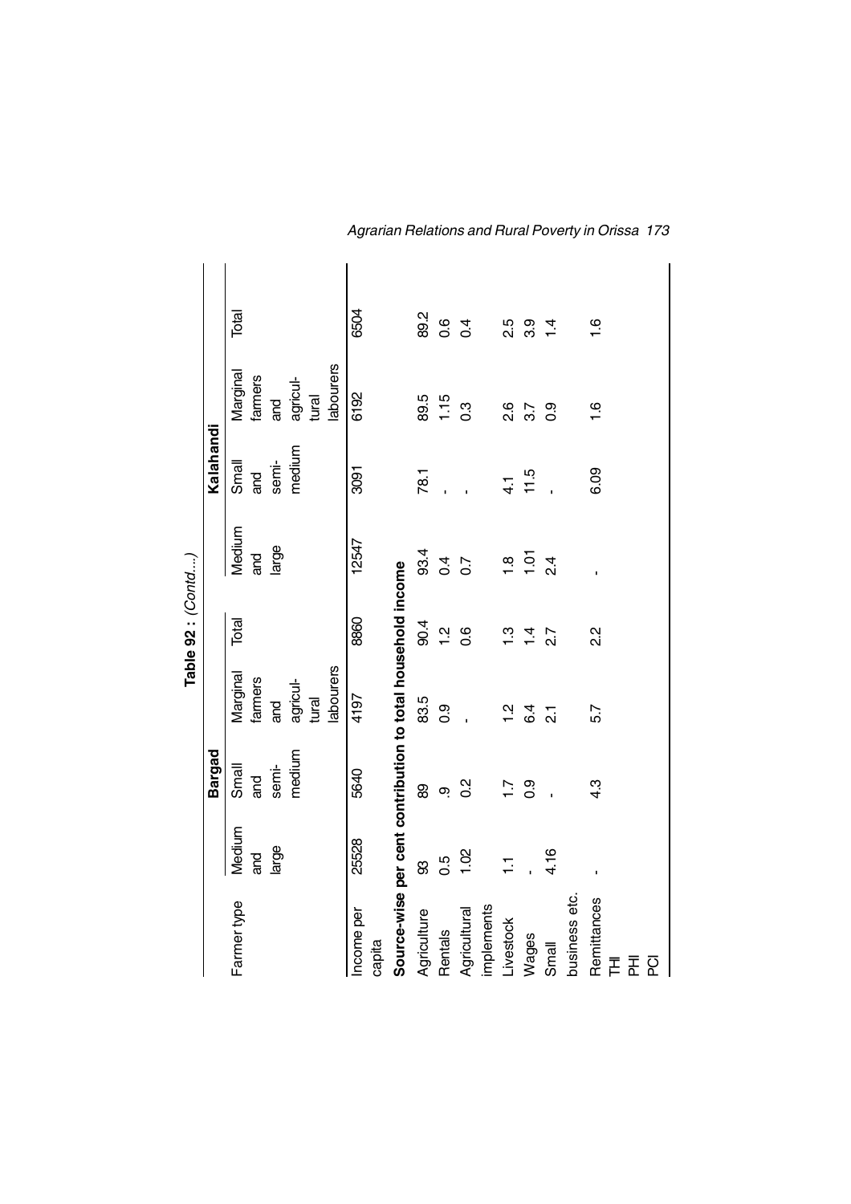**Table 92 : (Contd...)**

| Farmer type | Bargad | | | | Kalahandi | | | |
|---|---|---|---|---|---|---|---|---|
| | Medium and large | Small and semi-medium | Marginal farmers and agricul-tural labourers | Total | Medium and large | Small and semi-medium | Marginal farmers and agricul-tural labourers | Total |
| Income per capita | 25528 | 5640 | 4197 | 8860 | 12547 | 3091 | 6192 | 6504 |
| **Source-wise per cent contribution to total household income** | | | | | | | | |
| Agriculture | 93 | 89 | 83.5 | 90.4 | 93.4 | 78.1 | 89.5 | 89.2 |
| Rentals | 0.5 | .9 | 0.9 | 1.2 | 0.4 | - | 1.15 | 0.6 |
| Agricultural implements | 1.02 | 0.2 | - | 0.6 | 0.7 | - | 0.3 | 0.4 |
| Livestock | 1.1 | 1.7 | 1.2 | 1.3 | 1.8 | 4.1 | 2.6 | 2.5 |
| Wages | - | 0.9 | 6.4 | 1.4 | 1.01 | 11.5 | 3.7 | 3.9 |
| Small business etc. | 4.16 | - | 2.1 | 2.7 | 2.4 | - | 0.9 | 1.4 |
| Remittances | - | 4.3 | 5.7 | 2.2 | - | 6.09 | 1.6 | 1.6 |
| THI | | | | | | | | |
| PHI | | | | | | | | |
| PCI | | | | | | | | |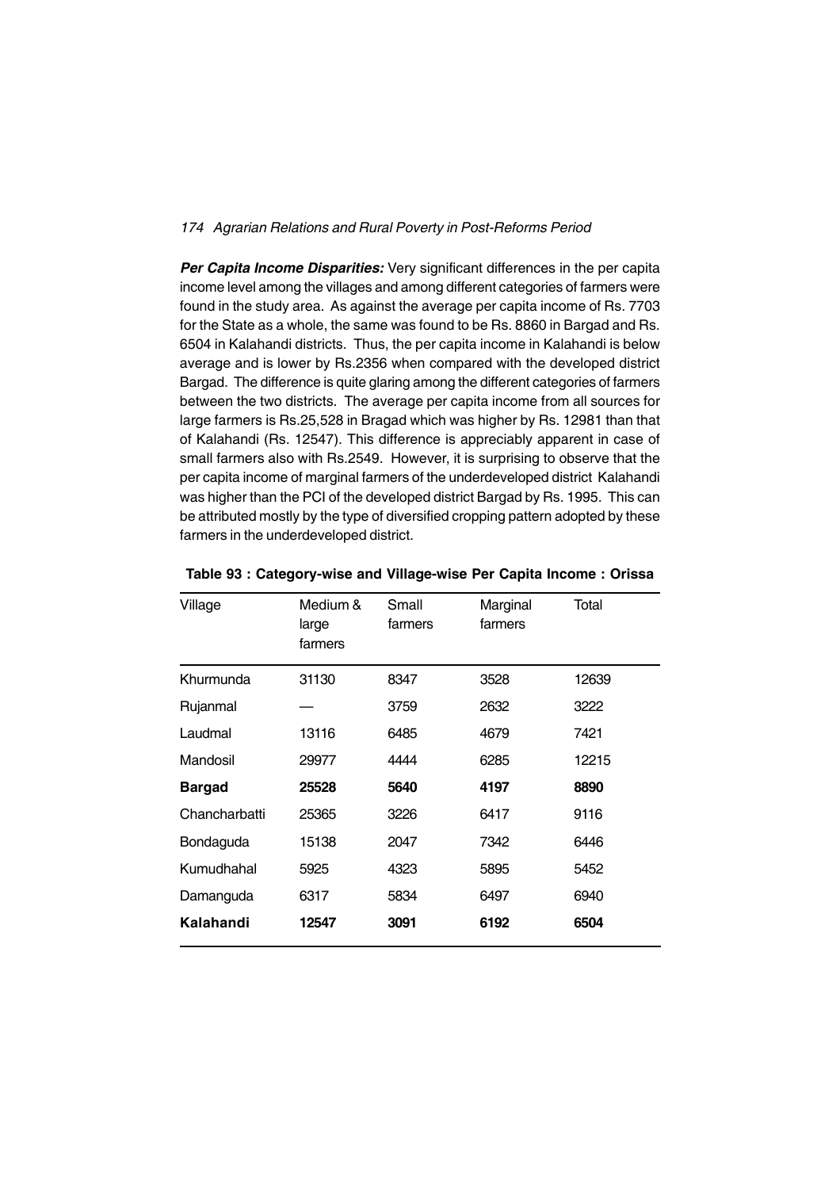***Per Capita Income Disparities:*** Very significant differences in the per capita income level among the villages and among different categories of farmers were found in the study area. As against the average per capita income of Rs. 7703 for the State as a whole, the same was found to be Rs. 8860 in Bargad and Rs. 6504 in Kalahandi districts. Thus, the per capita income in Kalahandi is below average and is lower by Rs.2356 when compared with the developed district Bargad. The difference is quite glaring among the different categories of farmers between the two districts. The average per capita income from all sources for large farmers is Rs.25,528 in Bragad which was higher by Rs. 12981 than that of Kalahandi (Rs. 12547). This difference is appreciably apparent in case of small farmers also with Rs.2549. However, it is surprising to observe that the per capita income of marginal farmers of the underdeveloped district Kalahandi was higher than the PCI of the developed district Bargad by Rs. 1995. This can be attributed mostly by the type of diversified cropping pattern adopted by these farmers in the underdeveloped district.

**Table 93 : Category-wise and Village-wise Per Capita Income : Orissa**

| Village | Medium & large farmers | Small farmers | Marginal farmers | Total |
|---|---|---|---|---|
| Khurmunda | 31130 | 8347 | 3528 | 12639 |
| Rujanmal | — | 3759 | 2632 | 3222 |
| Laudmal | 13116 | 6485 | 4679 | 7421 |
| Mandosil | 29977 | 4444 | 6285 | 12215 |
| **Bargad** | **25528** | **5640** | **4197** | **8890** |
| Chancharbatti | 25365 | 3226 | 6417 | 9116 |
| Bondaguda | 15138 | 2047 | 7342 | 6446 |
| Kumudhahal | 5925 | 4323 | 5895 | 5452 |
| Damanguda | 6317 | 5834 | 6497 | 6940 |
| **Kalahandi** | **12547** | **3091** | **6192** | **6504** |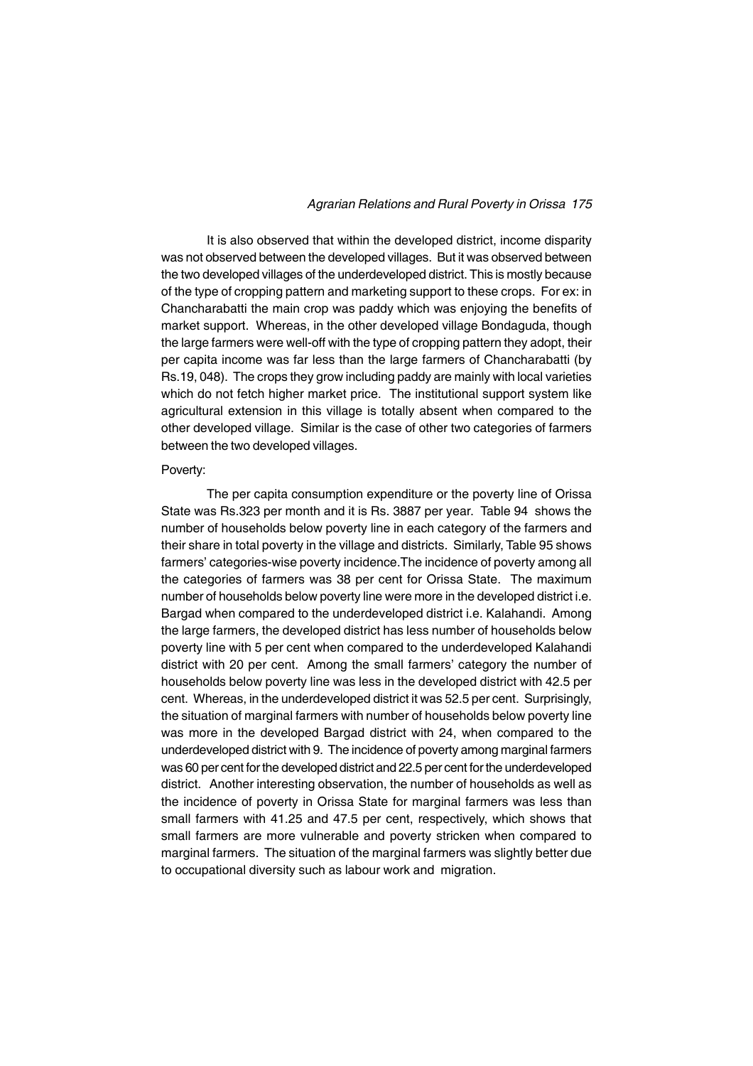It is also observed that within the developed district, income disparity was not observed between the developed villages. But it was observed between the two developed villages of the underdeveloped district. This is mostly because of the type of cropping pattern and marketing support to these crops. For ex: in Chancharabatti the main crop was paddy which was enjoying the benefits of market support. Whereas, in the other developed village Bondaguda, though the large farmers were well-off with the type of cropping pattern they adopt, their per capita income was far less than the large farmers of Chancharabatti (by Rs.19, 048). The crops they grow including paddy are mainly with local varieties which do not fetch higher market price. The institutional support system like agricultural extension in this village is totally absent when compared to the other developed village. Similar is the case of other two categories of farmers between the two developed villages.

Poverty:

The per capita consumption expenditure or the poverty line of Orissa State was Rs.323 per month and it is Rs. 3887 per year. Table 94 shows the number of households below poverty line in each category of the farmers and their share in total poverty in the village and districts. Similarly, Table 95 shows farmers' categories-wise poverty incidence.The incidence of poverty among all the categories of farmers was 38 per cent for Orissa State. The maximum number of households below poverty line were more in the developed district i.e. Bargad when compared to the underdeveloped district i.e. Kalahandi. Among the large farmers, the developed district has less number of households below poverty line with 5 per cent when compared to the underdeveloped Kalahandi district with 20 per cent. Among the small farmers' category the number of households below poverty line was less in the developed district with 42.5 per cent. Whereas, in the underdeveloped district it was 52.5 per cent. Surprisingly, the situation of marginal farmers with number of households below poverty line was more in the developed Bargad district with 24, when compared to the underdeveloped district with 9. The incidence of poverty among marginal farmers was 60 per cent for the developed district and 22.5 per cent for the underdeveloped district. Another interesting observation, the number of households as well as the incidence of poverty in Orissa State for marginal farmers was less than small farmers with 41.25 and 47.5 per cent, respectively, which shows that small farmers are more vulnerable and poverty stricken when compared to marginal farmers. The situation of the marginal farmers was slightly better due to occupational diversity such as labour work and migration.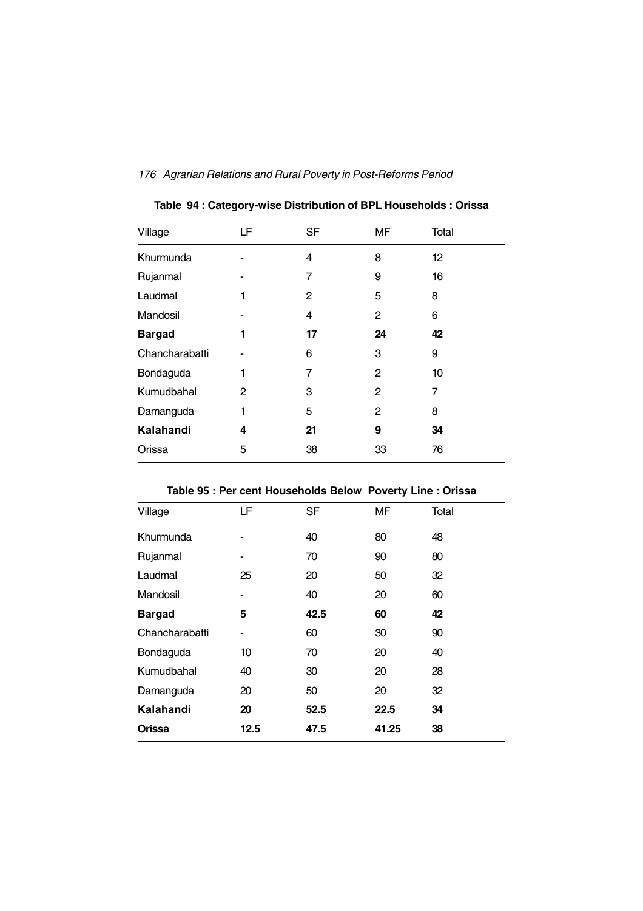**Table 94 : Category-wise Distribution of BPL Households : Orissa**

| Village | LF | SF | MF | Total |
|---|---|---|---|---|
| Khurmunda | - | 4 | 8 | 12 |
| Rujanmal | - | 7 | 9 | 16 |
| Laudmal | 1 | 2 | 5 | 8 |
| Mandosil | - | 4 | 2 | 6 |
| **Bargad** | **1** | **17** | **24** | **42** |
| Chancharabatti | - | 6 | 3 | 9 |
| Bondaguda | 1 | 7 | 2 | 10 |
| Kumudbahal | 2 | 3 | 2 | 7 |
| Damanguda | 1 | 5 | 2 | 8 |
| **Kalahandi** | **4** | **21** | **9** | **34** |
| Orissa | 5 | 38 | 33 | 76 |

**Table 95 : Per cent Households Below Poverty Line : Orissa**

| Village | LF | SF | MF | Total |
|---|---|---|---|---|
| Khurmunda | - | 40 | 80 | 48 |
| Rujanmal | - | 70 | 90 | 80 |
| Laudmal | 25 | 20 | 50 | 32 |
| Mandosil | - | 40 | 20 | 60 |
| **Bargad** | **5** | **42.5** | **60** | **42** |
| Chancharabatti | - | 60 | 30 | 90 |
| Bondaguda | 10 | 70 | 20 | 40 |
| Kumudbahal | 40 | 30 | 20 | 28 |
| Damanguda | 20 | 50 | 20 | 32 |
| **Kalahandi** | **20** | **52.5** | **22.5** | **34** |
| **Orissa** | **12.5** | **47.5** | **41.25** | **38** |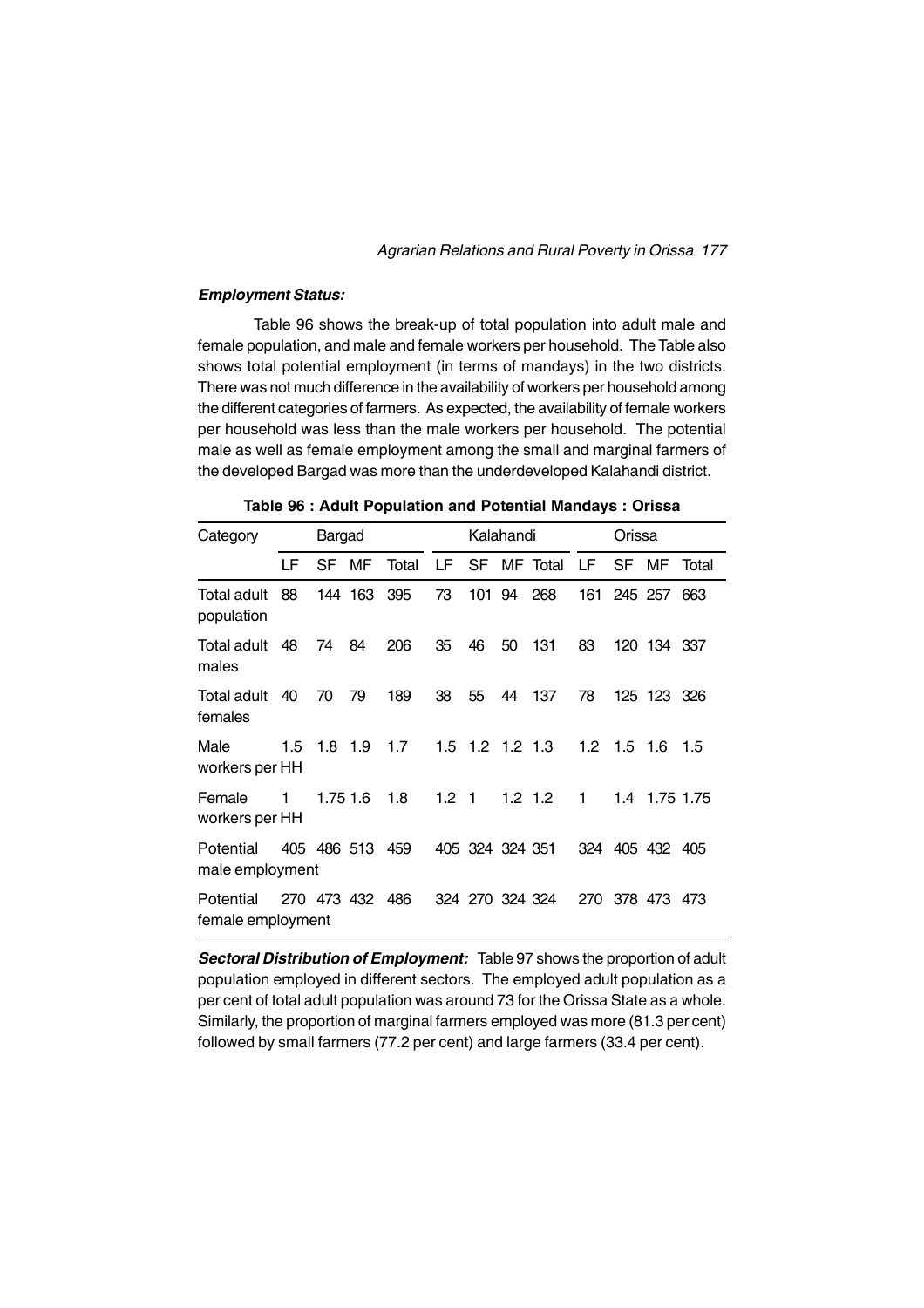#### *Employment Status:*

Table 96 shows the break-up of total population into adult male and female population, and male and female workers per household. The Table also shows total potential employment (in terms of mandays) in the two districts. There was not much difference in the availability of workers per household among the different categories of farmers. As expected, the availability of female workers per household was less than the male workers per household. The potential male as well as female employment among the small and marginal farmers of the developed Bargad was more than the underdeveloped Kalahandi district.

**Table 96 : Adult Population and Potential Mandays : Orissa**

| Category | Bargad | | | | Kalahandi | | | | Orissa | | | |
|---|---|---|---|---|---|---|---|---|---|---|---|---|
| | LF | SF | MF | Total | LF | SF | MF | Total | LF | SF | MF | Total |
| Total adult population | 88 | 144 | 163 | 395 | 73 | 101 | 94 | 268 | 161 | 245 | 257 | 663 |
| Total adult males | 48 | 74 | 84 | 206 | 35 | 46 | 50 | 131 | 83 | 120 | 134 | 337 |
| Total adult females | 40 | 70 | 79 | 189 | 38 | 55 | 44 | 137 | 78 | 125 | 123 | 326 |
| Male workers per HH | 1.5 | 1.8 | 1.9 | 1.7 | 1.5 | 1.2 | 1.2 | 1.3 | 1.2 | 1.5 | 1.6 | 1.5 |
| Female workers per HH | 1 | 1.75 | 1.6 | 1.8 | 1.2 | 1 | 1.2 | 1.2 | 1 | 1.4 | 1.75 | 1.75 |
| Potential male employment | 405 | 486 | 513 | 459 | 405 | 324 | 324 | 351 | 324 | 405 | 432 | 405 |
| Potential female employment | 270 | 473 | 432 | 486 | 324 | 270 | 324 | 324 | 270 | 378 | 473 | 473 |

***Sectoral Distribution of Employment:*** Table 97 shows the proportion of adult population employed in different sectors. The employed adult population as a per cent of total adult population was around 73 for the Orissa State as a whole. Similarly, the proportion of marginal farmers employed was more (81.3 per cent) followed by small farmers (77.2 per cent) and large farmers (33.4 per cent).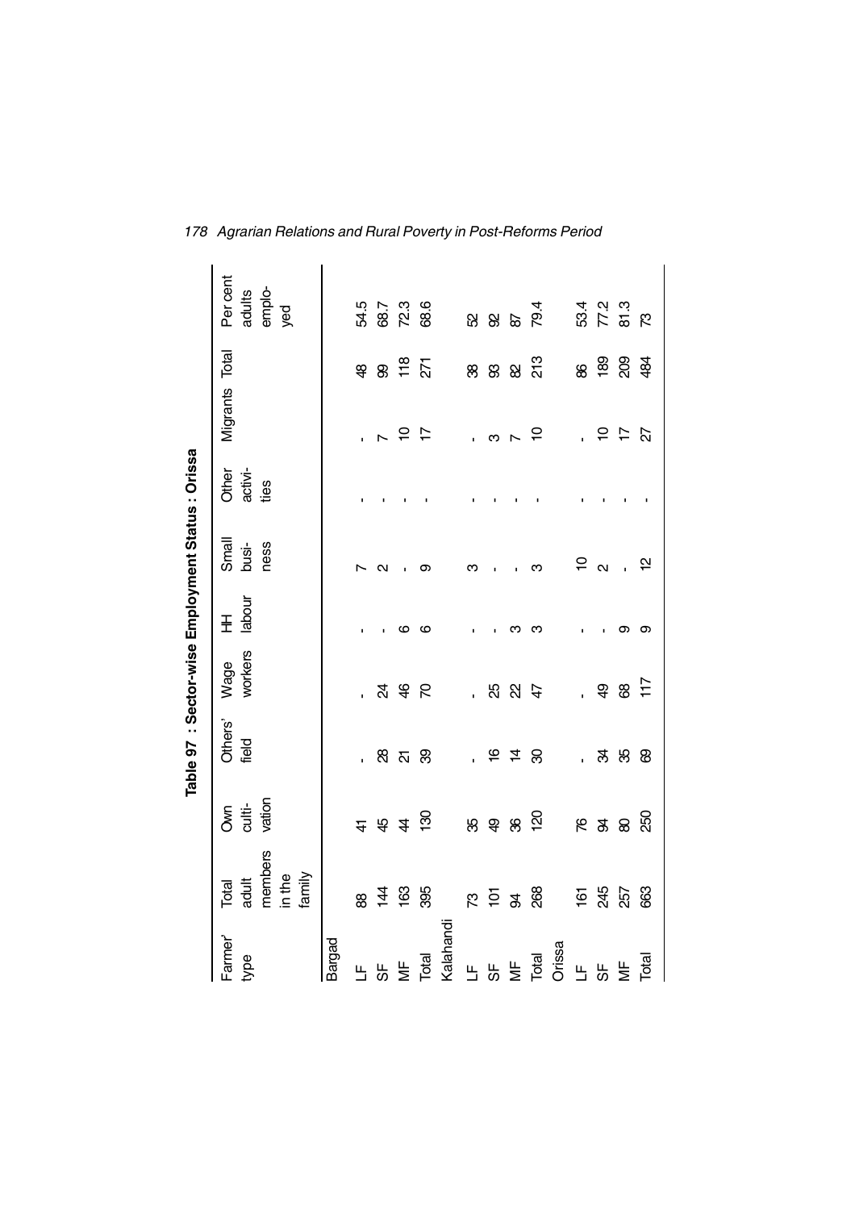**Table 97 : Sector-wise Employment Status : Orissa**

| Farmer' type | Total adult members in the family | Own culti-vation | Others' field | Wage workers | HH labour | Small busi-ness | Other activi-ties | Migrants | Total | Per cent adults emplo-yed |
|---|---|---|---|---|---|---|---|---|---|---|
| Bargad | | | | | | | | | | |
| LF | 88 | 41 | - | - | - | 7 | - | - | 48 | 54.5 |
| SF | 144 | 45 | 28 | 24 | - | 2 | - | 7 | 99 | 68.7 |
| MF | 163 | 44 | 21 | 46 | 6 | - | - | 10 | 118 | 72.3 |
| Total | 395 | 130 | 39 | 70 | 6 | 9 | - | 17 | 271 | 68.6 |
| Kalahandi | | | | | | | | | | |
| LF | 73 | 35 | - | - | - | 3 | - | - | 38 | 52 |
| SF | 101 | 49 | 16 | 25 | - | - | - | 3 | 93 | 92 |
| MF | 94 | 36 | 14 | 22 | 3 | - | - | 7 | 82 | 87 |
| Total | 268 | 120 | 30 | 47 | 3 | 3 | - | 10 | 213 | 79.4 |
| Orissa | | | | | | | | | | |
| LF | 161 | 76 | - | - | - | 10 | - | - | 86 | 53.4 |
| SF | 245 | 94 | 34 | 49 | - | 2 | - | 10 | 189 | 77.2 |
| MF | 257 | 80 | 35 | 68 | 9 | - | - | 17 | 209 | 81.3 |
| Total | 663 | 250 | 69 | 117 | 9 | 12 | - | 27 | 484 | 73 |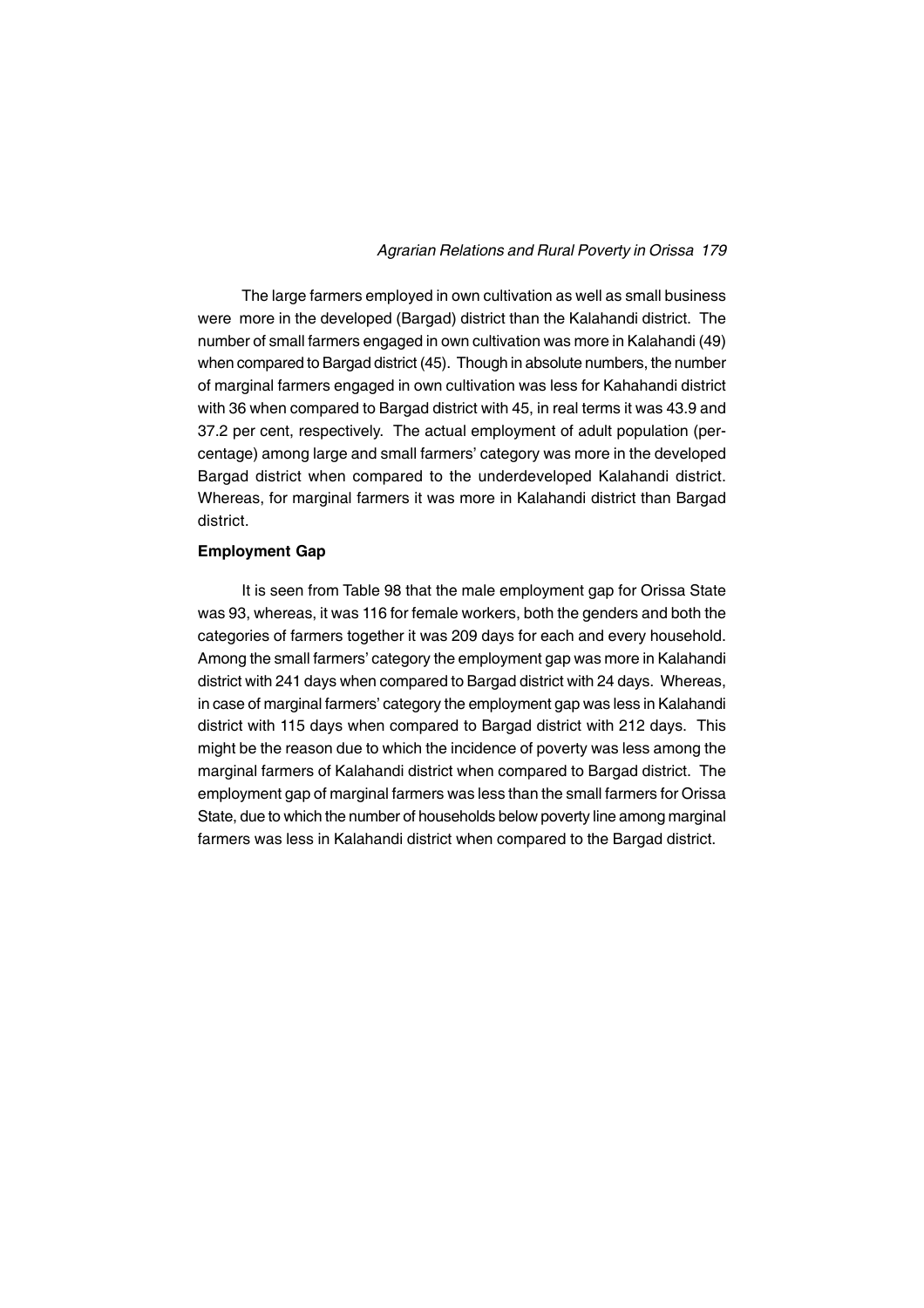The large farmers employed in own cultivation as well as small business were more in the developed (Bargad) district than the Kalahandi district. The number of small farmers engaged in own cultivation was more in Kalahandi (49) when compared to Bargad district (45). Though in absolute numbers, the number of marginal farmers engaged in own cultivation was less for Kahahandi district with 36 when compared to Bargad district with 45, in real terms it was 43.9 and 37.2 per cent, respectively. The actual employment of adult population (percentage) among large and small farmers' category was more in the developed Bargad district when compared to the underdeveloped Kalahandi district. Whereas, for marginal farmers it was more in Kalahandi district than Bargad district.

**Employment Gap**

It is seen from Table 98 that the male employment gap for Orissa State was 93, whereas, it was 116 for female workers, both the genders and both the categories of farmers together it was 209 days for each and every household. Among the small farmers' category the employment gap was more in Kalahandi district with 241 days when compared to Bargad district with 24 days. Whereas, in case of marginal farmers' category the employment gap was less in Kalahandi district with 115 days when compared to Bargad district with 212 days. This might be the reason due to which the incidence of poverty was less among the marginal farmers of Kalahandi district when compared to Bargad district. The employment gap of marginal farmers was less than the small farmers for Orissa State, due to which the number of households below poverty line among marginal farmers was less in Kalahandi district when compared to the Bargad district.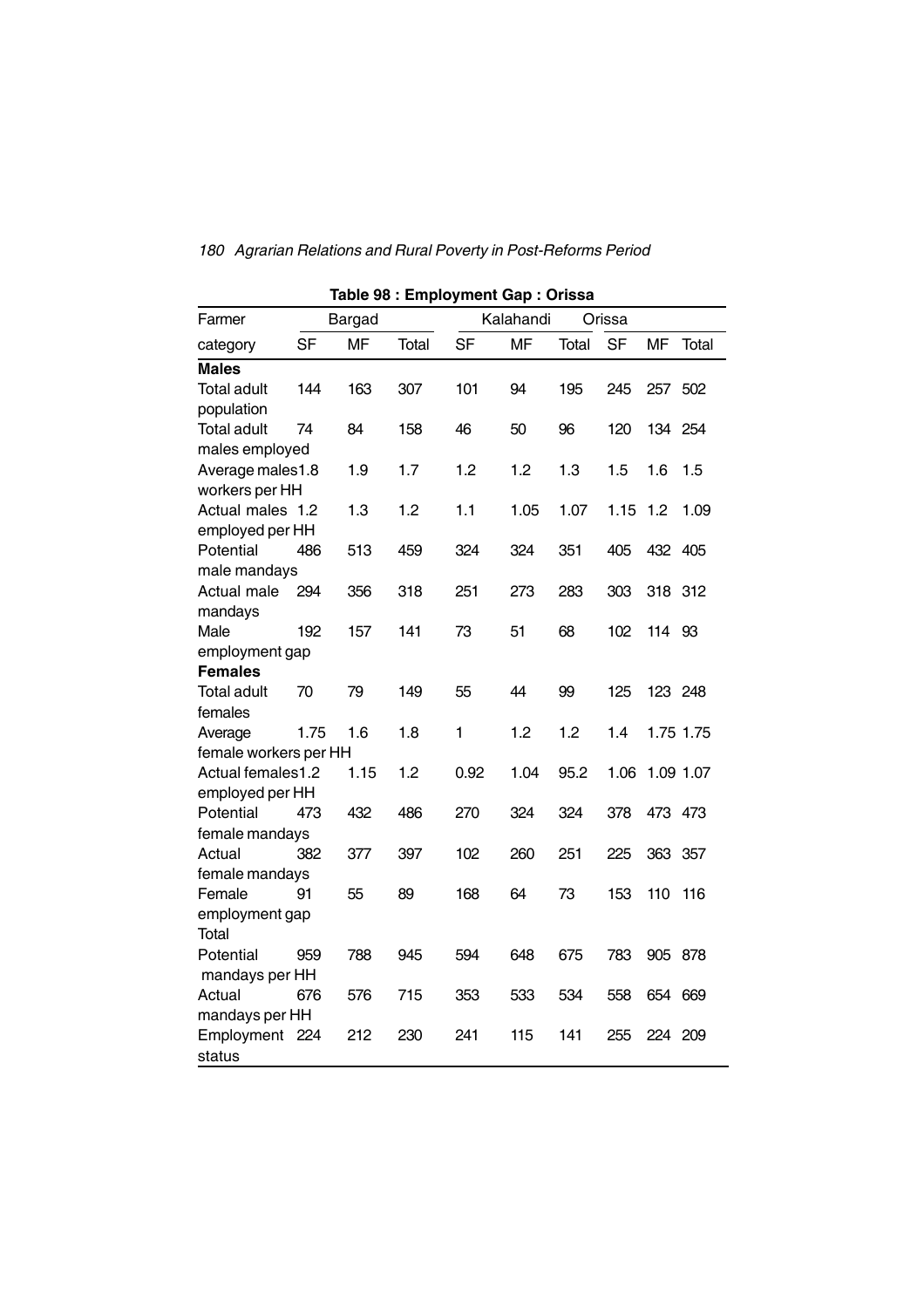**Table 98 : Employment Gap : Orissa**

| Farmer category | Bargad | | | Kalahandi | | | Orissa | | |
|---|---|---|---|---|---|---|---|---|---|
| | SF | MF | Total | SF | MF | Total | SF | MF | Total |
| **Males** | | | | | | | | | |
| Total adult population | 144 | 163 | 307 | 101 | 94 | 195 | 245 | 257 | 502 |
| Total adult males employed | 74 | 84 | 158 | 46 | 50 | 96 | 120 | 134 | 254 |
| Average males workers per HH | 1.8 | 1.9 | 1.7 | 1.2 | 1.2 | 1.3 | 1.5 | 1.6 | 1.5 |
| Actual males employed per HH | 1.2 | 1.3 | 1.2 | 1.1 | 1.05 | 1.07 | 1.15 | 1.2 | 1.09 |
| Potential male mandays | 486 | 513 | 459 | 324 | 324 | 351 | 405 | 432 | 405 |
| Actual male mandays | 294 | 356 | 318 | 251 | 273 | 283 | 303 | 318 | 312 |
| Male employment gap | 192 | 157 | 141 | 73 | 51 | 68 | 102 | 114 | 93 |
| **Females** | | | | | | | | | |
| Total adult females | 70 | 79 | 149 | 55 | 44 | 99 | 125 | 123 | 248 |
| Average female workers per HH | 1.75 | 1.6 | 1.8 | 1 | 1.2 | 1.2 | 1.4 | 1.75 | 1.75 |
| Actual females employed per HH | 1.2 | 1.15 | 1.2 | 0.92 | 1.04 | 95.2 | 1.06 | 1.09 | 1.07 |
| Potential female mandays | 473 | 432 | 486 | 270 | 324 | 324 | 378 | 473 | 473 |
| Actual female mandays | 382 | 377 | 397 | 102 | 260 | 251 | 225 | 363 | 357 |
| Female employment gap | 91 | 55 | 89 | 168 | 64 | 73 | 153 | 110 | 116 |
| Total | | | | | | | | | |
| Potential mandays per HH | 959 | 788 | 945 | 594 | 648 | 675 | 783 | 905 | 878 |
| Actual mandays per HH | 676 | 576 | 715 | 353 | 533 | 534 | 558 | 654 | 669 |
| Employment status | 224 | 212 | 230 | 241 | 115 | 141 | 255 | 224 | 209 |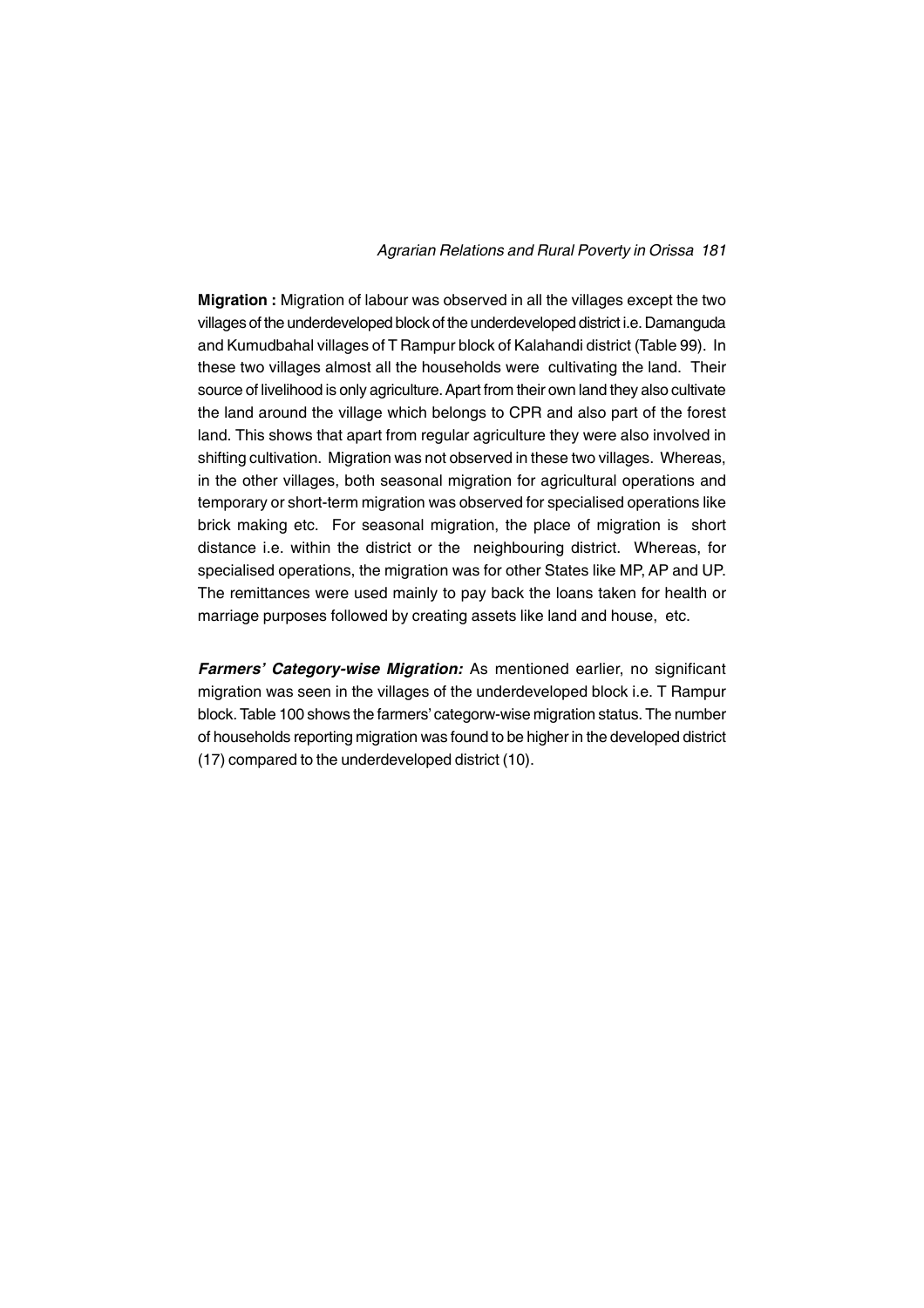**Migration :** Migration of labour was observed in all the villages except the two villages of the underdeveloped block of the underdeveloped district i.e. Damanguda and Kumudbahal villages of T Rampur block of Kalahandi district (Table 99). In these two villages almost all the households were cultivating the land. Their source of livelihood is only agriculture. Apart from their own land they also cultivate the land around the village which belongs to CPR and also part of the forest land. This shows that apart from regular agriculture they were also involved in shifting cultivation. Migration was not observed in these two villages. Whereas, in the other villages, both seasonal migration for agricultural operations and temporary or short-term migration was observed for specialised operations like brick making etc. For seasonal migration, the place of migration is short distance i.e. within the district or the neighbouring district. Whereas, for specialised operations, the migration was for other States like MP, AP and UP. The remittances were used mainly to pay back the loans taken for health or marriage purposes followed by creating assets like land and house, etc.

***Farmers' Category-wise Migration:*** As mentioned earlier, no significant migration was seen in the villages of the underdeveloped block i.e. T Rampur block. Table 100 shows the farmers' categorw-wise migration status. The number of households reporting migration was found to be higher in the developed district (17) compared to the underdeveloped district (10).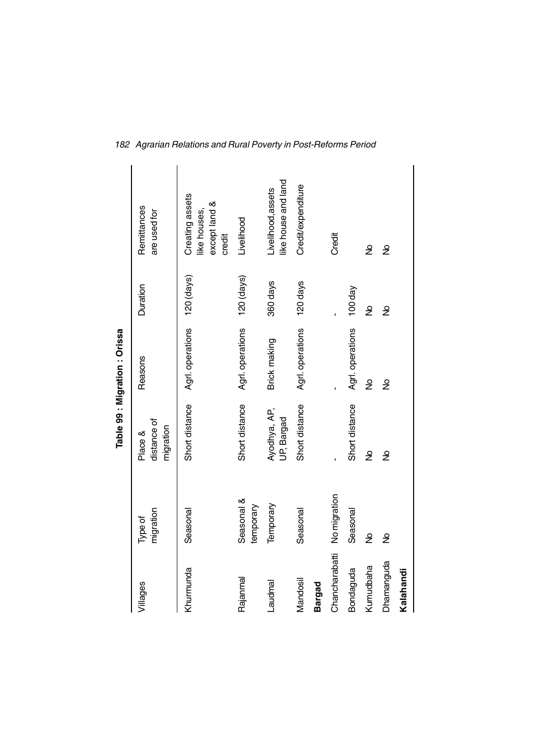**Table 99 : Migration : Orissa**

| Villages | Type of migration | Place & distance of migration | Reasons | Duration | Remittances are used for |
|---|---|---|---|---|---|
| Khurmunda | Seasonal | Short distance | Agrl. operations | 120 (days) | Creating assets like houses, except land & credit |
| Rajanmal | Seasonal & temporary | Short distance | Agrl. operations | 120 (days) | Livelihood |
| Laudmal | Temporary | Ayodhya, AP, UP, Bargad | Brick making | 360 days | Livelihood,assets like house and land |
| Mandosil | Seasonal | Short distance | Agrl. operations | 120 days | Credit/expenditure |
| **Bargad** | | | | | |
| Chancharabatti | No migration | - | - | - | Credit |
| Bondaguda | Seasonal | Short distance | Agrl. operations | 100 day | |
| Kumudbaha | No | No | No | No | No |
| Dhamanguda | No | No | No | No | No |
| **Kalahandi** | | | | | |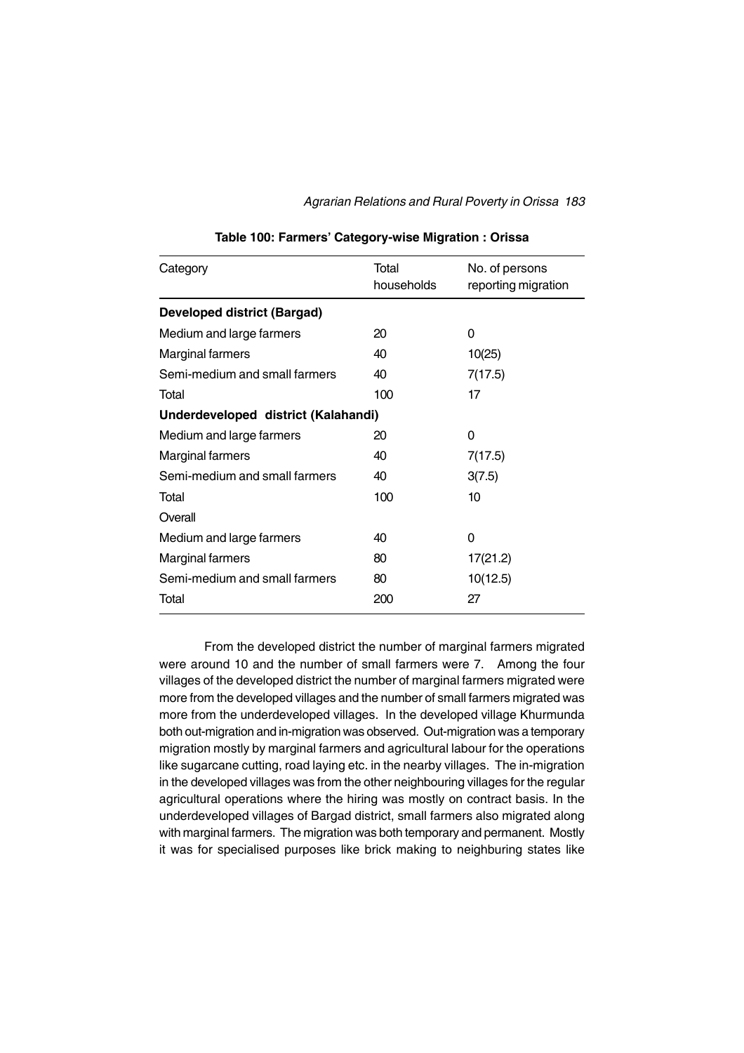**Table 100: Farmers' Category-wise Migration : Orissa**

| Category | Total households | No. of persons reporting migration |
|---|---|---|
| **Developed district (Bargad)** | | |
| Medium and large farmers | 20 | 0 |
| Marginal farmers | 40 | 10(25) |
| Semi-medium and small farmers | 40 | 7(17.5) |
| Total | 100 | 17 |
| **Underdeveloped district (Kalahandi)** | | |
| Medium and large farmers | 20 | 0 |
| Marginal farmers | 40 | 7(17.5) |
| Semi-medium and small farmers | 40 | 3(7.5) |
| Total | 100 | 10 |
| Overall | | |
| Medium and large farmers | 40 | 0 |
| Marginal farmers | 80 | 17(21.2) |
| Semi-medium and small farmers | 80 | 10(12.5) |
| Total | 200 | 27 |

From the developed district the number of marginal farmers migrated were around 10 and the number of small farmers were 7. Among the four villages of the developed district the number of marginal farmers migrated were more from the developed villages and the number of small farmers migrated was more from the underdeveloped villages. In the developed village Khurmunda both out-migration and in-migration was observed. Out-migration was a temporary migration mostly by marginal farmers and agricultural labour for the operations like sugarcane cutting, road laying etc. in the nearby villages. The in-migration in the developed villages was from the other neighbouring villages for the regular agricultural operations where the hiring was mostly on contract basis. In the underdeveloped villages of Bargad district, small farmers also migrated along with marginal farmers. The migration was both temporary and permanent. Mostly it was for specialised purposes like brick making to neighburing states like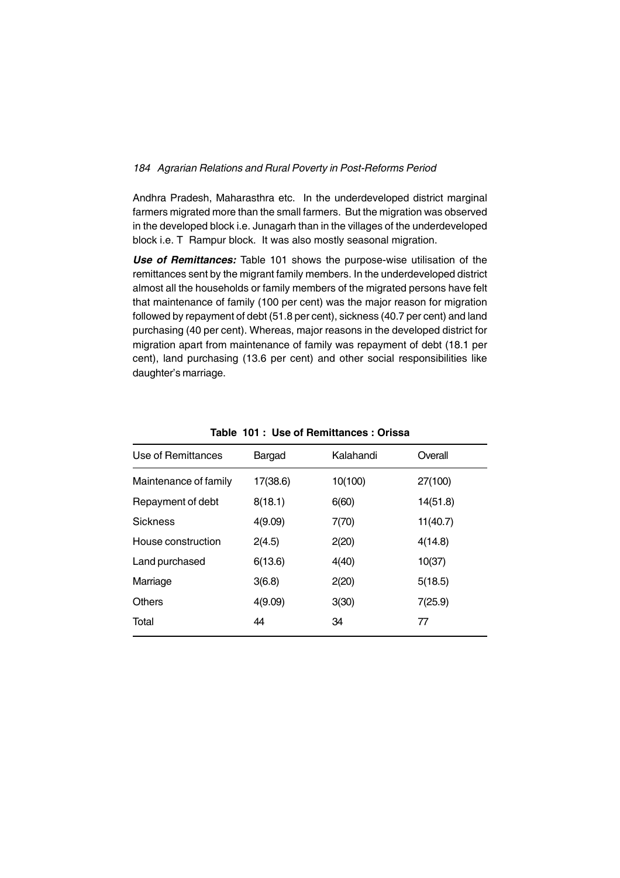Andhra Pradesh, Maharasthra etc. In the underdeveloped district marginal farmers migrated more than the small farmers. But the migration was observed in the developed block i.e. Junagarh than in the villages of the underdeveloped block i.e. T Rampur block. It was also mostly seasonal migration.

***Use of Remittances:*** Table 101 shows the purpose-wise utilisation of the remittances sent by the migrant family members. In the underdeveloped district almost all the households or family members of the migrated persons have felt that maintenance of family (100 per cent) was the major reason for migration followed by repayment of debt (51.8 per cent), sickness (40.7 per cent) and land purchasing (40 per cent). Whereas, major reasons in the developed district for migration apart from maintenance of family was repayment of debt (18.1 per cent), land purchasing (13.6 per cent) and other social responsibilities like daughter's marriage.

**Table 101 : Use of Remittances : Orissa**

| Use of Remittances | Bargad | Kalahandi | Overall |
|---|---|---|---|
| Maintenance of family | 17(38.6) | 10(100) | 27(100) |
| Repayment of debt | 8(18.1) | 6(60) | 14(51.8) |
| Sickness | 4(9.09) | 7(70) | 11(40.7) |
| House construction | 2(4.5) | 2(20) | 4(14.8) |
| Land purchased | 6(13.6) | 4(40) | 10(37) |
| Marriage | 3(6.8) | 2(20) | 5(18.5) |
| Others | 4(9.09) | 3(30) | 7(25.9) |
| Total | 44 | 34 | 77 |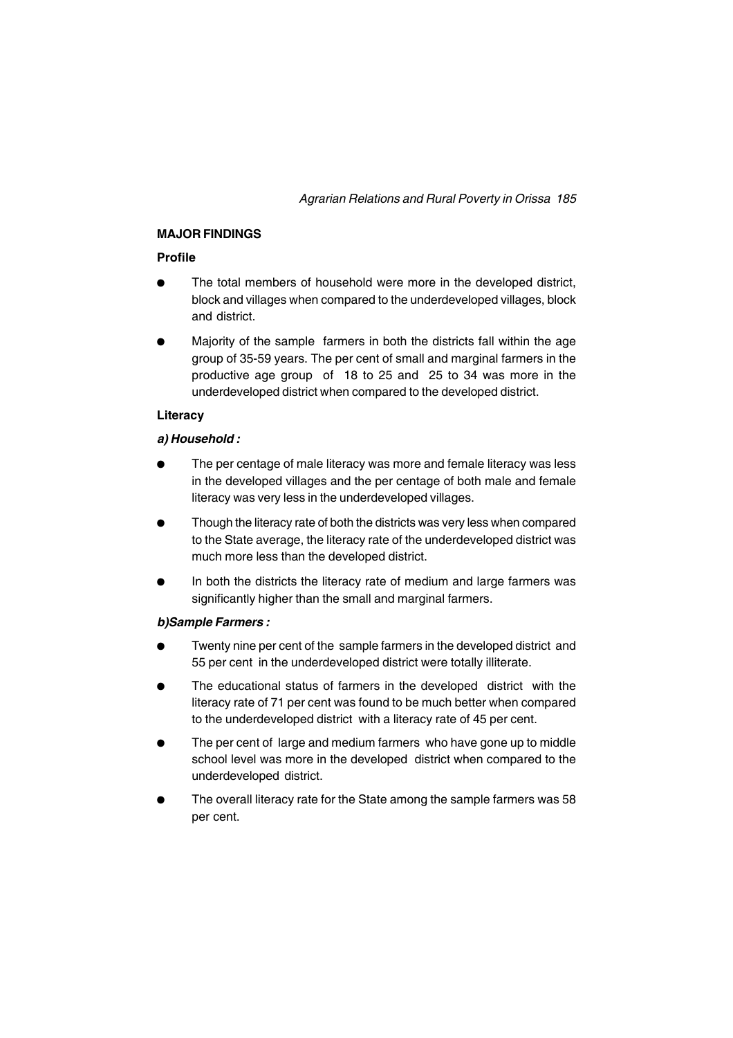## MAJOR FINDINGS

### Profile

- The total members of household were more in the developed district, block and villages when compared to the underdeveloped villages, block and district.
- Majority of the sample farmers in both the districts fall within the age group of 35-59 years. The per cent of small and marginal farmers in the productive age group of 18 to 25 and 25 to 34 was more in the underdeveloped district when compared to the developed district.

### Literacy

#### *a) Household :*

- The per centage of male literacy was more and female literacy was less in the developed villages and the per centage of both male and female literacy was very less in the underdeveloped villages.
- Though the literacy rate of both the districts was very less when compared to the State average, the literacy rate of the underdeveloped district was much more less than the developed district.
- In both the districts the literacy rate of medium and large farmers was significantly higher than the small and marginal farmers.

#### *b)Sample Farmers :*

- Twenty nine per cent of the sample farmers in the developed district and 55 per cent in the underdeveloped district were totally illiterate.
- The educational status of farmers in the developed district with the literacy rate of 71 per cent was found to be much better when compared to the underdeveloped district with a literacy rate of 45 per cent.
- The per cent of large and medium farmers who have gone up to middle school level was more in the developed district when compared to the underdeveloped district.
- The overall literacy rate for the State among the sample farmers was 58 per cent.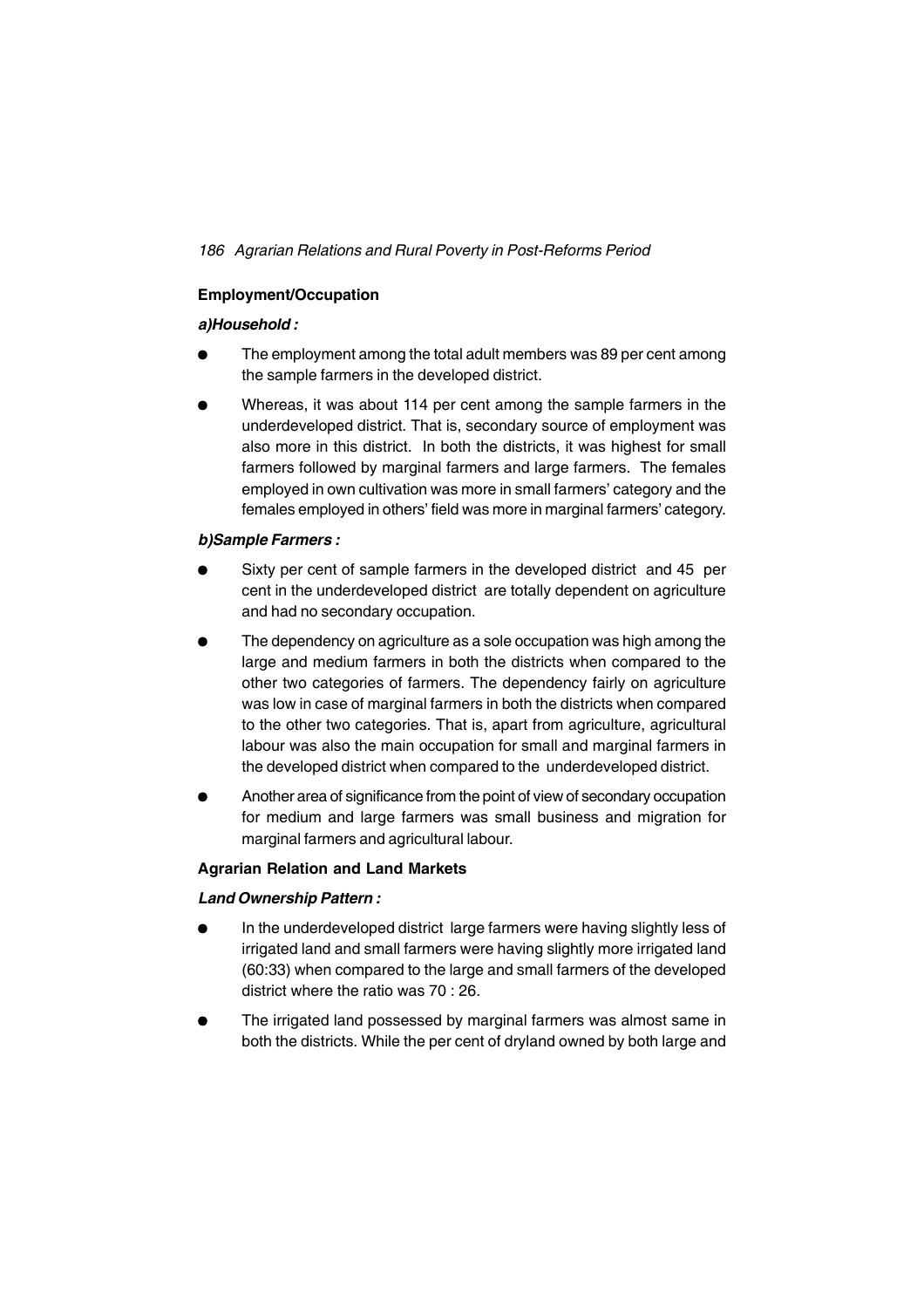**Employment/Occupation**

***a)Household :***

- The employment among the total adult members was 89 per cent among the sample farmers in the developed district.
- Whereas, it was about 114 per cent among the sample farmers in the underdeveloped district. That is, secondary source of employment was also more in this district. In both the districts, it was highest for small farmers followed by marginal farmers and large farmers. The females employed in own cultivation was more in small farmers' category and the females employed in others' field was more in marginal farmers' category.

***b)Sample Farmers :***

- Sixty per cent of sample farmers in the developed district and 45 per cent in the underdeveloped district are totally dependent on agriculture and had no secondary occupation.
- The dependency on agriculture as a sole occupation was high among the large and medium farmers in both the districts when compared to the other two categories of farmers. The dependency fairly on agriculture was low in case of marginal farmers in both the districts when compared to the other two categories. That is, apart from agriculture, agricultural labour was also the main occupation for small and marginal farmers in the developed district when compared to the underdeveloped district.
- Another area of significance from the point of view of secondary occupation for medium and large farmers was small business and migration for marginal farmers and agricultural labour.

**Agrarian Relation and Land Markets**

***Land Ownership Pattern :***

- In the underdeveloped district large farmers were having slightly less of irrigated land and small farmers were having slightly more irrigated land (60:33) when compared to the large and small farmers of the developed district where the ratio was 70 : 26.
- The irrigated land possessed by marginal farmers was almost same in both the districts. While the per cent of dryland owned by both large and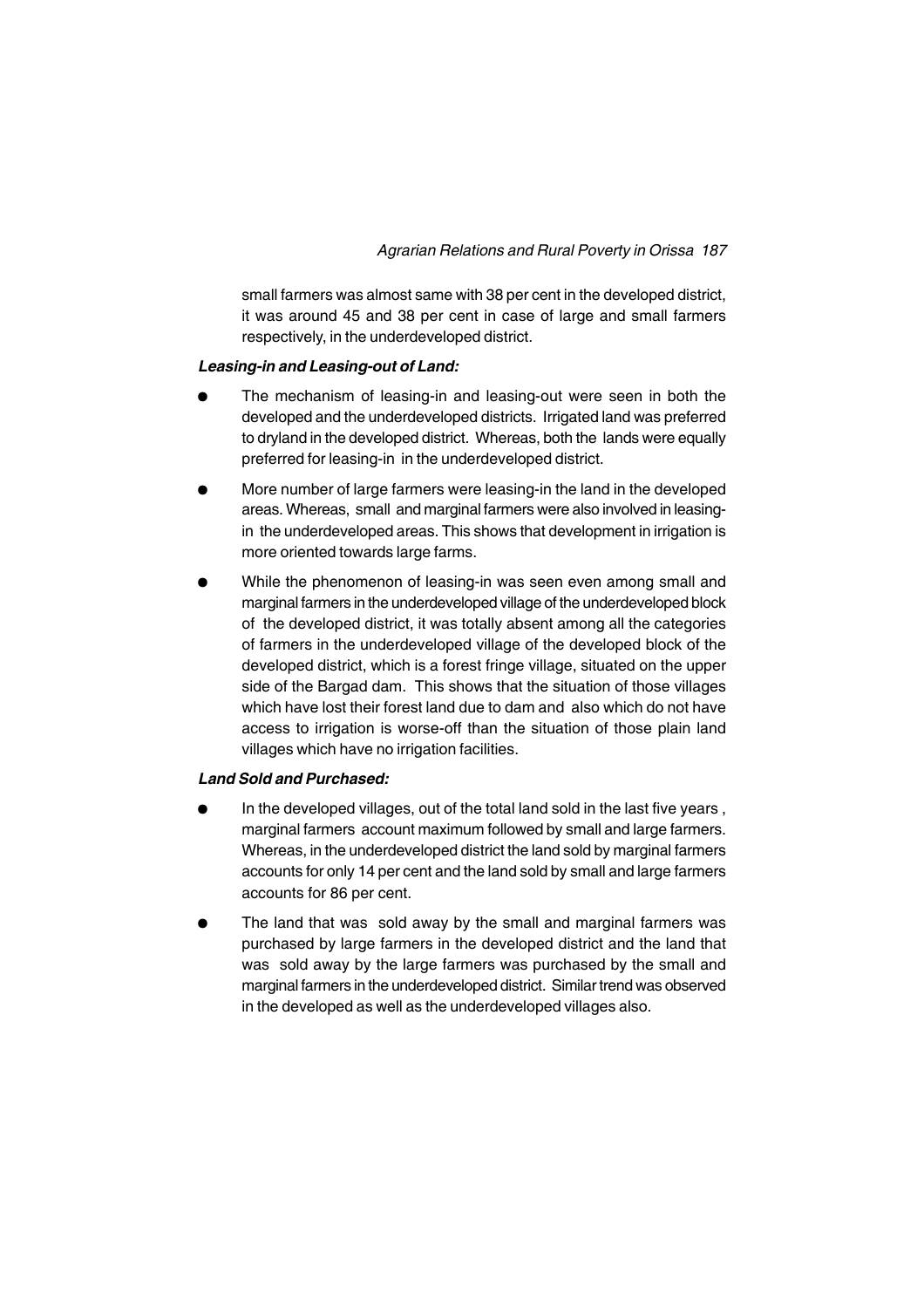small farmers was almost same with 38 per cent in the developed district, it was around 45 and 38 per cent in case of large and small farmers respectively, in the underdeveloped district.

***Leasing-in and Leasing-out of Land:***

- The mechanism of leasing-in and leasing-out were seen in both the developed and the underdeveloped districts. Irrigated land was preferred to dryland in the developed district. Whereas, both the lands were equally preferred for leasing-in in the underdeveloped district.
- More number of large farmers were leasing-in the land in the developed areas. Whereas, small and marginal farmers were also involved in leasing-in the underdeveloped areas. This shows that development in irrigation is more oriented towards large farms.
- While the phenomenon of leasing-in was seen even among small and marginal farmers in the underdeveloped village of the underdeveloped block of the developed district, it was totally absent among all the categories of farmers in the underdeveloped village of the developed block of the developed district, which is a forest fringe village, situated on the upper side of the Bargad dam. This shows that the situation of those villages which have lost their forest land due to dam and also which do not have access to irrigation is worse-off than the situation of those plain land villages which have no irrigation facilities.

***Land Sold and Purchased:***

- In the developed villages, out of the total land sold in the last five years , marginal farmers account maximum followed by small and large farmers. Whereas, in the underdeveloped district the land sold by marginal farmers accounts for only 14 per cent and the land sold by small and large farmers accounts for 86 per cent.
- The land that was sold away by the small and marginal farmers was purchased by large farmers in the developed district and the land that was sold away by the large farmers was purchased by the small and marginal farmers in the underdeveloped district. Similar trend was observed in the developed as well as the underdeveloped villages also.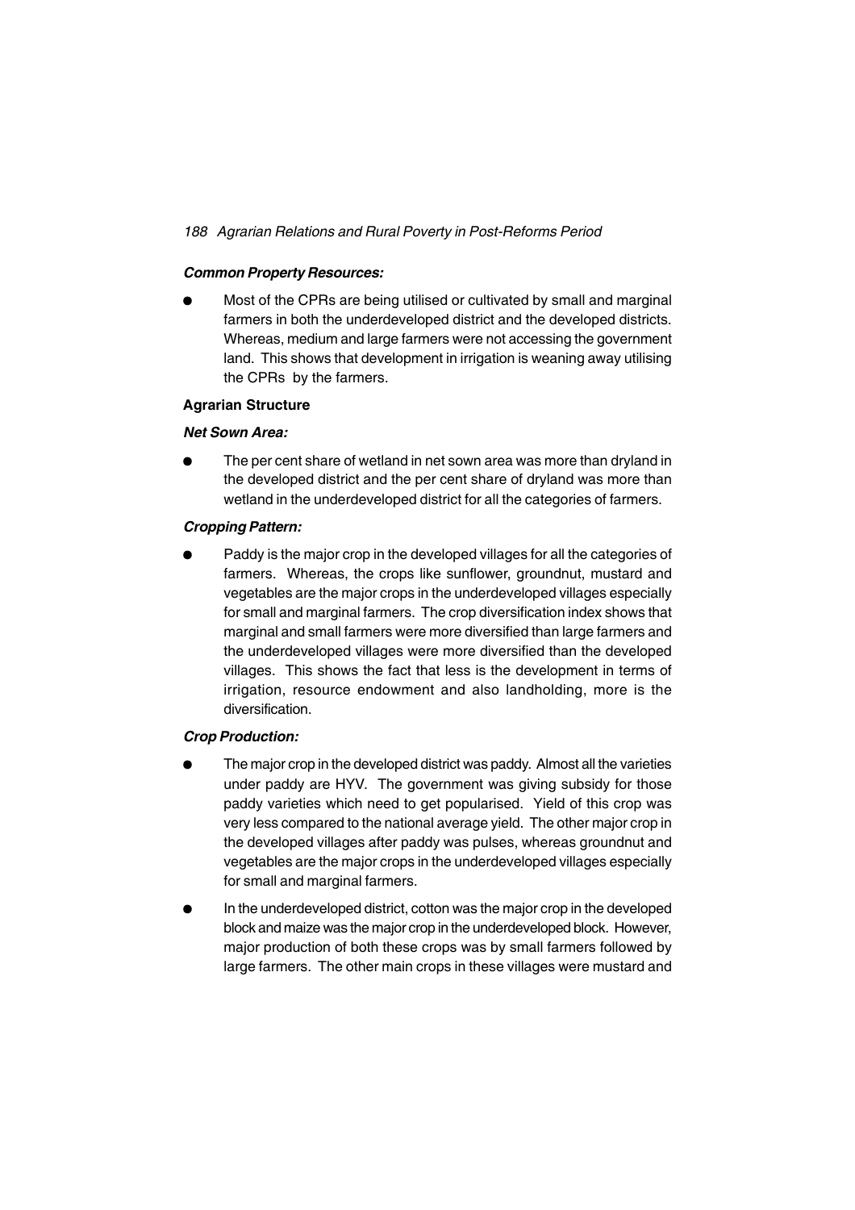***Common Property Resources:***

- Most of the CPRs are being utilised or cultivated by small and marginal farmers in both the underdeveloped district and the developed districts. Whereas, medium and large farmers were not accessing the government land. This shows that development in irrigation is weaning away utilising the CPRs by the farmers.

**Agrarian Structure**

***Net Sown Area:***

- The per cent share of wetland in net sown area was more than dryland in the developed district and the per cent share of dryland was more than wetland in the underdeveloped district for all the categories of farmers.

***Cropping Pattern:***

- Paddy is the major crop in the developed villages for all the categories of farmers. Whereas, the crops like sunflower, groundnut, mustard and vegetables are the major crops in the underdeveloped villages especially for small and marginal farmers. The crop diversification index shows that marginal and small farmers were more diversified than large farmers and the underdeveloped villages were more diversified than the developed villages. This shows the fact that less is the development in terms of irrigation, resource endowment and also landholding, more is the diversification.

***Crop Production:***

- The major crop in the developed district was paddy. Almost all the varieties under paddy are HYV. The government was giving subsidy for those paddy varieties which need to get popularised. Yield of this crop was very less compared to the national average yield. The other major crop in the developed villages after paddy was pulses, whereas groundnut and vegetables are the major crops in the underdeveloped villages especially for small and marginal farmers.
- In the underdeveloped district, cotton was the major crop in the developed block and maize was the major crop in the underdeveloped block. However, major production of both these crops was by small farmers followed by large farmers. The other main crops in these villages were mustard and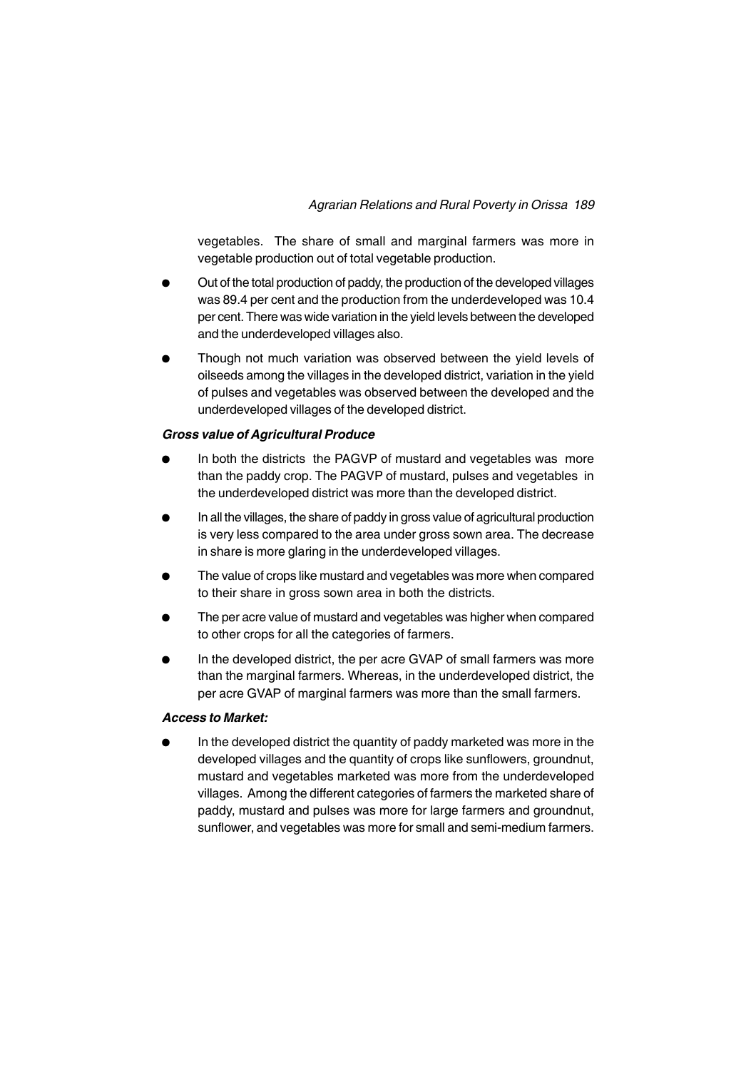vegetables. The share of small and marginal farmers was more in vegetable production out of total vegetable production.

- Out of the total production of paddy, the production of the developed villages was 89.4 per cent and the production from the underdeveloped was 10.4 per cent. There was wide variation in the yield levels between the developed and the underdeveloped villages also.
- Though not much variation was observed between the yield levels of oilseeds among the villages in the developed district, variation in the yield of pulses and vegetables was observed between the developed and the underdeveloped villages of the developed district.

***Gross value of Agricultural Produce***

- In both the districts the PAGVP of mustard and vegetables was more than the paddy crop. The PAGVP of mustard, pulses and vegetables in the underdeveloped district was more than the developed district.
- In all the villages, the share of paddy in gross value of agricultural production is very less compared to the area under gross sown area. The decrease in share is more glaring in the underdeveloped villages.
- The value of crops like mustard and vegetables was more when compared to their share in gross sown area in both the districts.
- The per acre value of mustard and vegetables was higher when compared to other crops for all the categories of farmers.
- In the developed district, the per acre GVAP of small farmers was more than the marginal farmers. Whereas, in the underdeveloped district, the per acre GVAP of marginal farmers was more than the small farmers.

***Access to Market:***

- In the developed district the quantity of paddy marketed was more in the developed villages and the quantity of crops like sunflowers, groundnut, mustard and vegetables marketed was more from the underdeveloped villages. Among the different categories of farmers the marketed share of paddy, mustard and pulses was more for large farmers and groundnut, sunflower, and vegetables was more for small and semi-medium farmers.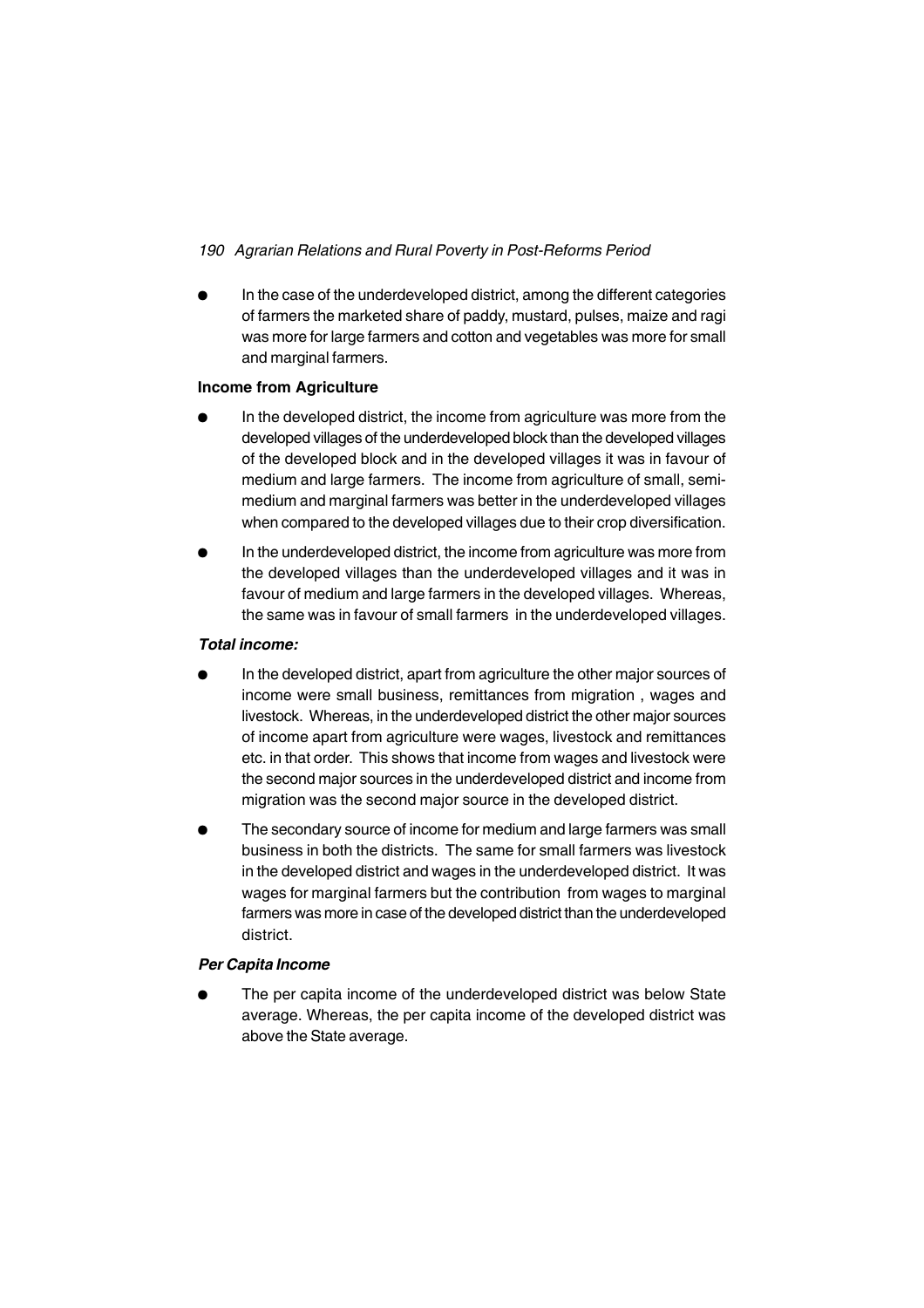- In the case of the underdeveloped district, among the different categories of farmers the marketed share of paddy, mustard, pulses, maize and ragi was more for large farmers and cotton and vegetables was more for small and marginal farmers.

**Income from Agriculture**

- In the developed district, the income from agriculture was more from the developed villages of the underdeveloped block than the developed villages of the developed block and in the developed villages it was in favour of medium and large farmers. The income from agriculture of small, semi-medium and marginal farmers was better in the underdeveloped villages when compared to the developed villages due to their crop diversification.
- In the underdeveloped district, the income from agriculture was more from the developed villages than the underdeveloped villages and it was in favour of medium and large farmers in the developed villages. Whereas, the same was in favour of small farmers in the underdeveloped villages.

***Total income:***

- In the developed district, apart from agriculture the other major sources of income were small business, remittances from migration , wages and livestock. Whereas, in the underdeveloped district the other major sources of income apart from agriculture were wages, livestock and remittances etc. in that order. This shows that income from wages and livestock were the second major sources in the underdeveloped district and income from migration was the second major source in the developed district.
- The secondary source of income for medium and large farmers was small business in both the districts. The same for small farmers was livestock in the developed district and wages in the underdeveloped district. It was wages for marginal farmers but the contribution from wages to marginal farmers was more in case of the developed district than the underdeveloped district.

***Per Capita Income***

- The per capita income of the underdeveloped district was below State average. Whereas, the per capita income of the developed district was above the State average.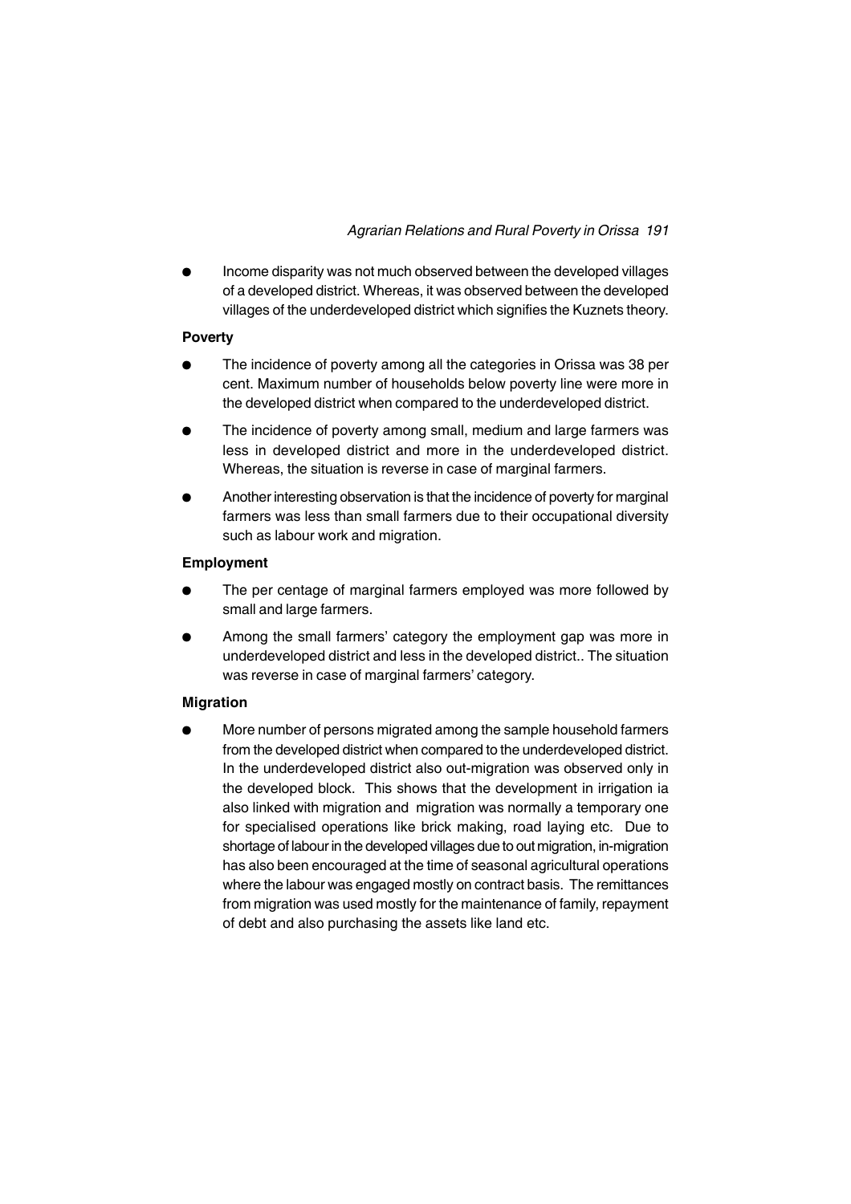- Income disparity was not much observed between the developed villages of a developed district. Whereas, it was observed between the developed villages of the underdeveloped district which signifies the Kuznets theory.

**Poverty**

- The incidence of poverty among all the categories in Orissa was 38 per cent. Maximum number of households below poverty line were more in the developed district when compared to the underdeveloped district.
- The incidence of poverty among small, medium and large farmers was less in developed district and more in the underdeveloped district. Whereas, the situation is reverse in case of marginal farmers.
- Another interesting observation is that the incidence of poverty for marginal farmers was less than small farmers due to their occupational diversity such as labour work and migration.

**Employment**

- The per centage of marginal farmers employed was more followed by small and large farmers.
- Among the small farmers' category the employment gap was more in underdeveloped district and less in the developed district.. The situation was reverse in case of marginal farmers' category.

**Migration**

- More number of persons migrated among the sample household farmers from the developed district when compared to the underdeveloped district. In the underdeveloped district also out-migration was observed only in the developed block. This shows that the development in irrigation ia also linked with migration and migration was normally a temporary one for specialised operations like brick making, road laying etc. Due to shortage of labour in the developed villages due to out migration, in-migration has also been encouraged at the time of seasonal agricultural operations where the labour was engaged mostly on contract basis. The remittances from migration was used mostly for the maintenance of family, repayment of debt and also purchasing the assets like land etc.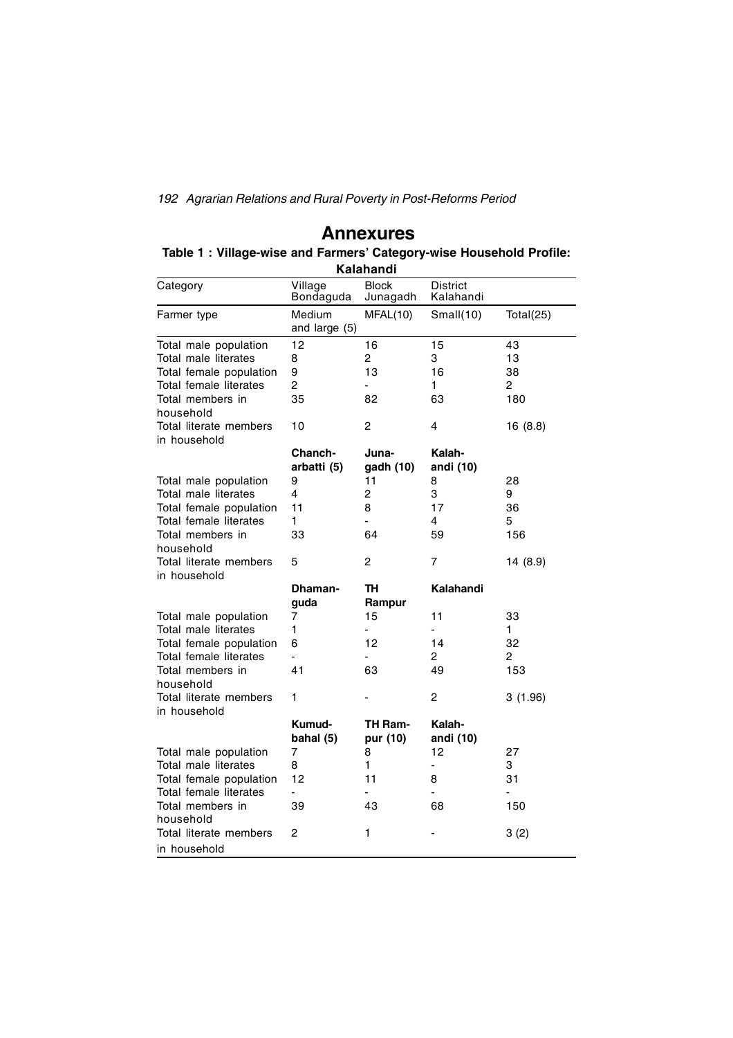# Annexures

### Table 1 : Village-wise and Farmers' Category-wise Household Profile: Kalahandi

| Category | Village Bondaguda | Block Junagadh | District Kalahandi | |
|---|---|---|---|---|
| Farmer type | Medium and large (5) | MFAL(10) | Small(10) | Total(25) |
| Total male population | 12 | 16 | 15 | 43 |
| Total male literates | 8 | 2 | 3 | 13 |
| Total female population | 9 | 13 | 16 | 38 |
| Total female literates | 2 | - | 1 | 2 |
| Total members in household | 35 | 82 | 63 | 180 |
| Total literate members in household | 10 | 2 | 4 | 16 (8.8) |
| | **Chanch-arbatti (5)** | **Juna-gadh (10)** | **Kalah-andi (10)** | |
| Total male population | 9 | 11 | 8 | 28 |
| Total male literates | 4 | 2 | 3 | 9 |
| Total female population | 11 | 8 | 17 | 36 |
| Total female literates | 1 | - | 4 | 5 |
| Total members in household | 33 | 64 | 59 | 156 |
| Total literate members in household | 5 | 2 | 7 | 14 (8.9) |
| | **Dhaman-guda** | **TH Rampur** | **Kalahandi** | |
| Total male population | 7 | 15 | 11 | 33 |
| Total male literates | 1 | - | - | 1 |
| Total female population | 6 | 12 | 14 | 32 |
| Total female literates | - | - | 2 | 2 |
| Total members in household | 41 | 63 | 49 | 153 |
| Total literate members in household | 1 | - | 2 | 3 (1.96) |
| | **Kumud-bahal (5)** | **TH Ram-pur (10)** | **Kalah-andi (10)** | |
| Total male population | 7 | 8 | 12 | 27 |
| Total male literates | 8 | 1 | - | 3 |
| Total female population | 12 | 11 | 8 | 31 |
| Total female literates | - | - | - | - |
| Total members in household | 39 | 43 | 68 | 150 |
| Total literate members in household | 2 | 1 | - | 3 (2) |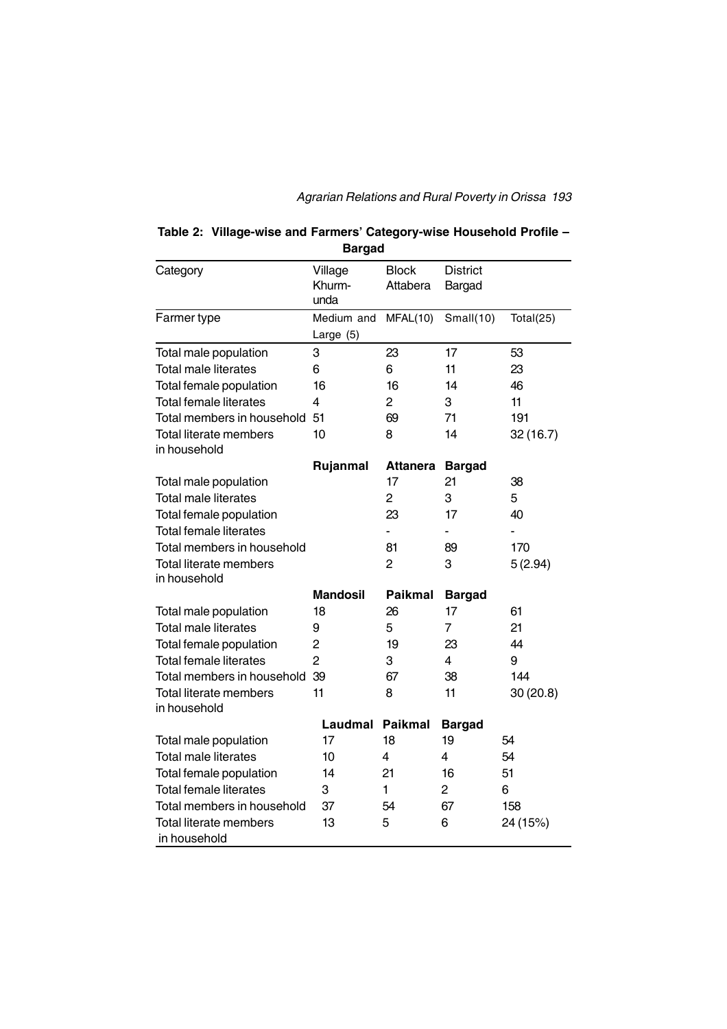**Table 2: Village-wise and Farmers' Category-wise Household Profile – Bargad**

| Category | Village Khurm-unda | Block Attabera | District Bargad | |
|---|---|---|---|---|
| Farmer type | Medium and Large (5) | MFAL(10) | Small(10) | Total(25) |
| Total male population | 3 | 23 | 17 | 53 |
| Total male literates | 6 | 6 | 11 | 23 |
| Total female population | 16 | 16 | 14 | 46 |
| Total female literates | 4 | 2 | 3 | 11 |
| Total members in household | 51 | 69 | 71 | 191 |
| Total literate members in household | 10 | 8 | 14 | 32 (16.7) |
| | **Rujanmal** | **Attanera** | **Bargad** | |
| Total male population | | 17 | 21 | 38 |
| Total male literates | | 2 | 3 | 5 |
| Total female population | | 23 | 17 | 40 |
| Total female literates | | - | - | - |
| Total members in household | | 81 | 89 | 170 |
| Total literate members in household | | 2 | 3 | 5 (2.94) |
| | **Mandosil** | **Paikmal** | **Bargad** | |
| Total male population | 18 | 26 | 17 | 61 |
| Total male literates | 9 | 5 | 7 | 21 |
| Total female population | 2 | 19 | 23 | 44 |
| Total female literates | 2 | 3 | 4 | 9 |
| Total members in household | 39 | 67 | 38 | 144 |
| Total literate members in household | 11 | 8 | 11 | 30 (20.8) |
| | **Laudmal** | **Paikmal** | **Bargad** | |
| Total male population | 17 | 18 | 19 | 54 |
| Total male literates | 10 | 4 | 4 | 54 |
| Total female population | 14 | 21 | 16 | 51 |
| Total female literates | 3 | 1 | 2 | 6 |
| Total members in household | 37 | 54 | 67 | 158 |
| Total literate members in household | 13 | 5 | 6 | 24 (15%) |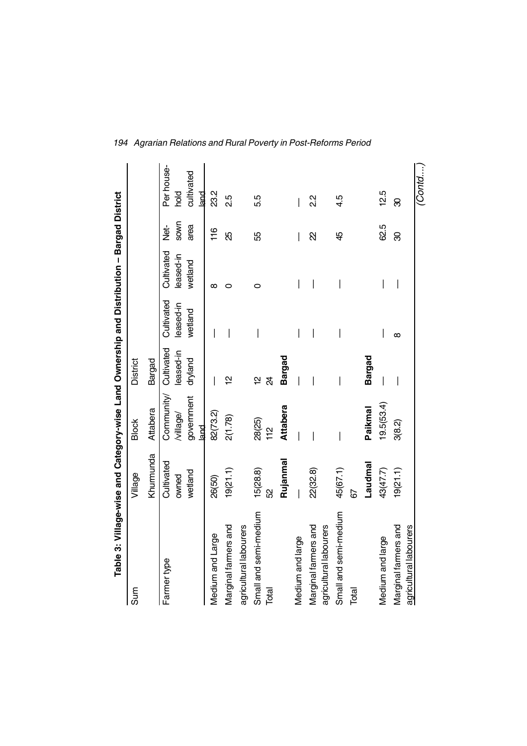**Table 3: Village-wise and Category-wise Land Ownership and Distribution – Bargad District**

| Sum | Village | Block | District | | | | |
|---|---|---|---|---|---|---|---|
| | Khurmunda | Attabera | Bargad | | | | |
| Farmer type | Cultivated owned wetland | Community/ /village/ government land | Cultivated leased-in dryland | Cultivated leased-in wetland | Cultivated leased-in wetland | Net-sown area | Per household cultivated land |
| Medium and Large | 26(50) | 82(73.2) | — | — | 8 | 116 | 23.2 |
| Marginal farmers and agricultural labourers | 19(21.1) | 2(1.78) | 12 | — | 0 | 25 | 2.5 |
| Small and semi-medium | 15(28.8) | 28(25) | 12 | — | 0 | 55 | 5.5 |
| Total | 52 | 112 | 24 | | | | |
| | **Rujanmal** | **Attabera** | **Bargad** | | | | |
| Medium and large | — | — | — | — | — | — | — |
| Marginal farmers and agricultural labourers | 22(32.8) | — | — | — | — | 22 | 2.2 |
| Small and semi-medium | 45(67.1) | — | — | — | — | 45 | 4.5 |
| Total | 67 | | | | | | |
| | **Laudmal** | **Paikmal** | **Bargad** | | | | |
| Medium and large | 43(47.7) | 19.5(53.4) | — | — | — | 62.5 | 12.5 |
| Marginal farmers and agricultural labourers | 19(21.1) | 3(8.2) | — | 8 | — | 30 | 30 |

*(Contd....)*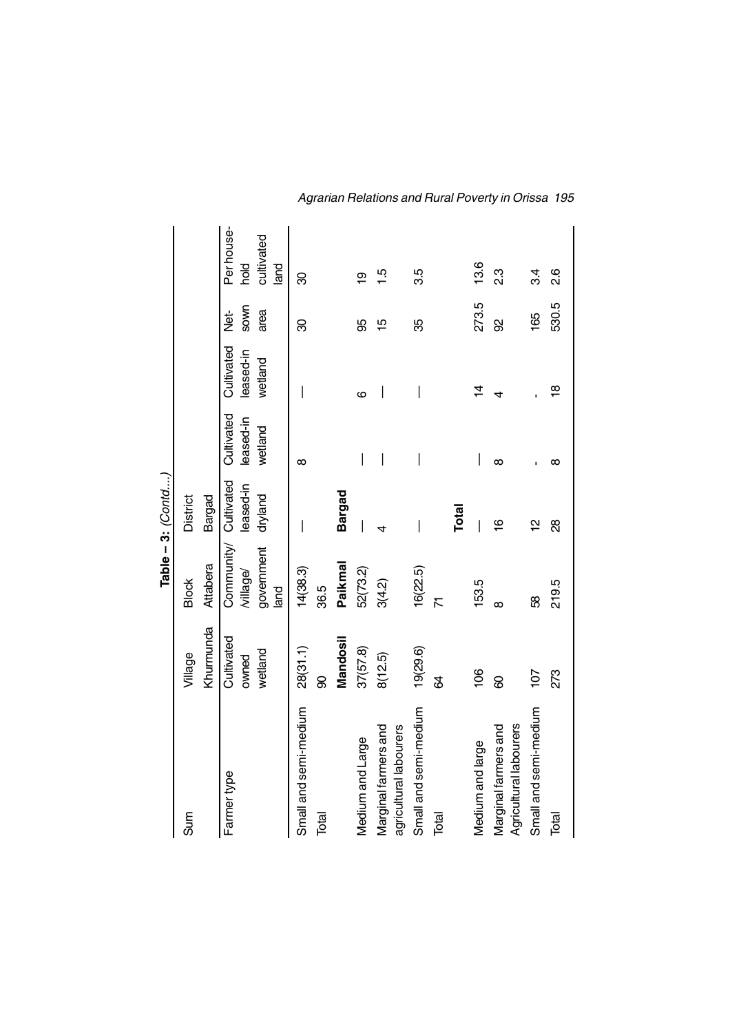**Table – 3: (Contd....)**

| Sum | Village | Block | District | | | | |
|---|---|---|---|---|---|---|---|
| | Khurmunda | Attabera | Bargad | | | | |
| Farmer type | Cultivated owned wetland | Community/ /village/ government land | Cultivated leased-in dryland | Cultivated leased-in wetland | Cultivated leased-in wetland | Net-sown area | Per household cultivated land |
| Small and semi-medium | 28(31.1) | 14(38.3) | — | 8 | — | 30 | 30 |
| Total | 90 | 36.5 | | | | | |
| | **Mandosil** | **Paikmal** | **Bargad** | | | | |
| Medium and Large | 37(57.8) | 52(73.2) | — | — | 6 | 95 | 19 |
| Marginal farmers and agricultural labourers | 8(12.5) | 3(4.2) | 4 | — | — | 15 | 1.5 |
| Small and semi-medium | 19(29.6) | 16(22.5) | — | — | — | 35 | 3.5 |
| Total | 64 | 71 | | | | | |
| | | | **Total** | | | | |
| Medium and large | 106 | 153.5 | — | — | 14 | 273.5 | 13.6 |
| Marginal farmers and Agricultural labourers | 60 | 8 | 16 | 8 | 4 | 92 | 2.3 |
| Small and semi-medium | 107 | 58 | 12 | - | - | 165 | 3.4 |
| Total | 273 | 219.5 | 28 | 8 | 18 | 530.5 | 2.6 |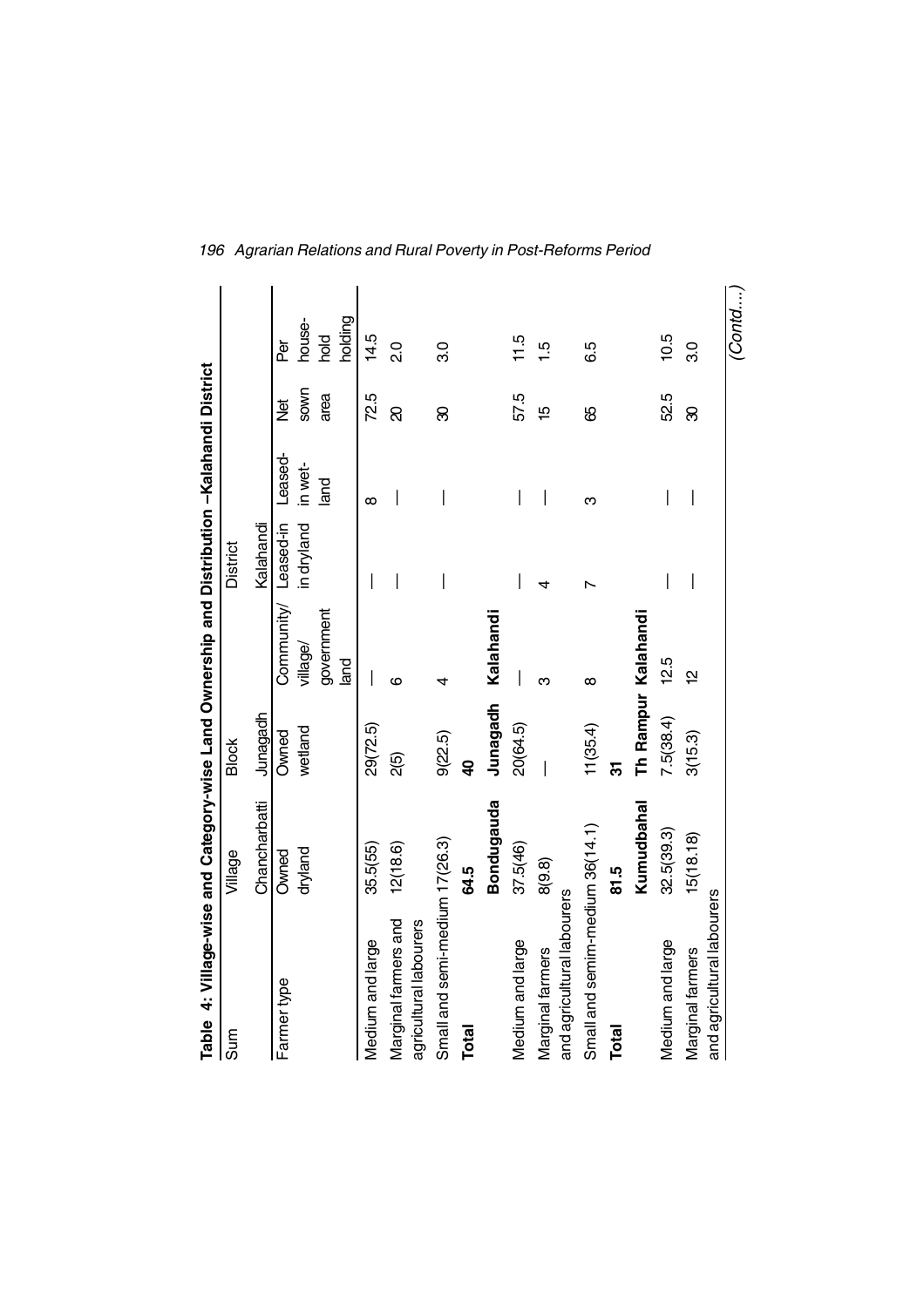**Table 4: Village-wise and Category-wise Land Ownership and Distribution –Kalahandi District**

| Sum | Village | Block | | District | | | |
|---|---|---|---|---|---|---|---|
| | Chancharbatti | Junagadh | | Kalahandi | | | |
| Farmer type | Owned dryland | Owned wetland | Community/ village/ government land | Leased-in in dryland | Leased-in wet-land | Net sown area | Per house-hold holding |
| Medium and large | 35.5(55) | 29(72.5) | — | — | 8 | 72.5 | 14.5 |
| Marginal farmers and agricultural labourers | 12(18.6) | 2(5) | 6 | — | — | 20 | 2.0 |
| Small and semi-medium | 17(26.3) | 9(22.5) | 4 | — | — | 30 | 3.0 |
| **Total** | **64.5** | **40** | | | | | |
| | **Bondugauda** | **Junagadh** | **Kalahandi** | | | | |
| Medium and large | 37.5(46) | 20(64.5) | — | — | — | 57.5 | 11.5 |
| Marginal farmers and agricultural labourers | 8(9.8) | — | 3 | 4 | — | 15 | 1.5 |
| Small and semim-medium | 36(14.1) | 11(35.4) | 8 | 7 | 3 | 65 | 6.5 |
| **Total** | **81.5** | **31** | | | | | |
| | **Kumudbahal** | **Th Rampur** | **Kalahandi** | | | | |
| Medium and large | 32.5(39.3) | 7.5(38.4) | 12.5 | — | — | 52.5 | 10.5 |
| Marginal farmers and agricultural labourers | 15(18.18) | 3(15.3) | 12 | — | — | 30 | 3.0 |

*(Contd....)*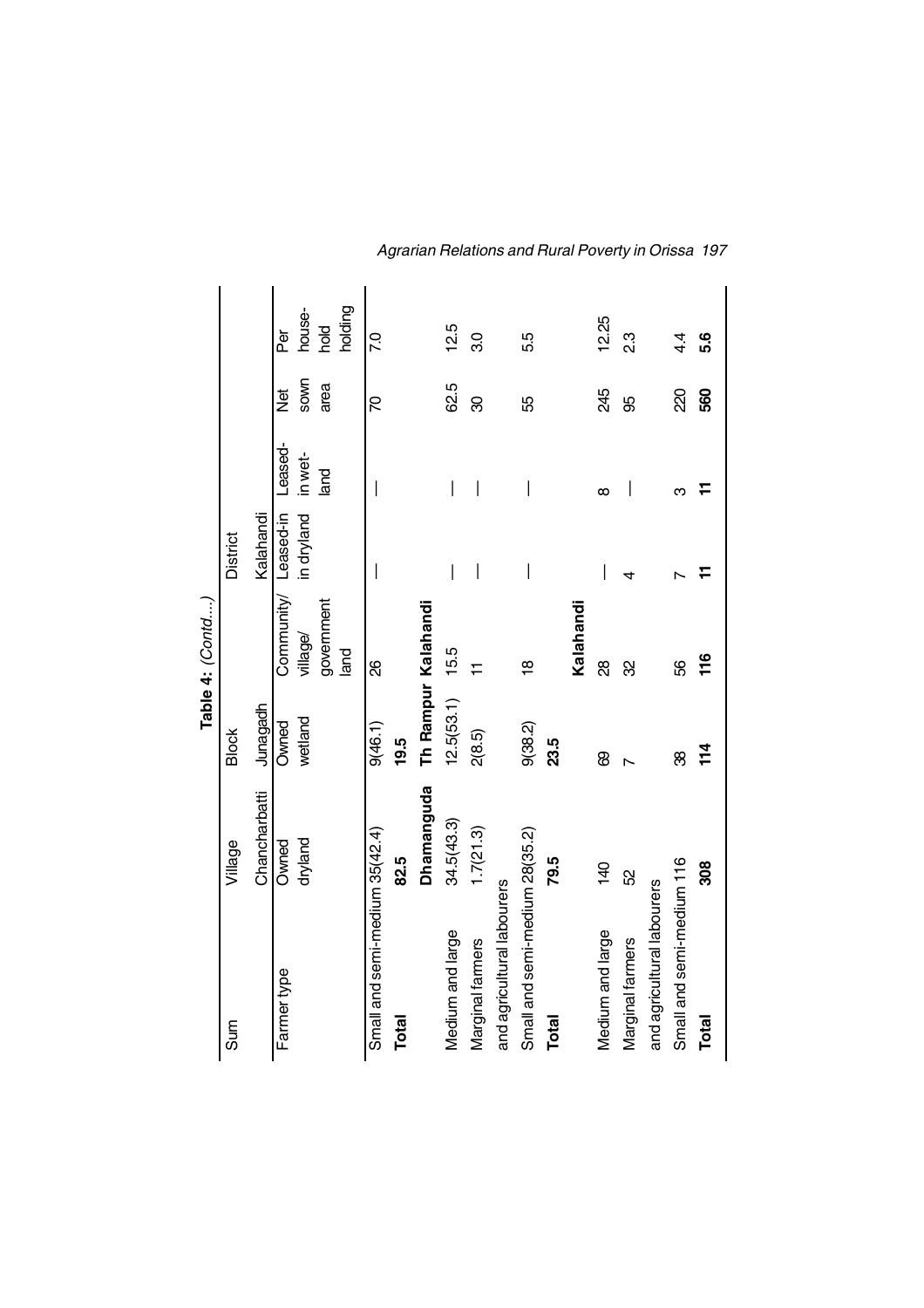**Table 4:** *(Contd....)*

| Sum | Village | Block | | District | | | |
|---|---|---|---|---|---|---|---|
| | Chancharbatti | Junagadh | | Kalahandi | | | |
| Farmer type | Owned dryland | Owned wetland | Community/ village/ government land | Leased-in in dryland | Leased-in wet-land | Net sown area | Per house-hold holding |
| Small and semi-medium | 35(42.4) | 9(46.1) | 26 | — | — | 70 | 7.0 |
| **Total** | **82.5** | **19.5** | | | | | |
| | **Dhamanguda** | **Th Rampur** | **Kalahandi** | | | | |
| Medium and large | 34.5(43.3) | 12.5(53.1) | 15.5 | — | — | 62.5 | 12.5 |
| Marginal farmers and agricultural labourers | 1.7(21.3) | 2(8.5) | 11 | — | — | 30 | 3.0 |
| Small and semi-medium | 28(35.2) | 9(38.2) | 18 | — | — | 55 | 5.5 |
| **Total** | **79.5** | **23.5** | | | | | |
| | | | **Kalahandi** | | | | |
| Medium and large | 140 | 69 | 28 | — | 8 | 245 | 12.25 |
| Marginal farmers and agricultural labourers | 52 | 7 | 32 | 4 | — | 95 | 2.3 |
| Small and semi-medium | 116 | 38 | 56 | 7 | 3 | 220 | 4.4 |
| **Total** | **308** | **114** | **116** | **11** | **11** | **560** | **5.6** |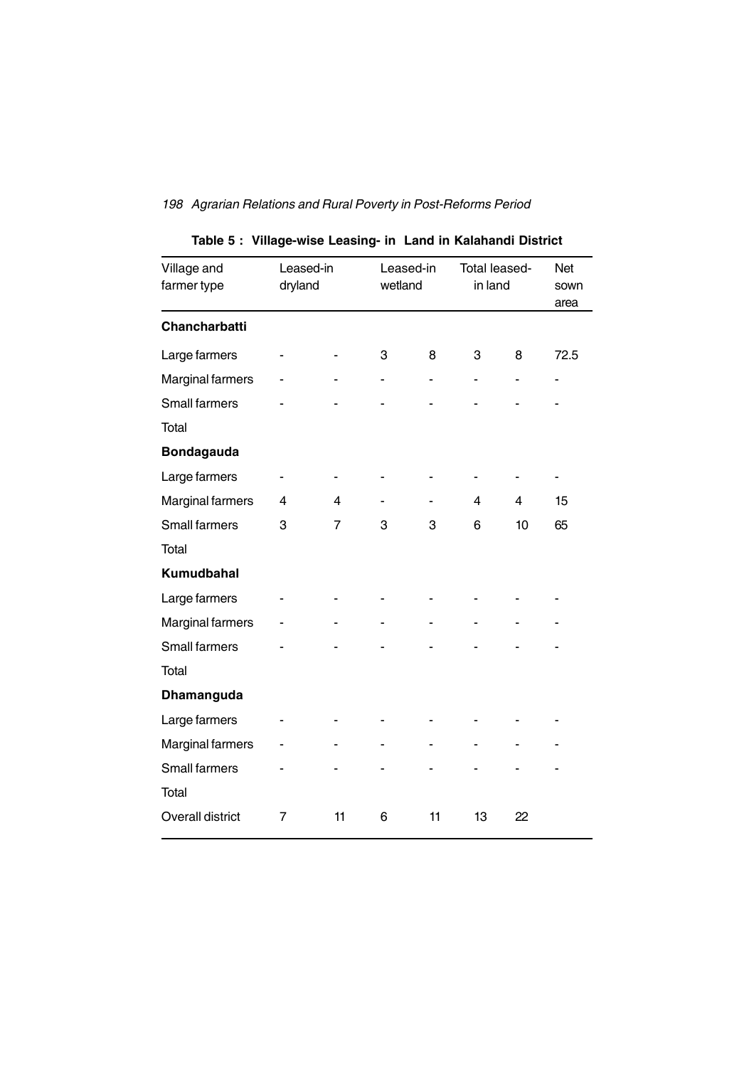**Table 5 : Village-wise Leasing- in Land in Kalahandi District**

| Village and farmer type | Leased-in dryland | | Leased-in wetland | | Total leased-in land | | Net sown area |
|---|---|---|---|---|---|---|---|
| **Chancharbatti** | | | | | | | |
| Large farmers | - | - | 3 | 8 | 3 | 8 | 72.5 |
| Marginal farmers | - | - | - | - | - | - | - |
| Small farmers | - | - | - | - | - | - | - |
| Total | | | | | | | |
| **Bondagauda** | | | | | | | |
| Large farmers | - | - | - | - | - | - | - |
| Marginal farmers | 4 | 4 | - | - | 4 | 4 | 15 |
| Small farmers | 3 | 7 | 3 | 3 | 6 | 10 | 65 |
| Total | | | | | | | |
| **Kumudbahal** | | | | | | | |
| Large farmers | - | - | - | - | - | - | - |
| Marginal farmers | - | - | - | - | - | - | - |
| Small farmers | - | - | - | - | - | - | - |
| Total | | | | | | | |
| **Dhamanguda** | | | | | | | |
| Large farmers | - | - | - | - | - | - | - |
| Marginal farmers | - | - | - | - | - | - | - |
| Small farmers | - | - | - | - | - | - | - |
| Total | | | | | | | |
| Overall district | 7 | 11 | 6 | 11 | 13 | 22 | |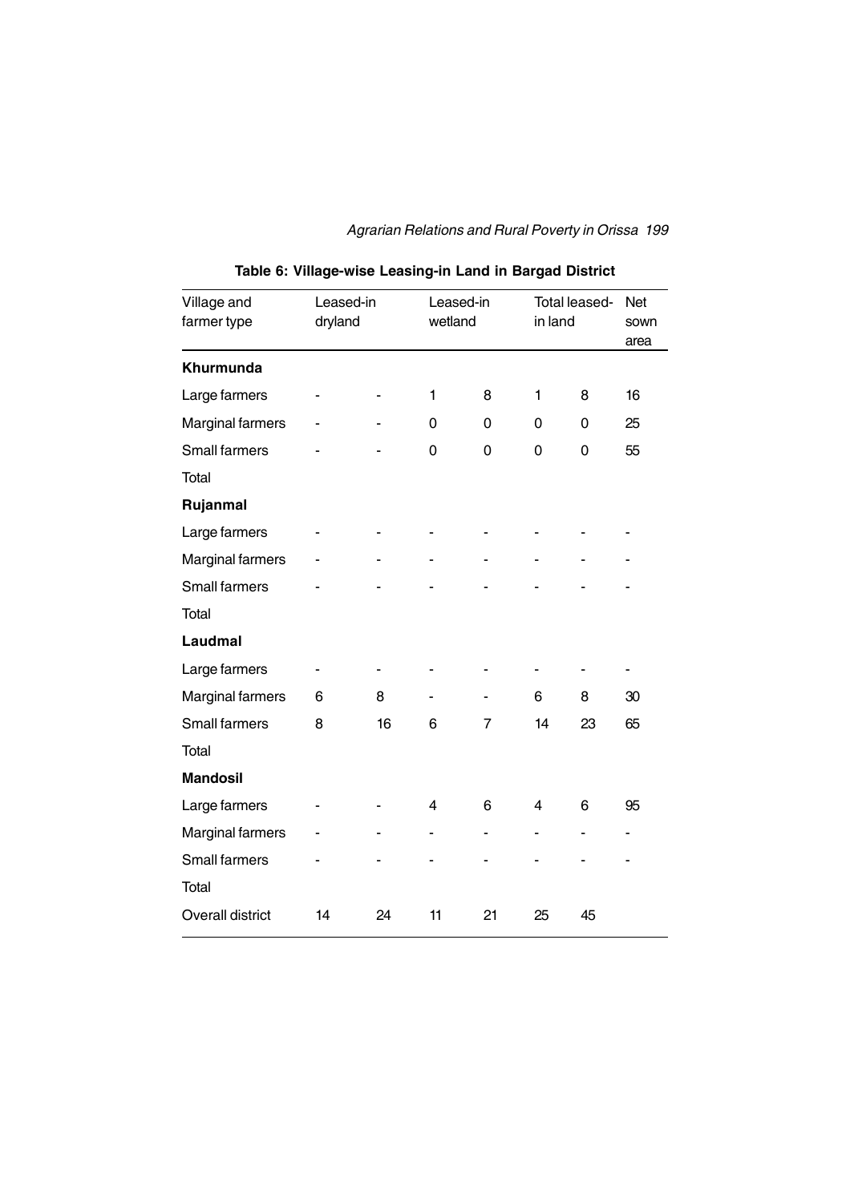**Table 6: Village-wise Leasing-in Land in Bargad District**

| Village and farmer type | Leased-in dryland | | Leased-in wetland | | Total leased-in land | | Net sown area |
|---|---|---|---|---|---|---|---|
| **Khurmunda** | | | | | | | |
| Large farmers | - | - | 1 | 8 | 1 | 8 | 16 |
| Marginal farmers | - | - | 0 | 0 | 0 | 0 | 25 |
| Small farmers | - | - | 0 | 0 | 0 | 0 | 55 |
| Total | | | | | | | |
| **Rujanmal** | | | | | | | |
| Large farmers | - | - | - | - | - | - | - |
| Marginal farmers | - | - | - | - | - | - | - |
| Small farmers | - | - | - | - | - | - | - |
| Total | | | | | | | |
| **Laudmal** | | | | | | | |
| Large farmers | - | - | - | - | - | - | - |
| Marginal farmers | 6 | 8 | - | - | 6 | 8 | 30 |
| Small farmers | 8 | 16 | 6 | 7 | 14 | 23 | 65 |
| Total | | | | | | | |
| **Mandosil** | | | | | | | |
| Large farmers | - | - | 4 | 6 | 4 | 6 | 95 |
| Marginal farmers | - | - | - | - | - | - | - |
| Small farmers | - | - | - | - | - | - | - |
| Total | | | | | | | |
| Overall district | 14 | 24 | 11 | 21 | 25 | 45 | |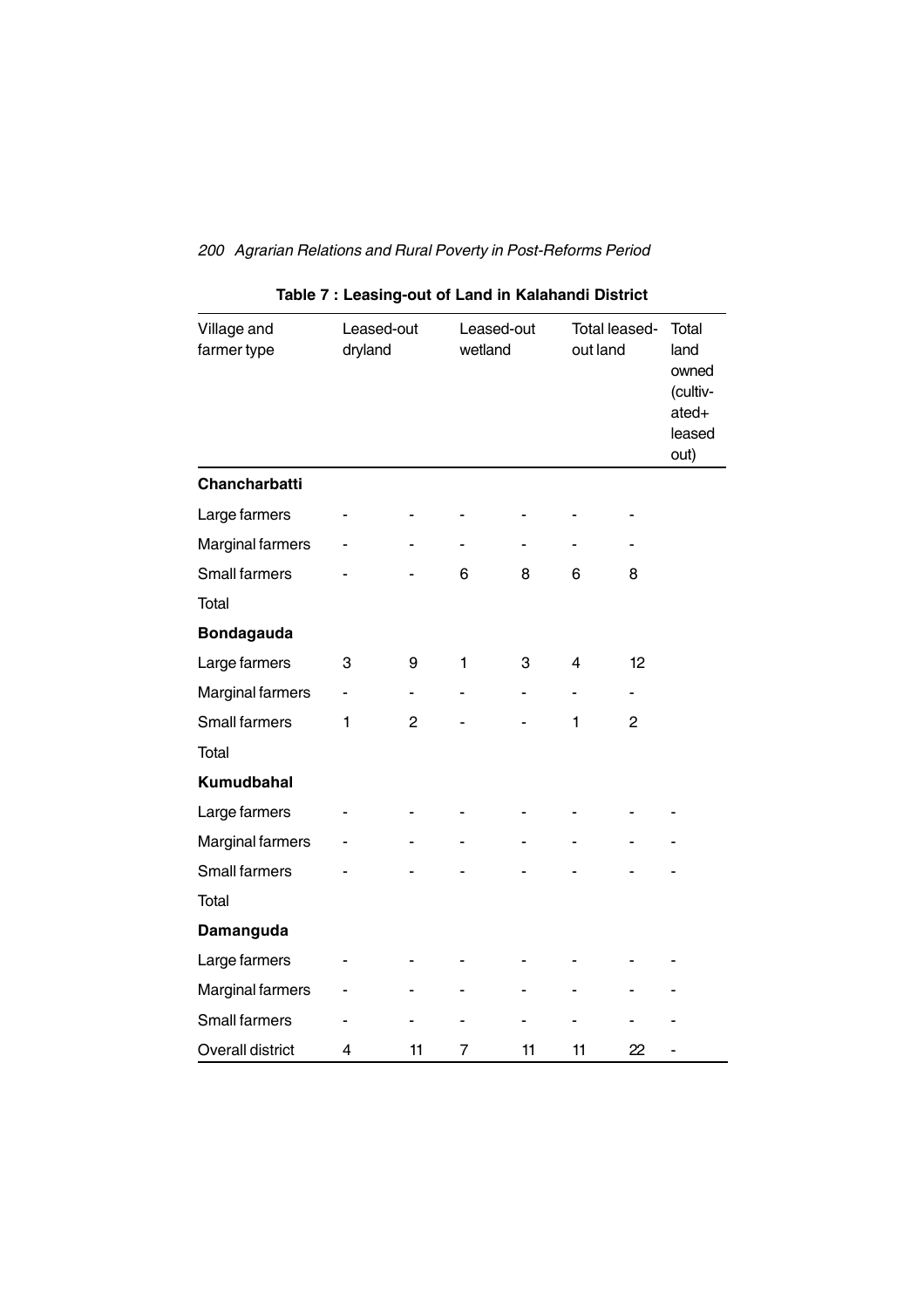**Table 7 : Leasing-out of Land in Kalahandi District**

| Village and farmer type | Leased-out dryland | | Leased-out wetland | | Total leased-out land | | Total land owned (cultiv-ated+ leased out) |
|---|---|---|---|---|---|---|---|
| **Chancharbatti** | | | | | | | |
| Large farmers | - | - | - | - | - | - | |
| Marginal farmers | - | - | - | - | - | - | |
| Small farmers | - | - | 6 | 8 | 6 | 8 | |
| Total | | | | | | | |
| **Bondagauda** | | | | | | | |
| Large farmers | 3 | 9 | 1 | 3 | 4 | 12 | |
| Marginal farmers | - | - | - | - | - | - | |
| Small farmers | 1 | 2 | - | - | 1 | 2 | |
| Total | | | | | | | |
| **Kumudbahal** | | | | | | | |
| Large farmers | - | - | - | - | - | - | - |
| Marginal farmers | - | - | - | - | - | - | - |
| Small farmers | - | - | - | - | - | - | - |
| Total | | | | | | | |
| **Damanguda** | | | | | | | |
| Large farmers | - | - | - | - | - | - | - |
| Marginal farmers | - | - | - | - | - | - | - |
| Small farmers | - | - | - | - | - | - | - |
| Overall district | 4 | 11 | 7 | 11 | 11 | 22 | - |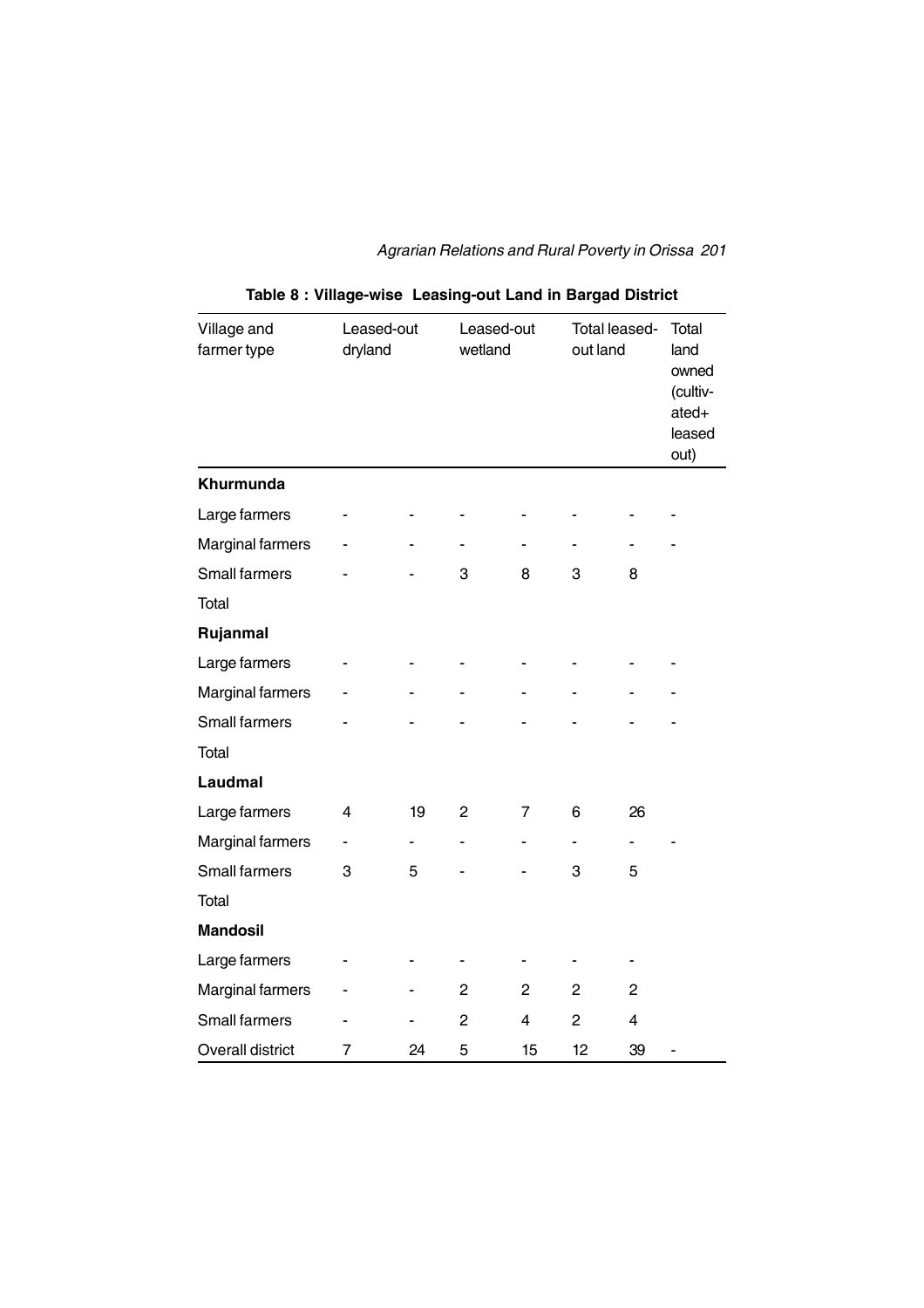**Table 8 : Village-wise Leasing-out Land in Bargad District**

| Village and farmer type | Leased-out dryland | | Leased-out wetland | | Total leased-out land | | Total land owned (cultivated+ leased out) |
|---|---|---|---|---|---|---|---|
| **Khurmunda** | | | | | | | |
| Large farmers | - | - | - | - | - | - | - |
| Marginal farmers | - | - | - | - | - | - | - |
| Small farmers | - | - | 3 | 8 | 3 | 8 | |
| Total | | | | | | | |
| **Rujanmal** | | | | | | | |
| Large farmers | - | - | - | - | - | - | - |
| Marginal farmers | - | - | - | - | - | - | - |
| Small farmers | - | - | - | - | - | - | - |
| Total | | | | | | | |
| **Laudmal** | | | | | | | |
| Large farmers | 4 | 19 | 2 | 7 | 6 | 26 | |
| Marginal farmers | - | - | - | - | - | - | - |
| Small farmers | 3 | 5 | - | - | 3 | 5 | |
| Total | | | | | | | |
| **Mandosil** | | | | | | | |
| Large farmers | - | - | - | - | - | - | |
| Marginal farmers | - | - | 2 | 2 | 2 | 2 | |
| Small farmers | - | - | 2 | 4 | 2 | 4 | |
| Overall district | 7 | 24 | 5 | 15 | 12 | 39 | - |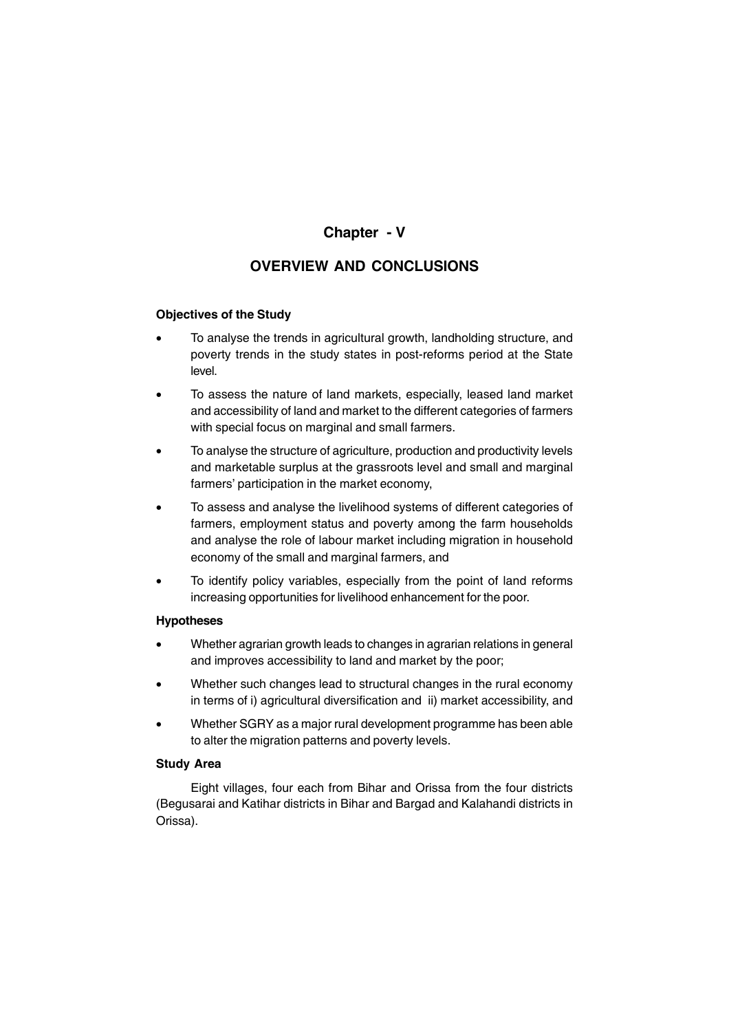# Chapter - V

## OVERVIEW AND CONCLUSIONS

### Objectives of the Study

- To analyse the trends in agricultural growth, landholding structure, and poverty trends in the study states in post-reforms period at the State level.
- To assess the nature of land markets, especially, leased land market and accessibility of land and market to the different categories of farmers with special focus on marginal and small farmers.
- To analyse the structure of agriculture, production and productivity levels and marketable surplus at the grassroots level and small and marginal farmers' participation in the market economy,
- To assess and analyse the livelihood systems of different categories of farmers, employment status and poverty among the farm households and analyse the role of labour market including migration in household economy of the small and marginal farmers, and
- To identify policy variables, especially from the point of land reforms increasing opportunities for livelihood enhancement for the poor.

### Hypotheses

- Whether agrarian growth leads to changes in agrarian relations in general and improves accessibility to land and market by the poor;
- Whether such changes lead to structural changes in the rural economy in terms of i) agricultural diversification and ii) market accessibility, and
- Whether SGRY as a major rural development programme has been able to alter the migration patterns and poverty levels.

### Study Area

Eight villages, four each from Bihar and Orissa from the four districts (Begusarai and Katihar districts in Bihar and Bargad and Kalahandi districts in Orissa).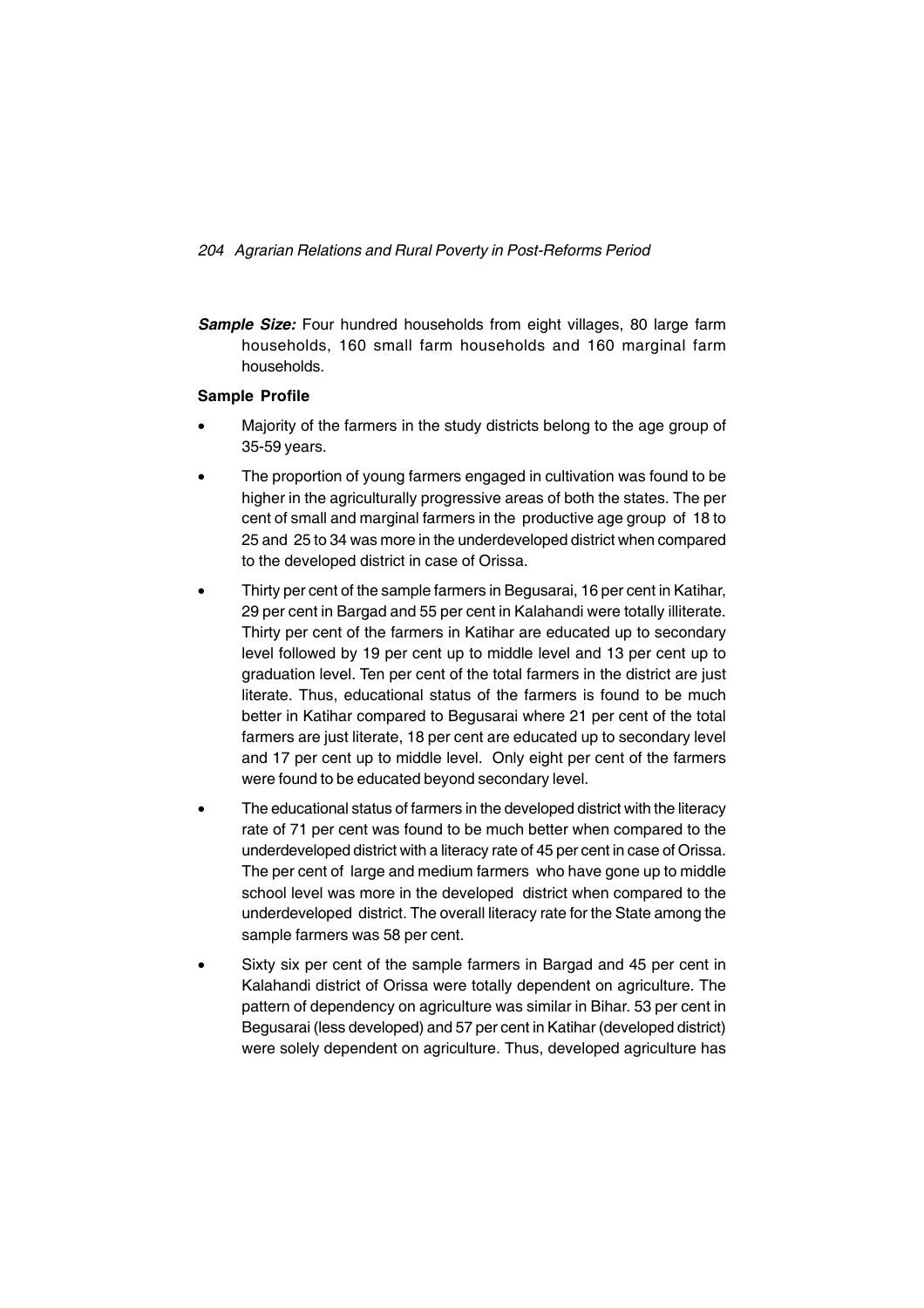**_Sample Size:_** Four hundred households from eight villages, 80 large farm households, 160 small farm households and 160 marginal farm households.

**Sample Profile**

- Majority of the farmers in the study districts belong to the age group of 35-59 years.
- The proportion of young farmers engaged in cultivation was found to be higher in the agriculturally progressive areas of both the states. The per cent of small and marginal farmers in the productive age group of 18 to 25 and 25 to 34 was more in the underdeveloped district when compared to the developed district in case of Orissa.
- Thirty per cent of the sample farmers in Begusarai, 16 per cent in Katihar, 29 per cent in Bargad and 55 per cent in Kalahandi were totally illiterate. Thirty per cent of the farmers in Katihar are educated up to secondary level followed by 19 per cent up to middle level and 13 per cent up to graduation level. Ten per cent of the total farmers in the district are just literate. Thus, educational status of the farmers is found to be much better in Katihar compared to Begusarai where 21 per cent of the total farmers are just literate, 18 per cent are educated up to secondary level and 17 per cent up to middle level. Only eight per cent of the farmers were found to be educated beyond secondary level.
- The educational status of farmers in the developed district with the literacy rate of 71 per cent was found to be much better when compared to the underdeveloped district with a literacy rate of 45 per cent in case of Orissa. The per cent of large and medium farmers who have gone up to middle school level was more in the developed district when compared to the underdeveloped district. The overall literacy rate for the State among the sample farmers was 58 per cent.
- Sixty six per cent of the sample farmers in Bargad and 45 per cent in Kalahandi district of Orissa were totally dependent on agriculture. The pattern of dependency on agriculture was similar in Bihar. 53 per cent in Begusarai (less developed) and 57 per cent in Katihar (developed district) were solely dependent on agriculture. Thus, developed agriculture has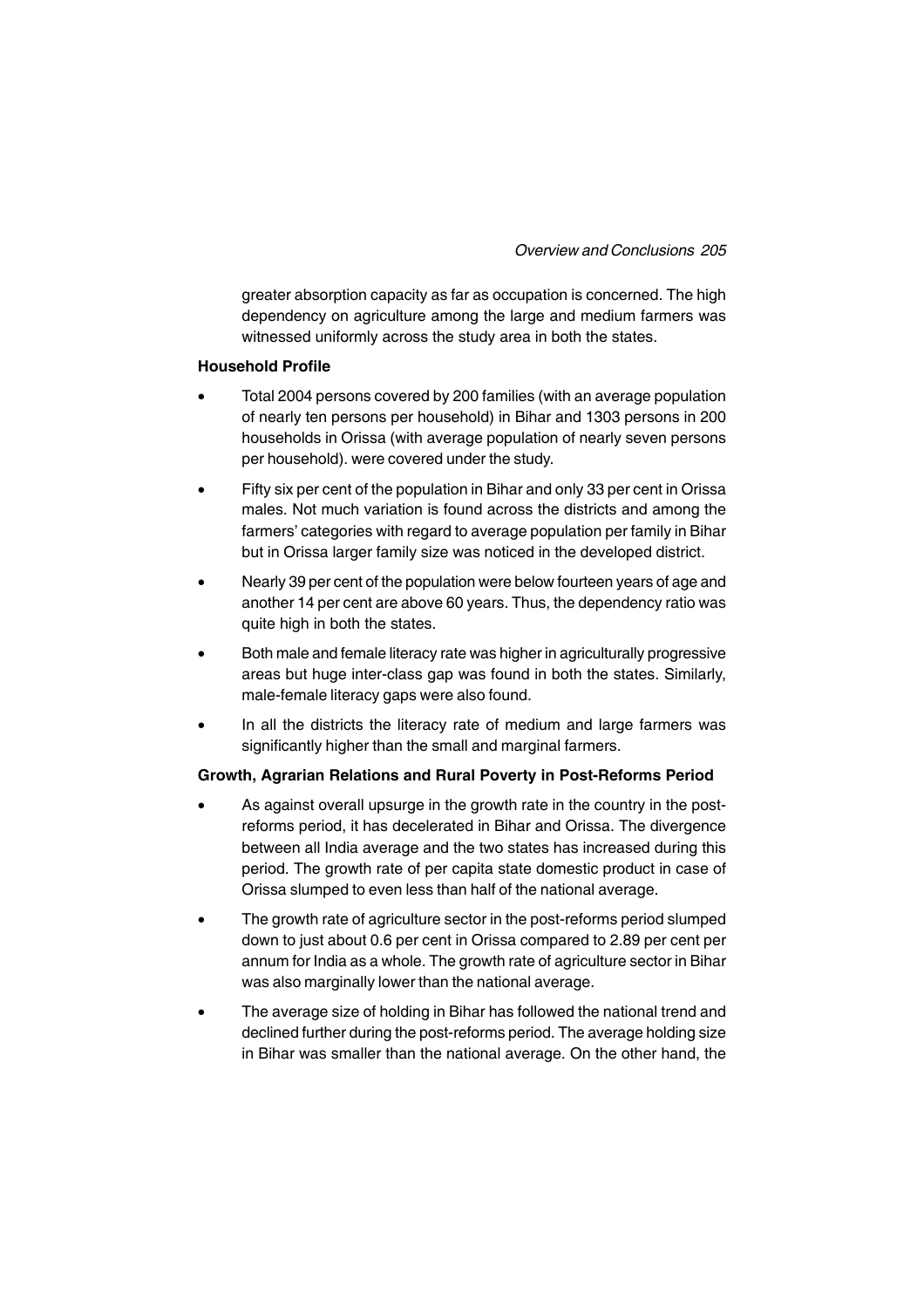greater absorption capacity as far as occupation is concerned. The high dependency on agriculture among the large and medium farmers was witnessed uniformly across the study area in both the states.

**Household Profile**

- Total 2004 persons covered by 200 families (with an average population of nearly ten persons per household) in Bihar and 1303 persons in 200 households in Orissa (with average population of nearly seven persons per household). were covered under the study.
- Fifty six per cent of the population in Bihar and only 33 per cent in Orissa males. Not much variation is found across the districts and among the farmers' categories with regard to average population per family in Bihar but in Orissa larger family size was noticed in the developed district.
- Nearly 39 per cent of the population were below fourteen years of age and another 14 per cent are above 60 years. Thus, the dependency ratio was quite high in both the states.
- Both male and female literacy rate was higher in agriculturally progressive areas but huge inter-class gap was found in both the states. Similarly, male-female literacy gaps were also found.
- In all the districts the literacy rate of medium and large farmers was significantly higher than the small and marginal farmers.

**Growth, Agrarian Relations and Rural Poverty in Post-Reforms Period**

- As against overall upsurge in the growth rate in the country in the post-reforms period, it has decelerated in Bihar and Orissa. The divergence between all India average and the two states has increased during this period. The growth rate of per capita state domestic product in case of Orissa slumped to even less than half of the national average.
- The growth rate of agriculture sector in the post-reforms period slumped down to just about 0.6 per cent in Orissa compared to 2.89 per cent per annum for India as a whole. The growth rate of agriculture sector in Bihar was also marginally lower than the national average.
- The average size of holding in Bihar has followed the national trend and declined further during the post-reforms period. The average holding size in Bihar was smaller than the national average. On the other hand, the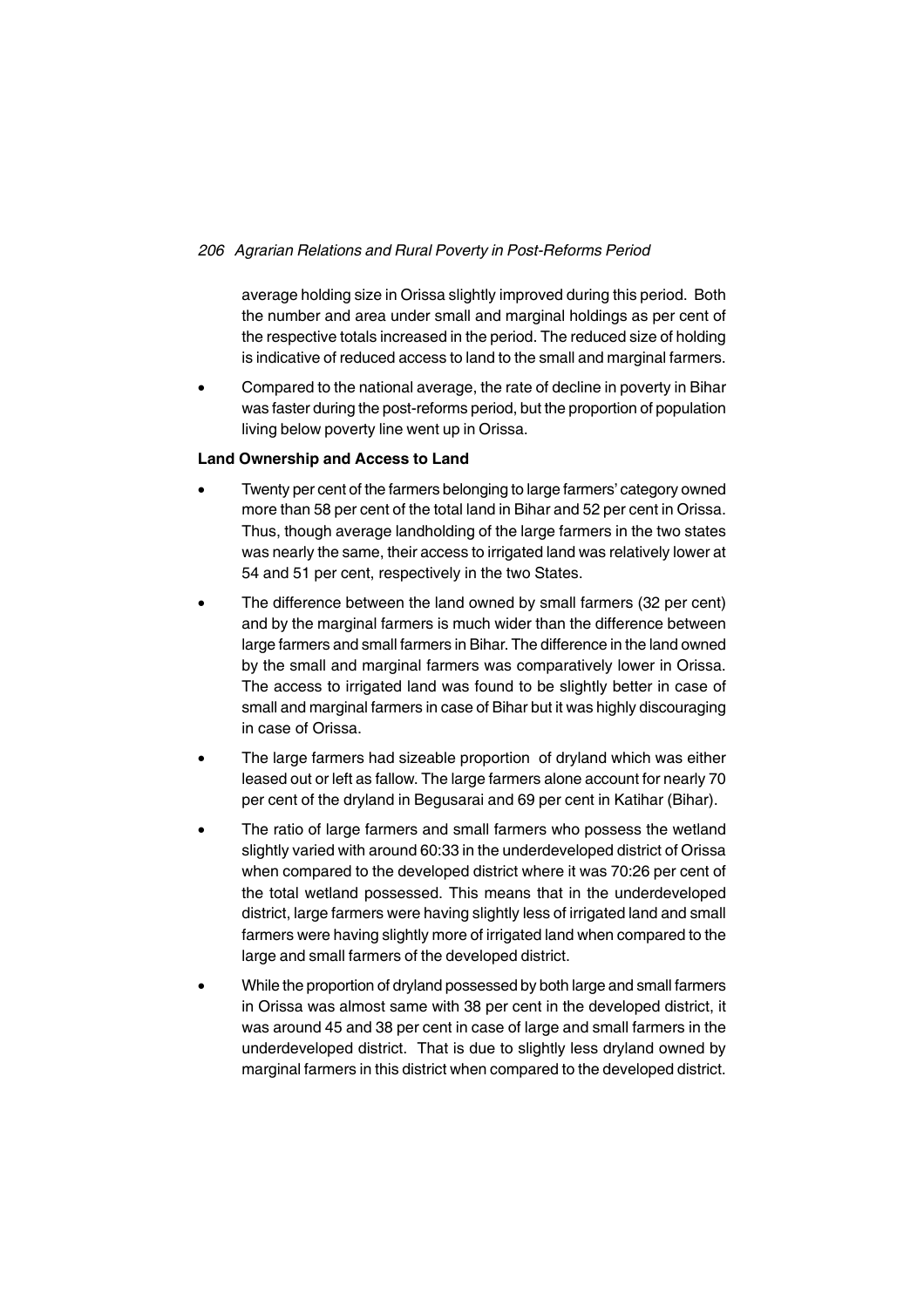average holding size in Orissa slightly improved during this period. Both the number and area under small and marginal holdings as per cent of the respective totals increased in the period. The reduced size of holding is indicative of reduced access to land to the small and marginal farmers.

- Compared to the national average, the rate of decline in poverty in Bihar was faster during the post-reforms period, but the proportion of population living below poverty line went up in Orissa.

**Land Ownership and Access to Land**

- Twenty per cent of the farmers belonging to large farmers' category owned more than 58 per cent of the total land in Bihar and 52 per cent in Orissa. Thus, though average landholding of the large farmers in the two states was nearly the same, their access to irrigated land was relatively lower at 54 and 51 per cent, respectively in the two States.
- The difference between the land owned by small farmers (32 per cent) and by the marginal farmers is much wider than the difference between large farmers and small farmers in Bihar. The difference in the land owned by the small and marginal farmers was comparatively lower in Orissa. The access to irrigated land was found to be slightly better in case of small and marginal farmers in case of Bihar but it was highly discouraging in case of Orissa.
- The large farmers had sizeable proportion of dryland which was either leased out or left as fallow. The large farmers alone account for nearly 70 per cent of the dryland in Begusarai and 69 per cent in Katihar (Bihar).
- The ratio of large farmers and small farmers who possess the wetland slightly varied with around 60:33 in the underdeveloped district of Orissa when compared to the developed district where it was 70:26 per cent of the total wetland possessed. This means that in the underdeveloped district, large farmers were having slightly less of irrigated land and small farmers were having slightly more of irrigated land when compared to the large and small farmers of the developed district.
- While the proportion of dryland possessed by both large and small farmers in Orissa was almost same with 38 per cent in the developed district, it was around 45 and 38 per cent in case of large and small farmers in the underdeveloped district. That is due to slightly less dryland owned by marginal farmers in this district when compared to the developed district.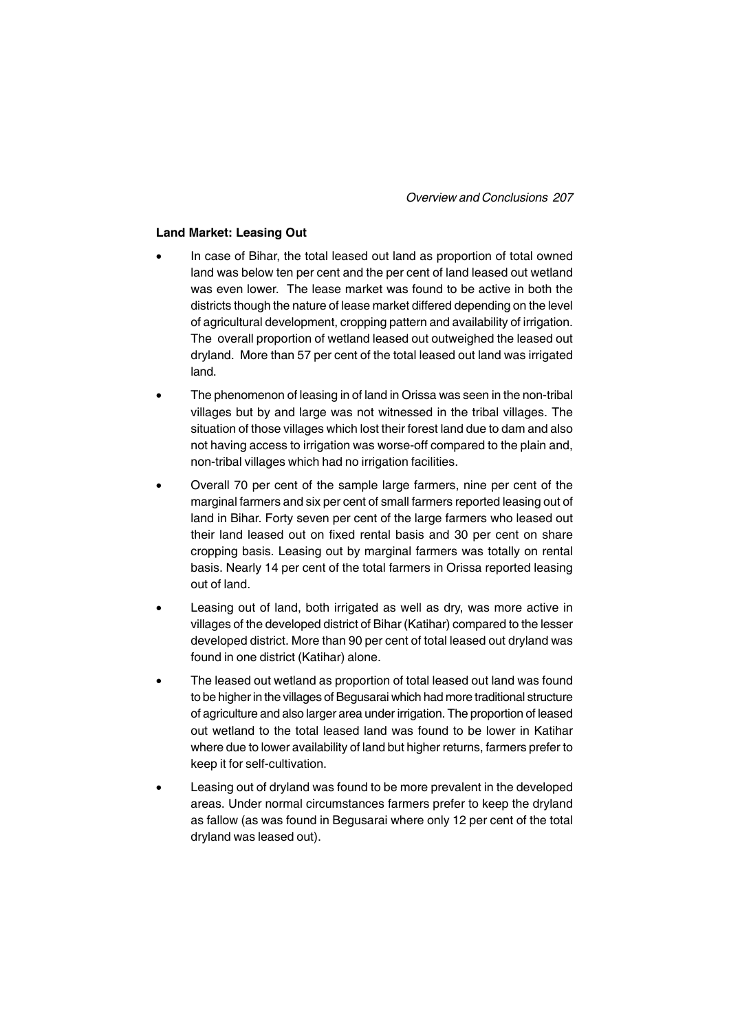**Land Market: Leasing Out**

- In case of Bihar, the total leased out land as proportion of total owned land was below ten per cent and the per cent of land leased out wetland was even lower. The lease market was found to be active in both the districts though the nature of lease market differed depending on the level of agricultural development, cropping pattern and availability of irrigation. The overall proportion of wetland leased out outweighed the leased out dryland. More than 57 per cent of the total leased out land was irrigated land.
- The phenomenon of leasing in of land in Orissa was seen in the non-tribal villages but by and large was not witnessed in the tribal villages. The situation of those villages which lost their forest land due to dam and also not having access to irrigation was worse-off compared to the plain and, non-tribal villages which had no irrigation facilities.
- Overall 70 per cent of the sample large farmers, nine per cent of the marginal farmers and six per cent of small farmers reported leasing out of land in Bihar. Forty seven per cent of the large farmers who leased out their land leased out on fixed rental basis and 30 per cent on share cropping basis. Leasing out by marginal farmers was totally on rental basis. Nearly 14 per cent of the total farmers in Orissa reported leasing out of land.
- Leasing out of land, both irrigated as well as dry, was more active in villages of the developed district of Bihar (Katihar) compared to the lesser developed district. More than 90 per cent of total leased out dryland was found in one district (Katihar) alone.
- The leased out wetland as proportion of total leased out land was found to be higher in the villages of Begusarai which had more traditional structure of agriculture and also larger area under irrigation. The proportion of leased out wetland to the total leased land was found to be lower in Katihar where due to lower availability of land but higher returns, farmers prefer to keep it for self-cultivation.
- Leasing out of dryland was found to be more prevalent in the developed areas. Under normal circumstances farmers prefer to keep the dryland as fallow (as was found in Begusarai where only 12 per cent of the total dryland was leased out).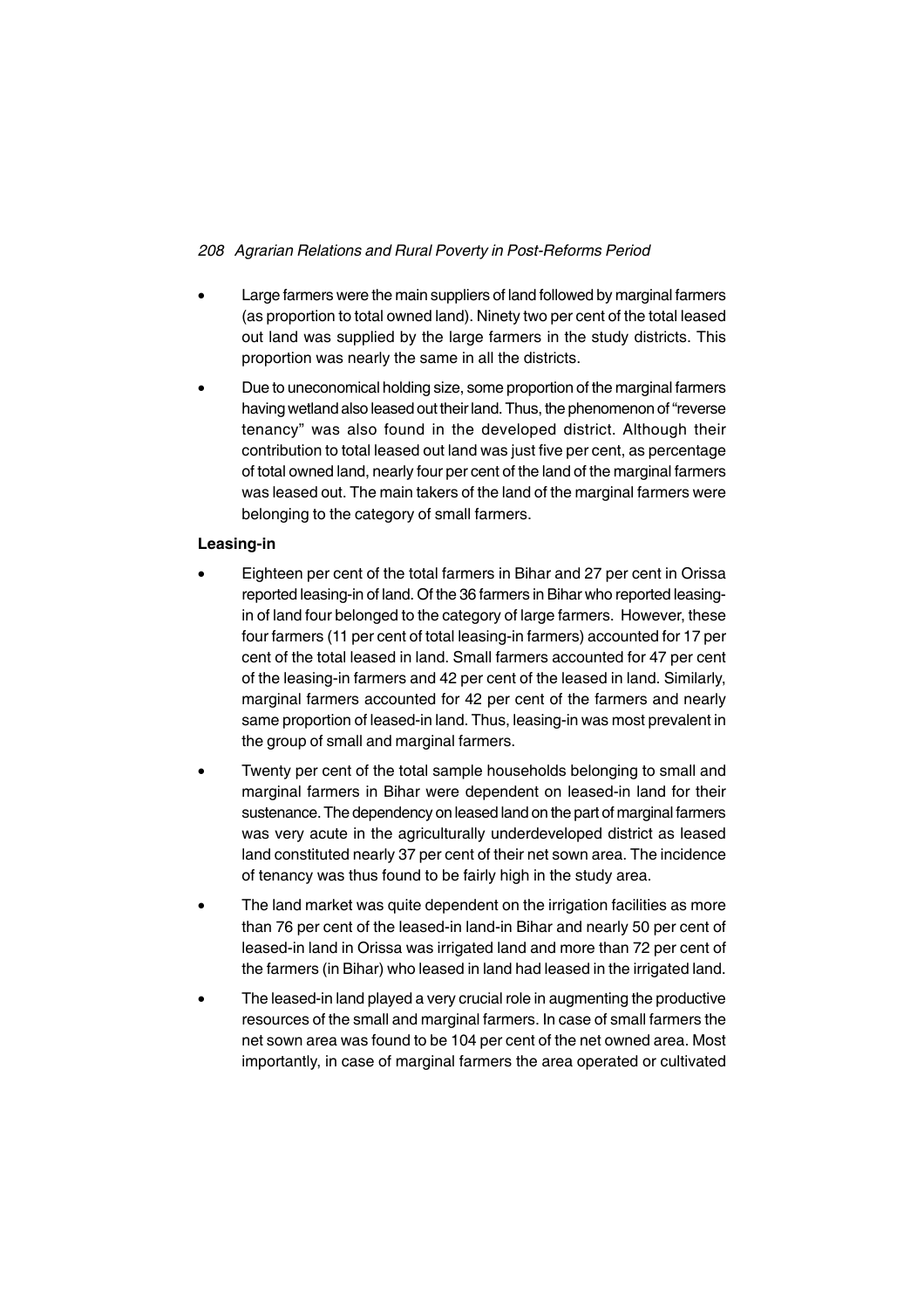- Large farmers were the main suppliers of land followed by marginal farmers (as proportion to total owned land). Ninety two per cent of the total leased out land was supplied by the large farmers in the study districts. This proportion was nearly the same in all the districts.
- Due to uneconomical holding size, some proportion of the marginal farmers having wetland also leased out their land. Thus, the phenomenon of "reverse tenancy" was also found in the developed district. Although their contribution to total leased out land was just five per cent, as percentage of total owned land, nearly four per cent of the land of the marginal farmers was leased out. The main takers of the land of the marginal farmers were belonging to the category of small farmers.

**Leasing-in**

- Eighteen per cent of the total farmers in Bihar and 27 per cent in Orissa reported leasing-in of land. Of the 36 farmers in Bihar who reported leasing-in of land four belonged to the category of large farmers. However, these four farmers (11 per cent of total leasing-in farmers) accounted for 17 per cent of the total leased in land. Small farmers accounted for 47 per cent of the leasing-in farmers and 42 per cent of the leased in land. Similarly, marginal farmers accounted for 42 per cent of the farmers and nearly same proportion of leased-in land. Thus, leasing-in was most prevalent in the group of small and marginal farmers.
- Twenty per cent of the total sample households belonging to small and marginal farmers in Bihar were dependent on leased-in land for their sustenance. The dependency on leased land on the part of marginal farmers was very acute in the agriculturally underdeveloped district as leased land constituted nearly 37 per cent of their net sown area. The incidence of tenancy was thus found to be fairly high in the study area.
- The land market was quite dependent on the irrigation facilities as more than 76 per cent of the leased-in land-in Bihar and nearly 50 per cent of leased-in land in Orissa was irrigated land and more than 72 per cent of the farmers (in Bihar) who leased in land had leased in the irrigated land.
- The leased-in land played a very crucial role in augmenting the productive resources of the small and marginal farmers. In case of small farmers the net sown area was found to be 104 per cent of the net owned area. Most importantly, in case of marginal farmers the area operated or cultivated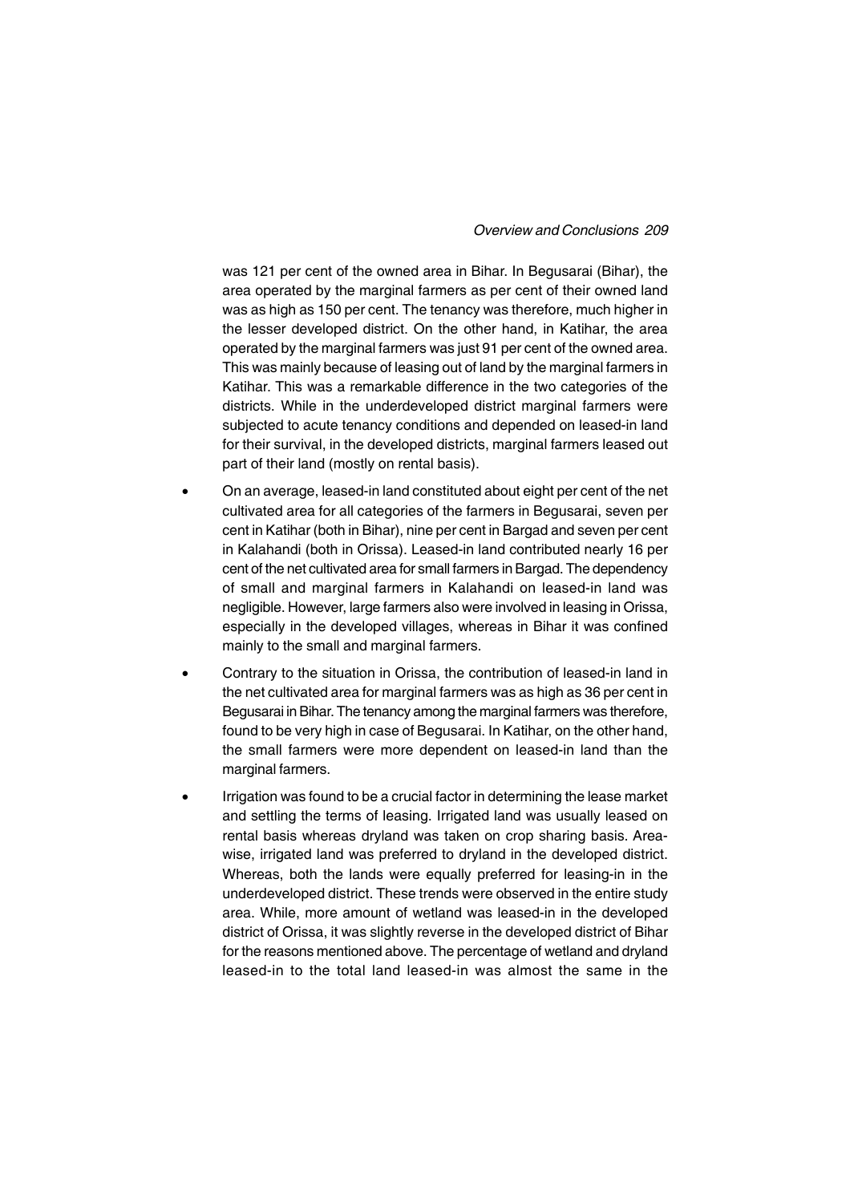was 121 per cent of the owned area in Bihar. In Begusarai (Bihar), the area operated by the marginal farmers as per cent of their owned land was as high as 150 per cent. The tenancy was therefore, much higher in the lesser developed district. On the other hand, in Katihar, the area operated by the marginal farmers was just 91 per cent of the owned area. This was mainly because of leasing out of land by the marginal farmers in Katihar. This was a remarkable difference in the two categories of the districts. While in the underdeveloped district marginal farmers were subjected to acute tenancy conditions and depended on leased-in land for their survival, in the developed districts, marginal farmers leased out part of their land (mostly on rental basis).

- On an average, leased-in land constituted about eight per cent of the net cultivated area for all categories of the farmers in Begusarai, seven per cent in Katihar (both in Bihar), nine per cent in Bargad and seven per cent in Kalahandi (both in Orissa). Leased-in land contributed nearly 16 per cent of the net cultivated area for small farmers in Bargad. The dependency of small and marginal farmers in Kalahandi on leased-in land was negligible. However, large farmers also were involved in leasing in Orissa, especially in the developed villages, whereas in Bihar it was confined mainly to the small and marginal farmers.
- Contrary to the situation in Orissa, the contribution of leased-in land in the net cultivated area for marginal farmers was as high as 36 per cent in Begusarai in Bihar. The tenancy among the marginal farmers was therefore, found to be very high in case of Begusarai. In Katihar, on the other hand, the small farmers were more dependent on leased-in land than the marginal farmers.
- Irrigation was found to be a crucial factor in determining the lease market and settling the terms of leasing. Irrigated land was usually leased on rental basis whereas dryland was taken on crop sharing basis. Area-wise, irrigated land was preferred to dryland in the developed district. Whereas, both the lands were equally preferred for leasing-in in the underdeveloped district. These trends were observed in the entire study area. While, more amount of wetland was leased-in in the developed district of Orissa, it was slightly reverse in the developed district of Bihar for the reasons mentioned above. The percentage of wetland and dryland leased-in to the total land leased-in was almost the same in the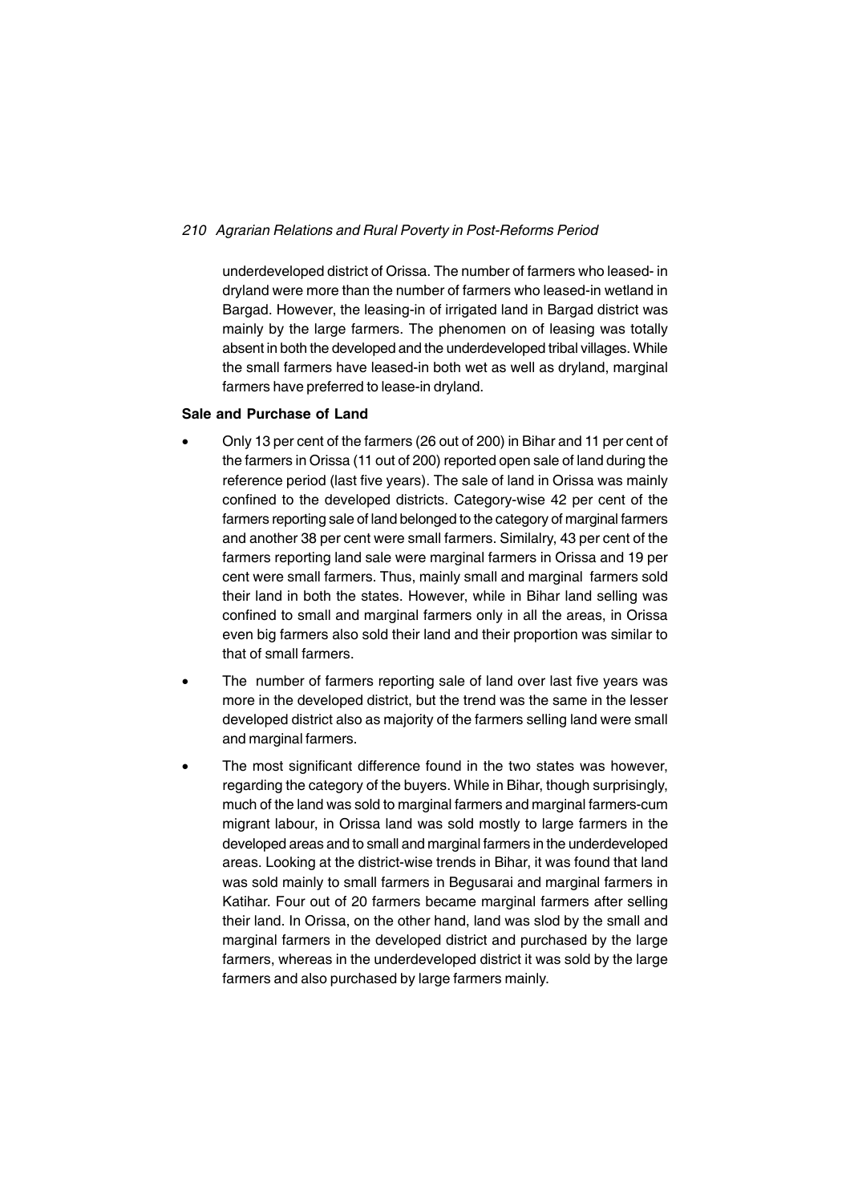underdeveloped district of Orissa. The number of farmers who leased- in dryland were more than the number of farmers who leased-in wetland in Bargad. However, the leasing-in of irrigated land in Bargad district was mainly by the large farmers. The phenomen on of leasing was totally absent in both the developed and the underdeveloped tribal villages. While the small farmers have leased-in both wet as well as dryland, marginal farmers have preferred to lease-in dryland.

**Sale and Purchase of Land**

- Only 13 per cent of the farmers (26 out of 200) in Bihar and 11 per cent of the farmers in Orissa (11 out of 200) reported open sale of land during the reference period (last five years). The sale of land in Orissa was mainly confined to the developed districts. Category-wise 42 per cent of the farmers reporting sale of land belonged to the category of marginal farmers and another 38 per cent were small farmers. Similalry, 43 per cent of the farmers reporting land sale were marginal farmers in Orissa and 19 per cent were small farmers. Thus, mainly small and marginal farmers sold their land in both the states. However, while in Bihar land selling was confined to small and marginal farmers only in all the areas, in Orissa even big farmers also sold their land and their proportion was similar to that of small farmers.
- The number of farmers reporting sale of land over last five years was more in the developed district, but the trend was the same in the lesser developed district also as majority of the farmers selling land were small and marginal farmers.
- The most significant difference found in the two states was however, regarding the category of the buyers. While in Bihar, though surprisingly, much of the land was sold to marginal farmers and marginal farmers-cum migrant labour, in Orissa land was sold mostly to large farmers in the developed areas and to small and marginal farmers in the underdeveloped areas. Looking at the district-wise trends in Bihar, it was found that land was sold mainly to small farmers in Begusarai and marginal farmers in Katihar. Four out of 20 farmers became marginal farmers after selling their land. In Orissa, on the other hand, land was slod by the small and marginal farmers in the developed district and purchased by the large farmers, whereas in the underdeveloped district it was sold by the large farmers and also purchased by large farmers mainly.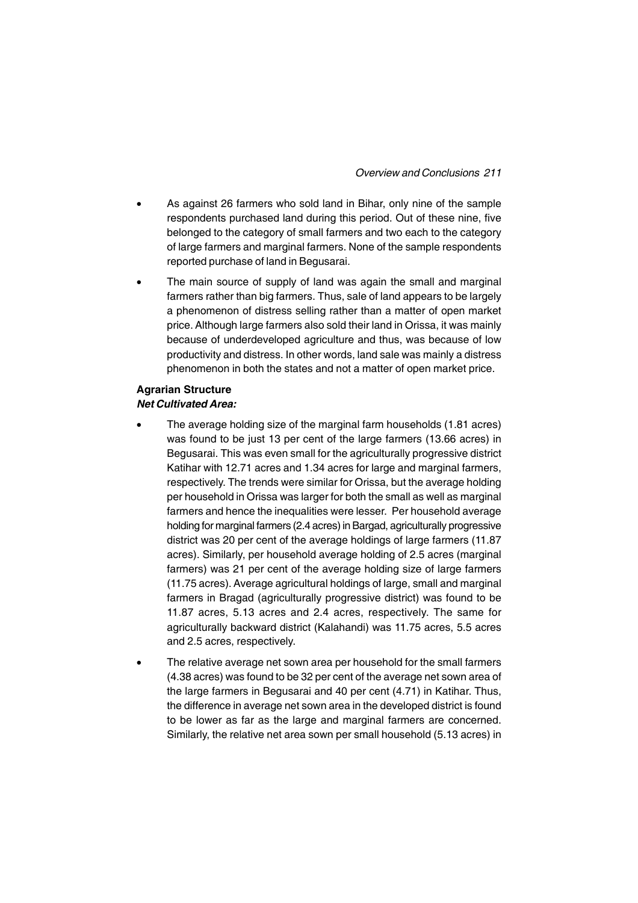- As against 26 farmers who sold land in Bihar, only nine of the sample respondents purchased land during this period. Out of these nine, five belonged to the category of small farmers and two each to the category of large farmers and marginal farmers. None of the sample respondents reported purchase of land in Begusarai.
- The main source of supply of land was again the small and marginal farmers rather than big farmers. Thus, sale of land appears to be largely a phenomenon of distress selling rather than a matter of open market price. Although large farmers also sold their land in Orissa, it was mainly because of underdeveloped agriculture and thus, was because of low productivity and distress. In other words, land sale was mainly a distress phenomenon in both the states and not a matter of open market price.

**Agrarian Structure**
***Net Cultivated Area:***

- The average holding size of the marginal farm households (1.81 acres) was found to be just 13 per cent of the large farmers (13.66 acres) in Begusarai. This was even small for the agriculturally progressive district Katihar with 12.71 acres and 1.34 acres for large and marginal farmers, respectively. The trends were similar for Orissa, but the average holding per household in Orissa was larger for both the small as well as marginal farmers and hence the inequalities were lesser. Per household average holding for marginal farmers (2.4 acres) in Bargad, agriculturally progressive district was 20 per cent of the average holdings of large farmers (11.87 acres). Similarly, per household average holding of 2.5 acres (marginal farmers) was 21 per cent of the average holding size of large farmers (11.75 acres). Average agricultural holdings of large, small and marginal farmers in Bragad (agriculturally progressive district) was found to be 11.87 acres, 5.13 acres and 2.4 acres, respectively. The same for agriculturally backward district (Kalahandi) was 11.75 acres, 5.5 acres and 2.5 acres, respectively.
- The relative average net sown area per household for the small farmers (4.38 acres) was found to be 32 per cent of the average net sown area of the large farmers in Begusarai and 40 per cent (4.71) in Katihar. Thus, the difference in average net sown area in the developed district is found to be lower as far as the large and marginal farmers are concerned. Similarly, the relative net area sown per small household (5.13 acres) in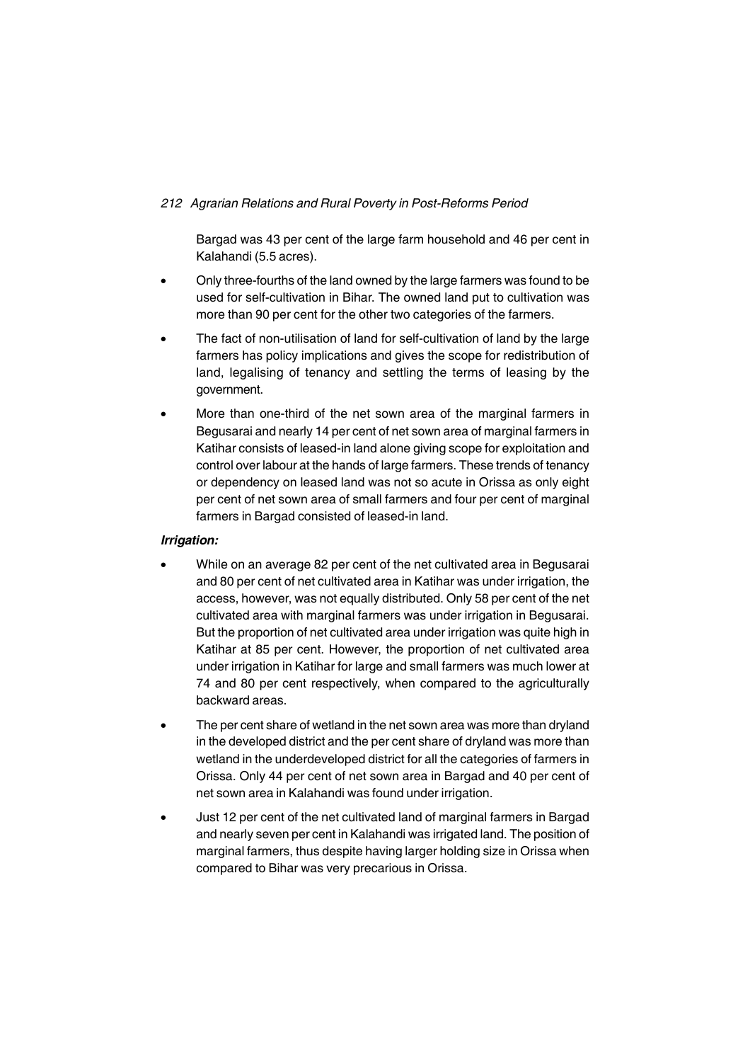Bargad was 43 per cent of the large farm household and 46 per cent in Kalahandi (5.5 acres).

- Only three-fourths of the land owned by the large farmers was found to be used for self-cultivation in Bihar. The owned land put to cultivation was more than 90 per cent for the other two categories of the farmers.
- The fact of non-utilisation of land for self-cultivation of land by the large farmers has policy implications and gives the scope for redistribution of land, legalising of tenancy and settling the terms of leasing by the government.
- More than one-third of the net sown area of the marginal farmers in Begusarai and nearly 14 per cent of net sown area of marginal farmers in Katihar consists of leased-in land alone giving scope for exploitation and control over labour at the hands of large farmers. These trends of tenancy or dependency on leased land was not so acute in Orissa as only eight per cent of net sown area of small farmers and four per cent of marginal farmers in Bargad consisted of leased-in land.

***Irrigation:***

- While on an average 82 per cent of the net cultivated area in Begusarai and 80 per cent of net cultivated area in Katihar was under irrigation, the access, however, was not equally distributed. Only 58 per cent of the net cultivated area with marginal farmers was under irrigation in Begusarai. But the proportion of net cultivated area under irrigation was quite high in Katihar at 85 per cent. However, the proportion of net cultivated area under irrigation in Katihar for large and small farmers was much lower at 74 and 80 per cent respectively, when compared to the agriculturally backward areas.
- The per cent share of wetland in the net sown area was more than dryland in the developed district and the per cent share of dryland was more than wetland in the underdeveloped district for all the categories of farmers in Orissa. Only 44 per cent of net sown area in Bargad and 40 per cent of net sown area in Kalahandi was found under irrigation.
- Just 12 per cent of the net cultivated land of marginal farmers in Bargad and nearly seven per cent in Kalahandi was irrigated land. The position of marginal farmers, thus despite having larger holding size in Orissa when compared to Bihar was very precarious in Orissa.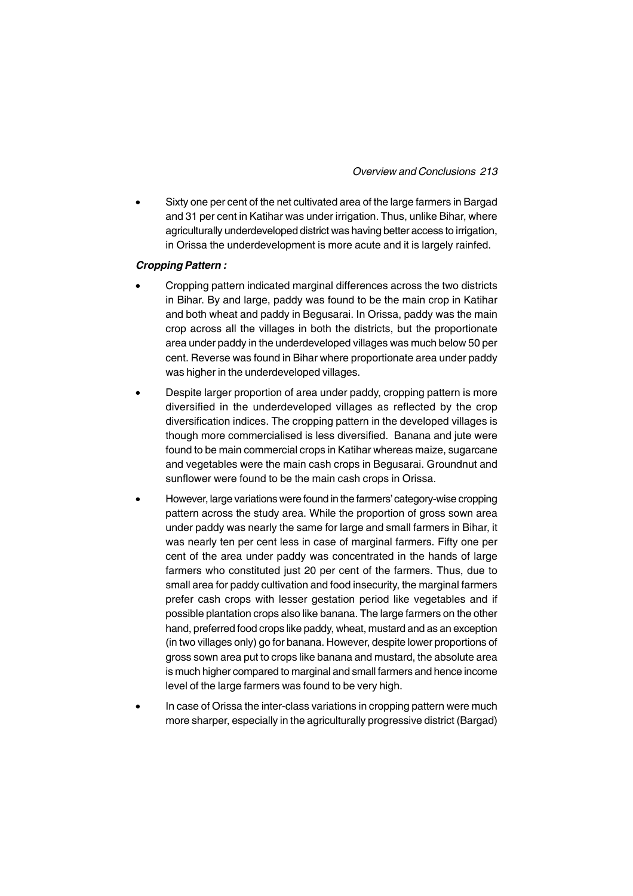- Sixty one per cent of the net cultivated area of the large farmers in Bargad and 31 per cent in Katihar was under irrigation. Thus, unlike Bihar, where agriculturally underdeveloped district was having better access to irrigation, in Orissa the underdevelopment is more acute and it is largely rainfed.

***Cropping Pattern :***

- Cropping pattern indicated marginal differences across the two districts in Bihar. By and large, paddy was found to be the main crop in Katihar and both wheat and paddy in Begusarai. In Orissa, paddy was the main crop across all the villages in both the districts, but the proportionate area under paddy in the underdeveloped villages was much below 50 per cent. Reverse was found in Bihar where proportionate area under paddy was higher in the underdeveloped villages.
- Despite larger proportion of area under paddy, cropping pattern is more diversified in the underdeveloped villages as reflected by the crop diversification indices. The cropping pattern in the developed villages is though more commercialised is less diversified. Banana and jute were found to be main commercial crops in Katihar whereas maize, sugarcane and vegetables were the main cash crops in Begusarai. Groundnut and sunflower were found to be the main cash crops in Orissa.
- However, large variations were found in the farmers' category-wise cropping pattern across the study area. While the proportion of gross sown area under paddy was nearly the same for large and small farmers in Bihar, it was nearly ten per cent less in case of marginal farmers. Fifty one per cent of the area under paddy was concentrated in the hands of large farmers who constituted just 20 per cent of the farmers. Thus, due to small area for paddy cultivation and food insecurity, the marginal farmers prefer cash crops with lesser gestation period like vegetables and if possible plantation crops also like banana. The large farmers on the other hand, preferred food crops like paddy, wheat, mustard and as an exception (in two villages only) go for banana. However, despite lower proportions of gross sown area put to crops like banana and mustard, the absolute area is much higher compared to marginal and small farmers and hence income level of the large farmers was found to be very high.
- In case of Orissa the inter-class variations in cropping pattern were much more sharper, especially in the agriculturally progressive district (Bargad)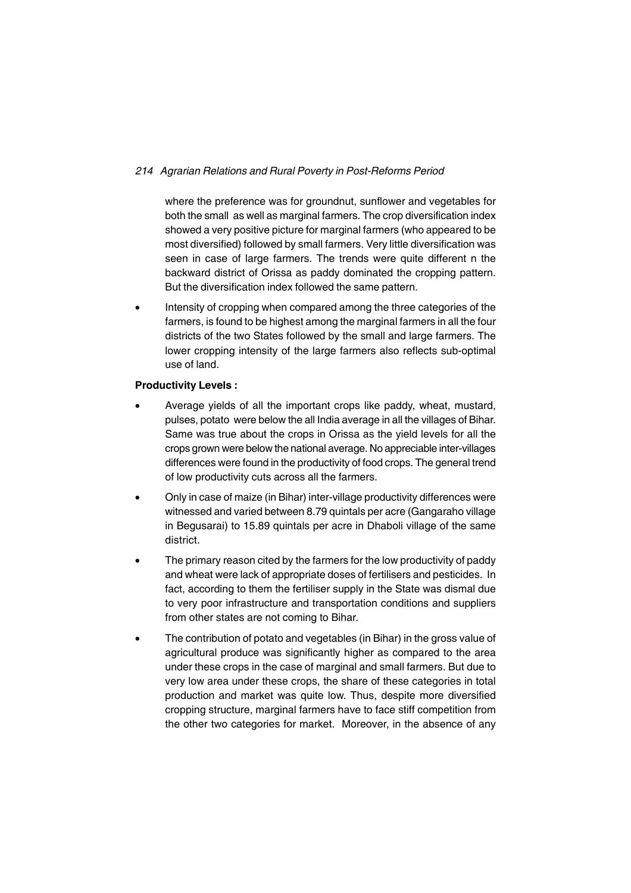where the preference was for groundnut, sunflower and vegetables for both the small as well as marginal farmers. The crop diversification index showed a very positive picture for marginal farmers (who appeared to be most diversified) followed by small farmers. Very little diversification was seen in case of large farmers. The trends were quite different n the backward district of Orissa as paddy dominated the cropping pattern. But the diversification index followed the same pattern.

- Intensity of cropping when compared among the three categories of the farmers, is found to be highest among the marginal farmers in all the four districts of the two States followed by the small and large farmers. The lower cropping intensity of the large farmers also reflects sub-optimal use of land.

**Productivity Levels :**

- Average yields of all the important crops like paddy, wheat, mustard, pulses, potato were below the all India average in all the villages of Bihar. Same was true about the crops in Orissa as the yield levels for all the crops grown were below the national average. No appreciable inter-villages differences were found in the productivity of food crops. The general trend of low productivity cuts across all the farmers.
- Only in case of maize (in Bihar) inter-village productivity differences were witnessed and varied between 8.79 quintals per acre (Gangaraho village in Begusarai) to 15.89 quintals per acre in Dhaboli village of the same district.
- The primary reason cited by the farmers for the low productivity of paddy and wheat were lack of appropriate doses of fertilisers and pesticides. In fact, according to them the fertiliser supply in the State was dismal due to very poor infrastructure and transportation conditions and suppliers from other states are not coming to Bihar.
- The contribution of potato and vegetables (in Bihar) in the gross value of agricultural produce was significantly higher as compared to the area under these crops in the case of marginal and small farmers. But due to very low area under these crops, the share of these categories in total production and market was quite low. Thus, despite more diversified cropping structure, marginal farmers have to face stiff competition from the other two categories for market. Moreover, in the absence of any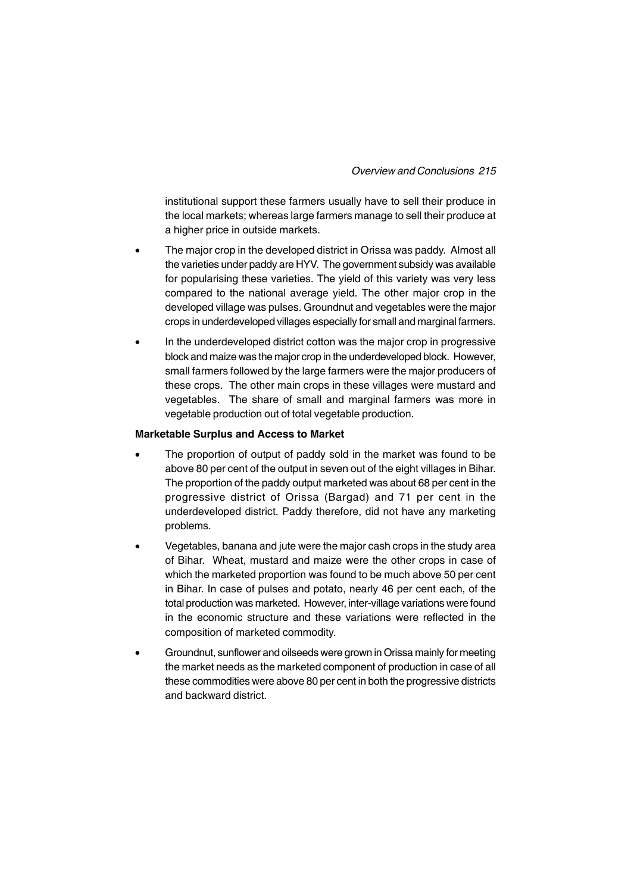institutional support these farmers usually have to sell their produce in the local markets; whereas large farmers manage to sell their produce at a higher price in outside markets.

- The major crop in the developed district in Orissa was paddy. Almost all the varieties under paddy are HYV. The government subsidy was available for popularising these varieties. The yield of this variety was very less compared to the national average yield. The other major crop in the developed village was pulses. Groundnut and vegetables were the major crops in underdeveloped villages especially for small and marginal farmers.
- In the underdeveloped district cotton was the major crop in progressive block and maize was the major crop in the underdeveloped block. However, small farmers followed by the large farmers were the major producers of these crops. The other main crops in these villages were mustard and vegetables. The share of small and marginal farmers was more in vegetable production out of total vegetable production.

**Marketable Surplus and Access to Market**

- The proportion of output of paddy sold in the market was found to be above 80 per cent of the output in seven out of the eight villages in Bihar. The proportion of the paddy output marketed was about 68 per cent in the progressive district of Orissa (Bargad) and 71 per cent in the underdeveloped district. Paddy therefore, did not have any marketing problems.
- Vegetables, banana and jute were the major cash crops in the study area of Bihar. Wheat, mustard and maize were the other crops in case of which the marketed proportion was found to be much above 50 per cent in Bihar. In case of pulses and potato, nearly 46 per cent each, of the total production was marketed. However, inter-village variations were found in the economic structure and these variations were reflected in the composition of marketed commodity.
- Groundnut, sunflower and oilseeds were grown in Orissa mainly for meeting the market needs as the marketed component of production in case of all these commodities were above 80 per cent in both the progressive districts and backward district.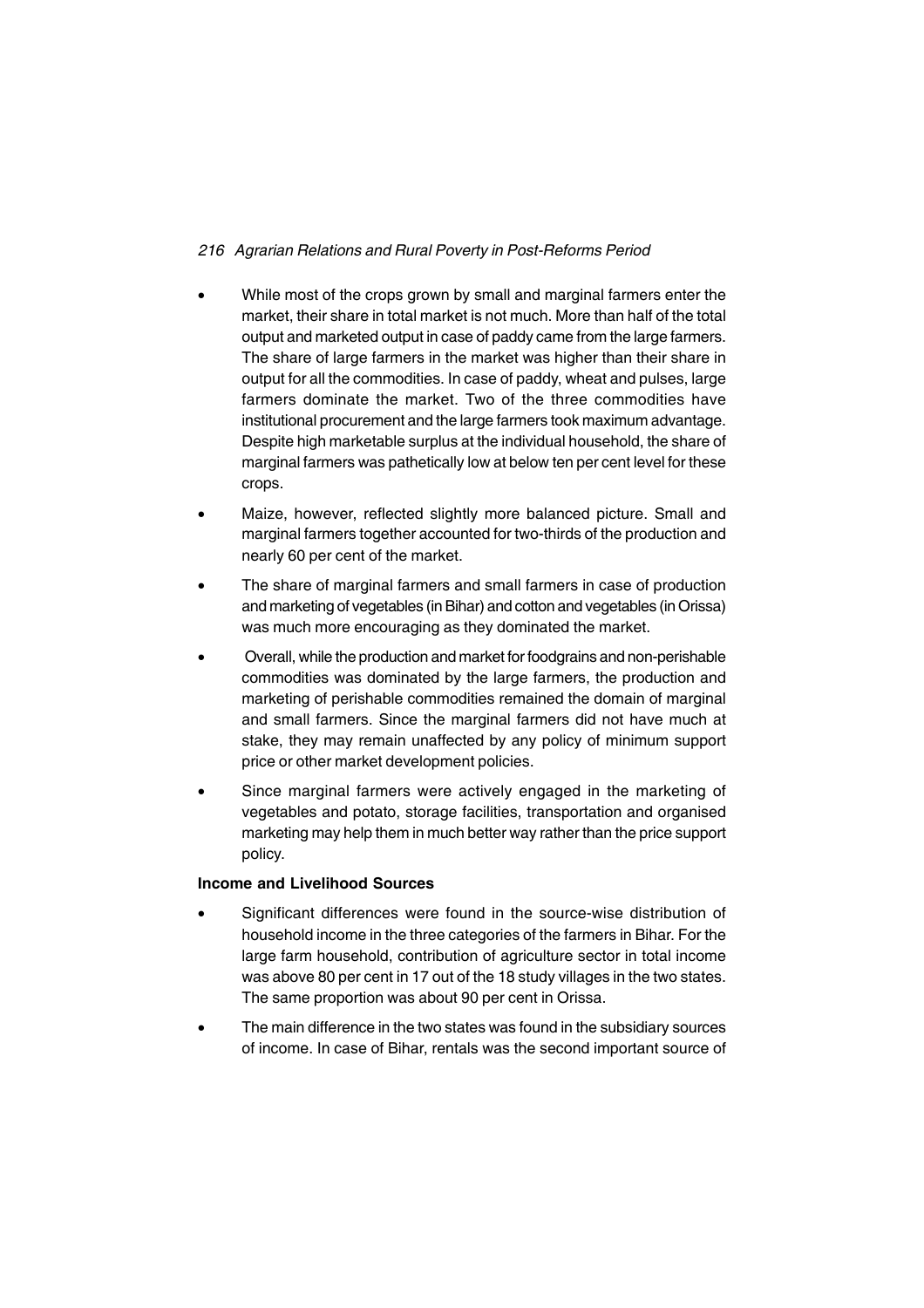- While most of the crops grown by small and marginal farmers enter the market, their share in total market is not much. More than half of the total output and marketed output in case of paddy came from the large farmers. The share of large farmers in the market was higher than their share in output for all the commodities. In case of paddy, wheat and pulses, large farmers dominate the market. Two of the three commodities have institutional procurement and the large farmers took maximum advantage. Despite high marketable surplus at the individual household, the share of marginal farmers was pathetically low at below ten per cent level for these crops.
- Maize, however, reflected slightly more balanced picture. Small and marginal farmers together accounted for two-thirds of the production and nearly 60 per cent of the market.
- The share of marginal farmers and small farmers in case of production and marketing of vegetables (in Bihar) and cotton and vegetables (in Orissa) was much more encouraging as they dominated the market.
- Overall, while the production and market for foodgrains and non-perishable commodities was dominated by the large farmers, the production and marketing of perishable commodities remained the domain of marginal and small farmers. Since the marginal farmers did not have much at stake, they may remain unaffected by any policy of minimum support price or other market development policies.
- Since marginal farmers were actively engaged in the marketing of vegetables and potato, storage facilities, transportation and organised marketing may help them in much better way rather than the price support policy.

**Income and Livelihood Sources**

- Significant differences were found in the source-wise distribution of household income in the three categories of the farmers in Bihar. For the large farm household, contribution of agriculture sector in total income was above 80 per cent in 17 out of the 18 study villages in the two states. The same proportion was about 90 per cent in Orissa.
- The main difference in the two states was found in the subsidiary sources of income. In case of Bihar, rentals was the second important source of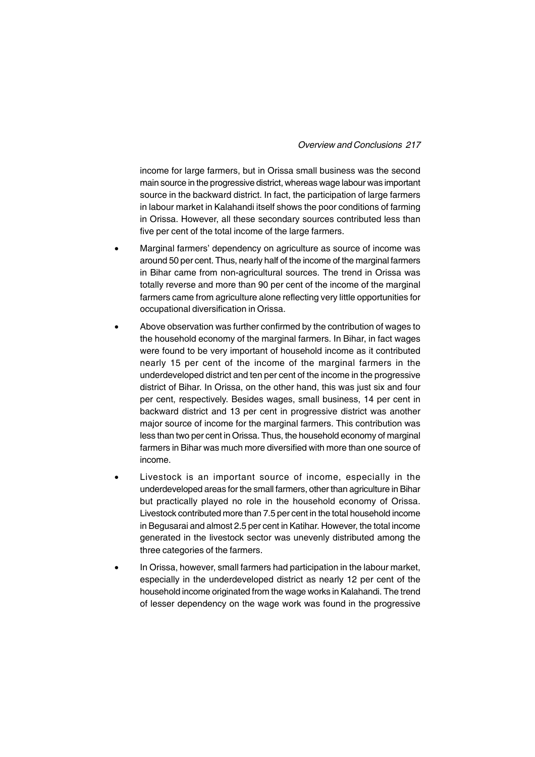income for large farmers, but in Orissa small business was the second main source in the progressive district, whereas wage labour was important source in the backward district. In fact, the participation of large farmers in labour market in Kalahandi itself shows the poor conditions of farming in Orissa. However, all these secondary sources contributed less than five per cent of the total income of the large farmers.

- Marginal farmers' dependency on agriculture as source of income was around 50 per cent. Thus, nearly half of the income of the marginal farmers in Bihar came from non-agricultural sources. The trend in Orissa was totally reverse and more than 90 per cent of the income of the marginal farmers came from agriculture alone reflecting very little opportunities for occupational diversification in Orissa.
- Above observation was further confirmed by the contribution of wages to the household economy of the marginal farmers. In Bihar, in fact wages were found to be very important of household income as it contributed nearly 15 per cent of the income of the marginal farmers in the underdeveloped district and ten per cent of the income in the progressive district of Bihar. In Orissa, on the other hand, this was just six and four per cent, respectively. Besides wages, small business, 14 per cent in backward district and 13 per cent in progressive district was another major source of income for the marginal farmers. This contribution was less than two per cent in Orissa. Thus, the household economy of marginal farmers in Bihar was much more diversified with more than one source of income.
- Livestock is an important source of income, especially in the underdeveloped areas for the small farmers, other than agriculture in Bihar but practically played no role in the household economy of Orissa. Livestock contributed more than 7.5 per cent in the total household income in Begusarai and almost 2.5 per cent in Katihar. However, the total income generated in the livestock sector was unevenly distributed among the three categories of the farmers.
- In Orissa, however, small farmers had participation in the labour market, especially in the underdeveloped district as nearly 12 per cent of the household income originated from the wage works in Kalahandi. The trend of lesser dependency on the wage work was found in the progressive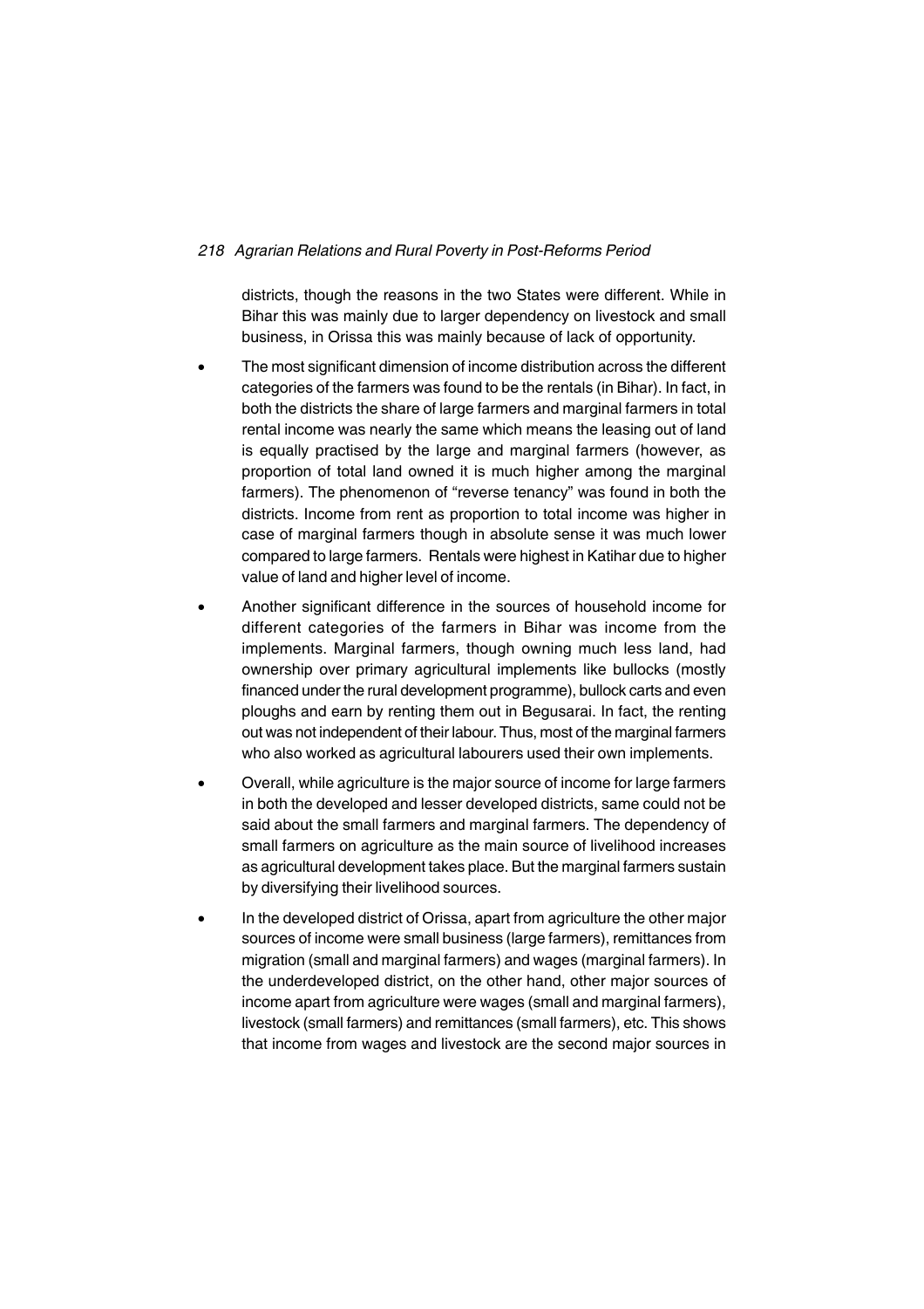districts, though the reasons in the two States were different. While in Bihar this was mainly due to larger dependency on livestock and small business, in Orissa this was mainly because of lack of opportunity.

- The most significant dimension of income distribution across the different categories of the farmers was found to be the rentals (in Bihar). In fact, in both the districts the share of large farmers and marginal farmers in total rental income was nearly the same which means the leasing out of land is equally practised by the large and marginal farmers (however, as proportion of total land owned it is much higher among the marginal farmers). The phenomenon of "reverse tenancy" was found in both the districts. Income from rent as proportion to total income was higher in case of marginal farmers though in absolute sense it was much lower compared to large farmers. Rentals were highest in Katihar due to higher value of land and higher level of income.
- Another significant difference in the sources of household income for different categories of the farmers in Bihar was income from the implements. Marginal farmers, though owning much less land, had ownership over primary agricultural implements like bullocks (mostly financed under the rural development programme), bullock carts and even ploughs and earn by renting them out in Begusarai. In fact, the renting out was not independent of their labour. Thus, most of the marginal farmers who also worked as agricultural labourers used their own implements.
- Overall, while agriculture is the major source of income for large farmers in both the developed and lesser developed districts, same could not be said about the small farmers and marginal farmers. The dependency of small farmers on agriculture as the main source of livelihood increases as agricultural development takes place. But the marginal farmers sustain by diversifying their livelihood sources.
- In the developed district of Orissa, apart from agriculture the other major sources of income were small business (large farmers), remittances from migration (small and marginal farmers) and wages (marginal farmers). In the underdeveloped district, on the other hand, other major sources of income apart from agriculture were wages (small and marginal farmers), livestock (small farmers) and remittances (small farmers), etc. This shows that income from wages and livestock are the second major sources in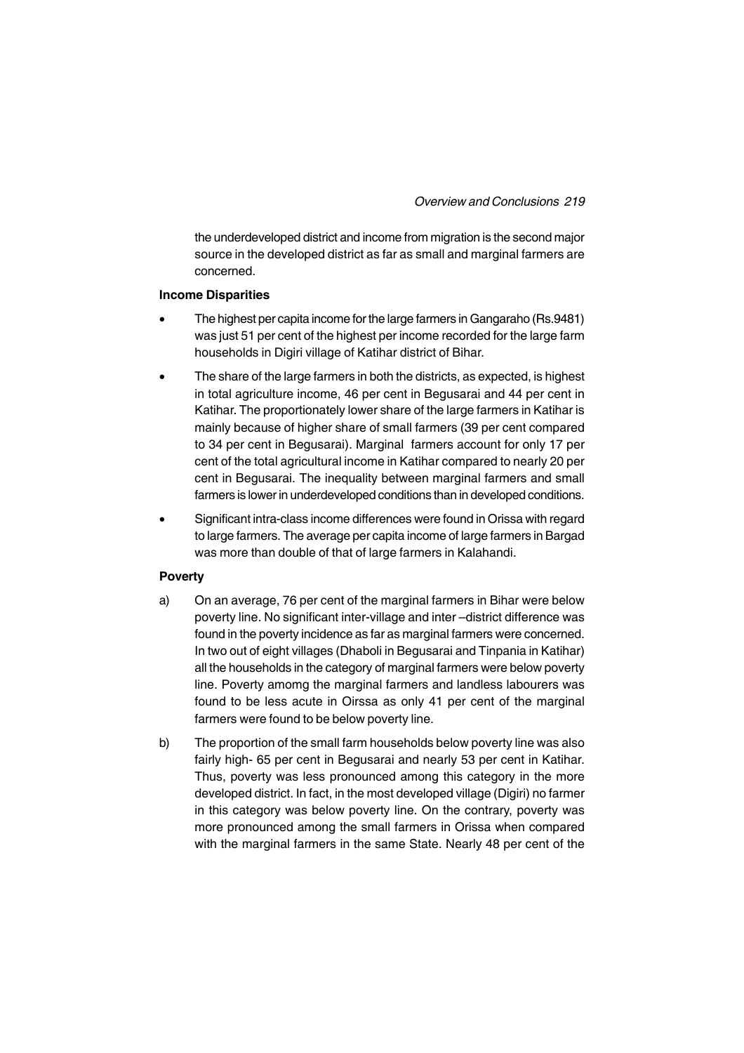the underdeveloped district and income from migration is the second major source in the developed district as far as small and marginal farmers are concerned.

**Income Disparities**

- The highest per capita income for the large farmers in Gangaraho (Rs.9481) was just 51 per cent of the highest per income recorded for the large farm households in Digiri village of Katihar district of Bihar.
- The share of the large farmers in both the districts, as expected, is highest in total agriculture income, 46 per cent in Begusarai and 44 per cent in Katihar. The proportionately lower share of the large farmers in Katihar is mainly because of higher share of small farmers (39 per cent compared to 34 per cent in Begusarai). Marginal farmers account for only 17 per cent of the total agricultural income in Katihar compared to nearly 20 per cent in Begusarai. The inequality between marginal farmers and small farmers is lower in underdeveloped conditions than in developed conditions.
- Significant intra-class income differences were found in Orissa with regard to large farmers. The average per capita income of large farmers in Bargad was more than double of that of large farmers in Kalahandi.

**Poverty**

a) On an average, 76 per cent of the marginal farmers in Bihar were below poverty line. No significant inter-village and inter –district difference was found in the poverty incidence as far as marginal farmers were concerned. In two out of eight villages (Dhaboli in Begusarai and Tinpania in Katihar) all the households in the category of marginal farmers were below poverty line. Poverty amomg the marginal farmers and landless labourers was found to be less acute in Oirssa as only 41 per cent of the marginal farmers were found to be below poverty line.

b) The proportion of the small farm households below poverty line was also fairly high- 65 per cent in Begusarai and nearly 53 per cent in Katihar. Thus, poverty was less pronounced among this category in the more developed district. In fact, in the most developed village (Digiri) no farmer in this category was below poverty line. On the contrary, poverty was more pronounced among the small farmers in Orissa when compared with the marginal farmers in the same State. Nearly 48 per cent of the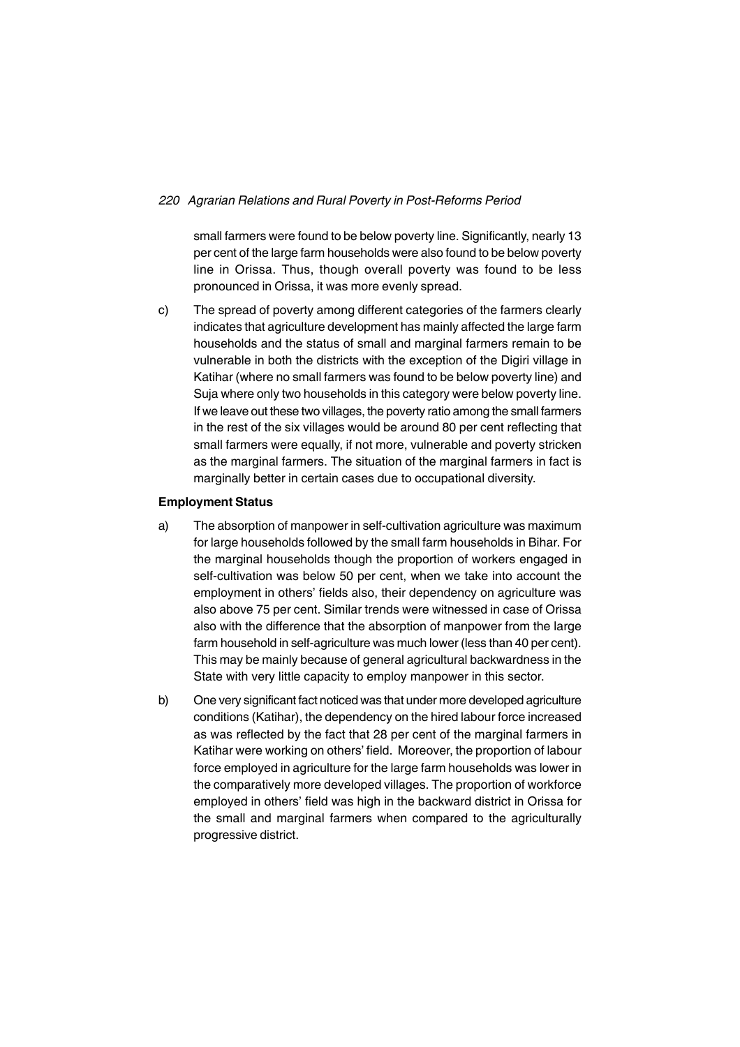small farmers were found to be below poverty line. Significantly, nearly 13 per cent of the large farm households were also found to be below poverty line in Orissa. Thus, though overall poverty was found to be less pronounced in Orissa, it was more evenly spread.

c) The spread of poverty among different categories of the farmers clearly indicates that agriculture development has mainly affected the large farm households and the status of small and marginal farmers remain to be vulnerable in both the districts with the exception of the Digiri village in Katihar (where no small farmers was found to be below poverty line) and Suja where only two households in this category were below poverty line. If we leave out these two villages, the poverty ratio among the small farmers in the rest of the six villages would be around 80 per cent reflecting that small farmers were equally, if not more, vulnerable and poverty stricken as the marginal farmers. The situation of the marginal farmers in fact is marginally better in certain cases due to occupational diversity.

**Employment Status**

a) The absorption of manpower in self-cultivation agriculture was maximum for large households followed by the small farm households in Bihar. For the marginal households though the proportion of workers engaged in self-cultivation was below 50 per cent, when we take into account the employment in others' fields also, their dependency on agriculture was also above 75 per cent. Similar trends were witnessed in case of Orissa also with the difference that the absorption of manpower from the large farm household in self-agriculture was much lower (less than 40 per cent). This may be mainly because of general agricultural backwardness in the State with very little capacity to employ manpower in this sector.

b) One very significant fact noticed was that under more developed agriculture conditions (Katihar), the dependency on the hired labour force increased as was reflected by the fact that 28 per cent of the marginal farmers in Katihar were working on others' field. Moreover, the proportion of labour force employed in agriculture for the large farm households was lower in the comparatively more developed villages. The proportion of workforce employed in others' field was high in the backward district in Orissa for the small and marginal farmers when compared to the agriculturally progressive district.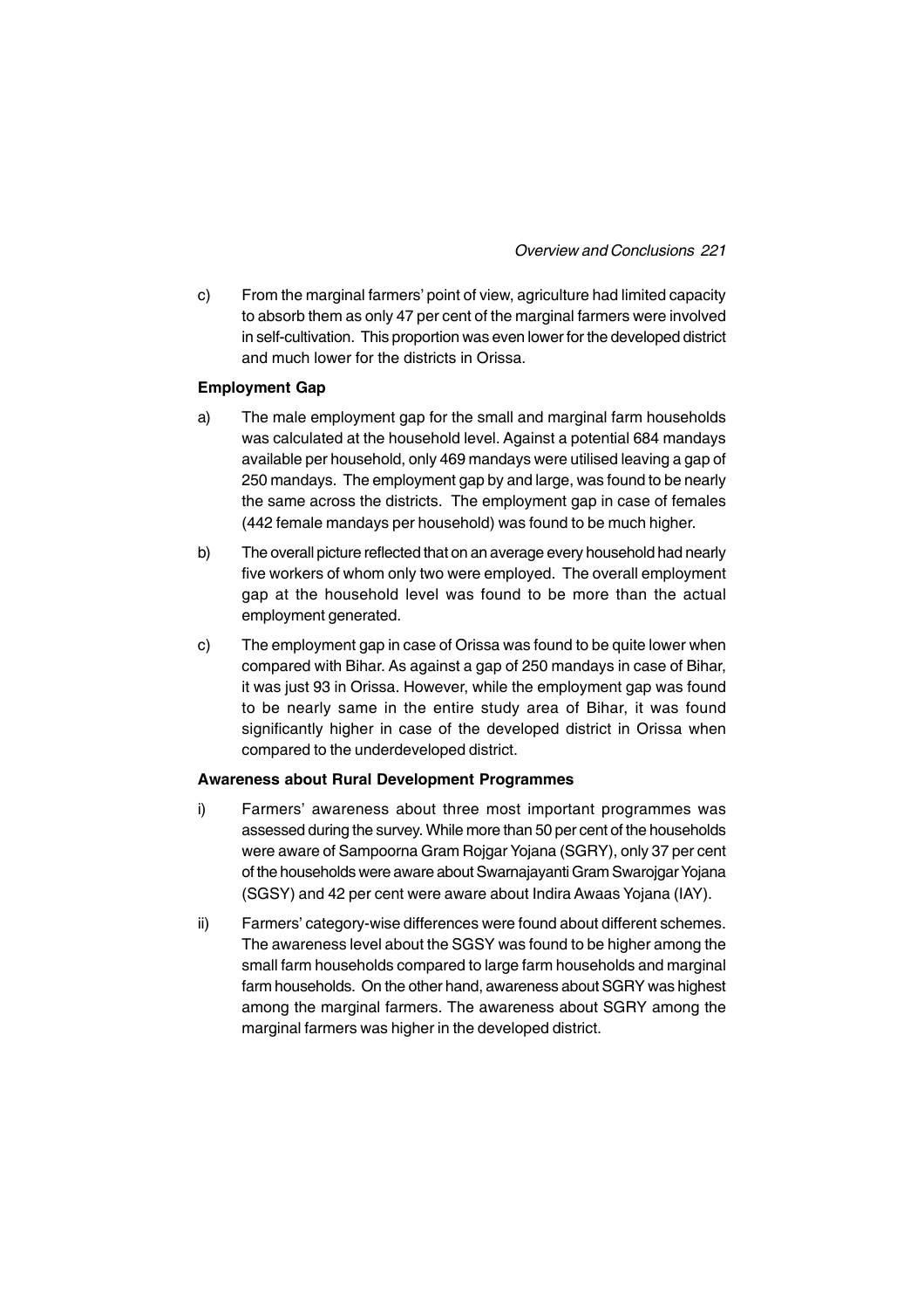c) From the marginal farmers' point of view, agriculture had limited capacity to absorb them as only 47 per cent of the marginal farmers were involved in self-cultivation. This proportion was even lower for the developed district and much lower for the districts in Orissa.

**Employment Gap**

a) The male employment gap for the small and marginal farm households was calculated at the household level. Against a potential 684 mandays available per household, only 469 mandays were utilised leaving a gap of 250 mandays. The employment gap by and large, was found to be nearly the same across the districts. The employment gap in case of females (442 female mandays per household) was found to be much higher.

b) The overall picture reflected that on an average every household had nearly five workers of whom only two were employed. The overall employment gap at the household level was found to be more than the actual employment generated.

c) The employment gap in case of Orissa was found to be quite lower when compared with Bihar. As against a gap of 250 mandays in case of Bihar, it was just 93 in Orissa. However, while the employment gap was found to be nearly same in the entire study area of Bihar, it was found significantly higher in case of the developed district in Orissa when compared to the underdeveloped district.

**Awareness about Rural Development Programmes**

i) Farmers' awareness about three most important programmes was assessed during the survey. While more than 50 per cent of the households were aware of Sampoorna Gram Rojgar Yojana (SGRY), only 37 per cent of the households were aware about Swarnajayanti Gram Swarojgar Yojana (SGSY) and 42 per cent were aware about Indira Awaas Yojana (IAY).

ii) Farmers' category-wise differences were found about different schemes. The awareness level about the SGSY was found to be higher among the small farm households compared to large farm households and marginal farm households. On the other hand, awareness about SGRY was highest among the marginal farmers. The awareness about SGRY among the marginal farmers was higher in the developed district.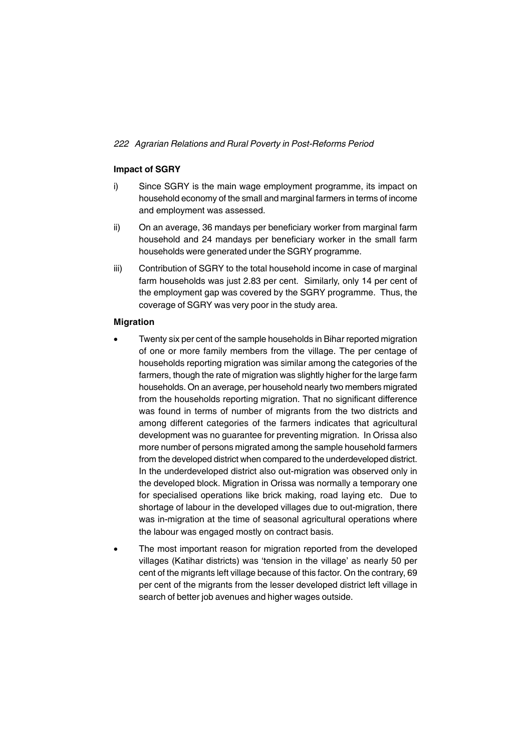### Impact of SGRY

i) Since SGRY is the main wage employment programme, its impact on household economy of the small and marginal farmers in terms of income and employment was assessed.

ii) On an average, 36 mandays per beneficiary worker from marginal farm household and 24 mandays per beneficiary worker in the small farm households were generated under the SGRY programme.

iii) Contribution of SGRY to the total household income in case of marginal farm households was just 2.83 per cent. Similarly, only 14 per cent of the employment gap was covered by the SGRY programme. Thus, the coverage of SGRY was very poor in the study area.

### Migration

- Twenty six per cent of the sample households in Bihar reported migration of one or more family members from the village. The per centage of households reporting migration was similar among the categories of the farmers, though the rate of migration was slightly higher for the large farm households. On an average, per household nearly two members migrated from the households reporting migration. That no significant difference was found in terms of number of migrants from the two districts and among different categories of the farmers indicates that agricultural development was no guarantee for preventing migration. In Orissa also more number of persons migrated among the sample household farmers from the developed district when compared to the underdeveloped district. In the underdeveloped district also out-migration was observed only in the developed block. Migration in Orissa was normally a temporary one for specialised operations like brick making, road laying etc. Due to shortage of labour in the developed villages due to out-migration, there was in-migration at the time of seasonal agricultural operations where the labour was engaged mostly on contract basis.

- The most important reason for migration reported from the developed villages (Katihar districts) was 'tension in the village' as nearly 50 per cent of the migrants left village because of this factor. On the contrary, 69 per cent of the migrants from the lesser developed district left village in search of better job avenues and higher wages outside.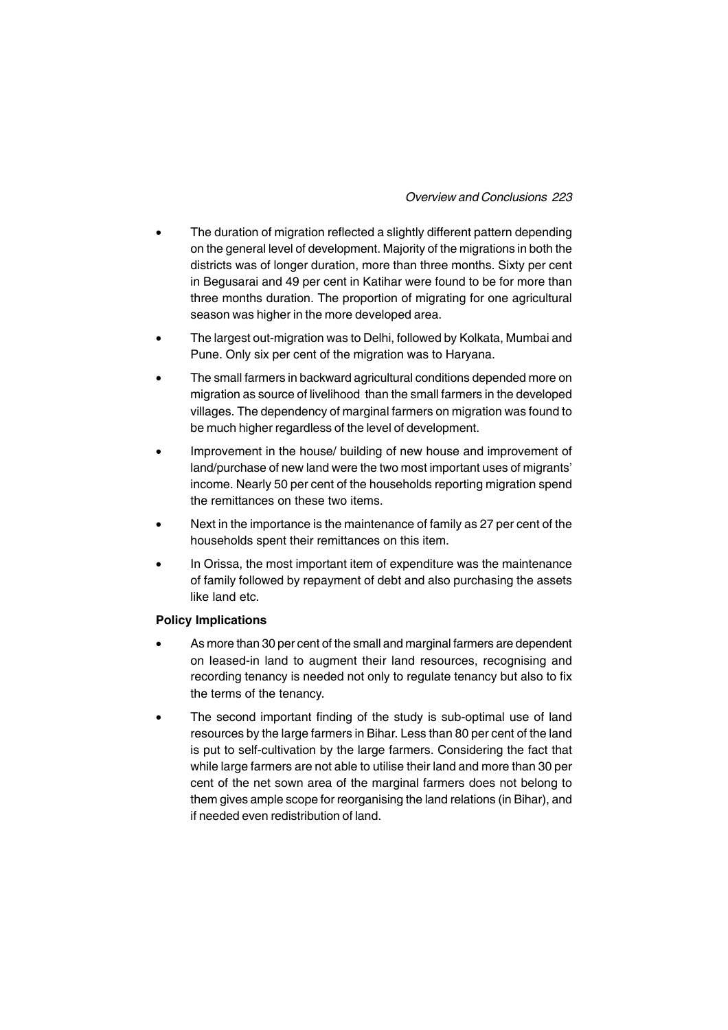- The duration of migration reflected a slightly different pattern depending on the general level of development. Majority of the migrations in both the districts was of longer duration, more than three months. Sixty per cent in Begusarai and 49 per cent in Katihar were found to be for more than three months duration. The proportion of migrating for one agricultural season was higher in the more developed area.
- The largest out-migration was to Delhi, followed by Kolkata, Mumbai and Pune. Only six per cent of the migration was to Haryana.
- The small farmers in backward agricultural conditions depended more on migration as source of livelihood than the small farmers in the developed villages. The dependency of marginal farmers on migration was found to be much higher regardless of the level of development.
- Improvement in the house/ building of new house and improvement of land/purchase of new land were the two most important uses of migrants' income. Nearly 50 per cent of the households reporting migration spend the remittances on these two items.
- Next in the importance is the maintenance of family as 27 per cent of the households spent their remittances on this item.
- In Orissa, the most important item of expenditure was the maintenance of family followed by repayment of debt and also purchasing the assets like land etc.

**Policy Implications**

- As more than 30 per cent of the small and marginal farmers are dependent on leased-in land to augment their land resources, recognising and recording tenancy is needed not only to regulate tenancy but also to fix the terms of the tenancy.
- The second important finding of the study is sub-optimal use of land resources by the large farmers in Bihar. Less than 80 per cent of the land is put to self-cultivation by the large farmers. Considering the fact that while large farmers are not able to utilise their land and more than 30 per cent of the net sown area of the marginal farmers does not belong to them gives ample scope for reorganising the land relations (in Bihar), and if needed even redistribution of land.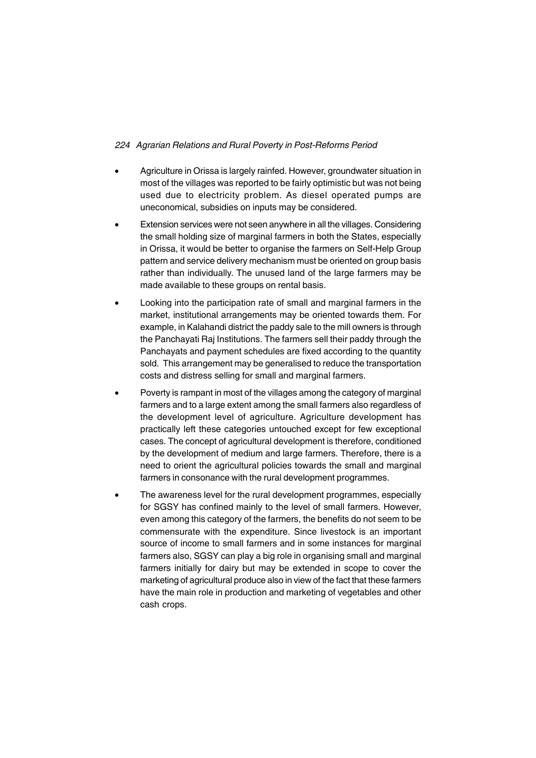- Agriculture in Orissa is largely rainfed. However, groundwater situation in most of the villages was reported to be fairly optimistic but was not being used due to electricity problem. As diesel operated pumps are uneconomical, subsidies on inputs may be considered.

- Extension services were not seen anywhere in all the villages. Considering the small holding size of marginal farmers in both the States, especially in Orissa, it would be better to organise the farmers on Self-Help Group pattern and service delivery mechanism must be oriented on group basis rather than individually. The unused land of the large farmers may be made available to these groups on rental basis.

- Looking into the participation rate of small and marginal farmers in the market, institutional arrangements may be oriented towards them. For example, in Kalahandi district the paddy sale to the mill owners is through the Panchayati Raj Institutions. The farmers sell their paddy through the Panchayats and payment schedules are fixed according to the quantity sold. This arrangement may be generalised to reduce the transportation costs and distress selling for small and marginal farmers.

- Poverty is rampant in most of the villages among the category of marginal farmers and to a large extent among the small farmers also regardless of the development level of agriculture. Agriculture development has practically left these categories untouched except for few exceptional cases. The concept of agricultural development is therefore, conditioned by the development of medium and large farmers. Therefore, there is a need to orient the agricultural policies towards the small and marginal farmers in consonance with the rural development programmes.

- The awareness level for the rural development programmes, especially for SGSY has confined mainly to the level of small farmers. However, even among this category of the farmers, the benefits do not seem to be commensurate with the expenditure. Since livestock is an important source of income to small farmers and in some instances for marginal farmers also, SGSY can play a big role in organising small and marginal farmers initially for dairy but may be extended in scope to cover the marketing of agricultural produce also in view of the fact that these farmers have the main role in production and marketing of vegetables and other cash crops.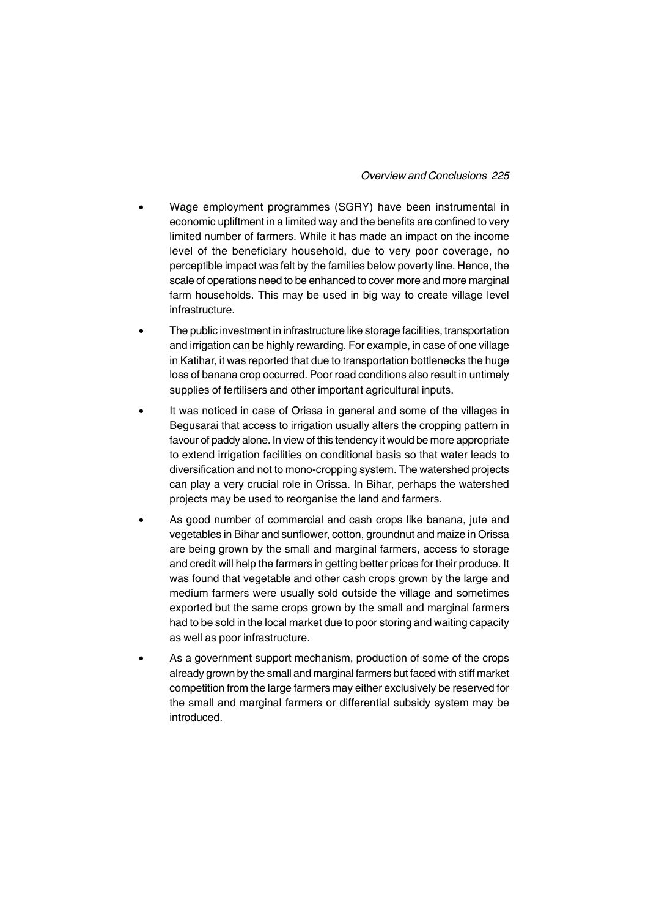- Wage employment programmes (SGRY) have been instrumental in economic upliftment in a limited way and the benefits are confined to very limited number of farmers. While it has made an impact on the income level of the beneficiary household, due to very poor coverage, no perceptible impact was felt by the families below poverty line. Hence, the scale of operations need to be enhanced to cover more and more marginal farm households. This may be used in big way to create village level infrastructure.
- The public investment in infrastructure like storage facilities, transportation and irrigation can be highly rewarding. For example, in case of one village in Katihar, it was reported that due to transportation bottlenecks the huge loss of banana crop occurred. Poor road conditions also result in untimely supplies of fertilisers and other important agricultural inputs.
- It was noticed in case of Orissa in general and some of the villages in Begusarai that access to irrigation usually alters the cropping pattern in favour of paddy alone. In view of this tendency it would be more appropriate to extend irrigation facilities on conditional basis so that water leads to diversification and not to mono-cropping system. The watershed projects can play a very crucial role in Orissa. In Bihar, perhaps the watershed projects may be used to reorganise the land and farmers.
- As good number of commercial and cash crops like banana, jute and vegetables in Bihar and sunflower, cotton, groundnut and maize in Orissa are being grown by the small and marginal farmers, access to storage and credit will help the farmers in getting better prices for their produce. It was found that vegetable and other cash crops grown by the large and medium farmers were usually sold outside the village and sometimes exported but the same crops grown by the small and marginal farmers had to be sold in the local market due to poor storing and waiting capacity as well as poor infrastructure.
- As a government support mechanism, production of some of the crops already grown by the small and marginal farmers but faced with stiff market competition from the large farmers may either exclusively be reserved for the small and marginal farmers or differential subsidy system may be introduced.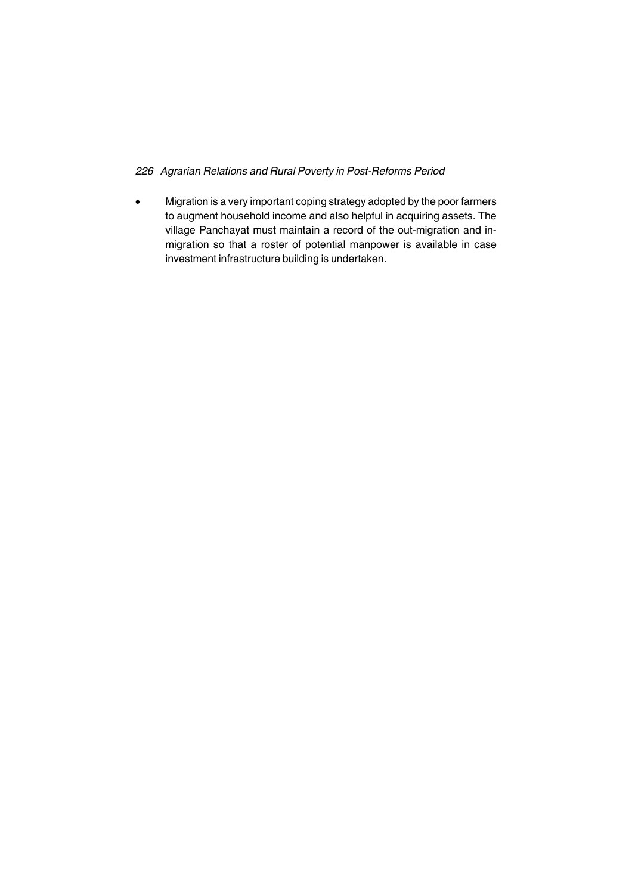- Migration is a very important coping strategy adopted by the poor farmers to augment household income and also helpful in acquiring assets. The village Panchayat must maintain a record of the out-migration and in-migration so that a roster of potential manpower is available in case investment infrastructure building is undertaken.